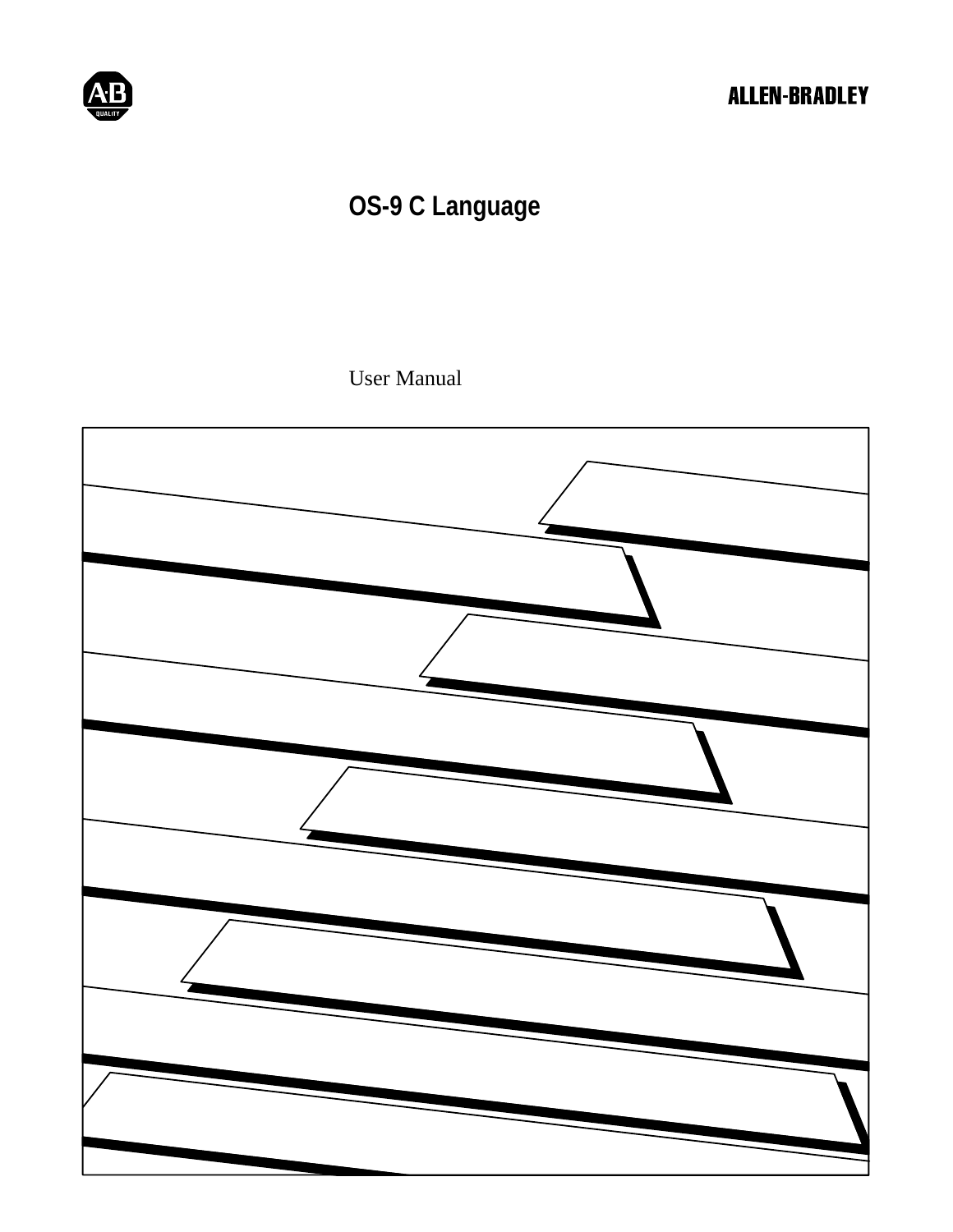ALLEN-BRADLEY

# OS-9 C Language

User Manual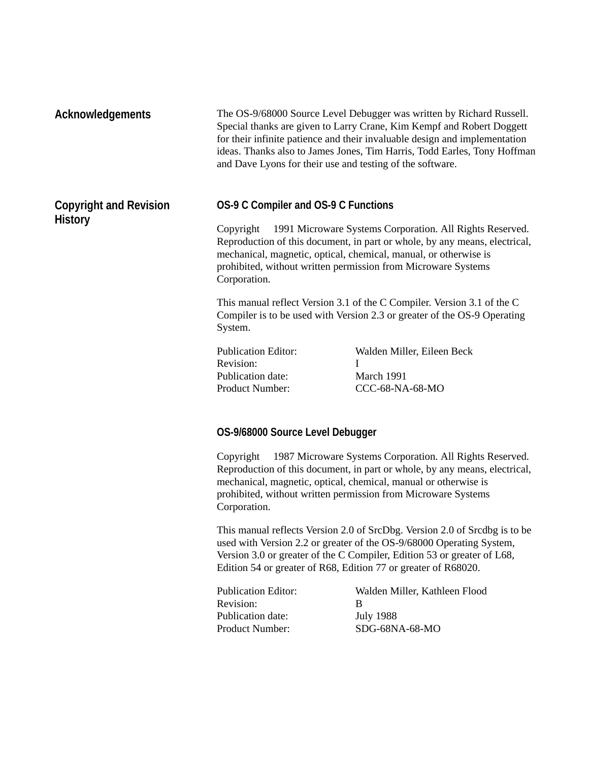## Acknowledgements

The OS-9/68000 Source Level Debugger was written by Richard Russell. Special thanks are given to Larry Crane, Kim Kempf and Robert Doggett for their infinite patience and their invaluable design and implementation ideas. Thanks also to James Jones, Tim Harris, Todd Earles, Tony Hoffman and Dave Lyons for their use and testing of the software.

## Copyright and Revision History

### OS-9 C Compiler and OS-9 C Functions

Copyright  1991 Microware Systems Corporation. All Rights Reserved. Reproduction of this document, in part or whole, by any means, electrical, mechanical, magnetic, optical, chemical, manual, or otherwise is prohibited, without written permission from Microware Systems Corporation.

This manual reflect Version 3.1 of the C Compiler. Version 3.1 of the C Compiler is to be used with Version 2.3 or greater of the OS-9 Operating System.

Publication Editor: Walden Miller, Eileen Beck
Revision: I
Publication date: March 1991
Product Number: CCC-68-NA-68-MO

### OS-9/68000 Source Level Debugger

Copyright  1987 Microware Systems Corporation. All Rights Reserved. Reproduction of this document, in part or whole, by any means, electrical, mechanical, magnetic, optical, chemical, manual or otherwise is prohibited, without written permission from Microware Systems Corporation.

This manual reflects Version 2.0 of SrcDbg. Version 2.0 of Srcdbg is to be used with Version 2.2 or greater of the OS-9/68000 Operating System, Version 3.0 or greater of the C Compiler, Edition 53 or greater of L68, Edition 54 or greater of R68, Edition 77 or greater of R68020.

Publication Editor: Walden Miller, Kathleen Flood
Revision: B
Publication date: July 1988
Product Number: SDG-68NA-68-MO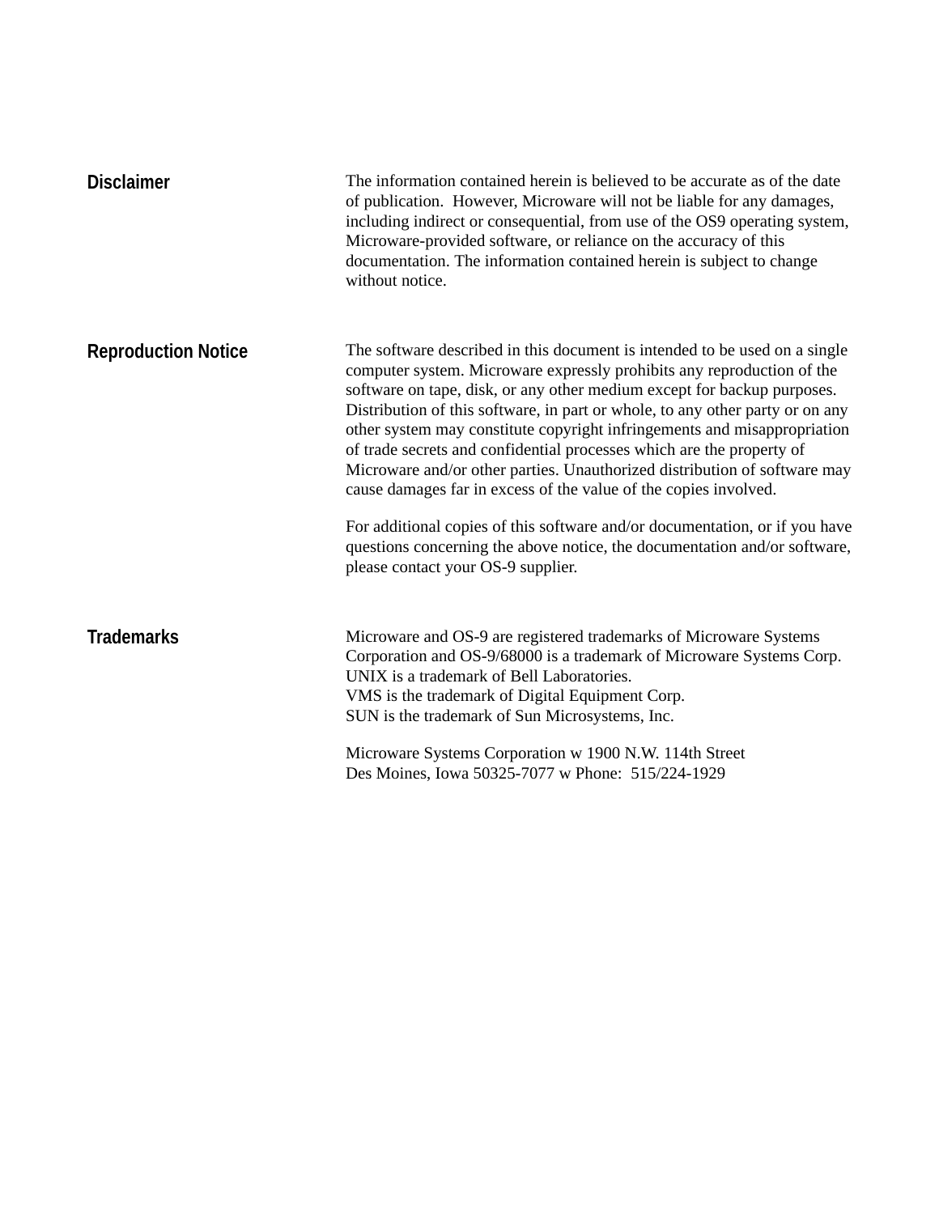## Disclaimer

The information contained herein is believed to be accurate as of the date of publication. However, Microware will not be liable for any damages, including indirect or consequential, from use of the OS9 operating system, Microware-provided software, or reliance on the accuracy of this documentation. The information contained herein is subject to change without notice.

## Reproduction Notice

The software described in this document is intended to be used on a single computer system. Microware expressly prohibits any reproduction of the software on tape, disk, or any other medium except for backup purposes. Distribution of this software, in part or whole, to any other party or on any other system may constitute copyright infringements and misappropriation of trade secrets and confidential processes which are the property of Microware and/or other parties. Unauthorized distribution of software may cause damages far in excess of the value of the copies involved.

For additional copies of this software and/or documentation, or if you have questions concerning the above notice, the documentation and/or software, please contact your OS-9 supplier.

## Trademarks

Microware and OS-9 are registered trademarks of Microware Systems Corporation and OS-9/68000 is a trademark of Microware Systems Corp.
UNIX is a trademark of Bell Laboratories.
VMS is the trademark of Digital Equipment Corp.
SUN is the trademark of Sun Microsystems, Inc.

Microware Systems Corporation w 1900 N.W. 114th Street
Des Moines, Iowa 50325-7077 w Phone: 515/224-1929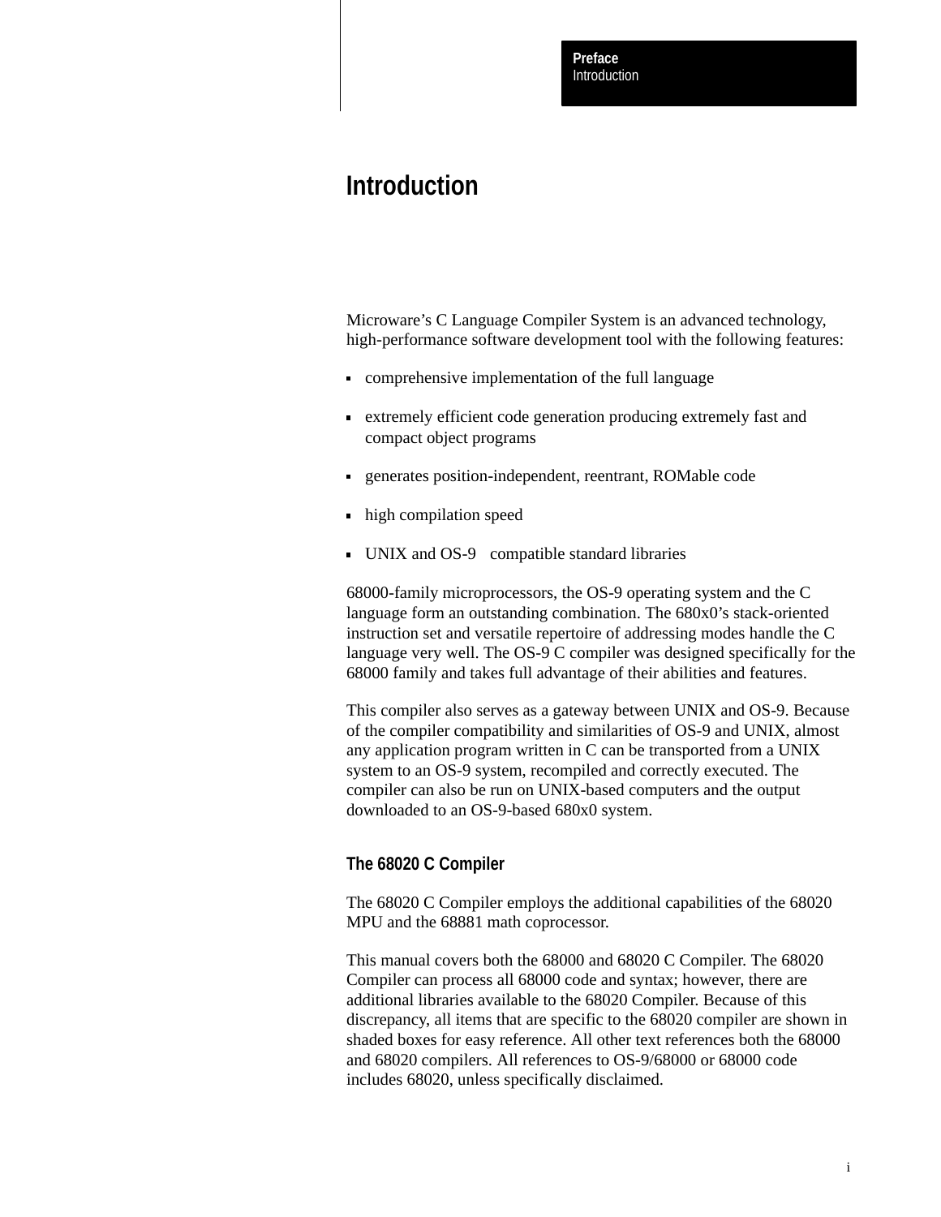# Introduction

Microware's C Language Compiler System is an advanced technology, high-performance software development tool with the following features:

- comprehensive implementation of the full language
- extremely efficient code generation producing extremely fast and compact object programs
- generates position-independent, reentrant, ROMable code
- high compilation speed
- UNIX and OS-9 compatible standard libraries

68000-family microprocessors, the OS-9 operating system and the C language form an outstanding combination. The 680x0's stack-oriented instruction set and versatile repertoire of addressing modes handle the C language very well. The OS-9 C compiler was designed specifically for the 68000 family and takes full advantage of their abilities and features.

This compiler also serves as a gateway between UNIX and OS-9. Because of the compiler compatibility and similarities of OS-9 and UNIX, almost any application program written in C can be transported from a UNIX system to an OS-9 system, recompiled and correctly executed. The compiler can also be run on UNIX-based computers and the output downloaded to an OS-9-based 680x0 system.

## The 68020 C Compiler

The 68020 C Compiler employs the additional capabilities of the 68020 MPU and the 68881 math coprocessor.

This manual covers both the 68000 and 68020 C Compiler. The 68020 Compiler can process all 68000 code and syntax; however, there are additional libraries available to the 68020 Compiler. Because of this discrepancy, all items that are specific to the 68020 compiler are shown in shaded boxes for easy reference. All other text references both the 68000 and 68020 compilers. All references to OS-9/68000 or 68000 code includes 68020, unless specifically disclaimed.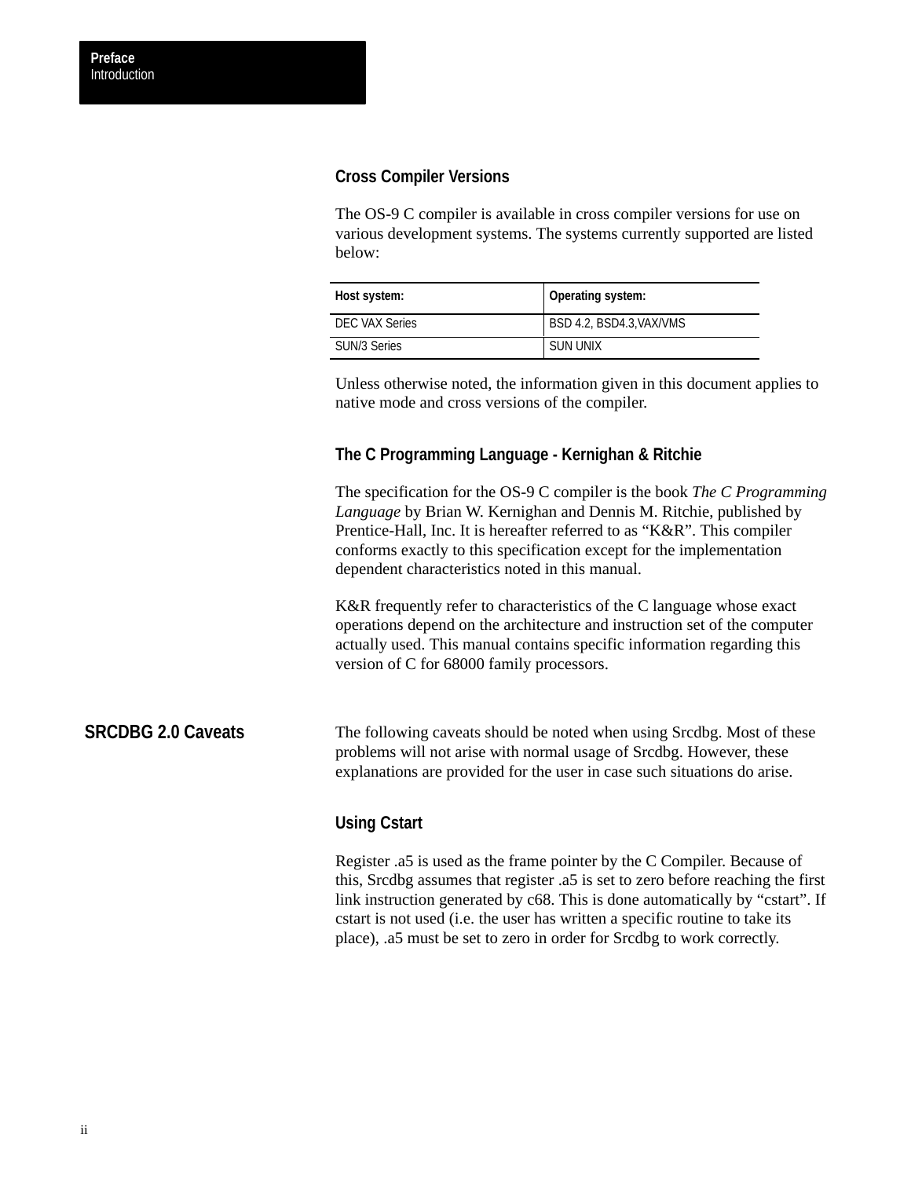### Cross Compiler Versions

The OS-9 C compiler is available in cross compiler versions for use on various development systems. The systems currently supported are listed below:

| Host system: | Operating system: |
| --- | --- |
| DEC VAX Series | BSD 4.2, BSD4.3,VAX/VMS |
| SUN/3 Series | SUN UNIX |

Unless otherwise noted, the information given in this document applies to native mode and cross versions of the compiler.

### The C Programming Language - Kernighan & Ritchie

The specification for the OS-9 C compiler is the book *The C Programming Language* by Brian W. Kernighan and Dennis M. Ritchie, published by Prentice-Hall, Inc. It is hereafter referred to as “K&R”. This compiler conforms exactly to this specification except for the implementation dependent characteristics noted in this manual.

K&R frequently refer to characteristics of the C language whose exact operations depend on the architecture and instruction set of the computer actually used. This manual contains specific information regarding this version of C for 68000 family processors.

## SRCDBG 2.0 Caveats

The following caveats should be noted when using Srcdbg. Most of these problems will not arise with normal usage of Srcdbg. However, these explanations are provided for the user in case such situations do arise.

### Using Cstart

Register .a5 is used as the frame pointer by the C Compiler. Because of this, Srcdbg assumes that register .a5 is set to zero before reaching the first link instruction generated by c68. This is done automatically by “cstart”. If cstart is not used (i.e. the user has written a specific routine to take its place), .a5 must be set to zero in order for Srcdbg to work correctly.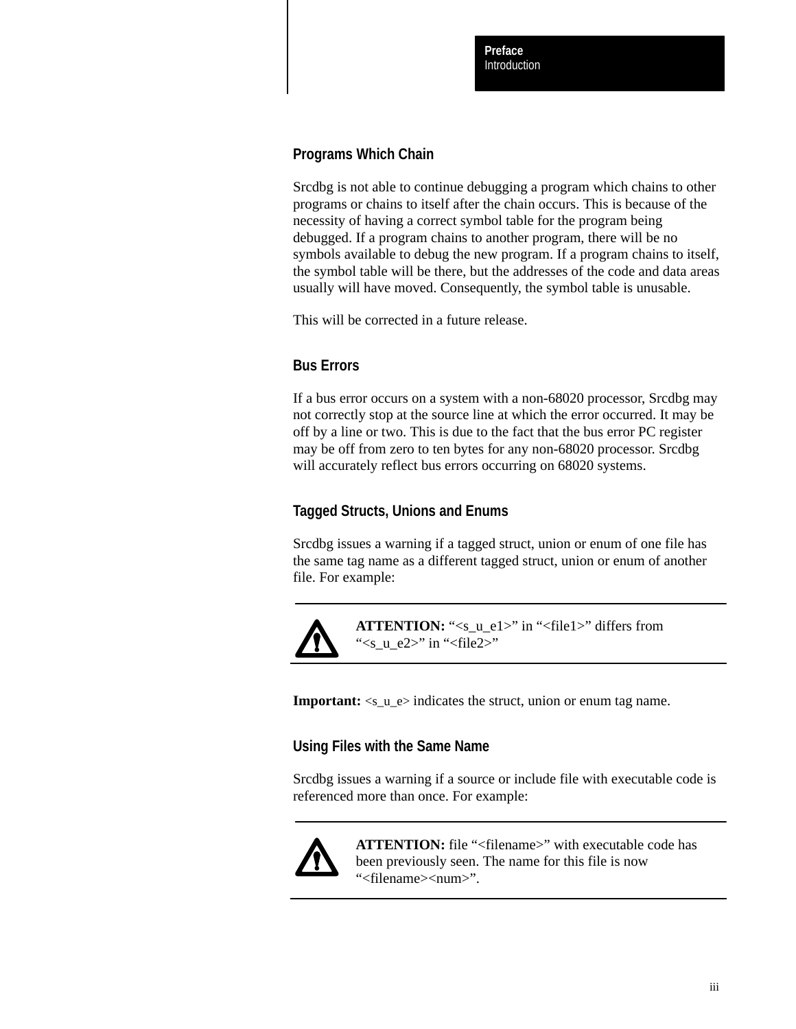### Programs Which Chain

Srcdbg is not able to continue debugging a program which chains to other programs or chains to itself after the chain occurs. This is because of the necessity of having a correct symbol table for the program being debugged. If a program chains to another program, there will be no symbols available to debug the new program. If a program chains to itself, the symbol table will be there, but the addresses of the code and data areas usually will have moved. Consequently, the symbol table is unusable.

This will be corrected in a future release.

### Bus Errors

If a bus error occurs on a system with a non-68020 processor, Srcdbg may not correctly stop at the source line at which the error occurred. It may be off by a line or two. This is due to the fact that the bus error PC register may be off from zero to ten bytes for any non-68020 processor. Srcdbg will accurately reflect bus errors occurring on 68020 systems.

### Tagged Structs, Unions and Enums

Srcdbg issues a warning if a tagged struct, union or enum of one file has the same tag name as a different tagged struct, union or enum of another file. For example:

---

**ATTENTION:** “<s_u_e1>” in “<file1>” differs from “<s_u_e2>” in “<file2>”

---

**Important:** <s_u_e> indicates the struct, union or enum tag name.

### Using Files with the Same Name

Srcdbg issues a warning if a source or include file with executable code is referenced more than once. For example:

---

**ATTENTION:** file “<filename>” with executable code has been previously seen. The name for this file is now “<filename><num>”.

---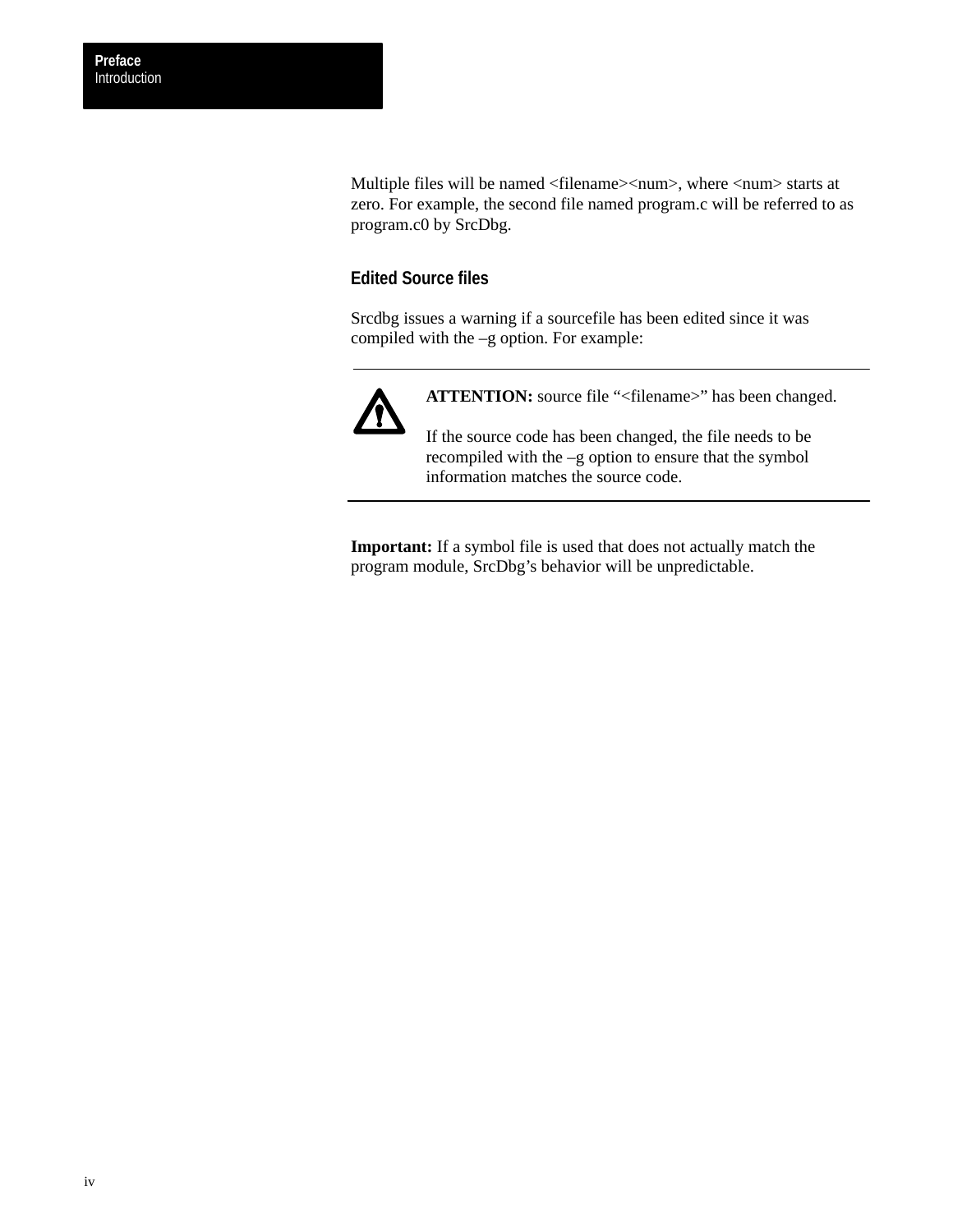Multiple files will be named <filename><num>, where <num> starts at zero. For example, the second file named program.c will be referred to as program.c0 by SrcDbg.

### Edited Source files

Srcdbg issues a warning if a sourcefile has been edited since it was compiled with the –g option. For example:

---

**ATTENTION:** source file "<filename>" has been changed.

If the source code has been changed, the file needs to be recompiled with the –g option to ensure that the symbol information matches the source code.

---

**Important:** If a symbol file is used that does not actually match the program module, SrcDbg's behavior will be unpredictable.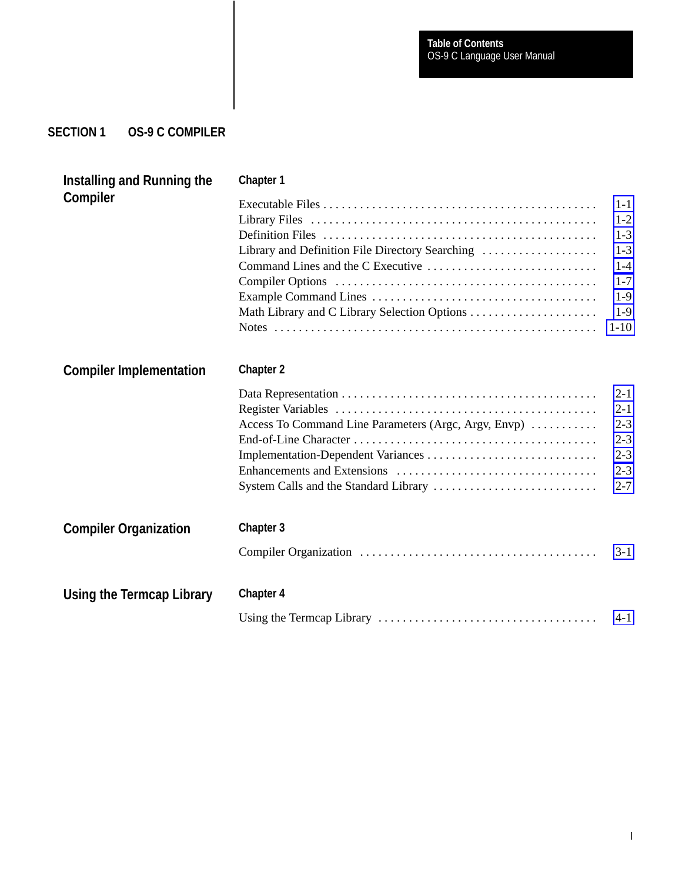# SECTION 1 OS-9 C COMPILER

## Installing and Running the Compiler

### Chapter 1

Executable Files . . . . . . . . . . . . . . . . . . . . . . . . . . . . . . . . . . . . . . . . . . . . 1-1
Library Files . . . . . . . . . . . . . . . . . . . . . . . . . . . . . . . . . . . . . . . . . . . . . 1-2
Definition Files . . . . . . . . . . . . . . . . . . . . . . . . . . . . . . . . . . . . . . . . . . . . 1-3
Library and Definition File Directory Searching . . . . . . . . . . . . . . . . . . . 1-3
Command Lines and the C Executive . . . . . . . . . . . . . . . . . . . . . . . . . . . 1-4
Compiler Options . . . . . . . . . . . . . . . . . . . . . . . . . . . . . . . . . . . . . . . . . . 1-7
Example Command Lines . . . . . . . . . . . . . . . . . . . . . . . . . . . . . . . . . . . . 1-9
Math Library and C Library Selection Options . . . . . . . . . . . . . . . . . . . . . 1-9
Notes . . . . . . . . . . . . . . . . . . . . . . . . . . . . . . . . . . . . . . . . . . . . . . . . . . . 1-10

## Compiler Implementation

### Chapter 2

Data Representation . . . . . . . . . . . . . . . . . . . . . . . . . . . . . . . . . . . . . . . . 2-1
Register Variables . . . . . . . . . . . . . . . . . . . . . . . . . . . . . . . . . . . . . . . . . . 2-1
Access To Command Line Parameters (Argc, Argv, Envp) . . . . . . . . . . . 2-3
End-of-Line Character . . . . . . . . . . . . . . . . . . . . . . . . . . . . . . . . . . . . . . . 2-3
Implementation-Dependent Variances . . . . . . . . . . . . . . . . . . . . . . . . . . . 2-3
Enhancements and Extensions . . . . . . . . . . . . . . . . . . . . . . . . . . . . . . . . 2-3
System Calls and the Standard Library . . . . . . . . . . . . . . . . . . . . . . . . . . 2-7

## Compiler Organization

### Chapter 3

Compiler Organization . . . . . . . . . . . . . . . . . . . . . . . . . . . . . . . . . . . . . . 3-1

## Using the Termcap Library

### Chapter 4

Using the Termcap Library . . . . . . . . . . . . . . . . . . . . . . . . . . . . . . . . . . . 4-1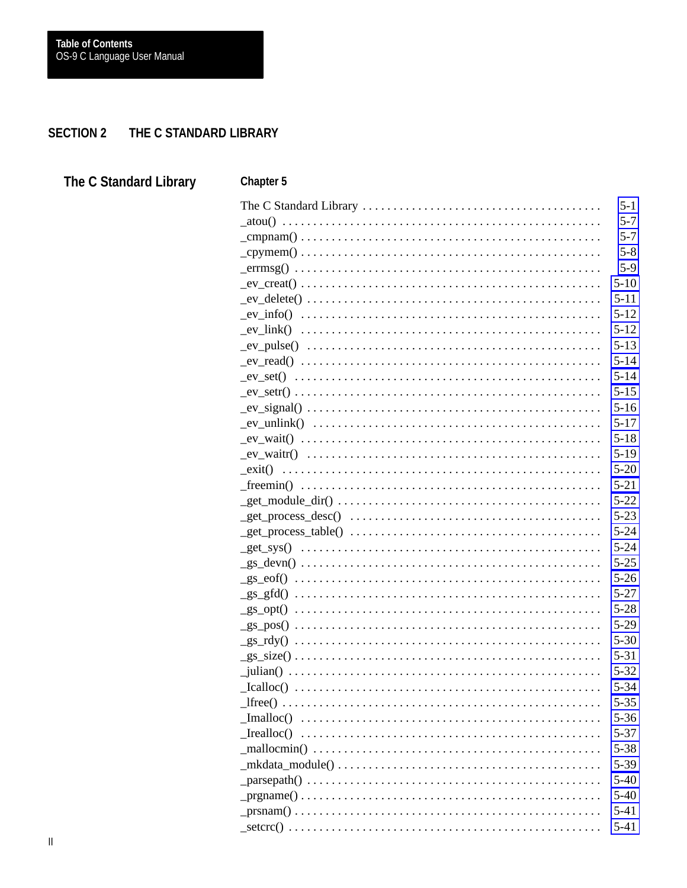## SECTION 2 THE C STANDARD LIBRARY

### The C Standard Library

**Chapter 5**

| | |
|---|---|
| The C Standard Library | 5-1 |
| _atou() | 5-7 |
| _cmpnam() | 5-7 |
| _cpymem() | 5-8 |
| _errmsg() | 5-9 |
| _ev_creat() | 5-10 |
| _ev_delete() | 5-11 |
| _ev_info() | 5-12 |
| _ev_link() | 5-12 |
| _ev_pulse() | 5-13 |
| _ev_read() | 5-14 |
| _ev_set() | 5-14 |
| _ev_setr() | 5-15 |
| _ev_signal() | 5-16 |
| _ev_unlink() | 5-17 |
| _ev_wait() | 5-18 |
| _ev_waitr() | 5-19 |
| _exit() | 5-20 |
| _freemin() | 5-21 |
| _get_module_dir() | 5-22 |
| _get_process_desc() | 5-23 |
| _get_process_table() | 5-24 |
| _get_sys() | 5-24 |
| _gs_devn() | 5-25 |
| _gs_eof() | 5-26 |
| _gs_gfd() | 5-27 |
| _gs_opt() | 5-28 |
| _gs_pos() | 5-29 |
| _gs_rdy() | 5-30 |
| _gs_size() | 5-31 |
| _julian() | 5-32 |
| _lcalloc() | 5-34 |
| _lfree() | 5-35 |
| _lmalloc() | 5-36 |
| _lrealloc() | 5-37 |
| _mallocmin() | 5-38 |
| _mkdata_module() | 5-39 |
| _parsepath() | 5-40 |
| _prgname() | 5-40 |
| _prsnam() | 5-41 |
| _setcrc() | 5-41 |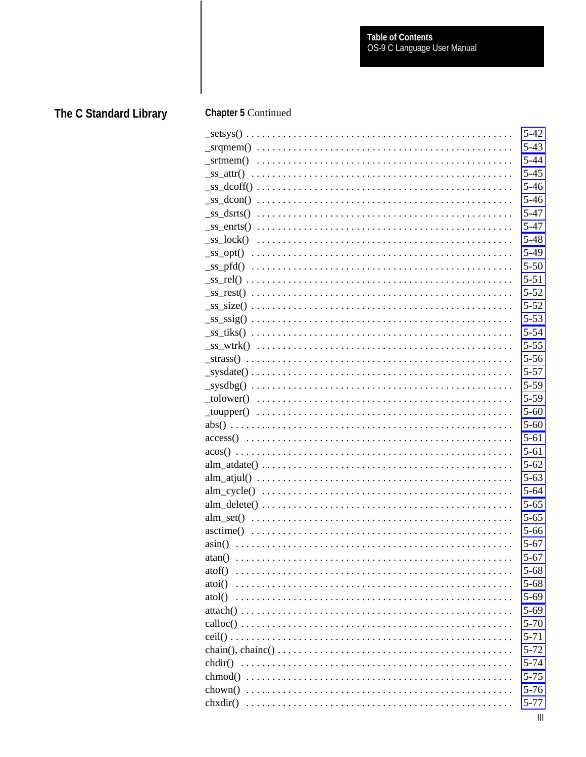## The C Standard Library

**Chapter 5** Continued

| | |
|---|---|
| _setsys() | 5-42 |
| _srqmem() | 5-43 |
| _srtmem() | 5-44 |
| _ss_attr() | 5-45 |
| _ss_dcoff() | 5-46 |
| _ss_dcon() | 5-46 |
| _ss_dsrts() | 5-47 |
| _ss_enrts() | 5-47 |
| _ss_lock() | 5-48 |
| _ss_opt() | 5-49 |
| _ss_pfd() | 5-50 |
| _ss_rel() | 5-51 |
| _ss_rest() | 5-52 |
| _ss_size() | 5-52 |
| _ss_ssig() | 5-53 |
| _ss_tiks() | 5-54 |
| _ss_wtrk() | 5-55 |
| _strass() | 5-56 |
| _sysdate() | 5-57 |
| _sysdbg() | 5-59 |
| _tolower() | 5-59 |
| _toupper() | 5-60 |
| abs() | 5-60 |
| access() | 5-61 |
| acos() | 5-61 |
| alm_atdate() | 5-62 |
| alm_atjul() | 5-63 |
| alm_cycle() | 5-64 |
| alm_delete() | 5-65 |
| alm_set() | 5-65 |
| asctime() | 5-66 |
| asin() | 5-67 |
| atan() | 5-67 |
| atof() | 5-68 |
| atoi() | 5-68 |
| atol() | 5-69 |
| attach() | 5-69 |
| calloc() | 5-70 |
| ceil() | 5-71 |
| chain(), chainc() | 5-72 |
| chdir() | 5-74 |
| chmod() | 5-75 |
| chown() | 5-76 |
| chxdir() | 5-77 |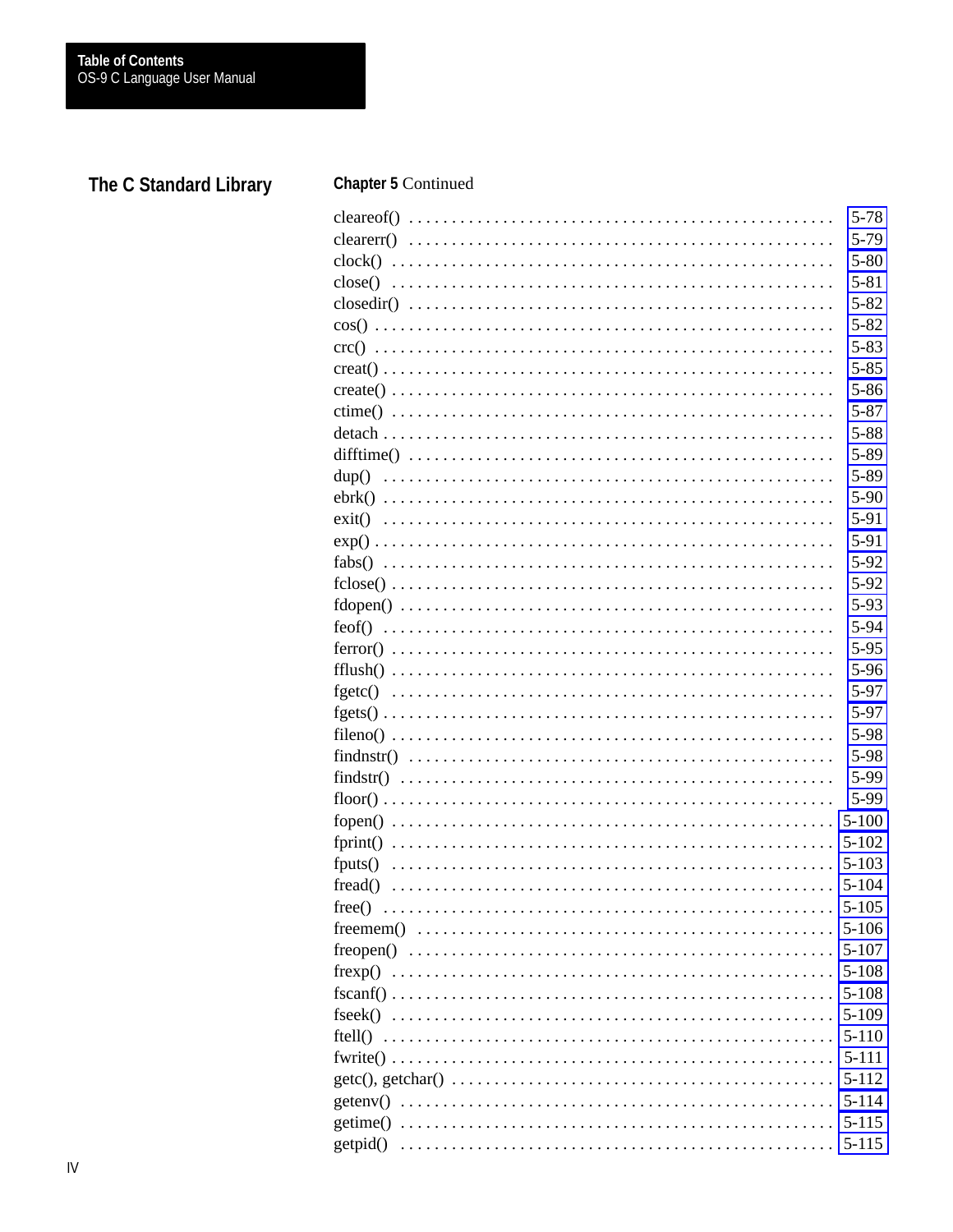## The C Standard Library

**Chapter 5** Continued

| | |
|---|---|
| cleareof() | 5-78 |
| clearerr() | 5-79 |
| clock() | 5-80 |
| close() | 5-81 |
| closedir() | 5-82 |
| cos() | 5-82 |
| crc() | 5-83 |
| creat() | 5-85 |
| create() | 5-86 |
| ctime() | 5-87 |
| detach | 5-88 |
| difftime() | 5-89 |
| dup() | 5-89 |
| ebrk() | 5-90 |
| exit() | 5-91 |
| exp() | 5-91 |
| fabs() | 5-92 |
| fclose() | 5-92 |
| fdopen() | 5-93 |
| feof() | 5-94 |
| ferror() | 5-95 |
| fflush() | 5-96 |
| fgetc() | 5-97 |
| fgets() | 5-97 |
| fileno() | 5-98 |
| findnstr() | 5-98 |
| findstr() | 5-99 |
| floor() | 5-99 |
| fopen() | 5-100 |
| fprint() | 5-102 |
| fputs() | 5-103 |
| fread() | 5-104 |
| free() | 5-105 |
| freemem() | 5-106 |
| freopen() | 5-107 |
| frexp() | 5-108 |
| fscanf() | 5-108 |
| fseek() | 5-109 |
| ftell() | 5-110 |
| fwrite() | 5-111 |
| getc(), getchar() | 5-112 |
| getenv() | 5-114 |
| getime() | 5-115 |
| getpid() | 5-115 |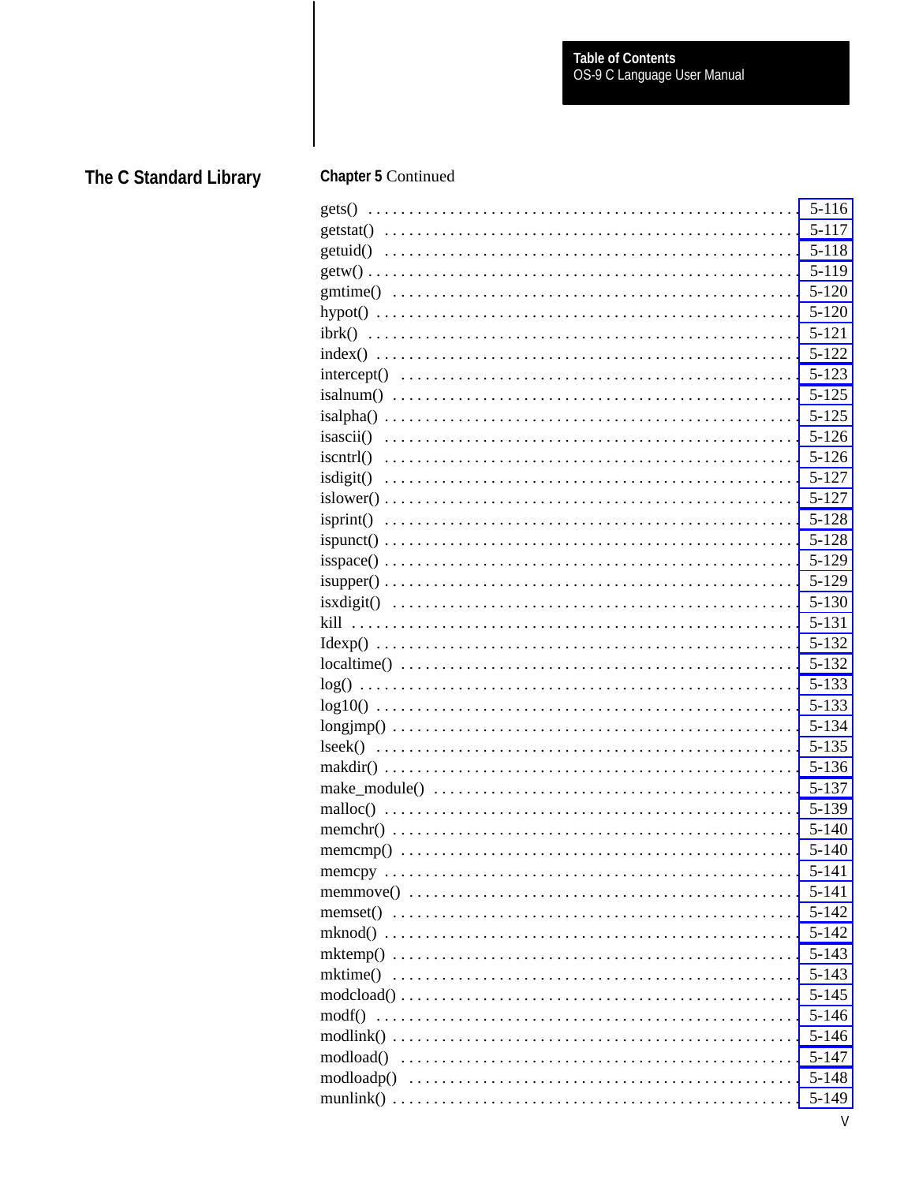## The C Standard Library

**Chapter 5** Continued

| | |
|---|---|
| gets() | 5-116 |
| getstat() | 5-117 |
| getuid() | 5-118 |
| getw() | 5-119 |
| gmtime() | 5-120 |
| hypot() | 5-120 |
| ibrk() | 5-121 |
| index() | 5-122 |
| intercept() | 5-123 |
| isalnum() | 5-125 |
| isalpha() | 5-125 |
| isascii() | 5-126 |
| iscntrl() | 5-126 |
| isdigit() | 5-127 |
| islower() | 5-127 |
| isprint() | 5-128 |
| ispunct() | 5-128 |
| isspace() | 5-129 |
| isupper() | 5-129 |
| isxdigit() | 5-130 |
| kill | 5-131 |
| Idexp() | 5-132 |
| localtime() | 5-132 |
| log() | 5-133 |
| log10() | 5-133 |
| longjmp() | 5-134 |
| lseek() | 5-135 |
| makdir() | 5-136 |
| make_module() | 5-137 |
| malloc() | 5-139 |
| memchr() | 5-140 |
| memcmp() | 5-140 |
| memcpy | 5-141 |
| memmove() | 5-141 |
| memset() | 5-142 |
| mknod() | 5-142 |
| mktemp() | 5-143 |
| mktime() | 5-143 |
| modcload() | 5-145 |
| modf() | 5-146 |
| modlink() | 5-146 |
| modload() | 5-147 |
| modloadp() | 5-148 |
| munlink() | 5-149 |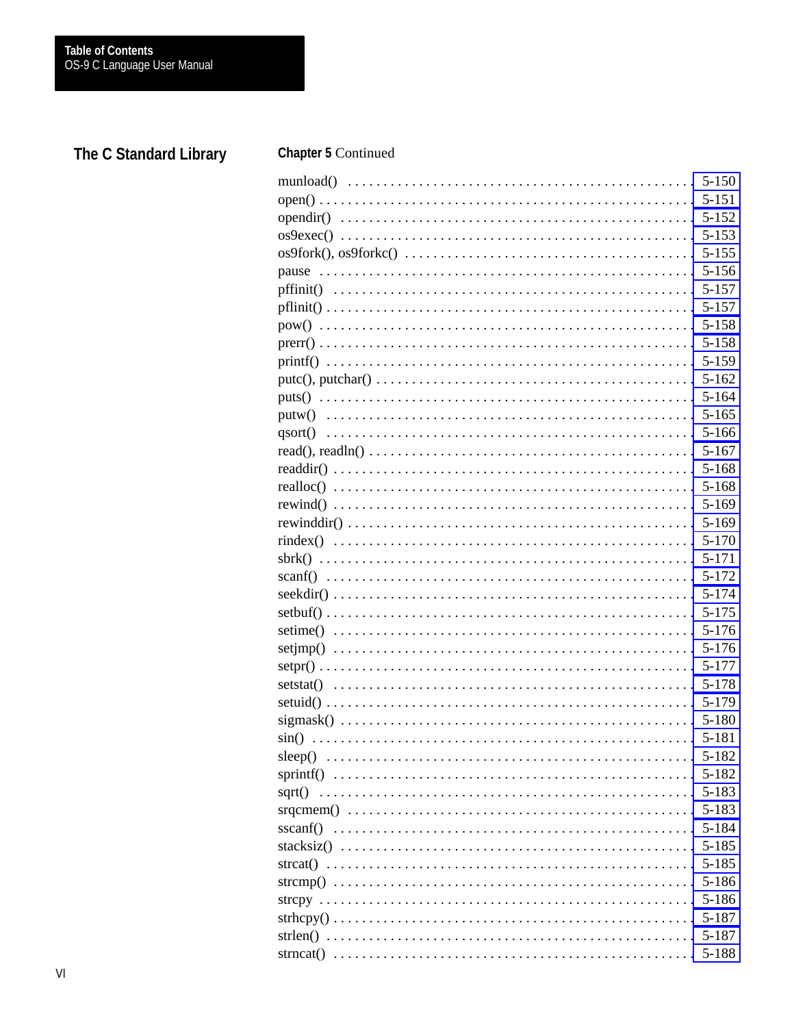## The C Standard Library

**Chapter 5** Continued

munload() . . . . . . . . . . . . . . . . . . . . . . . . . . . . . . . . . . . . . . . . . . . . . . . . 5-150
open() . . . . . . . . . . . . . . . . . . . . . . . . . . . . . . . . . . . . . . . . . . . . . . . . . . . 5-151
opendir() . . . . . . . . . . . . . . . . . . . . . . . . . . . . . . . . . . . . . . . . . . . . . . . . . 5-152
os9exec() . . . . . . . . . . . . . . . . . . . . . . . . . . . . . . . . . . . . . . . . . . . . . . . . . 5-153
os9fork(), os9forkc() . . . . . . . . . . . . . . . . . . . . . . . . . . . . . . . . . . . . . . . . 5-155
pause . . . . . . . . . . . . . . . . . . . . . . . . . . . . . . . . . . . . . . . . . . . . . . . . . . . . 5-156
pffinit() . . . . . . . . . . . . . . . . . . . . . . . . . . . . . . . . . . . . . . . . . . . . . . . . . . 5-157
pflinit() . . . . . . . . . . . . . . . . . . . . . . . . . . . . . . . . . . . . . . . . . . . . . . . . . . . 5-157
pow() . . . . . . . . . . . . . . . . . . . . . . . . . . . . . . . . . . . . . . . . . . . . . . . . . . . . 5-158
prerr() . . . . . . . . . . . . . . . . . . . . . . . . . . . . . . . . . . . . . . . . . . . . . . . . . . . 5-158
printf() . . . . . . . . . . . . . . . . . . . . . . . . . . . . . . . . . . . . . . . . . . . . . . . . . . . 5-159
putc(), putchar() . . . . . . . . . . . . . . . . . . . . . . . . . . . . . . . . . . . . . . . . . . . . 5-162
puts() . . . . . . . . . . . . . . . . . . . . . . . . . . . . . . . . . . . . . . . . . . . . . . . . . . . . 5-164
putw() . . . . . . . . . . . . . . . . . . . . . . . . . . . . . . . . . . . . . . . . . . . . . . . . . . . 5-165
qsort() . . . . . . . . . . . . . . . . . . . . . . . . . . . . . . . . . . . . . . . . . . . . . . . . . . . 5-166
read(), readln() . . . . . . . . . . . . . . . . . . . . . . . . . . . . . . . . . . . . . . . . . . . . . 5-167
readdir() . . . . . . . . . . . . . . . . . . . . . . . . . . . . . . . . . . . . . . . . . . . . . . . . . . 5-168
realloc() . . . . . . . . . . . . . . . . . . . . . . . . . . . . . . . . . . . . . . . . . . . . . . . . . . 5-168
rewind() . . . . . . . . . . . . . . . . . . . . . . . . . . . . . . . . . . . . . . . . . . . . . . . . . . 5-169
rewinddir() . . . . . . . . . . . . . . . . . . . . . . . . . . . . . . . . . . . . . . . . . . . . . . . . 5-169
rindex() . . . . . . . . . . . . . . . . . . . . . . . . . . . . . . . . . . . . . . . . . . . . . . . . . . 5-170
sbrk() . . . . . . . . . . . . . . . . . . . . . . . . . . . . . . . . . . . . . . . . . . . . . . . . . . . . 5-171
scanf() . . . . . . . . . . . . . . . . . . . . . . . . . . . . . . . . . . . . . . . . . . . . . . . . . . . 5-172
seekdir() . . . . . . . . . . . . . . . . . . . . . . . . . . . . . . . . . . . . . . . . . . . . . . . . . . 5-174
setbuf() . . . . . . . . . . . . . . . . . . . . . . . . . . . . . . . . . . . . . . . . . . . . . . . . . . . 5-175
setime() . . . . . . . . . . . . . . . . . . . . . . . . . . . . . . . . . . . . . . . . . . . . . . . . . . 5-176
setjmp() . . . . . . . . . . . . . . . . . . . . . . . . . . . . . . . . . . . . . . . . . . . . . . . . . . 5-176
setpr() . . . . . . . . . . . . . . . . . . . . . . . . . . . . . . . . . . . . . . . . . . . . . . . . . . . . 5-177
setstat() . . . . . . . . . . . . . . . . . . . . . . . . . . . . . . . . . . . . . . . . . . . . . . . . . . 5-178
setuid() . . . . . . . . . . . . . . . . . . . . . . . . . . . . . . . . . . . . . . . . . . . . . . . . . . . 5-179
sigmask() . . . . . . . . . . . . . . . . . . . . . . . . . . . . . . . . . . . . . . . . . . . . . . . . . 5-180
sin() . . . . . . . . . . . . . . . . . . . . . . . . . . . . . . . . . . . . . . . . . . . . . . . . . . . . . 5-181
sleep() . . . . . . . . . . . . . . . . . . . . . . . . . . . . . . . . . . . . . . . . . . . . . . . . . . . 5-182
sprintf() . . . . . . . . . . . . . . . . . . . . . . . . . . . . . . . . . . . . . . . . . . . . . . . . . . 5-182
sqrt() . . . . . . . . . . . . . . . . . . . . . . . . . . . . . . . . . . . . . . . . . . . . . . . . . . . . 5-183
srqcmem() . . . . . . . . . . . . . . . . . . . . . . . . . . . . . . . . . . . . . . . . . . . . . . . . 5-183
sscanf() . . . . . . . . . . . . . . . . . . . . . . . . . . . . . . . . . . . . . . . . . . . . . . . . . . 5-184
stacksiz() . . . . . . . . . . . . . . . . . . . . . . . . . . . . . . . . . . . . . . . . . . . . . . . . . 5-185
strcat() . . . . . . . . . . . . . . . . . . . . . . . . . . . . . . . . . . . . . . . . . . . . . . . . . . . 5-185
strcmp() . . . . . . . . . . . . . . . . . . . . . . . . . . . . . . . . . . . . . . . . . . . . . . . . . . 5-186
strcpy . . . . . . . . . . . . . . . . . . . . . . . . . . . . . . . . . . . . . . . . . . . . . . . . . . . . 5-186
strhcpy() . . . . . . . . . . . . . . . . . . . . . . . . . . . . . . . . . . . . . . . . . . . . . . . . . . 5-187
strlen() . . . . . . . . . . . . . . . . . . . . . . . . . . . . . . . . . . . . . . . . . . . . . . . . . . . 5-187
strncat() . . . . . . . . . . . . . . . . . . . . . . . . . . . . . . . . . . . . . . . . . . . . . . . . . . 5-188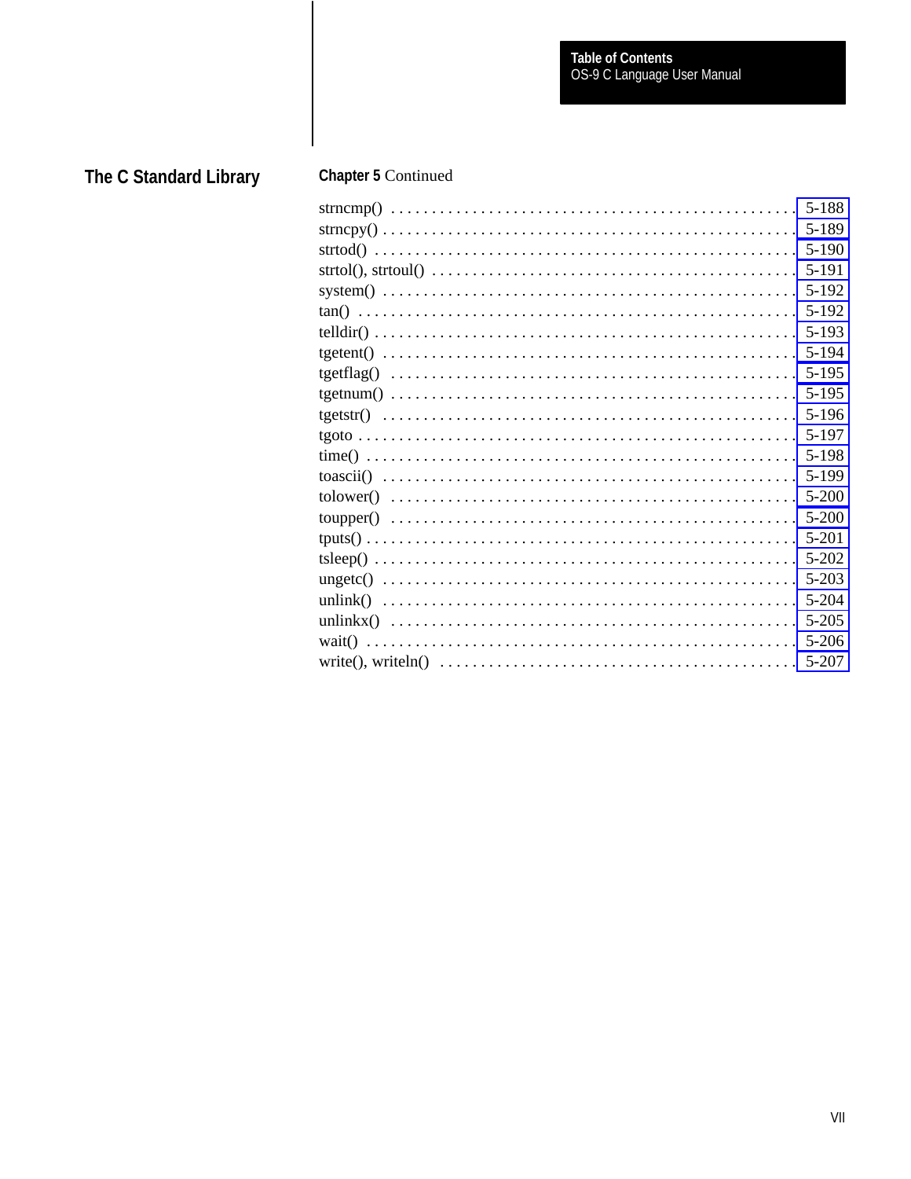## The C Standard Library

**Chapter 5** Continued

| Entry | Page |
|---|---|
| strncmp() | 5-188 |
| strncpy() | 5-189 |
| strtod() | 5-190 |
| strtol(), strtoul() | 5-191 |
| system() | 5-192 |
| tan() | 5-192 |
| telldir() | 5-193 |
| tgetent() | 5-194 |
| tgetflag() | 5-195 |
| tgetnum() | 5-195 |
| tgetstr() | 5-196 |
| tgoto | 5-197 |
| time() | 5-198 |
| toascii() | 5-199 |
| tolower() | 5-200 |
| toupper() | 5-200 |
| tputs() | 5-201 |
| tsleep() | 5-202 |
| ungetc() | 5-203 |
| unlink() | 5-204 |
| unlinkx() | 5-205 |
| wait() | 5-206 |
| write(), writeln() | 5-207 |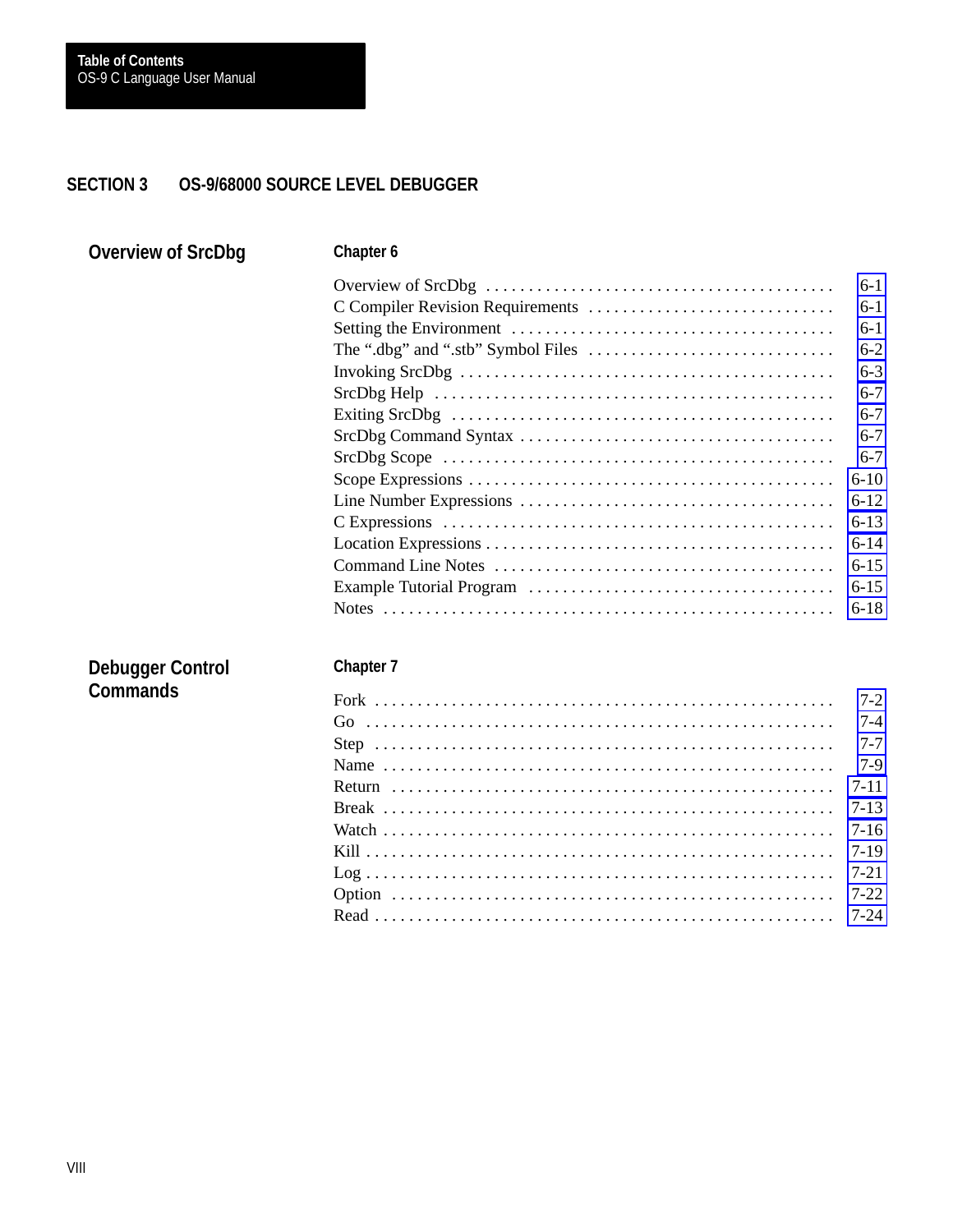## SECTION 3 OS-9/68000 SOURCE LEVEL DEBUGGER

### Overview of SrcDbg

**Chapter 6**

| | |
|---|---|
| Overview of SrcDbg | 6-1 |
| C Compiler Revision Requirements | 6-1 |
| Setting the Environment | 6-1 |
| The “.dbg” and “.stb” Symbol Files | 6-2 |
| Invoking SrcDbg | 6-3 |
| SrcDbg Help | 6-7 |
| Exiting SrcDbg | 6-7 |
| SrcDbg Command Syntax | 6-7 |
| SrcDbg Scope | 6-7 |
| Scope Expressions | 6-10 |
| Line Number Expressions | 6-12 |
| C Expressions | 6-13 |
| Location Expressions | 6-14 |
| Command Line Notes | 6-15 |
| Example Tutorial Program | 6-15 |
| Notes | 6-18 |

### Debugger Control Commands

**Chapter 7**

| | |
|---|---|
| Fork | 7-2 |
| Go | 7-4 |
| Step | 7-7 |
| Name | 7-9 |
| Return | 7-11 |
| Break | 7-13 |
| Watch | 7-16 |
| Kill | 7-19 |
| Log | 7-21 |
| Option | 7-22 |
| Read | 7-24 |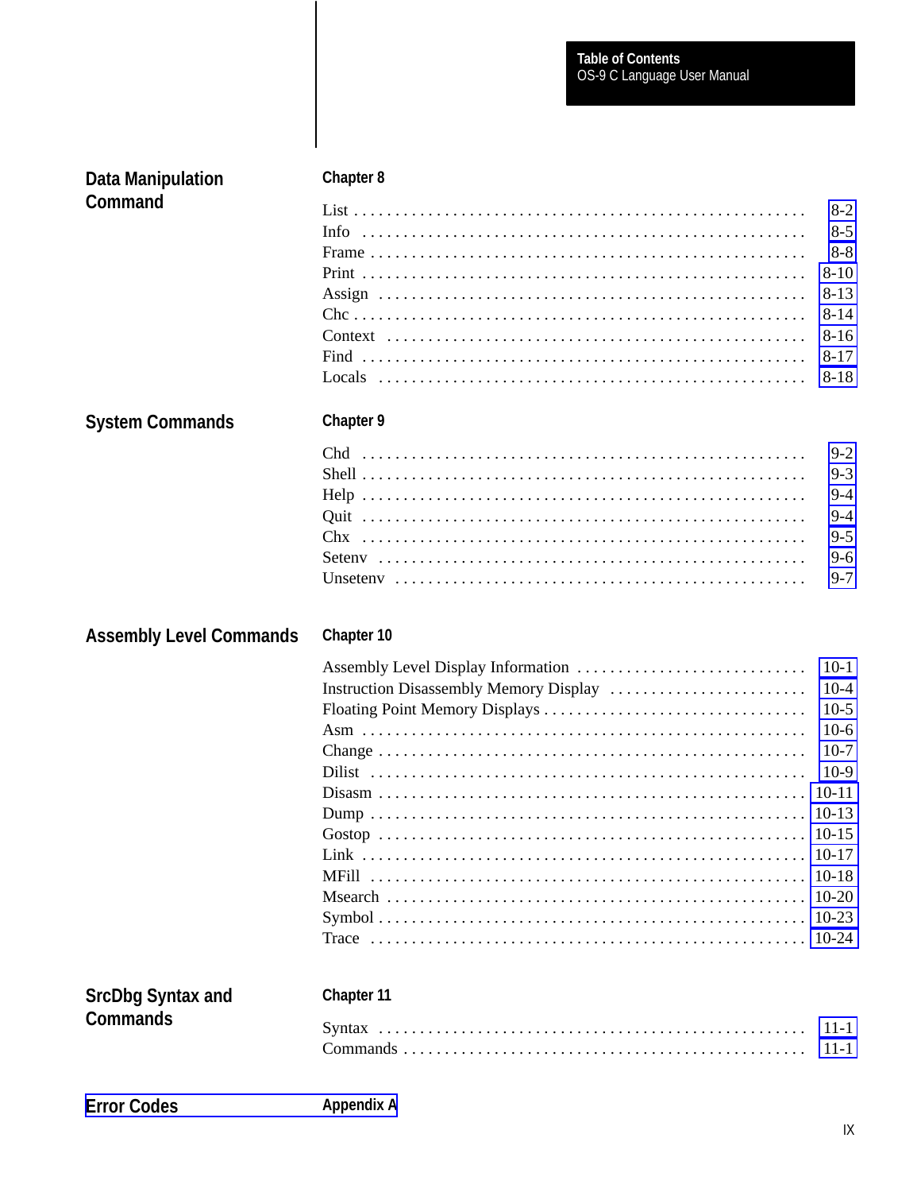## Data Manipulation Command

**Chapter 8**

| | |
|---|---|
| List | 8-2 |
| Info | 8-5 |
| Frame | 8-8 |
| Print | 8-10 |
| Assign | 8-13 |
| Chc | 8-14 |
| Context | 8-16 |
| Find | 8-17 |
| Locals | 8-18 |

## System Commands

**Chapter 9**

| | |
|---|---|
| Chd | 9-2 |
| Shell | 9-3 |
| Help | 9-4 |
| Quit | 9-4 |
| Chx | 9-5 |
| Setenv | 9-6 |
| Unsetenv | 9-7 |

## Assembly Level Commands

**Chapter 10**

| | |
|---|---|
| Assembly Level Display Information | 10-1 |
| Instruction Disassembly Memory Display | 10-4 |
| Floating Point Memory Displays | 10-5 |
| Asm | 10-6 |
| Change | 10-7 |
| Dilist | 10-9 |
| Disasm | 10-11 |
| Dump | 10-13 |
| Gostop | 10-15 |
| Link | 10-17 |
| MFill | 10-18 |
| Msearch | 10-20 |
| Symbol | 10-23 |
| Trace | 10-24 |

## SrcDbg Syntax and Commands

**Chapter 11**

| | |
|---|---|
| Syntax | 11-1 |
| Commands | 11-1 |

## Error Codes

**Appendix A**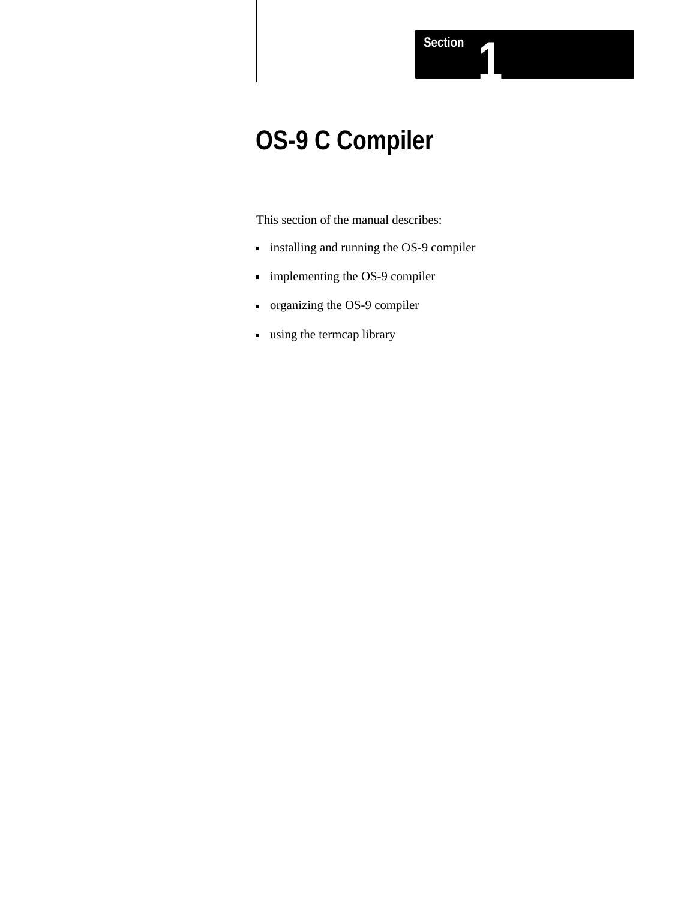Section 1

# OS-9 C Compiler

This section of the manual describes:

- installing and running the OS-9 compiler
- implementing the OS-9 compiler
- organizing the OS-9 compiler
- using the termcap library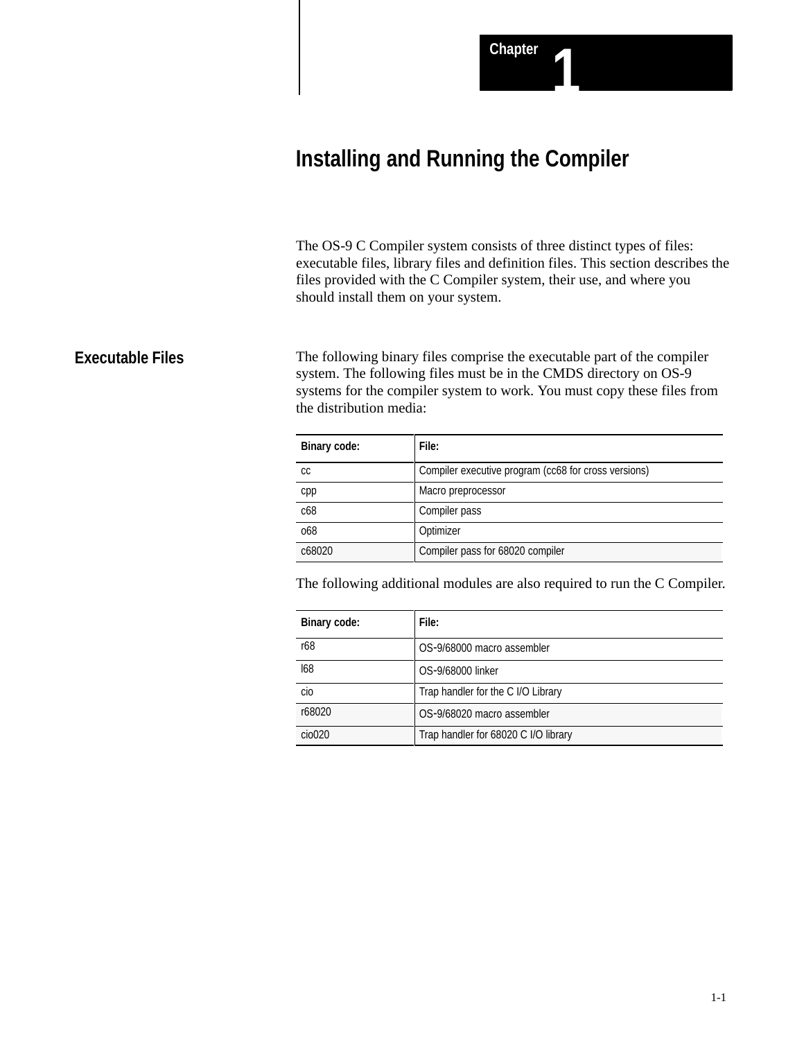# Chapter 1

# Installing and Running the Compiler

The OS-9 C Compiler system consists of three distinct types of files: executable files, library files and definition files. This section describes the files provided with the C Compiler system, their use, and where you should install them on your system.

## Executable Files

The following binary files comprise the executable part of the compiler system. The following files must be in the CMDS directory on OS-9 systems for the compiler system to work. You must copy these files from the distribution media:

| Binary code: | File: |
|---|---|
| cc | Compiler executive program (cc68 for cross versions) |
| cpp | Macro preprocessor |
| c68 | Compiler pass |
| o68 | Optimizer |
| c68020 | Compiler pass for 68020 compiler |

The following additional modules are also required to run the C Compiler.

| Binary code: | File: |
|---|---|
| r68 | OS-9/68000 macro assembler |
| l68 | OS-9/68000 linker |
| cio | Trap handler for the C I/O Library |
| r68020 | OS-9/68020 macro assembler |
| cio020 | Trap handler for 68020 C I/O library |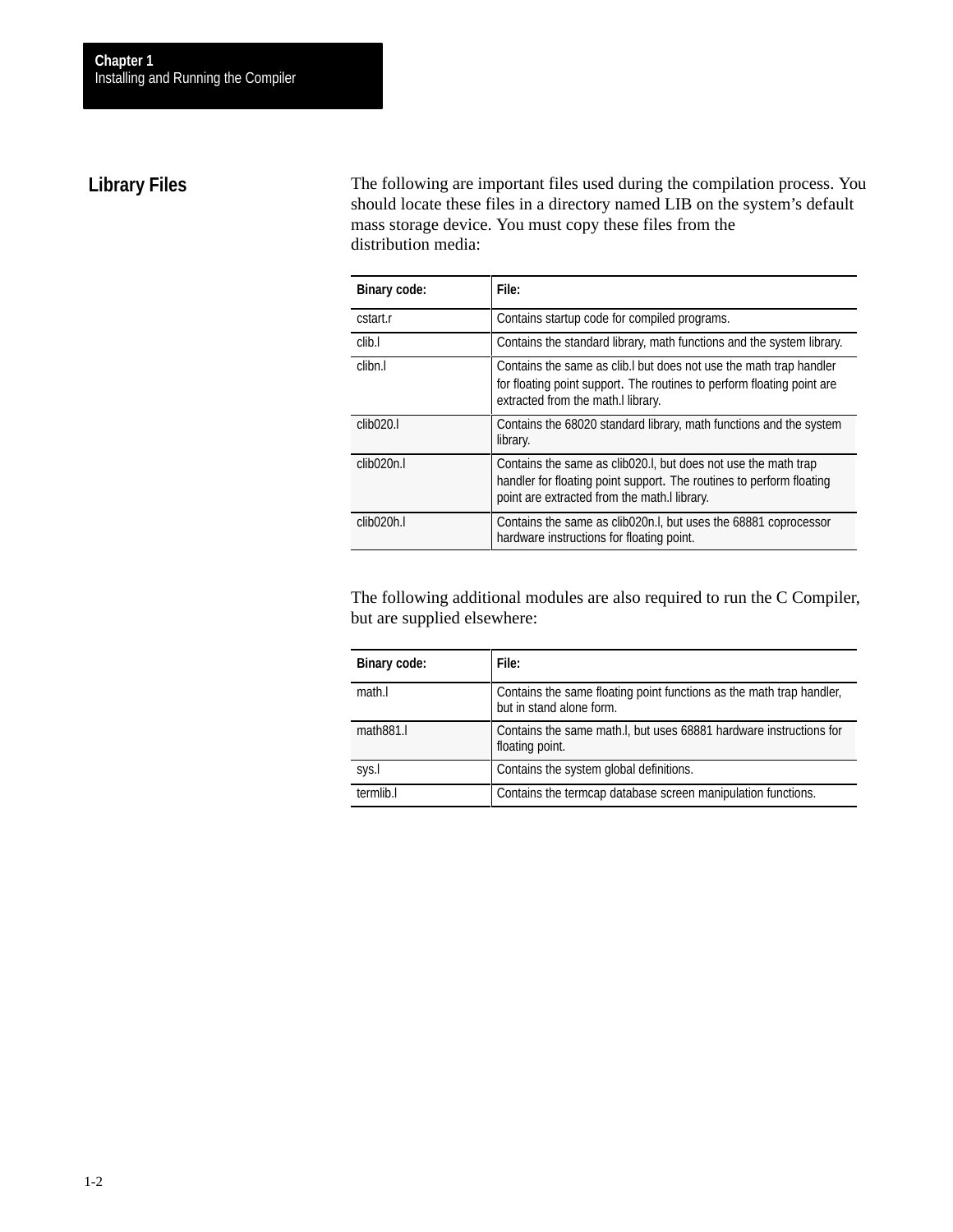## Library Files

The following are important files used during the compilation process. You should locate these files in a directory named LIB on the system's default mass storage device. You must copy these files from the distribution media:

| Binary code: | File: |
|---|---|
| cstart.r | Contains startup code for compiled programs. |
| clib.l | Contains the standard library, math functions and the system library. |
| clibn.l | Contains the same as clib.l but does not use the math trap handler for floating point support. The routines to perform floating point are extracted from the math.l library. |
| clib020.l | Contains the 68020 standard library, math functions and the system library. |
| clib020n.l | Contains the same as clib020.l, but does not use the math trap handler for floating point support. The routines to perform floating point are extracted from the math.l library. |
| clib020h.l | Contains the same as clib020n.l, but uses the 68881 coprocessor hardware instructions for floating point. |

The following additional modules are also required to run the C Compiler, but are supplied elsewhere:

| Binary code: | File: |
|---|---|
| math.l | Contains the same floating point functions as the math trap handler, but in stand alone form. |
| math881.l | Contains the same math.l, but uses 68881 hardware instructions for floating point. |
| sys.l | Contains the system global definitions. |
| termlib.l | Contains the termcap database screen manipulation functions. |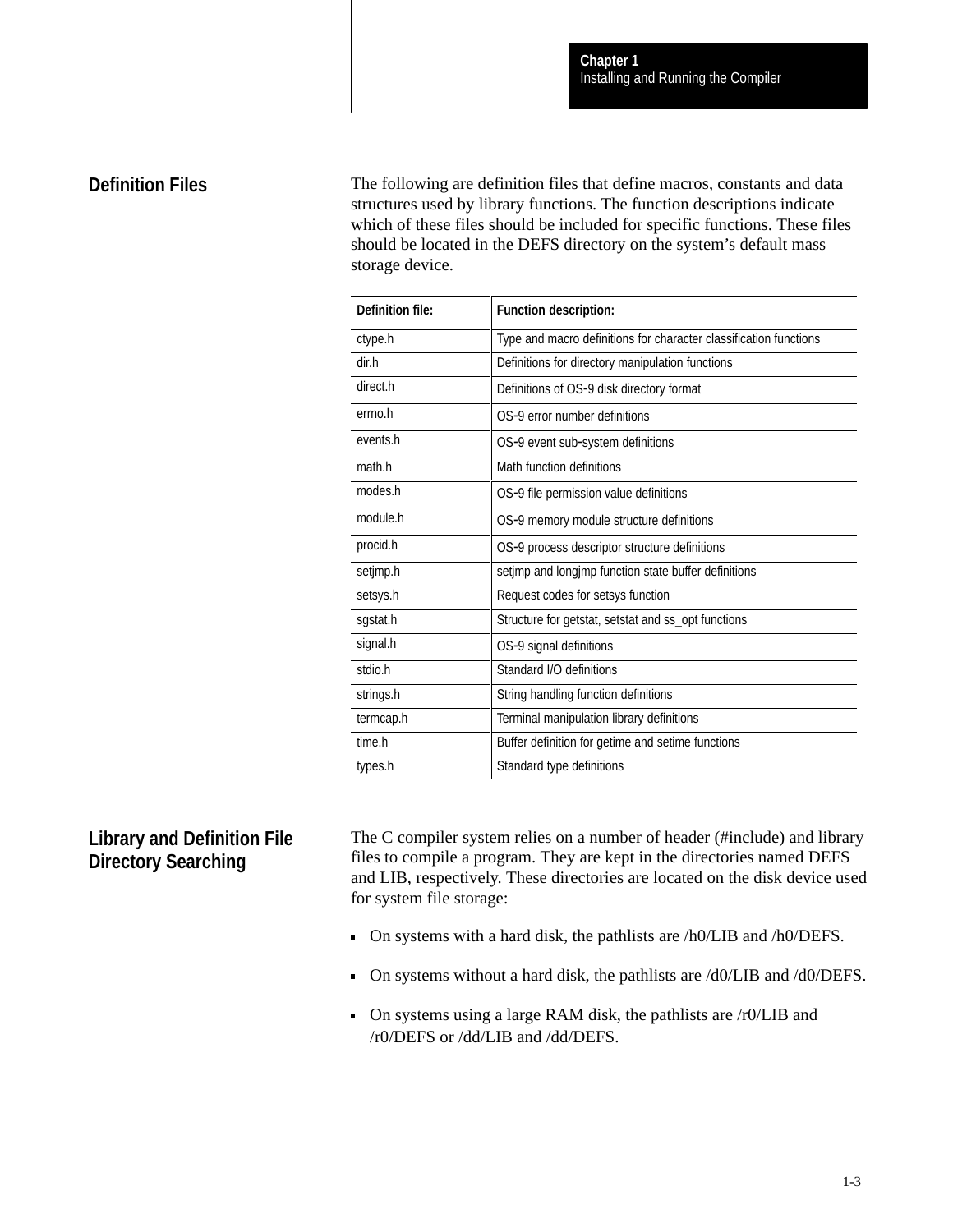## Definition Files

The following are definition files that define macros, constants and data structures used by library functions. The function descriptions indicate which of these files should be included for specific functions. These files should be located in the DEFS directory on the system's default mass storage device.

| Definition file: | Function description: |
|---|---|
| ctype.h | Type and macro definitions for character classification functions |
| dir.h | Definitions for directory manipulation functions |
| direct.h | Definitions of OS-9 disk directory format |
| errno.h | OS-9 error number definitions |
| events.h | OS-9 event sub-system definitions |
| math.h | Math function definitions |
| modes.h | OS-9 file permission value definitions |
| module.h | OS-9 memory module structure definitions |
| procid.h | OS-9 process descriptor structure definitions |
| setjmp.h | setjmp and longjmp function state buffer definitions |
| setsys.h | Request codes for setsys function |
| sgstat.h | Structure for getstat, setstat and ss_opt functions |
| signal.h | OS-9 signal definitions |
| stdio.h | Standard I/O definitions |
| strings.h | String handling function definitions |
| termcap.h | Terminal manipulation library definitions |
| time.h | Buffer definition for getime and setime functions |
| types.h | Standard type definitions |

## Library and Definition File Directory Searching

The C compiler system relies on a number of header (#include) and library files to compile a program. They are kept in the directories named DEFS and LIB, respectively. These directories are located on the disk device used for system file storage:

- On systems with a hard disk, the pathlists are /h0/LIB and /h0/DEFS.
- On systems without a hard disk, the pathlists are /d0/LIB and /d0/DEFS.
- On systems using a large RAM disk, the pathlists are /r0/LIB and /r0/DEFS or /dd/LIB and /dd/DEFS.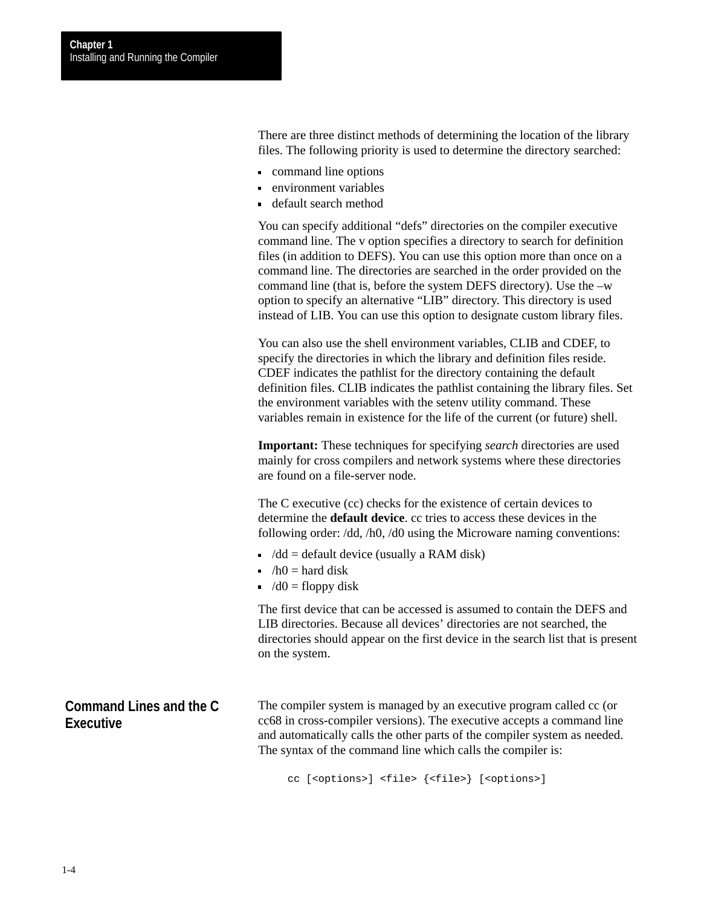There are three distinct methods of determining the location of the library files. The following priority is used to determine the directory searched:

- command line options
- environment variables
- default search method

You can specify additional “defs” directories on the compiler executive command line. The v option specifies a directory to search for definition files (in addition to DEFS). You can use this option more than once on a command line. The directories are searched in the order provided on the command line (that is, before the system DEFS directory). Use the –w option to specify an alternative “LIB” directory. This directory is used instead of LIB. You can use this option to designate custom library files.

You can also use the shell environment variables, CLIB and CDEF, to specify the directories in which the library and definition files reside. CDEF indicates the pathlist for the directory containing the default definition files. CLIB indicates the pathlist containing the library files. Set the environment variables with the setenv utility command. These variables remain in existence for the life of the current (or future) shell.

**Important:** These techniques for specifying *search* directories are used mainly for cross compilers and network systems where these directories are found on a file-server node.

The C executive (cc) checks for the existence of certain devices to determine the **default device**. cc tries to access these devices in the following order: /dd, /h0, /d0 using the Microware naming conventions:

- /dd = default device (usually a RAM disk)
- /h0 = hard disk
- /d0 = floppy disk

The first device that can be accessed is assumed to contain the DEFS and LIB directories. Because all devices’ directories are not searched, the directories should appear on the first device in the search list that is present on the system.

## Command Lines and the C Executive

The compiler system is managed by an executive program called cc (or cc68 in cross-compiler versions). The executive accepts a command line and automatically calls the other parts of the compiler system as needed. The syntax of the command line which calls the compiler is:

```
cc [<options>] <file> {<file>} [<options>]
```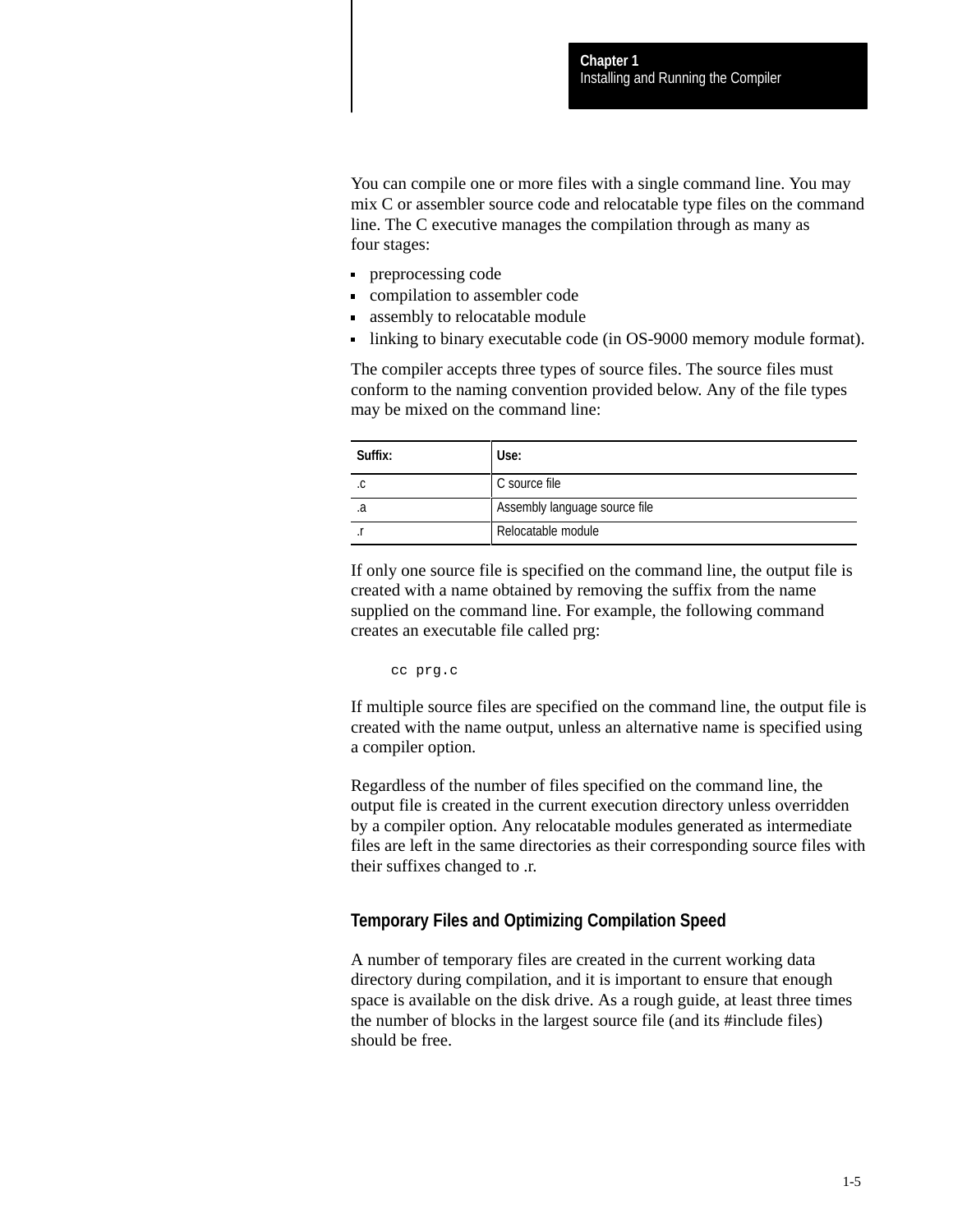You can compile one or more files with a single command line. You may mix C or assembler source code and relocatable type files on the command line. The C executive manages the compilation through as many as four stages:

- preprocessing code
- compilation to assembler code
- assembly to relocatable module
- linking to binary executable code (in OS-9000 memory module format).

The compiler accepts three types of source files. The source files must conform to the naming convention provided below. Any of the file types may be mixed on the command line:

| Suffix: | Use: |
|---|---|
| .c | C source file |
| .a | Assembly language source file |
| .r | Relocatable module |

If only one source file is specified on the command line, the output file is created with a name obtained by removing the suffix from the name supplied on the command line. For example, the following command creates an executable file called prg:

```
cc prg.c
```

If multiple source files are specified on the command line, the output file is created with the name output, unless an alternative name is specified using a compiler option.

Regardless of the number of files specified on the command line, the output file is created in the current execution directory unless overridden by a compiler option. Any relocatable modules generated as intermediate files are left in the same directories as their corresponding source files with their suffixes changed to .r.

### Temporary Files and Optimizing Compilation Speed

A number of temporary files are created in the current working data directory during compilation, and it is important to ensure that enough space is available on the disk drive. As a rough guide, at least three times the number of blocks in the largest source file (and its #include files) should be free.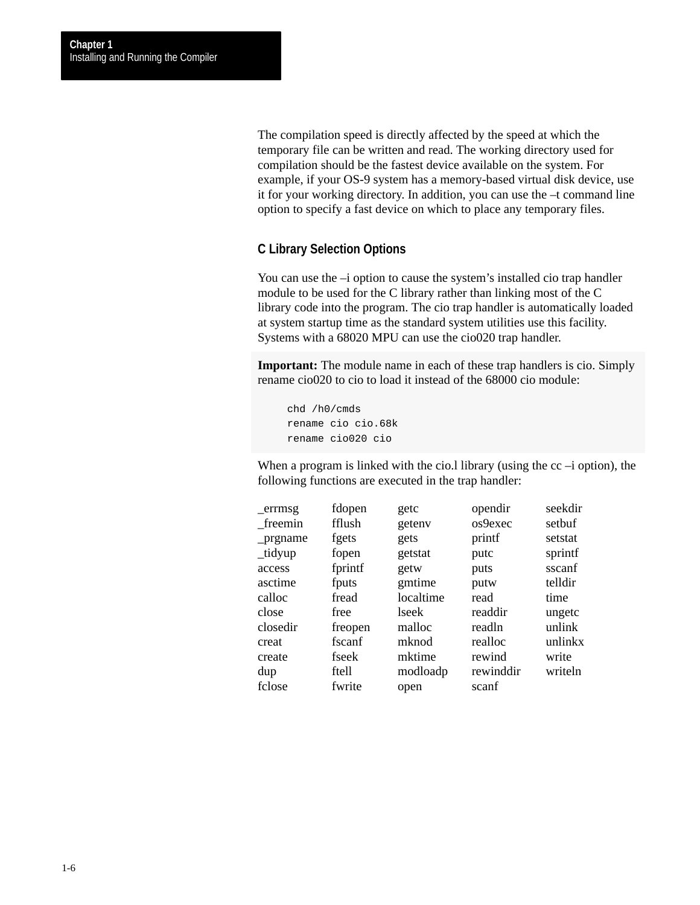The compilation speed is directly affected by the speed at which the temporary file can be written and read. The working directory used for compilation should be the fastest device available on the system. For example, if your OS-9 system has a memory-based virtual disk device, use it for your working directory. In addition, you can use the –t command line option to specify a fast device on which to place any temporary files.

## C Library Selection Options

You can use the –i option to cause the system's installed cio trap handler module to be used for the C library rather than linking most of the C library code into the program. The cio trap handler is automatically loaded at system startup time as the standard system utilities use this facility. Systems with a 68020 MPU can use the cio020 trap handler.

**Important:** The module name in each of these trap handlers is cio. Simply rename cio020 to cio to load it instead of the 68000 cio module:

```
chd /h0/cmds
rename cio cio.68k
rename cio020 cio
```

When a program is linked with the cio.l library (using the cc –i option), the following functions are executed in the trap handler:

| | | | | |
|---|---|---|---|---|
| _errmsg | fdopen | getc | opendir | seekdir |
| _freemin | fflush | getenv | os9exec | setbuf |
| _prgname | fgets | gets | printf | setstat |
| _tidyup | fopen | getstat | putc | sprintf |
| access | fprintf | getw | puts | sscanf |
| asctime | fputs | gmtime | putw | telldir |
| calloc | fread | localtime | read | time |
| close | free | lseek | readdir | ungetc |
| closedir | freopen | malloc | readln | unlink |
| creat | fscanf | mknod | realloc | unlinkx |
| create | fseek | mktime | rewind | write |
| dup | ftell | modloadp | rewinddir | writeln |
| fclose | fwrite | open | scanf | |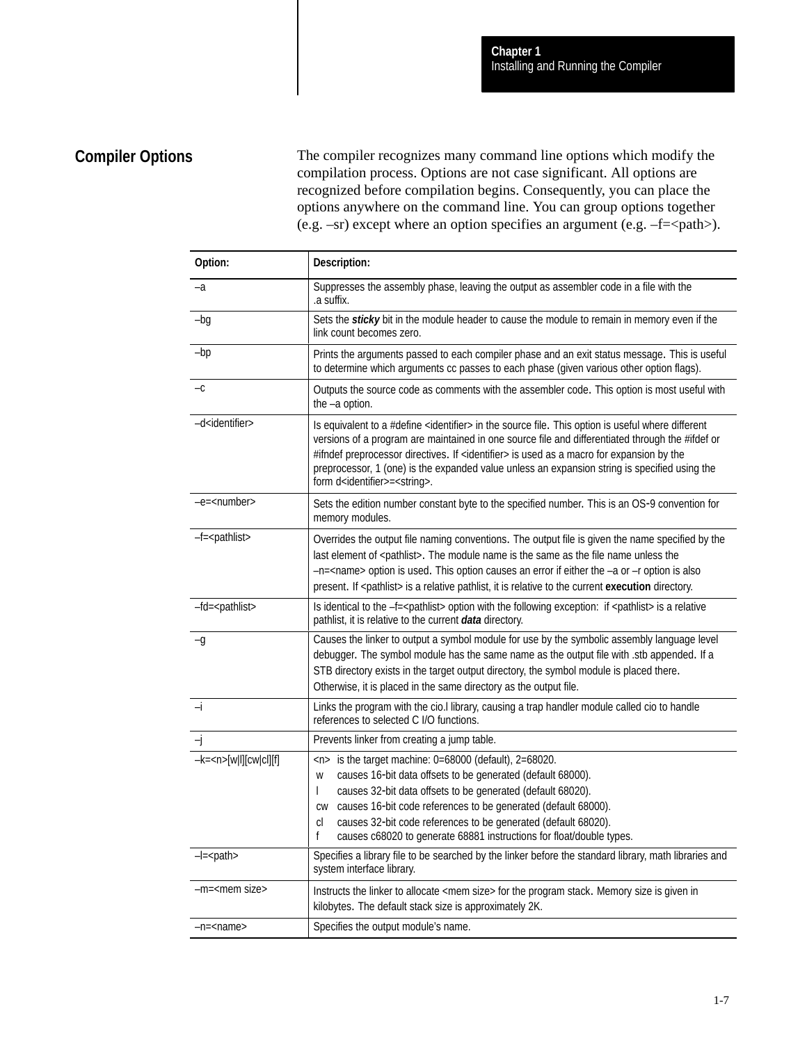## Compiler Options

The compiler recognizes many command line options which modify the compilation process. Options are not case significant. All options are recognized before compilation begins. Consequently, you can place the options anywhere on the command line. You can group options together (e.g. –sr) except where an option specifies an argument (e.g. –f=<path>).

| Option: | Description: |
| --- | --- |
| –a | Suppresses the assembly phase, leaving the output as assembler code in a file with the .a suffix. |
| –bg | Sets the ***sticky*** bit in the module header to cause the module to remain in memory even if the link count becomes zero. |
| –bp | Prints the arguments passed to each compiler phase and an exit status message. This is useful to determine which arguments cc passes to each phase (given various other option flags). |
| –c | Outputs the source code as comments with the assembler code. This option is most useful with the –a option. |
| –d<identifier> | Is equivalent to a #define <identifier> in the source file. This option is useful where different versions of a program are maintained in one source file and differentiated through the #ifdef or #ifndef preprocessor directives. If <identifier> is used as a macro for expansion by the preprocessor, 1 (one) is the expanded value unless an expansion string is specified using the form d<identifier>=<string>. |
| –e=<number> | Sets the edition number constant byte to the specified number. This is an OS-9 convention for memory modules. |
| –f=<pathlist> | Overrides the output file naming conventions. The output file is given the name specified by the last element of <pathlist>. The module name is the same as the file name unless the –n=<name> option is used. This option causes an error if either the –a or –r option is also present. If <pathlist> is a relative pathlist, it is relative to the current **execution** directory. |
| –fd=<pathlist> | Is identical to the –f=<pathlist> option with the following exception: if <pathlist> is a relative pathlist, it is relative to the current ***data*** directory. |
| –g | Causes the linker to output a symbol module for use by the symbolic assembly language level debugger. The symbol module has the same name as the output file with .stb appended. If a STB directory exists in the target output directory, the symbol module is placed there. Otherwise, it is placed in the same directory as the output file. |
| –i | Links the program with the cio.l library, causing a trap handler module called cio to handle references to selected C I/O functions. |
| –j | Prevents linker from creating a jump table. |
| –k=<n>[w\|l][cw\|cl][f] | <n> is the target machine: 0=68000 (default), 2=68020.<br>w causes 16-bit data offsets to be generated (default 68000).<br>l causes 32-bit data offsets to be generated (default 68020).<br>cw causes 16-bit code references to be generated (default 68000).<br>cl causes 32-bit code references to be generated (default 68020).<br>f causes c68020 to generate 68881 instructions for float/double types. |
| –l=<path> | Specifies a library file to be searched by the linker before the standard library, math libraries and system interface library. |
| –m=<mem size> | Instructs the linker to allocate <mem size> for the program stack. Memory size is given in kilobytes. The default stack size is approximately 2K. |
| –n=<name> | Specifies the output module's name. |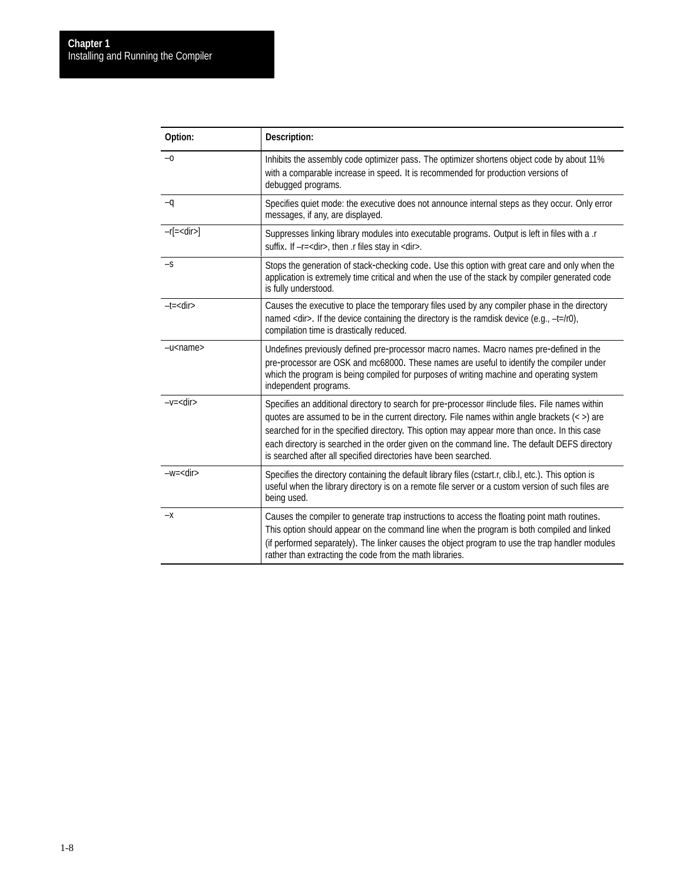| Option: | Description: |
|---|---|
| –o | Inhibits the assembly code optimizer pass. The optimizer shortens object code by about 11% with a comparable increase in speed. It is recommended for production versions of debugged programs. |
| –q | Specifies quiet mode: the executive does not announce internal steps as they occur. Only error messages, if any, are displayed. |
| –r[=<dir>] | Suppresses linking library modules into executable programs. Output is left in files with a .r suffix. If –r=<dir>, then .r files stay in <dir>. |
| –s | Stops the generation of stack-checking code. Use this option with great care and only when the application is extremely time critical and when the use of the stack by compiler generated code is fully understood. |
| –t=<dir> | Causes the executive to place the temporary files used by any compiler phase in the directory named <dir>. If the device containing the directory is the ramdisk device (e.g., –t=/r0), compilation time is drastically reduced. |
| –u<name> | Undefines previously defined pre-processor macro names. Macro names pre-defined in the pre-processor are OSK and mc68000. These names are useful to identify the compiler under which the program is being compiled for purposes of writing machine and operating system independent programs. |
| –v=<dir> | Specifies an additional directory to search for pre-processor #include files. File names within quotes are assumed to be in the current directory. File names within angle brackets (< >) are searched for in the specified directory. This option may appear more than once. In this case each directory is searched in the order given on the command line. The default DEFS directory is searched after all specified directories have been searched. |
| –w=<dir> | Specifies the directory containing the default library files (cstart.r, clib.l, etc.). This option is useful when the library directory is on a remote file server or a custom version of such files are being used. |
| –x | Causes the compiler to generate trap instructions to access the floating point math routines. This option should appear on the command line when the program is both compiled and linked (if performed separately). The linker causes the object program to use the trap handler modules rather than extracting the code from the math libraries. |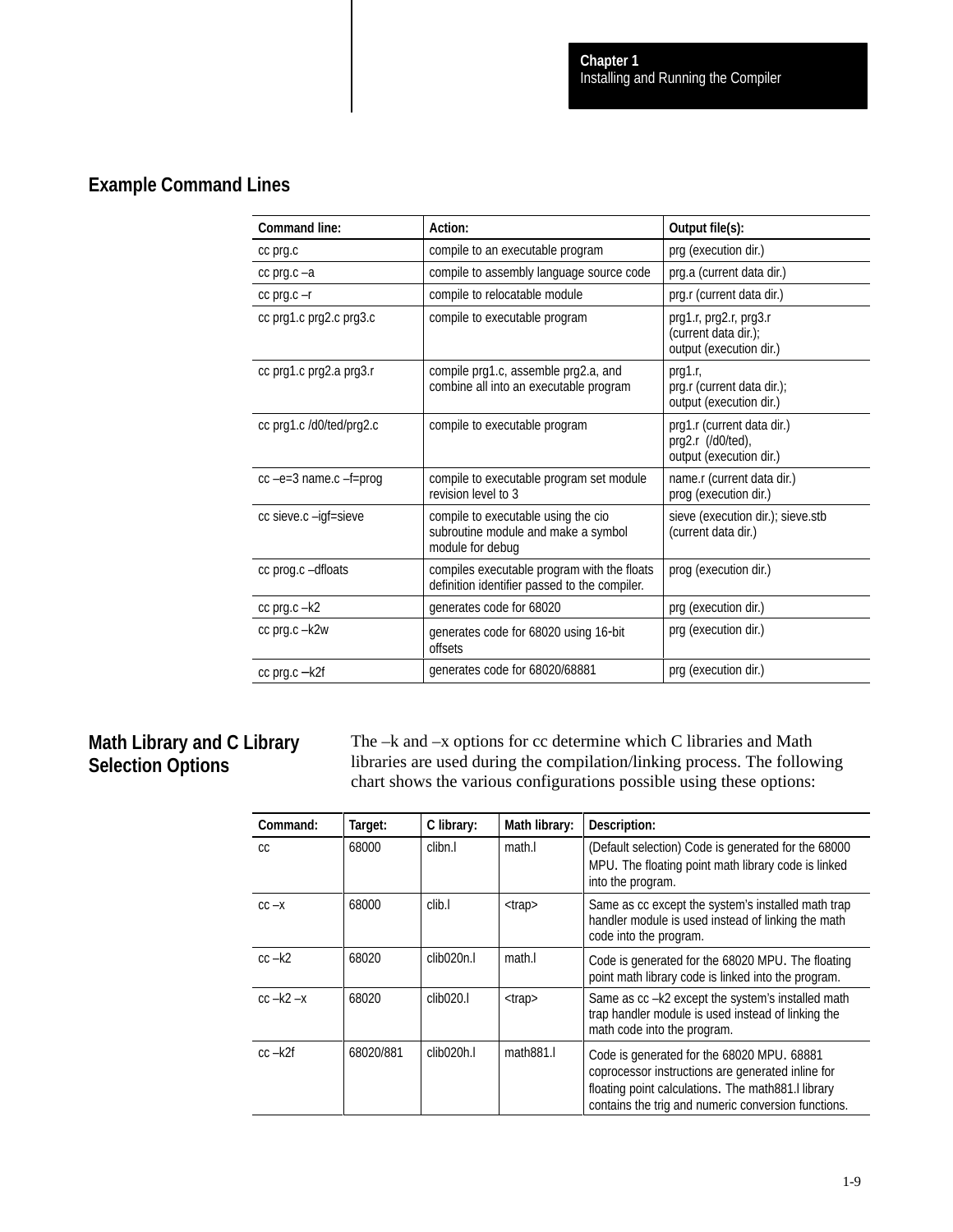## Example Command Lines

| Command line: | Action: | Output file(s): |
| --- | --- | --- |
| cc prg.c | compile to an executable program | prg (execution dir.) |
| cc prg.c –a | compile to assembly language source code | prg.a (current data dir.) |
| cc prg.c –r | compile to relocatable module | prg.r (current data dir.) |
| cc prg1.c prg2.c prg3.c | compile to executable program | prg1.r, prg2.r, prg3.r (current data dir.); output (execution dir.) |
| cc prg1.c prg2.a prg3.r | compile prg1.c, assemble prg2.a, and combine all into an executable program | prg1.r, prg.r (current data dir.); output (execution dir.) |
| cc prg1.c /d0/ted/prg2.c | compile to executable program | prg1.r (current data dir.) prg2.r (/d0/ted), output (execution dir.) |
| cc –e=3 name.c –f=prog | compile to executable program set module revision level to 3 | name.r (current data dir.) prog (execution dir.) |
| cc sieve.c –igf=sieve | compile to executable using the cio subroutine module and make a symbol module for debug | sieve (execution dir.); sieve.stb (current data dir.) |
| cc prog.c –dfloats | compiles executable program with the floats definition identifier passed to the compiler. | prog (execution dir.) |
| cc prg.c –k2 | generates code for 68020 | prg (execution dir.) |
| cc prg.c –k2w | generates code for 68020 using 16-bit offsets | prg (execution dir.) |
| cc prg.c –k2f | generates code for 68020/68881 | prg (execution dir.) |

## Math Library and C Library Selection Options

The –k and –x options for cc determine which C libraries and Math libraries are used during the compilation/linking process. The following chart shows the various configurations possible using these options:

| Command: | Target: | C library: | Math library: | Description: |
| --- | --- | --- | --- | --- |
| cc | 68000 | clibn.l | math.l | (Default selection) Code is generated for the 68000 MPU. The floating point math library code is linked into the program. |
| cc –x | 68000 | clib.l | <trap> | Same as cc except the system's installed math trap handler module is used instead of linking the math code into the program. |
| cc –k2 | 68020 | clib020n.l | math.l | Code is generated for the 68020 MPU. The floating point math library code is linked into the program. |
| cc –k2 –x | 68020 | clib020.l | <trap> | Same as cc –k2 except the system's installed math trap handler module is used instead of linking the math code into the program. |
| cc –k2f | 68020/881 | clib020h.l | math881.l | Code is generated for the 68020 MPU. 68881 coprocessor instructions are generated inline for floating point calculations. The math881.l library contains the trig and numeric conversion functions. |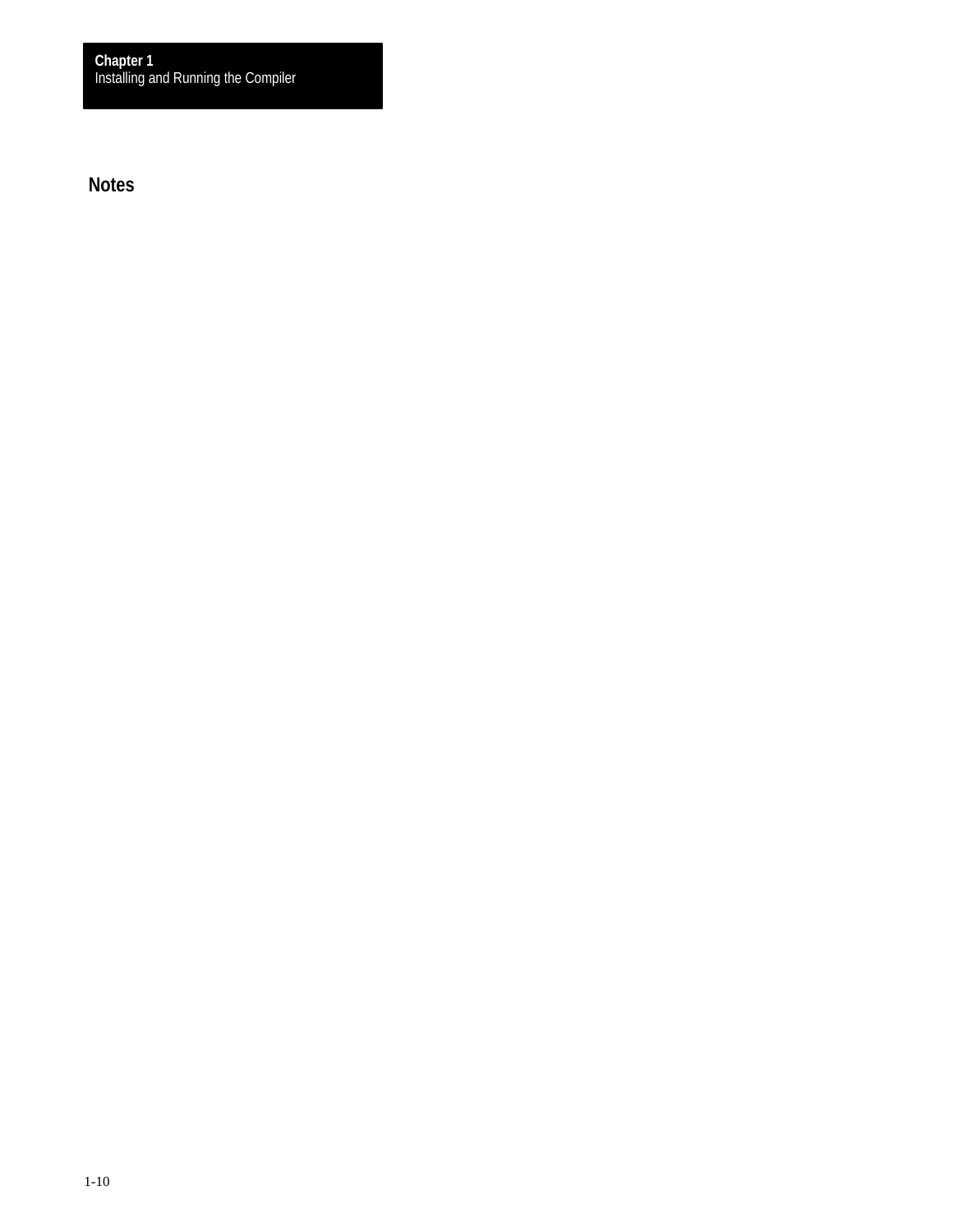## Notes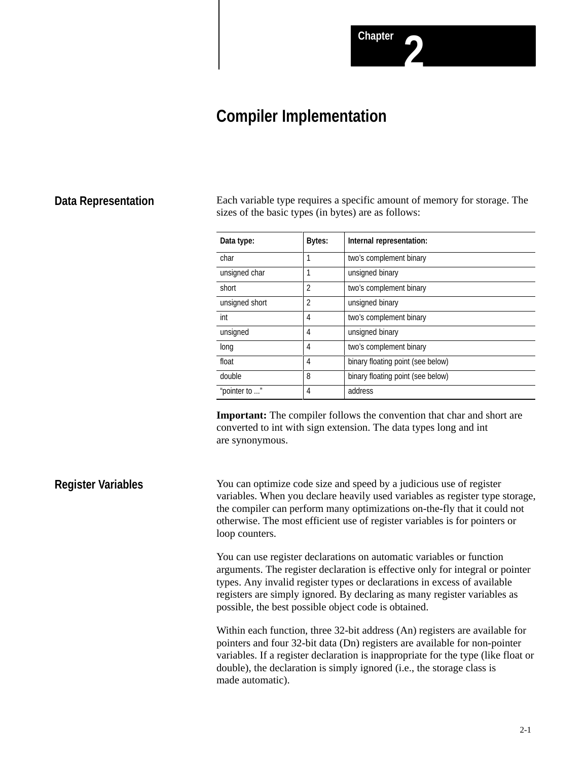# Chapter 2

# Compiler Implementation

## Data Representation

Each variable type requires a specific amount of memory for storage. The sizes of the basic types (in bytes) are as follows:

| Data type: | Bytes: | Internal representation: |
|---|---|---|
| char | 1 | two's complement binary |
| unsigned char | 1 | unsigned binary |
| short | 2 | two's complement binary |
| unsigned short | 2 | unsigned binary |
| int | 4 | two's complement binary |
| unsigned | 4 | unsigned binary |
| long | 4 | two's complement binary |
| float | 4 | binary floating point (see below) |
| double | 8 | binary floating point (see below) |
| "pointer to ..." | 4 | address |

**Important:** The compiler follows the convention that char and short are converted to int with sign extension. The data types long and int are synonymous.

## Register Variables

You can optimize code size and speed by a judicious use of register variables. When you declare heavily used variables as register type storage, the compiler can perform many optimizations on-the-fly that it could not otherwise. The most efficient use of register variables is for pointers or loop counters.

You can use register declarations on automatic variables or function arguments. The register declaration is effective only for integral or pointer types. Any invalid register types or declarations in excess of available registers are simply ignored. By declaring as many register variables as possible, the best possible object code is obtained.

Within each function, three 32-bit address (An) registers are available for pointers and four 32-bit data (Dn) registers are available for non-pointer variables. If a register declaration is inappropriate for the type (like float or double), the declaration is simply ignored (i.e., the storage class is made automatic).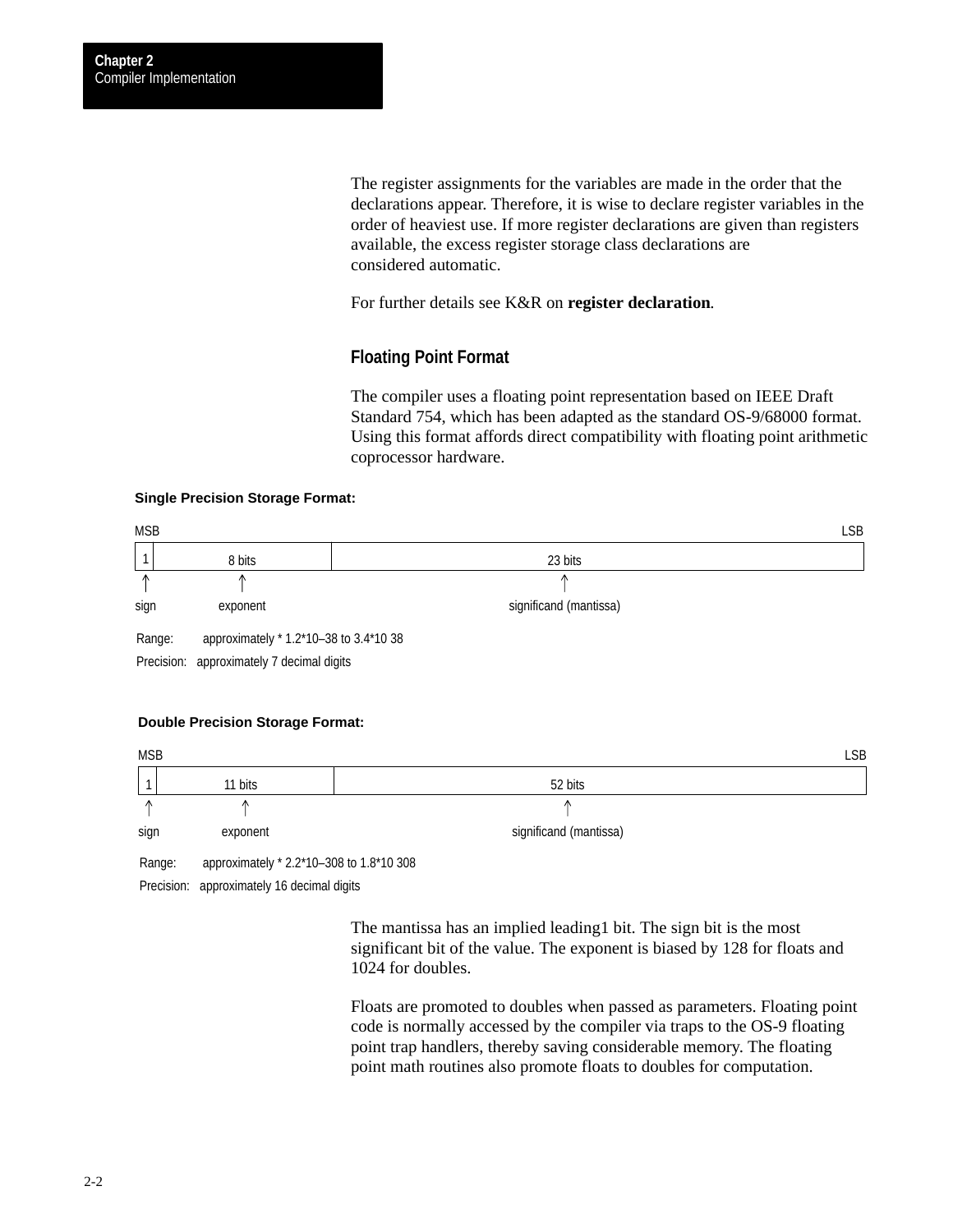The register assignments for the variables are made in the order that the declarations appear. Therefore, it is wise to declare register variables in the order of heaviest use. If more register declarations are given than registers available, the excess register storage class declarations are considered automatic.

For further details see K&R on **register declaration**.

## Floating Point Format

The compiler uses a floating point representation based on IEEE Draft Standard 754, which has been adapted as the standard OS-9/68000 format. Using this format affords direct compatibility with floating point arithmetic coprocessor hardware.

**Single Precision Storage Format:**

| MSB | | LSB |
|---|---|---|
| 1 | 8 bits | 23 bits |
| sign | exponent | significand (mantissa) |

Range: approximately * $1.2*10^{-38}$ to $3.4*10^{38}$

Precision: approximately 7 decimal digits

**Double Precision Storage Format:**

| MSB | | LSB |
|---|---|---|
| 1 | 11 bits | 52 bits |
| sign | exponent | significand (mantissa) |

Range: approximately * $2.2*10^{-308}$ to $1.8*10^{308}$

Precision: approximately 16 decimal digits

The mantissa has an implied leading1 bit. The sign bit is the most significant bit of the value. The exponent is biased by 128 for floats and 1024 for doubles.

Floats are promoted to doubles when passed as parameters. Floating point code is normally accessed by the compiler via traps to the OS-9 floating point trap handlers, thereby saving considerable memory. The floating point math routines also promote floats to doubles for computation.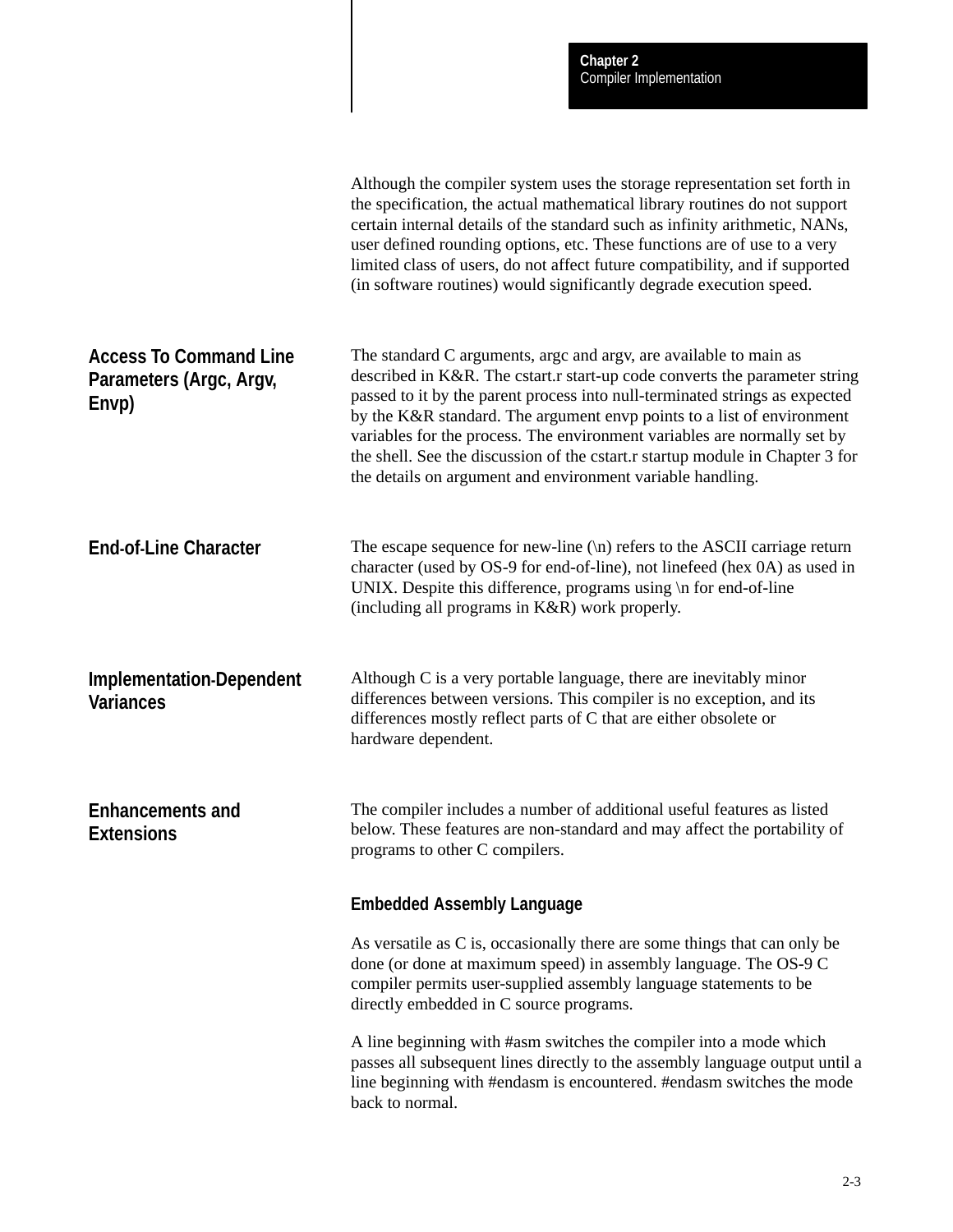Although the compiler system uses the storage representation set forth in the specification, the actual mathematical library routines do not support certain internal details of the standard such as infinity arithmetic, NANs, user defined rounding options, etc. These functions are of use to a very limited class of users, do not affect future compatibility, and if supported (in software routines) would significantly degrade execution speed.

## Access To Command Line Parameters (Argc, Argv, Envp)

The standard C arguments, argc and argv, are available to main as described in K&R. The cstart.r start-up code converts the parameter string passed to it by the parent process into null-terminated strings as expected by the K&R standard. The argument envp points to a list of environment variables for the process. The environment variables are normally set by the shell. See the discussion of the cstart.r startup module in Chapter 3 for the details on argument and environment variable handling.

## End-of-Line Character

The escape sequence for new-line (\n) refers to the ASCII carriage return character (used by OS-9 for end-of-line), not linefeed (hex 0A) as used in UNIX. Despite this difference, programs using \n for end-of-line (including all programs in K&R) work properly.

## Implementation-Dependent Variances

Although C is a very portable language, there are inevitably minor differences between versions. This compiler is no exception, and its differences mostly reflect parts of C that are either obsolete or hardware dependent.

## Enhancements and Extensions

The compiler includes a number of additional useful features as listed below. These features are non-standard and may affect the portability of programs to other C compilers.

### Embedded Assembly Language

As versatile as C is, occasionally there are some things that can only be done (or done at maximum speed) in assembly language. The OS-9 C compiler permits user-supplied assembly language statements to be directly embedded in C source programs.

A line beginning with #asm switches the compiler into a mode which passes all subsequent lines directly to the assembly language output until a line beginning with #endasm is encountered. #endasm switches the mode back to normal.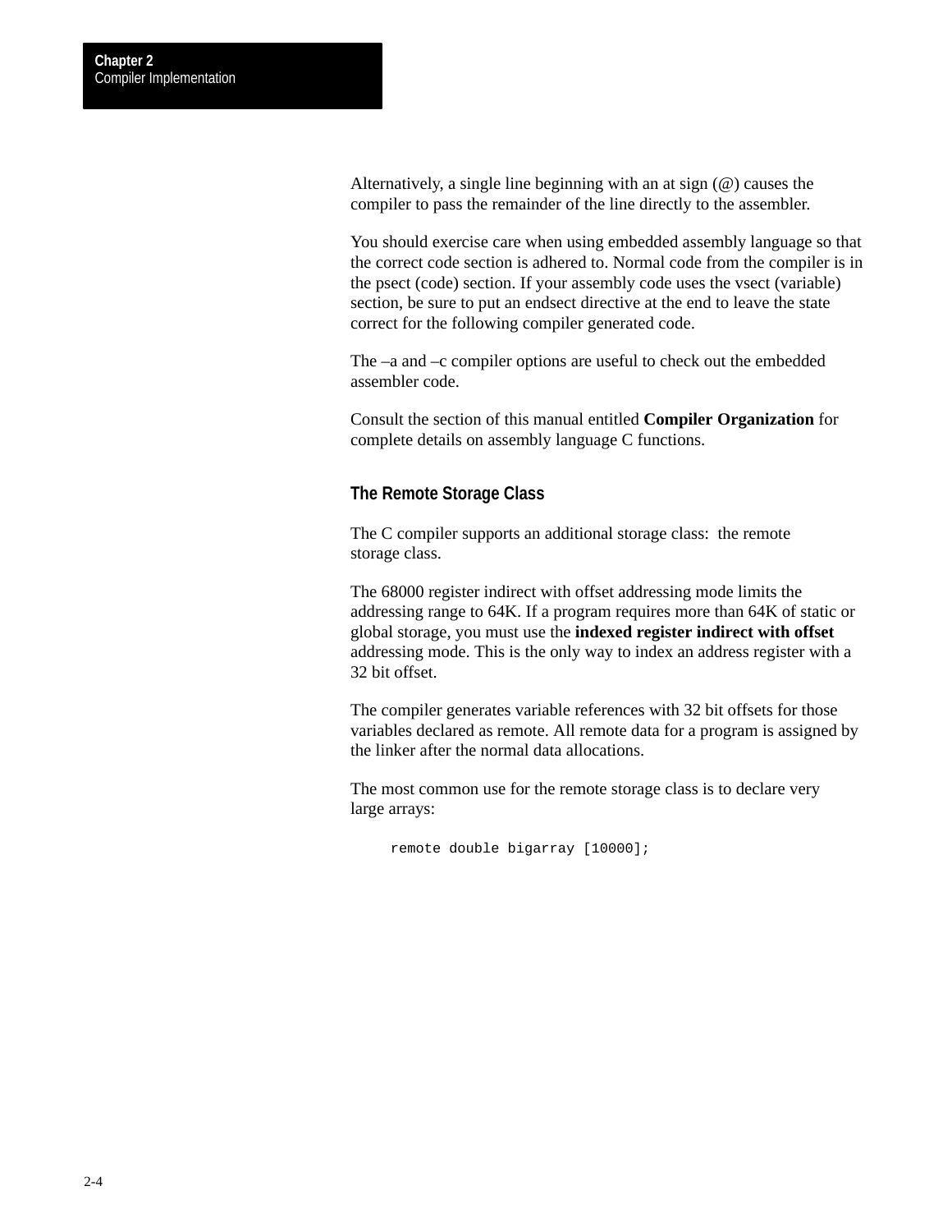Alternatively, a single line beginning with an at sign (@) causes the compiler to pass the remainder of the line directly to the assembler.

You should exercise care when using embedded assembly language so that the correct code section is adhered to. Normal code from the compiler is in the psect (code) section. If your assembly code uses the vsect (variable) section, be sure to put an endsect directive at the end to leave the state correct for the following compiler generated code.

The –a and –c compiler options are useful to check out the embedded assembler code.

Consult the section of this manual entitled **Compiler Organization** for complete details on assembly language C functions.

## The Remote Storage Class

The C compiler supports an additional storage class: the remote storage class.

The 68000 register indirect with offset addressing mode limits the addressing range to 64K. If a program requires more than 64K of static or global storage, you must use the **indexed register indirect with offset** addressing mode. This is the only way to index an address register with a 32 bit offset.

The compiler generates variable references with 32 bit offsets for those variables declared as remote. All remote data for a program is assigned by the linker after the normal data allocations.

The most common use for the remote storage class is to declare very large arrays:

```
remote double bigarray [10000];
```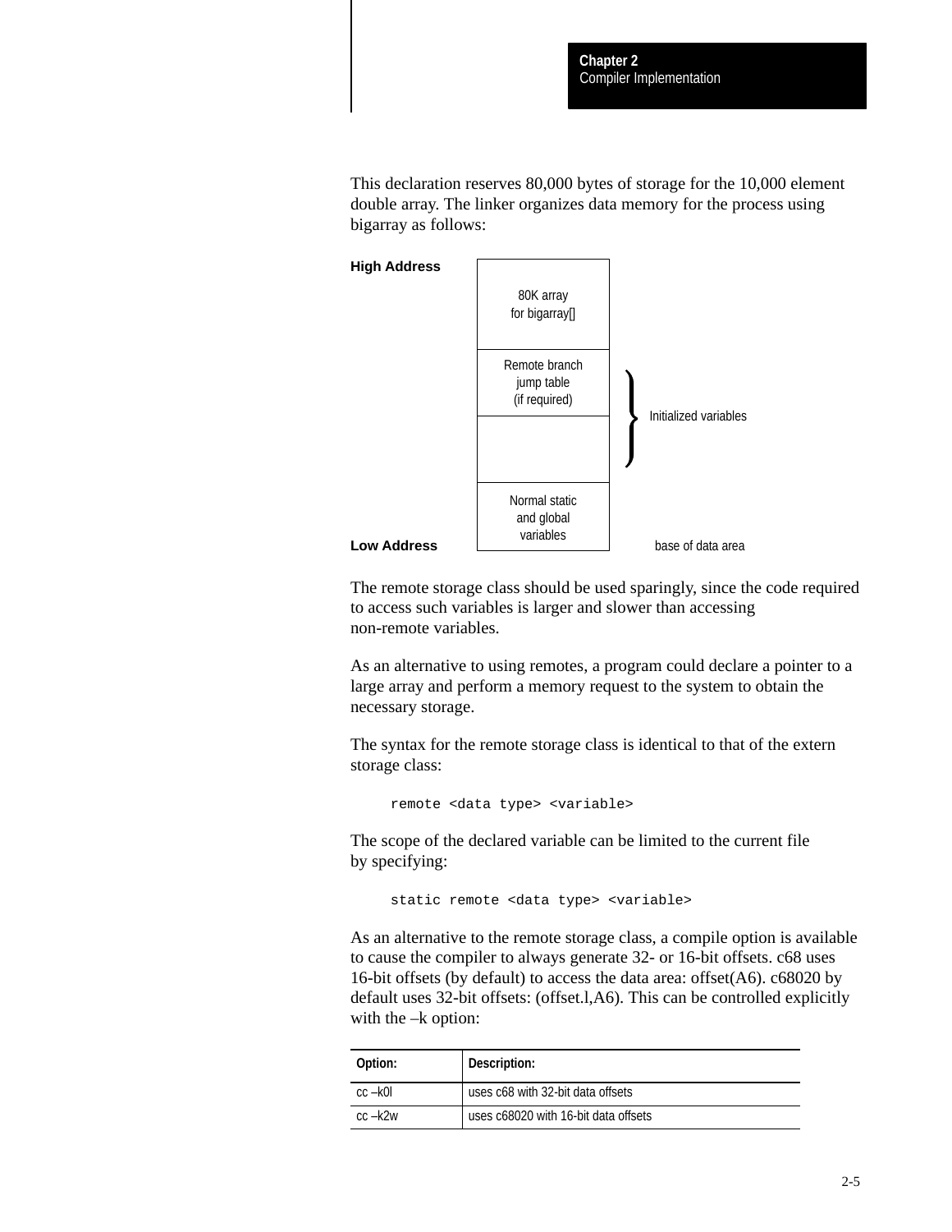This declaration reserves 80,000 bytes of storage for the 10,000 element double array. The linker organizes data memory for the process using bigarray as follows:

| | Memory layout | |
|---|---|---|
| **High Address** | 80K array for bigarray[] | |
| | Remote branch jump table (if required) | Initialized variables |
| | | |
| **Low Address** | Normal static and global variables | base of data area |

The remote storage class should be used sparingly, since the code required to access such variables is larger and slower than accessing non-remote variables.

As an alternative to using remotes, a program could declare a pointer to a large array and perform a memory request to the system to obtain the necessary storage.

The syntax for the remote storage class is identical to that of the extern storage class:

```
remote <data type> <variable>
```

The scope of the declared variable can be limited to the current file by specifying:

```
static remote <data type> <variable>
```

As an alternative to the remote storage class, a compile option is available to cause the compiler to always generate 32- or 16-bit offsets. c68 uses 16-bit offsets (by default) to access the data area: offset(A6). c68020 by default uses 32-bit offsets: (offset.l,A6). This can be controlled explicitly with the –k option:

| Option: | Description: |
|---|---|
| cc –k0l | uses c68 with 32-bit data offsets |
| cc –k2w | uses c68020 with 16-bit data offsets |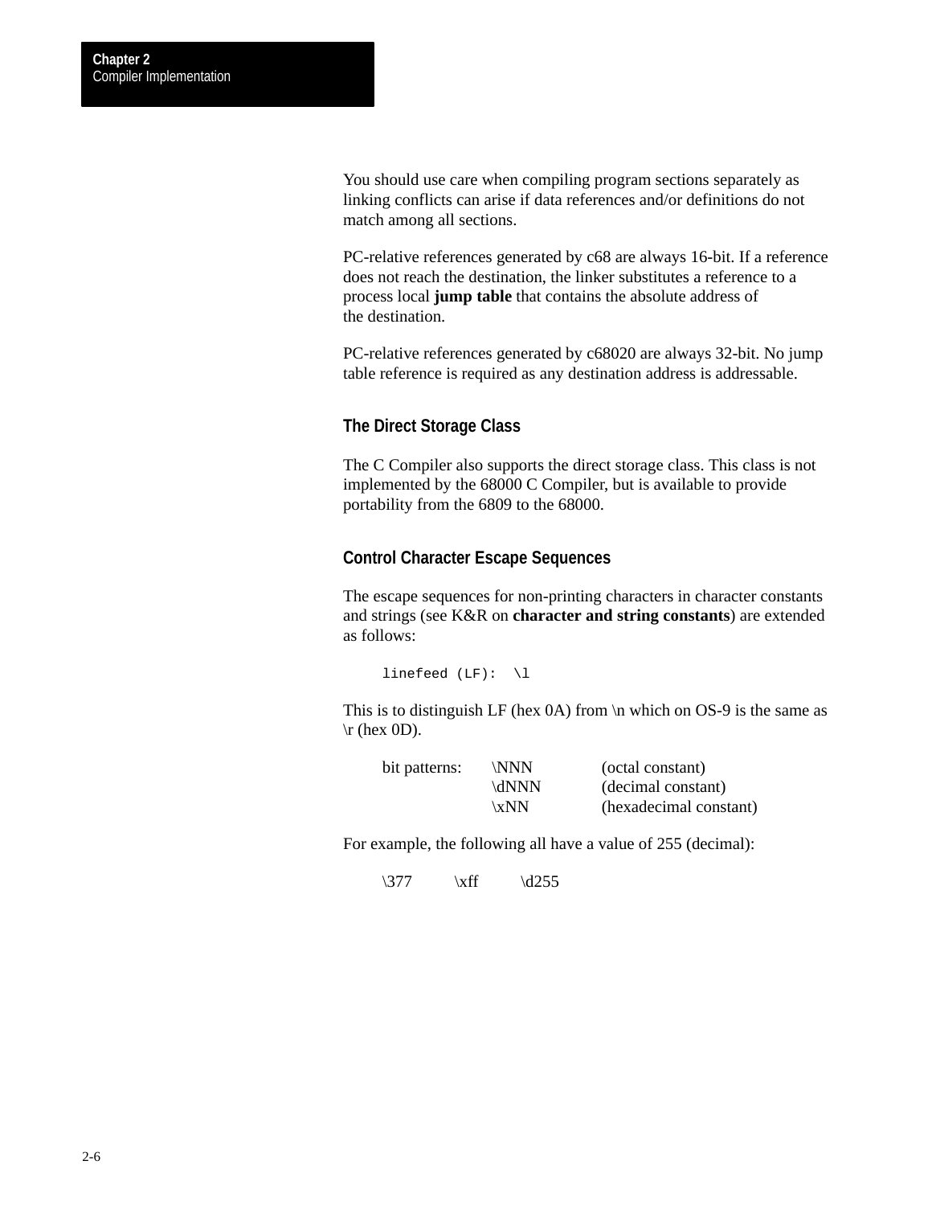You should use care when compiling program sections separately as linking conflicts can arise if data references and/or definitions do not match among all sections.

PC-relative references generated by c68 are always 16-bit. If a reference does not reach the destination, the linker substitutes a reference to a process local **jump table** that contains the absolute address of the destination.

PC-relative references generated by c68020 are always 32-bit. No jump table reference is required as any destination address is addressable.

### The Direct Storage Class

The C Compiler also supports the direct storage class. This class is not implemented by the 68000 C Compiler, but is available to provide portability from the 6809 to the 68000.

### Control Character Escape Sequences

The escape sequences for non-printing characters in character constants and strings (see K&R on **character and string constants**) are extended as follows:

```
linefeed (LF):  \l
```

This is to distinguish LF (hex 0A) from \n which on OS-9 is the same as \r (hex 0D).

| | | |
|---|---|---|
| bit patterns: | \NNN | (octal constant) |
| | \dNNN | (decimal constant) |
| | \xNN | (hexadecimal constant) |

For example, the following all have a value of 255 (decimal):

\377 \xff \d255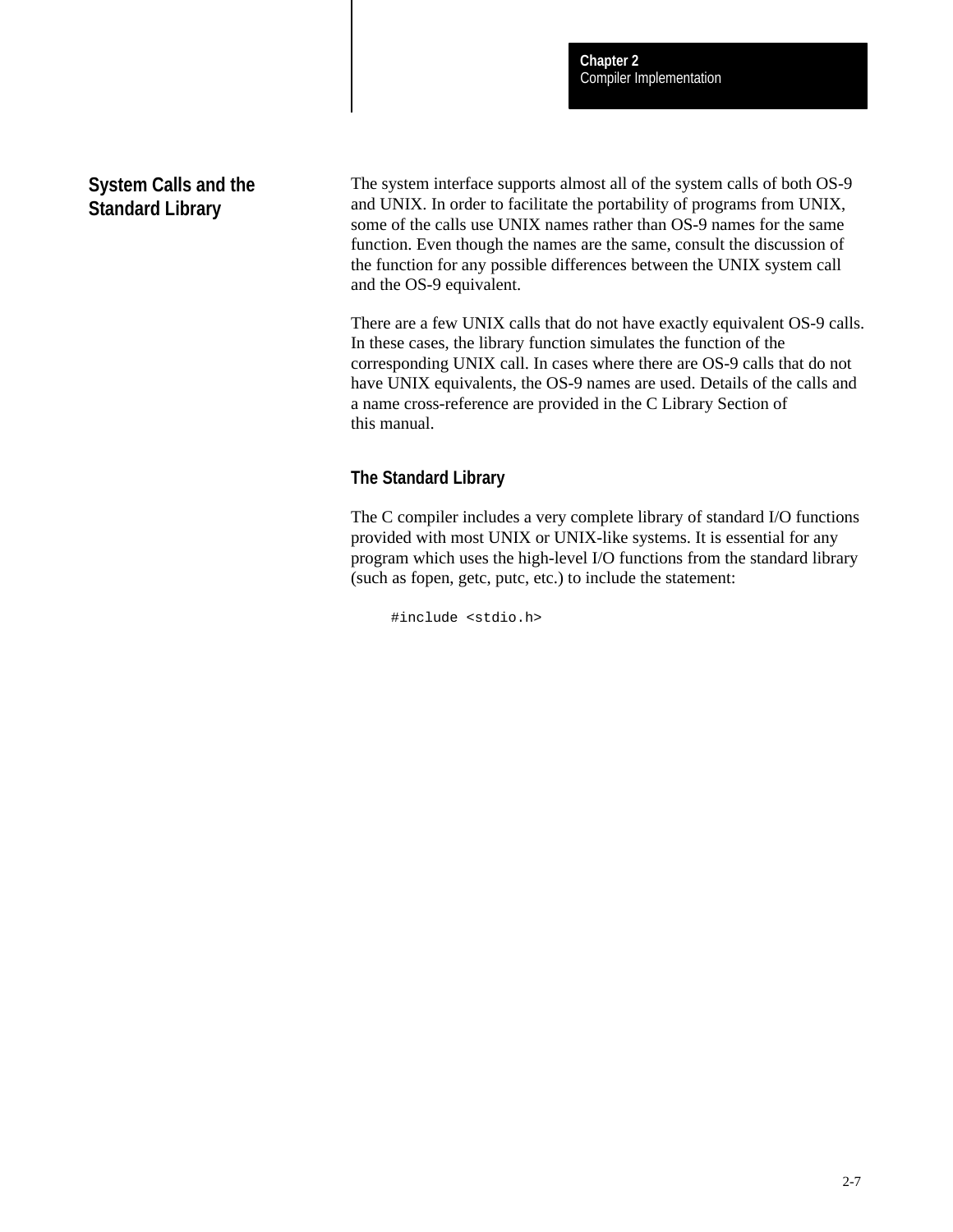## System Calls and the Standard Library

The system interface supports almost all of the system calls of both OS-9 and UNIX. In order to facilitate the portability of programs from UNIX, some of the calls use UNIX names rather than OS-9 names for the same function. Even though the names are the same, consult the discussion of the function for any possible differences between the UNIX system call and the OS-9 equivalent.

There are a few UNIX calls that do not have exactly equivalent OS-9 calls. In these cases, the library function simulates the function of the corresponding UNIX call. In cases where there are OS-9 calls that do not have UNIX equivalents, the OS-9 names are used. Details of the calls and a name cross-reference are provided in the C Library Section of this manual.

### The Standard Library

The C compiler includes a very complete library of standard I/O functions provided with most UNIX or UNIX-like systems. It is essential for any program which uses the high-level I/O functions from the standard library (such as fopen, getc, putc, etc.) to include the statement:

```
#include <stdio.h>
```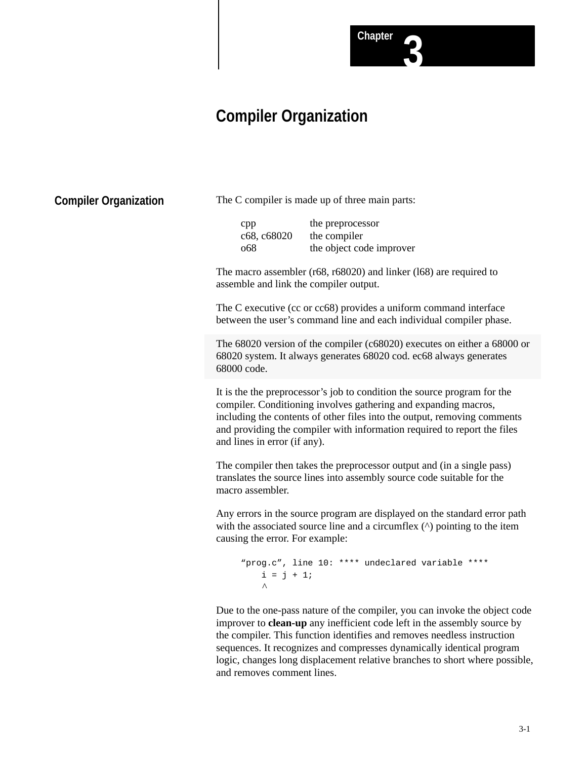# Chapter 3

# Compiler Organization

## Compiler Organization

The C compiler is made up of three main parts:

| | |
|---|---|
| cpp | the preprocessor |
| c68, c68020 | the compiler |
| o68 | the object code improver |

The macro assembler (r68, r68020) and linker (l68) are required to assemble and link the compiler output.

The C executive (cc or cc68) provides a uniform command interface between the user's command line and each individual compiler phase.

The 68020 version of the compiler (c68020) executes on either a 68000 or 68020 system. It always generates 68020 cod. ec68 always generates 68000 code.

It is the the preprocessor's job to condition the source program for the compiler. Conditioning involves gathering and expanding macros, including the contents of other files into the output, removing comments and providing the compiler with information required to report the files and lines in error (if any).

The compiler then takes the preprocessor output and (in a single pass) translates the source lines into assembly source code suitable for the macro assembler.

Any errors in the source program are displayed on the standard error path with the associated source line and a circumflex (^) pointing to the item causing the error. For example:

```
“prog.c”, line 10: **** undeclared variable ****
    i = j + 1;
    ^
```

Due to the one-pass nature of the compiler, you can invoke the object code improver to **clean-up** any inefficient code left in the assembly source by the compiler. This function identifies and removes needless instruction sequences. It recognizes and compresses dynamically identical program logic, changes long displacement relative branches to short where possible, and removes comment lines.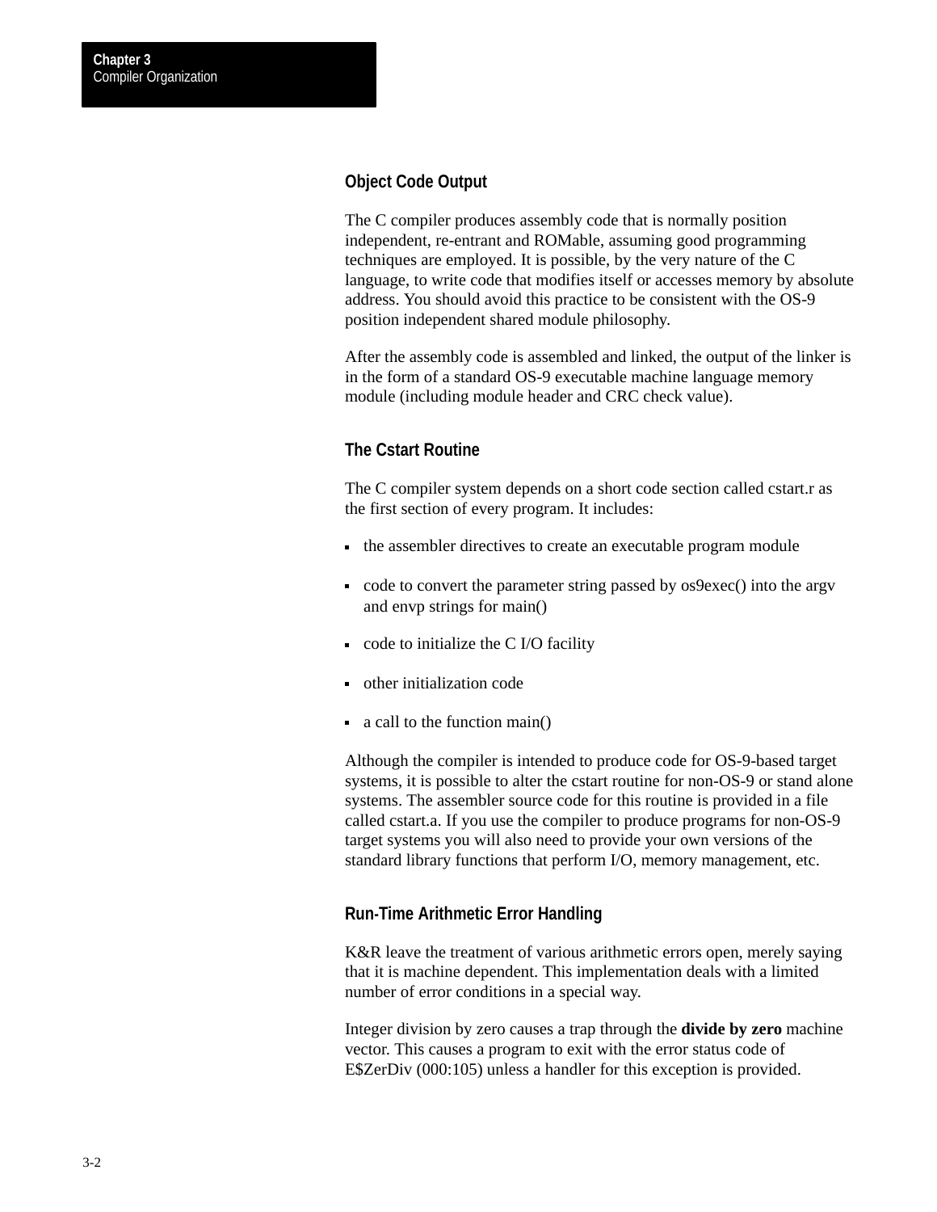## Object Code Output

The C compiler produces assembly code that is normally position independent, re-entrant and ROMable, assuming good programming techniques are employed. It is possible, by the very nature of the C language, to write code that modifies itself or accesses memory by absolute address. You should avoid this practice to be consistent with the OS-9 position independent shared module philosophy.

After the assembly code is assembled and linked, the output of the linker is in the form of a standard OS-9 executable machine language memory module (including module header and CRC check value).

## The Cstart Routine

The C compiler system depends on a short code section called cstart.r as the first section of every program. It includes:

- the assembler directives to create an executable program module
- code to convert the parameter string passed by os9exec() into the argv and envp strings for main()
- code to initialize the C I/O facility
- other initialization code
- a call to the function main()

Although the compiler is intended to produce code for OS-9-based target systems, it is possible to alter the cstart routine for non-OS-9 or stand alone systems. The assembler source code for this routine is provided in a file called cstart.a. If you use the compiler to produce programs for non-OS-9 target systems you will also need to provide your own versions of the standard library functions that perform I/O, memory management, etc.

## Run-Time Arithmetic Error Handling

K&R leave the treatment of various arithmetic errors open, merely saying that it is machine dependent. This implementation deals with a limited number of error conditions in a special way.

Integer division by zero causes a trap through the **divide by zero** machine vector. This causes a program to exit with the error status code of E$ZerDiv (000:105) unless a handler for this exception is provided.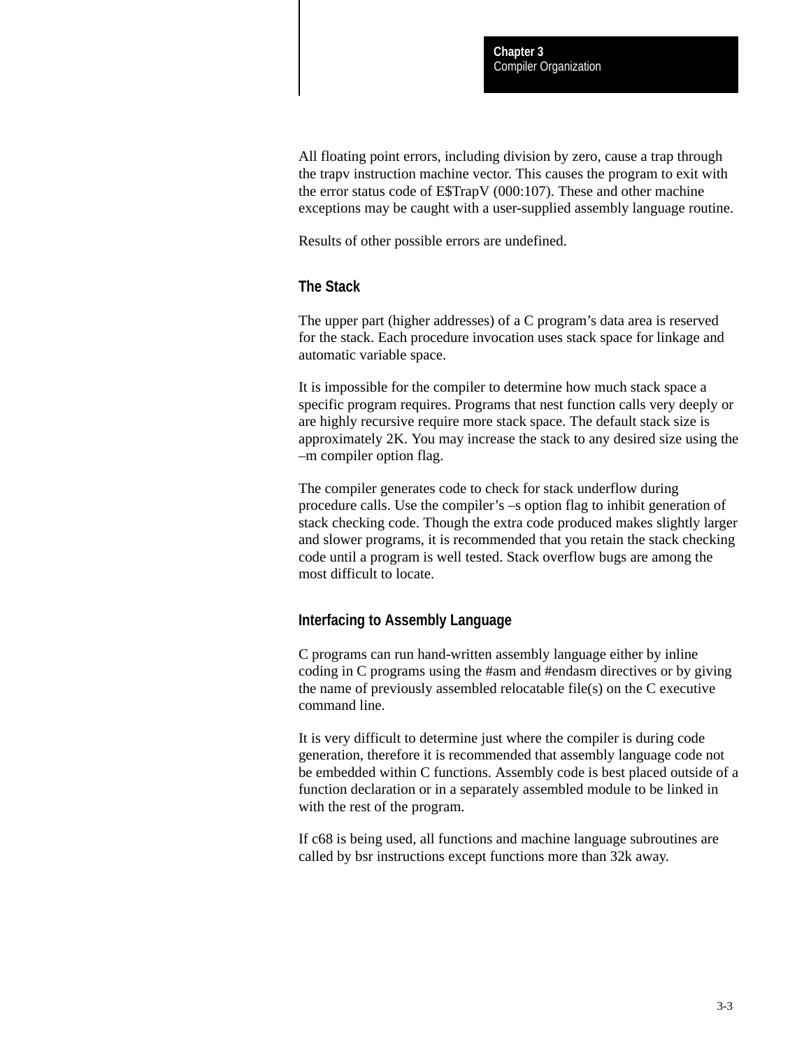All floating point errors, including division by zero, cause a trap through the trapv instruction machine vector. This causes the program to exit with the error status code of E$TrapV (000:107). These and other machine exceptions may be caught with a user-supplied assembly language routine.

Results of other possible errors are undefined.

## The Stack

The upper part (higher addresses) of a C program's data area is reserved for the stack. Each procedure invocation uses stack space for linkage and automatic variable space.

It is impossible for the compiler to determine how much stack space a specific program requires. Programs that nest function calls very deeply or are highly recursive require more stack space. The default stack size is approximately 2K. You may increase the stack to any desired size using the –m compiler option flag.

The compiler generates code to check for stack underflow during procedure calls. Use the compiler's –s option flag to inhibit generation of stack checking code. Though the extra code produced makes slightly larger and slower programs, it is recommended that you retain the stack checking code until a program is well tested. Stack overflow bugs are among the most difficult to locate.

## Interfacing to Assembly Language

C programs can run hand-written assembly language either by inline coding in C programs using the #asm and #endasm directives or by giving the name of previously assembled relocatable file(s) on the C executive command line.

It is very difficult to determine just where the compiler is during code generation, therefore it is recommended that assembly language code not be embedded within C functions. Assembly code is best placed outside of a function declaration or in a separately assembled module to be linked in with the rest of the program.

If c68 is being used, all functions and machine language subroutines are called by bsr instructions except functions more than 32k away.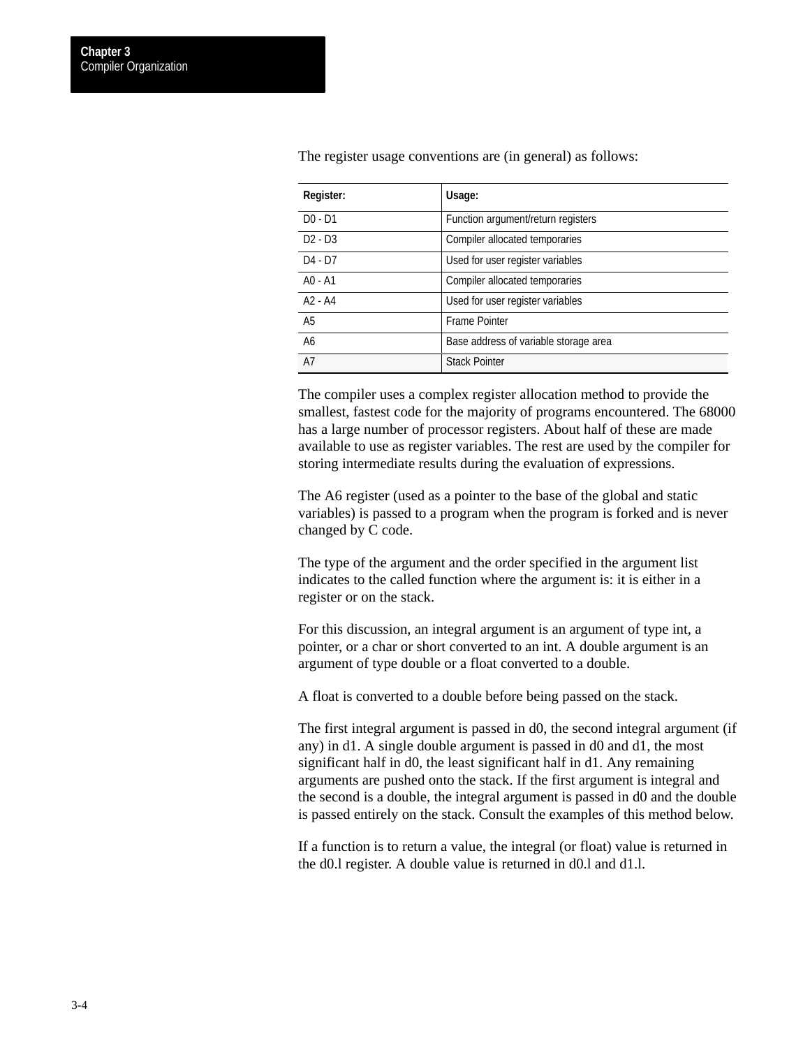The register usage conventions are (in general) as follows:

| Register: | Usage: |
| --- | --- |
| D0 - D1 | Function argument/return registers |
| D2 - D3 | Compiler allocated temporaries |
| D4 - D7 | Used for user register variables |
| A0 - A1 | Compiler allocated temporaries |
| A2 - A4 | Used for user register variables |
| A5 | Frame Pointer |
| A6 | Base address of variable storage area |
| A7 | Stack Pointer |

The compiler uses a complex register allocation method to provide the smallest, fastest code for the majority of programs encountered. The 68000 has a large number of processor registers. About half of these are made available to use as register variables. The rest are used by the compiler for storing intermediate results during the evaluation of expressions.

The A6 register (used as a pointer to the base of the global and static variables) is passed to a program when the program is forked and is never changed by C code.

The type of the argument and the order specified in the argument list indicates to the called function where the argument is: it is either in a register or on the stack.

For this discussion, an integral argument is an argument of type int, a pointer, or a char or short converted to an int. A double argument is an argument of type double or a float converted to a double.

A float is converted to a double before being passed on the stack.

The first integral argument is passed in d0, the second integral argument (if any) in d1. A single double argument is passed in d0 and d1, the most significant half in d0, the least significant half in d1. Any remaining arguments are pushed onto the stack. If the first argument is integral and the second is a double, the integral argument is passed in d0 and the double is passed entirely on the stack. Consult the examples of this method below.

If a function is to return a value, the integral (or float) value is returned in the d0.l register. A double value is returned in d0.l and d1.l.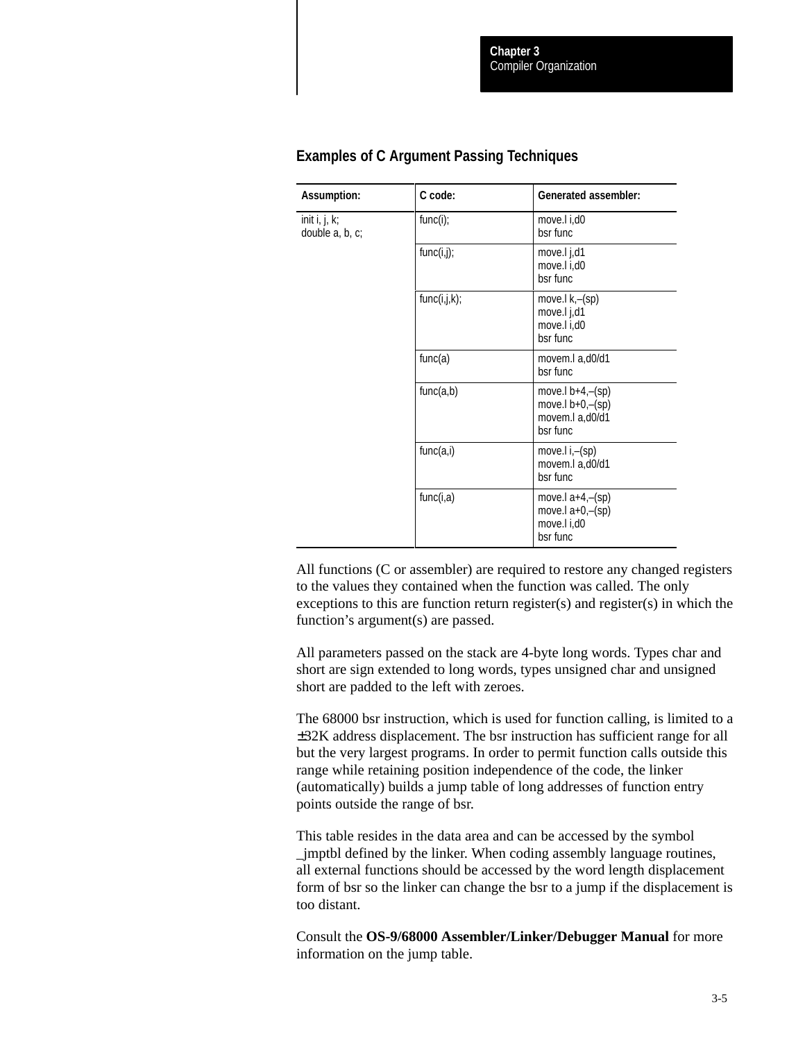### Examples of C Argument Passing Techniques

| Assumption: | C code: | Generated assembler: |
|---|---|---|
| init i, j, k;<br>double a, b, c; | func(i); | move.l i,d0<br>bsr func |
| | func(i,j); | move.l j,d1<br>move.l i,d0<br>bsr func |
| | func(i,j,k); | move.l k,–(sp)<br>move.l j,d1<br>move.l i,d0<br>bsr func |
| | func(a) | movem.l a,d0/d1<br>bsr func |
| | func(a,b) | move.l b+4,–(sp)<br>move.l b+0,–(sp)<br>movem.l a,d0/d1<br>bsr func |
| | func(a,i) | move.l i,–(sp)<br>movem.l a,d0/d1<br>bsr func |
| | func(i,a) | move.l a+4,–(sp)<br>move.l a+0,–(sp)<br>move.l i,d0<br>bsr func |

All functions (C or assembler) are required to restore any changed registers to the values they contained when the function was called. The only exceptions to this are function return register(s) and register(s) in which the function's argument(s) are passed.

All parameters passed on the stack are 4-byte long words. Types char and short are sign extended to long words, types unsigned char and unsigned short are padded to the left with zeroes.

The 68000 bsr instruction, which is used for function calling, is limited to a ±32K address displacement. The bsr instruction has sufficient range for all but the very largest programs. In order to permit function calls outside this range while retaining position independence of the code, the linker (automatically) builds a jump table of long addresses of function entry points outside the range of bsr.

This table resides in the data area and can be accessed by the symbol _jmptbl defined by the linker. When coding assembly language routines, all external functions should be accessed by the word length displacement form of bsr so the linker can change the bsr to a jump if the displacement is too distant.

Consult the **OS-9/68000 Assembler/Linker/Debugger Manual** for more information on the jump table.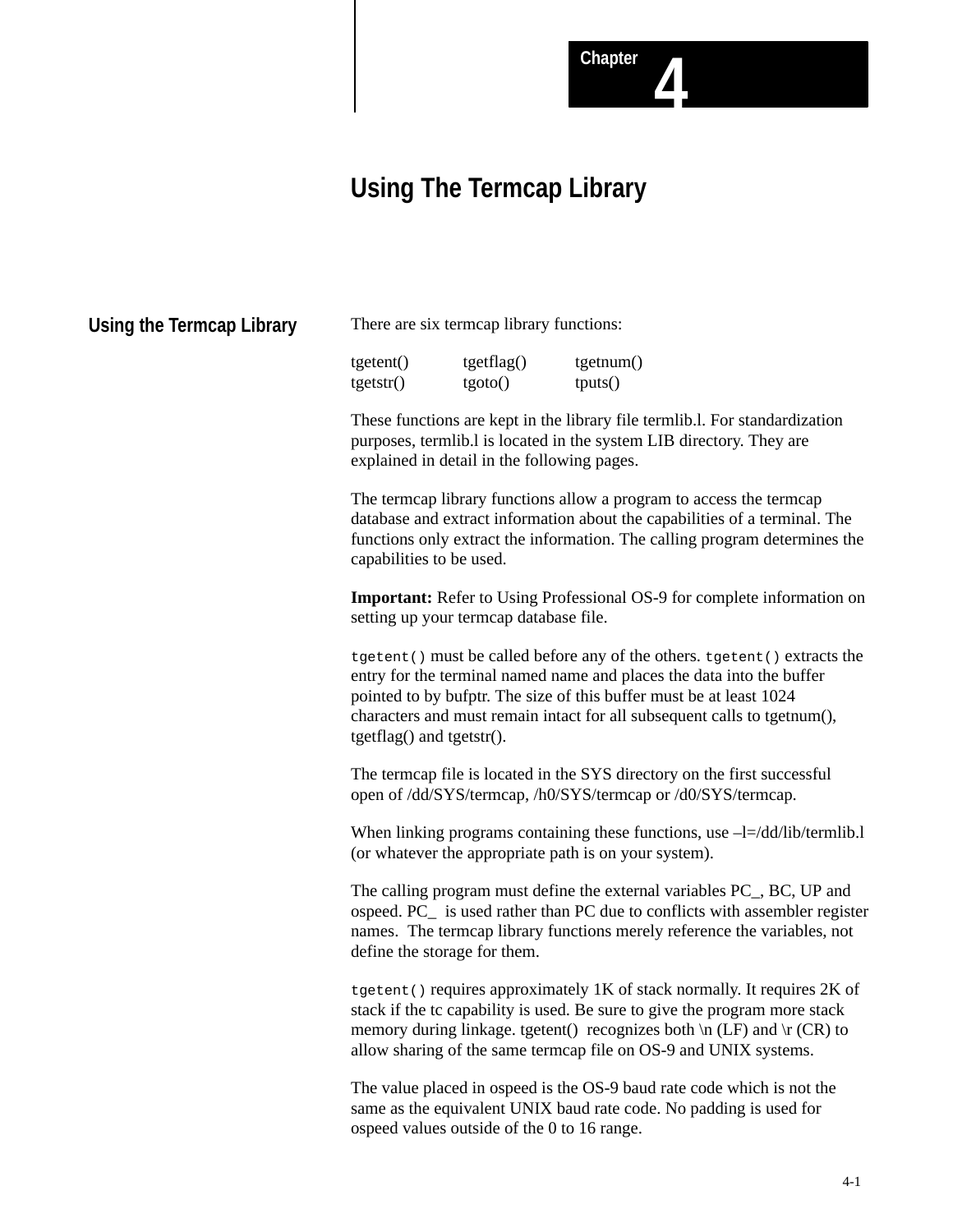Chapter 4

# Using The Termcap Library

## Using the Termcap Library

There are six termcap library functions:

| | | |
|---|---|---|
| tgetent() | tgetflag() | tgetnum() |
| tgetstr() | tgoto() | tputs() |

These functions are kept in the library file termlib.l. For standardization purposes, termlib.l is located in the system LIB directory. They are explained in detail in the following pages.

The termcap library functions allow a program to access the termcap database and extract information about the capabilities of a terminal. The functions only extract the information. The calling program determines the capabilities to be used.

**Important:** Refer to Using Professional OS-9 for complete information on setting up your termcap database file.

`tgetent()` must be called before any of the others. `tgetent()` extracts the entry for the terminal named name and places the data into the buffer pointed to by bufptr. The size of this buffer must be at least 1024 characters and must remain intact for all subsequent calls to tgetnum(), tgetflag() and tgetstr().

The termcap file is located in the SYS directory on the first successful open of /dd/SYS/termcap, /h0/SYS/termcap or /d0/SYS/termcap.

When linking programs containing these functions, use –l=/dd/lib/termlib.l (or whatever the appropriate path is on your system).

The calling program must define the external variables PC_, BC, UP and ospeed. PC_ is used rather than PC due to conflicts with assembler register names. The termcap library functions merely reference the variables, not define the storage for them.

`tgetent()` requires approximately 1K of stack normally. It requires 2K of stack if the tc capability is used. Be sure to give the program more stack memory during linkage. tgetent() recognizes both \n (LF) and \r (CR) to allow sharing of the same termcap file on OS-9 and UNIX systems.

The value placed in ospeed is the OS-9 baud rate code which is not the same as the equivalent UNIX baud rate code. No padding is used for ospeed values outside of the 0 to 16 range.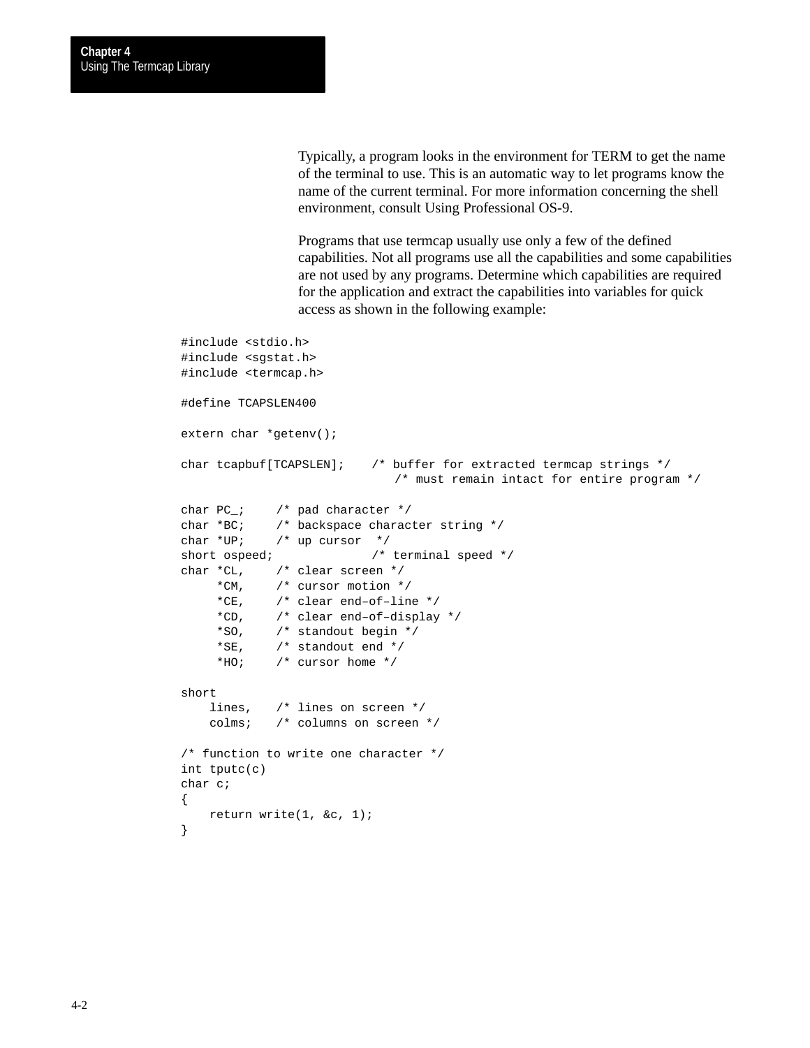Typically, a program looks in the environment for TERM to get the name of the terminal to use. This is an automatic way to let programs know the name of the current terminal. For more information concerning the shell environment, consult Using Professional OS-9.

Programs that use termcap usually use only a few of the defined capabilities. Not all programs use all the capabilities and some capabilities are not used by any programs. Determine which capabilities are required for the application and extract the capabilities into variables for quick access as shown in the following example:

```
#include <stdio.h>
#include <sgstat.h>
#include <termcap.h>

#define TCAPSLEN400

extern char *getenv();

char tcapbuf[TCAPSLEN];    /* buffer for extracted termcap strings */
                              /* must remain intact for entire program */

char PC_;     /* pad character */
char *BC;     /* backspace character string */
char *UP;     /* up cursor  */
short ospeed;             /* terminal speed */
char *CL,     /* clear screen */
     *CM,     /* cursor motion */
     *CE,     /* clear end–of–line */
     *CD,     /* clear end–of–display */
     *SO,     /* standout begin */
     *SE,     /* standout end */
     *HO;     /* cursor home */

short
    lines,    /* lines on screen */
    colms;    /* columns on screen */

/* function to write one character */
int tputc(c)
char c;
{
    return write(1, &c, 1);
}
```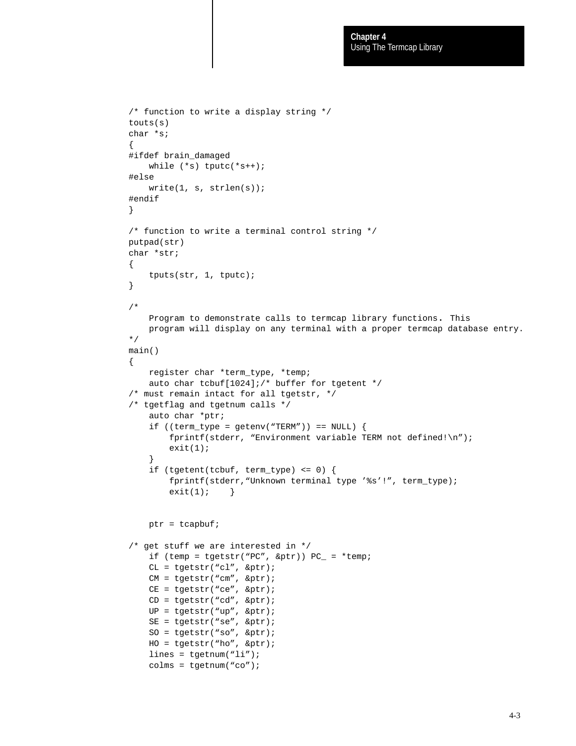```
/* function to write a display string */
touts(s)
char *s;
{
#ifdef brain_damaged
    while (*s) tputc(*s++);
#else
    write(1, s, strlen(s));
#endif
}

/* function to write a terminal control string */
putpad(str)
char *str;
{
    tputs(str, 1, tputc);
}

/*
    Program to demonstrate calls to termcap library functions. This
    program will display on any terminal with a proper termcap database entry.
*/
main()
{
    register char *term_type, *temp;
    auto char tcbuf[1024];/* buffer for tgetent */
/* must remain intact for all tgetstr, */
/* tgetflag and tgetnum calls */
    auto char *ptr;
    if ((term_type = getenv("TERM")) == NULL) {
        fprintf(stderr, "Environment variable TERM not defined!\n");
        exit(1);
    }
    if (tgetent(tcbuf, term_type) <= 0) {
        fprintf(stderr,"Unknown terminal type '%s'!", term_type);
        exit(1);    }


    ptr = tcapbuf;

/* get stuff we are interested in */
    if (temp = tgetstr("PC", &ptr)) PC_ = *temp;
    CL = tgetstr("cl", &ptr);
    CM = tgetstr("cm", &ptr);
    CE = tgetstr("ce", &ptr);
    CD = tgetstr("cd", &ptr);
    UP = tgetstr("up", &ptr);
    SE = tgetstr("se", &ptr);
    SO = tgetstr("so", &ptr);
    HO = tgetstr("ho", &ptr);
    lines = tgetnum("li");
    colms = tgetnum("co");
```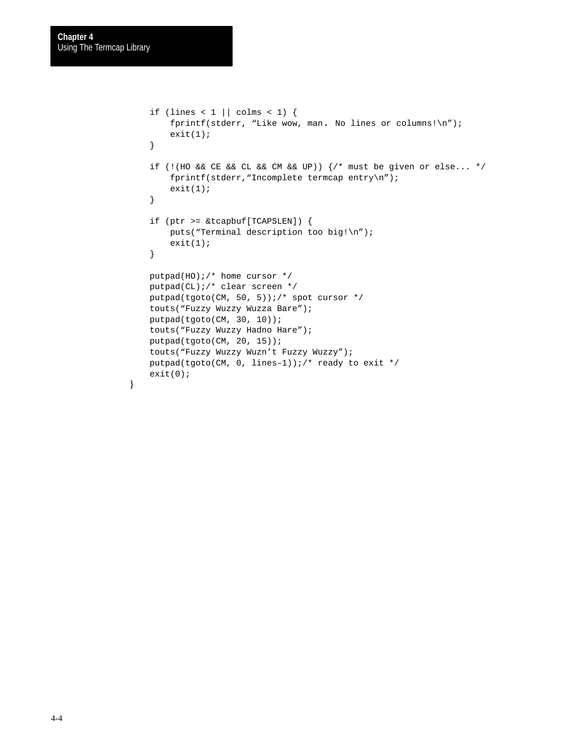```
    if (lines < 1 || colms < 1) {
        fprintf(stderr, “Like wow, man. No lines or columns!\n”);
        exit(1);
    }

    if (!(HO && CE && CL && CM && UP)) {/* must be given or else... */
        fprintf(stderr,“Incomplete termcap entry\n”);
        exit(1);
    }

    if (ptr >= &tcapbuf[TCAPSLEN]) {
        puts(“Terminal description too big!\n”);
        exit(1);
    }

    putpad(HO);/* home cursor */
    putpad(CL);/* clear screen */
    putpad(tgoto(CM, 50, 5));/* spot cursor */
    touts(“Fuzzy Wuzzy Wuzza Bare”);
    putpad(tgoto(CM, 30, 10));
    touts(“Fuzzy Wuzzy Hadno Hare”);
    putpad(tgoto(CM, 20, 15));
    touts(“Fuzzy Wuzzy Wuzn’t Fuzzy Wuzzy”);
    putpad(tgoto(CM, 0, lines–1));/* ready to exit */
    exit(0);
}
```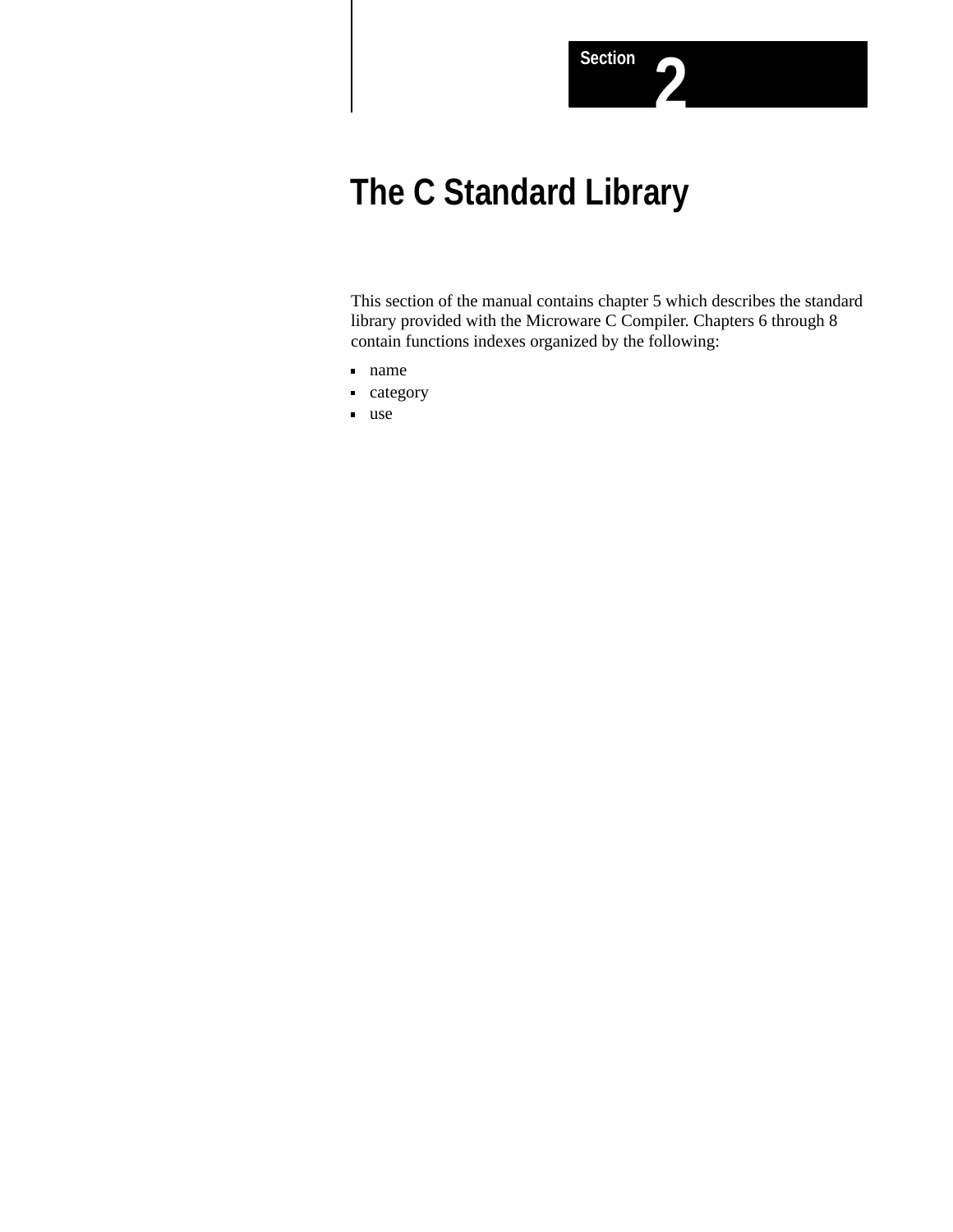Section 2

# The C Standard Library

This section of the manual contains chapter 5 which describes the standard library provided with the Microware C Compiler. Chapters 6 through 8 contain functions indexes organized by the following:

- name
- category
- use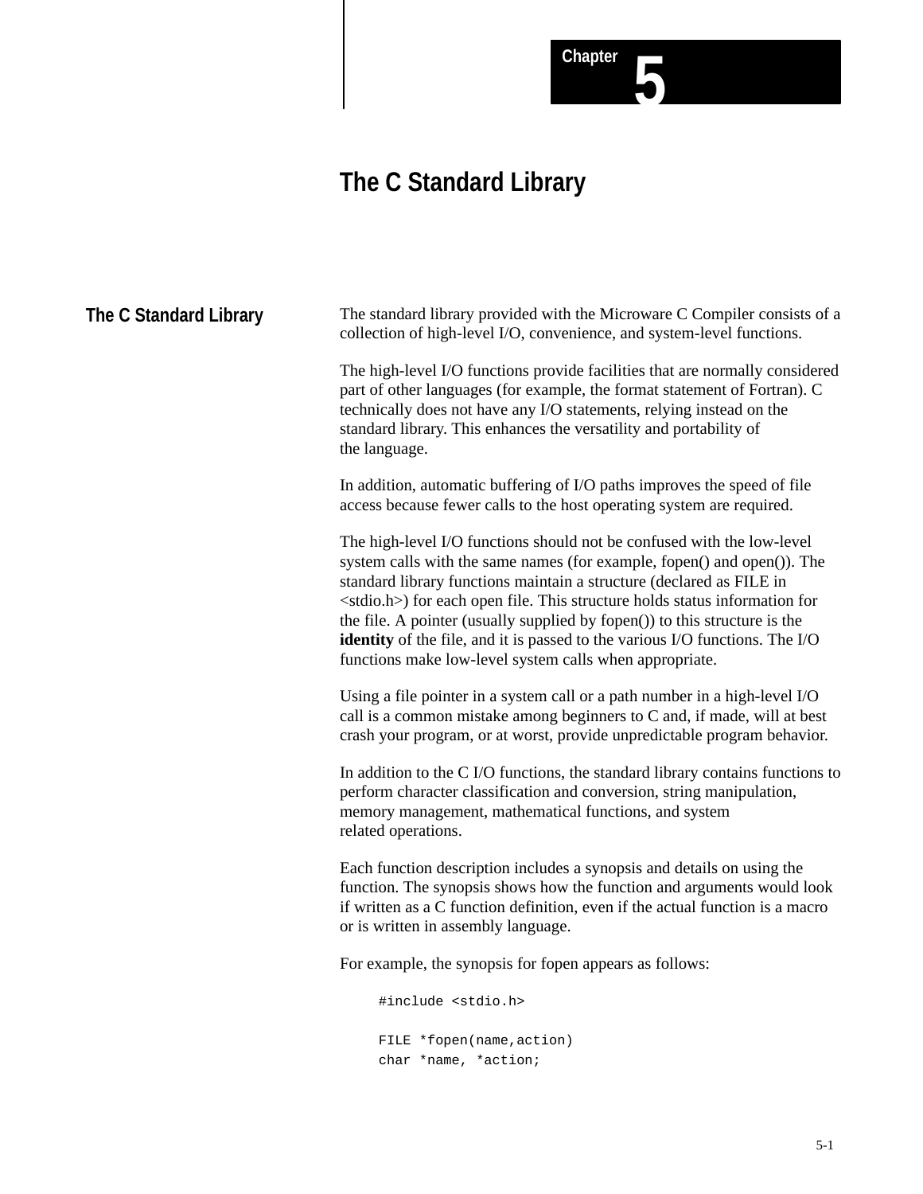# Chapter 5

# The C Standard Library

## The C Standard Library

The standard library provided with the Microware C Compiler consists of a collection of high-level I/O, convenience, and system-level functions.

The high-level I/O functions provide facilities that are normally considered part of other languages (for example, the format statement of Fortran). C technically does not have any I/O statements, relying instead on the standard library. This enhances the versatility and portability of the language.

In addition, automatic buffering of I/O paths improves the speed of file access because fewer calls to the host operating system are required.

The high-level I/O functions should not be confused with the low-level system calls with the same names (for example, fopen() and open()). The standard library functions maintain a structure (declared as FILE in <stdio.h>) for each open file. This structure holds status information for the file. A pointer (usually supplied by fopen()) to this structure is the **identity** of the file, and it is passed to the various I/O functions. The I/O functions make low-level system calls when appropriate.

Using a file pointer in a system call or a path number in a high-level I/O call is a common mistake among beginners to C and, if made, will at best crash your program, or at worst, provide unpredictable program behavior.

In addition to the C I/O functions, the standard library contains functions to perform character classification and conversion, string manipulation, memory management, mathematical functions, and system related operations.

Each function description includes a synopsis and details on using the function. The synopsis shows how the function and arguments would look if written as a C function definition, even if the actual function is a macro or is written in assembly language.

For example, the synopsis for fopen appears as follows:

```
#include <stdio.h>

FILE *fopen(name,action)
char *name, *action;
```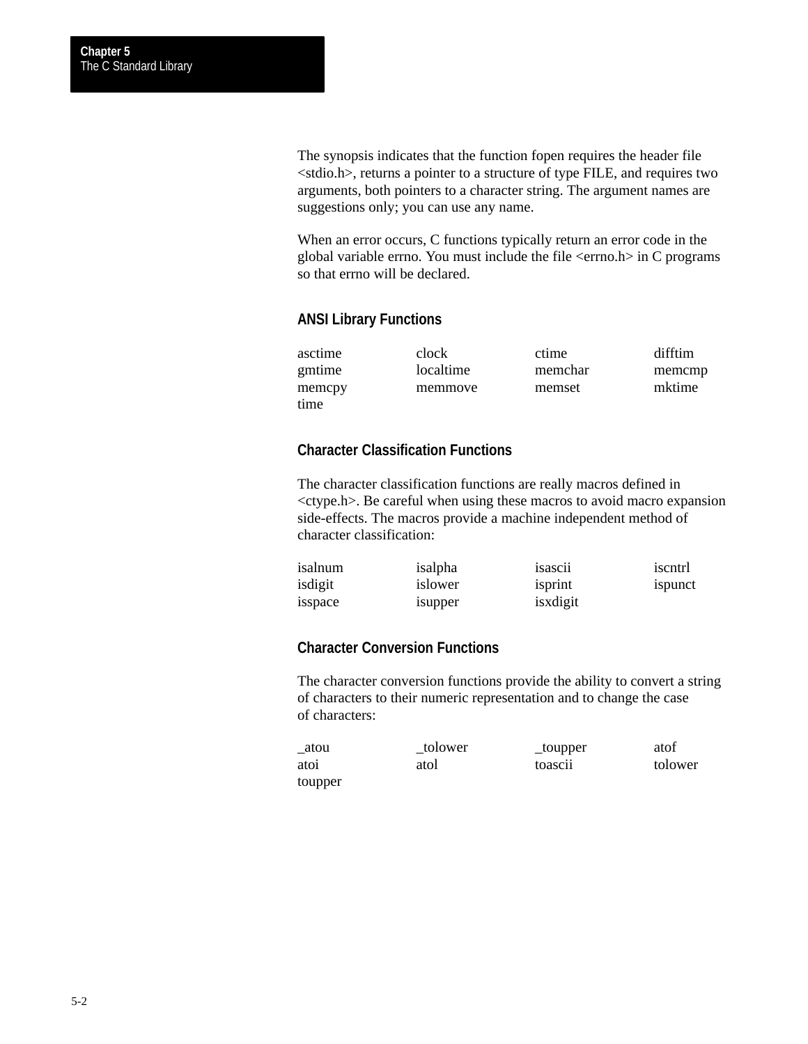The synopsis indicates that the function fopen requires the header file <stdio.h>, returns a pointer to a structure of type FILE, and requires two arguments, both pointers to a character string. The argument names are suggestions only; you can use any name.

When an error occurs, C functions typically return an error code in the global variable errno. You must include the file <errno.h> in C programs so that errno will be declared.

## ANSI Library Functions

| | | | |
|---|---|---|---|
| asctime | clock | ctime | difftim |
| gmtime | localtime | memchar | memcmp |
| memcpy | memmove | memset | mktime |
| time | | | |

## Character Classification Functions

The character classification functions are really macros defined in <ctype.h>. Be careful when using these macros to avoid macro expansion side-effects. The macros provide a machine independent method of character classification:

| | | | |
|---|---|---|---|
| isalnum | isalpha | isascii | iscntrl |
| isdigit | islower | isprint | ispunct |
| isspace | isupper | isxdigit | |

## Character Conversion Functions

The character conversion functions provide the ability to convert a string of characters to their numeric representation and to change the case of characters:

| | | | |
|---|---|---|---|
| _atou | _tolower | _toupper | atof |
| atoi | atol | toascii | tolower |
| toupper | | | |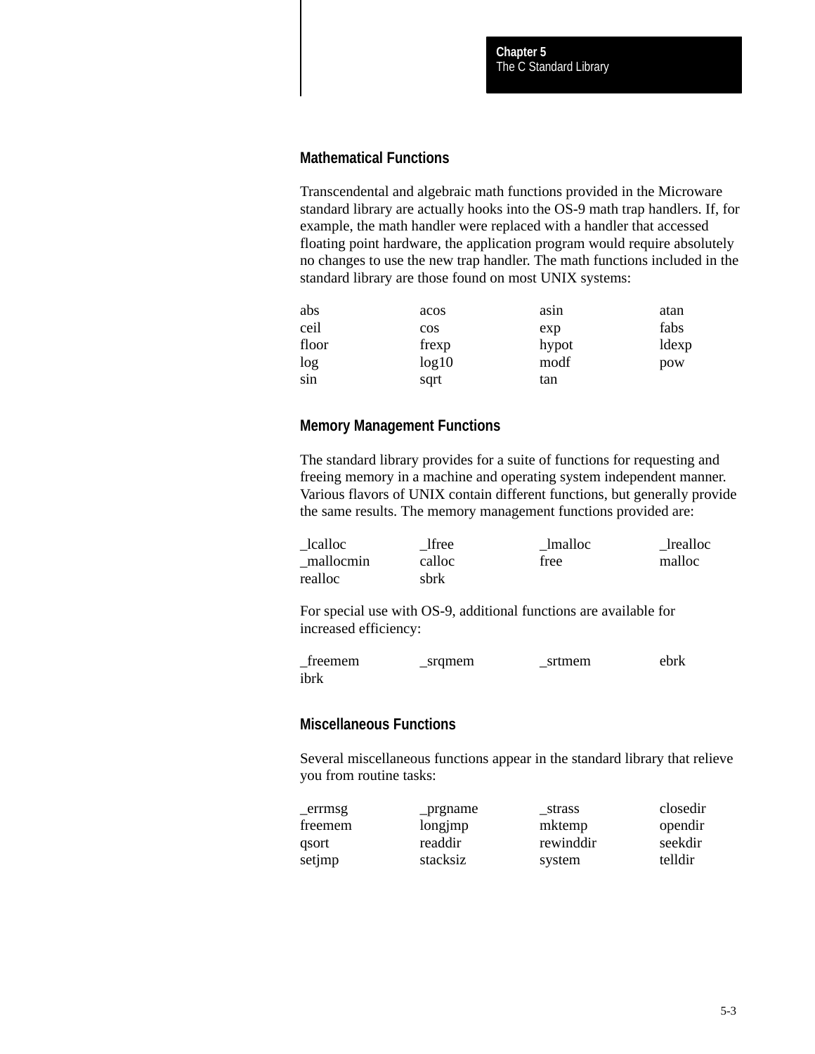## Mathematical Functions

Transcendental and algebraic math functions provided in the Microware standard library are actually hooks into the OS-9 math trap handlers. If, for example, the math handler were replaced with a handler that accessed floating point hardware, the application program would require absolutely no changes to use the new trap handler. The math functions included in the standard library are those found on most UNIX systems:

| | | | |
|---|---|---|---|
| abs | acos | asin | atan |
| ceil | cos | exp | fabs |
| floor | frexp | hypot | ldexp |
| log | log10 | modf | pow |
| sin | sqrt | tan | |

## Memory Management Functions

The standard library provides for a suite of functions for requesting and freeing memory in a machine and operating system independent manner. Various flavors of UNIX contain different functions, but generally provide the same results. The memory management functions provided are:

| | | | |
|---|---|---|---|
| _lcalloc | _lfree | _lmalloc | _lrealloc |
| _mallocmin | calloc | free | malloc |
| realloc | sbrk | | |

For special use with OS-9, additional functions are available for increased efficiency:

| | | | |
|---|---|---|---|
| _freemem | _srqmem | _srtmem | ebrk |
| ibrk | | | |

## Miscellaneous Functions

Several miscellaneous functions appear in the standard library that relieve you from routine tasks:

| | | | |
|---|---|---|---|
| _errmsg | _prgname | _strass | closedir |
| freemem | longjmp | mktemp | opendir |
| qsort | readdir | rewinddir | seekdir |
| setjmp | stacksiz | system | telldir |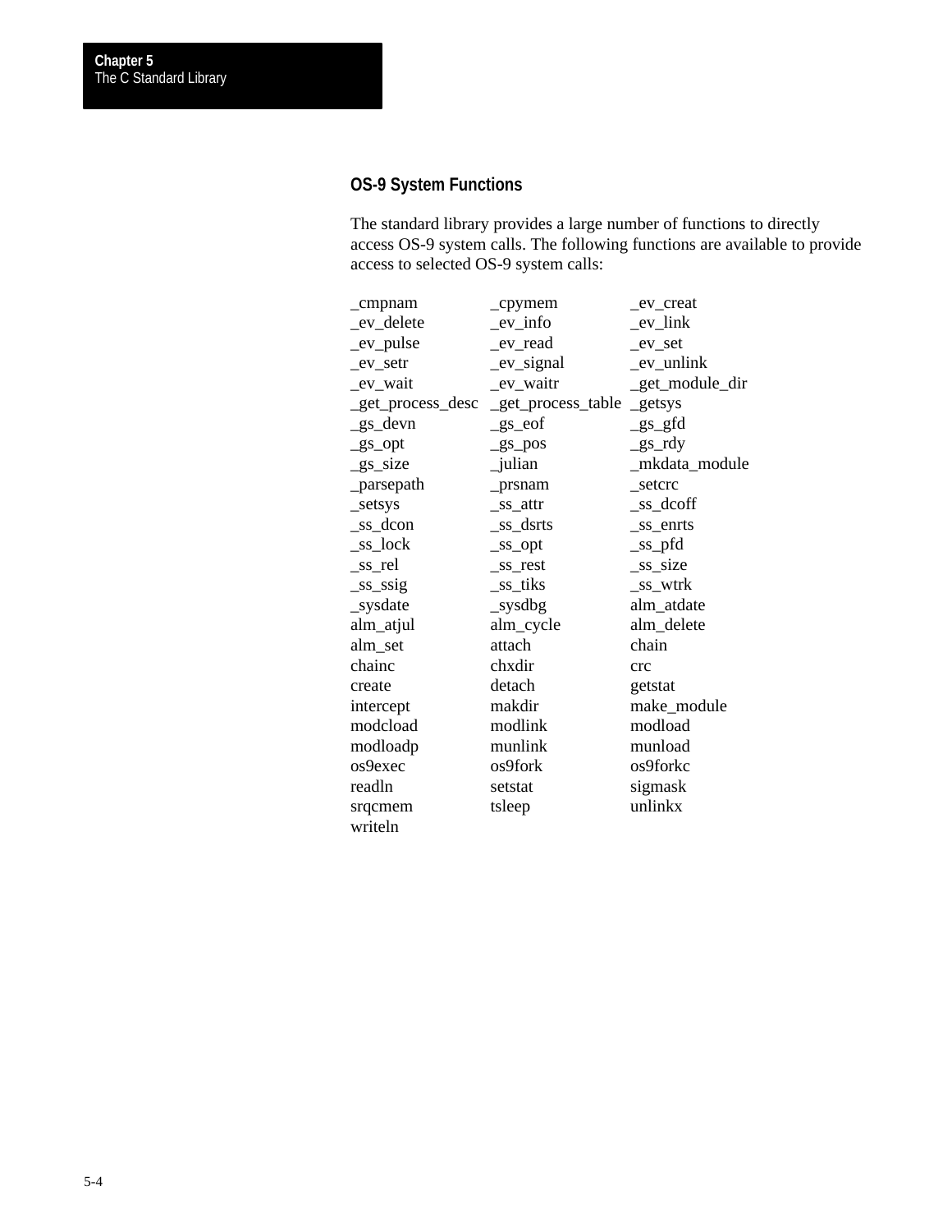## OS-9 System Functions

The standard library provides a large number of functions to directly access OS-9 system calls. The following functions are available to provide access to selected OS-9 system calls:

| | | |
|---|---|---|
| _cmpnam | _cpymem | _ev_creat |
| _ev_delete | _ev_info | _ev_link |
| _ev_pulse | _ev_read | _ev_set |
| _ev_setr | _ev_signal | _ev_unlink |
| _ev_wait | _ev_waitr | _get_module_dir |
| _get_process_desc | _get_process_table | _getsys |
| _gs_devn | _gs_eof | _gs_gfd |
| _gs_opt | _gs_pos | _gs_rdy |
| _gs_size | _julian | _mkdata_module |
| _parsepath | _prsnam | _setcrc |
| _setsys | _ss_attr | _ss_dcoff |
| _ss_dcon | _ss_dsrts | _ss_enrts |
| _ss_lock | _ss_opt | _ss_pfd |
| _ss_rel | _ss_rest | _ss_size |
| _ss_ssig | _ss_tiks | _ss_wtrk |
| _sysdate | _sysdbg | alm_atdate |
| alm_atjul | alm_cycle | alm_delete |
| alm_set | attach | chain |
| chainc | chxdir | crc |
| create | detach | getstat |
| intercept | makdir | make_module |
| modcload | modlink | modload |
| modloadp | munlink | munload |
| os9exec | os9fork | os9forkc |
| readln | setstat | sigmask |
| srqcmem | tsleep | unlinkx |
| writeln | | |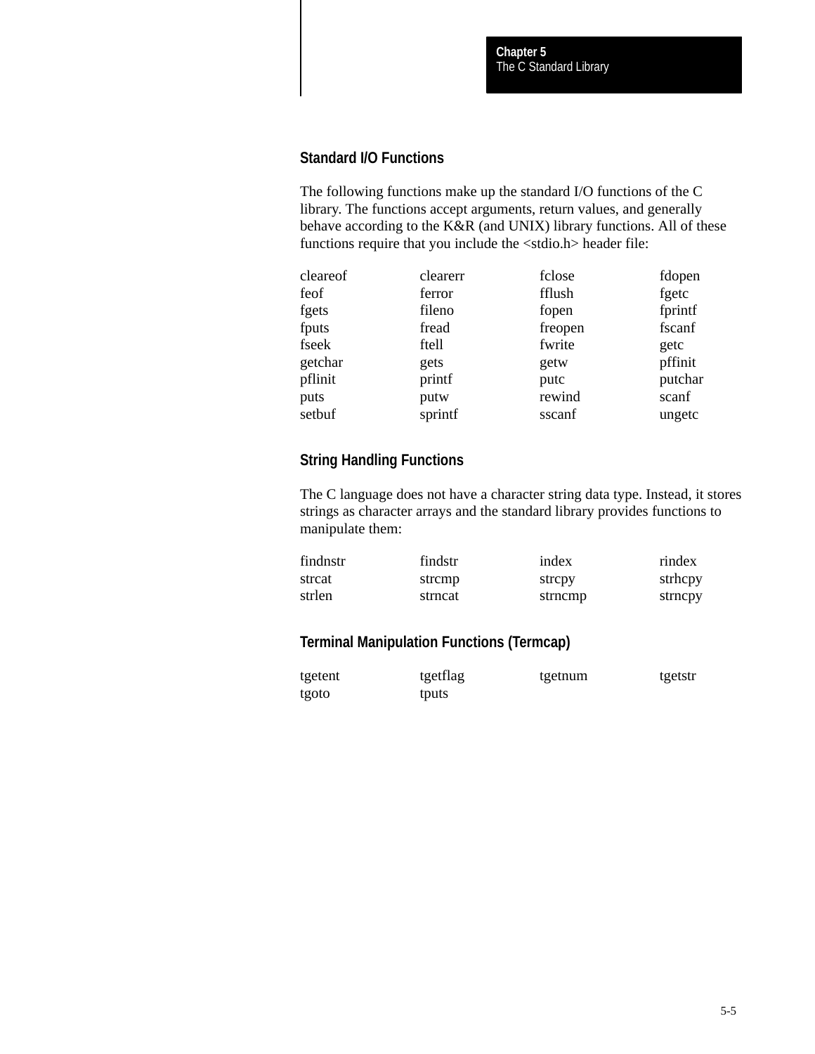## Standard I/O Functions

The following functions make up the standard I/O functions of the C library. The functions accept arguments, return values, and generally behave according to the K&R (and UNIX) library functions. All of these functions require that you include the <stdio.h> header file:

| | | | |
|---|---|---|---|
| cleareof | clearerr | fclose | fdopen |
| feof | ferror | fflush | fgetc |
| fgets | fileno | fopen | fprintf |
| fputs | fread | freopen | fscanf |
| fseek | ftell | fwrite | getc |
| getchar | gets | getw | pffinit |
| pflinit | printf | putc | putchar |
| puts | putw | rewind | scanf |
| setbuf | sprintf | sscanf | ungetc |

## String Handling Functions

The C language does not have a character string data type. Instead, it stores strings as character arrays and the standard library provides functions to manipulate them:

| | | | |
|---|---|---|---|
| findnstr | findstr | index | rindex |
| strcat | strcmp | strcpy | strhcpy |
| strlen | strncat | strncmp | strncpy |

## Terminal Manipulation Functions (Termcap)

| | | | |
|---|---|---|---|
| tgetent | tgetflag | tgetnum | tgetstr |
| tgoto | tputs | | |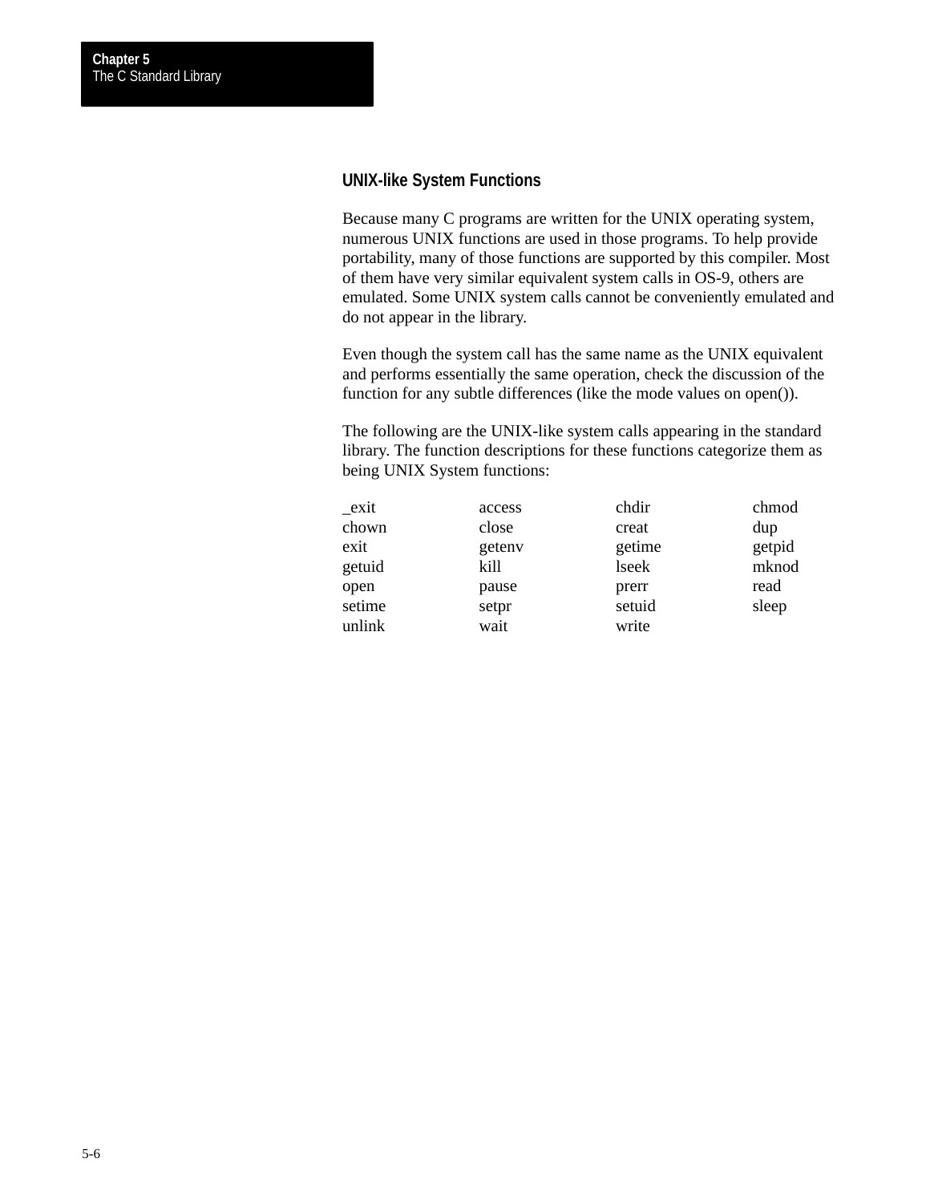## UNIX-like System Functions

Because many C programs are written for the UNIX operating system, numerous UNIX functions are used in those programs. To help provide portability, many of those functions are supported by this compiler. Most of them have very similar equivalent system calls in OS-9, others are emulated. Some UNIX system calls cannot be conveniently emulated and do not appear in the library.

Even though the system call has the same name as the UNIX equivalent and performs essentially the same operation, check the discussion of the function for any subtle differences (like the mode values on open()).

The following are the UNIX-like system calls appearing in the standard library. The function descriptions for these functions categorize them as being UNIX System functions:

| | | | |
|---|---|---|---|
| _exit | access | chdir | chmod |
| chown | close | creat | dup |
| exit | getenv | getime | getpid |
| getuid | kill | lseek | mknod |
| open | pause | prerr | read |
| setime | setpr | setuid | sleep |
| unlink | wait | write | |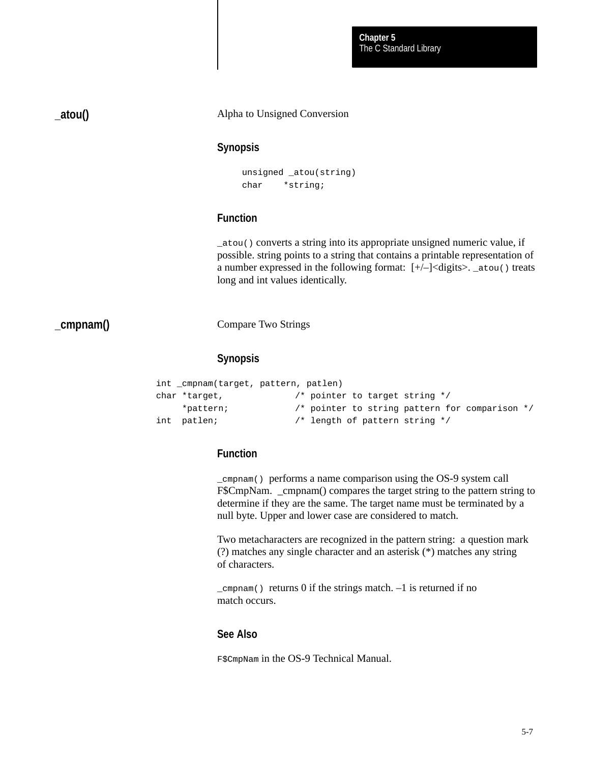## _atou()

Alpha to Unsigned Conversion

### Synopsis

```
unsigned _atou(string)
char    *string;
```

### Function

`_atou()` converts a string into its appropriate unsigned numeric value, if possible. string points to a string that contains a printable representation of a number expressed in the following format: [+/–]<digits>. `_atou()` treats long and int values identically.

## _cmpnam()

Compare Two Strings

### Synopsis

```
int _cmpnam(target, pattern, patlen)
char *target,             /* pointer to target string */
     *pattern;            /* pointer to string pattern for comparison */
int  patlen;              /* length of pattern string */
```

### Function

`_cmpnam()` performs a name comparison using the OS-9 system call F$CmpNam. _cmpnam() compares the target string to the pattern string to determine if they are the same. The target name must be terminated by a null byte. Upper and lower case are considered to match.

Two metacharacters are recognized in the pattern string: a question mark (?) matches any single character and an asterisk (*) matches any string of characters.

`_cmpnam()` returns 0 if the strings match. –1 is returned if no match occurs.

### See Also

`F$CmpNam` in the OS-9 Technical Manual.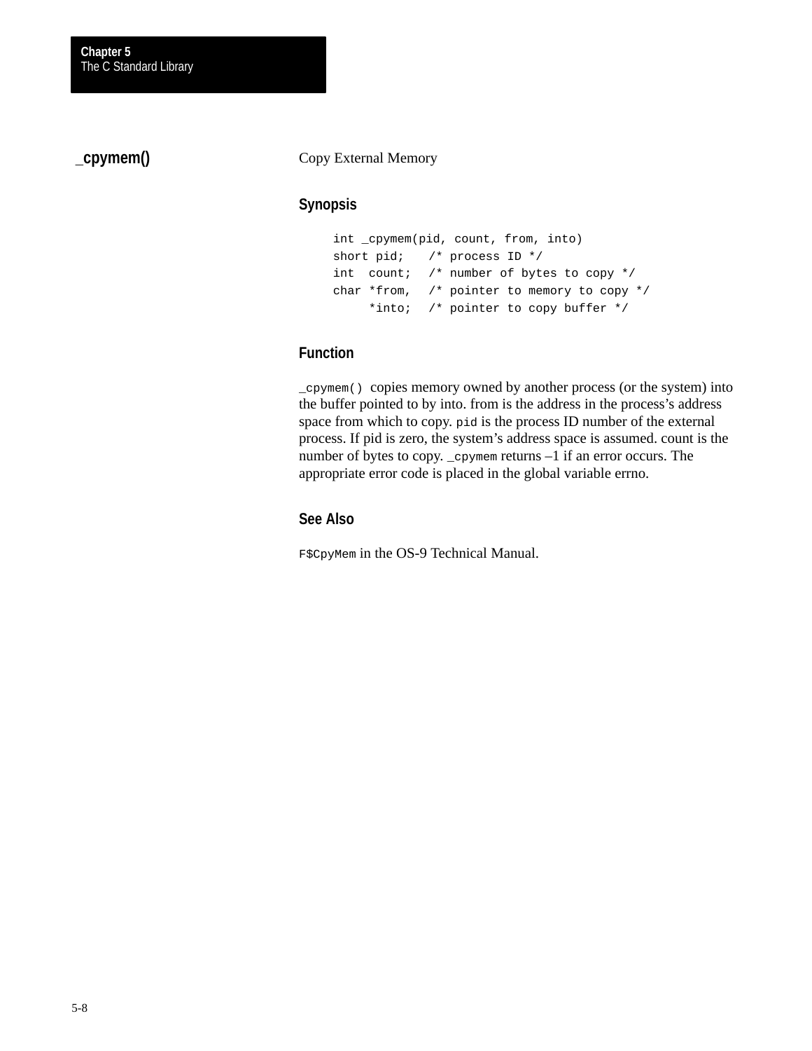## _cpymem()

Copy External Memory

### Synopsis

```
int _cpymem(pid, count, from, into)
short pid;    /* process ID */
int  count;   /* number of bytes to copy */
char *from,   /* pointer to memory to copy */
     *into;   /* pointer to copy buffer */
```

### Function

`_cpymem()` copies memory owned by another process (or the system) into the buffer pointed to by into. from is the address in the process's address space from which to copy. `pid` is the process ID number of the external process. If pid is zero, the system's address space is assumed. count is the number of bytes to copy. `_cpymem` returns –1 if an error occurs. The appropriate error code is placed in the global variable errno.

### See Also

`F$CpyMem` in the OS-9 Technical Manual.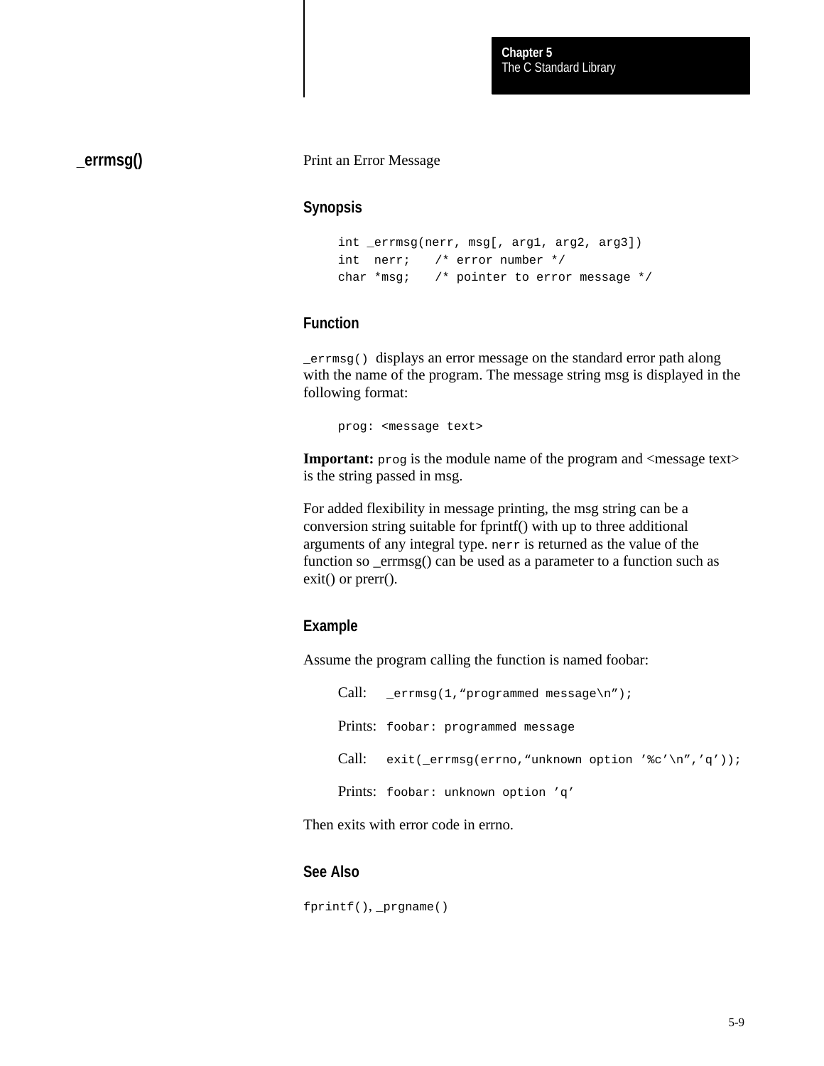## _errmsg()

Print an Error Message

### Synopsis

```
int _errmsg(nerr, msg[, arg1, arg2, arg3])
int  nerr;    /* error number */
char *msg;    /* pointer to error message */
```

### Function

`_errmsg()` displays an error message on the standard error path along with the name of the program. The message string msg is displayed in the following format:

```
prog: <message text>
```

**Important:** `prog` is the module name of the program and <message text> is the string passed in msg.

For added flexibility in message printing, the msg string can be a conversion string suitable for fprintf() with up to three additional arguments of any integral type. `nerr` is returned as the value of the function so _errmsg() can be used as a parameter to a function such as exit() or prerr().

### Example

Assume the program calling the function is named foobar:

Call: `_errmsg(1,"programmed message\n");`

Prints: `foobar: programmed message`

Call: `exit(_errmsg(errno,"unknown option '%c'\n",'q'));`

Prints: `foobar: unknown option 'q'`

Then exits with error code in errno.

### See Also

`fprintf()`, `_prgname()`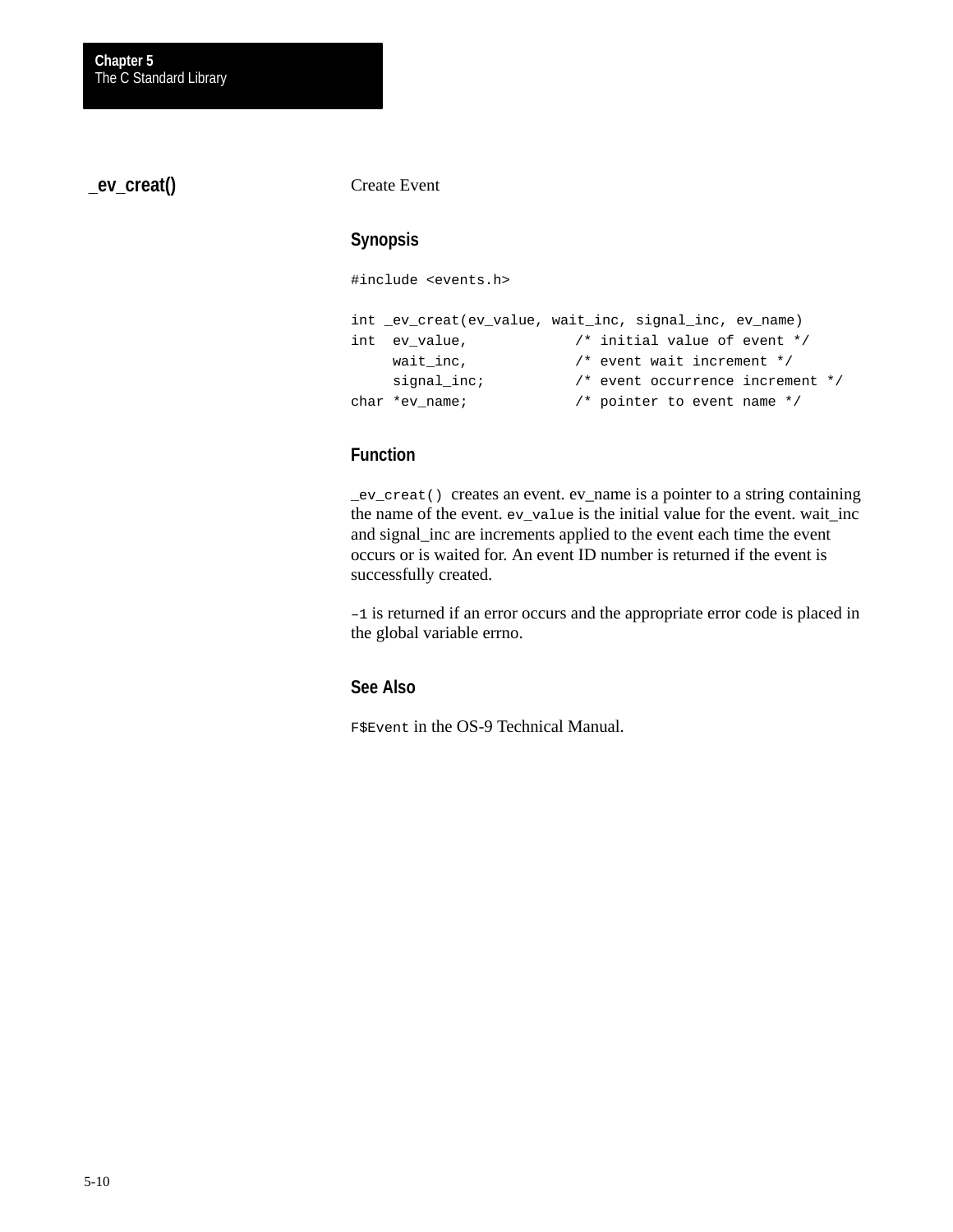## _ev_creat()

Create Event

### Synopsis

```
#include <events.h>

int _ev_creat(ev_value, wait_inc, signal_inc, ev_name)
int  ev_value,            /* initial value of event */
     wait_inc,            /* event wait increment */
     signal_inc;          /* event occurrence increment */
char *ev_name;            /* pointer to event name */
```

### Function

`_ev_creat()` creates an event. ev_name is a pointer to a string containing the name of the event. `ev_value` is the initial value for the event. wait_inc and signal_inc are increments applied to the event each time the event occurs or is waited for. An event ID number is returned if the event is successfully created.

`–1` is returned if an error occurs and the appropriate error code is placed in the global variable errno.

### See Also

`F$Event` in the OS-9 Technical Manual.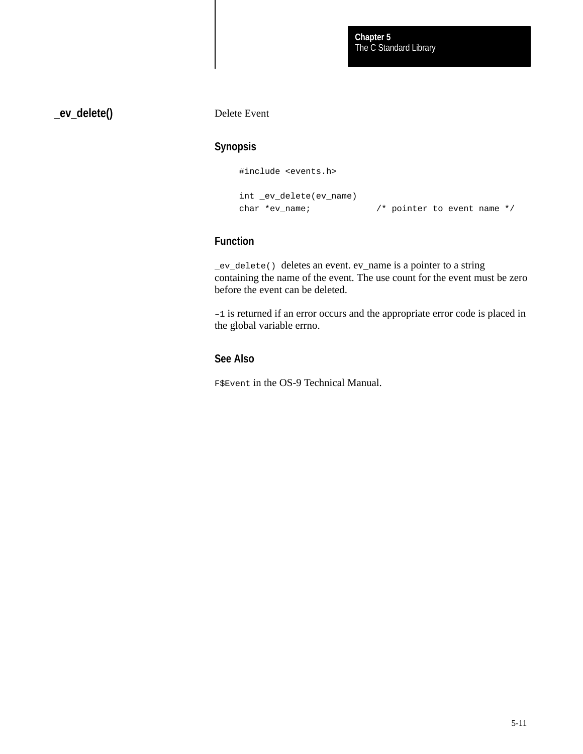## _ev_delete()

Delete Event

### Synopsis

```
#include <events.h>

int _ev_delete(ev_name)
char *ev_name;            /* pointer to event name */
```

### Function

`_ev_delete()` deletes an event. ev_name is a pointer to a string containing the name of the event. The use count for the event must be zero before the event can be deleted.

`–1` is returned if an error occurs and the appropriate error code is placed in the global variable errno.

### See Also

`F$Event` in the OS-9 Technical Manual.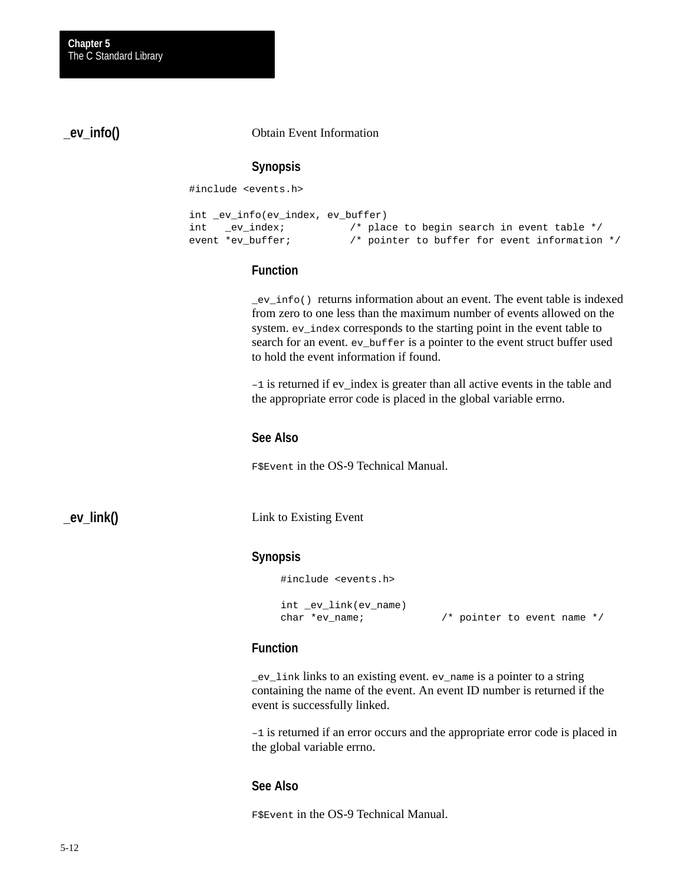## _ev_info()

Obtain Event Information

### Synopsis

```
#include <events.h>

int _ev_info(ev_index, ev_buffer)
int   _ev_index;          /* place to begin search in event table */
event *ev_buffer;         /* pointer to buffer for event information */
```

### Function

`_ev_info()` returns information about an event. The event table is indexed from zero to one less than the maximum number of events allowed on the system. `ev_index` corresponds to the starting point in the event table to search for an event. `ev_buffer` is a pointer to the event struct buffer used to hold the event information if found.

`–1` is returned if ev_index is greater than all active events in the table and the appropriate error code is placed in the global variable errno.

### See Also

`F$Event` in the OS-9 Technical Manual.

## _ev_link()

Link to Existing Event

### Synopsis

```
#include <events.h>

int _ev_link(ev_name)
char *ev_name;            /* pointer to event name */
```

### Function

`_ev_link` links to an existing event. `ev_name` is a pointer to a string containing the name of the event. An event ID number is returned if the event is successfully linked.

`–1` is returned if an error occurs and the appropriate error code is placed in the global variable errno.

### See Also

`F$Event` in the OS-9 Technical Manual.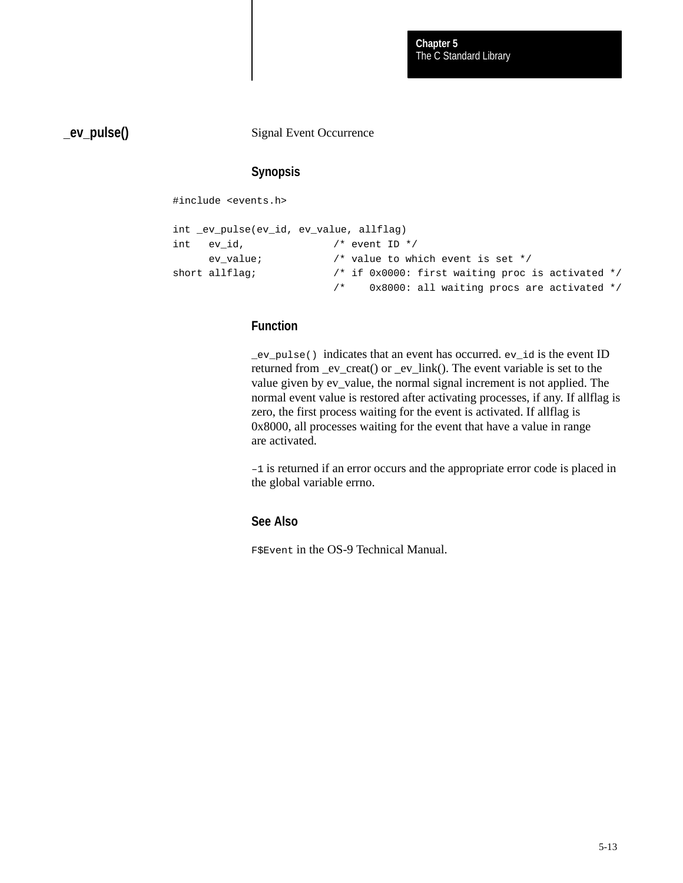## _ev_pulse()

Signal Event Occurrence

### Synopsis

```
#include <events.h>

int _ev_pulse(ev_id, ev_value, allflag)
int   ev_id,              /* event ID */
      ev_value;           /* value to which event is set */
short allflag;            /* if 0x0000: first waiting proc is activated */
                          /*    0x8000: all waiting procs are activated */
```

### Function

`_ev_pulse()` indicates that an event has occurred. `ev_id` is the event ID returned from _ev_creat() or _ev_link(). The event variable is set to the value given by ev_value, the normal signal increment is not applied. The normal event value is restored after activating processes, if any. If allflag is zero, the first process waiting for the event is activated. If allflag is 0x8000, all processes waiting for the event that have a value in range are activated.

`–1` is returned if an error occurs and the appropriate error code is placed in the global variable errno.

### See Also

`F$Event` in the OS-9 Technical Manual.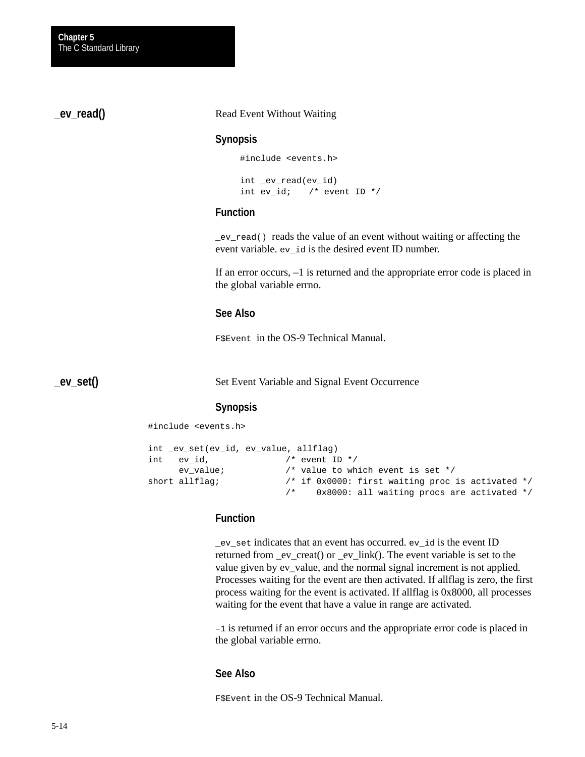## _ev_read()

Read Event Without Waiting

### Synopsis

```
#include <events.h>

int _ev_read(ev_id)
int ev_id;    /* event ID */
```

### Function

`_ev_read()` reads the value of an event without waiting or affecting the event variable. `ev_id` is the desired event ID number.

If an error occurs, –1 is returned and the appropriate error code is placed in the global variable errno.

### See Also

`F$Event` in the OS-9 Technical Manual.

## _ev_set()

Set Event Variable and Signal Event Occurrence

### Synopsis

```
#include <events.h>

int _ev_set(ev_id, ev_value, allflag)
int   ev_id,              /* event ID */
      ev_value;           /* value to which event is set */
short allflag;            /* if 0x0000: first waiting proc is activated */
                          /*    0x8000: all waiting procs are activated */
```

### Function

`_ev_set` indicates that an event has occurred. `ev_id` is the event ID returned from _ev_creat() or _ev_link(). The event variable is set to the value given by ev_value, and the normal signal increment is not applied. Processes waiting for the event are then activated. If allflag is zero, the first process waiting for the event is activated. If allflag is 0x8000, all processes waiting for the event that have a value in range are activated.

`–1` is returned if an error occurs and the appropriate error code is placed in the global variable errno.

### See Also

`F$Event` in the OS-9 Technical Manual.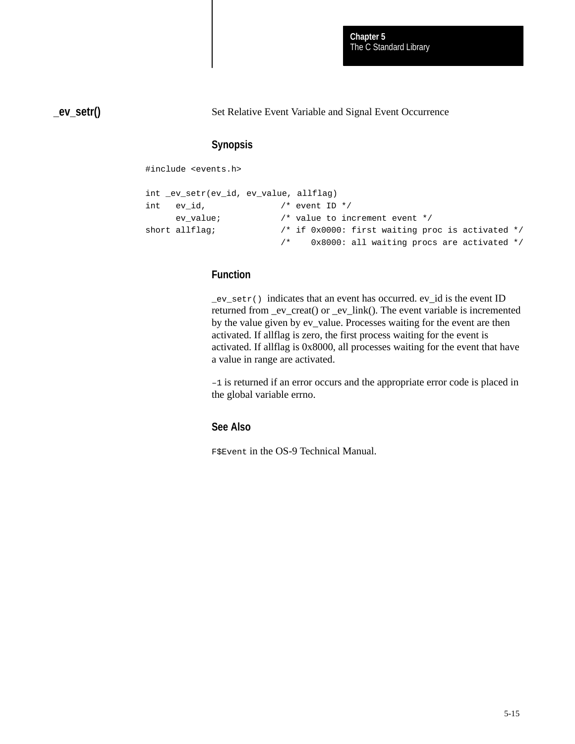## _ev_setr()

Set Relative Event Variable and Signal Event Occurrence

### Synopsis

```
#include <events.h>

int _ev_setr(ev_id, ev_value, allflag)
int   ev_id,              /* event ID */
      ev_value;           /* value to increment event */
short allflag;            /* if 0x0000: first waiting proc is activated */
                          /*    0x8000: all waiting procs are activated */
```

### Function

`_ev_setr()` indicates that an event has occurred. ev_id is the event ID returned from _ev_creat() or _ev_link(). The event variable is incremented by the value given by ev_value. Processes waiting for the event are then activated. If allflag is zero, the first process waiting for the event is activated. If allflag is 0x8000, all processes waiting for the event that have a value in range are activated.

`–1` is returned if an error occurs and the appropriate error code is placed in the global variable errno.

### See Also

`F$Event` in the OS-9 Technical Manual.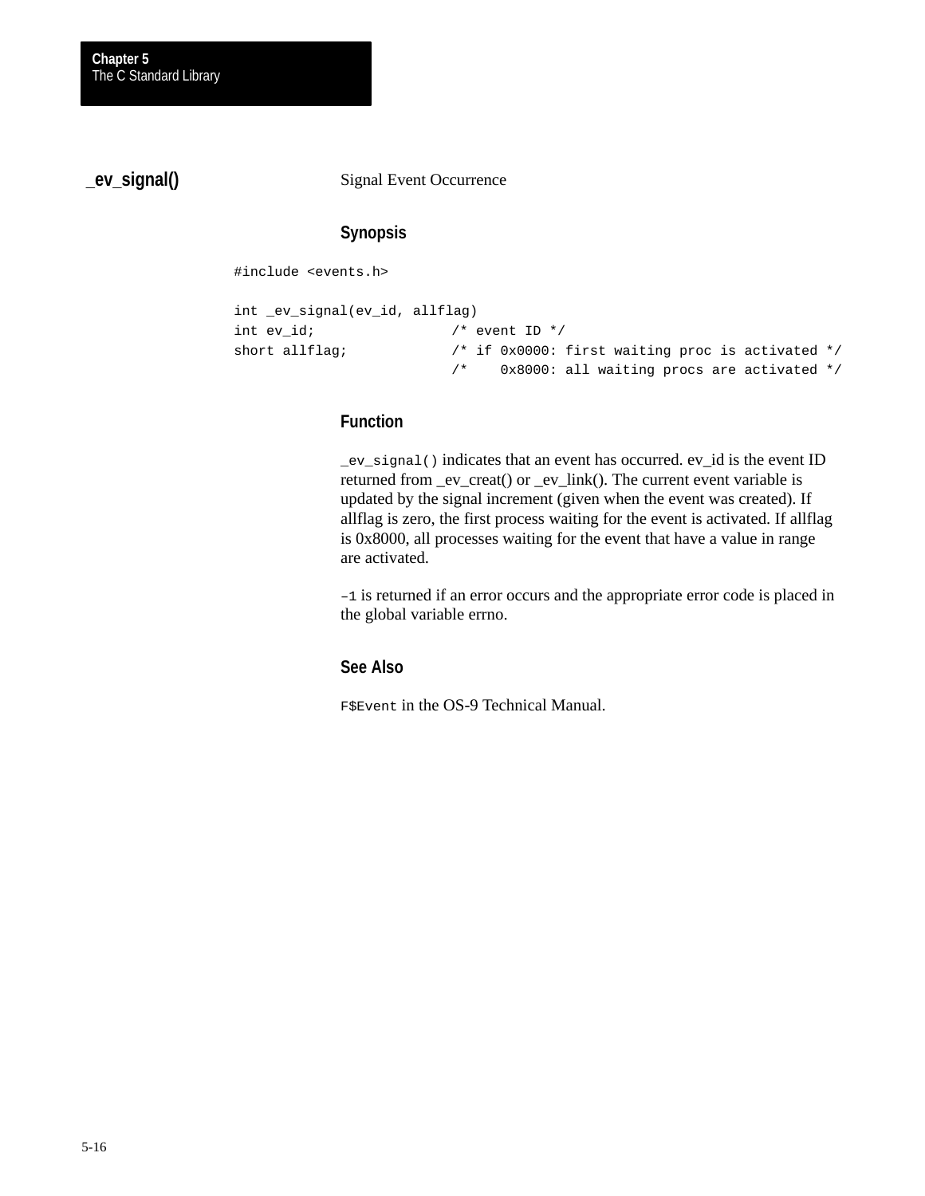## _ev_signal()

Signal Event Occurrence

### Synopsis

```
#include <events.h>

int _ev_signal(ev_id, allflag)
int ev_id;              /* event ID */
short allflag;          /* if 0x0000: first waiting proc is activated */
                        /*    0x8000: all waiting procs are activated */
```

### Function

`_ev_signal()` indicates that an event has occurred. ev_id is the event ID returned from _ev_creat() or _ev_link(). The current event variable is updated by the signal increment (given when the event was created). If allflag is zero, the first process waiting for the event is activated. If allflag is 0x8000, all processes waiting for the event that have a value in range are activated.

`–1` is returned if an error occurs and the appropriate error code is placed in the global variable errno.

### See Also

`F$Event` in the OS-9 Technical Manual.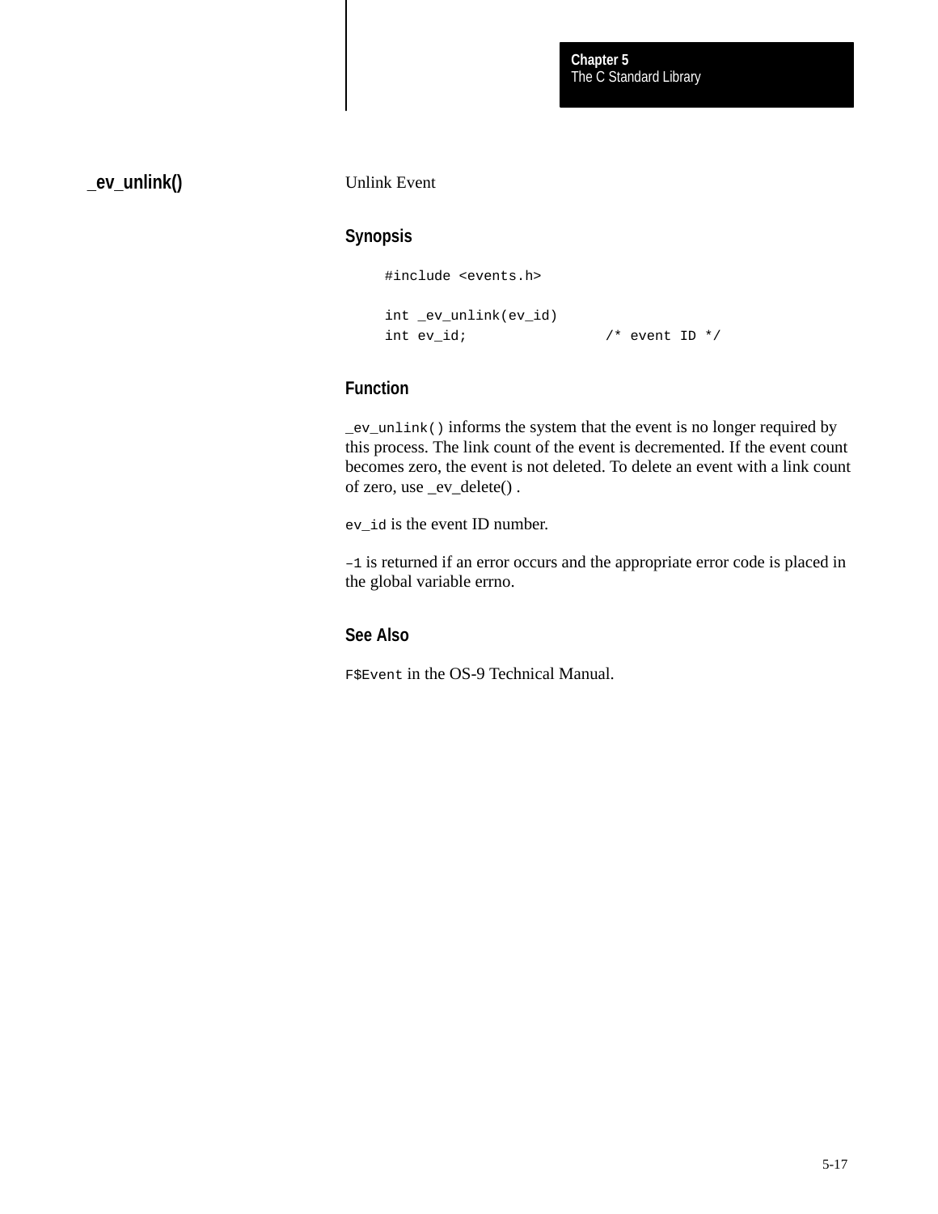## _ev_unlink()

Unlink Event

### Synopsis

```
#include <events.h>

int _ev_unlink(ev_id)
int ev_id;                /* event ID */
```

### Function

`_ev_unlink()` informs the system that the event is no longer required by this process. The link count of the event is decremented. If the event count becomes zero, the event is not deleted. To delete an event with a link count of zero, use _ev_delete() .

`ev_id` is the event ID number.

`–1` is returned if an error occurs and the appropriate error code is placed in the global variable errno.

### See Also

`F$Event` in the OS-9 Technical Manual.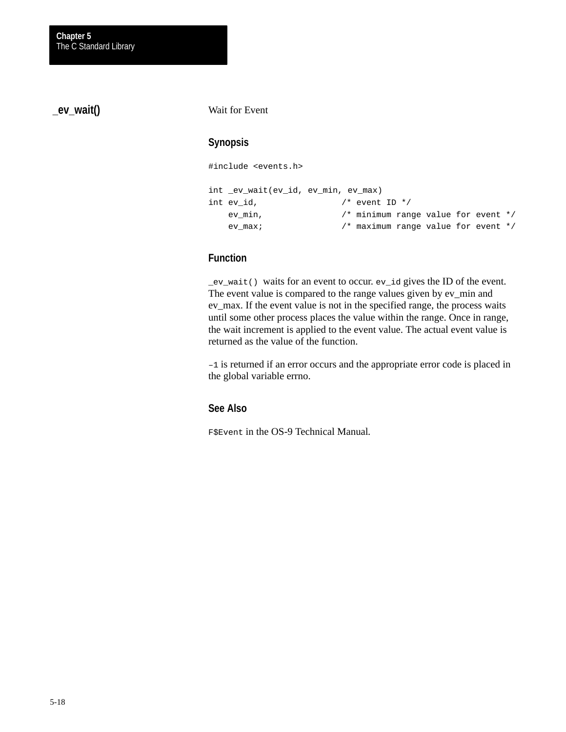## _ev_wait()

Wait for Event

### Synopsis

```
#include <events.h>

int _ev_wait(ev_id, ev_min, ev_max)
int ev_id,                /* event ID */
    ev_min,               /* minimum range value for event */
    ev_max;               /* maximum range value for event */
```

### Function

`_ev_wait()` waits for an event to occur. `ev_id` gives the ID of the event. The event value is compared to the range values given by ev_min and ev_max. If the event value is not in the specified range, the process waits until some other process places the value within the range. Once in range, the wait increment is applied to the event value. The actual event value is returned as the value of the function.

`–1` is returned if an error occurs and the appropriate error code is placed in the global variable errno.

### See Also

`F$Event` in the OS-9 Technical Manual.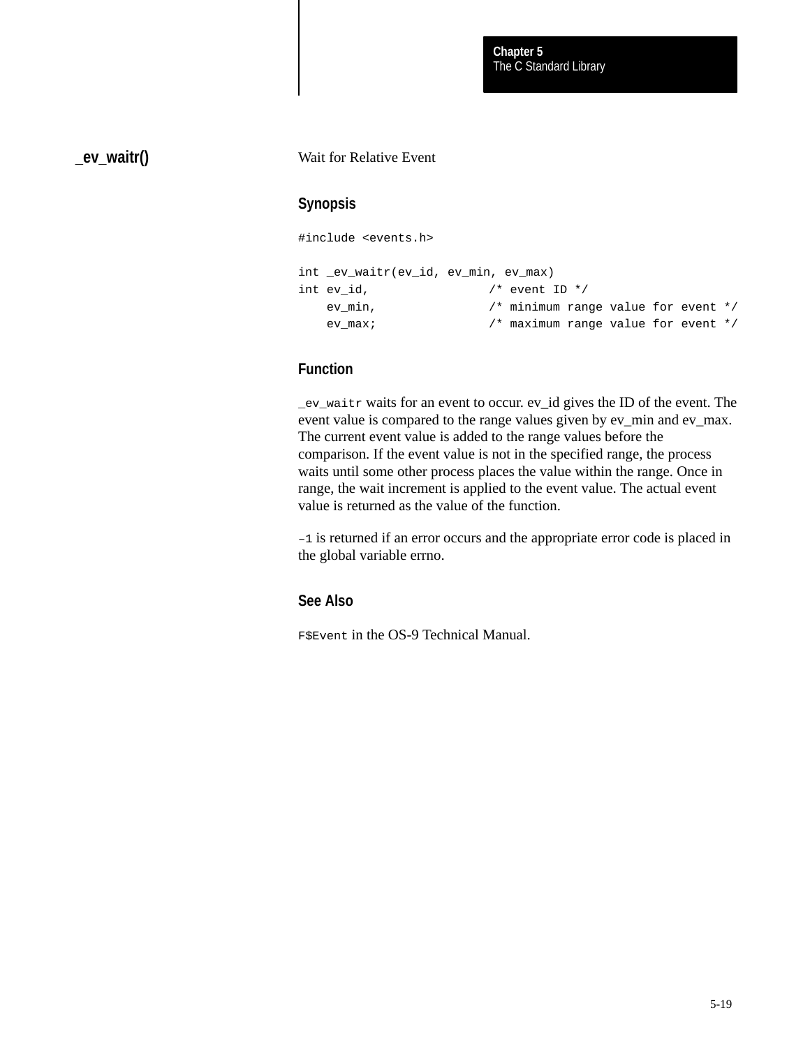## _ev_waitr()

Wait for Relative Event

### Synopsis

```
#include <events.h>

int _ev_waitr(ev_id, ev_min, ev_max)
int ev_id,                /* event ID */
    ev_min,               /* minimum range value for event */
    ev_max;               /* maximum range value for event */
```

### Function

`_ev_waitr` waits for an event to occur. ev_id gives the ID of the event. The event value is compared to the range values given by ev_min and ev_max. The current event value is added to the range values before the comparison. If the event value is not in the specified range, the process waits until some other process places the value within the range. Once in range, the wait increment is applied to the event value. The actual event value is returned as the value of the function.

`–1` is returned if an error occurs and the appropriate error code is placed in the global variable errno.

### See Also

`F$Event` in the OS-9 Technical Manual.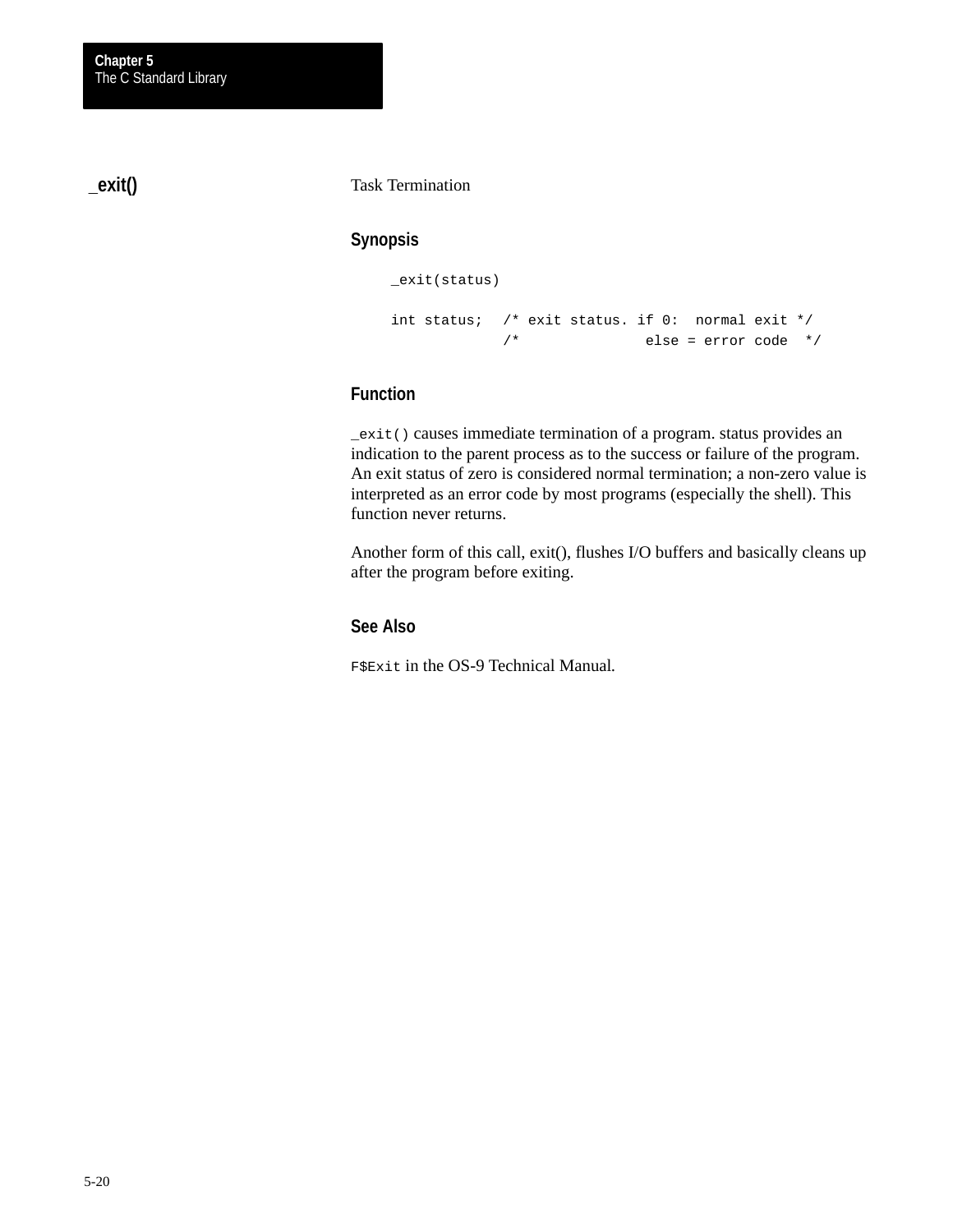## _exit()

Task Termination

### Synopsis

```
_exit(status)

int status;   /* exit status. if 0:  normal exit */
              /*                else = error code  */
```

### Function

`_exit()` causes immediate termination of a program. status provides an indication to the parent process as to the success or failure of the program. An exit status of zero is considered normal termination; a non-zero value is interpreted as an error code by most programs (especially the shell). This function never returns.

Another form of this call, exit(), flushes I/O buffers and basically cleans up after the program before exiting.

### See Also

`F$Exit` in the OS-9 Technical Manual.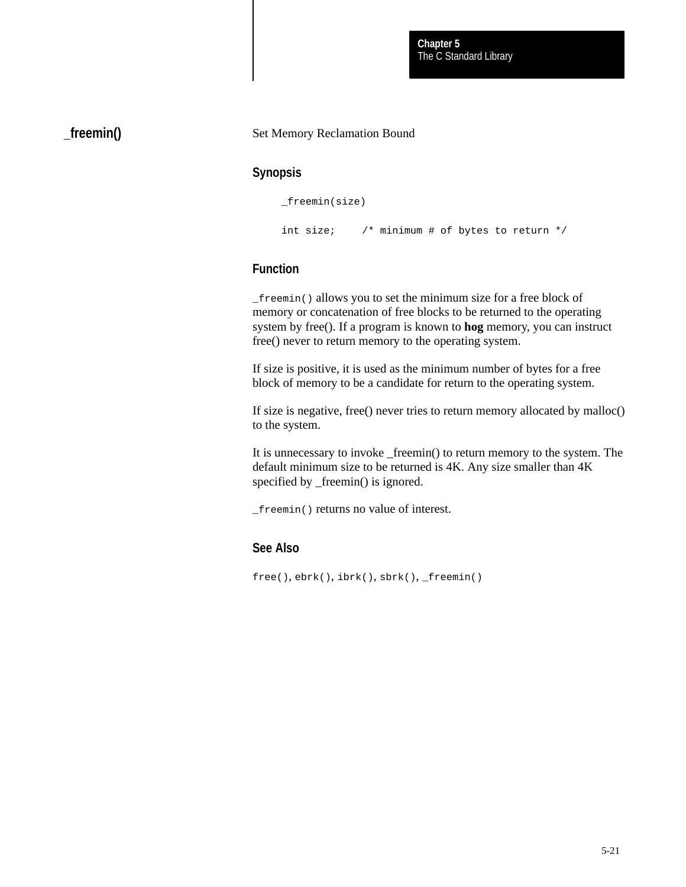## _freemin()

Set Memory Reclamation Bound

### Synopsis

```
_freemin(size)

int size;     /* minimum # of bytes to return */
```

### Function

`_freemin()` allows you to set the minimum size for a free block of memory or concatenation of free blocks to be returned to the operating system by free(). If a program is known to **hog** memory, you can instruct free() never to return memory to the operating system.

If size is positive, it is used as the minimum number of bytes for a free block of memory to be a candidate for return to the operating system.

If size is negative, free() never tries to return memory allocated by malloc() to the system.

It is unnecessary to invoke _freemin() to return memory to the system. The default minimum size to be returned is 4K. Any size smaller than 4K specified by _freemin() is ignored.

`_freemin()` returns no value of interest.

### See Also

`free()`, `ebrk()`, `ibrk()`, `sbrk()`, `_freemin()`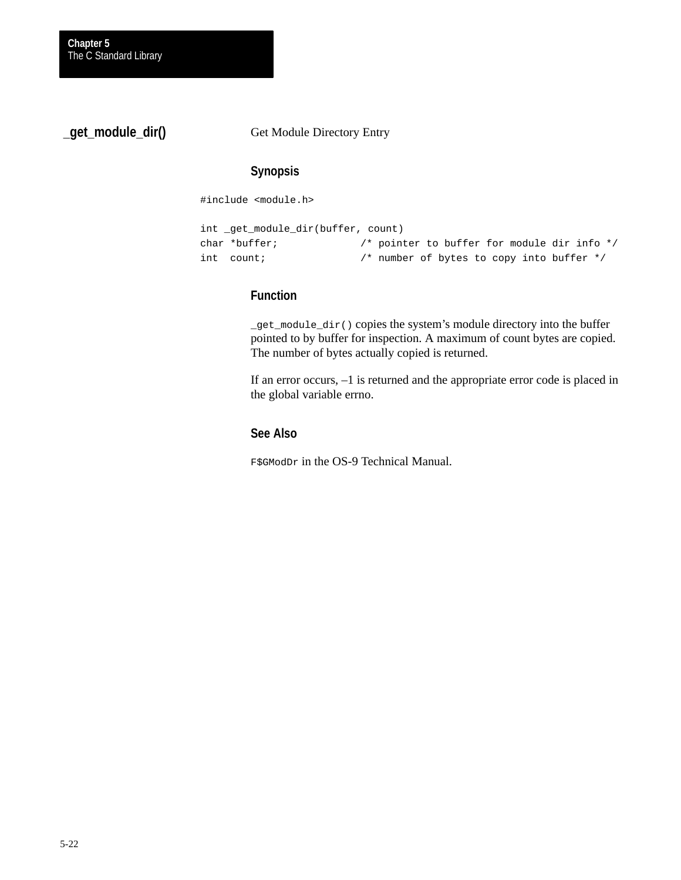## _get_module_dir()

Get Module Directory Entry

### Synopsis

```
#include <module.h>

int _get_module_dir(buffer, count)
char *buffer;             /* pointer to buffer for module dir info */
int  count;               /* number of bytes to copy into buffer */
```

### Function

`_get_module_dir()` copies the system’s module directory into the buffer pointed to by buffer for inspection. A maximum of count bytes are copied. The number of bytes actually copied is returned.

If an error occurs, –1 is returned and the appropriate error code is placed in the global variable errno.

### See Also

`F$GModDr` in the OS-9 Technical Manual.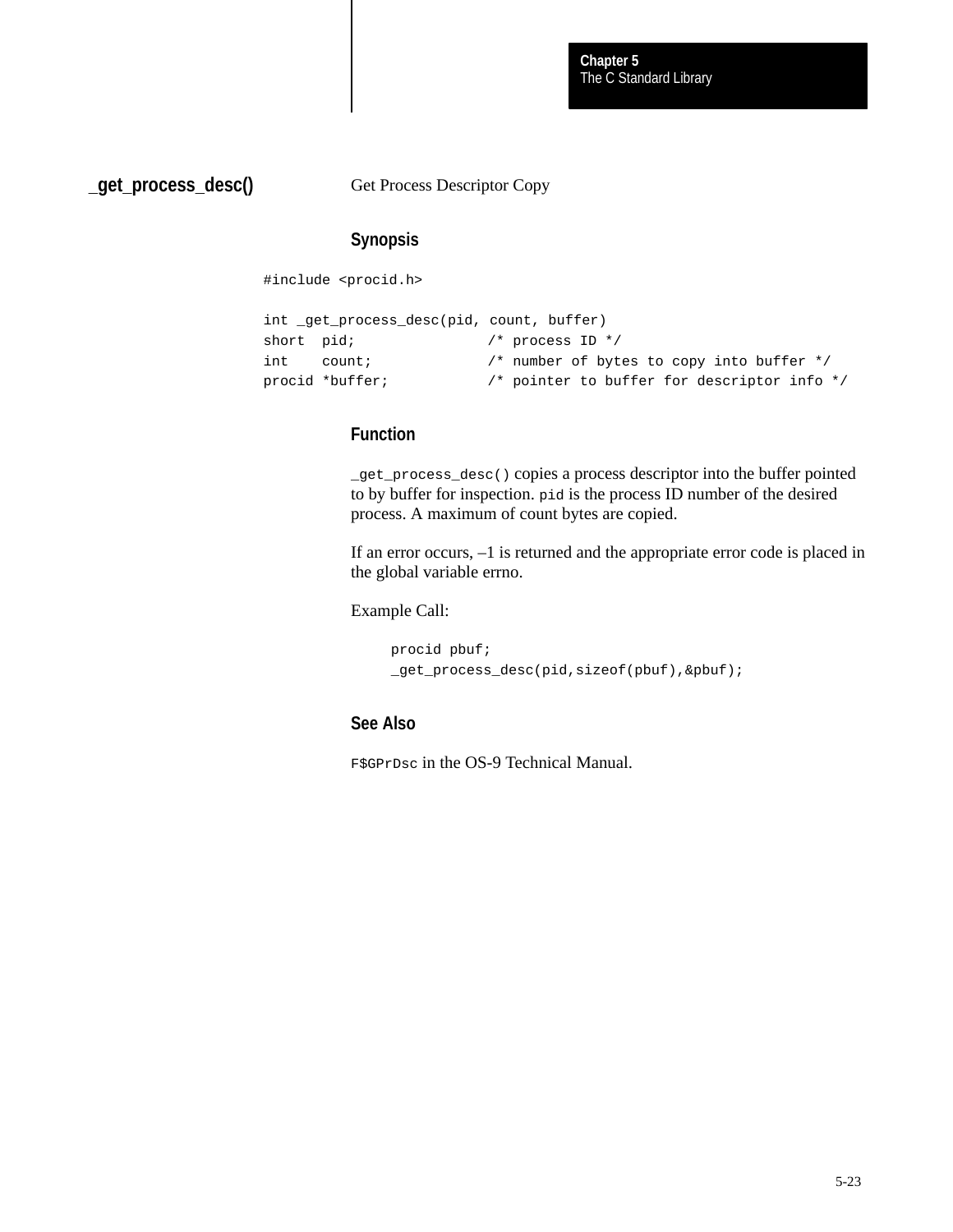## _get_process_desc()

Get Process Descriptor Copy

### Synopsis

```
#include <procid.h>

int _get_process_desc(pid, count, buffer)
short  pid;               /* process ID */
int    count;             /* number of bytes to copy into buffer */
procid *buffer;           /* pointer to buffer for descriptor info */
```

### Function

`_get_process_desc()` copies a process descriptor into the buffer pointed to by buffer for inspection. `pid` is the process ID number of the desired process. A maximum of count bytes are copied.

If an error occurs, –1 is returned and the appropriate error code is placed in the global variable errno.

Example Call:

```
procid pbuf;
_get_process_desc(pid,sizeof(pbuf),&pbuf);
```

### See Also

`F$GPrDsc` in the OS-9 Technical Manual.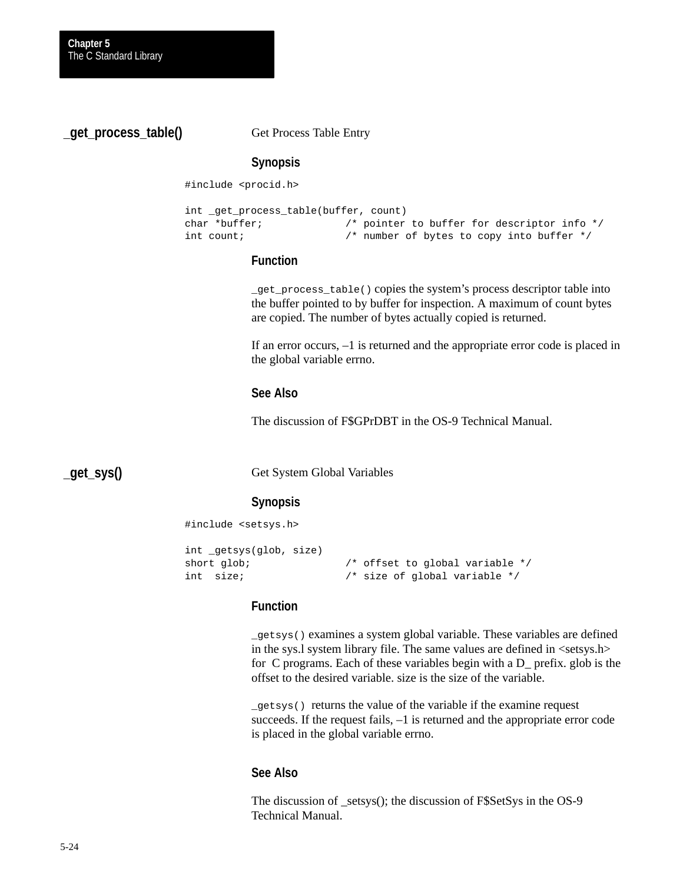## _get_process_table()

Get Process Table Entry

### Synopsis

```
#include <procid.h>

int _get_process_table(buffer, count)
char *buffer;            /* pointer to buffer for descriptor info */
int count;               /* number of bytes to copy into buffer */
```

### Function

`_get_process_table()` copies the system's process descriptor table into the buffer pointed to by buffer for inspection. A maximum of count bytes are copied. The number of bytes actually copied is returned.

If an error occurs, –1 is returned and the appropriate error code is placed in the global variable errno.

### See Also

The discussion of F$GPrDBT in the OS-9 Technical Manual.

## _get_sys()

Get System Global Variables

### Synopsis

```
#include <setsys.h>

int _getsys(glob, size)
short glob;              /* offset to global variable */
int  size;               /* size of global variable */
```

### Function

`_getsys()` examines a system global variable. These variables are defined in the sys.l system library file. The same values are defined in <setsys.h> for C programs. Each of these variables begin with a D_ prefix. glob is the offset to the desired variable. size is the size of the variable.

`_getsys()` returns the value of the variable if the examine request succeeds. If the request fails, –1 is returned and the appropriate error code is placed in the global variable errno.

### See Also

The discussion of _setsys(); the discussion of F$SetSys in the OS-9 Technical Manual.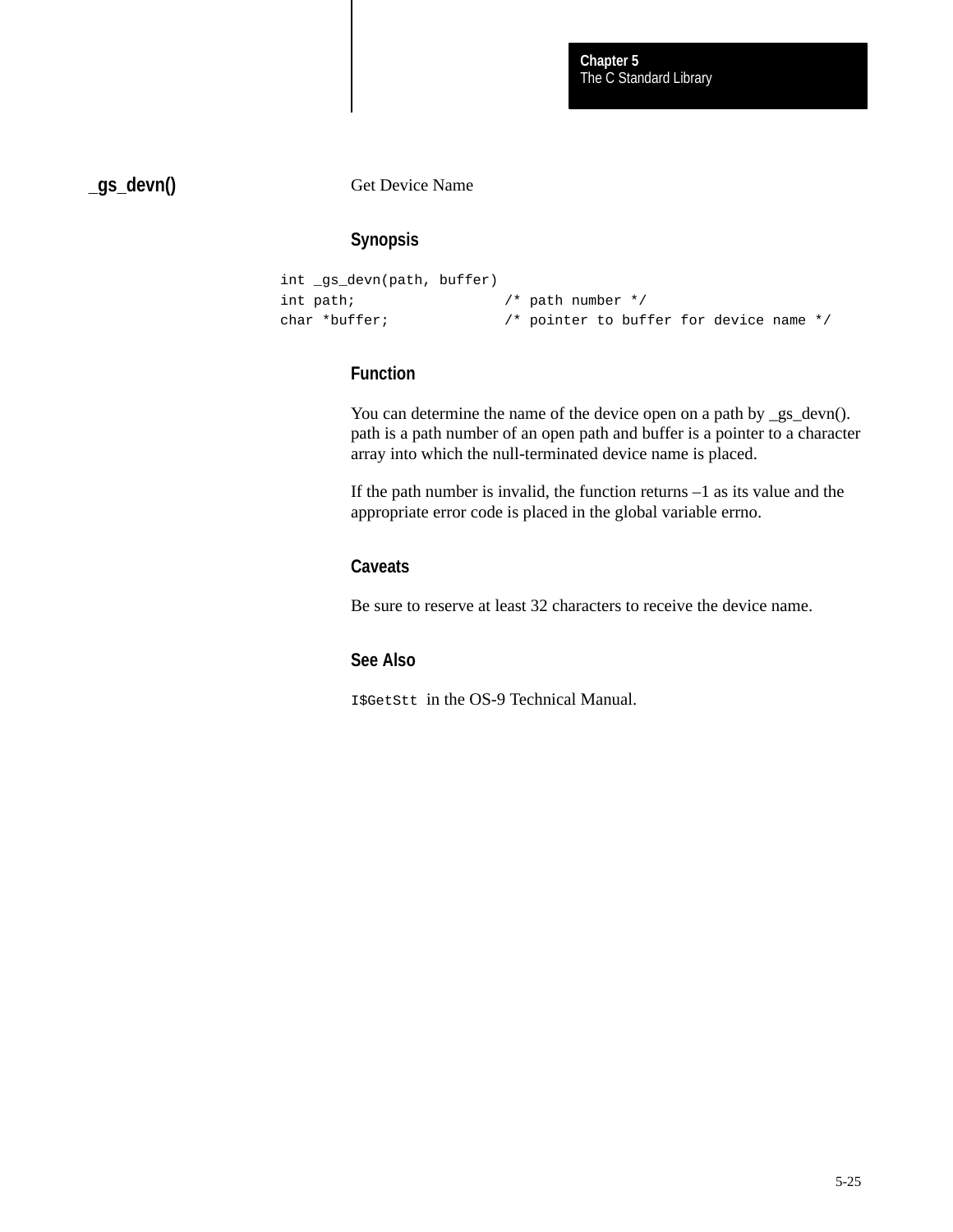## _gs_devn()

Get Device Name

### Synopsis

```
int _gs_devn(path, buffer)
int path;                  /* path number */
char *buffer;              /* pointer to buffer for device name */
```

### Function

You can determine the name of the device open on a path by _gs_devn(). path is a path number of an open path and buffer is a pointer to a character array into which the null-terminated device name is placed.

If the path number is invalid, the function returns –1 as its value and the appropriate error code is placed in the global variable errno.

### Caveats

Be sure to reserve at least 32 characters to receive the device name.

### See Also

`I$GetStt` in the OS-9 Technical Manual.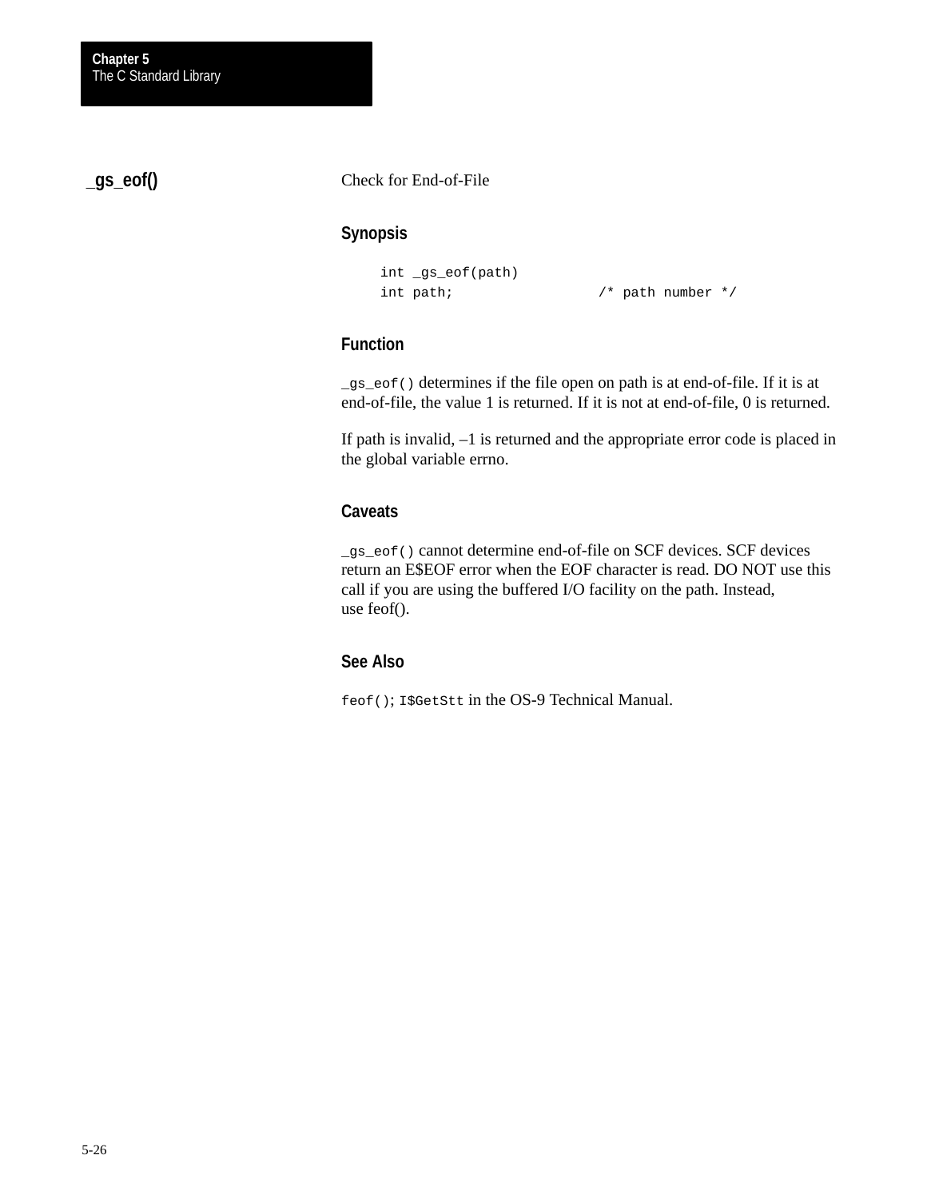## _gs_eof()

Check for End-of-File

### Synopsis

```
int _gs_eof(path)
int path;                  /* path number */
```

### Function

`_gs_eof()` determines if the file open on path is at end-of-file. If it is at end-of-file, the value 1 is returned. If it is not at end-of-file, 0 is returned.

If path is invalid, –1 is returned and the appropriate error code is placed in the global variable errno.

### Caveats

`_gs_eof()` cannot determine end-of-file on SCF devices. SCF devices return an E$EOF error when the EOF character is read. DO NOT use this call if you are using the buffered I/O facility on the path. Instead, use feof().

### See Also

`feof()`; `I$GetStt` in the OS-9 Technical Manual.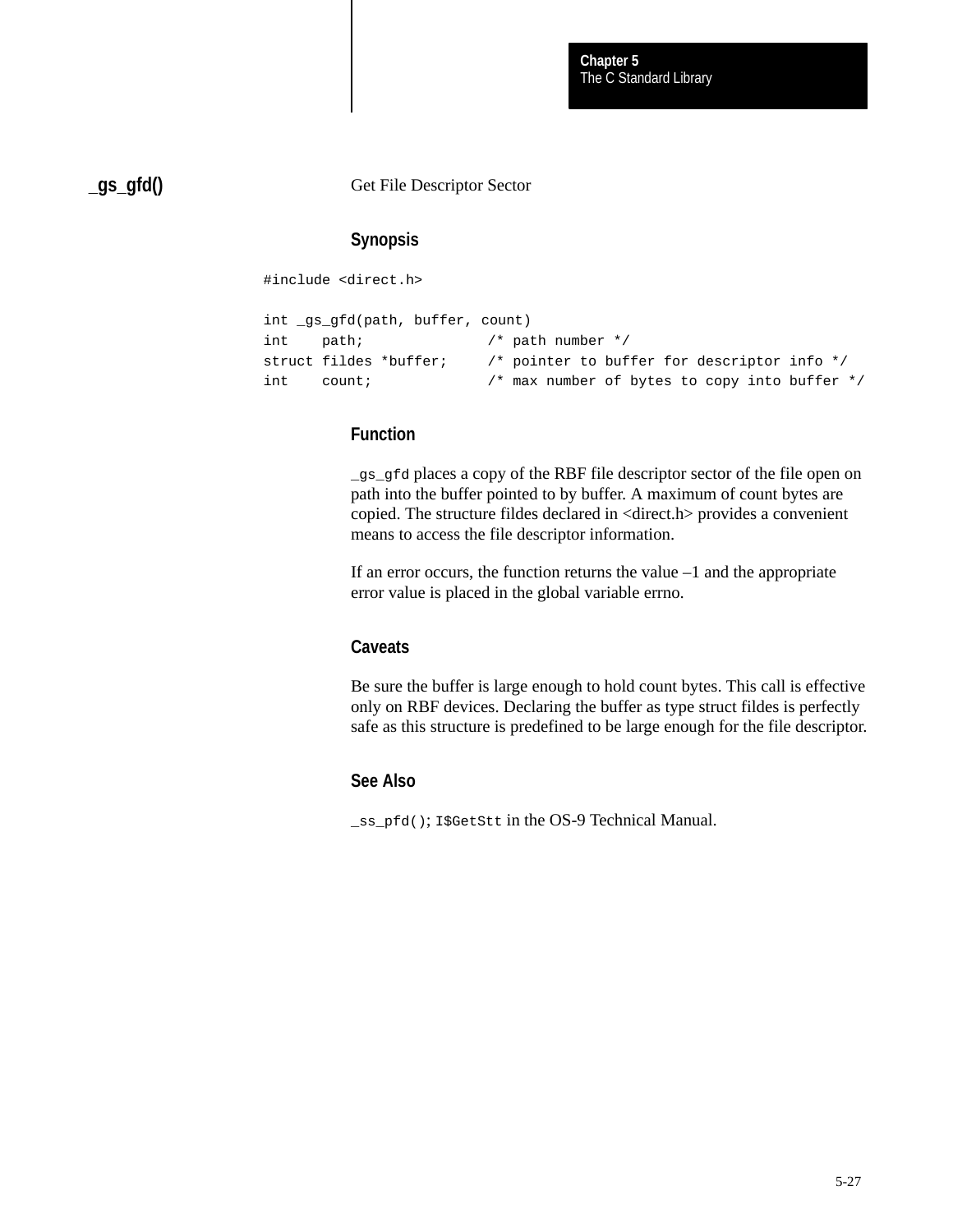## _gs_gfd()

Get File Descriptor Sector

### Synopsis

```
#include <direct.h>

int _gs_gfd(path, buffer, count)
int    path;              /* path number */
struct fildes *buffer;    /* pointer to buffer for descriptor info */
int    count;             /* max number of bytes to copy into buffer */
```

### Function

`_gs_gfd` places a copy of the RBF file descriptor sector of the file open on path into the buffer pointed to by buffer. A maximum of count bytes are copied. The structure fildes declared in <direct.h> provides a convenient means to access the file descriptor information.

If an error occurs, the function returns the value –1 and the appropriate error value is placed in the global variable errno.

### Caveats

Be sure the buffer is large enough to hold count bytes. This call is effective only on RBF devices. Declaring the buffer as type struct fildes is perfectly safe as this structure is predefined to be large enough for the file descriptor.

### See Also

`_ss_pfd()`; `I$GetStt` in the OS-9 Technical Manual.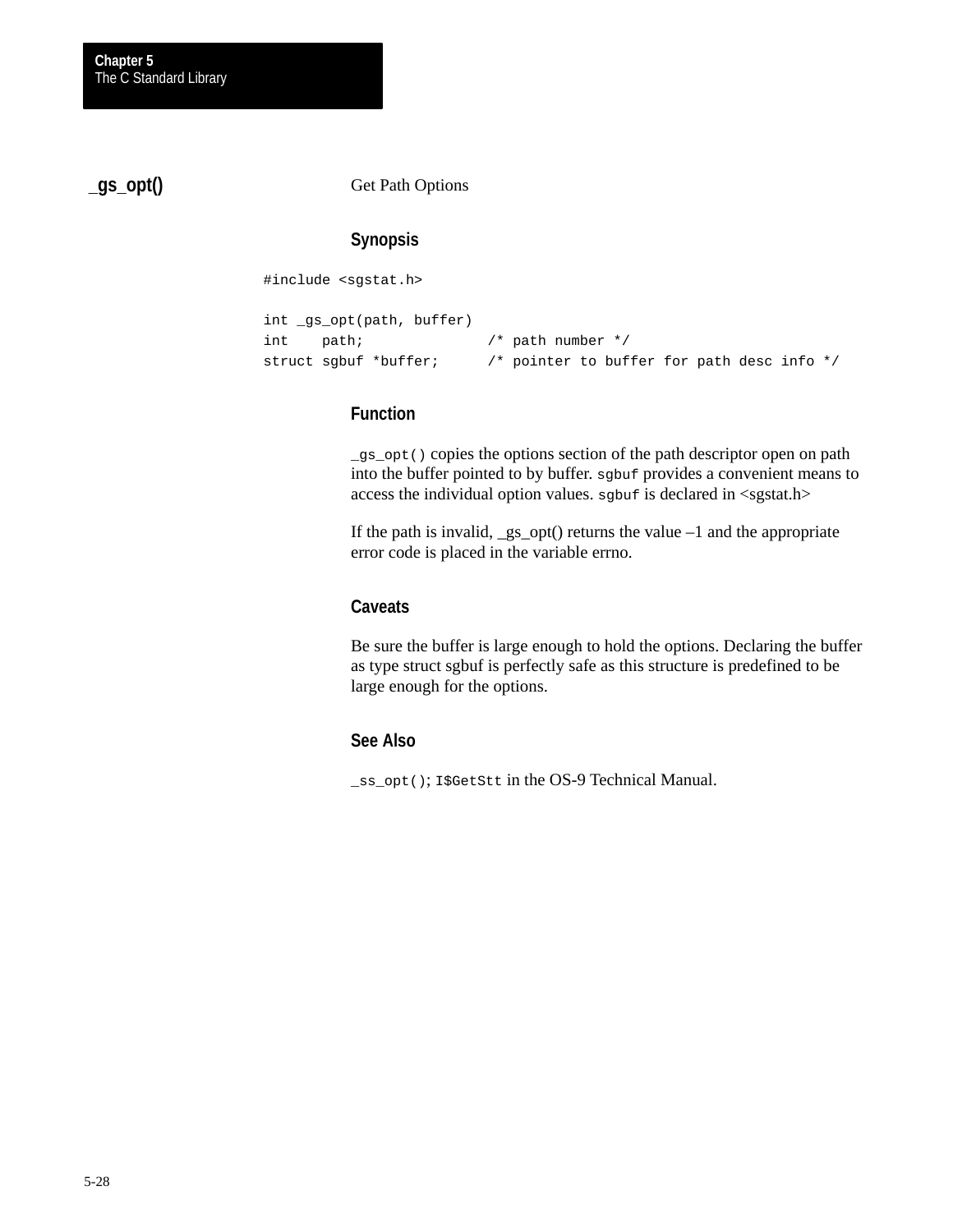## _gs_opt()

Get Path Options

### Synopsis

```
#include <sgstat.h>

int _gs_opt(path, buffer)
int    path;              /* path number */
struct sgbuf *buffer;     /* pointer to buffer for path desc info */
```

### Function

`_gs_opt()` copies the options section of the path descriptor open on path into the buffer pointed to by buffer. `sgbuf` provides a convenient means to access the individual option values. `sgbuf` is declared in <sgstat.h>

If the path is invalid, _gs_opt() returns the value –1 and the appropriate error code is placed in the variable errno.

### Caveats

Be sure the buffer is large enough to hold the options. Declaring the buffer as type struct sgbuf is perfectly safe as this structure is predefined to be large enough for the options.

### See Also

`_ss_opt()`; `I$GetStt` in the OS-9 Technical Manual.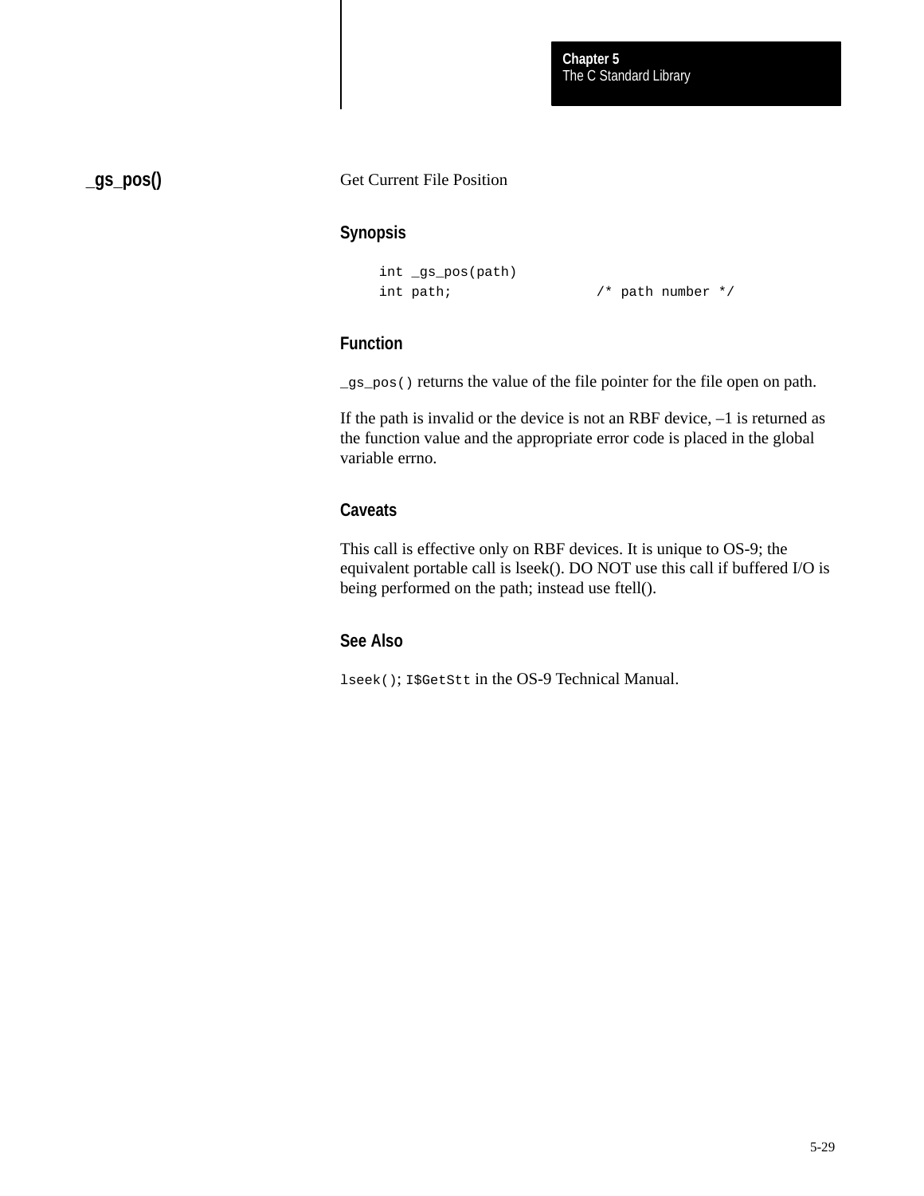## _gs_pos()

Get Current File Position

### Synopsis

```
int _gs_pos(path)
int path;                /* path number */
```

### Function

`_gs_pos()` returns the value of the file pointer for the file open on path.

If the path is invalid or the device is not an RBF device, –1 is returned as the function value and the appropriate error code is placed in the global variable errno.

### Caveats

This call is effective only on RBF devices. It is unique to OS-9; the equivalent portable call is lseek(). DO NOT use this call if buffered I/O is being performed on the path; instead use ftell().

### See Also

`lseek()`; `I$GetStt` in the OS-9 Technical Manual.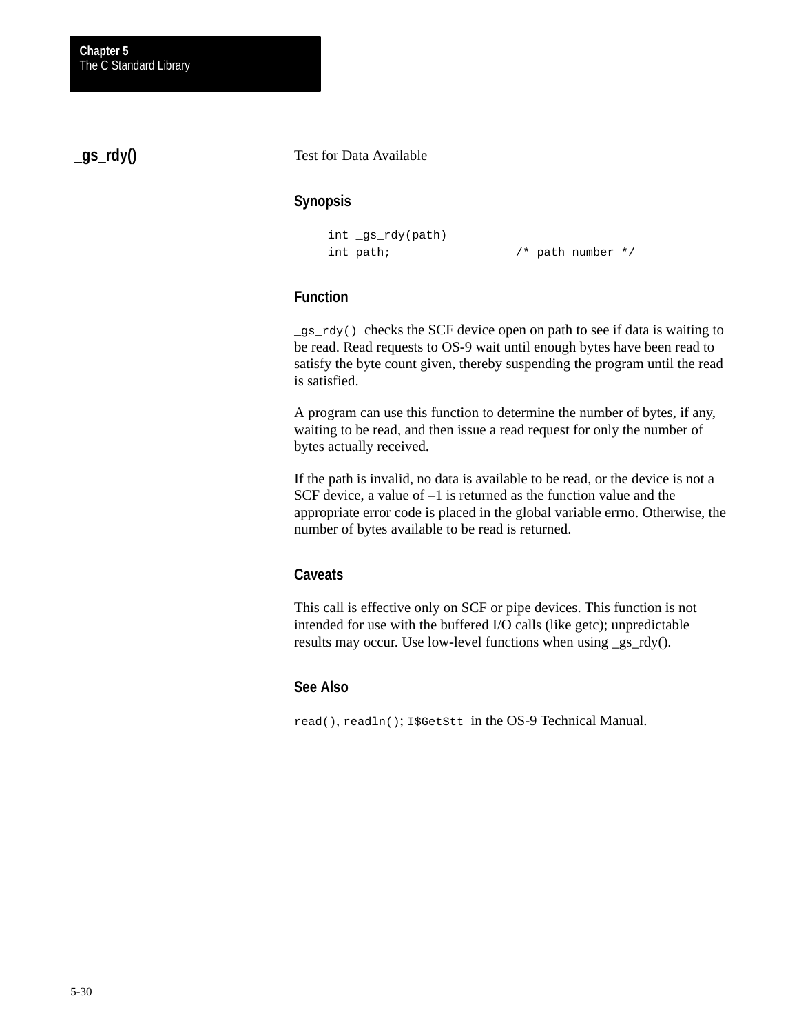## _gs_rdy()

Test for Data Available

### Synopsis

```
int _gs_rdy(path)
int path;                /* path number */
```

### Function

`_gs_rdy()` checks the SCF device open on path to see if data is waiting to be read. Read requests to OS-9 wait until enough bytes have been read to satisfy the byte count given, thereby suspending the program until the read is satisfied.

A program can use this function to determine the number of bytes, if any, waiting to be read, and then issue a read request for only the number of bytes actually received.

If the path is invalid, no data is available to be read, or the device is not a SCF device, a value of –1 is returned as the function value and the appropriate error code is placed in the global variable errno. Otherwise, the number of bytes available to be read is returned.

### Caveats

This call is effective only on SCF or pipe devices. This function is not intended for use with the buffered I/O calls (like getc); unpredictable results may occur. Use low-level functions when using _gs_rdy().

### See Also

`read()`, `readln()`; `I$GetStt` in the OS-9 Technical Manual.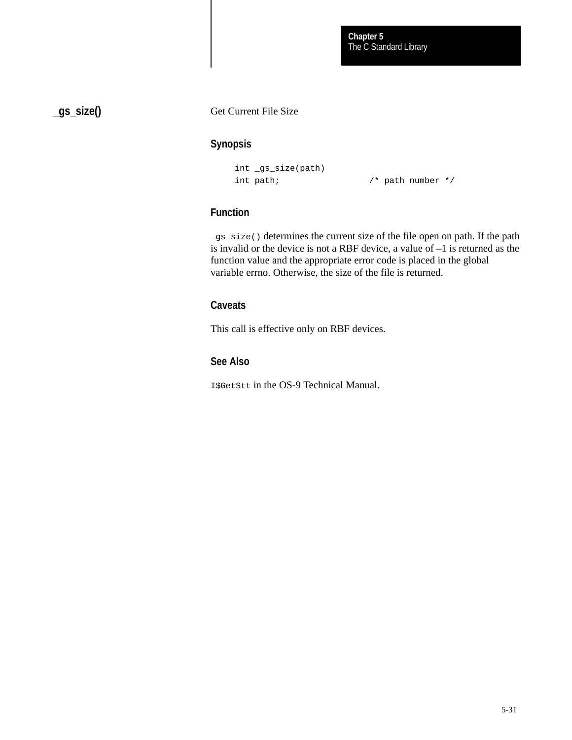## _gs_size()

Get Current File Size

### Synopsis

```
int _gs_size(path)
int path;                 /* path number */
```

### Function

`_gs_size()` determines the current size of the file open on path. If the path is invalid or the device is not a RBF device, a value of –1 is returned as the function value and the appropriate error code is placed in the global variable errno. Otherwise, the size of the file is returned.

### Caveats

This call is effective only on RBF devices.

### See Also

`I$GetStt` in the OS-9 Technical Manual.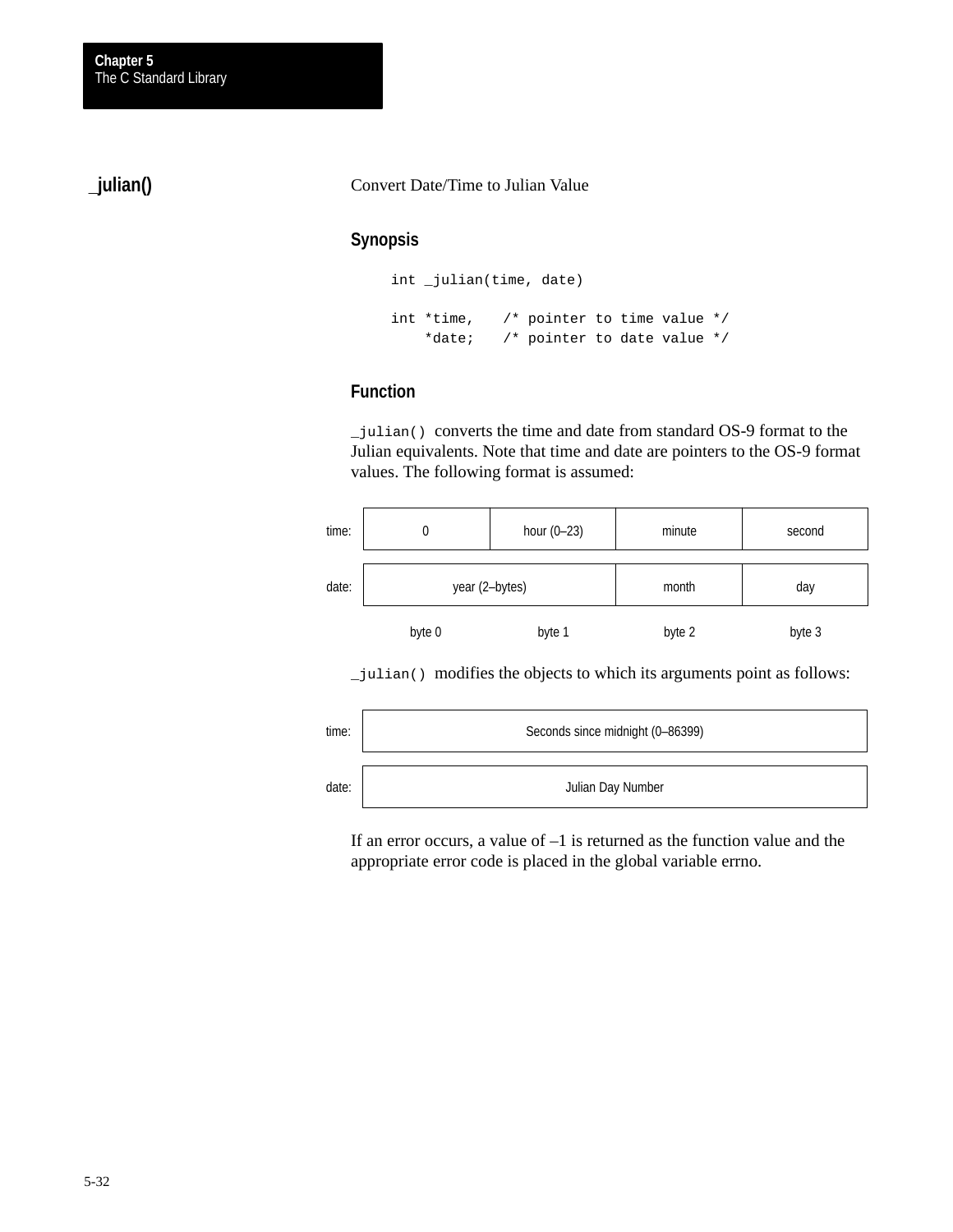## _julian()

Convert Date/Time to Julian Value

### Synopsis

```
int _julian(time, date)

int *time,    /* pointer to time value */
    *date;    /* pointer to date value */
```

### Function

`_julian()` converts the time and date from standard OS-9 format to the Julian equivalents. Note that time and date are pointers to the OS-9 format values. The following format is assumed:

| | byte 0 | byte 1 | byte 2 | byte 3 |
|---|---|---|---|---|
| time: | 0 | hour (0–23) | minute | second |
| date: | year (2–bytes) | | month | day |

`_julian()` modifies the objects to which its arguments point as follows:

| | |
|---|---|
| time: | Seconds since midnight (0–86399) |
| date: | Julian Day Number |

If an error occurs, a value of –1 is returned as the function value and the appropriate error code is placed in the global variable errno.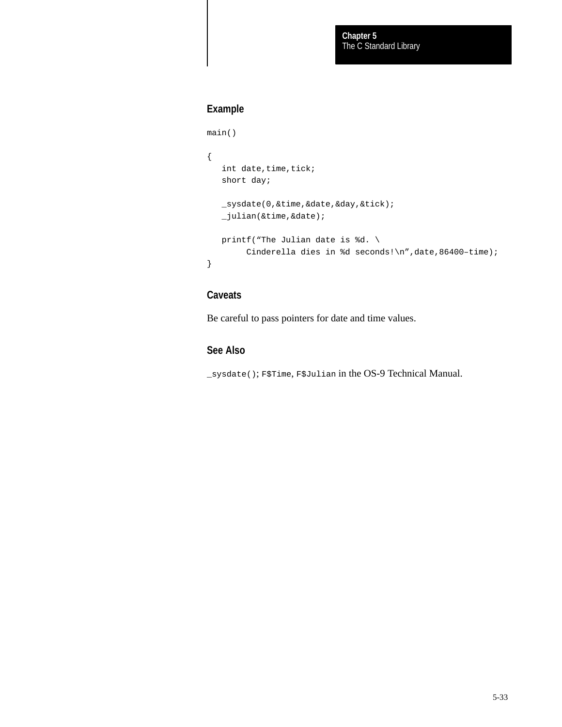### Example

```
main()

{
   int date,time,tick;
   short day;

   _sysdate(0,&time,&date,&day,&tick);
   _julian(&time,&date);

   printf(“The Julian date is %d. \
        Cinderella dies in %d seconds!\n”,date,86400–time);
}
```

### Caveats

Be careful to pass pointers for date and time values.

### See Also

`_sysdate()`; `F$Time`, `F$Julian` in the OS-9 Technical Manual.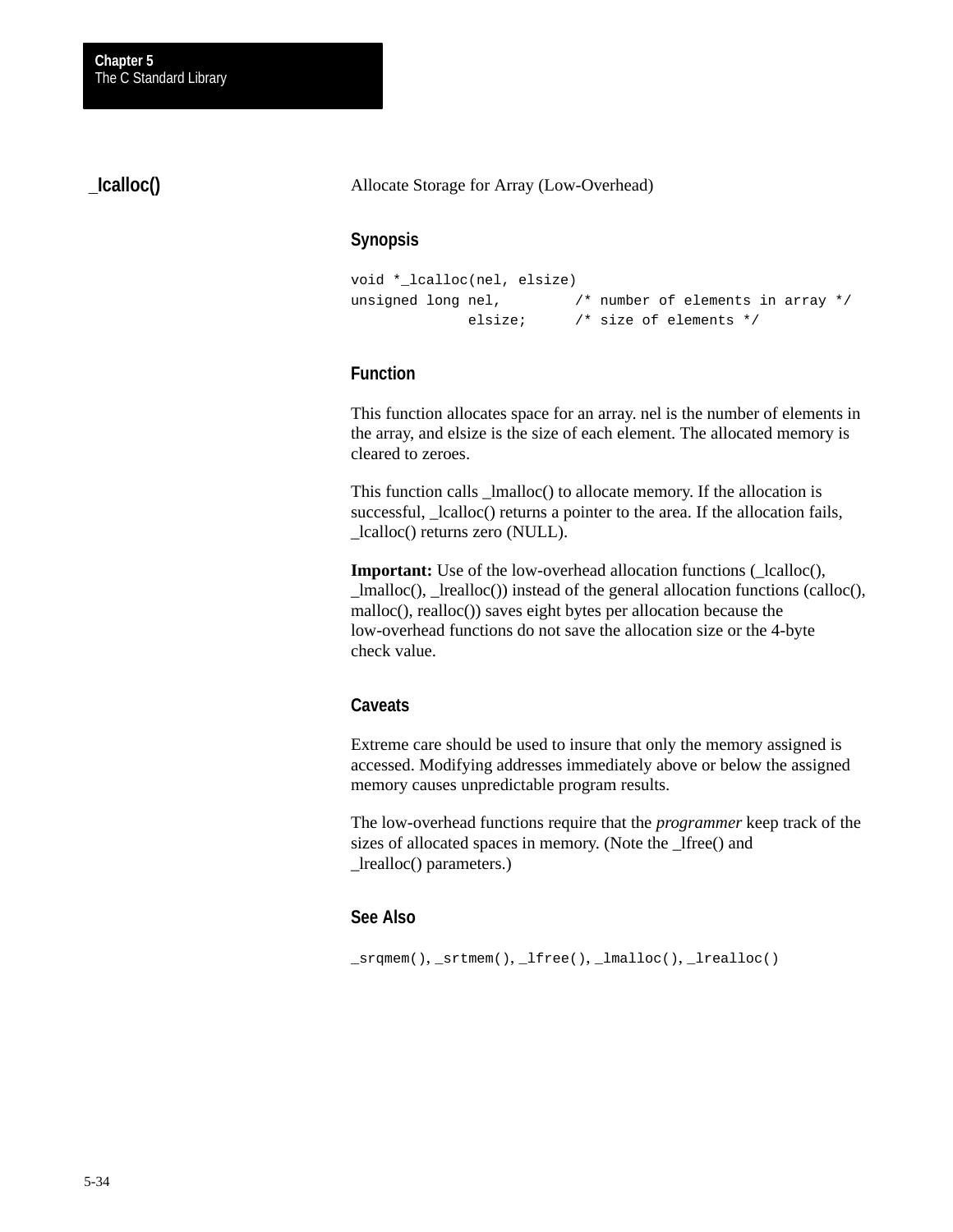## _lcalloc()

Allocate Storage for Array (Low-Overhead)

### Synopsis

```
void *_lcalloc(nel, elsize)
unsigned long nel,        /* number of elements in array */
              elsize;     /* size of elements */
```

### Function

This function allocates space for an array. nel is the number of elements in the array, and elsize is the size of each element. The allocated memory is cleared to zeroes.

This function calls _lmalloc() to allocate memory. If the allocation is successful, _lcalloc() returns a pointer to the area. If the allocation fails, _lcalloc() returns zero (NULL).

**Important:** Use of the low-overhead allocation functions (_lcalloc(), _lmalloc(), _lrealloc()) instead of the general allocation functions (calloc(), malloc(), realloc()) saves eight bytes per allocation because the low-overhead functions do not save the allocation size or the 4-byte check value.

### Caveats

Extreme care should be used to insure that only the memory assigned is accessed. Modifying addresses immediately above or below the assigned memory causes unpredictable program results.

The low-overhead functions require that the *programmer* keep track of the sizes of allocated spaces in memory. (Note the _lfree() and _lrealloc() parameters.)

### See Also

`_srqmem()`, `_srtmem()`, `_lfree()`, `_lmalloc()`, `_lrealloc()`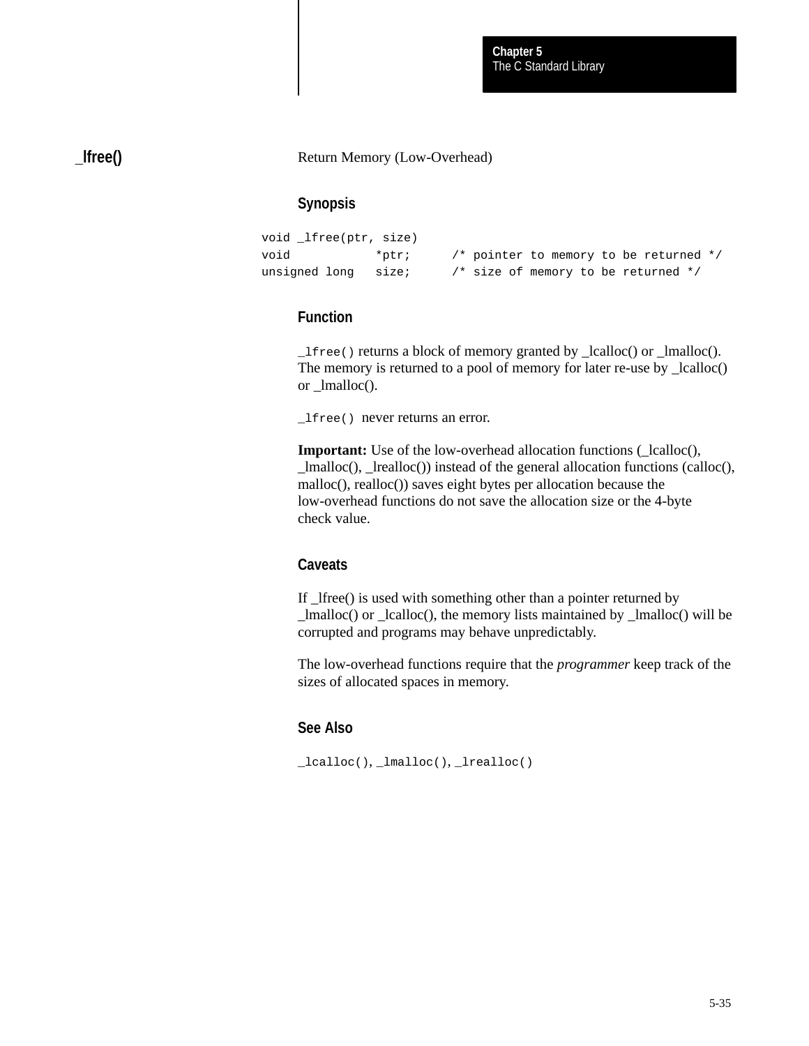## _lfree()

Return Memory (Low-Overhead)

### Synopsis

```
void _lfree(ptr, size)
void            *ptr;      /* pointer to memory to be returned */
unsigned long   size;      /* size of memory to be returned */
```

### Function

`_lfree()` returns a block of memory granted by _lcalloc() or _lmalloc(). The memory is returned to a pool of memory for later re-use by _lcalloc() or _lmalloc().

`_lfree()` never returns an error.

**Important:** Use of the low-overhead allocation functions (_lcalloc(), _lmalloc(), _lrealloc()) instead of the general allocation functions (calloc(), malloc(), realloc()) saves eight bytes per allocation because the low-overhead functions do not save the allocation size or the 4-byte check value.

### Caveats

If _lfree() is used with something other than a pointer returned by _lmalloc() or _lcalloc(), the memory lists maintained by _lmalloc() will be corrupted and programs may behave unpredictably.

The low-overhead functions require that the *programmer* keep track of the sizes of allocated spaces in memory.

### See Also

`_lcalloc()`, `_lmalloc()`, `_lrealloc()`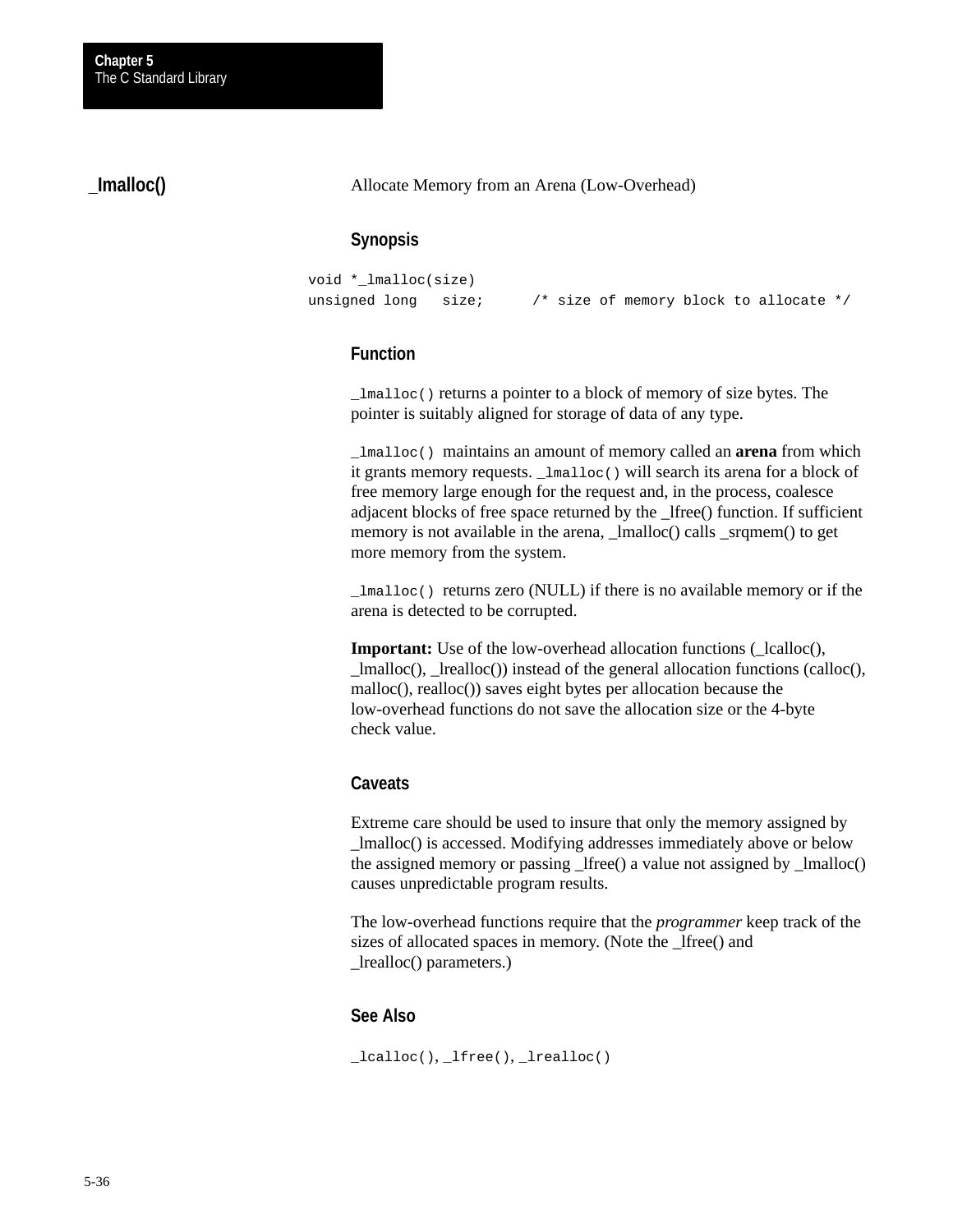## _lmalloc()

Allocate Memory from an Arena (Low-Overhead)

### Synopsis

```
void *_lmalloc(size)
unsigned long   size;      /* size of memory block to allocate */
```

### Function

`_lmalloc()` returns a pointer to a block of memory of size bytes. The pointer is suitably aligned for storage of data of any type.

`_lmalloc()` maintains an amount of memory called an **arena** from which it grants memory requests. `_lmalloc()` will search its arena for a block of free memory large enough for the request and, in the process, coalesce adjacent blocks of free space returned by the _lfree() function. If sufficient memory is not available in the arena, _lmalloc() calls _srqmem() to get more memory from the system.

`_lmalloc()` returns zero (NULL) if there is no available memory or if the arena is detected to be corrupted.

**Important:** Use of the low-overhead allocation functions (_lcalloc(), _lmalloc(), _lrealloc()) instead of the general allocation functions (calloc(), malloc(), realloc()) saves eight bytes per allocation because the low-overhead functions do not save the allocation size or the 4-byte check value.

### Caveats

Extreme care should be used to insure that only the memory assigned by _lmalloc() is accessed. Modifying addresses immediately above or below the assigned memory or passing _lfree() a value not assigned by _lmalloc() causes unpredictable program results.

The low-overhead functions require that the *programmer* keep track of the sizes of allocated spaces in memory. (Note the _lfree() and _lrealloc() parameters.)

### See Also

`_lcalloc()`, `_lfree()`, `_lrealloc()`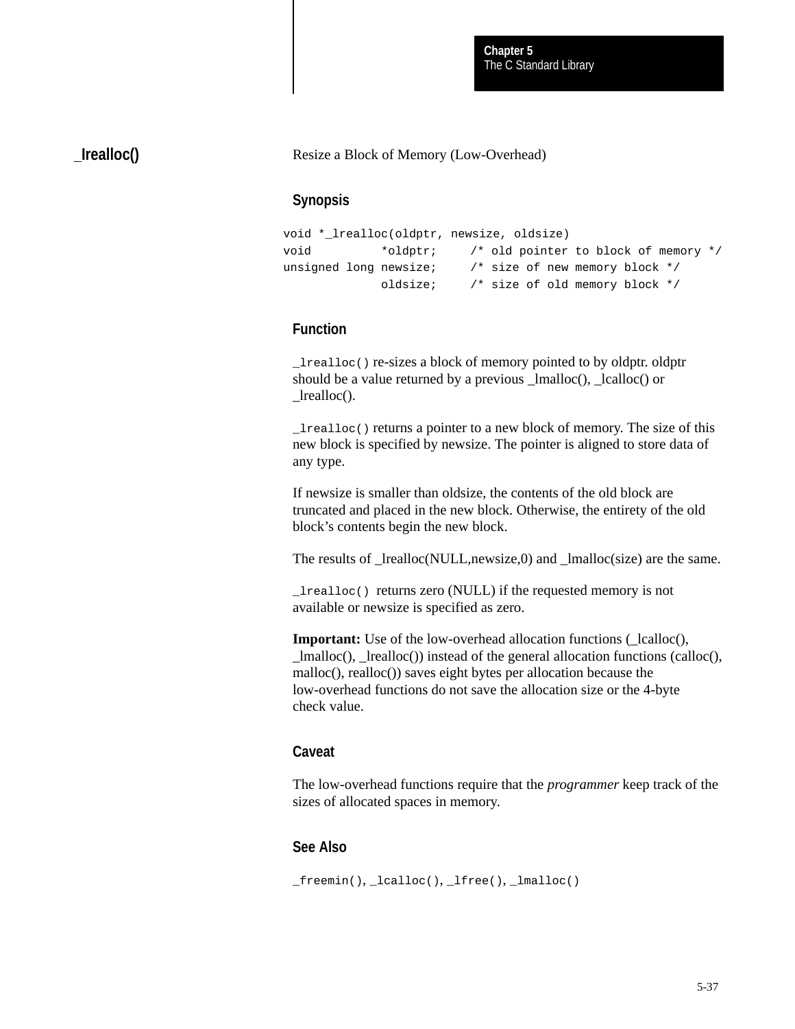## _lrealloc()

Resize a Block of Memory (Low-Overhead)

### Synopsis

```
void *_lrealloc(oldptr, newsize, oldsize)
void          *oldptr;     /* old pointer to block of memory */
unsigned long newsize;     /* size of new memory block */
              oldsize;     /* size of old memory block */
```

### Function

`_lrealloc()` re-sizes a block of memory pointed to by oldptr. oldptr should be a value returned by a previous _lmalloc(), _lcalloc() or _lrealloc().

`_lrealloc()` returns a pointer to a new block of memory. The size of this new block is specified by newsize. The pointer is aligned to store data of any type.

If newsize is smaller than oldsize, the contents of the old block are truncated and placed in the new block. Otherwise, the entirety of the old block's contents begin the new block.

The results of _lrealloc(NULL,newsize,0) and _lmalloc(size) are the same.

`_lrealloc()` returns zero (NULL) if the requested memory is not available or newsize is specified as zero.

**Important:** Use of the low-overhead allocation functions (_lcalloc(), _lmalloc(), _lrealloc()) instead of the general allocation functions (calloc(), malloc(), realloc()) saves eight bytes per allocation because the low-overhead functions do not save the allocation size or the 4-byte check value.

### Caveat

The low-overhead functions require that the *programmer* keep track of the sizes of allocated spaces in memory.

### See Also

`_freemin()`, `_lcalloc()`, `_lfree()`, `_lmalloc()`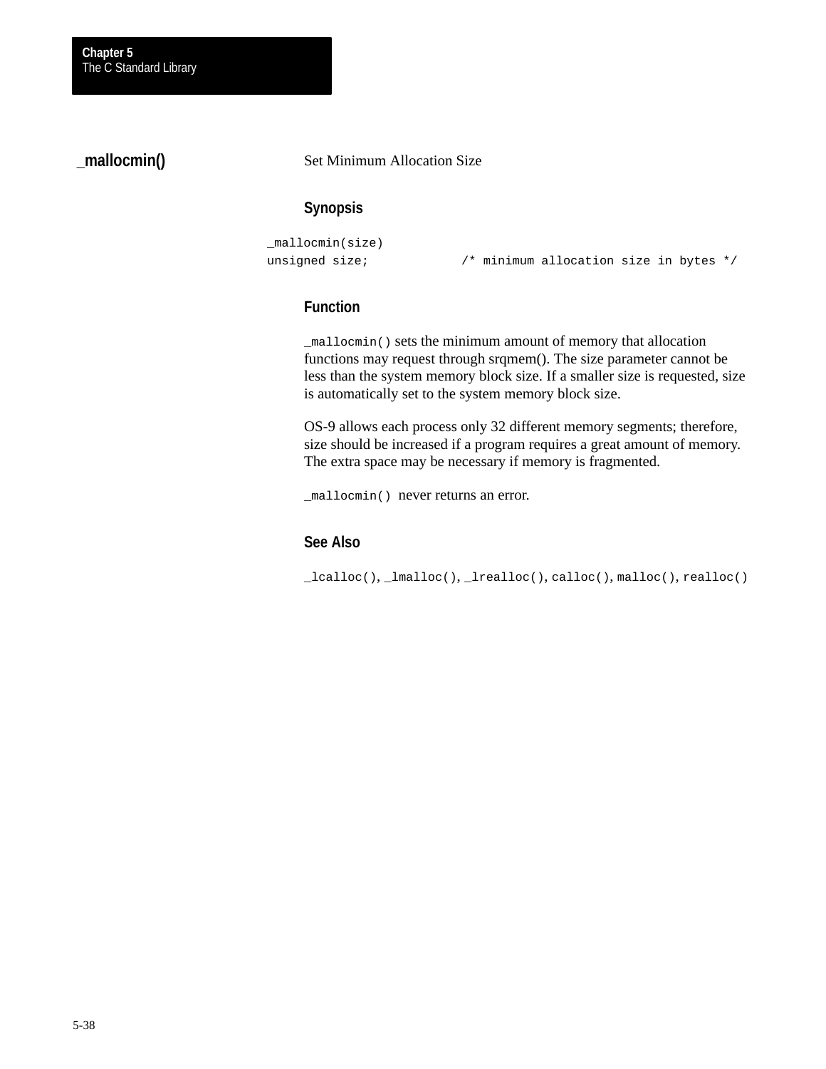## _mallocmin()

Set Minimum Allocation Size

### Synopsis

```
_mallocmin(size)
unsigned size;            /* minimum allocation size in bytes */
```

### Function

`_mallocmin()` sets the minimum amount of memory that allocation functions may request through srqmem(). The size parameter cannot be less than the system memory block size. If a smaller size is requested, size is automatically set to the system memory block size.

OS-9 allows each process only 32 different memory segments; therefore, size should be increased if a program requires a great amount of memory. The extra space may be necessary if memory is fragmented.

`_mallocmin()` never returns an error.

### See Also

`_lcalloc()`, `_lmalloc()`, `_lrealloc()`, `calloc()`, `malloc()`, `realloc()`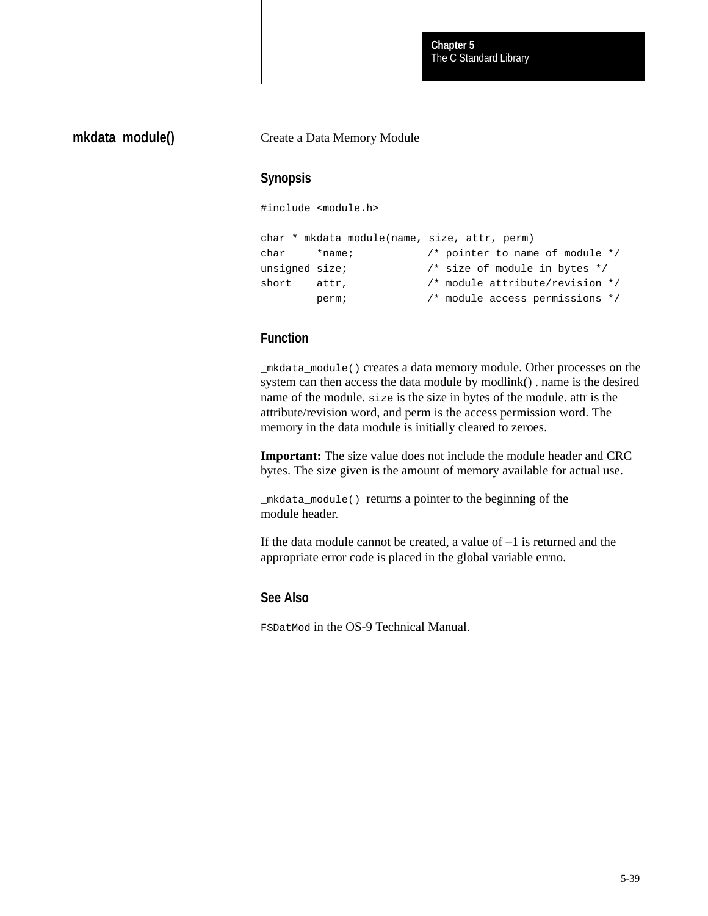## _mkdata_module()

Create a Data Memory Module

### Synopsis

```
#include <module.h>

char *_mkdata_module(name, size, attr, perm)
char     *name;            /* pointer to name of module */
unsigned size;             /* size of module in bytes */
short    attr,             /* module attribute/revision */
         perm;             /* module access permissions */
```

### Function

`_mkdata_module()` creates a data memory module. Other processes on the system can then access the data module by modlink() . name is the desired name of the module. `size` is the size in bytes of the module. attr is the attribute/revision word, and perm is the access permission word. The memory in the data module is initially cleared to zeroes.

**Important:** The size value does not include the module header and CRC bytes. The size given is the amount of memory available for actual use.

`_mkdata_module()` returns a pointer to the beginning of the module header.

If the data module cannot be created, a value of –1 is returned and the appropriate error code is placed in the global variable errno.

### See Also

`F$DatMod` in the OS-9 Technical Manual.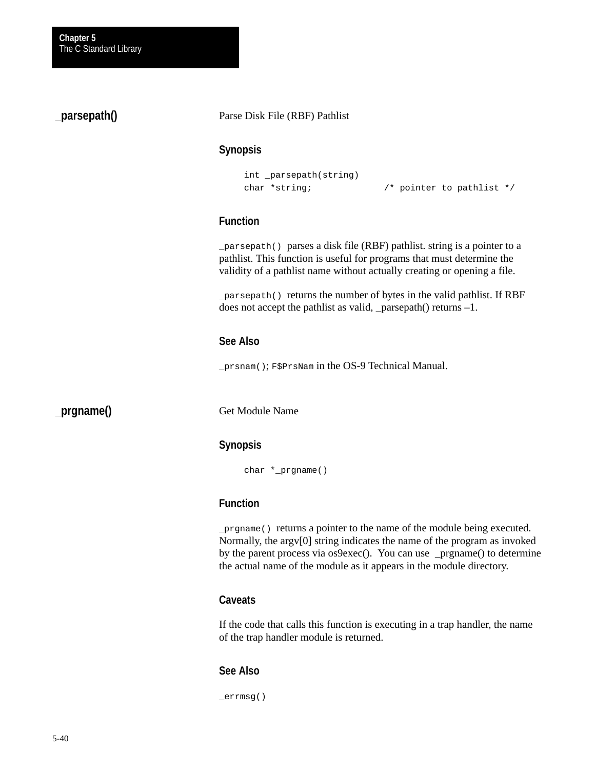## _parsepath()

Parse Disk File (RBF) Pathlist

### Synopsis

```
int _parsepath(string)
char *string;             /* pointer to pathlist */
```

### Function

`_parsepath()` parses a disk file (RBF) pathlist. string is a pointer to a pathlist. This function is useful for programs that must determine the validity of a pathlist name without actually creating or opening a file.

`_parsepath()` returns the number of bytes in the valid pathlist. If RBF does not accept the pathlist as valid, _parsepath() returns –1.

### See Also

`_prsnam()`; `F$PrsNam` in the OS-9 Technical Manual.

## _prgname()

Get Module Name

### Synopsis

```
char *_prgname()
```

### Function

`_prgname()` returns a pointer to the name of the module being executed. Normally, the argv[0] string indicates the name of the program as invoked by the parent process via os9exec(). You can use _prgname() to determine the actual name of the module as it appears in the module directory.

### Caveats

If the code that calls this function is executing in a trap handler, the name of the trap handler module is returned.

### See Also

`_errmsg()`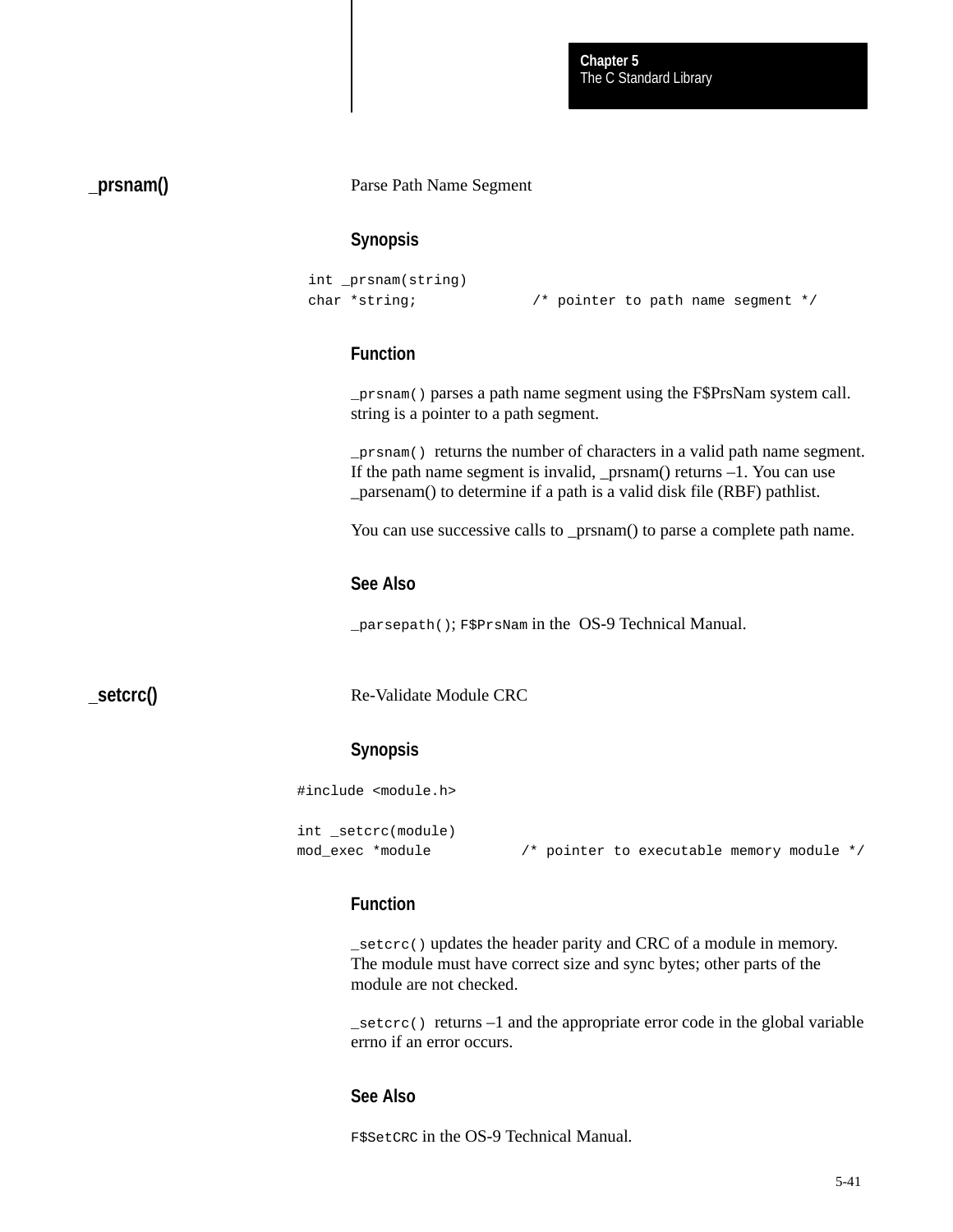## _prsnam()

Parse Path Name Segment

### Synopsis

```
int _prsnam(string)
char *string;              /* pointer to path name segment */
```

### Function

`_prsnam()` parses a path name segment using the F$PrsNam system call. string is a pointer to a path segment.

`_prsnam()` returns the number of characters in a valid path name segment. If the path name segment is invalid, _prsnam() returns –1. You can use _parsenam() to determine if a path is a valid disk file (RBF) pathlist.

You can use successive calls to _prsnam() to parse a complete path name.

### See Also

`_parsepath()`; `F$PrsNam` in the OS-9 Technical Manual.

## _setcrc()

Re-Validate Module CRC

### Synopsis

```
#include <module.h>

int _setcrc(module)
mod_exec *module           /* pointer to executable memory module */
```

### Function

`_setcrc()` updates the header parity and CRC of a module in memory. The module must have correct size and sync bytes; other parts of the module are not checked.

`_setcrc()` returns –1 and the appropriate error code in the global variable errno if an error occurs.

### See Also

`F$SetCRC` in the OS-9 Technical Manual.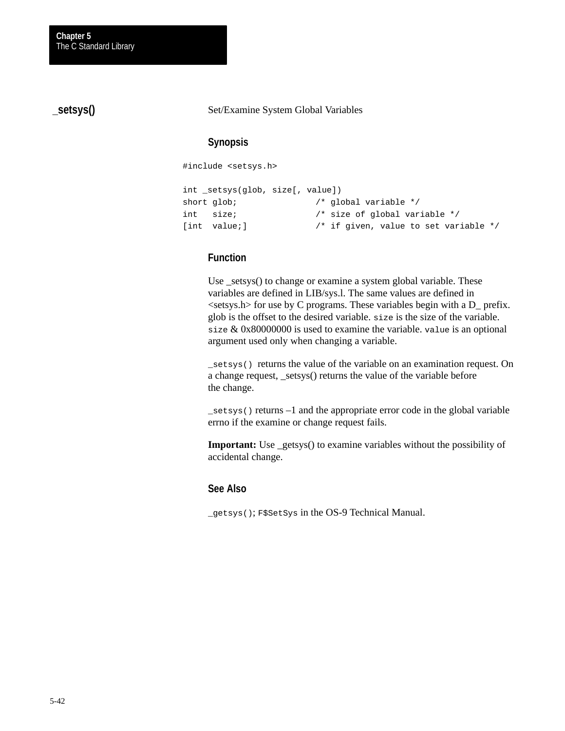## _setsys()

Set/Examine System Global Variables

### Synopsis

```
#include <setsys.h>

int _setsys(glob, size[, value])
short glob;               /* global variable */
int   size;               /* size of global variable */
[int  value;]             /* if given, value to set variable */
```

### Function

Use _setsys() to change or examine a system global variable. These variables are defined in LIB/sys.l. The same values are defined in <setsys.h> for use by C programs. These variables begin with a D_ prefix. glob is the offset to the desired variable. `size` is the size of the variable. `size` & 0x80000000 is used to examine the variable. `value` is an optional argument used only when changing a variable.

`_setsys()` returns the value of the variable on an examination request. On a change request, _setsys() returns the value of the variable before the change.

`_setsys()` returns –1 and the appropriate error code in the global variable errno if the examine or change request fails.

**Important:** Use _getsys() to examine variables without the possibility of accidental change.

### See Also

`_getsys()`; `F$SetSys` in the OS-9 Technical Manual.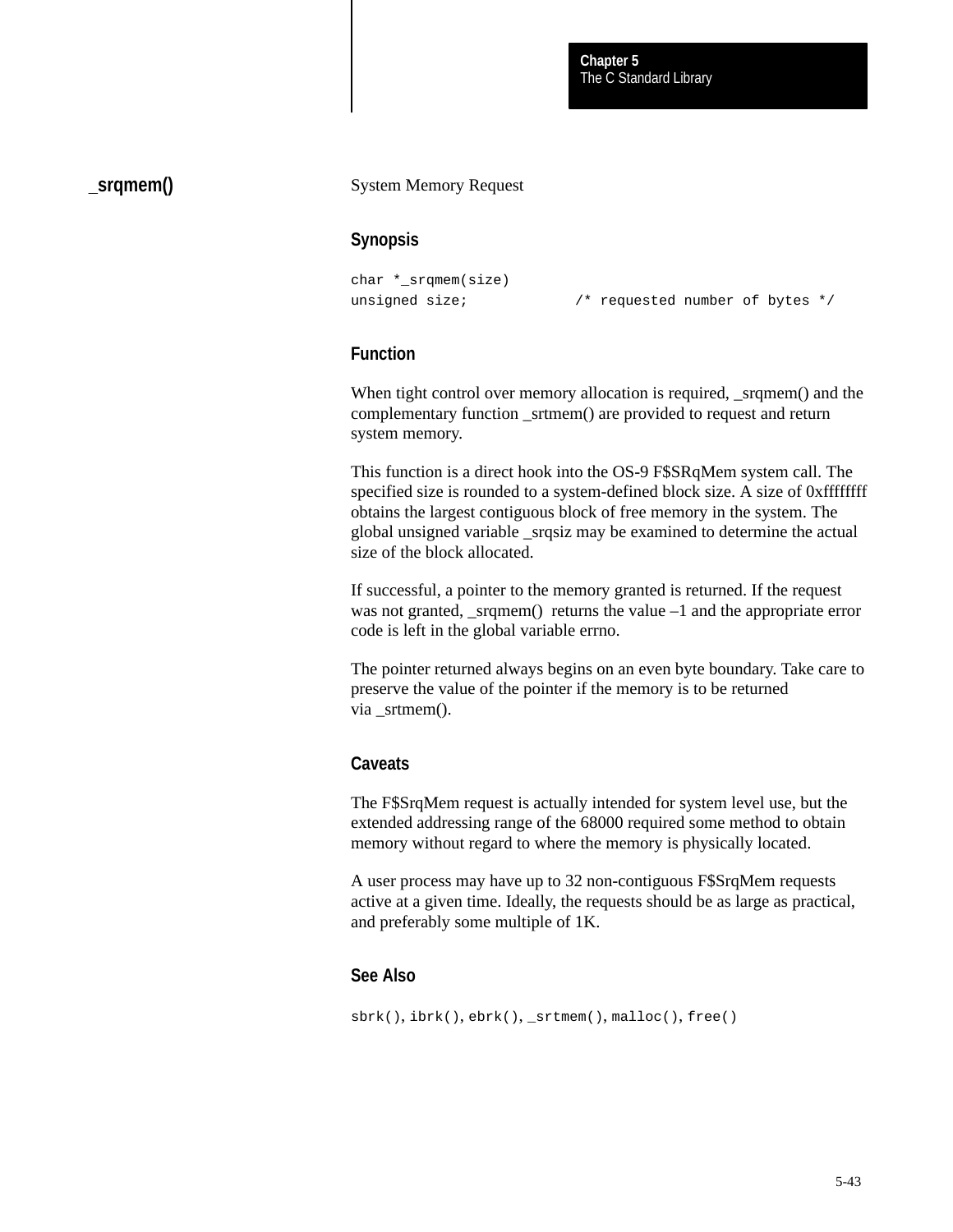## _srqmem()

System Memory Request

### Synopsis

```
char *_srqmem(size)
unsigned size;            /* requested number of bytes */
```

### Function

When tight control over memory allocation is required, _srqmem() and the complementary function _srtmem() are provided to request and return system memory.

This function is a direct hook into the OS-9 F$SRqMem system call. The specified size is rounded to a system-defined block size. A size of 0xffffffff obtains the largest contiguous block of free memory in the system. The global unsigned variable _srqsiz may be examined to determine the actual size of the block allocated.

If successful, a pointer to the memory granted is returned. If the request was not granted, _srqmem() returns the value –1 and the appropriate error code is left in the global variable errno.

The pointer returned always begins on an even byte boundary. Take care to preserve the value of the pointer if the memory is to be returned via _srtmem().

### Caveats

The F$SrqMem request is actually intended for system level use, but the extended addressing range of the 68000 required some method to obtain memory without regard to where the memory is physically located.

A user process may have up to 32 non-contiguous F$SrqMem requests active at a given time. Ideally, the requests should be as large as practical, and preferably some multiple of 1K.

### See Also

`sbrk()`, `ibrk()`, `ebrk()`, `_srtmem()`, `malloc()`, `free()`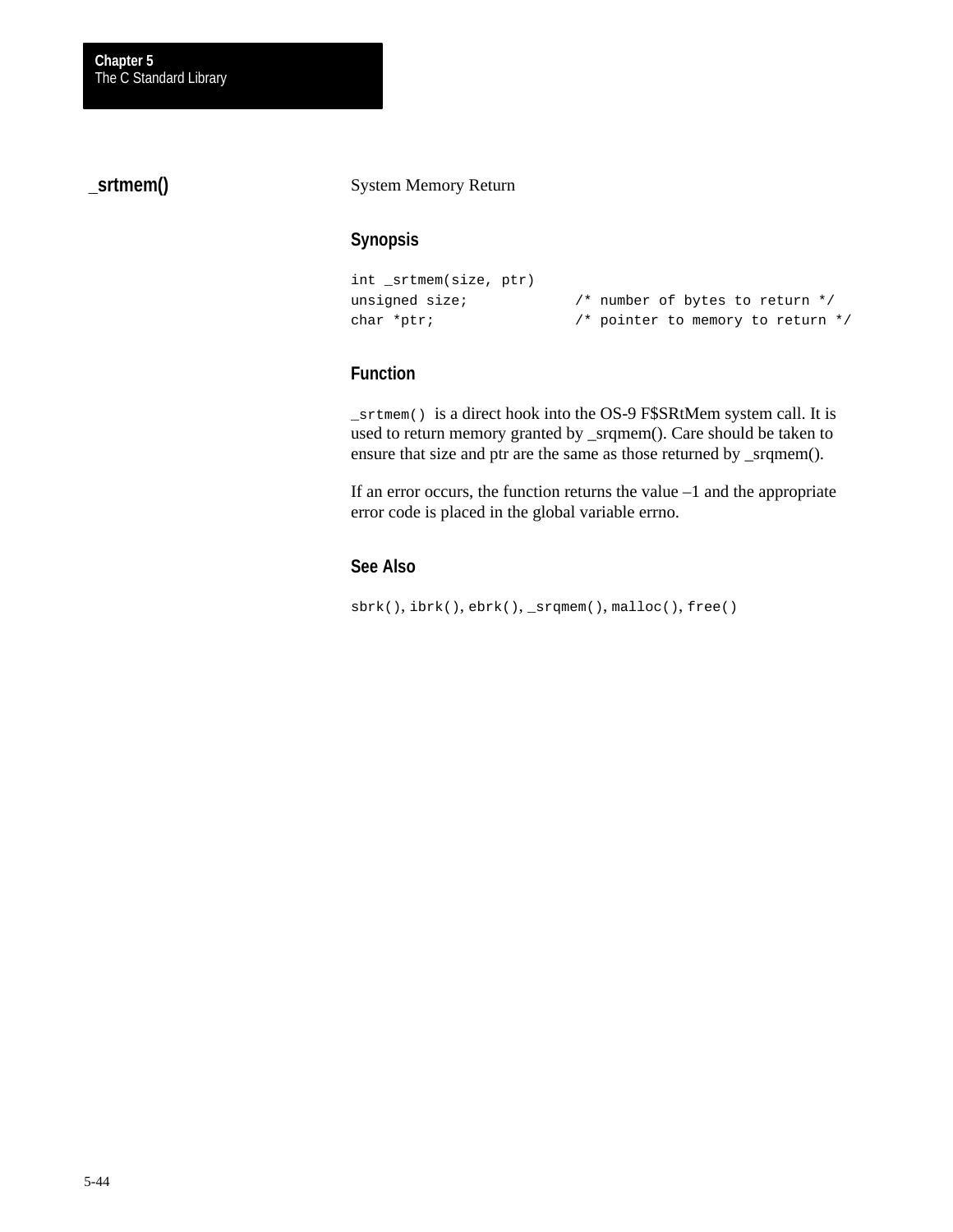## _srtmem()

System Memory Return

### Synopsis

```
int _srtmem(size, ptr)
unsigned size;          /* number of bytes to return */
char *ptr;              /* pointer to memory to return */
```

### Function

`_srtmem()` is a direct hook into the OS-9 F$SRtMem system call. It is used to return memory granted by _srqmem(). Care should be taken to ensure that size and ptr are the same as those returned by _srqmem().

If an error occurs, the function returns the value –1 and the appropriate error code is placed in the global variable errno.

### See Also

`sbrk()`, `ibrk()`, `ebrk()`, `_srqmem()`, `malloc()`, `free()`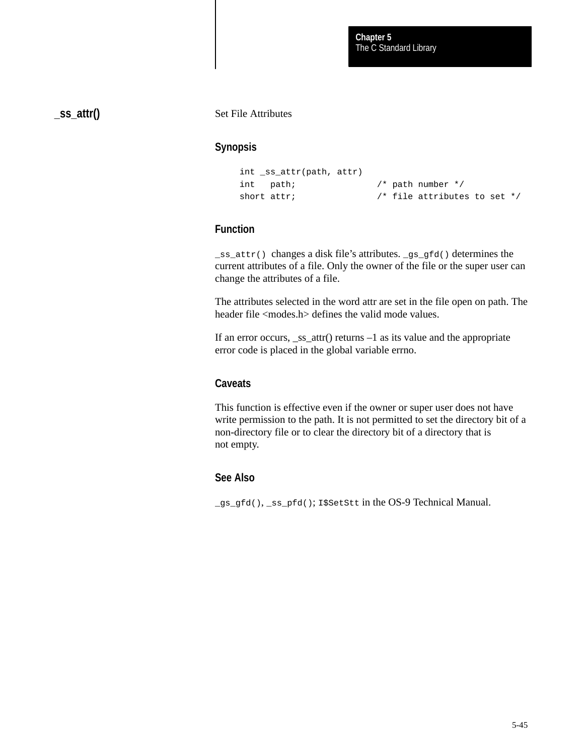## _ss_attr()

Set File Attributes

### Synopsis

```
int _ss_attr(path, attr)
int   path;              /* path number */
short attr;              /* file attributes to set */
```

### Function

`_ss_attr()` changes a disk file's attributes. `_gs_gfd()` determines the current attributes of a file. Only the owner of the file or the super user can change the attributes of a file.

The attributes selected in the word attr are set in the file open on path. The header file <modes.h> defines the valid mode values.

If an error occurs, _ss_attr() returns –1 as its value and the appropriate error code is placed in the global variable errno.

### Caveats

This function is effective even if the owner or super user does not have write permission to the path. It is not permitted to set the directory bit of a non-directory file or to clear the directory bit of a directory that is not empty.

### See Also

`_gs_gfd()`, `_ss_pfd()`; `I$SetStt` in the OS-9 Technical Manual.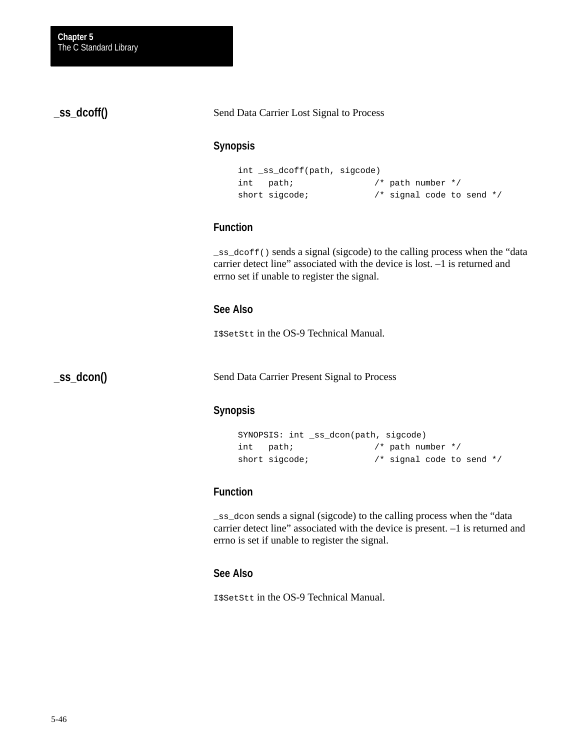## _ss_dcoff()

Send Data Carrier Lost Signal to Process

### Synopsis

```
int _ss_dcoff(path, sigcode)
int   path;               /* path number */
short sigcode;            /* signal code to send */
```

### Function

`_ss_dcoff()` sends a signal (sigcode) to the calling process when the “data carrier detect line” associated with the device is lost. –1 is returned and errno set if unable to register the signal.

### See Also

`I$SetStt` in the OS-9 Technical Manual.

## _ss_dcon()

Send Data Carrier Present Signal to Process

### Synopsis

```
SYNOPSIS: int _ss_dcon(path, sigcode)
int   path;               /* path number */
short sigcode;            /* signal code to send */
```

### Function

`_ss_dcon` sends a signal (sigcode) to the calling process when the “data carrier detect line” associated with the device is present. –1 is returned and errno is set if unable to register the signal.

### See Also

`I$SetStt` in the OS-9 Technical Manual.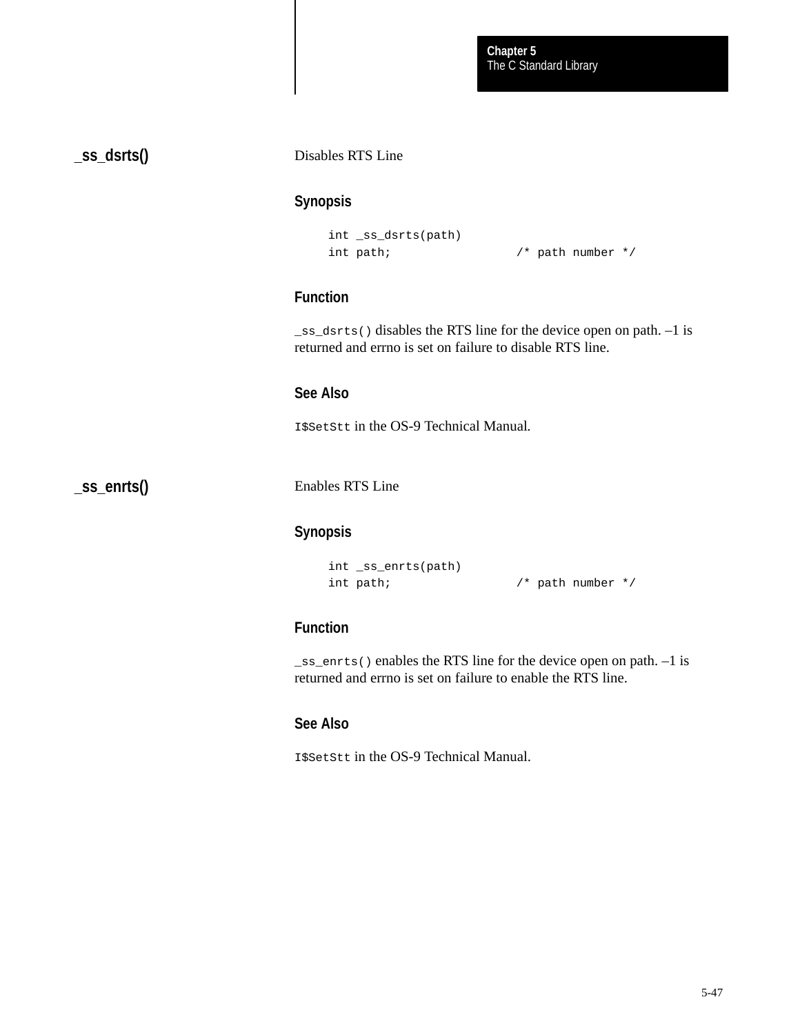## _ss_dsrts()

Disables RTS Line

### Synopsis

```
int _ss_dsrts(path)
int path;                /* path number */
```

### Function

`_ss_dsrts()` disables the RTS line for the device open on path. –1 is returned and errno is set on failure to disable RTS line.

### See Also

`I$SetStt` in the OS-9 Technical Manual.

## _ss_enrts()

Enables RTS Line

### Synopsis

```
int _ss_enrts(path)
int path;                /* path number */
```

### Function

`_ss_enrts()` enables the RTS line for the device open on path. –1 is returned and errno is set on failure to enable the RTS line.

### See Also

`I$SetStt` in the OS-9 Technical Manual.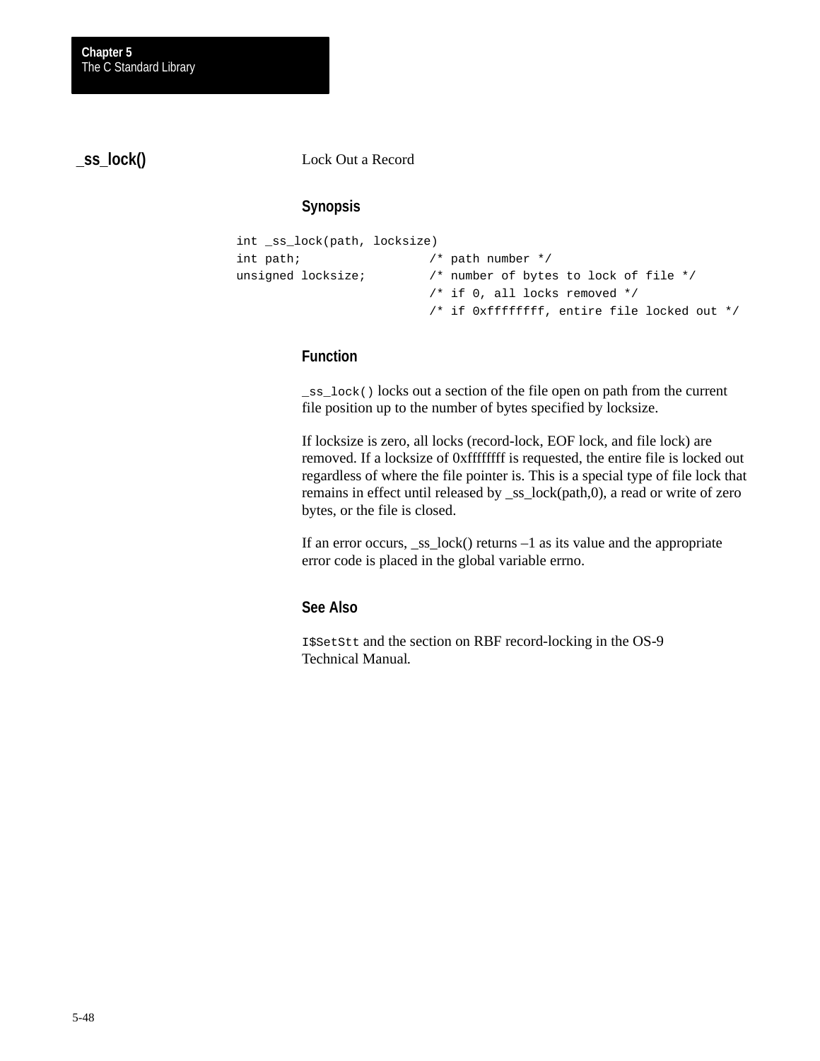## _ss_lock()

Lock Out a Record

### Synopsis

```
int _ss_lock(path, locksize)
int path;                 /* path number */
unsigned locksize;        /* number of bytes to lock of file */
                          /* if 0, all locks removed */
                          /* if 0xffffffff, entire file locked out */
```

### Function

`_ss_lock()` locks out a section of the file open on path from the current file position up to the number of bytes specified by locksize.

If locksize is zero, all locks (record-lock, EOF lock, and file lock) are removed. If a locksize of 0xffffffff is requested, the entire file is locked out regardless of where the file pointer is. This is a special type of file lock that remains in effect until released by _ss_lock(path,0), a read or write of zero bytes, or the file is closed.

If an error occurs, _ss_lock() returns –1 as its value and the appropriate error code is placed in the global variable errno.

### See Also

`I$SetStt` and the section on RBF record-locking in the OS-9 Technical Manual.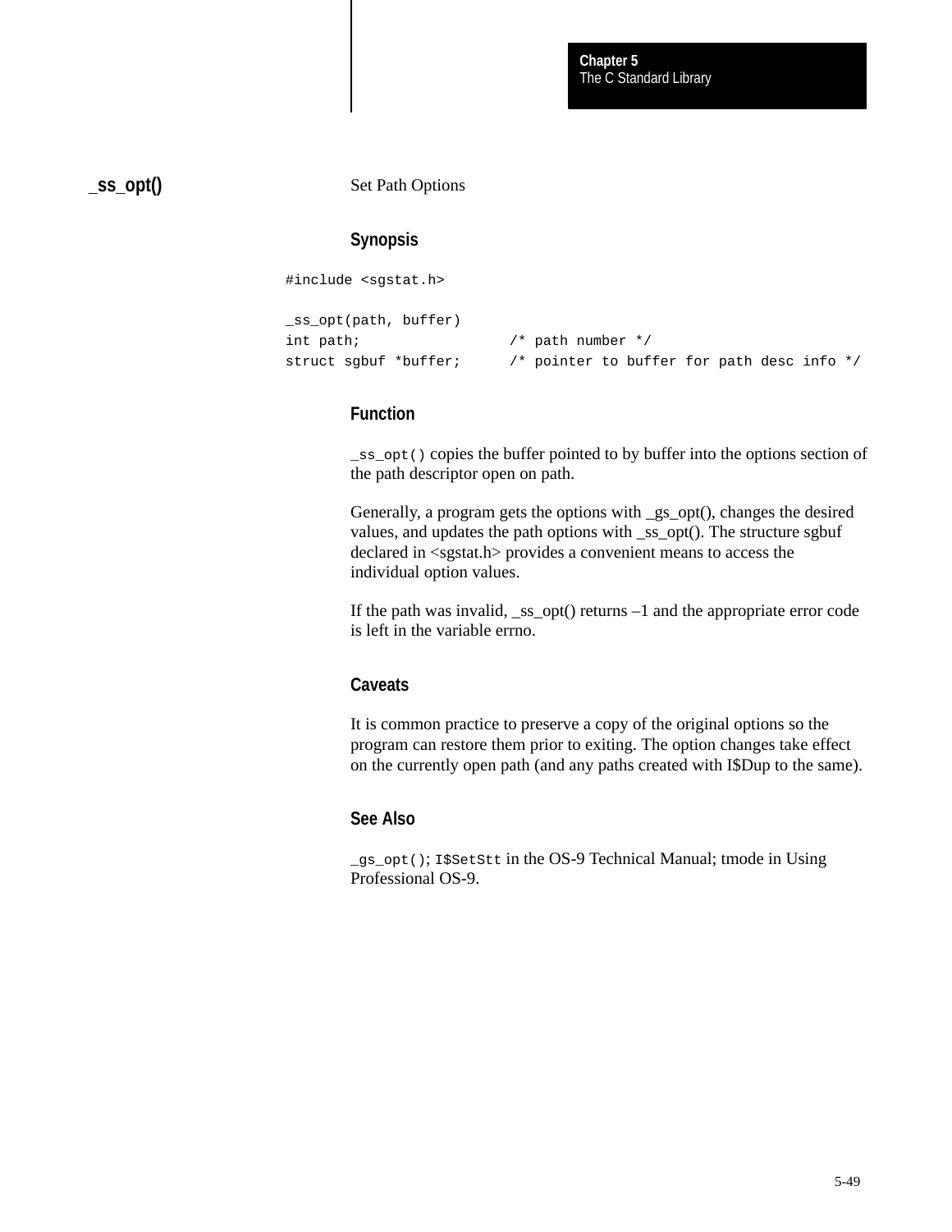## _ss_opt()

Set Path Options

### Synopsis

```
#include <sgstat.h>

_ss_opt(path, buffer)
int path;                 /* path number */
struct sgbuf *buffer;     /* pointer to buffer for path desc info */
```

### Function

`_ss_opt()` copies the buffer pointed to by buffer into the options section of the path descriptor open on path.

Generally, a program gets the options with _gs_opt(), changes the desired values, and updates the path options with _ss_opt(). The structure sgbuf declared in <sgstat.h> provides a convenient means to access the individual option values.

If the path was invalid, _ss_opt() returns –1 and the appropriate error code is left in the variable errno.

### Caveats

It is common practice to preserve a copy of the original options so the program can restore them prior to exiting. The option changes take effect on the currently open path (and any paths created with I$Dup to the same).

### See Also

`_gs_opt()`; `I$SetStt` in the OS-9 Technical Manual; tmode in Using Professional OS-9.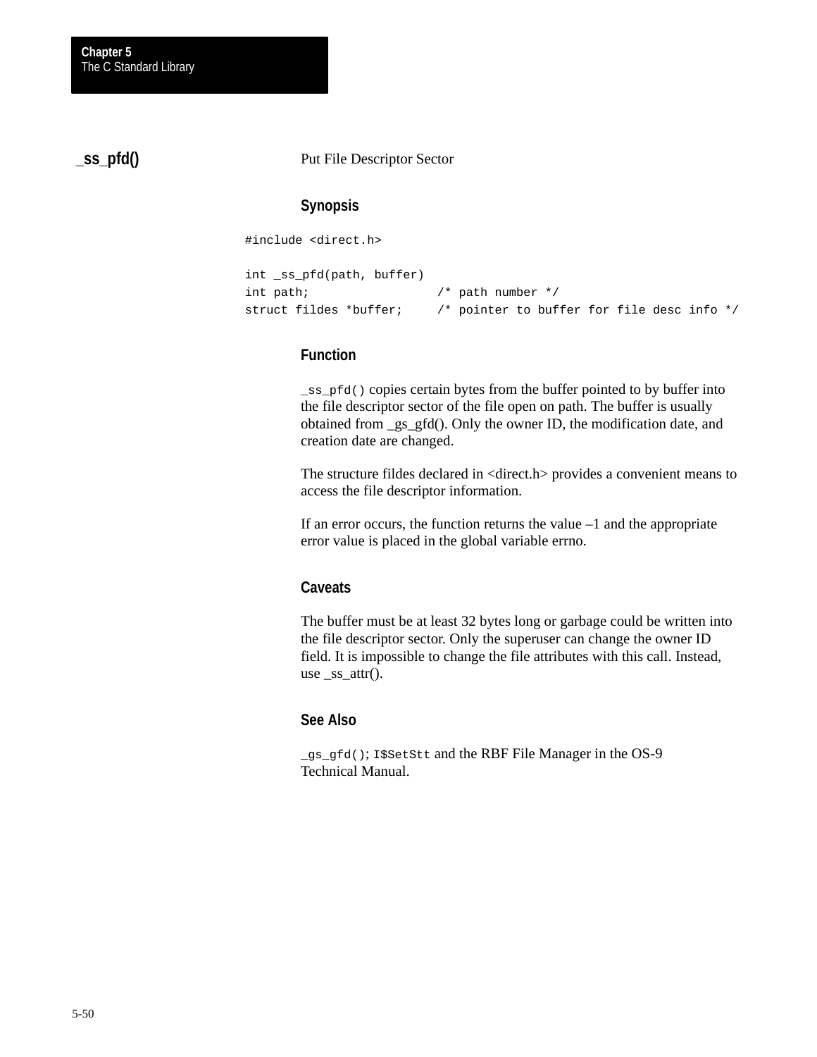## _ss_pfd()

Put File Descriptor Sector

### Synopsis

```
#include <direct.h>

int _ss_pfd(path, buffer)
int path;                 /* path number */
struct fildes *buffer;    /* pointer to buffer for file desc info */
```

### Function

`_ss_pfd()` copies certain bytes from the buffer pointed to by buffer into the file descriptor sector of the file open on path. The buffer is usually obtained from _gs_gfd(). Only the owner ID, the modification date, and creation date are changed.

The structure fildes declared in <direct.h> provides a convenient means to access the file descriptor information.

If an error occurs, the function returns the value –1 and the appropriate error value is placed in the global variable errno.

### Caveats

The buffer must be at least 32 bytes long or garbage could be written into the file descriptor sector. Only the superuser can change the owner ID field. It is impossible to change the file attributes with this call. Instead, use _ss_attr().

### See Also

`_gs_gfd()`; `I$SetStt` and the RBF File Manager in the OS-9 Technical Manual.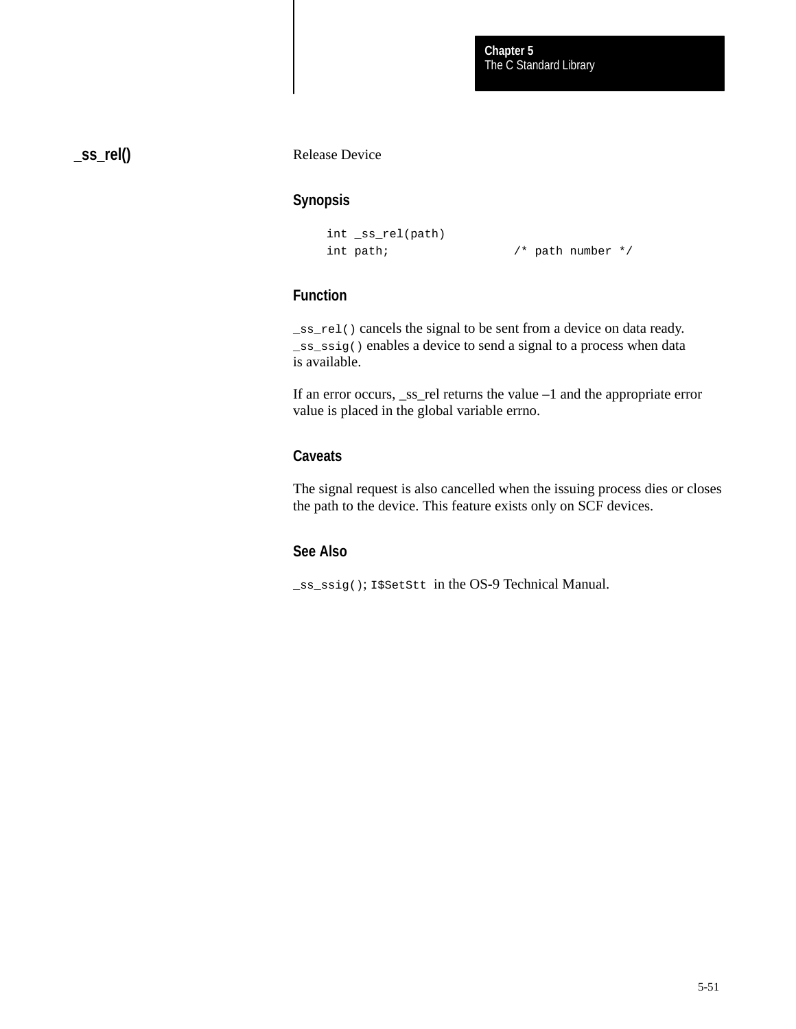## _ss_rel()

Release Device

### Synopsis

```
int _ss_rel(path)
int path;                /* path number */
```

### Function

`_ss_rel()` cancels the signal to be sent from a device on data ready. `_ss_ssig()` enables a device to send a signal to a process when data is available.

If an error occurs, _ss_rel returns the value –1 and the appropriate error value is placed in the global variable errno.

### Caveats

The signal request is also cancelled when the issuing process dies or closes the path to the device. This feature exists only on SCF devices.

### See Also

`_ss_ssig()`; `I$SetStt` in the OS-9 Technical Manual.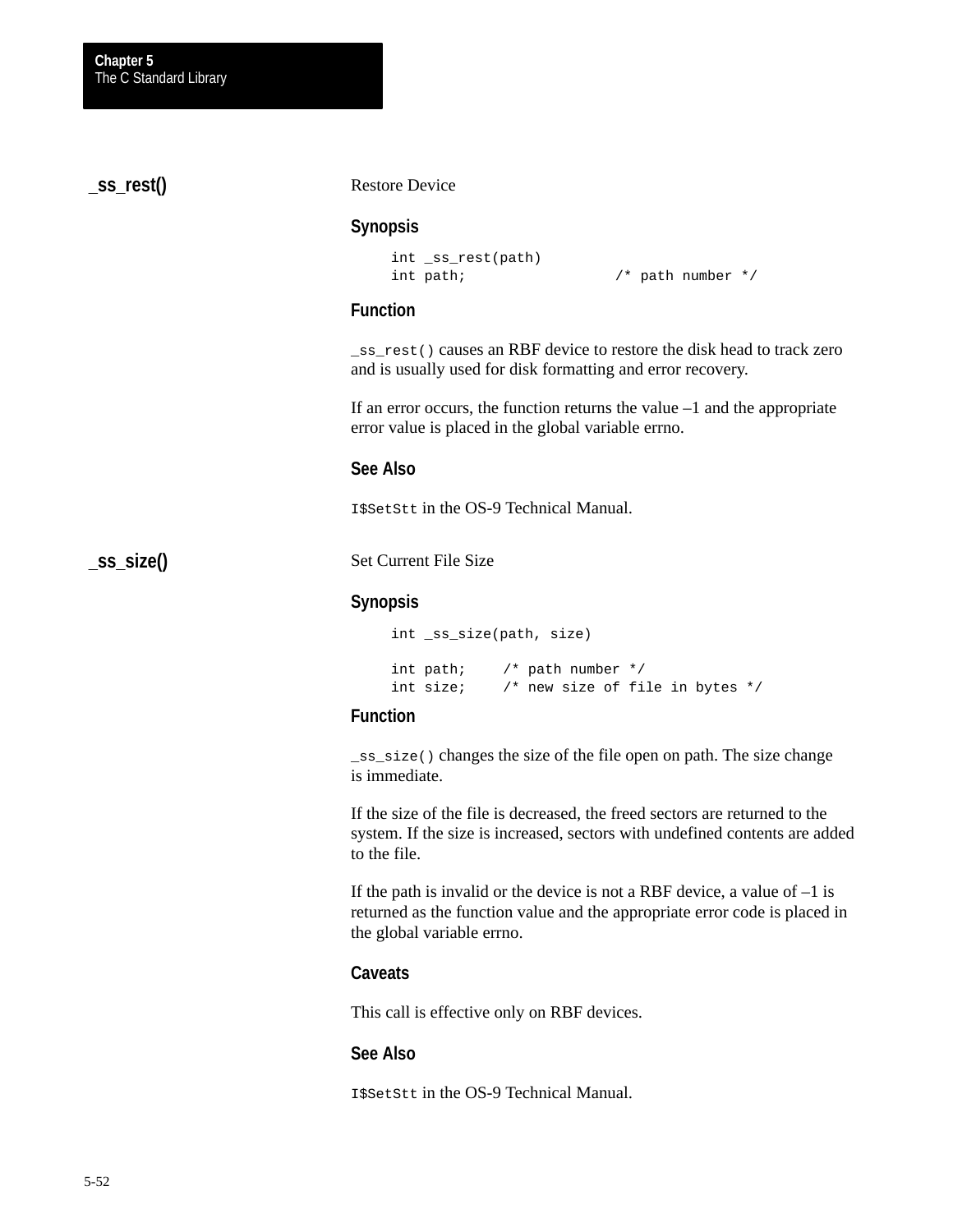## _ss_rest()

Restore Device

### Synopsis

```
int _ss_rest(path)
int path;                  /* path number */
```

### Function

`_ss_rest()` causes an RBF device to restore the disk head to track zero and is usually used for disk formatting and error recovery.

If an error occurs, the function returns the value –1 and the appropriate error value is placed in the global variable errno.

### See Also

`I$SetStt` in the OS-9 Technical Manual.

## _ss_size()

Set Current File Size

### Synopsis

```
int _ss_size(path, size)

int path;     /* path number */
int size;     /* new size of file in bytes */
```

### Function

`_ss_size()` changes the size of the file open on path. The size change is immediate.

If the size of the file is decreased, the freed sectors are returned to the system. If the size is increased, sectors with undefined contents are added to the file.

If the path is invalid or the device is not a RBF device, a value of –1 is returned as the function value and the appropriate error code is placed in the global variable errno.

### Caveats

This call is effective only on RBF devices.

### See Also

`I$SetStt` in the OS-9 Technical Manual.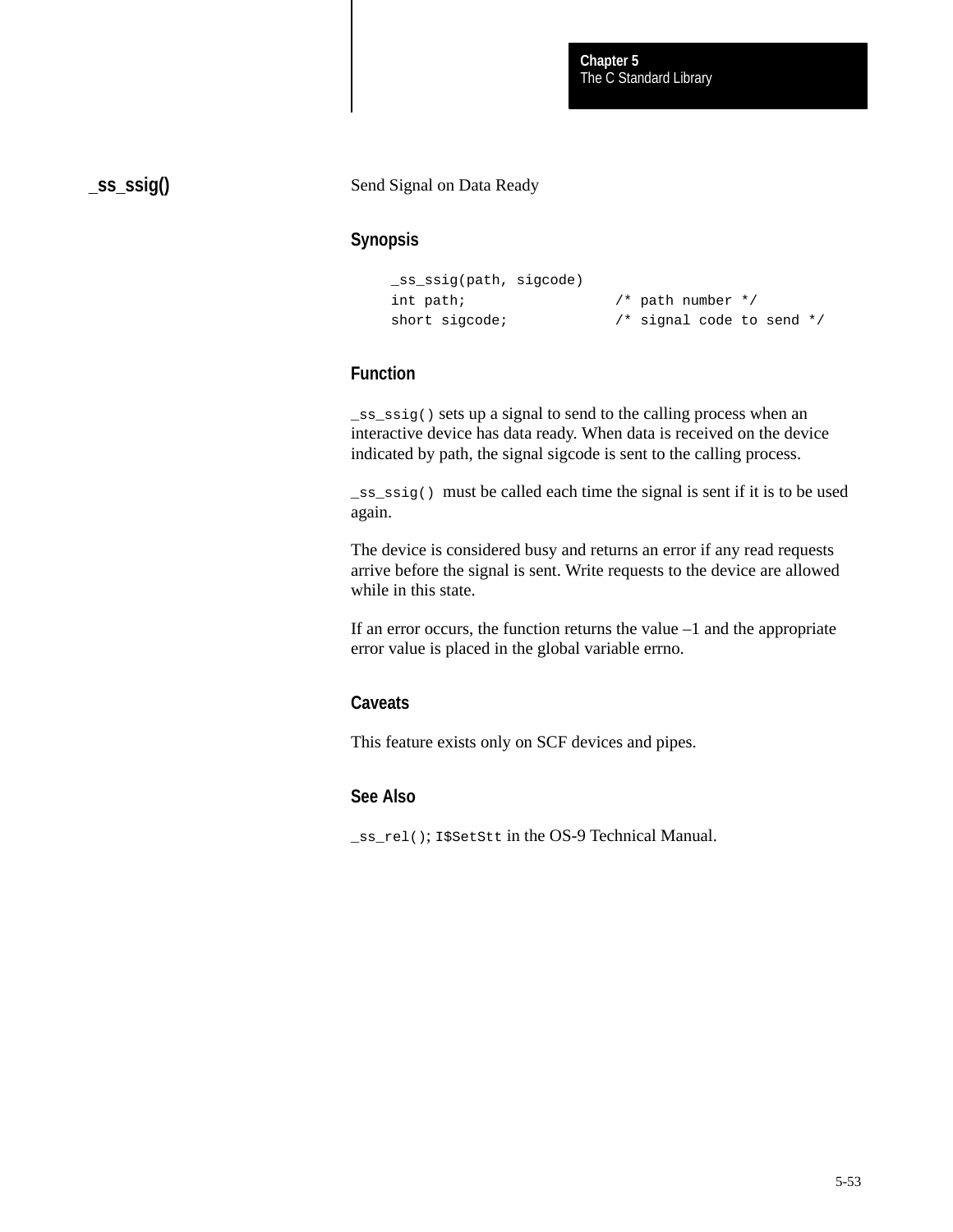## _ss_ssig()

Send Signal on Data Ready

### Synopsis

```
_ss_ssig(path, sigcode)
int path;                 /* path number */
short sigcode;            /* signal code to send */
```

### Function

`_ss_ssig()` sets up a signal to send to the calling process when an interactive device has data ready. When data is received on the device indicated by path, the signal sigcode is sent to the calling process.

`_ss_ssig()` must be called each time the signal is sent if it is to be used again.

The device is considered busy and returns an error if any read requests arrive before the signal is sent. Write requests to the device are allowed while in this state.

If an error occurs, the function returns the value –1 and the appropriate error value is placed in the global variable errno.

### Caveats

This feature exists only on SCF devices and pipes.

### See Also

`_ss_rel()`; `I$SetStt` in the OS-9 Technical Manual.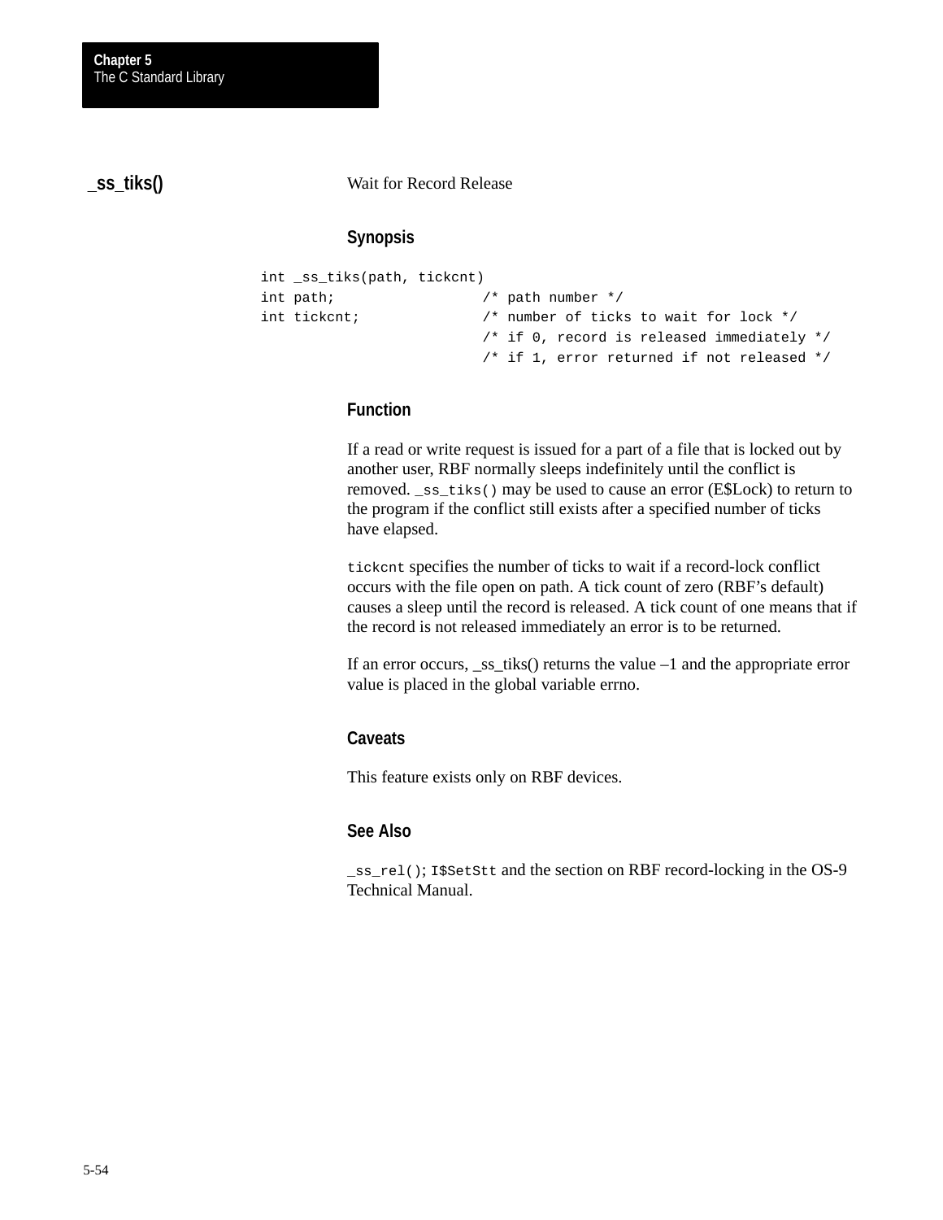## _ss_tiks()

Wait for Record Release

### Synopsis

```
int _ss_tiks(path, tickcnt)
int path;                 /* path number */
int tickcnt;              /* number of ticks to wait for lock */
                          /* if 0, record is released immediately */
                          /* if 1, error returned if not released */
```

### Function

If a read or write request is issued for a part of a file that is locked out by another user, RBF normally sleeps indefinitely until the conflict is removed. `_ss_tiks()` may be used to cause an error (E$Lock) to return to the program if the conflict still exists after a specified number of ticks have elapsed.

`tickcnt` specifies the number of ticks to wait if a record-lock conflict occurs with the file open on path. A tick count of zero (RBF's default) causes a sleep until the record is released. A tick count of one means that if the record is not released immediately an error is to be returned.

If an error occurs, _ss_tiks() returns the value –1 and the appropriate error value is placed in the global variable errno.

### Caveats

This feature exists only on RBF devices.

### See Also

`_ss_rel()`; `I$SetStt` and the section on RBF record-locking in the OS-9 Technical Manual.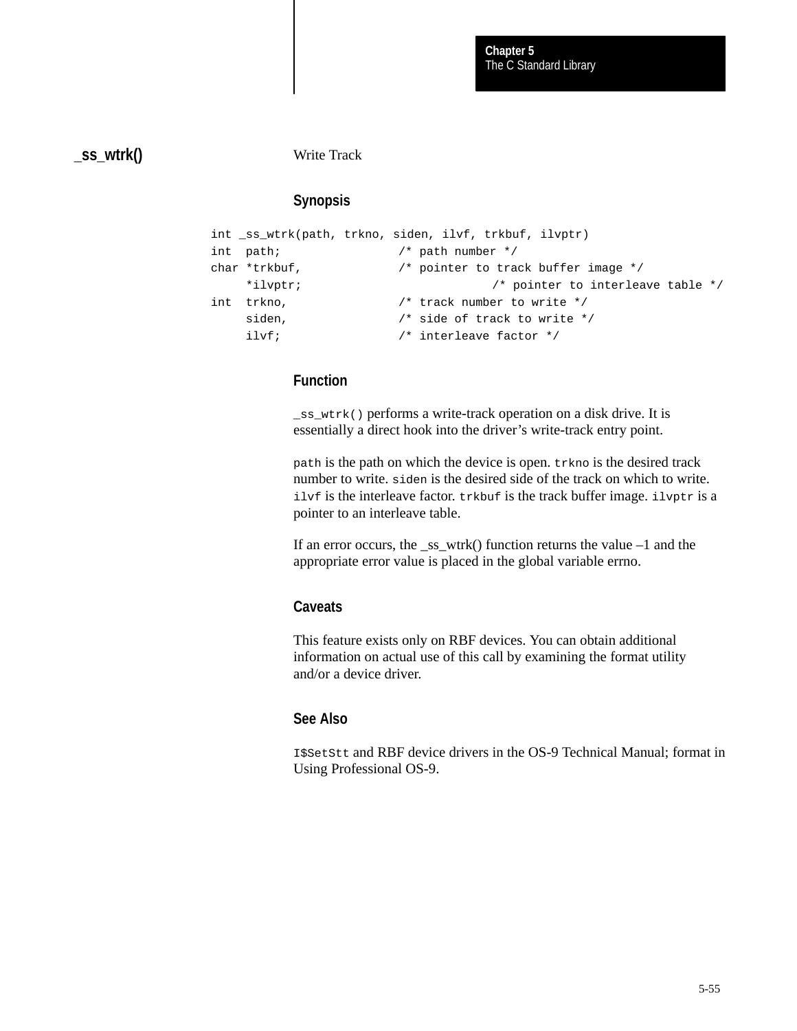## _ss_wtrk()

Write Track

### Synopsis

```
int _ss_wtrk(path, trkno, siden, ilvf, trkbuf, ilvptr)
int  path;                /* path number */
char *trkbuf,             /* pointer to track buffer image */
     *ilvptr;                          /* pointer to interleave table */
int  trkno,               /* track number to write */
     siden,               /* side of track to write */
     ilvf;                /* interleave factor */
```

### Function

`_ss_wtrk()` performs a write-track operation on a disk drive. It is essentially a direct hook into the driver's write-track entry point.

`path` is the path on which the device is open. `trkno` is the desired track number to write. `siden` is the desired side of the track on which to write. `ilvf` is the interleave factor. `trkbuf` is the track buffer image. `ilvptr` is a pointer to an interleave table.

If an error occurs, the _ss_wtrk() function returns the value –1 and the appropriate error value is placed in the global variable errno.

### Caveats

This feature exists only on RBF devices. You can obtain additional information on actual use of this call by examining the format utility and/or a device driver.

### See Also

`I$SetStt` and RBF device drivers in the OS-9 Technical Manual; format in Using Professional OS-9.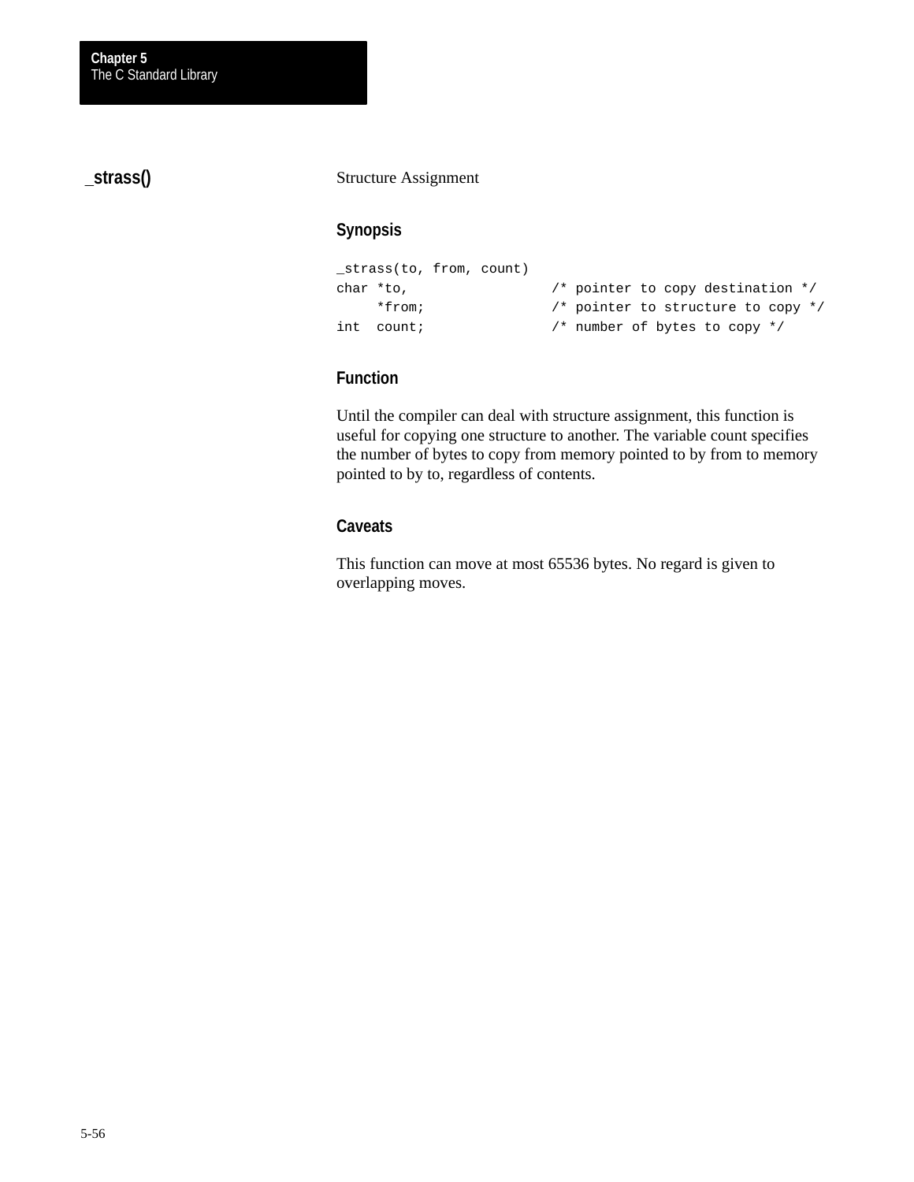## _strass()

Structure Assignment

### Synopsis

```
_strass(to, from, count)
char *to,               /* pointer to copy destination */
     *from;             /* pointer to structure to copy */
int  count;             /* number of bytes to copy */
```

### Function

Until the compiler can deal with structure assignment, this function is useful for copying one structure to another. The variable count specifies the number of bytes to copy from memory pointed to by from to memory pointed to by to, regardless of contents.

### Caveats

This function can move at most 65536 bytes. No regard is given to overlapping moves.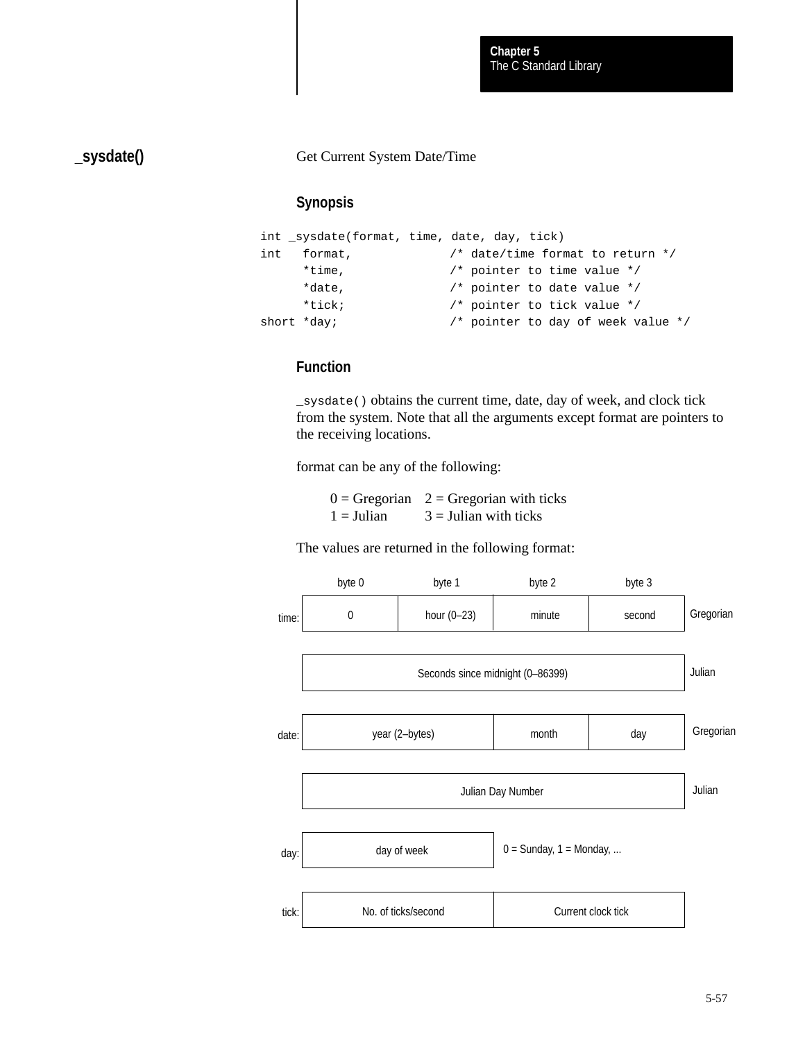## _sysdate()

Get Current System Date/Time

### Synopsis

```
int _sysdate(format, time, date, day, tick)
int   format,             /* date/time format to return */
      *time,              /* pointer to time value */
      *date,              /* pointer to date value */
      *tick;              /* pointer to tick value */
short *day;               /* pointer to day of week value */
```

### Function

`_sysdate()` obtains the current time, date, day of week, and clock tick from the system. Note that all the arguments except format are pointers to the receiving locations.

format can be any of the following:

| | |
|---|---|
| 0 = Gregorian | 2 = Gregorian with ticks |
| 1 = Julian | 3 = Julian with ticks |

The values are returned in the following format:

| | byte 0 | byte 1 | byte 2 | byte 3 | |
|---|---|---|---|---|---|
| time: | 0 | hour (0–23) | minute | second | Gregorian |
| | Seconds since midnight (0–86399) | | | | Julian |
| date: | year (2–bytes) | | month | day | Gregorian |
| | Julian Day Number | | | | Julian |
| day: | day of week | | 0 = Sunday, 1 = Monday, ... | | |
| tick: | No. of ticks/second | | Current clock tick | | |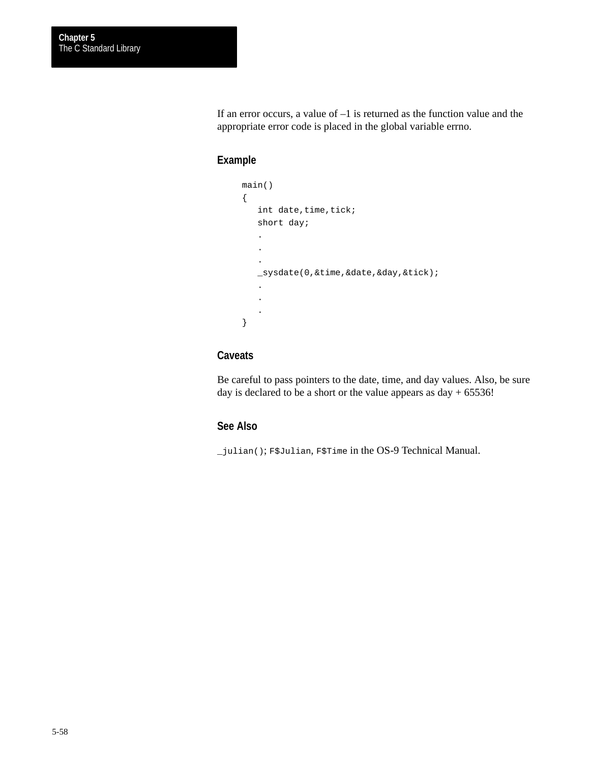If an error occurs, a value of –1 is returned as the function value and the appropriate error code is placed in the global variable errno.

### Example

```
main()
{
   int date,time,tick;
   short day;
   .
   .
   .
   _sysdate(0,&time,&date,&day,&tick);
   .
   .
   .
}
```

### Caveats

Be careful to pass pointers to the date, time, and day values. Also, be sure day is declared to be a short or the value appears as day + 65536!

### See Also

`_julian()`; `F$Julian`, `F$Time` in the OS-9 Technical Manual.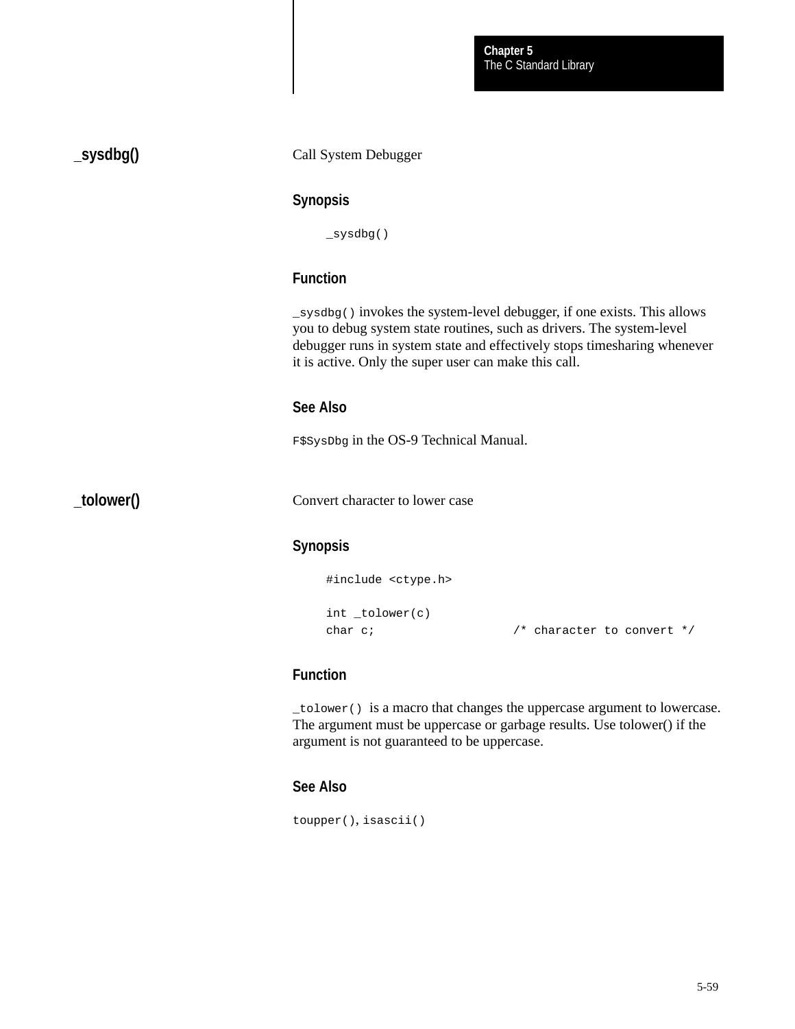## _sysdbg()

Call System Debugger

### Synopsis

```
_sysdbg()
```

### Function

`_sysdbg()` invokes the system-level debugger, if one exists. This allows you to debug system state routines, such as drivers. The system-level debugger runs in system state and effectively stops timesharing whenever it is active. Only the super user can make this call.

### See Also

`F$SysDbg` in the OS-9 Technical Manual.

## _tolower()

Convert character to lower case

### Synopsis

```
#include <ctype.h>

int _tolower(c)
char c;                    /* character to convert */
```

### Function

`_tolower()` is a macro that changes the uppercase argument to lowercase. The argument must be uppercase or garbage results. Use tolower() if the argument is not guaranteed to be uppercase.

### See Also

`toupper()`, `isascii()`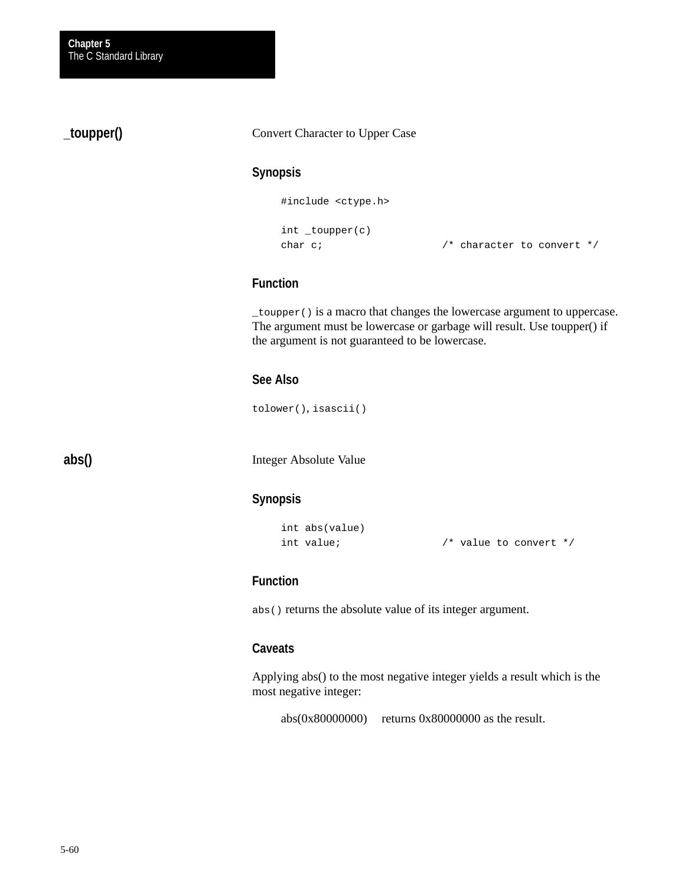## _toupper()

Convert Character to Upper Case

### Synopsis

```
#include <ctype.h>

int _toupper(c)
char c;                 /* character to convert */
```

### Function

`_toupper()` is a macro that changes the lowercase argument to uppercase. The argument must be lowercase or garbage will result. Use toupper() if the argument is not guaranteed to be lowercase.

### See Also

`tolower()`, `isascii()`

## abs()

Integer Absolute Value

### Synopsis

```
int abs(value)
int value;              /* value to convert */
```

### Function

`abs()` returns the absolute value of its integer argument.

### Caveats

Applying abs() to the most negative integer yields a result which is the most negative integer:

abs(0x80000000)     returns 0x80000000 as the result.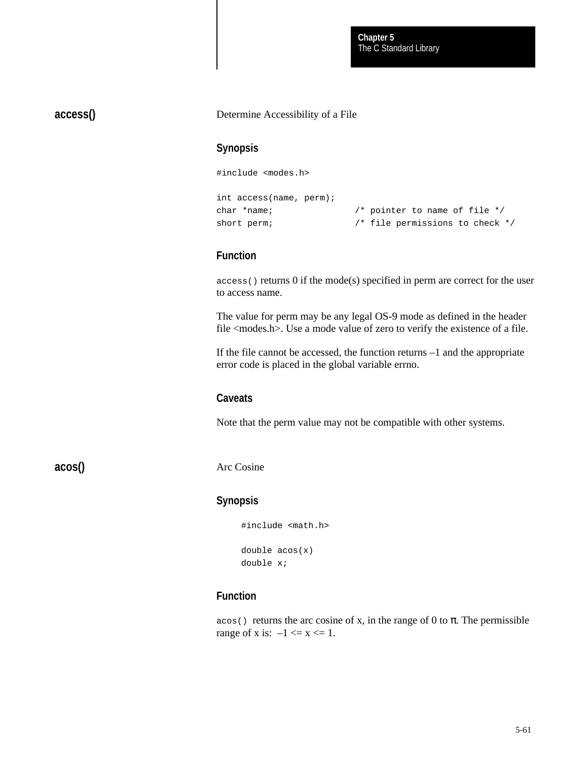## access()

Determine Accessibility of a File

### Synopsis

```
#include <modes.h>

int access(name, perm);
char *name;               /* pointer to name of file */
short perm;               /* file permissions to check */
```

### Function

`access()` returns 0 if the mode(s) specified in perm are correct for the user to access name.

The value for perm may be any legal OS-9 mode as defined in the header file <modes.h>. Use a mode value of zero to verify the existence of a file.

If the file cannot be accessed, the function returns –1 and the appropriate error code is placed in the global variable errno.

### Caveats

Note that the perm value may not be compatible with other systems.

## acos()

Arc Cosine

### Synopsis

```
#include <math.h>

double acos(x)
double x;
```

### Function

`acos()` returns the arc cosine of x, in the range of 0 to $\pi$. The permissible range of x is: $-1 <= x <= 1$.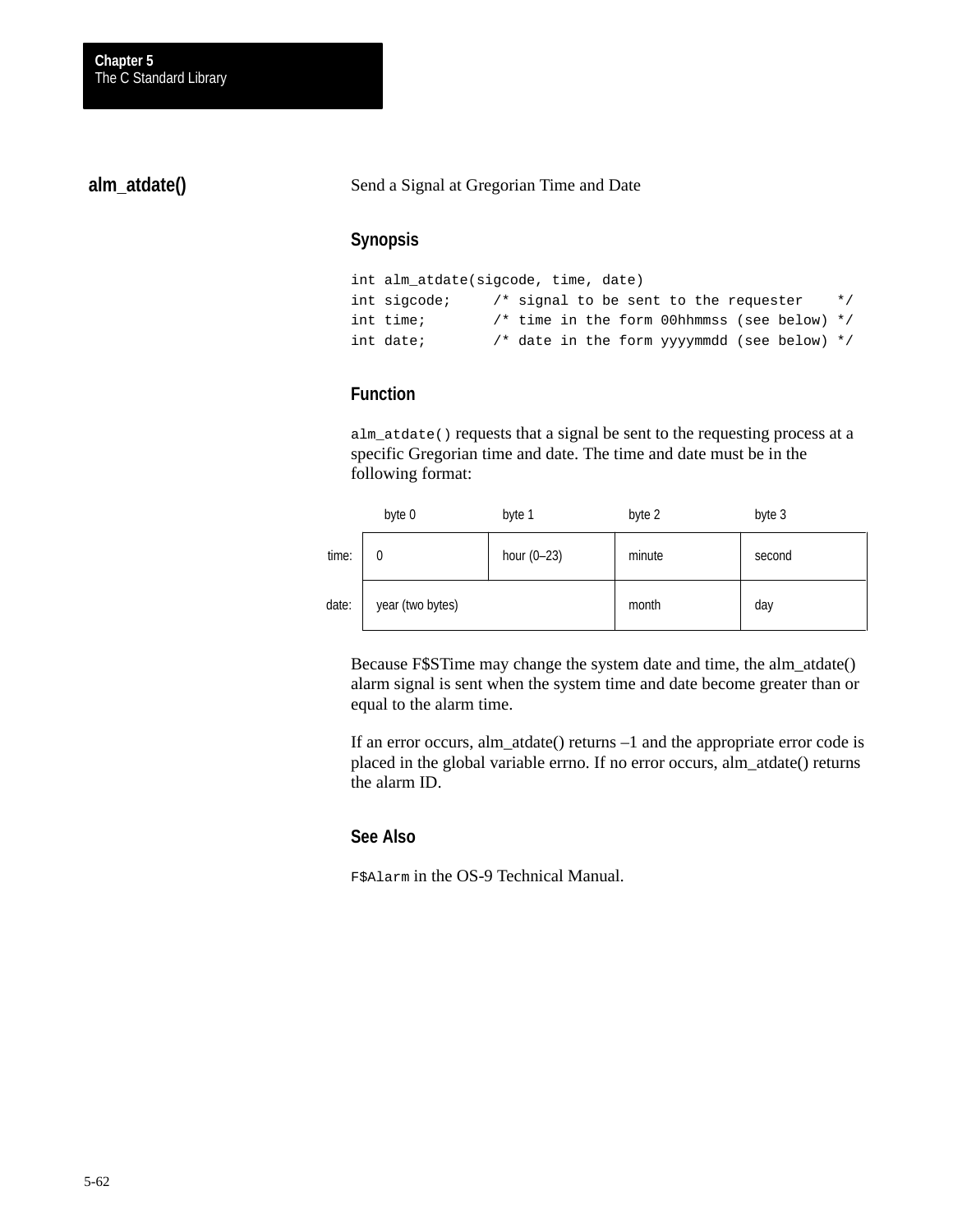## alm_atdate()

Send a Signal at Gregorian Time and Date

### Synopsis

```
int alm_atdate(sigcode, time, date)
int sigcode;     /* signal to be sent to the requester    */
int time;        /* time in the form 00hhmmss (see below) */
int date;        /* date in the form yyyymmdd (see below) */
```

### Function

`alm_atdate()` requests that a signal be sent to the requesting process at a specific Gregorian time and date. The time and date must be in the following format:

| | byte 0 | byte 1 | byte 2 | byte 3 |
|---|---|---|---|---|
| time: | 0 | hour (0–23) | minute | second |
| date: | year (two bytes) | | month | day |

Because F$STime may change the system date and time, the alm_atdate() alarm signal is sent when the system time and date become greater than or equal to the alarm time.

If an error occurs, alm_atdate() returns –1 and the appropriate error code is placed in the global variable errno. If no error occurs, alm_atdate() returns the alarm ID.

### See Also

`F$Alarm` in the OS-9 Technical Manual.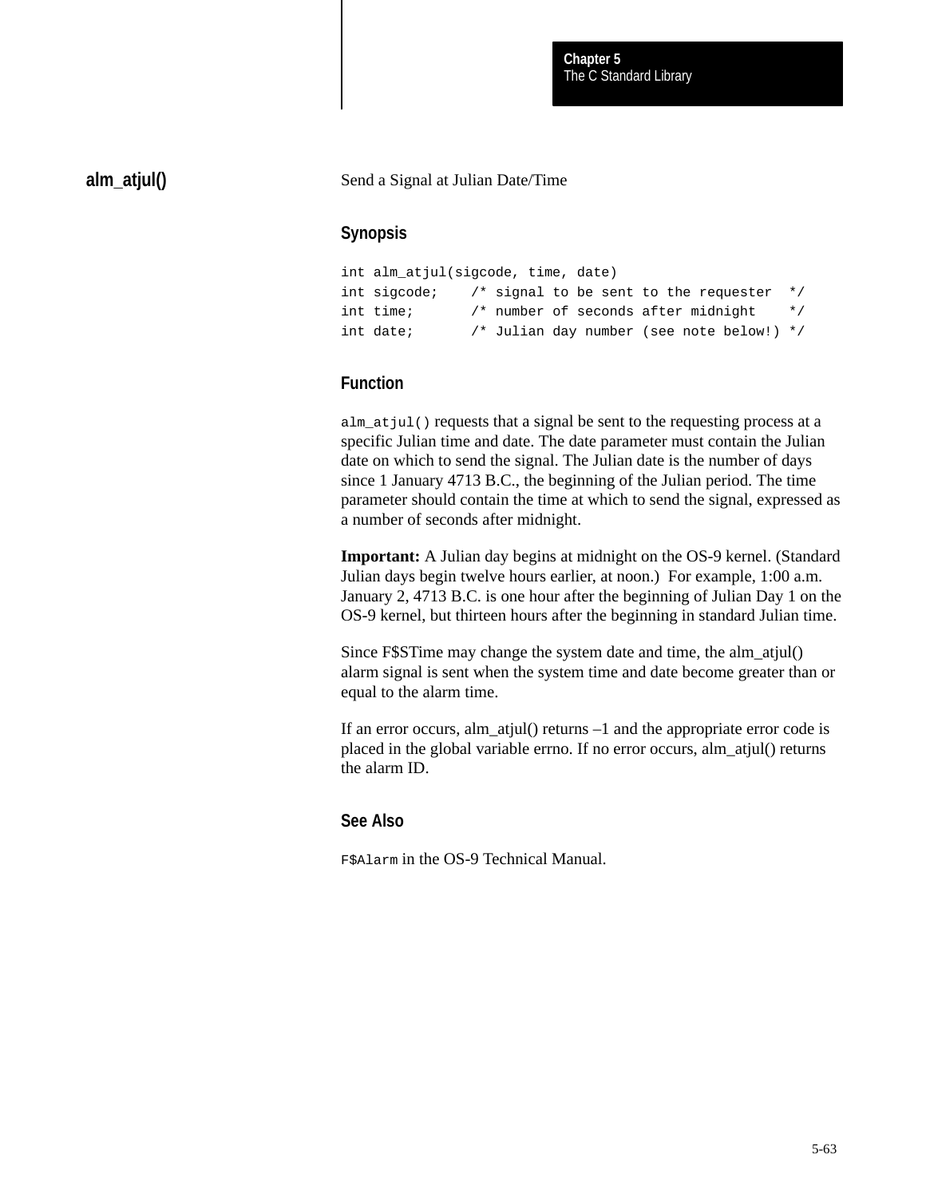## alm_atjul()

Send a Signal at Julian Date/Time

### Synopsis

```
int alm_atjul(sigcode, time, date)
int sigcode;    /* signal to be sent to the requester  */
int time;       /* number of seconds after midnight    */
int date;       /* Julian day number (see note below!) */
```

### Function

`alm_atjul()` requests that a signal be sent to the requesting process at a specific Julian time and date. The date parameter must contain the Julian date on which to send the signal. The Julian date is the number of days since 1 January 4713 B.C., the beginning of the Julian period. The time parameter should contain the time at which to send the signal, expressed as a number of seconds after midnight.

**Important:** A Julian day begins at midnight on the OS-9 kernel. (Standard Julian days begin twelve hours earlier, at noon.) For example, 1:00 a.m. January 2, 4713 B.C. is one hour after the beginning of Julian Day 1 on the OS-9 kernel, but thirteen hours after the beginning in standard Julian time.

Since F$STime may change the system date and time, the alm_atjul() alarm signal is sent when the system time and date become greater than or equal to the alarm time.

If an error occurs, alm_atjul() returns –1 and the appropriate error code is placed in the global variable errno. If no error occurs, alm_atjul() returns the alarm ID.

### See Also

`F$Alarm` in the OS-9 Technical Manual.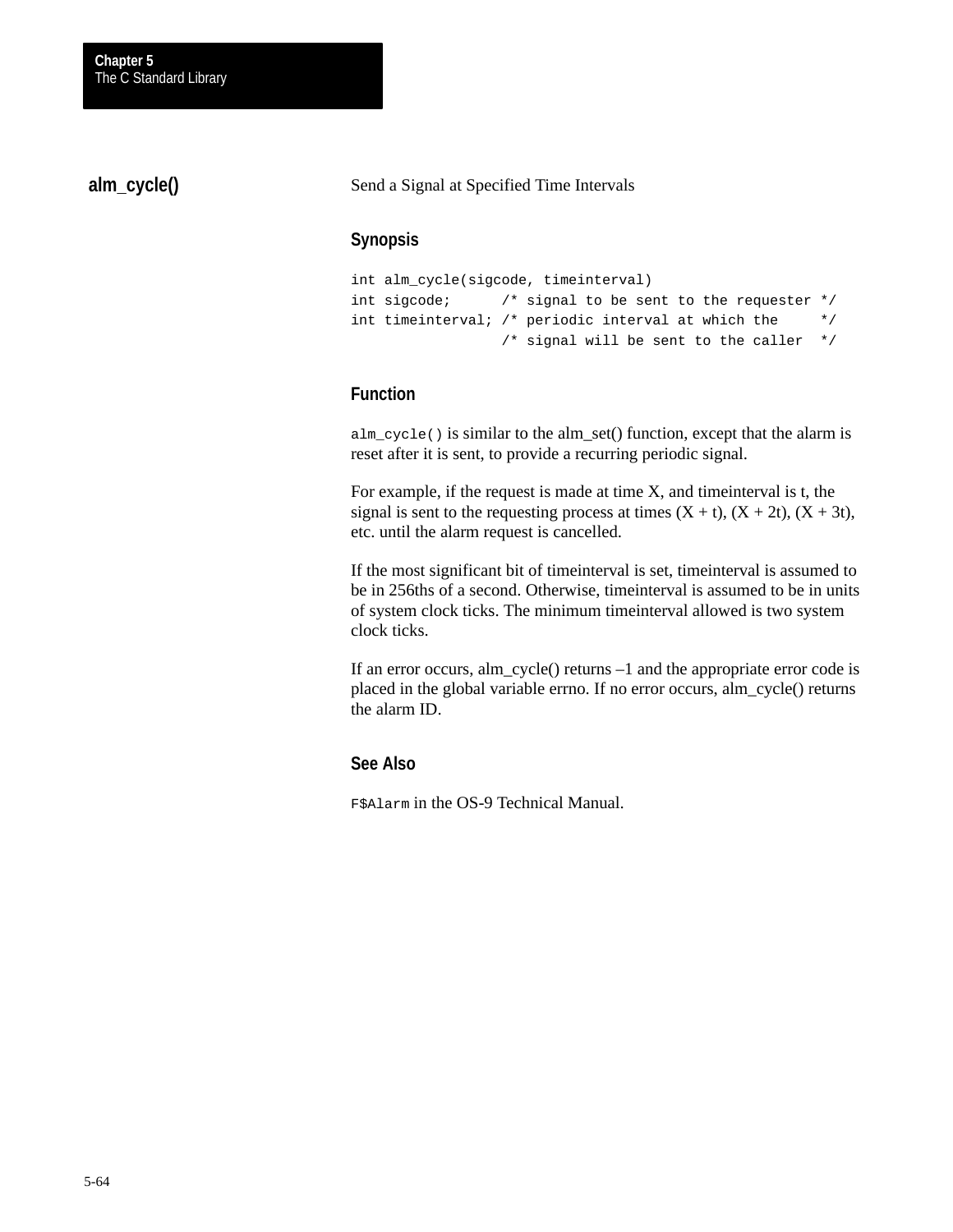## alm_cycle()

Send a Signal at Specified Time Intervals

### Synopsis

```
int alm_cycle(sigcode, timeinterval)
int sigcode;      /* signal to be sent to the requester */
int timeinterval; /* periodic interval at which the     */
                  /* signal will be sent to the caller  */
```

### Function

`alm_cycle()` is similar to the alm_set() function, except that the alarm is reset after it is sent, to provide a recurring periodic signal.

For example, if the request is made at time X, and timeinterval is t, the signal is sent to the requesting process at times (X + t), (X + 2t), (X + 3t), etc. until the alarm request is cancelled.

If the most significant bit of timeinterval is set, timeinterval is assumed to be in 256ths of a second. Otherwise, timeinterval is assumed to be in units of system clock ticks. The minimum timeinterval allowed is two system clock ticks.

If an error occurs, alm_cycle() returns –1 and the appropriate error code is placed in the global variable errno. If no error occurs, alm_cycle() returns the alarm ID.

### See Also

`F$Alarm` in the OS-9 Technical Manual.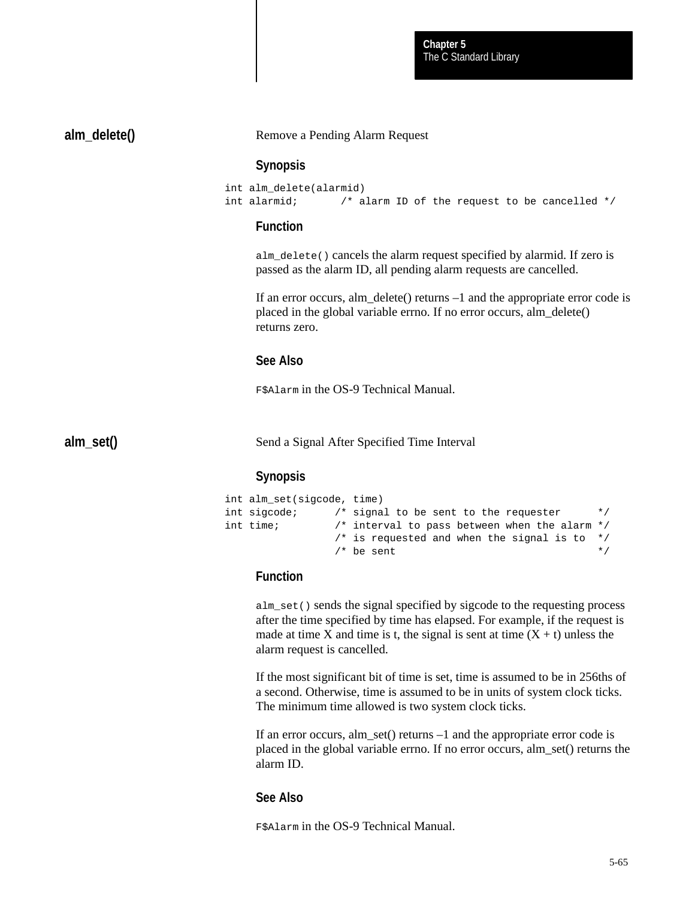## alm_delete()

Remove a Pending Alarm Request

### Synopsis

```
int alm_delete(alarmid)
int alarmid;       /* alarm ID of the request to be cancelled */
```

### Function

`alm_delete()` cancels the alarm request specified by alarmid. If zero is passed as the alarm ID, all pending alarm requests are cancelled.

If an error occurs, alm_delete() returns –1 and the appropriate error code is placed in the global variable errno. If no error occurs, alm_delete() returns zero.

### See Also

`F$Alarm` in the OS-9 Technical Manual.

## alm_set()

Send a Signal After Specified Time Interval

### Synopsis

```
int alm_set(sigcode, time)
int sigcode;      /* signal to be sent to the requester      */
int time;         /* interval to pass between when the alarm */
                  /* is requested and when the signal is to  */
                  /* be sent                                 */
```

### Function

`alm_set()` sends the signal specified by sigcode to the requesting process after the time specified by time has elapsed. For example, if the request is made at time X and time is t, the signal is sent at time (X + t) unless the alarm request is cancelled.

If the most significant bit of time is set, time is assumed to be in 256ths of a second. Otherwise, time is assumed to be in units of system clock ticks. The minimum time allowed is two system clock ticks.

If an error occurs, alm_set() returns –1 and the appropriate error code is placed in the global variable errno. If no error occurs, alm_set() returns the alarm ID.

### See Also

`F$Alarm` in the OS-9 Technical Manual.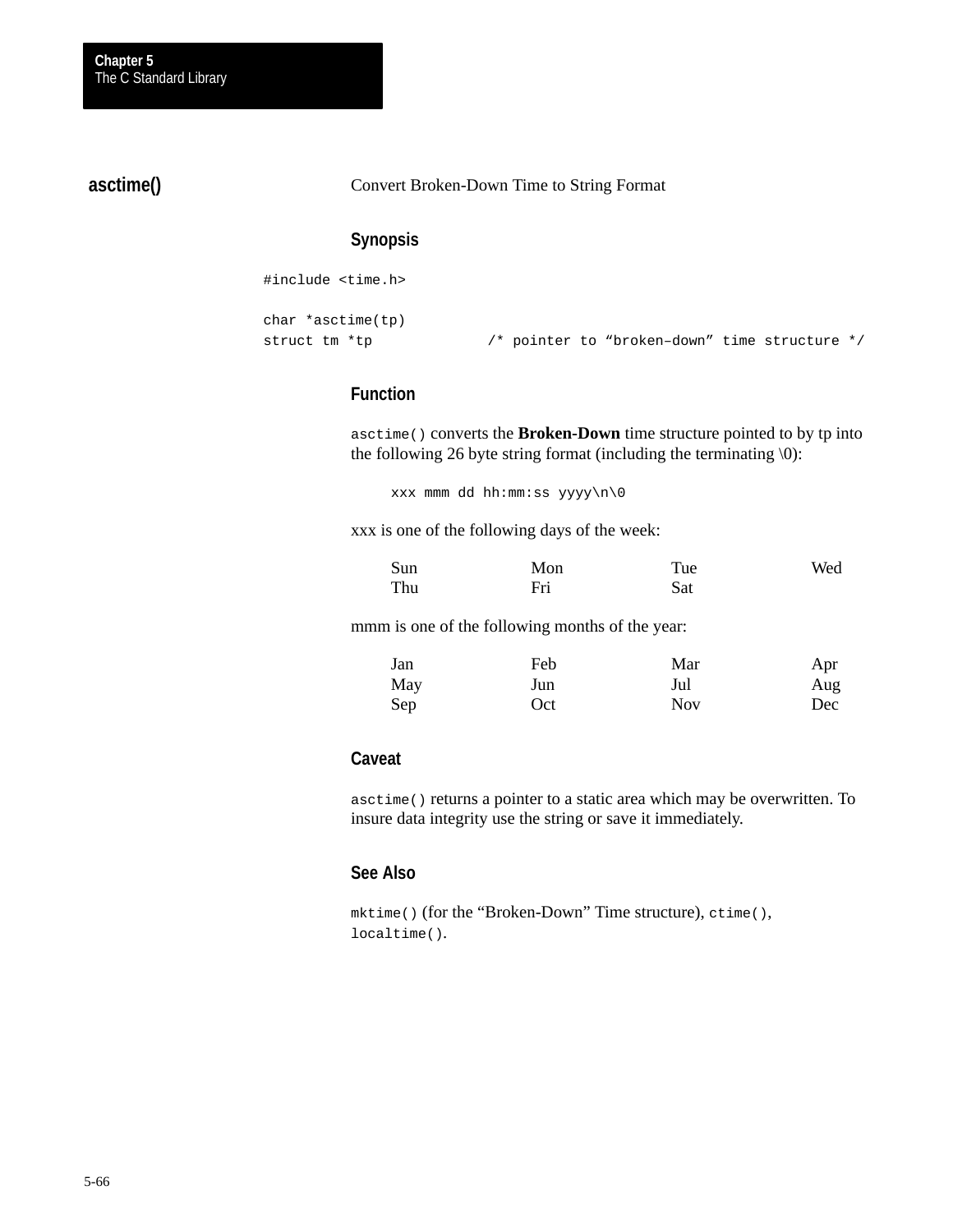## asctime()

Convert Broken-Down Time to String Format

### Synopsis

```
#include <time.h>

char *asctime(tp)
struct tm *tp            /* pointer to “broken–down” time structure */
```

### Function

`asctime()` converts the **Broken-Down** time structure pointed to by tp into the following 26 byte string format (including the terminating \0):

```
xxx mmm dd hh:mm:ss yyyy\n\0
```

xxx is one of the following days of the week:

| | | | |
|---|---|---|---|
| Sun | Mon | Tue | Wed |
| Thu | Fri | Sat | |

mmm is one of the following months of the year:

| | | | |
|---|---|---|---|
| Jan | Feb | Mar | Apr |
| May | Jun | Jul | Aug |
| Sep | Oct | Nov | Dec |

### Caveat

`asctime()` returns a pointer to a static area which may be overwritten. To insure data integrity use the string or save it immediately.

### See Also

`mktime()` (for the “Broken-Down” Time structure), `ctime()`, `localtime()`.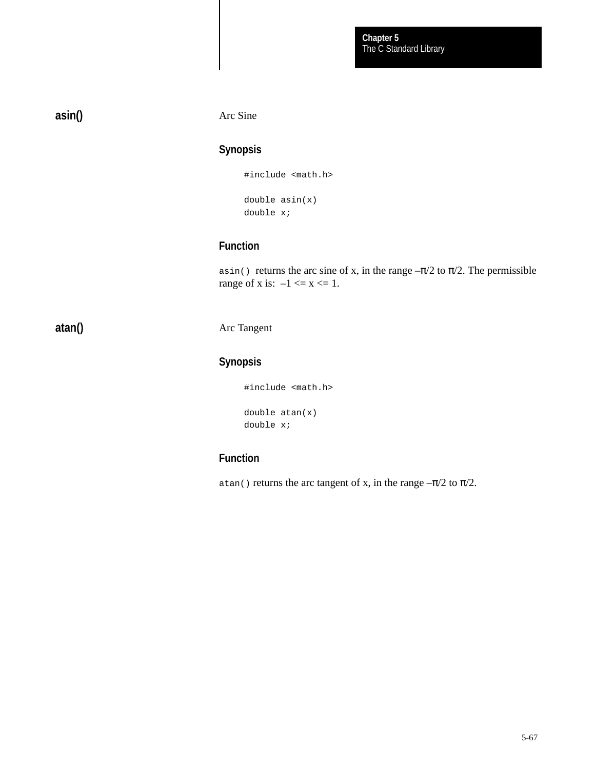## asin()

Arc Sine

### Synopsis

```
#include <math.h>

double asin(x)
double x;
```

### Function

`asin()` returns the arc sine of x, in the range $-\pi/2$ to $\pi/2$. The permissible range of x is: $-1 <= x <= 1$.

## atan()

Arc Tangent

### Synopsis

```
#include <math.h>

double atan(x)
double x;
```

### Function

`atan()` returns the arc tangent of x, in the range $-\pi/2$ to $\pi/2$.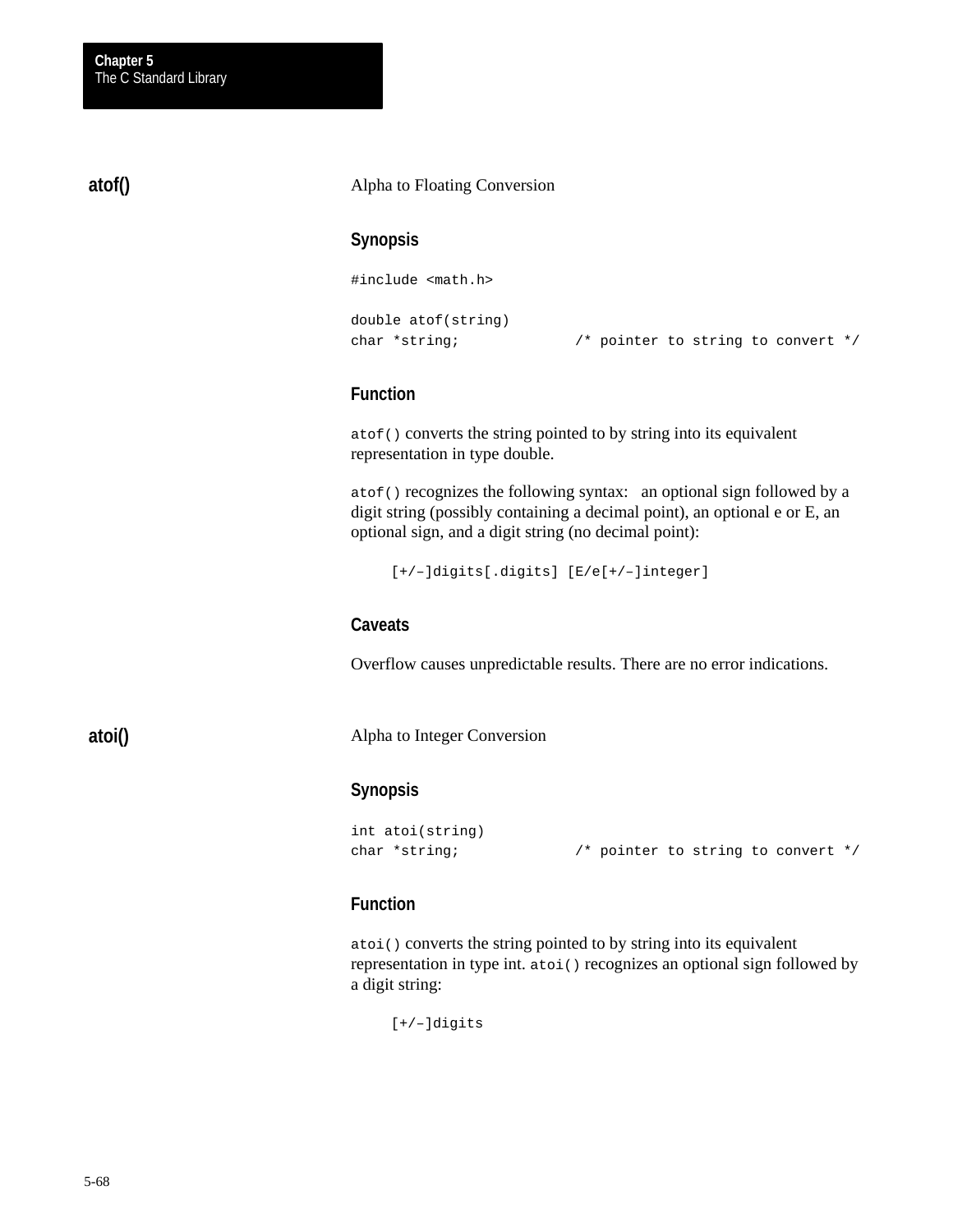## atof()

Alpha to Floating Conversion

### Synopsis

```
#include <math.h>

double atof(string)
char *string;              /* pointer to string to convert */
```

### Function

`atof()` converts the string pointed to by string into its equivalent representation in type double.

`atof()` recognizes the following syntax: an optional sign followed by a digit string (possibly containing a decimal point), an optional e or E, an optional sign, and a digit string (no decimal point):

```
[+/–]digits[.digits] [E/e[+/–]integer]
```

### Caveats

Overflow causes unpredictable results. There are no error indications.

## atoi()

Alpha to Integer Conversion

### Synopsis

```
int atoi(string)
char *string;              /* pointer to string to convert */
```

### Function

`atoi()` converts the string pointed to by string into its equivalent representation in type int. `atoi()` recognizes an optional sign followed by a digit string:

```
[+/–]digits
```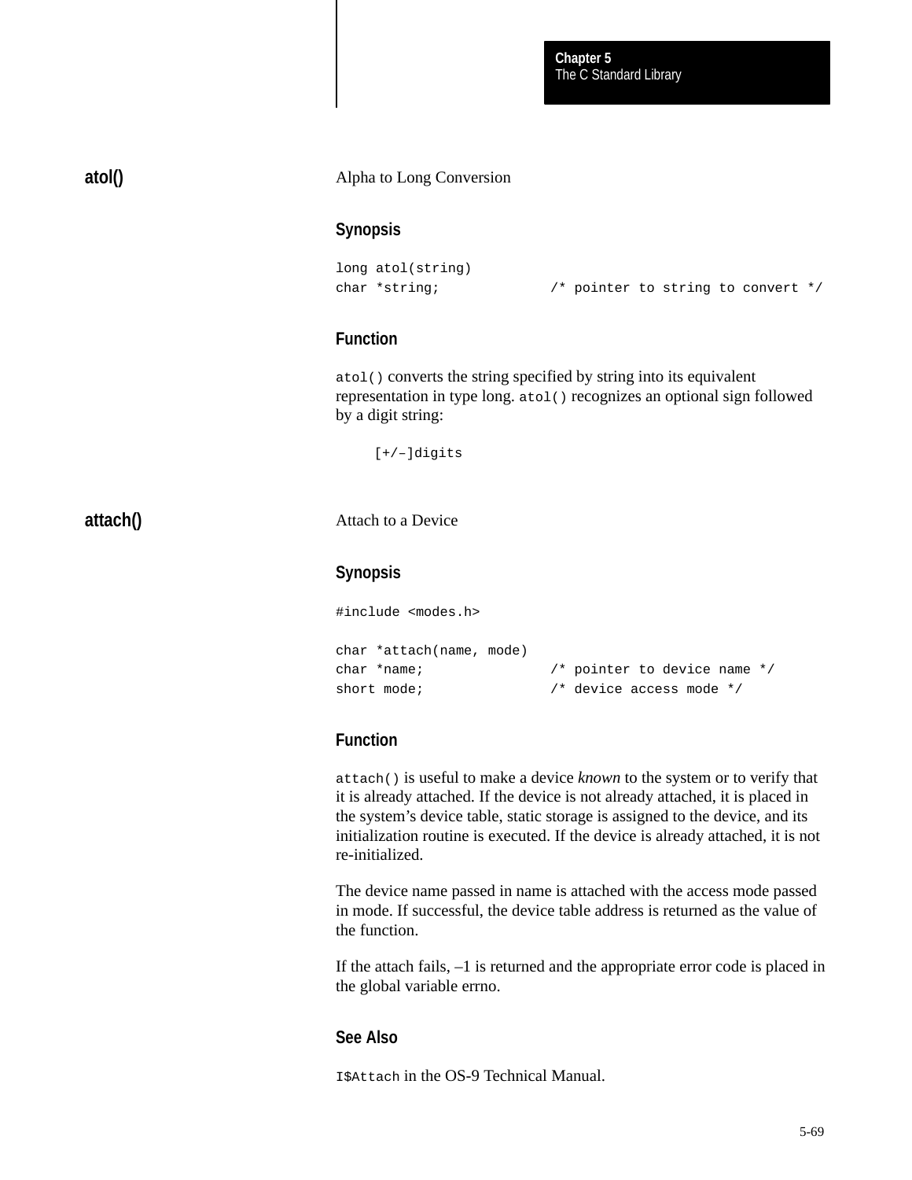## atol()

Alpha to Long Conversion

### Synopsis

```
long atol(string)
char *string;             /* pointer to string to convert */
```

### Function

`atol()` converts the string specified by string into its equivalent representation in type long. `atol()` recognizes an optional sign followed by a digit string:

```
[+/–]digits
```

## attach()

Attach to a Device

### Synopsis

```
#include <modes.h>

char *attach(name, mode)
char *name;               /* pointer to device name */
short mode;               /* device access mode */
```

### Function

`attach()` is useful to make a device *known* to the system or to verify that it is already attached. If the device is not already attached, it is placed in the system's device table, static storage is assigned to the device, and its initialization routine is executed. If the device is already attached, it is not re-initialized.

The device name passed in name is attached with the access mode passed in mode. If successful, the device table address is returned as the value of the function.

If the attach fails, –1 is returned and the appropriate error code is placed in the global variable errno.

### See Also

`I$Attach` in the OS-9 Technical Manual.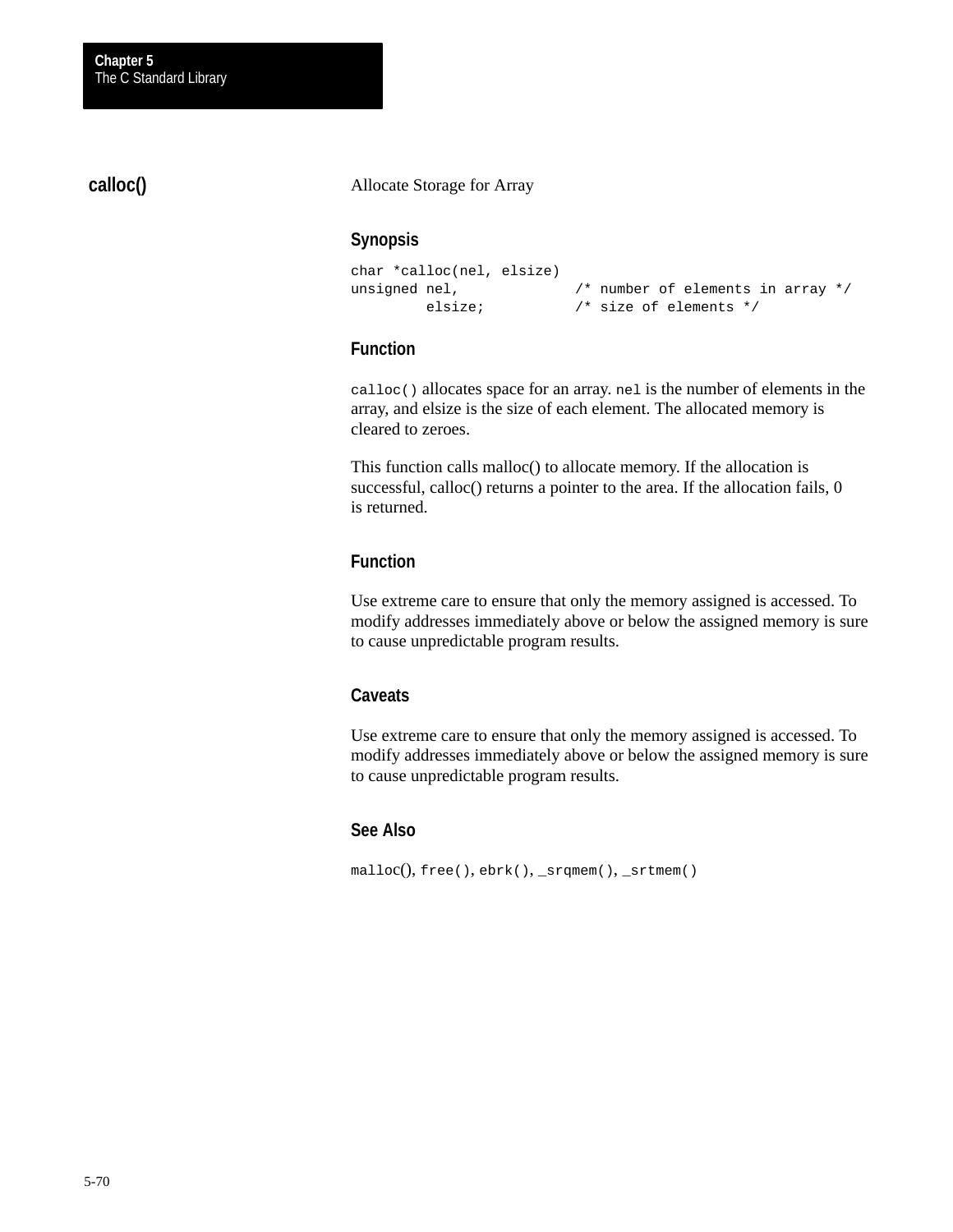## calloc()

Allocate Storage for Array

### Synopsis

```
char *calloc(nel, elsize)
unsigned nel,             /* number of elements in array */
         elsize;          /* size of elements */
```

### Function

`calloc()` allocates space for an array. `nel` is the number of elements in the array, and elsize is the size of each element. The allocated memory is cleared to zeroes.

This function calls malloc() to allocate memory. If the allocation is successful, calloc() returns a pointer to the area. If the allocation fails, 0 is returned.

### Function

Use extreme care to ensure that only the memory assigned is accessed. To modify addresses immediately above or below the assigned memory is sure to cause unpredictable program results.

### Caveats

Use extreme care to ensure that only the memory assigned is accessed. To modify addresses immediately above or below the assigned memory is sure to cause unpredictable program results.

### See Also

`malloc()`, `free()`, `ebrk()`, `_srqmem()`, `_srtmem()`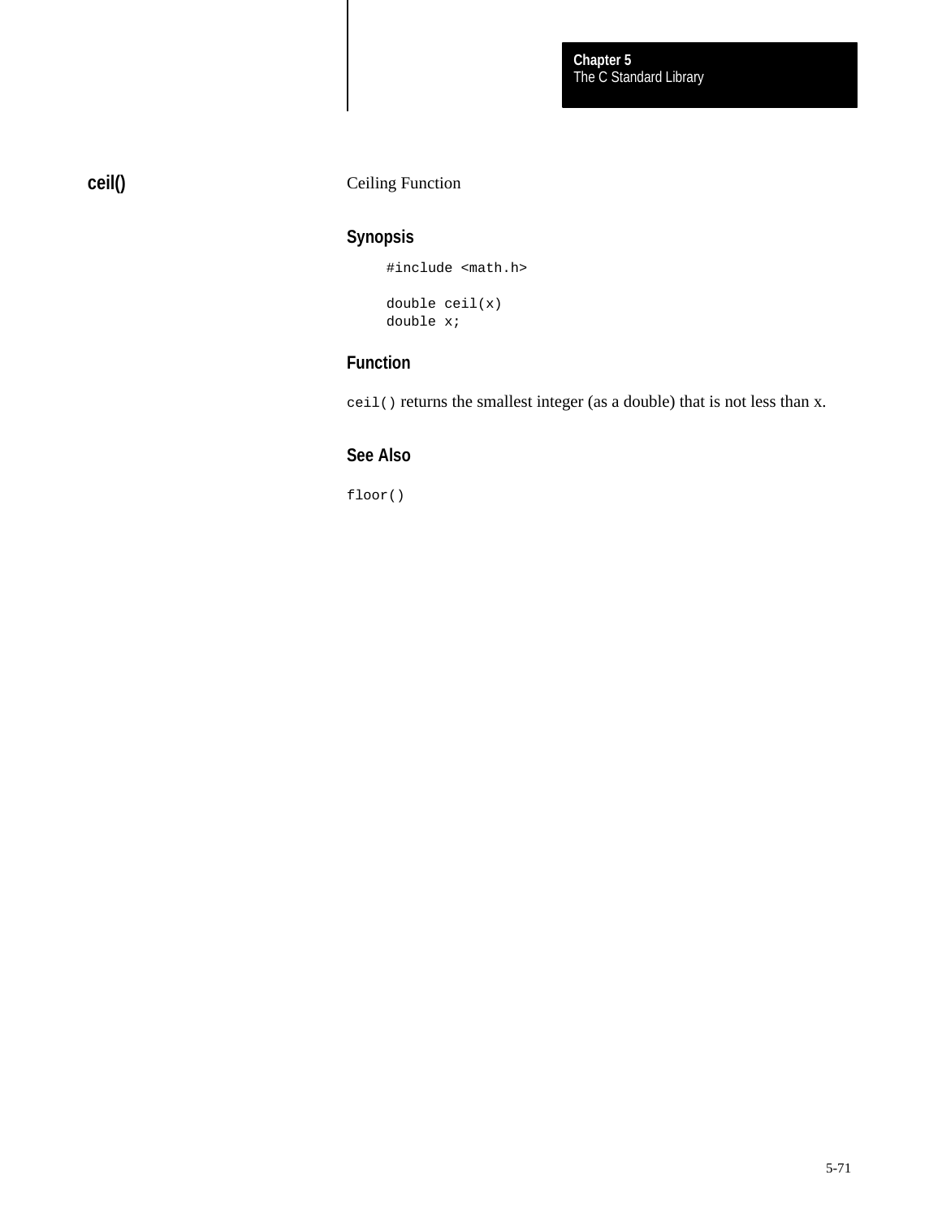## ceil()

Ceiling Function

### Synopsis

```
#include <math.h>

double ceil(x)
double x;
```

### Function

`ceil()` returns the smallest integer (as a double) that is not less than x.

### See Also

`floor()`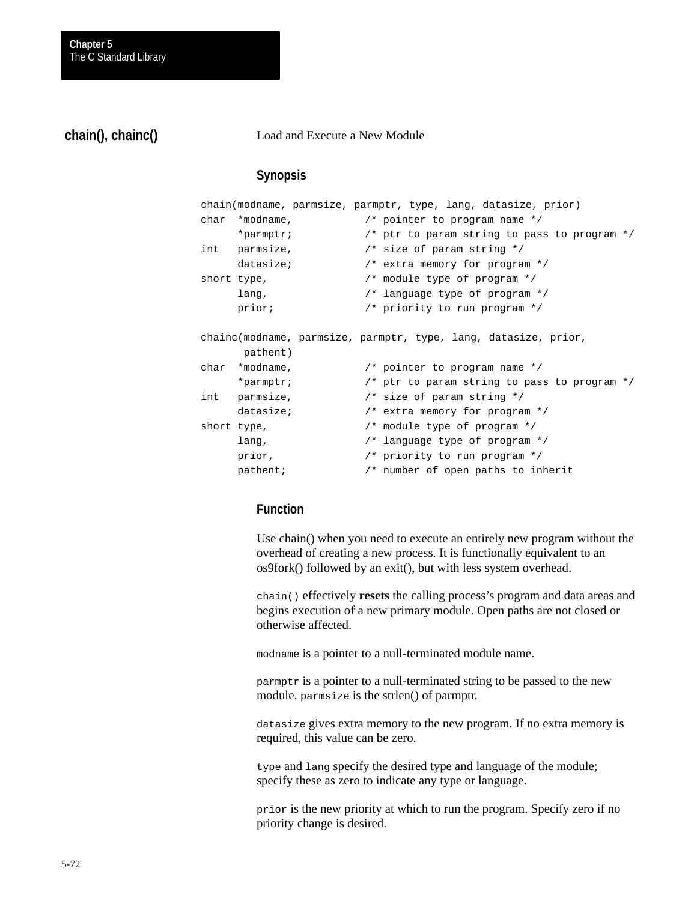## chain(), chainc()

Load and Execute a New Module

### Synopsis

```
chain(modname, parmsize, parmptr, type, lang, datasize, prior)
char  *modname,           /* pointer to program name */
      *parmptr;           /* ptr to param string to pass to program */
int   parmsize,           /* size of param string */
      datasize;           /* extra memory for program */
short type,               /* module type of program */
      lang,               /* language type of program */
      prior;              /* priority to run program */

chainc(modname, parmsize, parmptr, type, lang, datasize, prior,
       pathent)
char  *modname,           /* pointer to program name */
      *parmptr;           /* ptr to param string to pass to program */
int   parmsize,           /* size of param string */
      datasize;           /* extra memory for program */
short type,               /* module type of program */
      lang,               /* language type of program */
      prior,              /* priority to run program */
      pathent;            /* number of open paths to inherit
```

### Function

Use chain() when you need to execute an entirely new program without the overhead of creating a new process. It is functionally equivalent to an os9fork() followed by an exit(), but with less system overhead.

`chain()` effectively **resets** the calling process's program and data areas and begins execution of a new primary module. Open paths are not closed or otherwise affected.

`modname` is a pointer to a null-terminated module name.

`parmptr` is a pointer to a null-terminated string to be passed to the new module. `parmsize` is the strlen() of parmptr.

`datasize` gives extra memory to the new program. If no extra memory is required, this value can be zero.

`type` and `lang` specify the desired type and language of the module; specify these as zero to indicate any type or language.

`prior` is the new priority at which to run the program. Specify zero if no priority change is desired.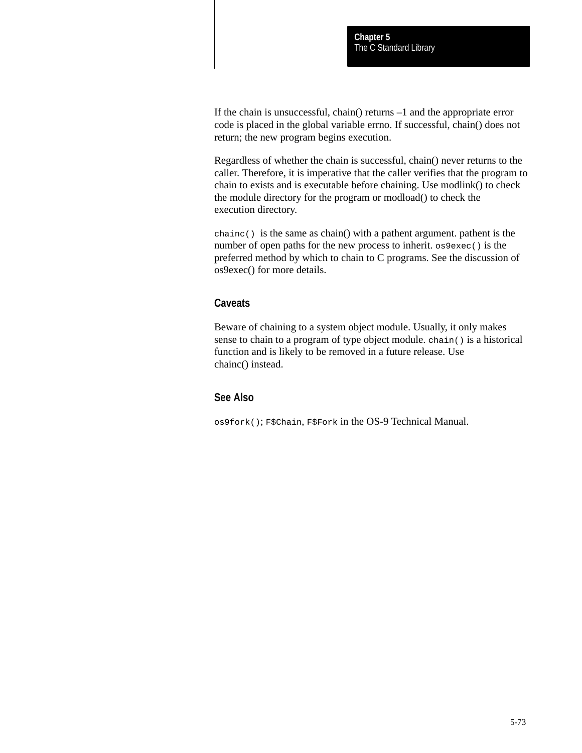If the chain is unsuccessful, chain() returns –1 and the appropriate error code is placed in the global variable errno. If successful, chain() does not return; the new program begins execution.

Regardless of whether the chain is successful, chain() never returns to the caller. Therefore, it is imperative that the caller verifies that the program to chain to exists and is executable before chaining. Use modlink() to check the module directory for the program or modload() to check the execution directory.

`chainc()` is the same as chain() with a pathent argument. pathent is the number of open paths for the new process to inherit. `os9exec()` is the preferred method by which to chain to C programs. See the discussion of os9exec() for more details.

### Caveats

Beware of chaining to a system object module. Usually, it only makes sense to chain to a program of type object module. `chain()` is a historical function and is likely to be removed in a future release. Use chainc() instead.

### See Also

`os9fork()`; `F$Chain`, `F$Fork` in the OS-9 Technical Manual.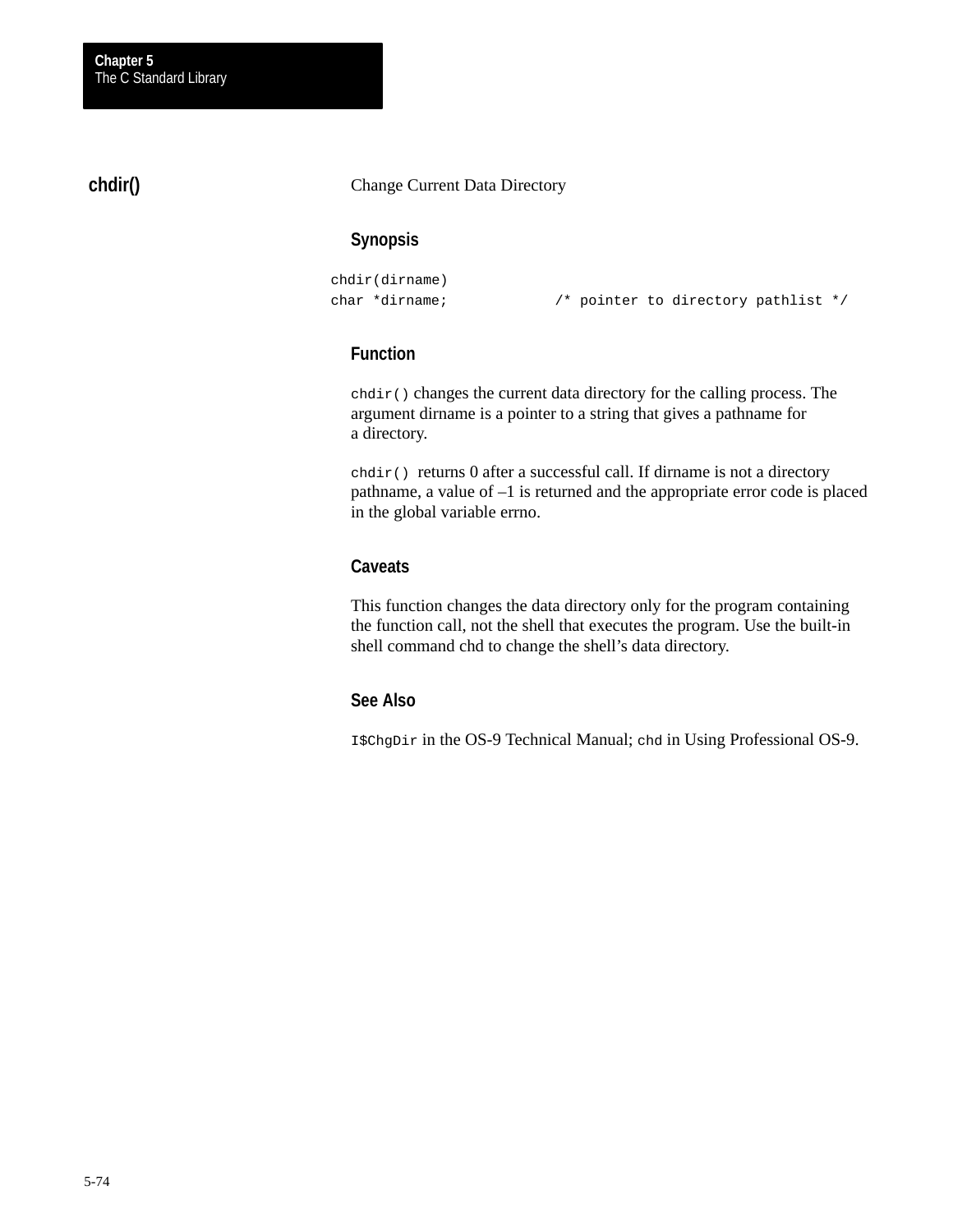## chdir()

Change Current Data Directory

### Synopsis

```
chdir(dirname)
char *dirname;            /* pointer to directory pathlist */
```

### Function

`chdir()` changes the current data directory for the calling process. The argument dirname is a pointer to a string that gives a pathname for a directory.

`chdir()` returns 0 after a successful call. If dirname is not a directory pathname, a value of –1 is returned and the appropriate error code is placed in the global variable errno.

### Caveats

This function changes the data directory only for the program containing the function call, not the shell that executes the program. Use the built-in shell command chd to change the shell's data directory.

### See Also

`I$ChgDir` in the OS-9 Technical Manual; `chd` in Using Professional OS-9.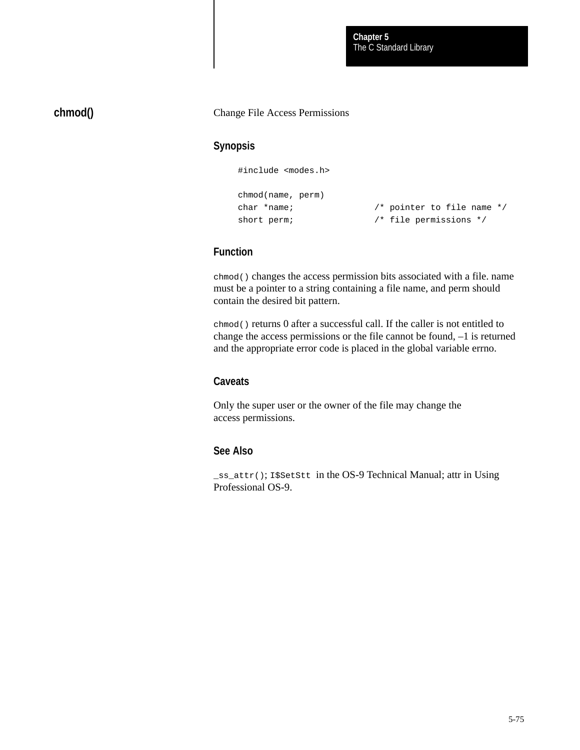## chmod()

Change File Access Permissions

### Synopsis

```
#include <modes.h>

chmod(name, perm)
char *name;               /* pointer to file name */
short perm;               /* file permissions */
```

### Function

`chmod()` changes the access permission bits associated with a file. name must be a pointer to a string containing a file name, and perm should contain the desired bit pattern.

`chmod()` returns 0 after a successful call. If the caller is not entitled to change the access permissions or the file cannot be found, –1 is returned and the appropriate error code is placed in the global variable errno.

### Caveats

Only the super user or the owner of the file may change the access permissions.

### See Also

`_ss_attr()`; `I$SetStt` in the OS-9 Technical Manual; attr in Using Professional OS-9.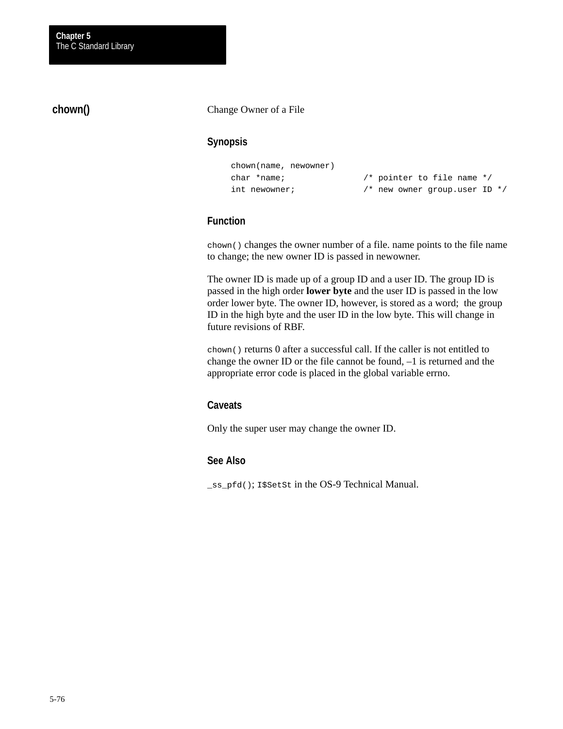## chown()

Change Owner of a File

### Synopsis

```
chown(name, newowner)
char *name;               /* pointer to file name */
int newowner;             /* new owner group.user ID */
```

### Function

`chown()` changes the owner number of a file. name points to the file name to change; the new owner ID is passed in newowner.

The owner ID is made up of a group ID and a user ID. The group ID is passed in the high order **lower byte** and the user ID is passed in the low order lower byte. The owner ID, however, is stored as a word; the group ID in the high byte and the user ID in the low byte. This will change in future revisions of RBF.

`chown()` returns 0 after a successful call. If the caller is not entitled to change the owner ID or the file cannot be found, –1 is returned and the appropriate error code is placed in the global variable errno.

### Caveats

Only the super user may change the owner ID.

### See Also

`_ss_pfd()`; `I$SetSt` in the OS-9 Technical Manual.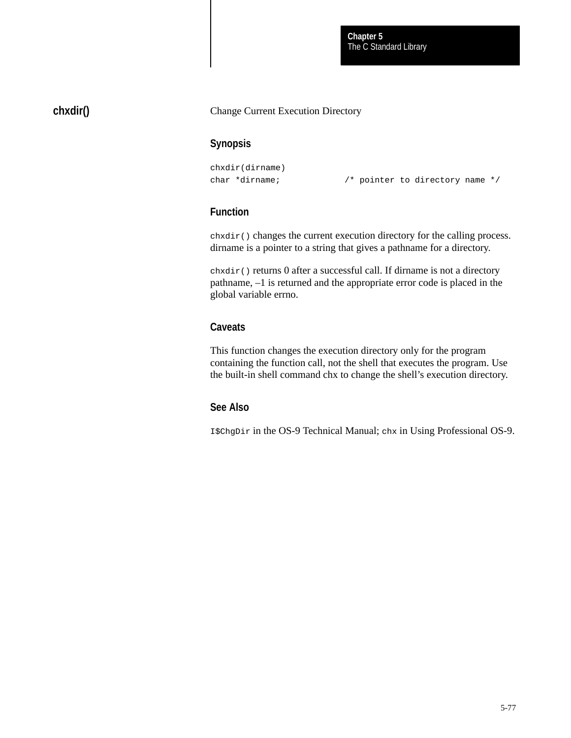## chxdir()

Change Current Execution Directory

### Synopsis

```
chxdir(dirname)
char *dirname;            /* pointer to directory name */
```

### Function

`chxdir()` changes the current execution directory for the calling process. dirname is a pointer to a string that gives a pathname for a directory.

`chxdir()` returns 0 after a successful call. If dirname is not a directory pathname, –1 is returned and the appropriate error code is placed in the global variable errno.

### Caveats

This function changes the execution directory only for the program containing the function call, not the shell that executes the program. Use the built-in shell command chx to change the shell’s execution directory.

### See Also

`I$ChgDir` in the OS-9 Technical Manual; `chx` in Using Professional OS-9.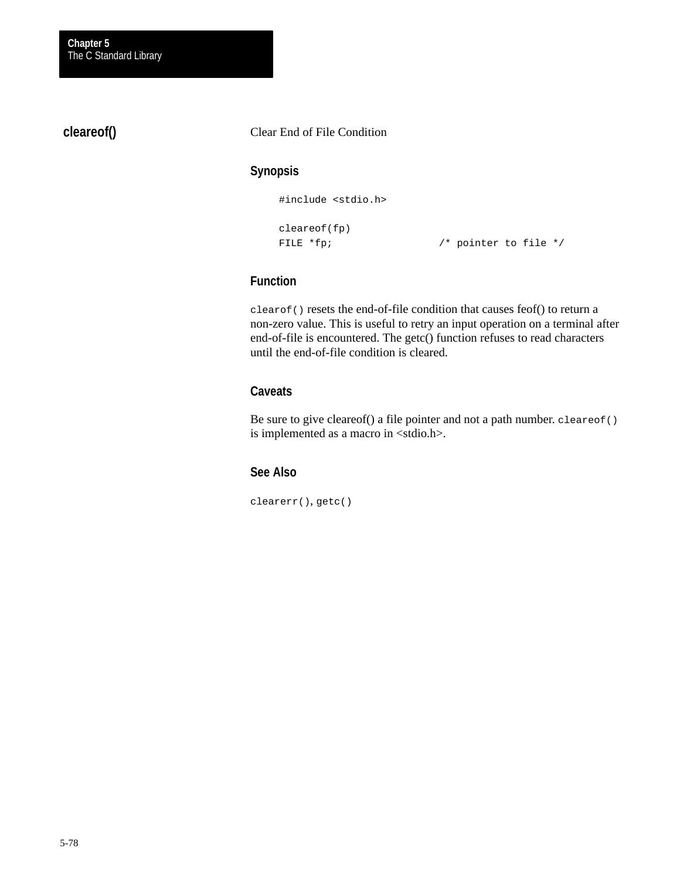## cleareof()

Clear End of File Condition

### Synopsis

```
#include <stdio.h>

cleareof(fp)
FILE *fp;                /* pointer to file */
```

### Function

`clearof()` resets the end-of-file condition that causes feof() to return a non-zero value. This is useful to retry an input operation on a terminal after end-of-file is encountered. The getc() function refuses to read characters until the end-of-file condition is cleared.

### Caveats

Be sure to give cleareof() a file pointer and not a path number. `cleareof()` is implemented as a macro in <stdio.h>.

### See Also

`clearerr()`, `getc()`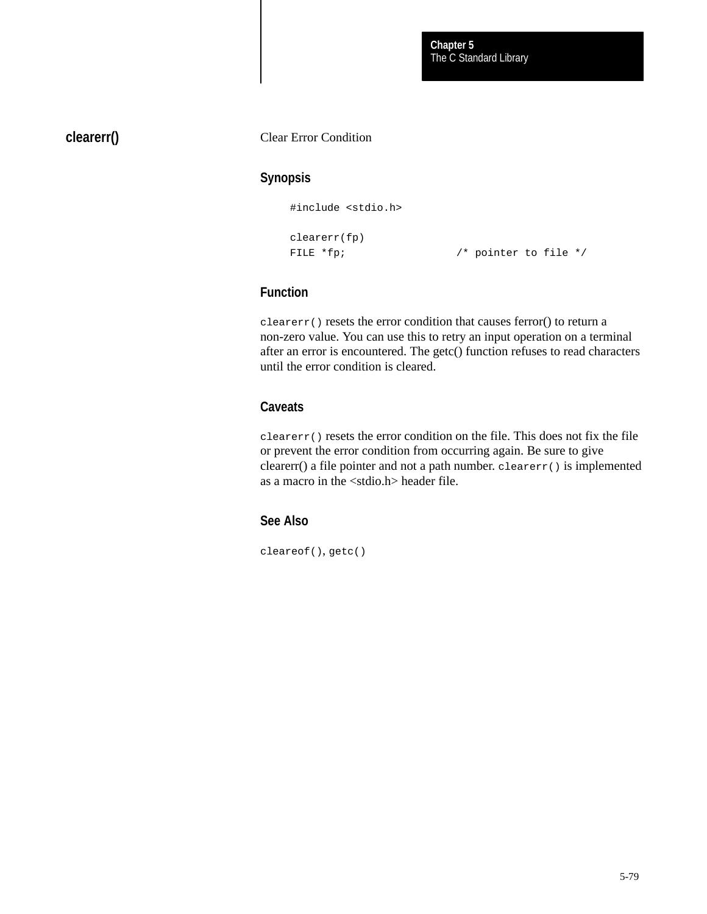## clearerr()

Clear Error Condition

### Synopsis

```
#include <stdio.h>

clearerr(fp)
FILE *fp;                 /* pointer to file */
```

### Function

`clearerr()` resets the error condition that causes ferror() to return a non-zero value. You can use this to retry an input operation on a terminal after an error is encountered. The getc() function refuses to read characters until the error condition is cleared.

### Caveats

`clearerr()` resets the error condition on the file. This does not fix the file or prevent the error condition from occurring again. Be sure to give clearerr() a file pointer and not a path number. `clearerr()` is implemented as a macro in the <stdio.h> header file.

### See Also

`cleareof()`, `getc()`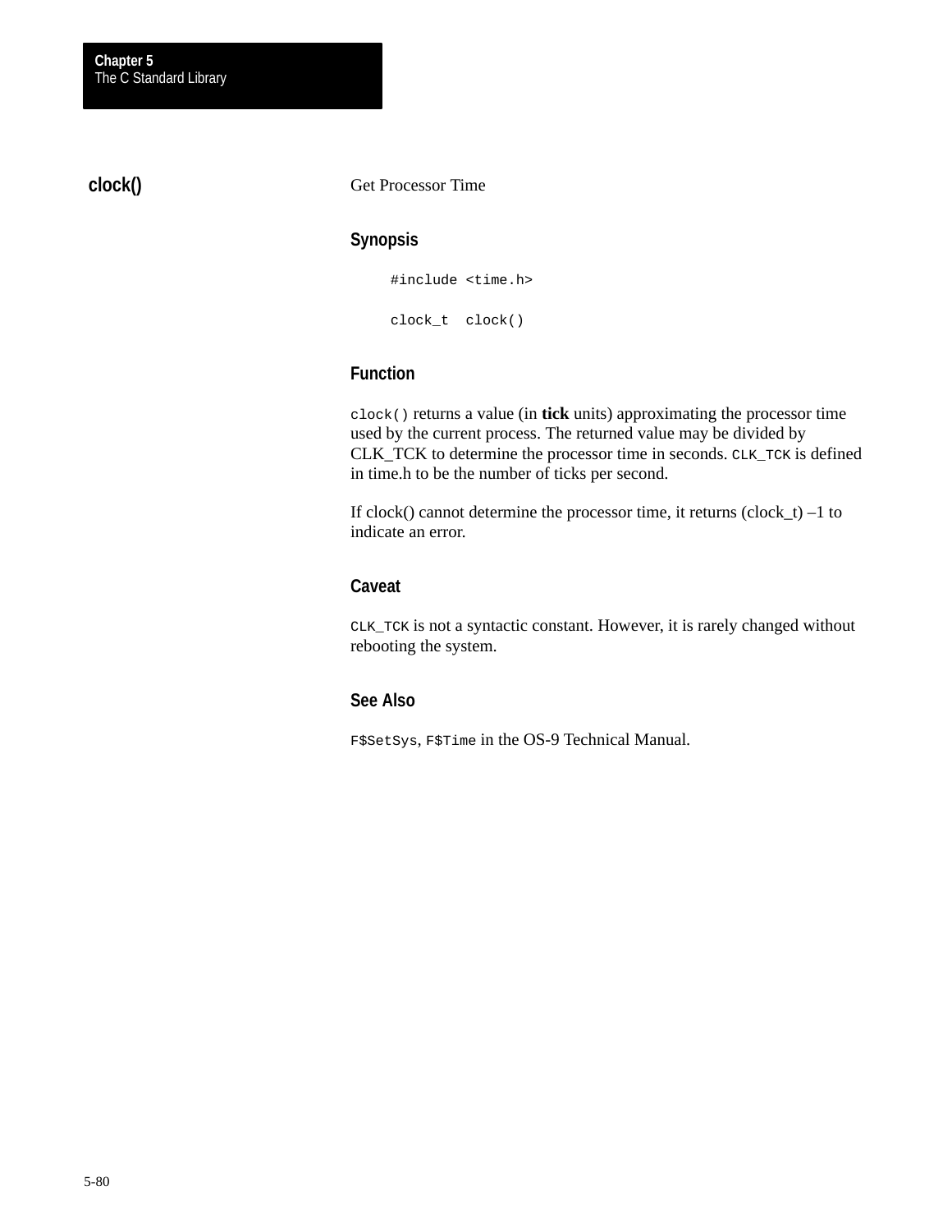## clock()

Get Processor Time

### Synopsis

```
#include <time.h>

clock_t  clock()
```

### Function

`clock()` returns a value (in **tick** units) approximating the processor time used by the current process. The returned value may be divided by CLK_TCK to determine the processor time in seconds. `CLK_TCK` is defined in time.h to be the number of ticks per second.

If clock() cannot determine the processor time, it returns (clock_t) –1 to indicate an error.

### Caveat

`CLK_TCK` is not a syntactic constant. However, it is rarely changed without rebooting the system.

### See Also

`F$SetSys`, `F$Time` in the OS-9 Technical Manual.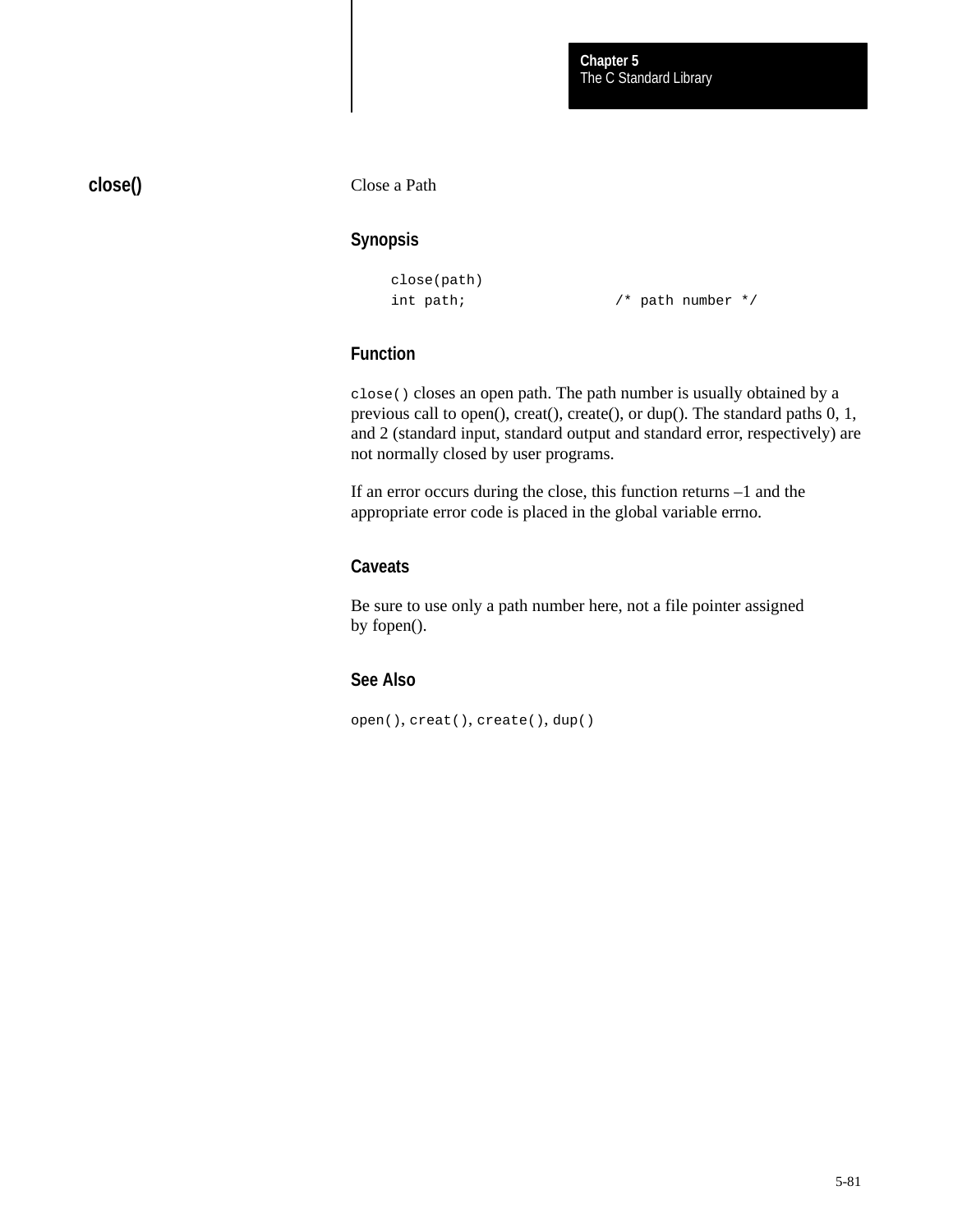## close()

Close a Path

### Synopsis

```
close(path)
int path;                 /* path number */
```

### Function

`close()` closes an open path. The path number is usually obtained by a previous call to open(), creat(), create(), or dup(). The standard paths 0, 1, and 2 (standard input, standard output and standard error, respectively) are not normally closed by user programs.

If an error occurs during the close, this function returns –1 and the appropriate error code is placed in the global variable errno.

### Caveats

Be sure to use only a path number here, not a file pointer assigned by fopen().

### See Also

`open()`, `creat()`, `create()`, `dup()`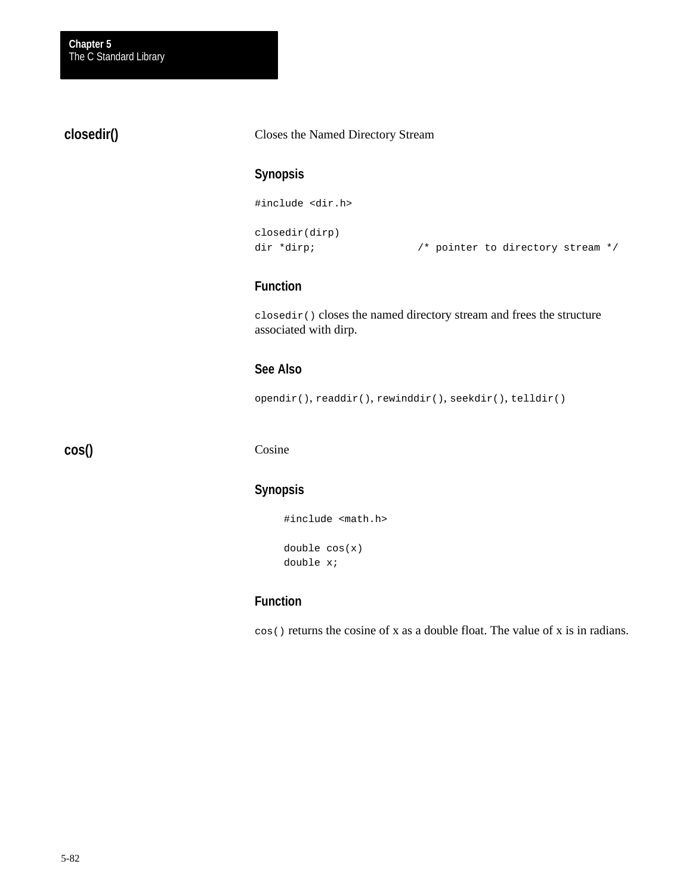## closedir()

Closes the Named Directory Stream

### Synopsis

```
#include <dir.h>

closedir(dirp)
dir *dirp;                /* pointer to directory stream */
```

### Function

`closedir()` closes the named directory stream and frees the structure associated with dirp.

### See Also

`opendir()`, `readdir()`, `rewinddir()`, `seekdir()`, `telldir()`

## cos()

Cosine

### Synopsis

```
#include <math.h>

double cos(x)
double x;
```

### Function

`cos()` returns the cosine of x as a double float. The value of x is in radians.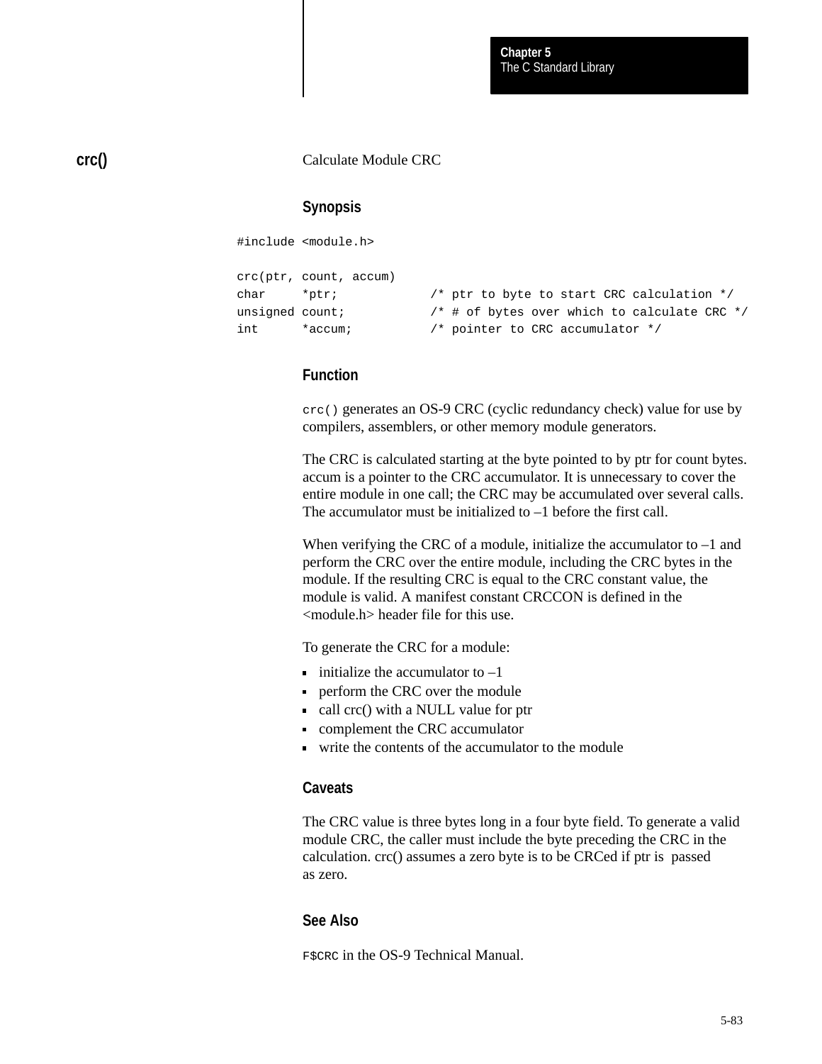## crc()

Calculate Module CRC

### Synopsis

```
#include <module.h>

crc(ptr, count, accum)
char     *ptr;            /* ptr to byte to start CRC calculation */
unsigned count;           /* # of bytes over which to calculate CRC */
int      *accum;          /* pointer to CRC accumulator */
```

### Function

`crc()` generates an OS-9 CRC (cyclic redundancy check) value for use by compilers, assemblers, or other memory module generators.

The CRC is calculated starting at the byte pointed to by ptr for count bytes. accum is a pointer to the CRC accumulator. It is unnecessary to cover the entire module in one call; the CRC may be accumulated over several calls. The accumulator must be initialized to –1 before the first call.

When verifying the CRC of a module, initialize the accumulator to –1 and perform the CRC over the entire module, including the CRC bytes in the module. If the resulting CRC is equal to the CRC constant value, the module is valid. A manifest constant CRCCON is defined in the <module.h> header file for this use.

To generate the CRC for a module:

- initialize the accumulator to –1
- perform the CRC over the module
- call crc() with a NULL value for ptr
- complement the CRC accumulator
- write the contents of the accumulator to the module

### Caveats

The CRC value is three bytes long in a four byte field. To generate a valid module CRC, the caller must include the byte preceding the CRC in the calculation. crc() assumes a zero byte is to be CRCed if ptr is passed as zero.

### See Also

`F$CRC` in the OS-9 Technical Manual.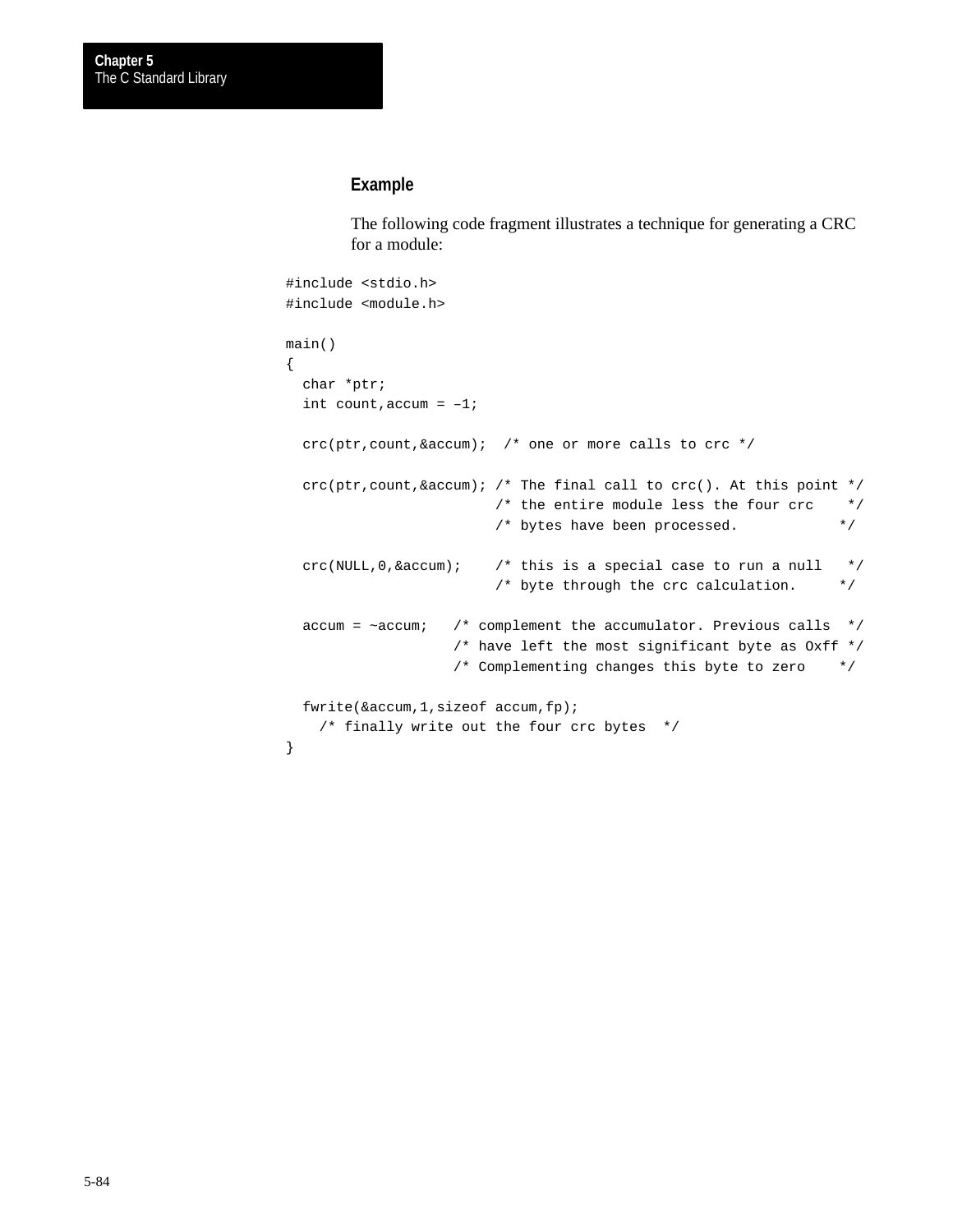**Example**

The following code fragment illustrates a technique for generating a CRC for a module:

```
#include <stdio.h>
#include <module.h>

main()
{
  char *ptr;
  int count,accum = –1;

  crc(ptr,count,&accum);  /* one or more calls to crc */

  crc(ptr,count,&accum); /* The final call to crc(). At this point */
                         /* the entire module less the four crc    */
                         /* bytes have been processed.            */

  crc(NULL,0,&accum);    /* this is a special case to run a null   */
                         /* byte through the crc calculation.     */

  accum = ~accum;   /* complement the accumulator. Previous calls  */
                    /* have left the most significant byte as Oxff */
                    /* Complementing changes this byte to zero    */

  fwrite(&accum,1,sizeof accum,fp);
    /* finally write out the four crc bytes  */
}
```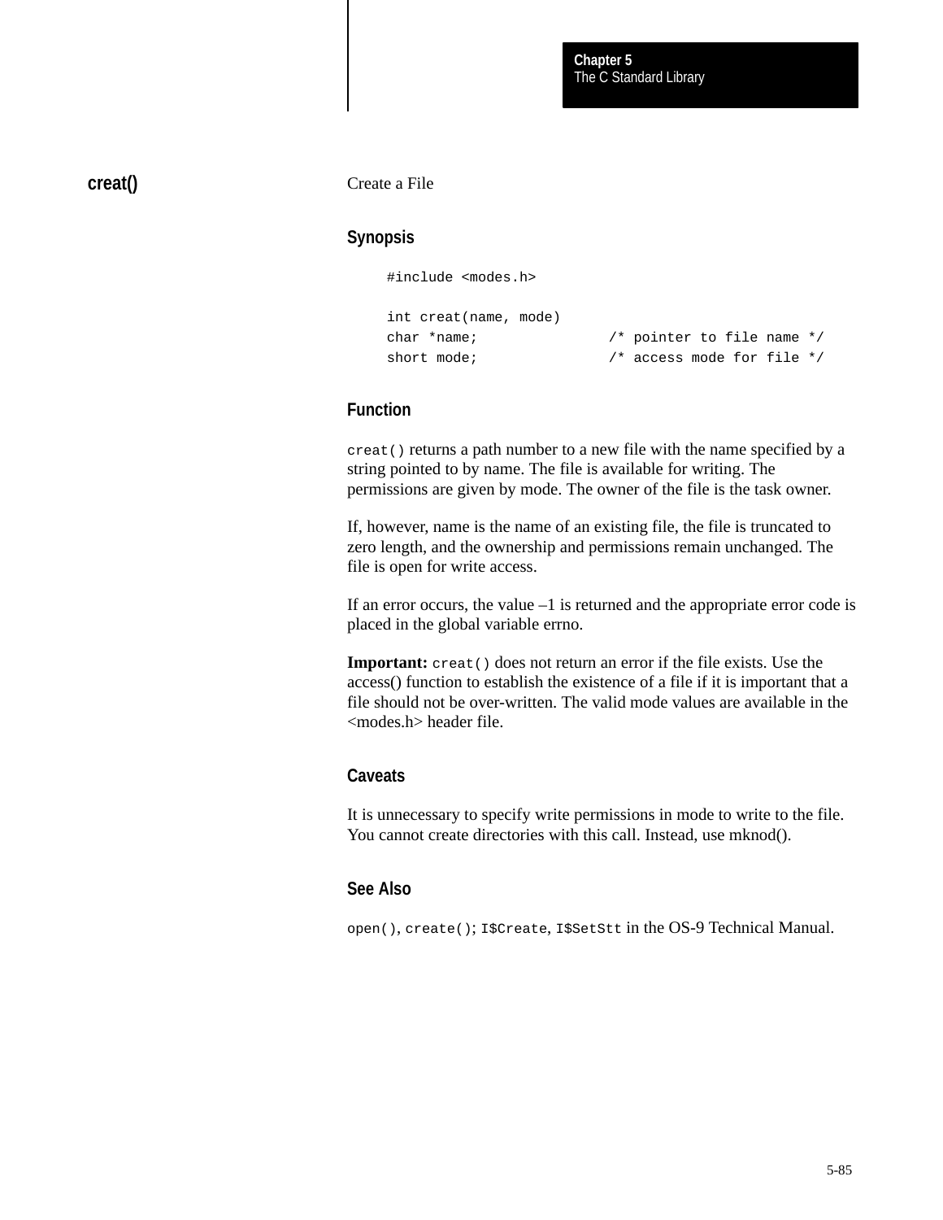## creat()

Create a File

### Synopsis

```
#include <modes.h>

int creat(name, mode)
char *name;               /* pointer to file name */
short mode;               /* access mode for file */
```

### Function

`creat()` returns a path number to a new file with the name specified by a string pointed to by name. The file is available for writing. The permissions are given by mode. The owner of the file is the task owner.

If, however, name is the name of an existing file, the file is truncated to zero length, and the ownership and permissions remain unchanged. The file is open for write access.

If an error occurs, the value –1 is returned and the appropriate error code is placed in the global variable errno.

**Important:** `creat()` does not return an error if the file exists. Use the access() function to establish the existence of a file if it is important that a file should not be over-written. The valid mode values are available in the <modes.h> header file.

### Caveats

It is unnecessary to specify write permissions in mode to write to the file. You cannot create directories with this call. Instead, use mknod().

### See Also

`open()`, `create()`; `I$Create`, `I$SetStt` in the OS-9 Technical Manual.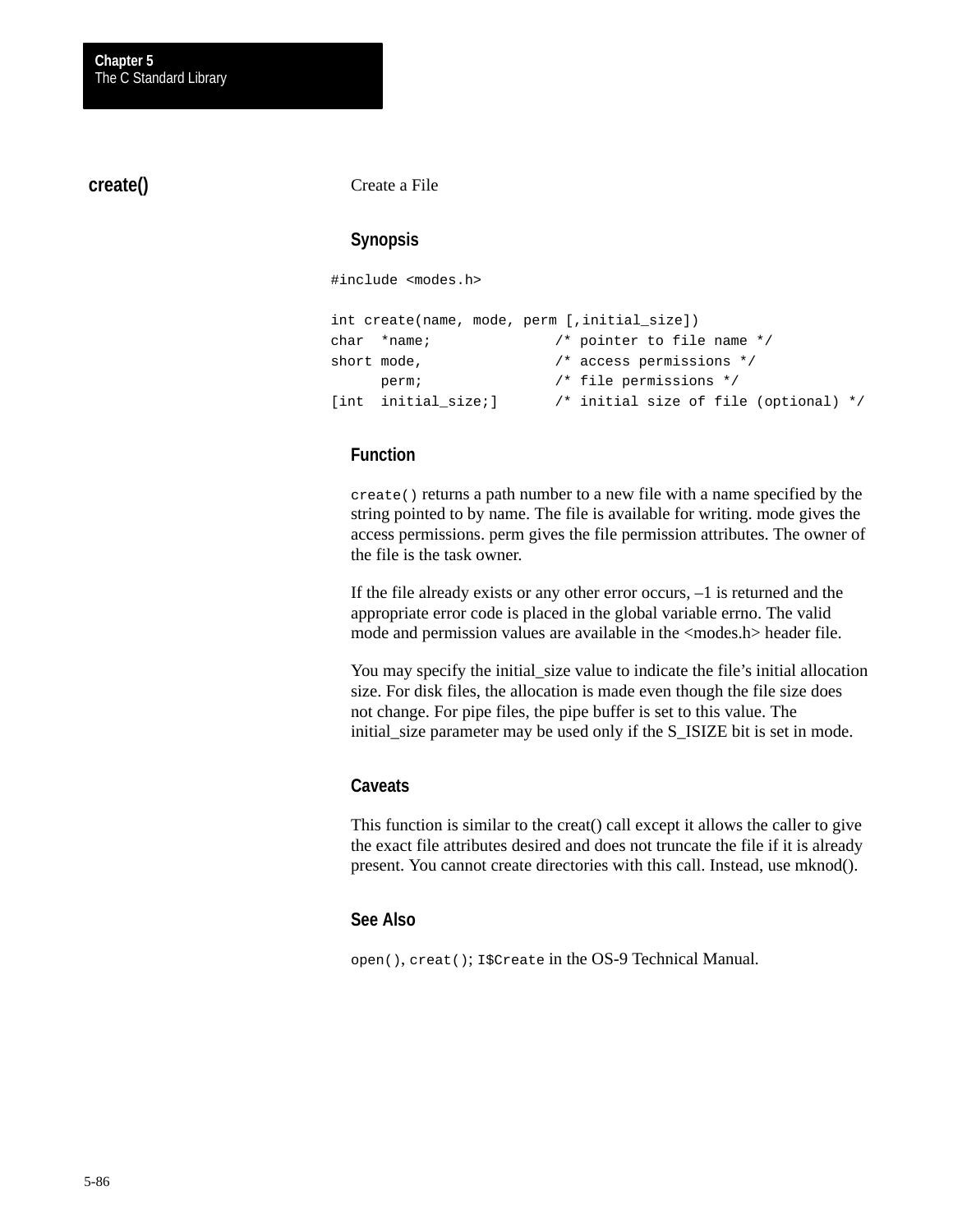## create()

Create a File

### Synopsis

```
#include <modes.h>

int create(name, mode, perm [,initial_size])
char  *name;              /* pointer to file name */
short mode,               /* access permissions */
      perm;               /* file permissions */
[int  initial_size;]      /* initial size of file (optional) */
```

### Function

`create()` returns a path number to a new file with a name specified by the string pointed to by name. The file is available for writing. mode gives the access permissions. perm gives the file permission attributes. The owner of the file is the task owner.

If the file already exists or any other error occurs, –1 is returned and the appropriate error code is placed in the global variable errno. The valid mode and permission values are available in the <modes.h> header file.

You may specify the initial_size value to indicate the file's initial allocation size. For disk files, the allocation is made even though the file size does not change. For pipe files, the pipe buffer is set to this value. The initial_size parameter may be used only if the S_ISIZE bit is set in mode.

### Caveats

This function is similar to the creat() call except it allows the caller to give the exact file attributes desired and does not truncate the file if it is already present. You cannot create directories with this call. Instead, use mknod().

### See Also

`open()`, `creat()`; `I$Create` in the OS-9 Technical Manual.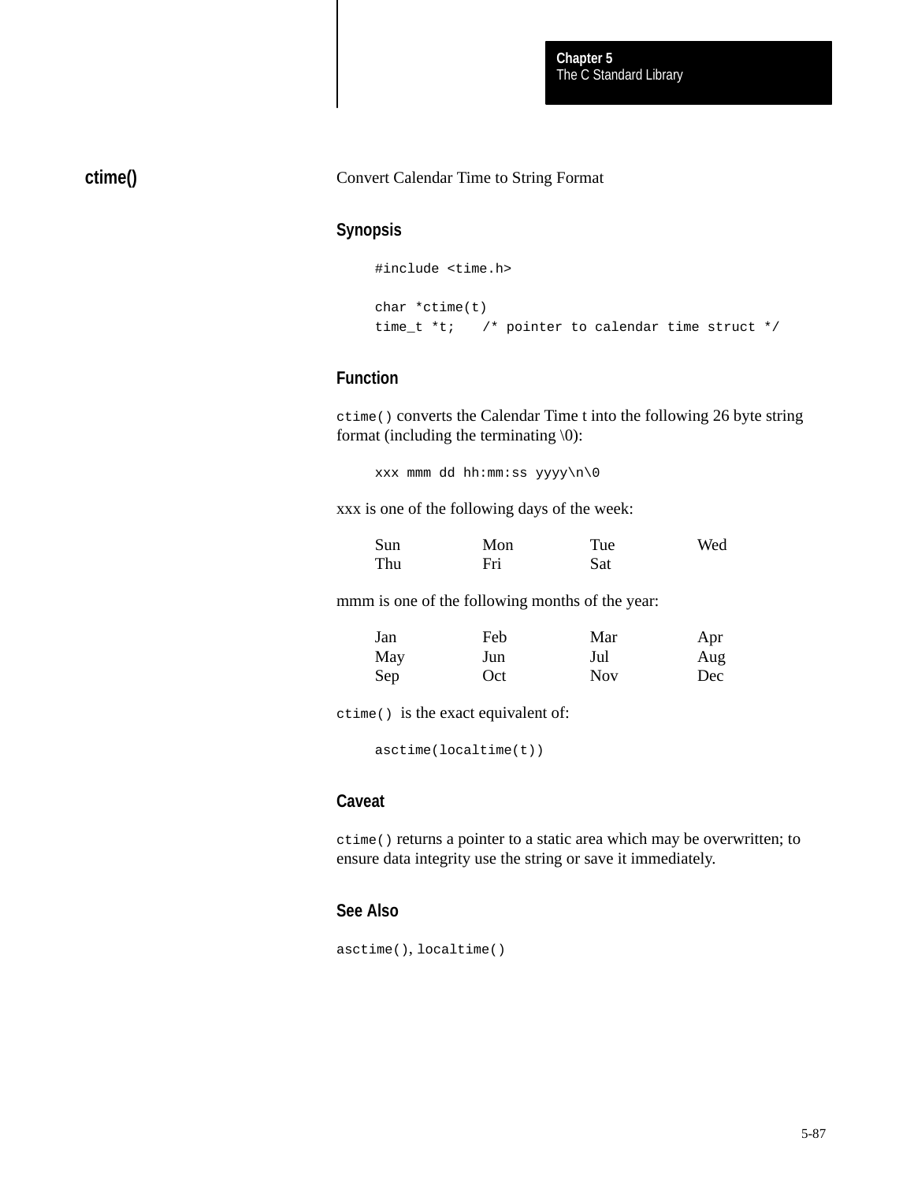## ctime()

Convert Calendar Time to String Format

### Synopsis

```
#include <time.h>

char *ctime(t)
time_t *t;    /* pointer to calendar time struct */
```

### Function

`ctime()` converts the Calendar Time t into the following 26 byte string format (including the terminating \0):

```
xxx mmm dd hh:mm:ss yyyy\n\0
```

xxx is one of the following days of the week:

| | | | |
|---|---|---|---|
| Sun | Mon | Tue | Wed |
| Thu | Fri | Sat | |

mmm is one of the following months of the year:

| | | | |
|---|---|---|---|
| Jan | Feb | Mar | Apr |
| May | Jun | Jul | Aug |
| Sep | Oct | Nov | Dec |

`ctime()` is the exact equivalent of:

```
asctime(localtime(t))
```

### Caveat

`ctime()` returns a pointer to a static area which may be overwritten; to ensure data integrity use the string or save it immediately.

### See Also

`asctime()`, `localtime()`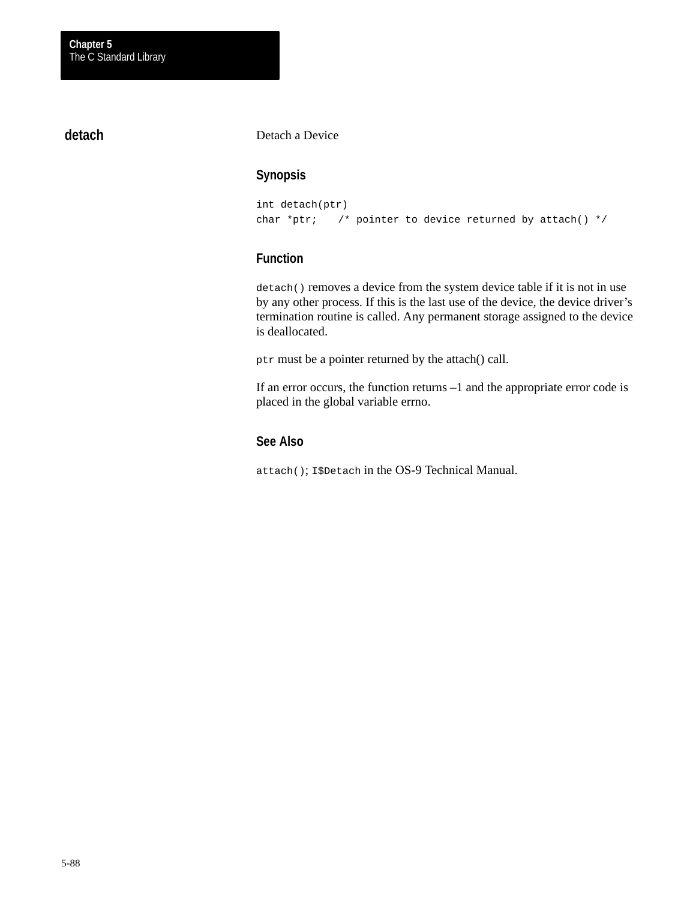## detach

Detach a Device

### Synopsis

```
int detach(ptr)
char *ptr;   /* pointer to device returned by attach() */
```

### Function

`detach()` removes a device from the system device table if it is not in use by any other process. If this is the last use of the device, the device driver's termination routine is called. Any permanent storage assigned to the device is deallocated.

`ptr` must be a pointer returned by the attach() call.

If an error occurs, the function returns –1 and the appropriate error code is placed in the global variable errno.

### See Also

`attach()`; `I$Detach` in the OS-9 Technical Manual.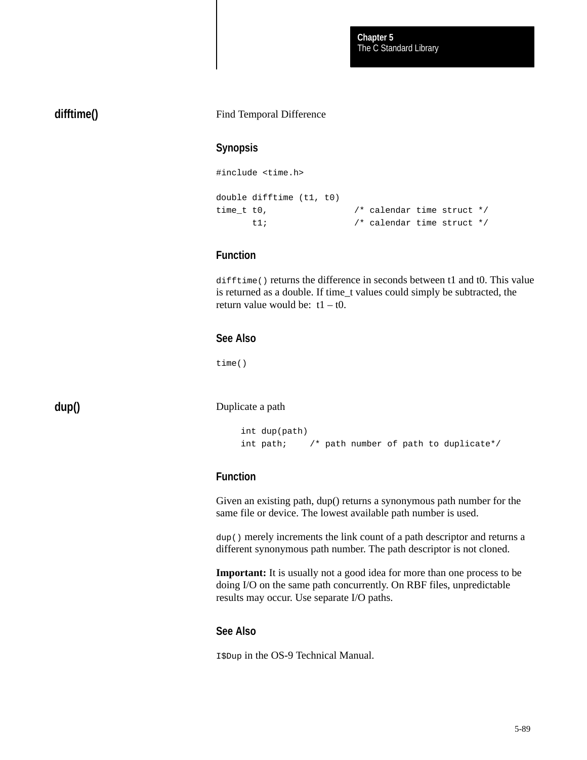## difftime()

Find Temporal Difference

### Synopsis

```
#include <time.h>

double difftime (t1, t0)
time_t t0,               /* calendar time struct */
       t1;               /* calendar time struct */
```

### Function

`difftime()` returns the difference in seconds between t1 and t0. This value is returned as a double. If time_t values could simply be subtracted, the return value would be: t1 – t0.

### See Also

`time()`

## dup()

Duplicate a path

```
int dup(path)
int path;    /* path number of path to duplicate*/
```

### Function

Given an existing path, dup() returns a synonymous path number for the same file or device. The lowest available path number is used.

`dup()` merely increments the link count of a path descriptor and returns a different synonymous path number. The path descriptor is not cloned.

**Important:** It is usually not a good idea for more than one process to be doing I/O on the same path concurrently. On RBF files, unpredictable results may occur. Use separate I/O paths.

### See Also

`I$Dup` in the OS-9 Technical Manual.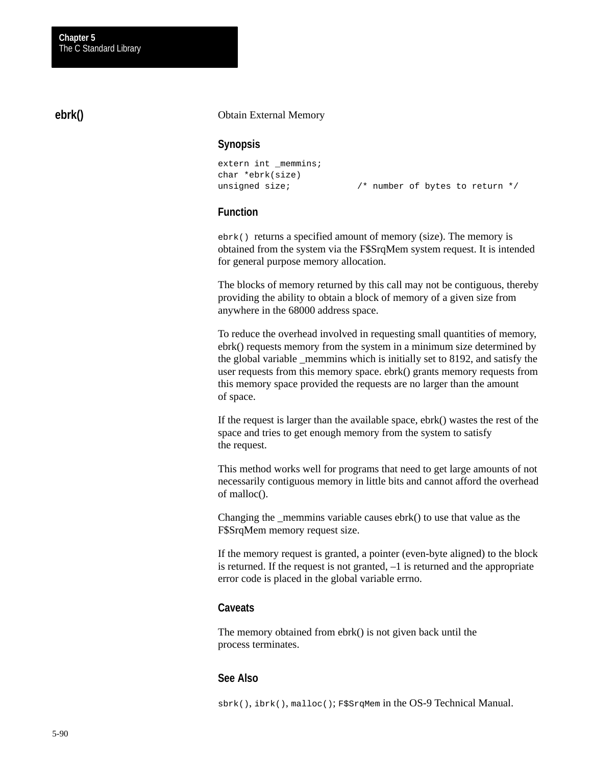## ebrk()

Obtain External Memory

### Synopsis

```
extern int _memmins;
char *ebrk(size)
unsigned size;            /* number of bytes to return */
```

### Function

`ebrk()` returns a specified amount of memory (size). The memory is obtained from the system via the F$SrqMem system request. It is intended for general purpose memory allocation.

The blocks of memory returned by this call may not be contiguous, thereby providing the ability to obtain a block of memory of a given size from anywhere in the 68000 address space.

To reduce the overhead involved in requesting small quantities of memory, ebrk() requests memory from the system in a minimum size determined by the global variable _memmins which is initially set to 8192, and satisfy the user requests from this memory space. ebrk() grants memory requests from this memory space provided the requests are no larger than the amount of space.

If the request is larger than the available space, ebrk() wastes the rest of the space and tries to get enough memory from the system to satisfy the request.

This method works well for programs that need to get large amounts of not necessarily contiguous memory in little bits and cannot afford the overhead of malloc().

Changing the _memmins variable causes ebrk() to use that value as the F$SrqMem memory request size.

If the memory request is granted, a pointer (even-byte aligned) to the block is returned. If the request is not granted, –1 is returned and the appropriate error code is placed in the global variable errno.

### Caveats

The memory obtained from ebrk() is not given back until the process terminates.

### See Also

`sbrk()`, `ibrk()`, `malloc()`; `F$SrqMem` in the OS-9 Technical Manual.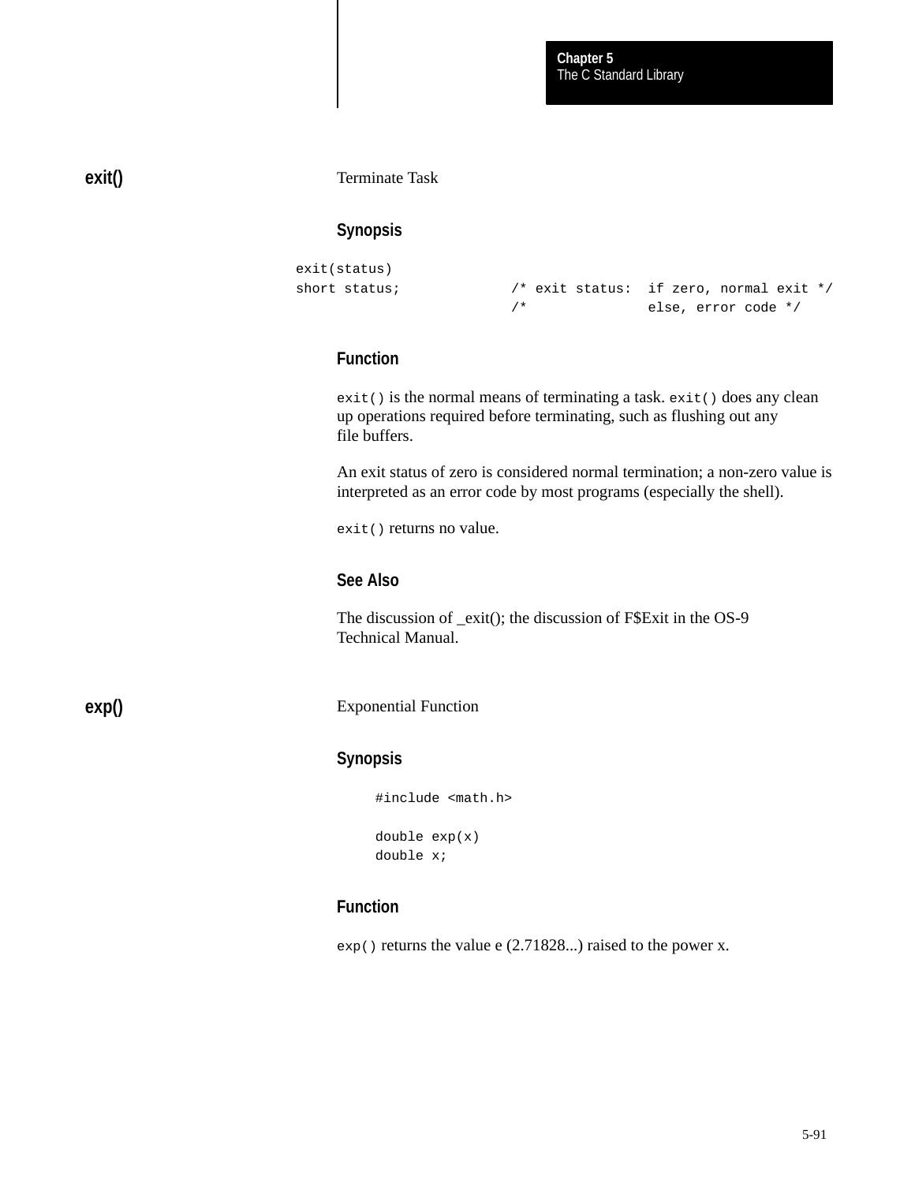## exit()

Terminate Task

### Synopsis

```
exit(status)
short status;             /* exit status:  if zero, normal exit */
                          /*               else, error code */
```

### Function

`exit()` is the normal means of terminating a task. `exit()` does any clean up operations required before terminating, such as flushing out any file buffers.

An exit status of zero is considered normal termination; a non-zero value is interpreted as an error code by most programs (especially the shell).

`exit()` returns no value.

### See Also

The discussion of _exit(); the discussion of F$Exit in the OS-9 Technical Manual.

## exp()

Exponential Function

### Synopsis

```
#include <math.h>

double exp(x)
double x;
```

### Function

`exp()` returns the value e (2.71828...) raised to the power x.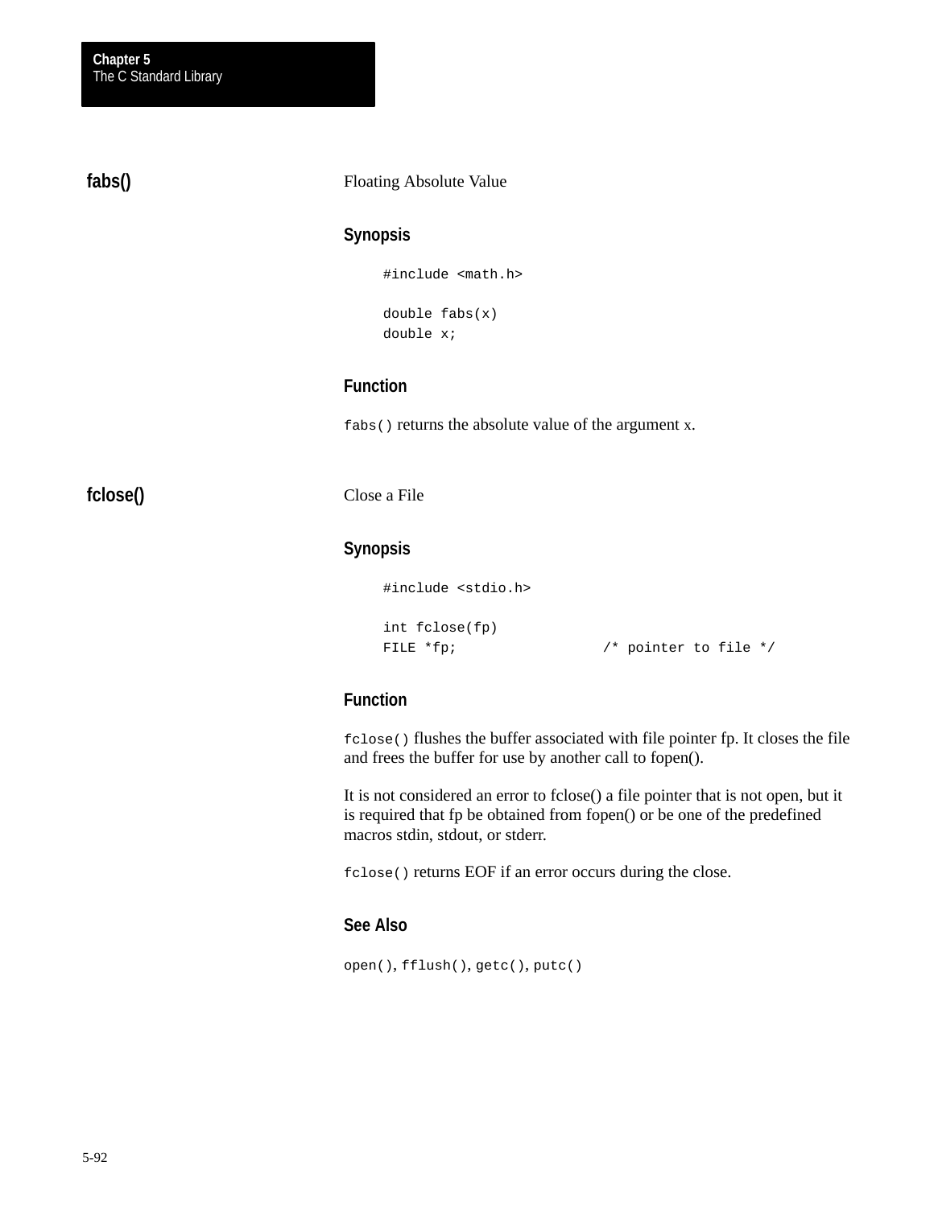## fabs()

Floating Absolute Value

### Synopsis

```
#include <math.h>

double fabs(x)
double x;
```

### Function

`fabs()` returns the absolute value of the argument x.

## fclose()

Close a File

### Synopsis

```
#include <stdio.h>

int fclose(fp)
FILE *fp;                  /* pointer to file */
```

### Function

`fclose()` flushes the buffer associated with file pointer fp. It closes the file and frees the buffer for use by another call to fopen().

It is not considered an error to fclose() a file pointer that is not open, but it is required that fp be obtained from fopen() or be one of the predefined macros stdin, stdout, or stderr.

`fclose()` returns EOF if an error occurs during the close.

### See Also

`open()`, `fflush()`, `getc()`, `putc()`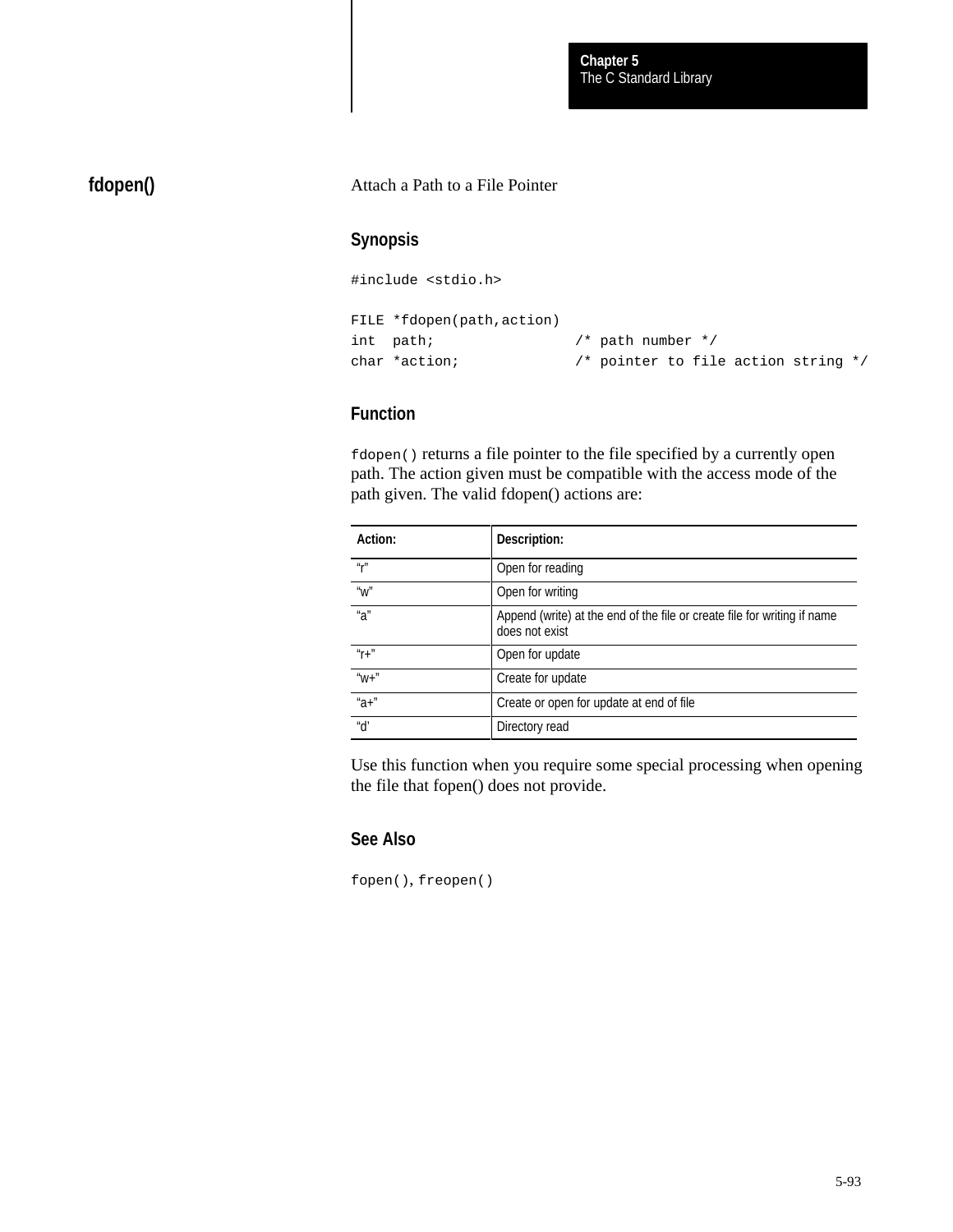## fdopen()

Attach a Path to a File Pointer

### Synopsis

```
#include <stdio.h>

FILE *fdopen(path,action)
int  path;                /* path number */
char *action;             /* pointer to file action string */
```

### Function

`fdopen()` returns a file pointer to the file specified by a currently open path. The action given must be compatible with the access mode of the path given. The valid fdopen() actions are:

| Action: | Description: |
|---|---|
| "r" | Open for reading |
| "w" | Open for writing |
| "a" | Append (write) at the end of the file or create file for writing if name does not exist |
| "r+" | Open for update |
| "w+" | Create for update |
| "a+" | Create or open for update at end of file |
| "d' | Directory read |

Use this function when you require some special processing when opening the file that fopen() does not provide.

### See Also

`fopen()`, `freopen()`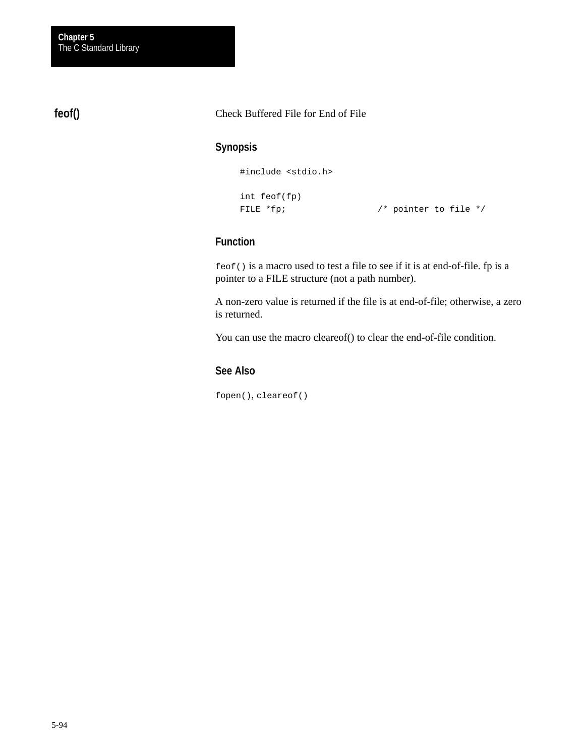## feof()

Check Buffered File for End of File

### Synopsis

```
#include <stdio.h>

int feof(fp)
FILE *fp;                 /* pointer to file */
```

### Function

`feof()` is a macro used to test a file to see if it is at end-of-file. fp is a pointer to a FILE structure (not a path number).

A non-zero value is returned if the file is at end-of-file; otherwise, a zero is returned.

You can use the macro cleareof() to clear the end-of-file condition.

### See Also

`fopen()`, `cleareof()`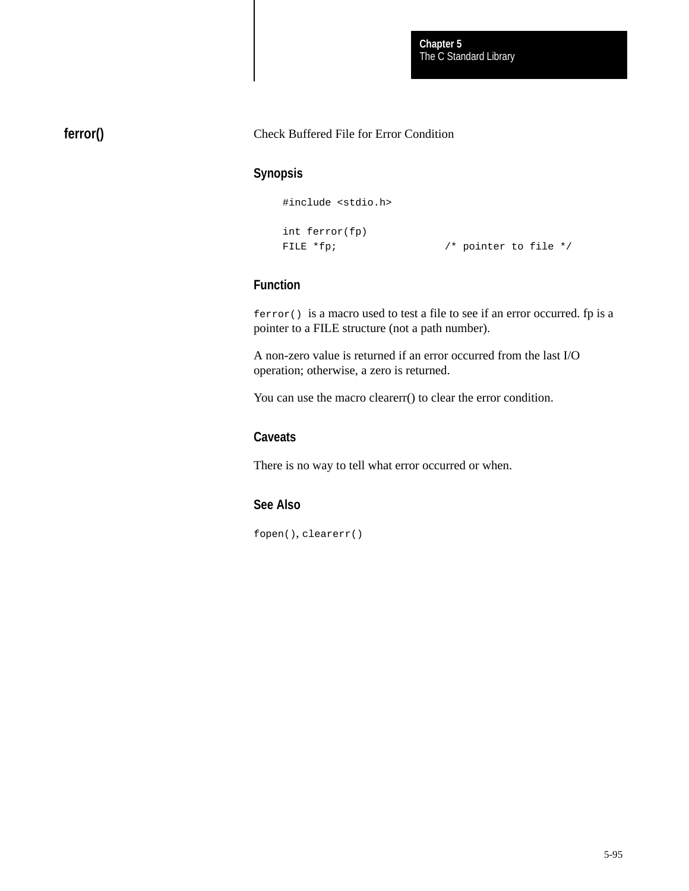## ferror()

Check Buffered File for Error Condition

### Synopsis

```
#include <stdio.h>

int ferror(fp)
FILE *fp;                  /* pointer to file */
```

### Function

`ferror()` is a macro used to test a file to see if an error occurred. fp is a pointer to a FILE structure (not a path number).

A non-zero value is returned if an error occurred from the last I/O operation; otherwise, a zero is returned.

You can use the macro clearerr() to clear the error condition.

### Caveats

There is no way to tell what error occurred or when.

### See Also

`fopen()`, `clearerr()`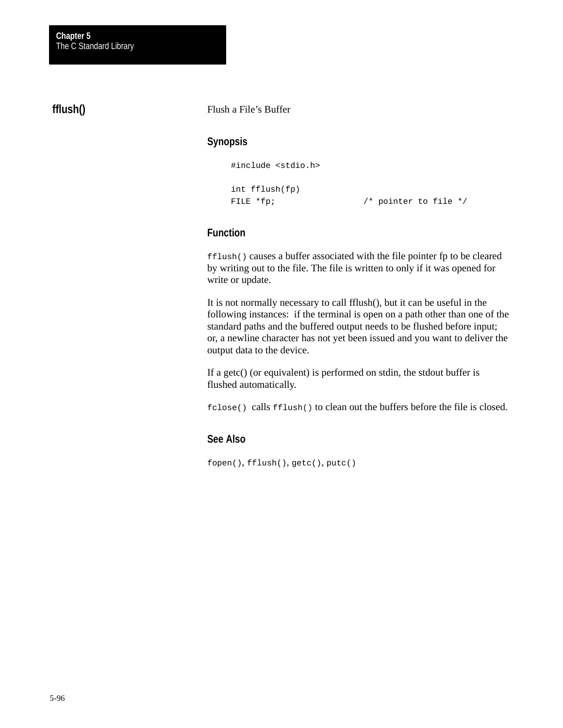## fflush()

Flush a File's Buffer

### Synopsis

```
#include <stdio.h>

int fflush(fp)
FILE *fp;                /* pointer to file */
```

### Function

`fflush()` causes a buffer associated with the file pointer fp to be cleared by writing out to the file. The file is written to only if it was opened for write or update.

It is not normally necessary to call fflush(), but it can be useful in the following instances: if the terminal is open on a path other than one of the standard paths and the buffered output needs to be flushed before input; or, a newline character has not yet been issued and you want to deliver the output data to the device.

If a getc() (or equivalent) is performed on stdin, the stdout buffer is flushed automatically.

`fclose()` calls `fflush()` to clean out the buffers before the file is closed.

### See Also

`fopen()`, `fflush()`, `getc()`, `putc()`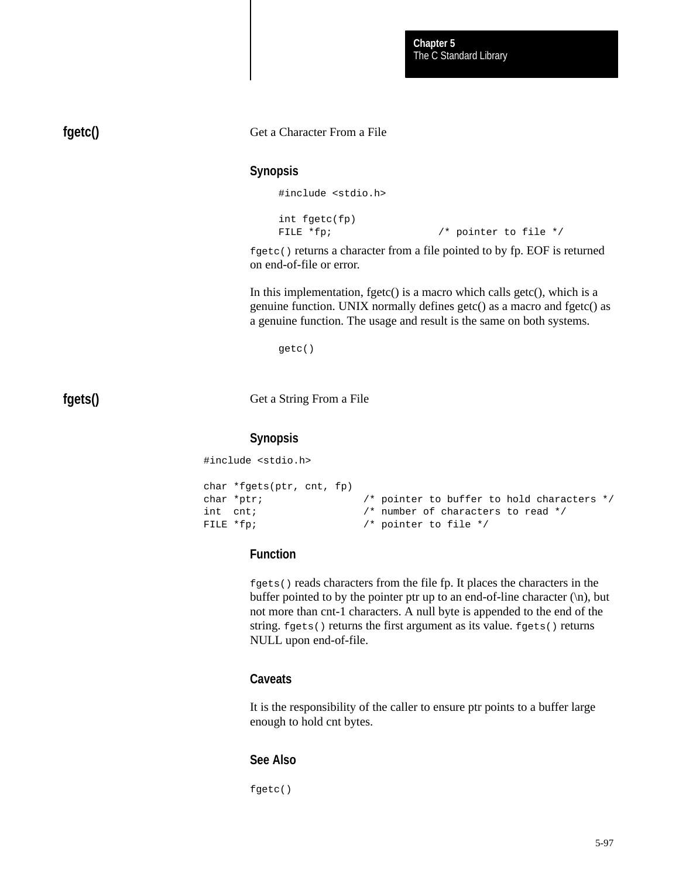## fgetc()

Get a Character From a File

### Synopsis

```
#include <stdio.h>

int fgetc(fp)
FILE *fp;                  /* pointer to file */
```

`fgetc()` returns a character from a file pointed to by fp. EOF is returned on end-of-file or error.

In this implementation, fgetc() is a macro which calls getc(), which is a genuine function. UNIX normally defines getc() as a macro and fgetc() as a genuine function. The usage and result is the same on both systems.

```
getc()
```

## fgets()

Get a String From a File

### Synopsis

```
#include <stdio.h>

char *fgets(ptr, cnt, fp)
char *ptr;                /* pointer to buffer to hold characters */
int  cnt;                 /* number of characters to read */
FILE *fp;                 /* pointer to file */
```

### Function

`fgets()` reads characters from the file fp. It places the characters in the buffer pointed to by the pointer ptr up to an end-of-line character (\n), but not more than cnt-1 characters. A null byte is appended to the end of the string. `fgets()` returns the first argument as its value. `fgets()` returns NULL upon end-of-file.

### Caveats

It is the responsibility of the caller to ensure ptr points to a buffer large enough to hold cnt bytes.

### See Also

`fgetc()`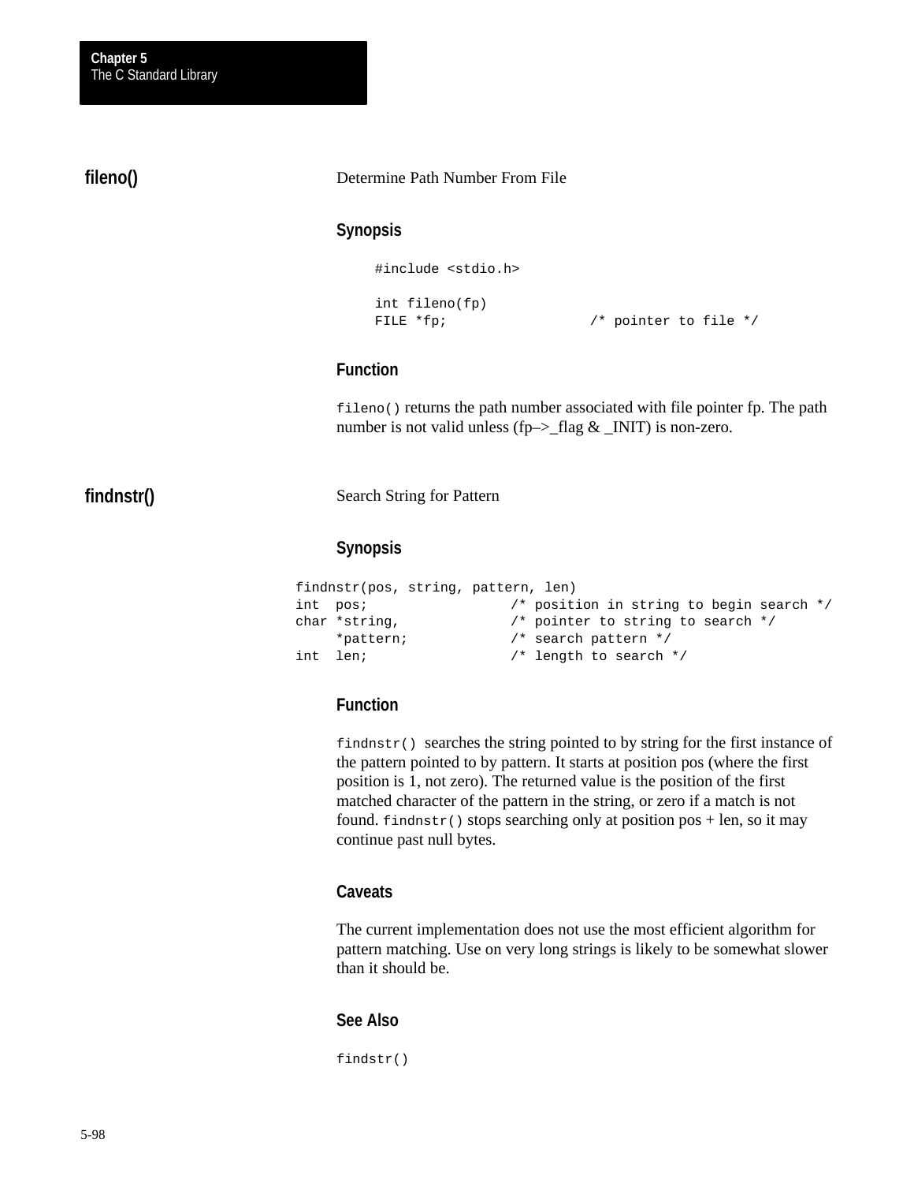## fileno()

Determine Path Number From File

### Synopsis

```
#include <stdio.h>

int fileno(fp)
FILE *fp;                  /* pointer to file */
```

### Function

`fileno()` returns the path number associated with file pointer fp. The path number is not valid unless (fp–>_flag & _INIT) is non-zero.

## findnstr()

Search String for Pattern

### Synopsis

```
findnstr(pos, string, pattern, len)
int  pos;                 /* position in string to begin search */
char *string,             /* pointer to string to search */
     *pattern;            /* search pattern */
int  len;                 /* length to search */
```

### Function

`findnstr()` searches the string pointed to by string for the first instance of the pattern pointed to by pattern. It starts at position pos (where the first position is 1, not zero). The returned value is the position of the first matched character of the pattern in the string, or zero if a match is not found. `findnstr()` stops searching only at position pos + len, so it may continue past null bytes.

### Caveats

The current implementation does not use the most efficient algorithm for pattern matching. Use on very long strings is likely to be somewhat slower than it should be.

### See Also

`findstr()`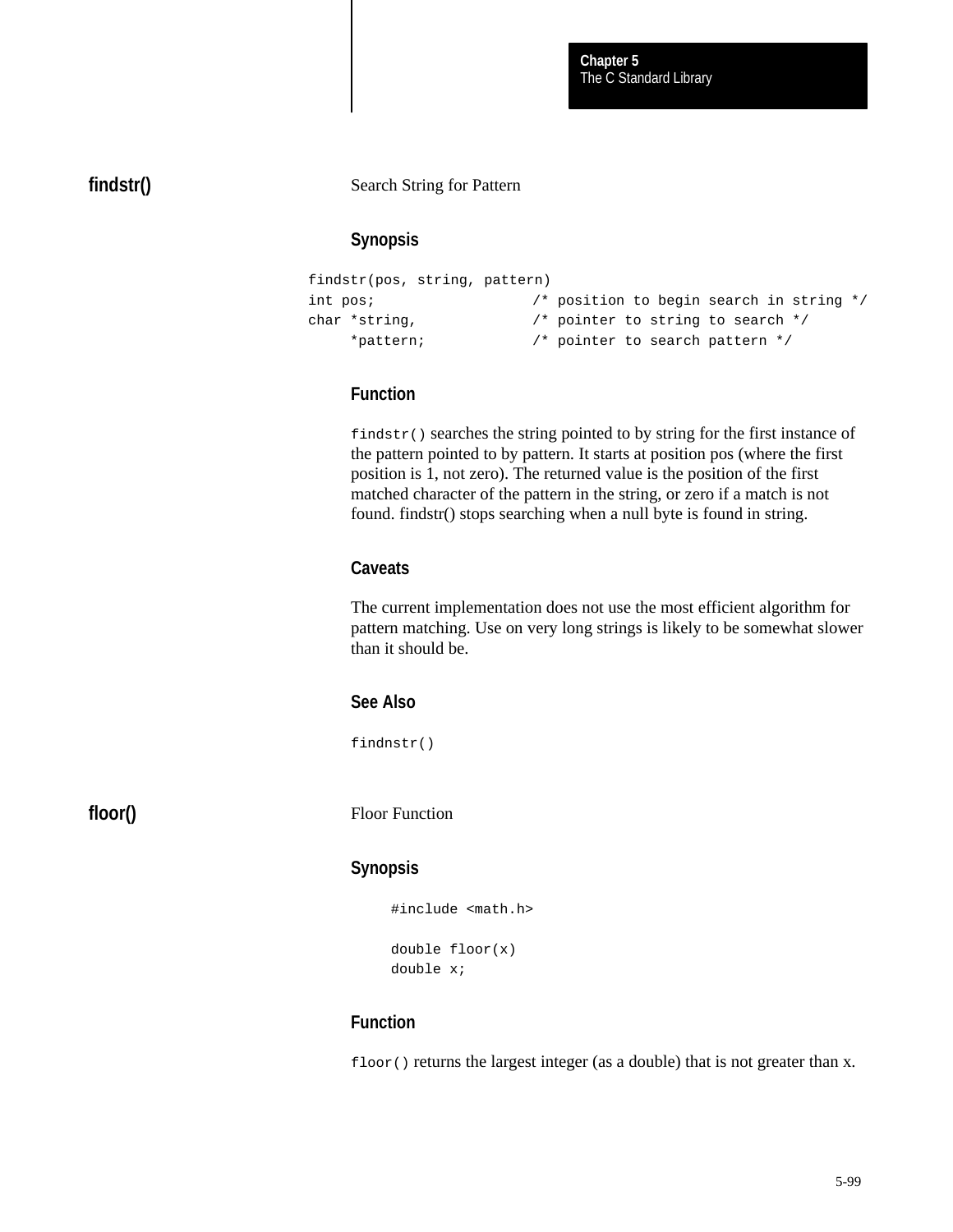## findstr()

Search String for Pattern

### Synopsis

```
findstr(pos, string, pattern)
int pos;                  /* position to begin search in string */
char *string,             /* pointer to string to search */
     *pattern;            /* pointer to search pattern */
```

### Function

`findstr()` searches the string pointed to by string for the first instance of the pattern pointed to by pattern. It starts at position pos (where the first position is 1, not zero). The returned value is the position of the first matched character of the pattern in the string, or zero if a match is not found. findstr() stops searching when a null byte is found in string.

### Caveats

The current implementation does not use the most efficient algorithm for pattern matching. Use on very long strings is likely to be somewhat slower than it should be.

### See Also

`findnstr()`

## floor()

Floor Function

### Synopsis

```
#include <math.h>

double floor(x)
double x;
```

### Function

`floor()` returns the largest integer (as a double) that is not greater than x.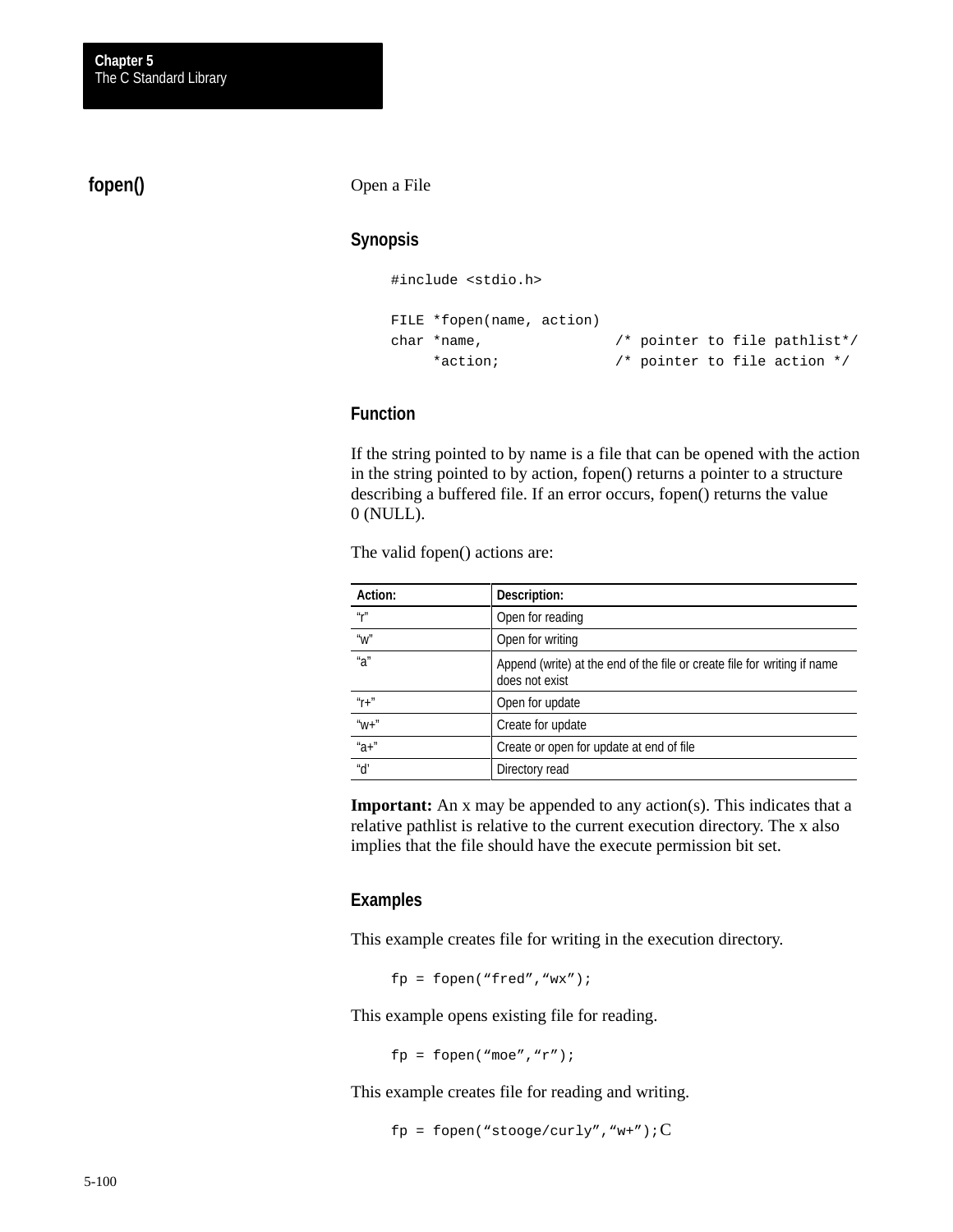## fopen()

Open a File

### Synopsis

```
#include <stdio.h>

FILE *fopen(name, action)
char *name,               /* pointer to file pathlist*/
     *action;             /* pointer to file action */
```

### Function

If the string pointed to by name is a file that can be opened with the action in the string pointed to by action, fopen() returns a pointer to a structure describing a buffered file. If an error occurs, fopen() returns the value 0 (NULL).

The valid fopen() actions are:

| Action: | Description: |
| --- | --- |
| “r” | Open for reading |
| “w” | Open for writing |
| “a” | Append (write) at the end of the file or create file for writing if name does not exist |
| “r+” | Open for update |
| “w+” | Create for update |
| “a+” | Create or open for update at end of file |
| “d’ | Directory read |

**Important:** An x may be appended to any action(s). This indicates that a relative pathlist is relative to the current execution directory. The x also implies that the file should have the execute permission bit set.

### Examples

This example creates file for writing in the execution directory.

```
fp = fopen(“fred”,“wx”);
```

This example opens existing file for reading.

```
fp = fopen(“moe”,“r”);
```

This example creates file for reading and writing.

```
fp = fopen(“stooge/curly”,“w+”);
```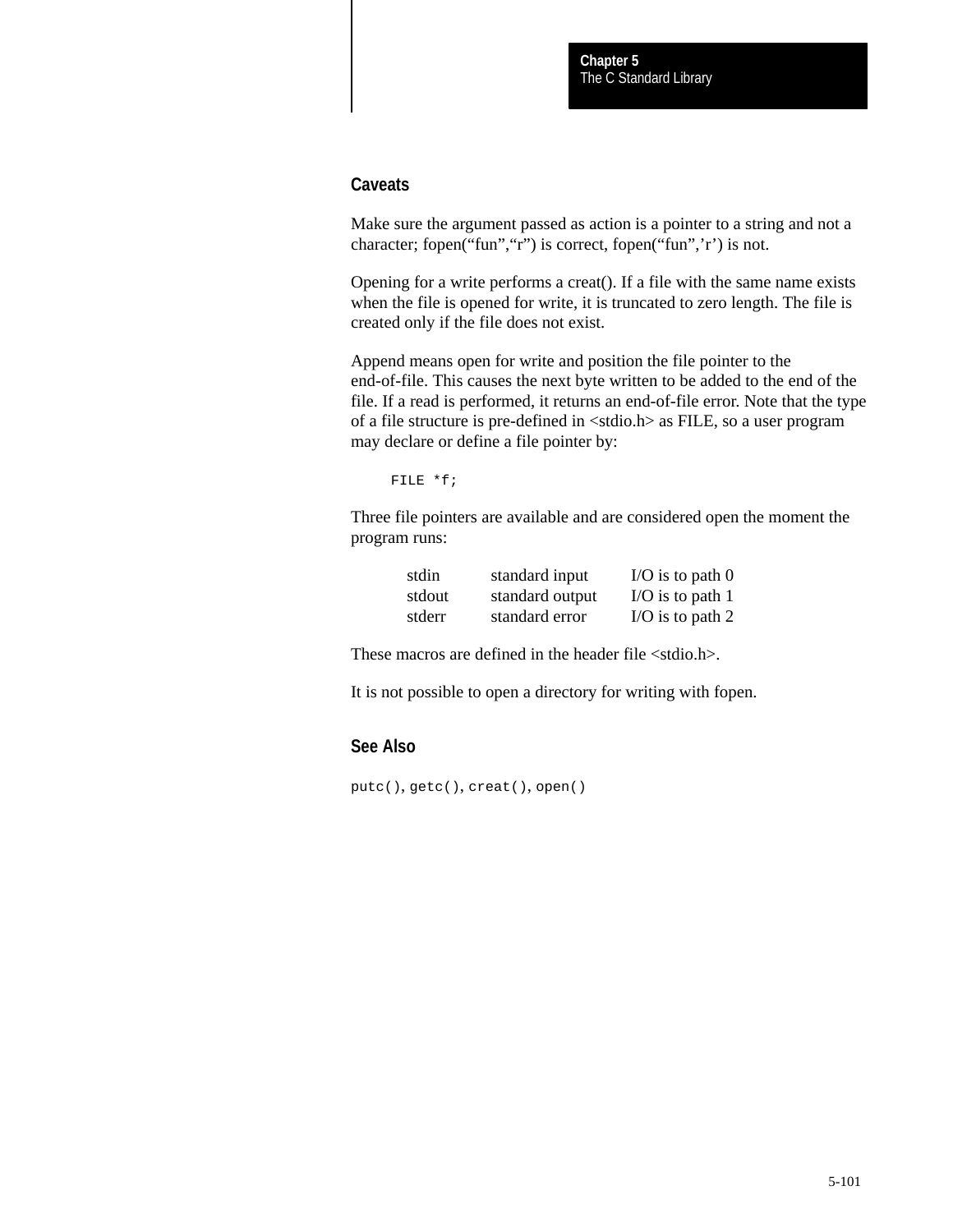### Caveats

Make sure the argument passed as action is a pointer to a string and not a character; fopen("fun","r") is correct, fopen("fun",'r') is not.

Opening for a write performs a creat(). If a file with the same name exists when the file is opened for write, it is truncated to zero length. The file is created only if the file does not exist.

Append means open for write and position the file pointer to the end-of-file. This causes the next byte written to be added to the end of the file. If a read is performed, it returns an end-of-file error. Note that the type of a file structure is pre-defined in <stdio.h> as FILE, so a user program may declare or define a file pointer by:

```
FILE *f;
```

Three file pointers are available and are considered open the moment the program runs:

| | | |
|---|---|---|
| stdin | standard input | I/O is to path 0 |
| stdout | standard output | I/O is to path 1 |
| stderr | standard error | I/O is to path 2 |

These macros are defined in the header file <stdio.h>.

It is not possible to open a directory for writing with fopen.

### See Also

`putc()`, `getc()`, `creat()`, `open()`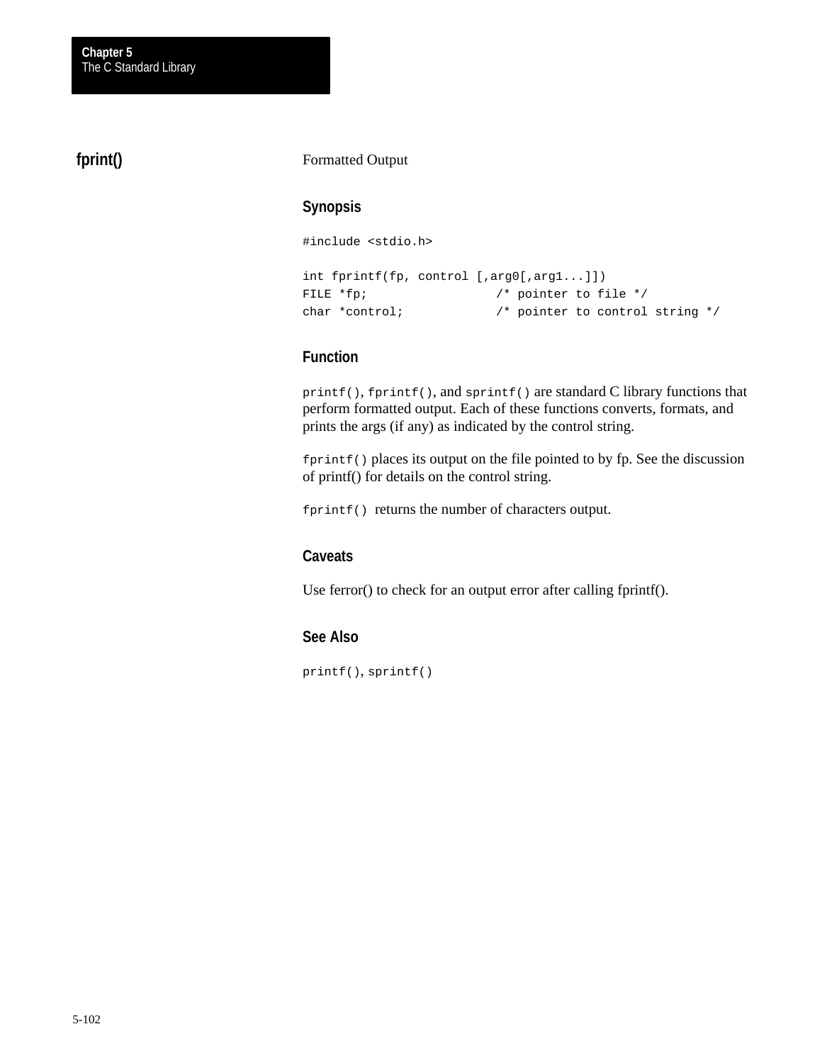## fprint()

Formatted Output

### Synopsis

```
#include <stdio.h>

int fprintf(fp, control [,arg0[,arg1...]])
FILE *fp;                  /* pointer to file */
char *control;             /* pointer to control string */
```

### Function

`printf()`, `fprintf()`, and `sprintf()` are standard C library functions that perform formatted output. Each of these functions converts, formats, and prints the args (if any) as indicated by the control string.

`fprintf()` places its output on the file pointed to by fp. See the discussion of printf() for details on the control string.

`fprintf()` returns the number of characters output.

### Caveats

Use ferror() to check for an output error after calling fprintf().

### See Also

`printf()`, `sprintf()`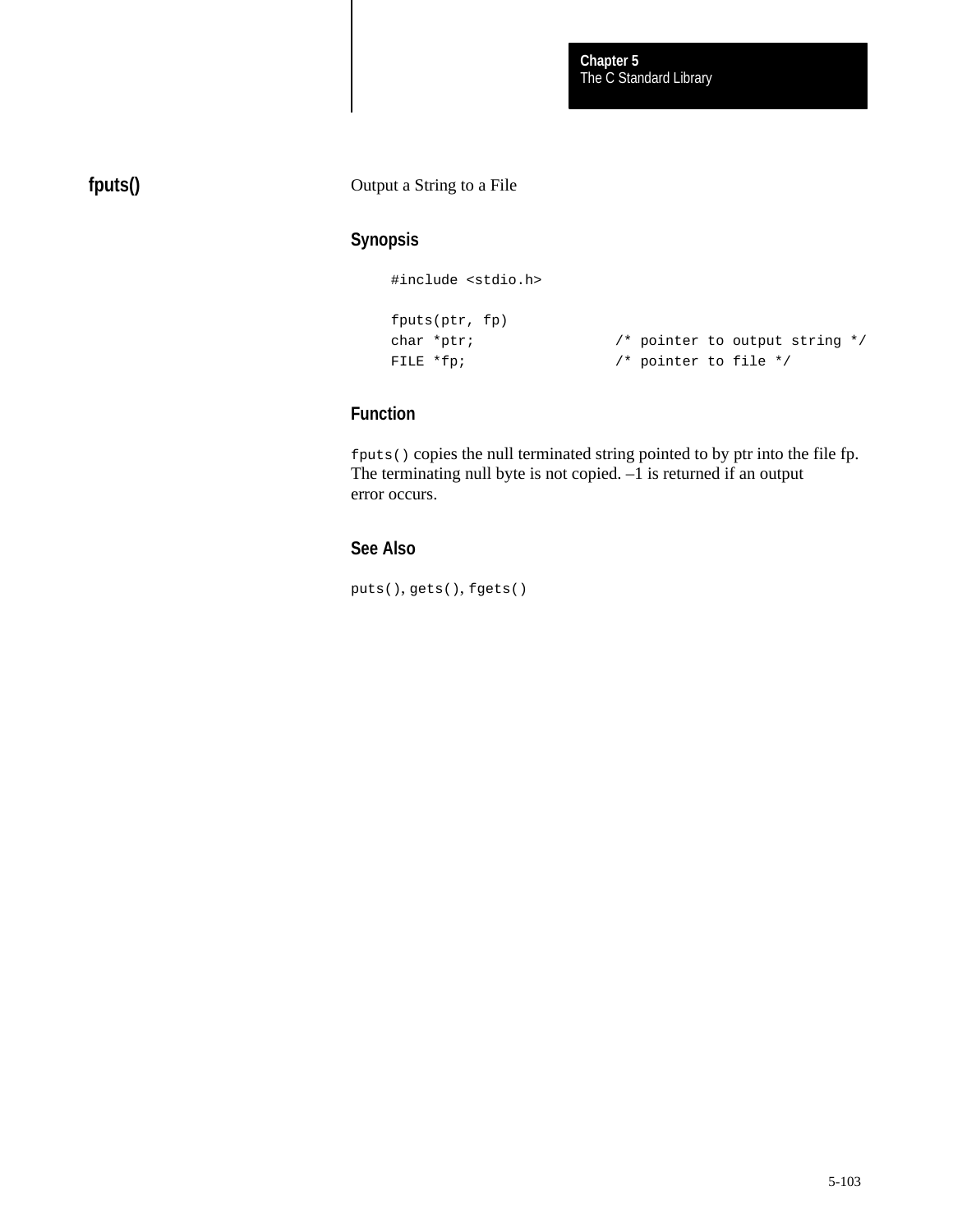## fputs()

Output a String to a File

### Synopsis

```
#include <stdio.h>

fputs(ptr, fp)
char *ptr;                /* pointer to output string */
FILE *fp;                 /* pointer to file */
```

### Function

`fputs()` copies the null terminated string pointed to by ptr into the file fp. The terminating null byte is not copied. –1 is returned if an output error occurs.

### See Also

`puts()`, `gets()`, `fgets()`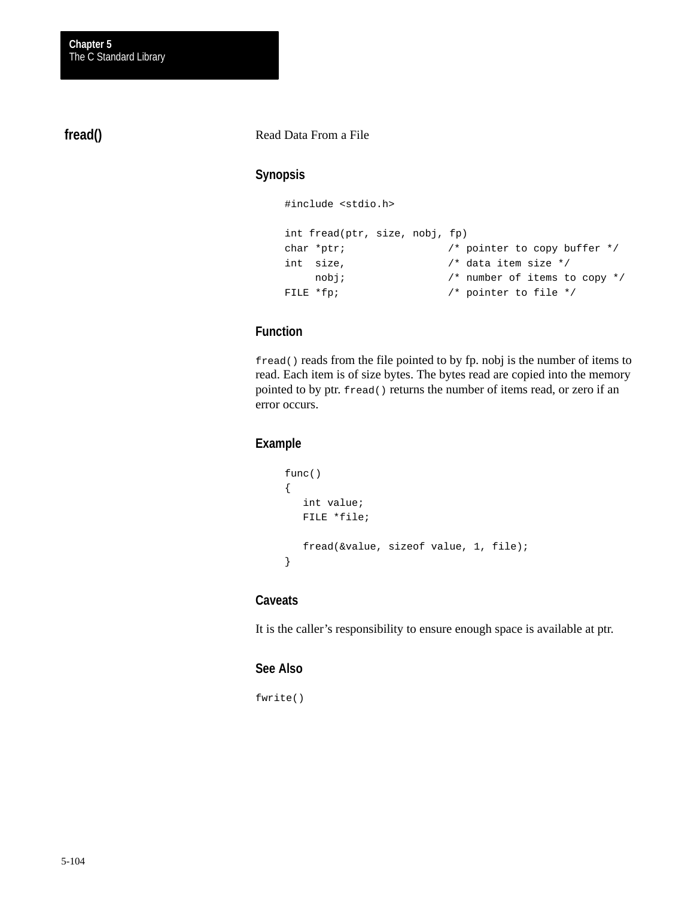## fread()

Read Data From a File

### Synopsis

```
#include <stdio.h>

int fread(ptr, size, nobj, fp)
char *ptr;                /* pointer to copy buffer */
int  size,                /* data item size */
     nobj;                /* number of items to copy */
FILE *fp;                 /* pointer to file */
```

### Function

`fread()` reads from the file pointed to by fp. nobj is the number of items to read. Each item is of size bytes. The bytes read are copied into the memory pointed to by ptr. `fread()` returns the number of items read, or zero if an error occurs.

### Example

```
func()
{
   int value;
   FILE *file;

   fread(&value, sizeof value, 1, file);
}
```

### Caveats

It is the caller’s responsibility to ensure enough space is available at ptr.

### See Also

`fwrite()`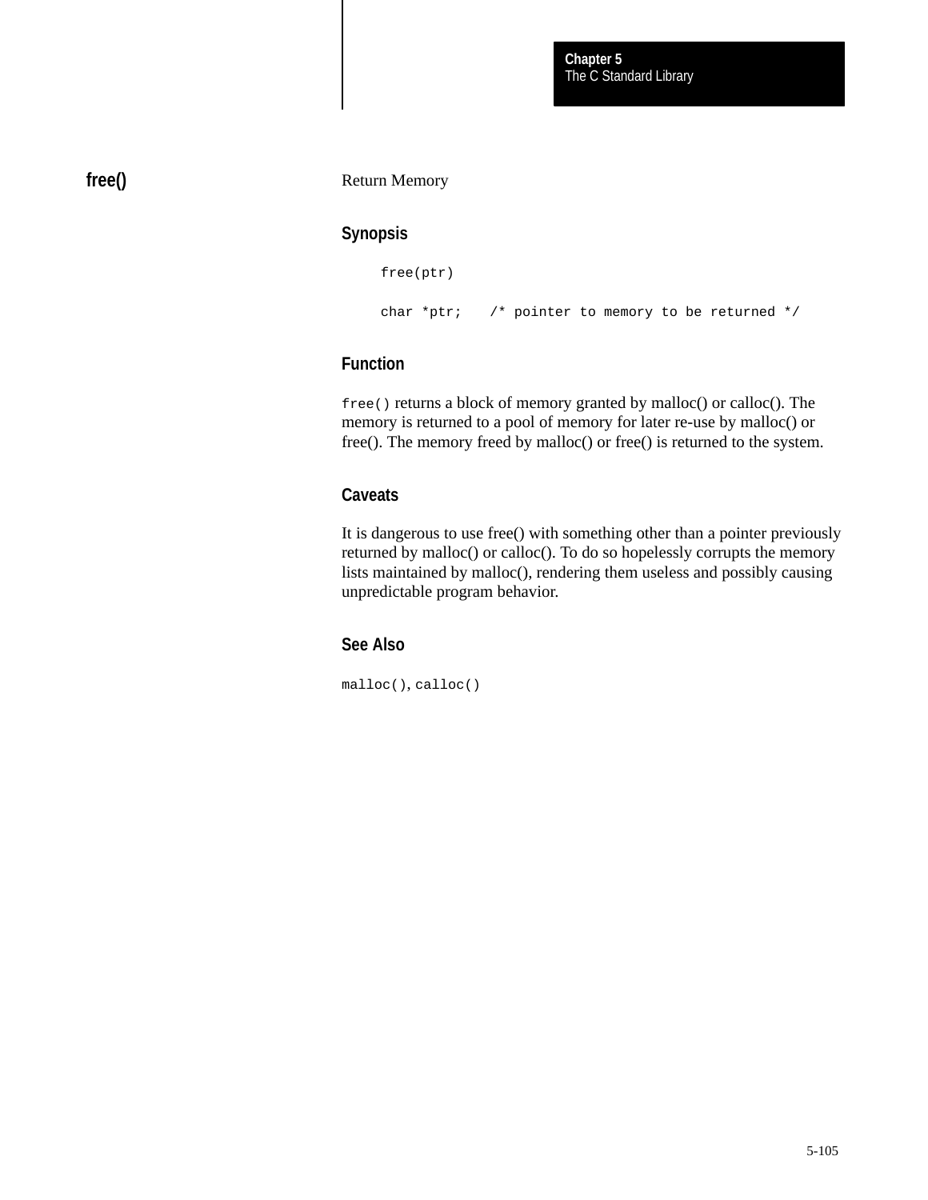## free()

Return Memory

### Synopsis

```
free(ptr)

char *ptr;    /* pointer to memory to be returned */
```

### Function

`free()` returns a block of memory granted by malloc() or calloc(). The memory is returned to a pool of memory for later re-use by malloc() or free(). The memory freed by malloc() or free() is returned to the system.

### Caveats

It is dangerous to use free() with something other than a pointer previously returned by malloc() or calloc(). To do so hopelessly corrupts the memory lists maintained by malloc(), rendering them useless and possibly causing unpredictable program behavior.

### See Also

`malloc()`, `calloc()`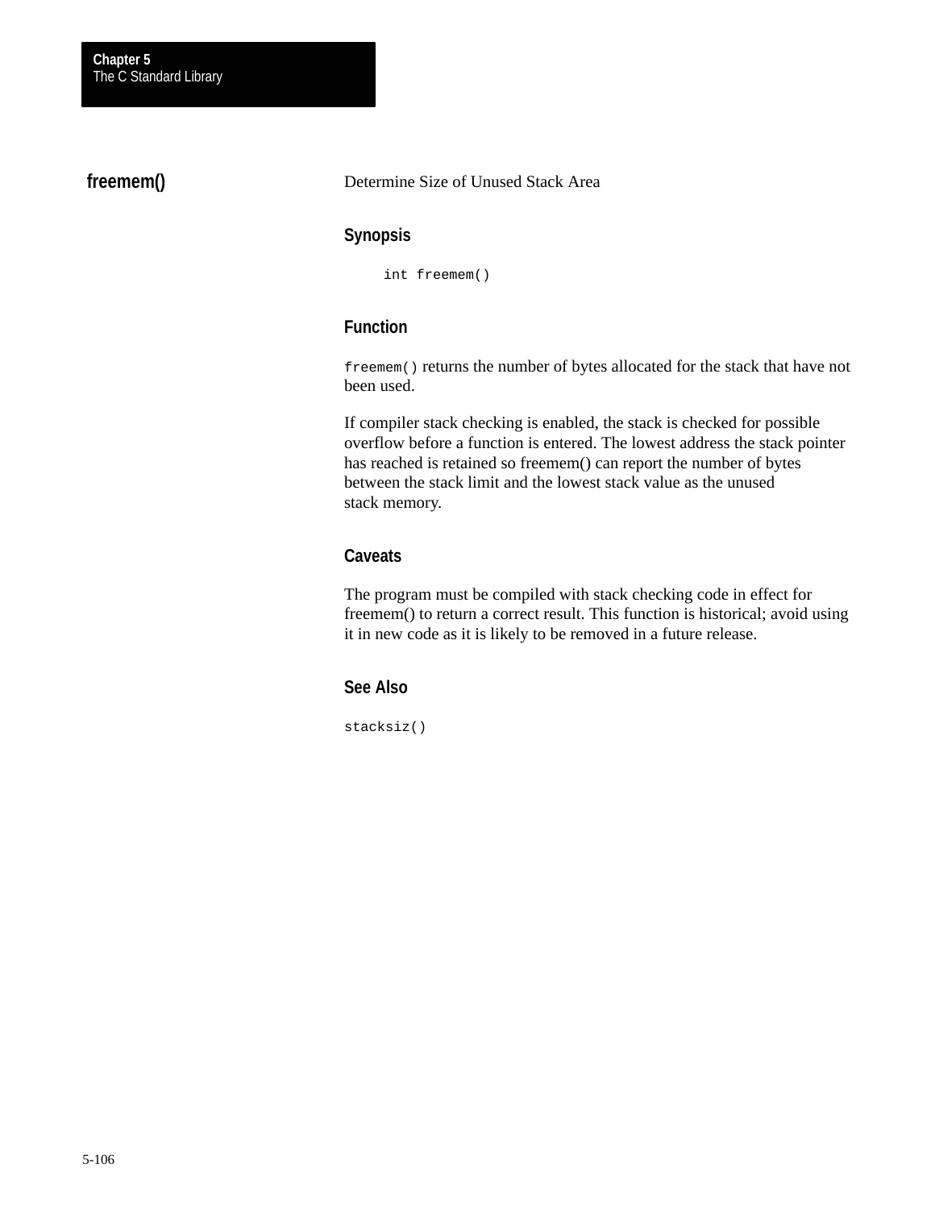## freemem()

Determine Size of Unused Stack Area

### Synopsis

```
int freemem()
```

### Function

`freemem()` returns the number of bytes allocated for the stack that have not been used.

If compiler stack checking is enabled, the stack is checked for possible overflow before a function is entered. The lowest address the stack pointer has reached is retained so freemem() can report the number of bytes between the stack limit and the lowest stack value as the unused stack memory.

### Caveats

The program must be compiled with stack checking code in effect for freemem() to return a correct result. This function is historical; avoid using it in new code as it is likely to be removed in a future release.

### See Also

`stacksiz()`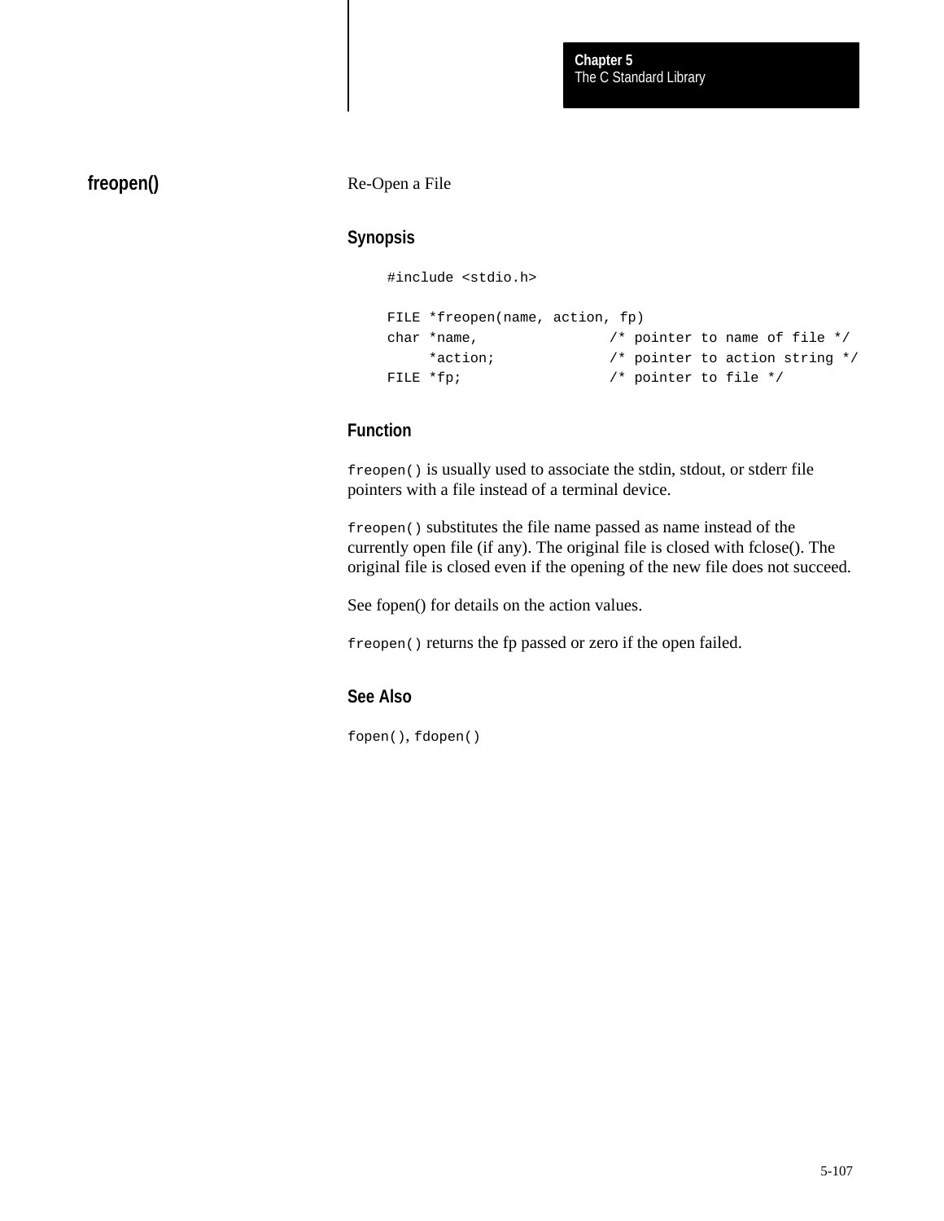## freopen()

Re-Open a File

### Synopsis

```
#include <stdio.h>

FILE *freopen(name, action, fp)
char *name,                /* pointer to name of file */
     *action;              /* pointer to action string */
FILE *fp;                  /* pointer to file */
```

### Function

`freopen()` is usually used to associate the stdin, stdout, or stderr file pointers with a file instead of a terminal device.

`freopen()` substitutes the file name passed as name instead of the currently open file (if any). The original file is closed with fclose(). The original file is closed even if the opening of the new file does not succeed.

See fopen() for details on the action values.

`freopen()` returns the fp passed or zero if the open failed.

### See Also

`fopen()`, `fdopen()`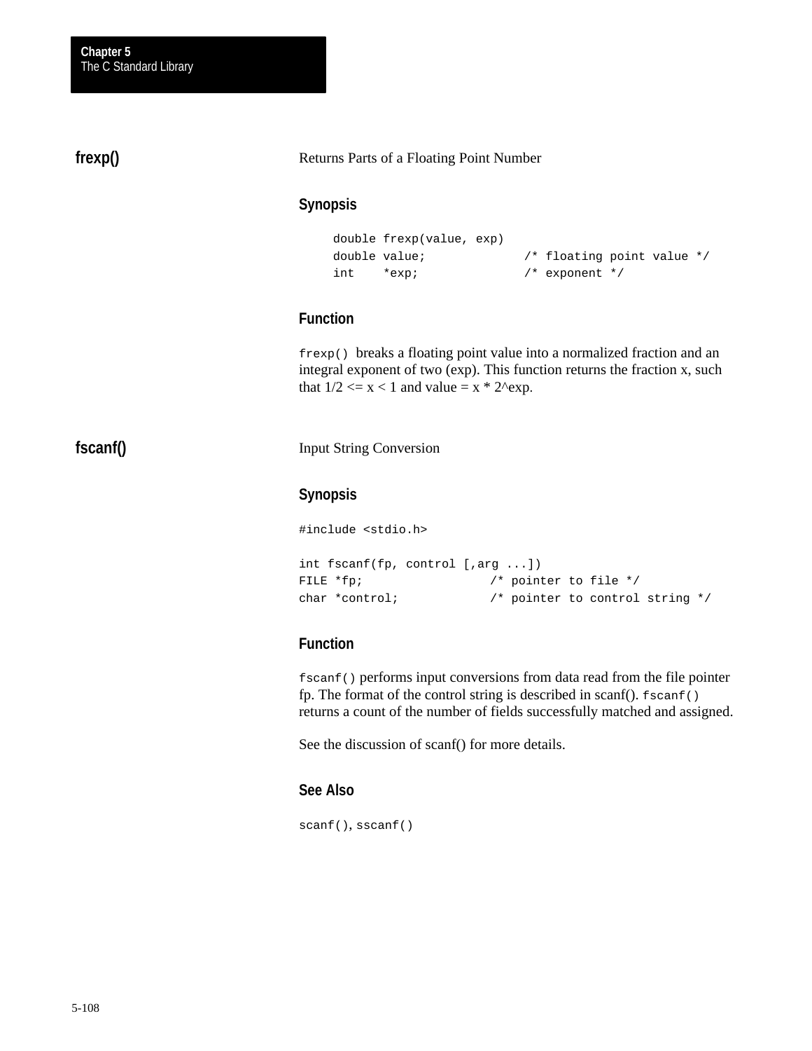## frexp()

Returns Parts of a Floating Point Number

### Synopsis

```
double frexp(value, exp)
double value;            /* floating point value */
int    *exp;             /* exponent */
```

### Function

`frexp()` breaks a floating point value into a normalized fraction and an integral exponent of two (exp). This function returns the fraction x, such that 1/2 <= x < 1 and value = x * 2^exp.

## fscanf()

Input String Conversion

### Synopsis

```
#include <stdio.h>

int fscanf(fp, control [,arg ...])
FILE *fp;                 /* pointer to file */
char *control;            /* pointer to control string */
```

### Function

`fscanf()` performs input conversions from data read from the file pointer fp. The format of the control string is described in scanf(). `fscanf()` returns a count of the number of fields successfully matched and assigned.

See the discussion of scanf() for more details.

### See Also

`scanf()`, `sscanf()`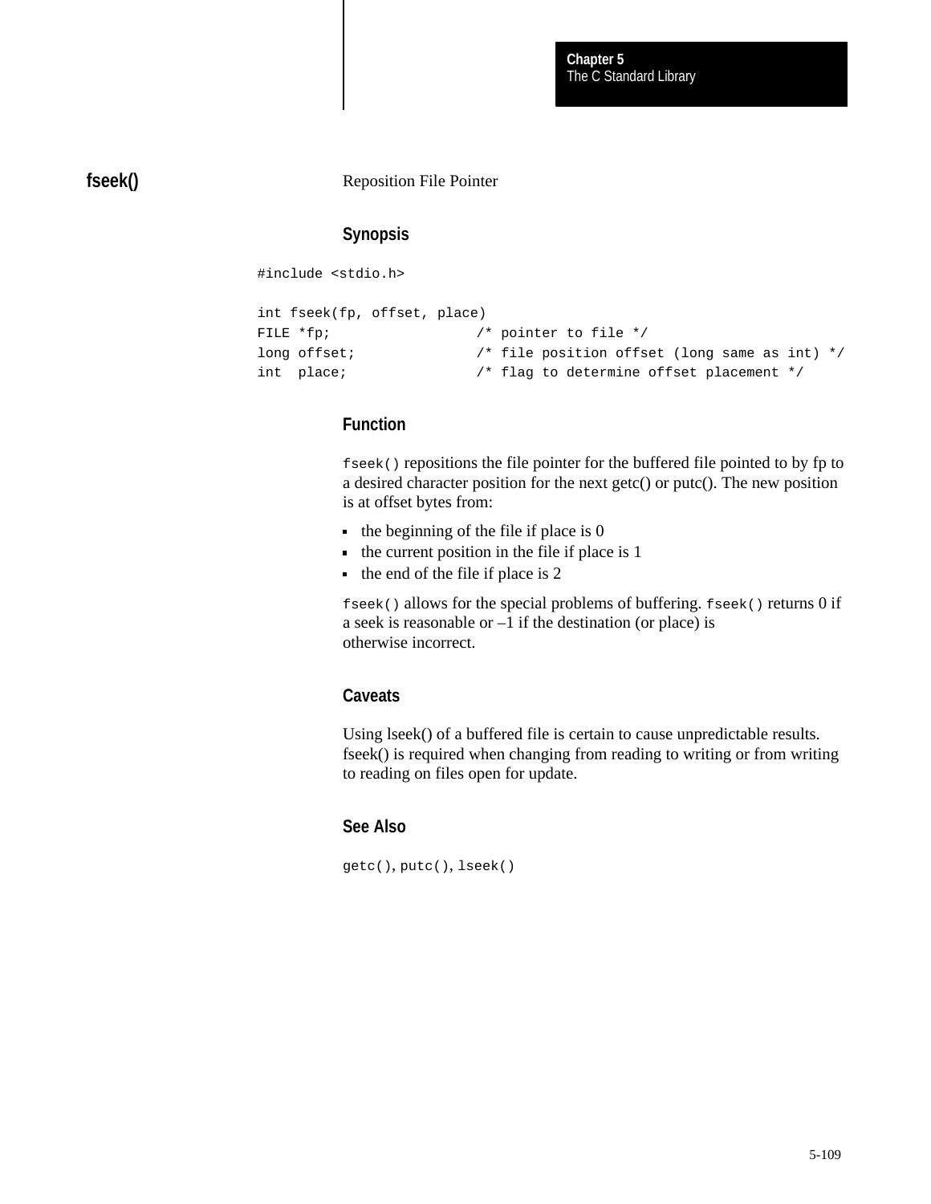## fseek()

Reposition File Pointer

### Synopsis

```
#include <stdio.h>

int fseek(fp, offset, place)
FILE *fp;                 /* pointer to file */
long offset;              /* file position offset (long same as int) */
int  place;               /* flag to determine offset placement */
```

### Function

`fseek()` repositions the file pointer for the buffered file pointed to by fp to a desired character position for the next getc() or putc(). The new position is at offset bytes from:

- the beginning of the file if place is 0
- the current position in the file if place is 1
- the end of the file if place is 2

`fseek()` allows for the special problems of buffering. `fseek()` returns 0 if a seek is reasonable or –1 if the destination (or place) is otherwise incorrect.

### Caveats

Using lseek() of a buffered file is certain to cause unpredictable results. fseek() is required when changing from reading to writing or from writing to reading on files open for update.

### See Also

`getc()`, `putc()`, `lseek()`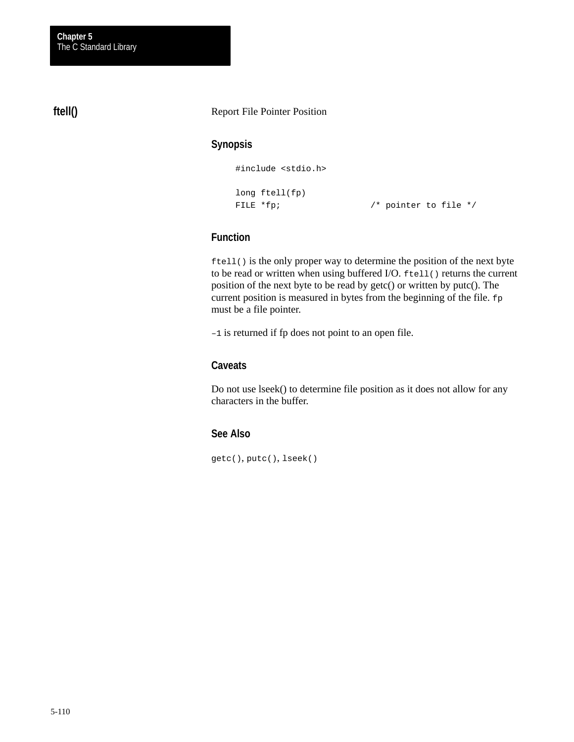## ftell()

Report File Pointer Position

### Synopsis

```
#include <stdio.h>

long ftell(fp)
FILE *fp;                  /* pointer to file */
```

### Function

`ftell()` is the only proper way to determine the position of the next byte to be read or written when using buffered I/O. `ftell()` returns the current position of the next byte to be read by getc() or written by putc(). The current position is measured in bytes from the beginning of the file. `fp` must be a file pointer.

`–1` is returned if fp does not point to an open file.

### Caveats

Do not use lseek() to determine file position as it does not allow for any characters in the buffer.

### See Also

`getc()`, `putc()`, `lseek()`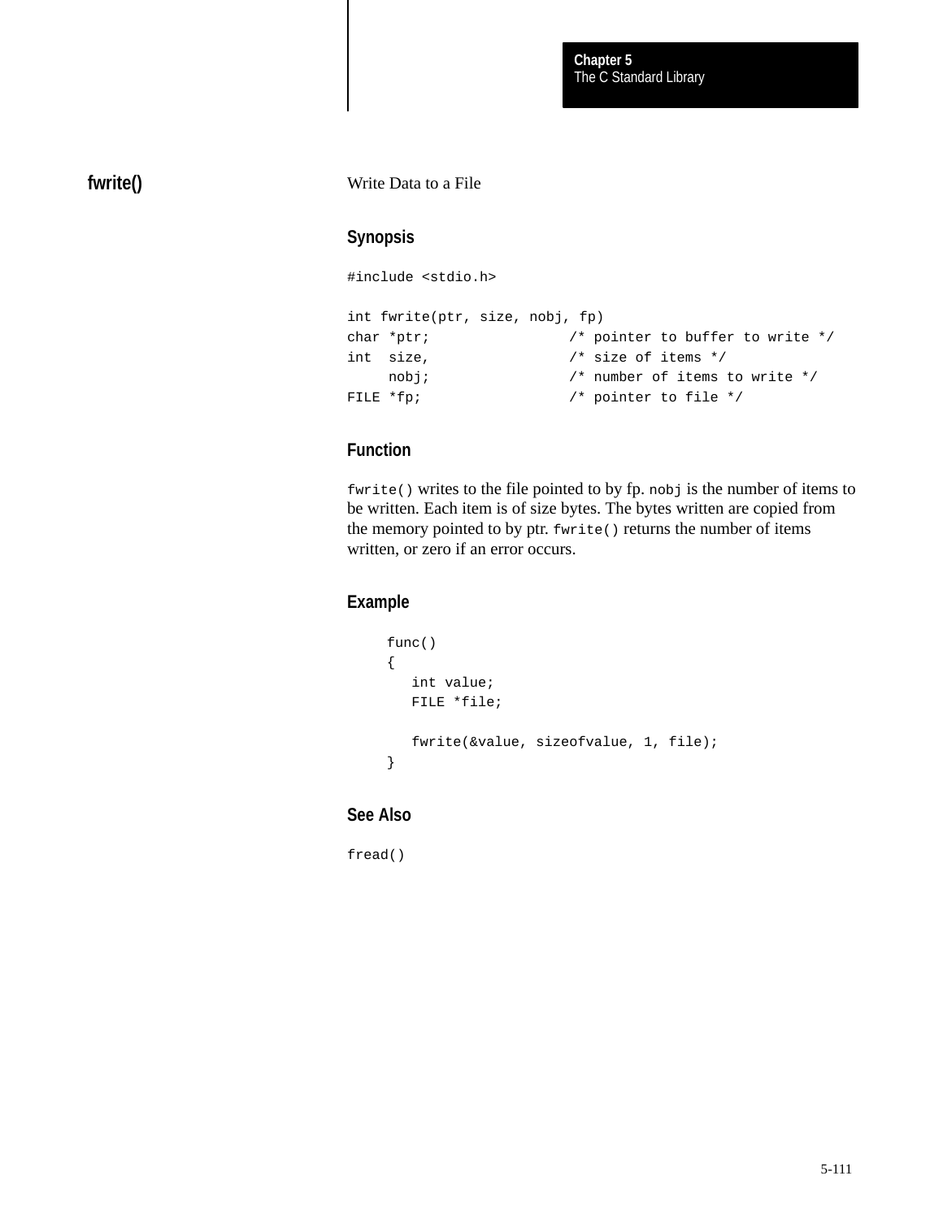## fwrite()

Write Data to a File

### Synopsis

```
#include <stdio.h>

int fwrite(ptr, size, nobj, fp)
char *ptr;                /* pointer to buffer to write */
int  size,                /* size of items */
     nobj;                /* number of items to write */
FILE *fp;                 /* pointer to file */
```

### Function

`fwrite()` writes to the file pointed to by fp. `nobj` is the number of items to be written. Each item is of size bytes. The bytes written are copied from the memory pointed to by ptr. `fwrite()` returns the number of items written, or zero if an error occurs.

### Example

```
func()
{
   int value;
   FILE *file;

   fwrite(&value, sizeofvalue, 1, file);
}
```

### See Also

`fread()`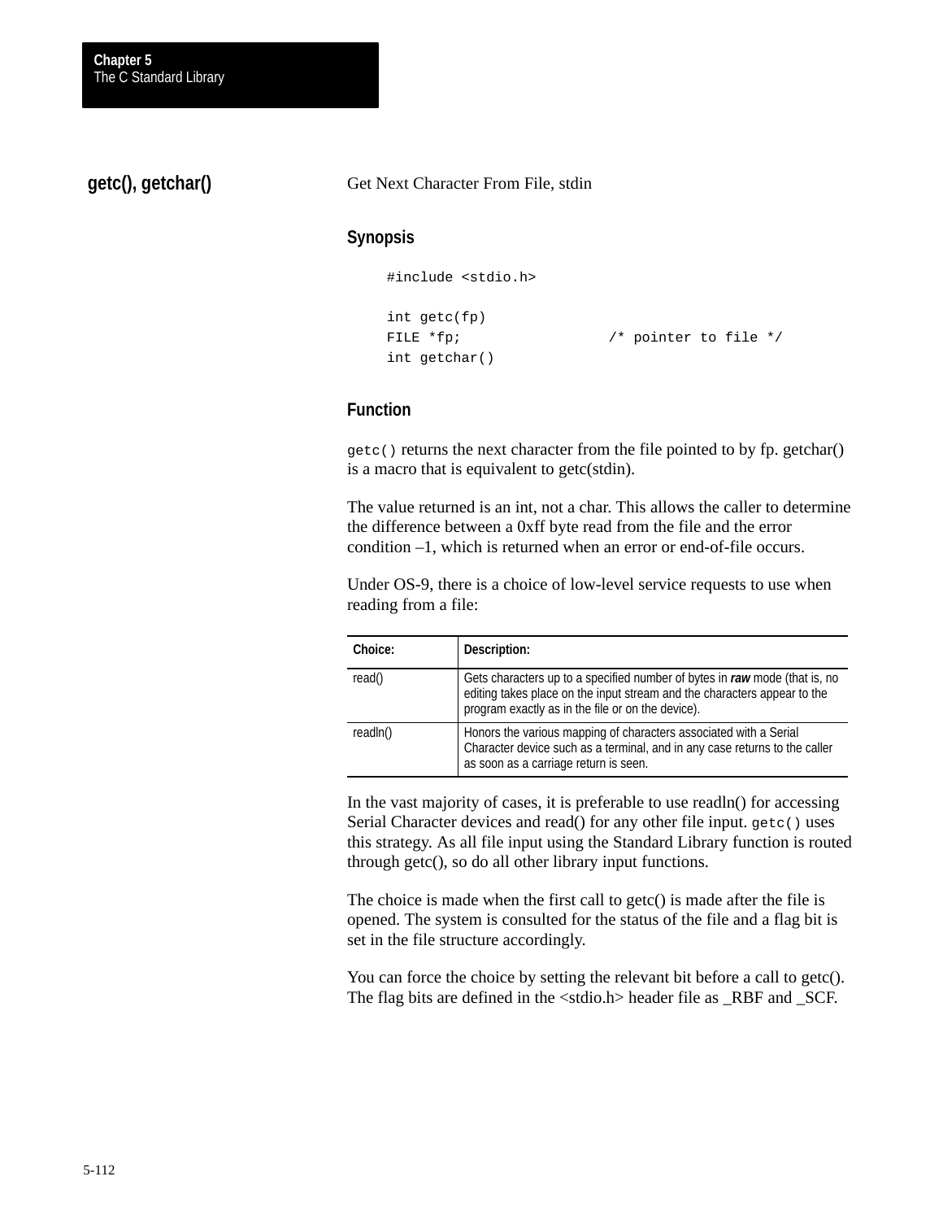## getc(), getchar()

Get Next Character From File, stdin

### Synopsis

```
#include <stdio.h>

int getc(fp)
FILE *fp;                  /* pointer to file */
int getchar()
```

### Function

`getc()` returns the next character from the file pointed to by fp. getchar() is a macro that is equivalent to getc(stdin).

The value returned is an int, not a char. This allows the caller to determine the difference between a 0xff byte read from the file and the error condition –1, which is returned when an error or end-of-file occurs.

Under OS-9, there is a choice of low-level service requests to use when reading from a file:

| Choice: | Description: |
|---|---|
| read() | Gets characters up to a specified number of bytes in ***raw*** mode (that is, no editing takes place on the input stream and the characters appear to the program exactly as in the file or on the device). |
| readln() | Honors the various mapping of characters associated with a Serial Character device such as a terminal, and in any case returns to the caller as soon as a carriage return is seen. |

In the vast majority of cases, it is preferable to use readln() for accessing Serial Character devices and read() for any other file input. `getc()` uses this strategy. As all file input using the Standard Library function is routed through getc(), so do all other library input functions.

The choice is made when the first call to getc() is made after the file is opened. The system is consulted for the status of the file and a flag bit is set in the file structure accordingly.

You can force the choice by setting the relevant bit before a call to getc(). The flag bits are defined in the <stdio.h> header file as _RBF and _SCF.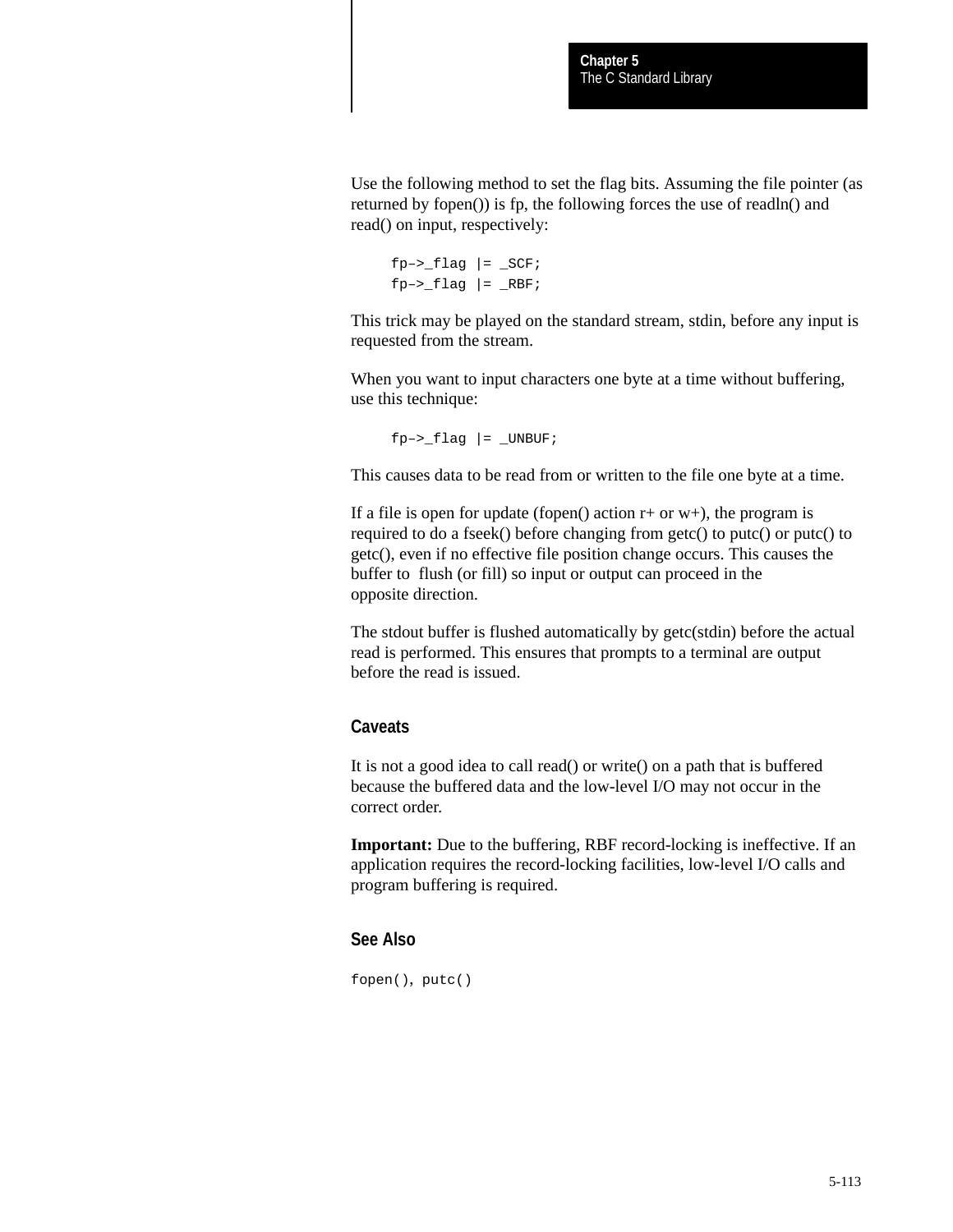Use the following method to set the flag bits. Assuming the file pointer (as returned by fopen()) is fp, the following forces the use of readln() and read() on input, respectively:

```
fp–>_flag |= _SCF;
fp–>_flag |= _RBF;
```

This trick may be played on the standard stream, stdin, before any input is requested from the stream.

When you want to input characters one byte at a time without buffering, use this technique:

```
fp–>_flag |= _UNBUF;
```

This causes data to be read from or written to the file one byte at a time.

If a file is open for update (fopen() action r+ or w+), the program is required to do a fseek() before changing from getc() to putc() or putc() to getc(), even if no effective file position change occurs. This causes the buffer to flush (or fill) so input or output can proceed in the opposite direction.

The stdout buffer is flushed automatically by getc(stdin) before the actual read is performed. This ensures that prompts to a terminal are output before the read is issued.

### Caveats

It is not a good idea to call read() or write() on a path that is buffered because the buffered data and the low-level I/O may not occur in the correct order.

**Important:** Due to the buffering, RBF record-locking is ineffective. If an application requires the record-locking facilities, low-level I/O calls and program buffering is required.

### See Also

fopen(), putc()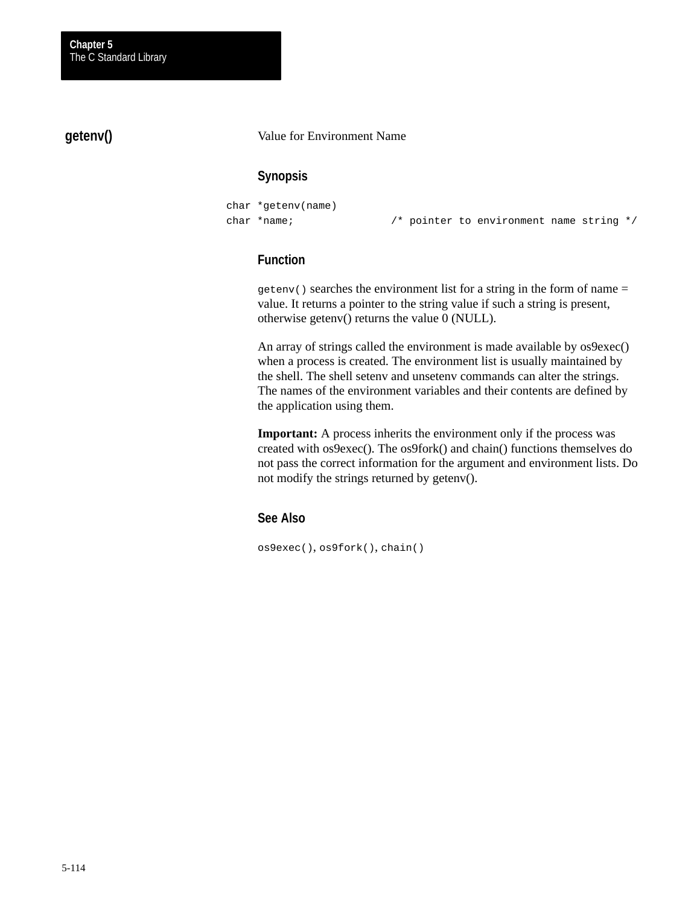## getenv()

Value for Environment Name

### Synopsis

```
char *getenv(name)
char *name;              /* pointer to environment name string */
```

### Function

`getenv()` searches the environment list for a string in the form of name = value. It returns a pointer to the string value if such a string is present, otherwise getenv() returns the value 0 (NULL).

An array of strings called the environment is made available by os9exec() when a process is created. The environment list is usually maintained by the shell. The shell setenv and unsetenv commands can alter the strings. The names of the environment variables and their contents are defined by the application using them.

**Important:** A process inherits the environment only if the process was created with os9exec(). The os9fork() and chain() functions themselves do not pass the correct information for the argument and environment lists. Do not modify the strings returned by getenv().

### See Also

`os9exec()`, `os9fork()`, `chain()`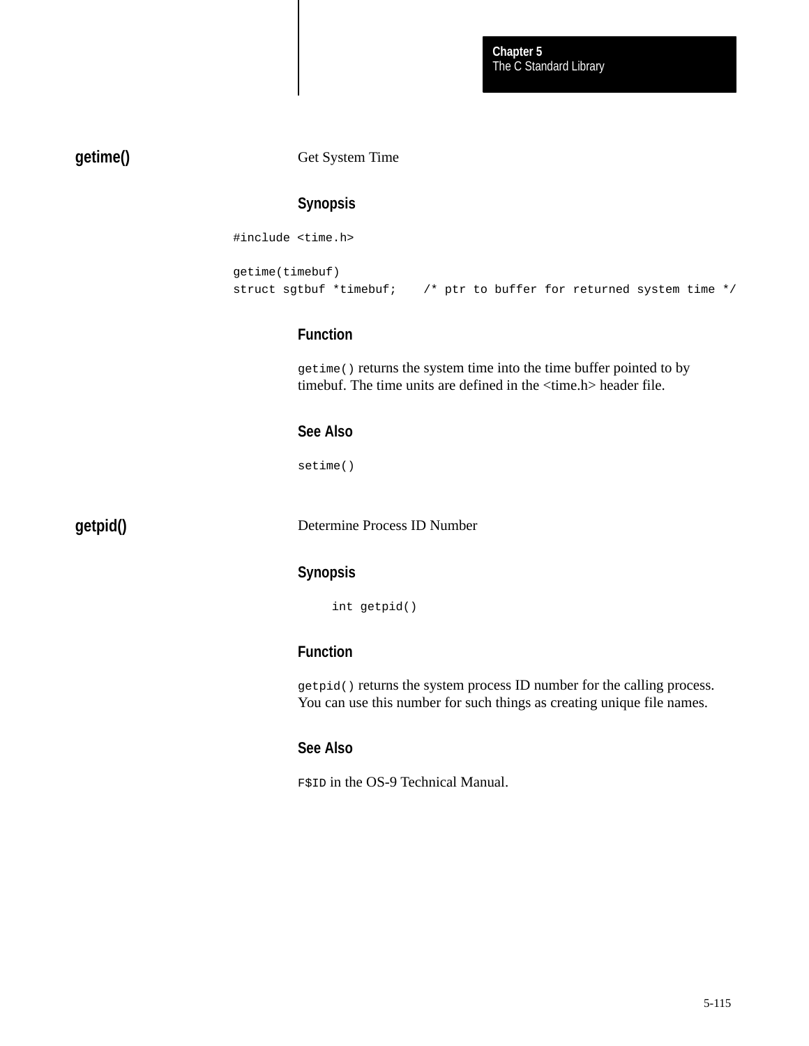## getime()

Get System Time

### Synopsis

```
#include <time.h>

getime(timebuf)
struct sgtbuf *timebuf;    /* ptr to buffer for returned system time */
```

### Function

`getime()` returns the system time into the time buffer pointed to by timebuf. The time units are defined in the <time.h> header file.

### See Also

`setime()`

## getpid()

Determine Process ID Number

### Synopsis

```
int getpid()
```

### Function

`getpid()` returns the system process ID number for the calling process. You can use this number for such things as creating unique file names.

### See Also

`F$ID` in the OS-9 Technical Manual.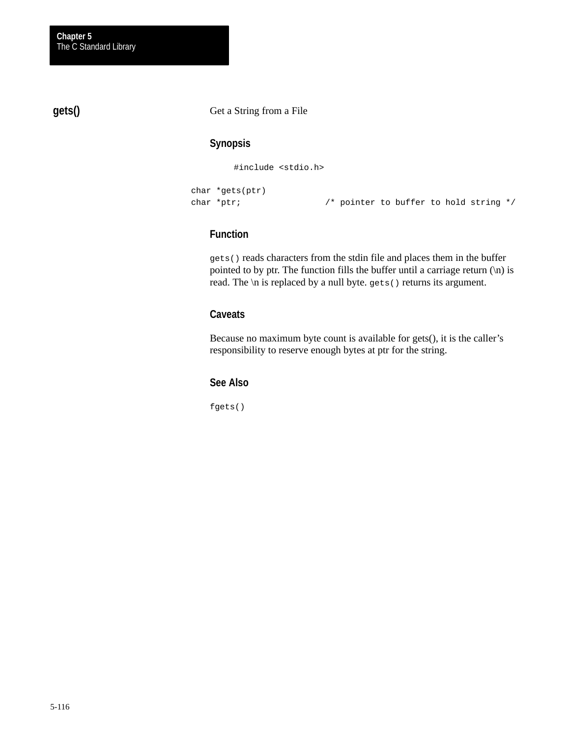## gets()

Get a String from a File

### Synopsis

```
#include <stdio.h>

char *gets(ptr)
char *ptr;              /* pointer to buffer to hold string */
```

### Function

`gets()` reads characters from the stdin file and places them in the buffer pointed to by ptr. The function fills the buffer until a carriage return (\n) is read. The \n is replaced by a null byte. `gets()` returns its argument.

### Caveats

Because no maximum byte count is available for gets(), it is the caller's responsibility to reserve enough bytes at ptr for the string.

### See Also

`fgets()`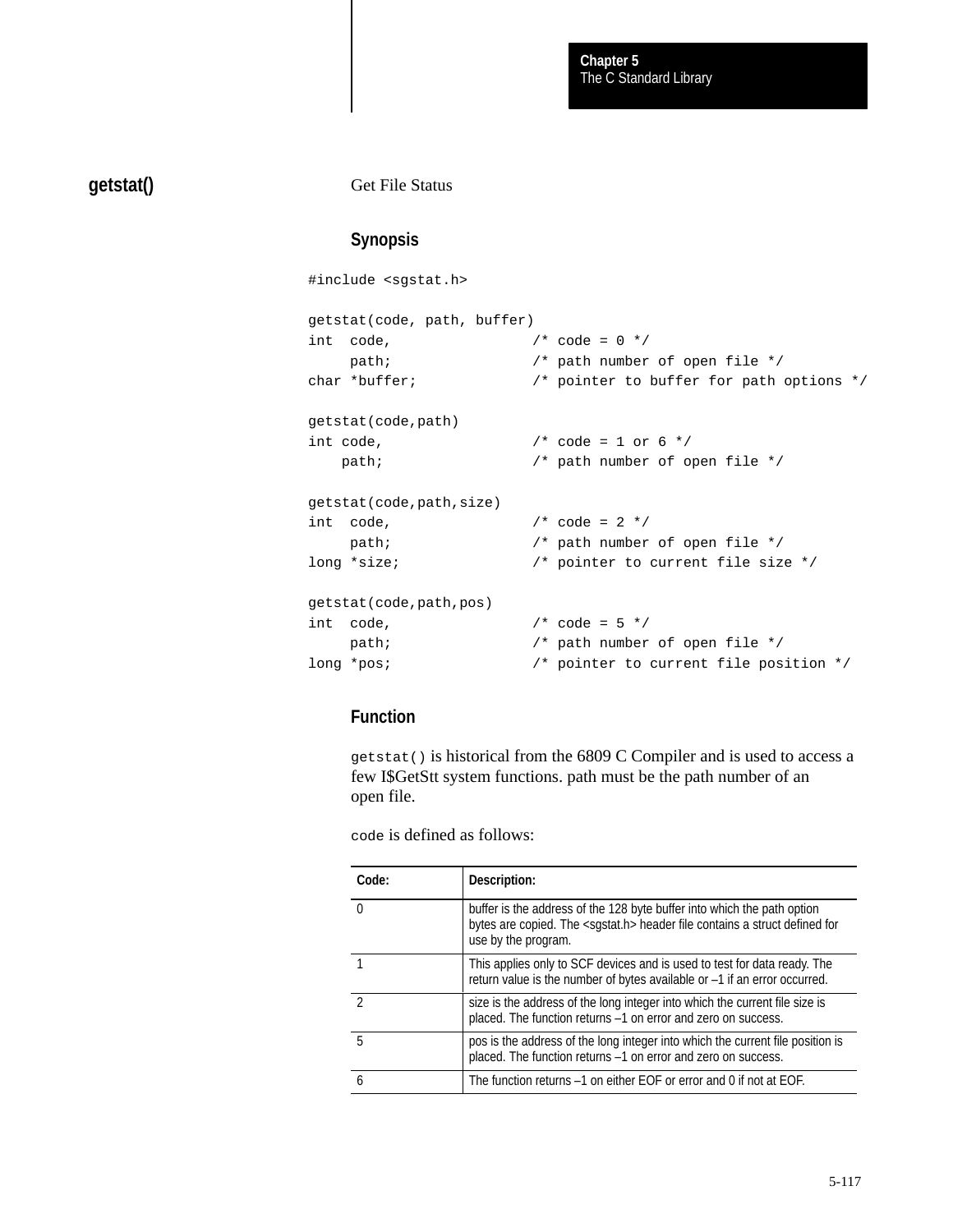## getstat()

Get File Status

### Synopsis

```
#include <sgstat.h>

getstat(code, path, buffer)
int  code,                /* code = 0 */
     path;                /* path number of open file */
char *buffer;             /* pointer to buffer for path options */

getstat(code,path)
int code,                 /* code = 1 or 6 */
    path;                 /* path number of open file */

getstat(code,path,size)
int  code,                /* code = 2 */
     path;                /* path number of open file */
long *size;               /* pointer to current file size */

getstat(code,path,pos)
int  code,                /* code = 5 */
     path;                /* path number of open file */
long *pos;                /* pointer to current file position */
```

### Function

`getstat()` is historical from the 6809 C Compiler and is used to access a few I$GetStt system functions. path must be the path number of an open file.

`code` is defined as follows:

| Code: | Description: |
| --- | --- |
| 0 | buffer is the address of the 128 byte buffer into which the path option bytes are copied. The <sgstat.h> header file contains a struct defined for use by the program. |
| 1 | This applies only to SCF devices and is used to test for data ready. The return value is the number of bytes available or –1 if an error occurred. |
| 2 | size is the address of the long integer into which the current file size is placed. The function returns –1 on error and zero on success. |
| 5 | pos is the address of the long integer into which the current file position is placed. The function returns –1 on error and zero on success. |
| 6 | The function returns –1 on either EOF or error and 0 if not at EOF. |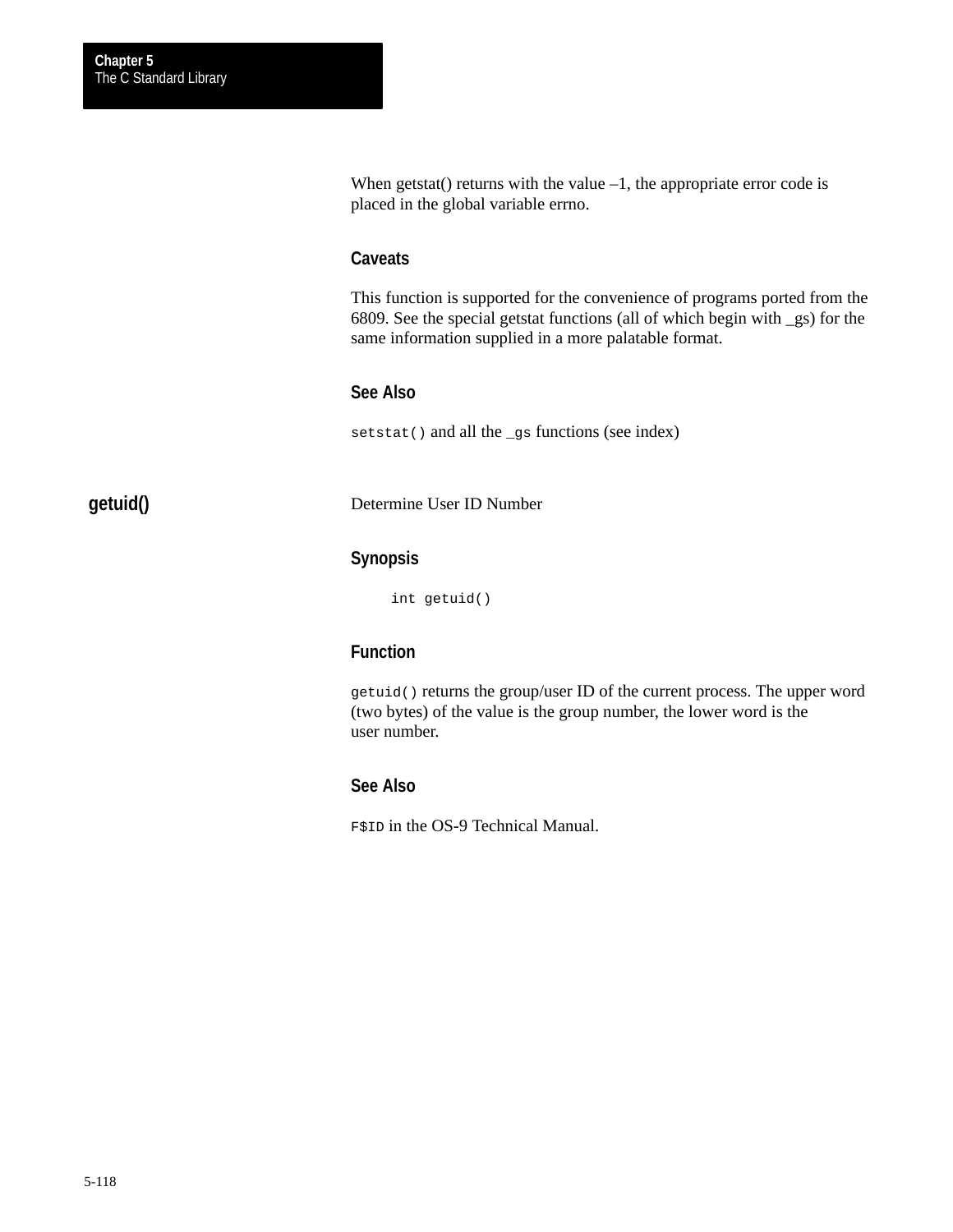When getstat() returns with the value –1, the appropriate error code is placed in the global variable errno.

### Caveats

This function is supported for the convenience of programs ported from the 6809. See the special getstat functions (all of which begin with _gs) for the same information supplied in a more palatable format.

### See Also

`setstat()` and all the `_gs` functions (see index)

## getuid()

Determine User ID Number

### Synopsis

```
int getuid()
```

### Function

`getuid()` returns the group/user ID of the current process. The upper word (two bytes) of the value is the group number, the lower word is the user number.

### See Also

`F$ID` in the OS-9 Technical Manual.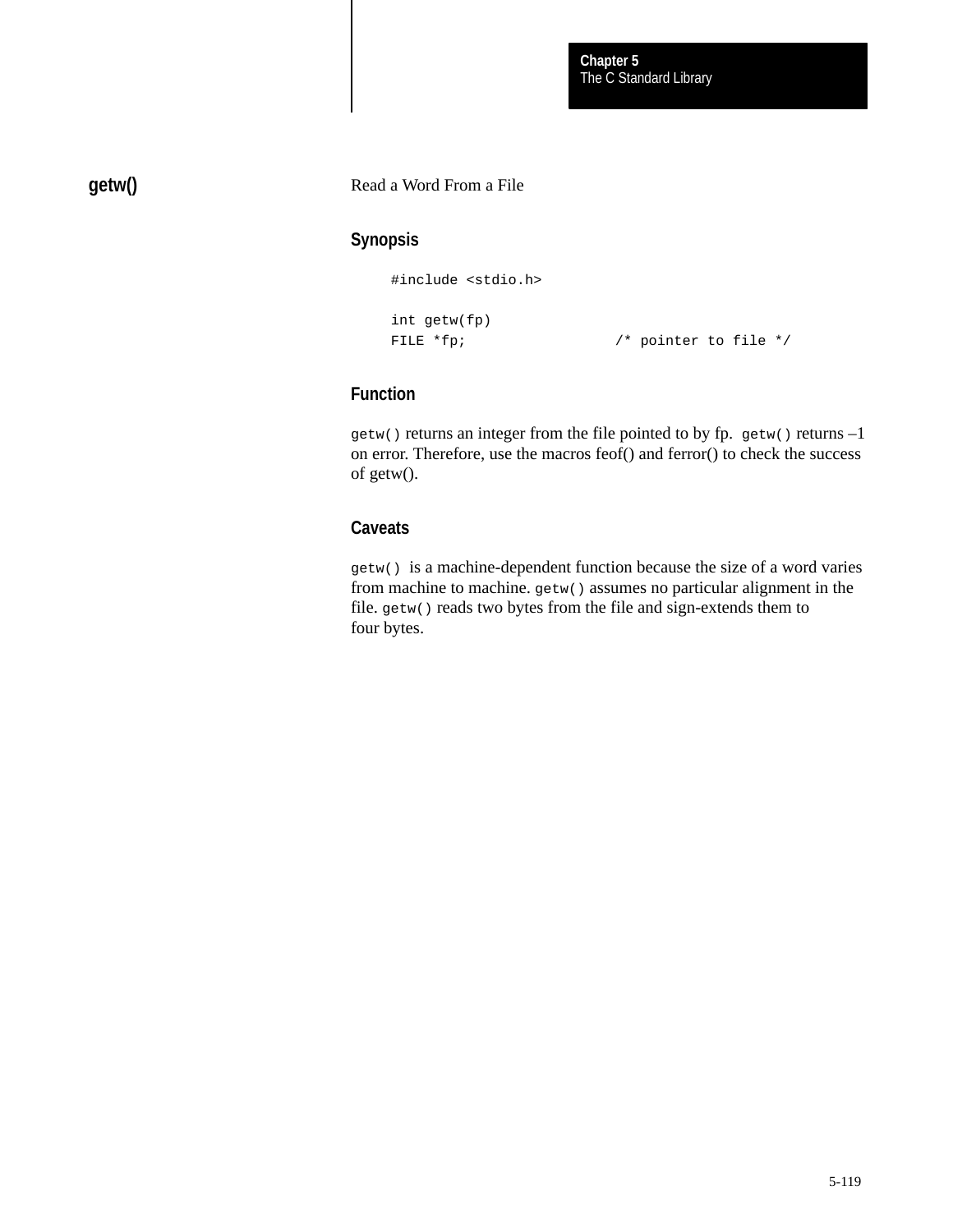## getw()

Read a Word From a File

### Synopsis

```
#include <stdio.h>

int getw(fp)
FILE *fp;                 /* pointer to file */
```

### Function

`getw()` returns an integer from the file pointed to by fp. `getw()` returns –1 on error. Therefore, use the macros feof() and ferror() to check the success of getw().

### Caveats

`getw()` is a machine-dependent function because the size of a word varies from machine to machine. `getw()` assumes no particular alignment in the file. `getw()` reads two bytes from the file and sign-extends them to four bytes.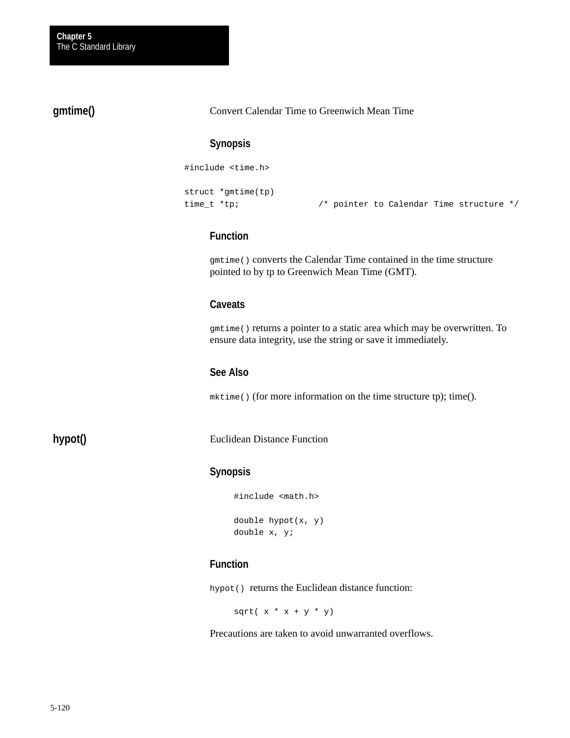## gmtime()

Convert Calendar Time to Greenwich Mean Time

### Synopsis

```
#include <time.h>

struct *gmtime(tp)
time_t *tp;               /* pointer to Calendar Time structure */
```

### Function

`gmtime()` converts the Calendar Time contained in the time structure pointed to by tp to Greenwich Mean Time (GMT).

### Caveats

`gmtime()` returns a pointer to a static area which may be overwritten. To ensure data integrity, use the string or save it immediately.

### See Also

`mktime()` (for more information on the time structure tp); time().

## hypot()

Euclidean Distance Function

### Synopsis

```
#include <math.h>

double hypot(x, y)
double x, y;
```

### Function

`hypot()` returns the Euclidean distance function:

```
sqrt( x * x + y * y)
```

Precautions are taken to avoid unwarranted overflows.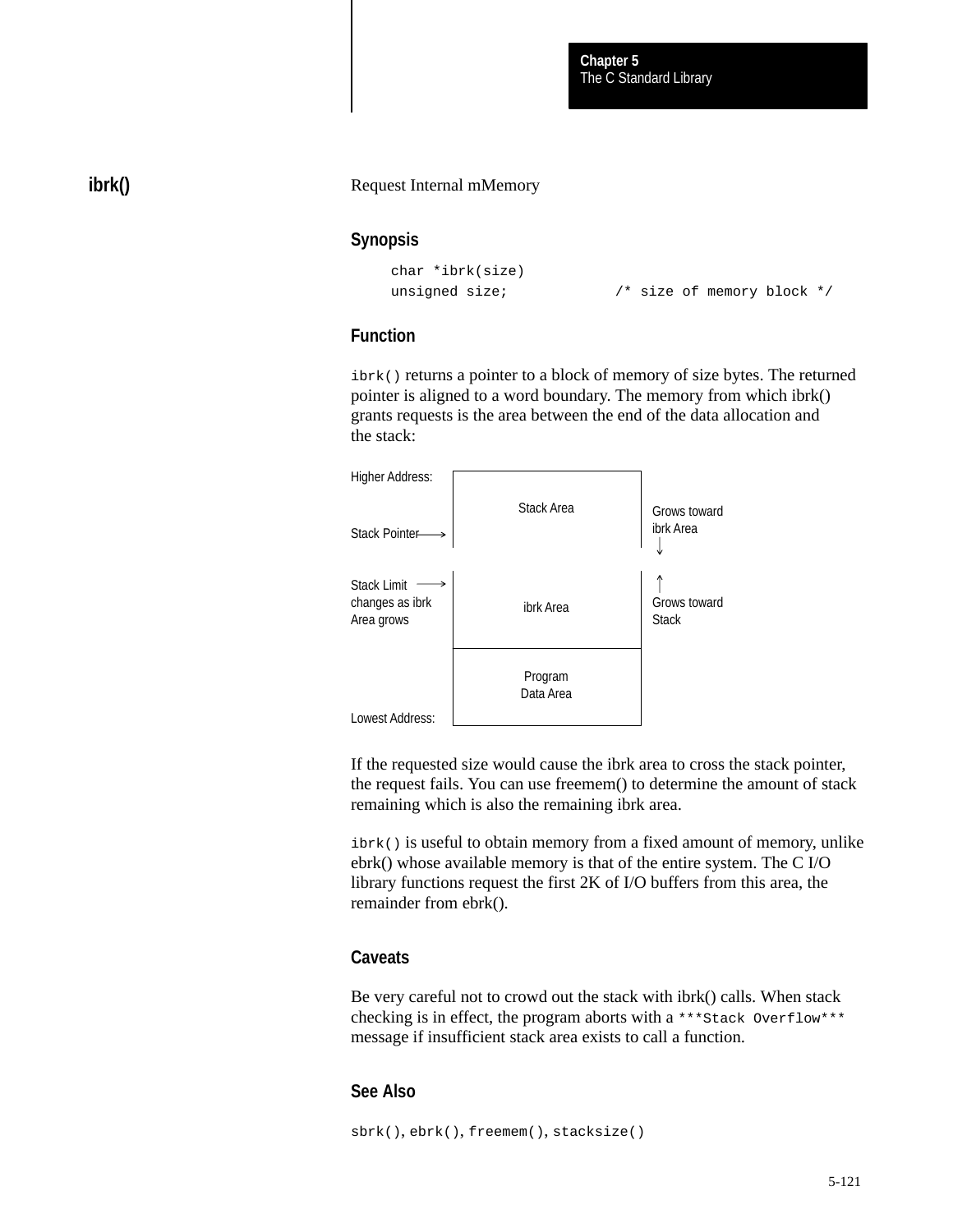## ibrk()

Request Internal mMemory

### Synopsis

```
char *ibrk(size)
unsigned size;            /* size of memory block */
```

### Function

`ibrk()` returns a pointer to a block of memory of size bytes. The returned pointer is aligned to a word boundary. The memory from which ibrk() grants requests is the area between the end of the data allocation and the stack:

```
Higher Address:   +-------------------+
                  |                   |
                  |    Stack Area     |   Grows toward
Stack Pointer --> |                   |   ibrk Area
                                              ↓

                                              ↑
Stack Limit   --> |                   |
changes as ibrk   |    ibrk Area      |   Grows toward
Area grows        |                   |   Stack
                  +-------------------+
                  |     Program       |
                  |    Data Area      |
Lowest Address:   +-------------------+
```

If the requested size would cause the ibrk area to cross the stack pointer, the request fails. You can use freemem() to determine the amount of stack remaining which is also the remaining ibrk area.

`ibrk()` is useful to obtain memory from a fixed amount of memory, unlike ebrk() whose available memory is that of the entire system. The C I/O library functions request the first 2K of I/O buffers from this area, the remainder from ebrk().

### Caveats

Be very careful not to crowd out the stack with ibrk() calls. When stack checking is in effect, the program aborts with a `***Stack Overflow***` message if insufficient stack area exists to call a function.

### See Also

`sbrk()`, `ebrk()`, `freemem()`, `stacksize()`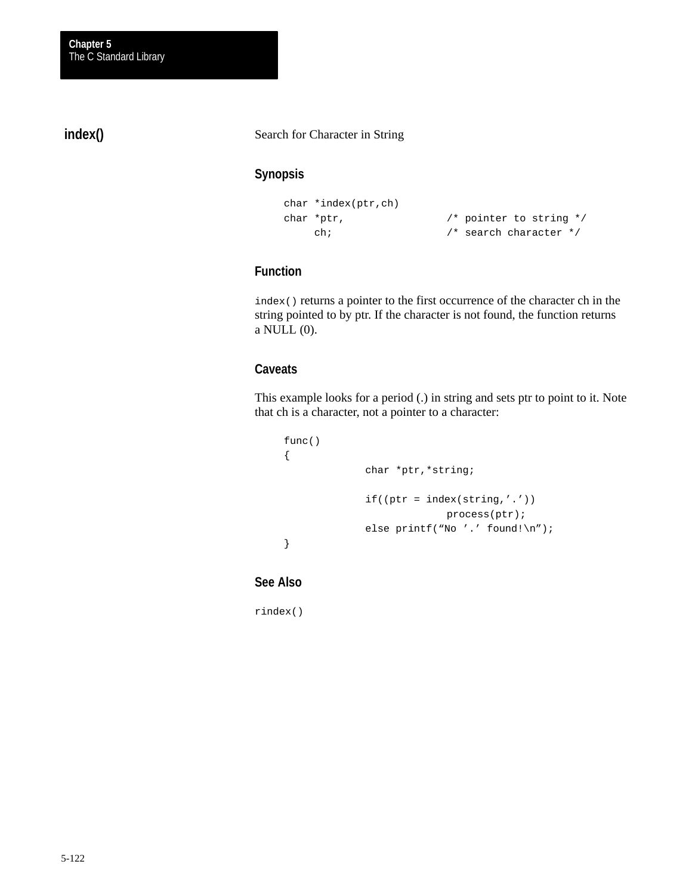## index()

Search for Character in String

### Synopsis

```
char *index(ptr,ch)
char *ptr,              /* pointer to string */
     ch;                /* search character */
```

### Function

`index()` returns a pointer to the first occurrence of the character ch in the string pointed to by ptr. If the character is not found, the function returns a NULL (0).

### Caveats

This example looks for a period (.) in string and sets ptr to point to it. Note that ch is a character, not a pointer to a character:

```
func()
{
             char *ptr,*string;

             if((ptr = index(string,’.’))
                          process(ptr);
             else printf(“No ’.’ found!\n”);
}
```

### See Also

`rindex()`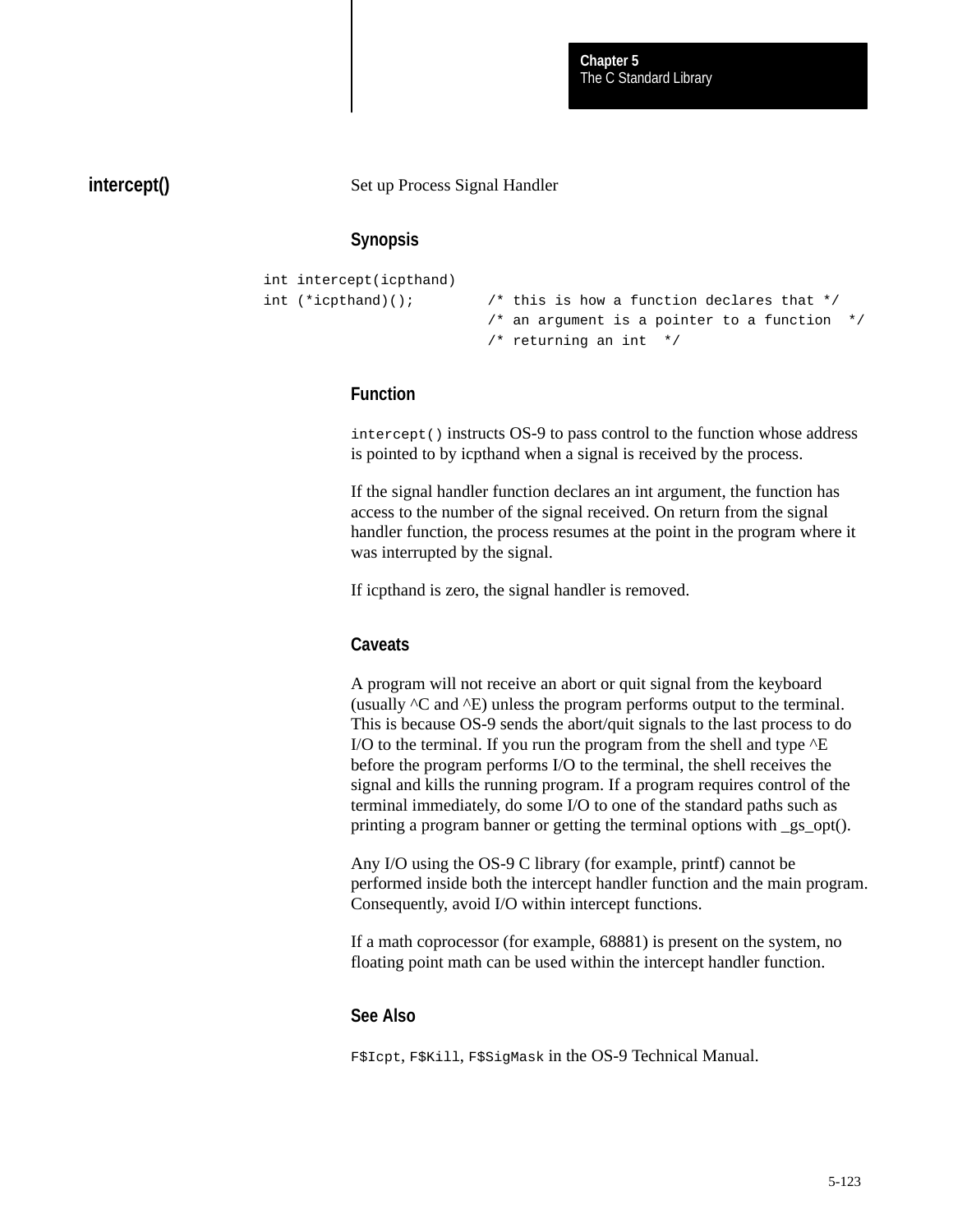## intercept()

Set up Process Signal Handler

### Synopsis

```
int intercept(icpthand)
int (*icpthand)();          /* this is how a function declares that */
                            /* an argument is a pointer to a function  */
                            /* returning an int  */
```

### Function

`intercept()` instructs OS-9 to pass control to the function whose address is pointed to by icpthand when a signal is received by the process.

If the signal handler function declares an int argument, the function has access to the number of the signal received. On return from the signal handler function, the process resumes at the point in the program where it was interrupted by the signal.

If icpthand is zero, the signal handler is removed.

### Caveats

A program will not receive an abort or quit signal from the keyboard (usually ^C and ^E) unless the program performs output to the terminal. This is because OS-9 sends the abort/quit signals to the last process to do I/O to the terminal. If you run the program from the shell and type ^E before the program performs I/O to the terminal, the shell receives the signal and kills the running program. If a program requires control of the terminal immediately, do some I/O to one of the standard paths such as printing a program banner or getting the terminal options with _gs_opt().

Any I/O using the OS-9 C library (for example, printf) cannot be performed inside both the intercept handler function and the main program. Consequently, avoid I/O within intercept functions.

If a math coprocessor (for example, 68881) is present on the system, no floating point math can be used within the intercept handler function.

### See Also

`F$Icpt`, `F$Kill`, `F$SigMask` in the OS-9 Technical Manual.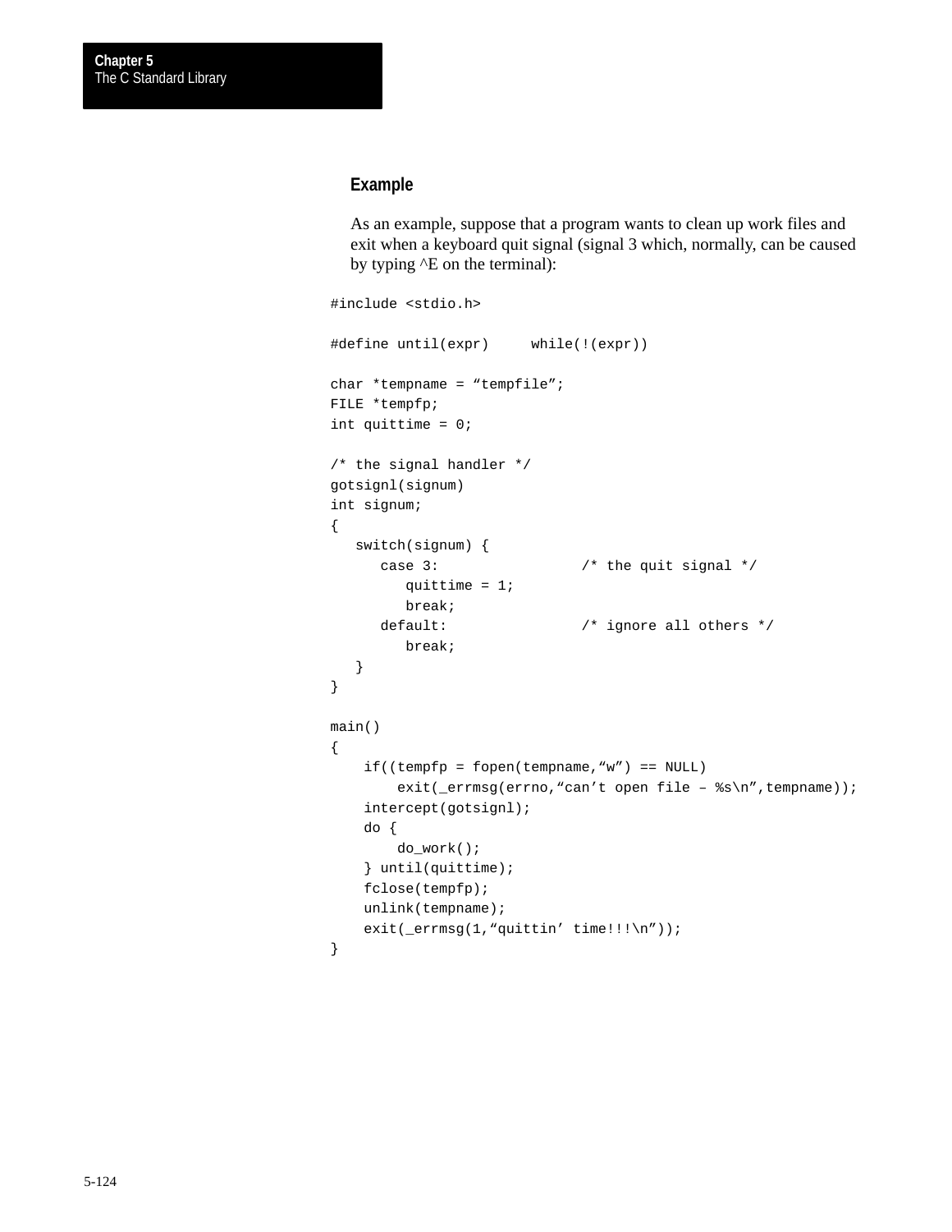### Example

As an example, suppose that a program wants to clean up work files and exit when a keyboard quit signal (signal 3 which, normally, can be caused by typing ^E on the terminal):

```
#include <stdio.h>

#define until(expr)     while(!(expr))

char *tempname = “tempfile”;
FILE *tempfp;
int quittime = 0;

/* the signal handler */
gotsignl(signum)
int signum;
{
   switch(signum) {
      case 3:                 /* the quit signal */
         quittime = 1;
         break;
      default:                /* ignore all others */
         break;
   }
}

main()
{
    if((tempfp = fopen(tempname,“w”) == NULL)
        exit(_errmsg(errno,“can’t open file – %s\n”,tempname));
    intercept(gotsignl);
    do {
        do_work();
    } until(quittime);
    fclose(tempfp);
    unlink(tempname);
    exit(_errmsg(1,“quittin’ time!!!\n”));
}
```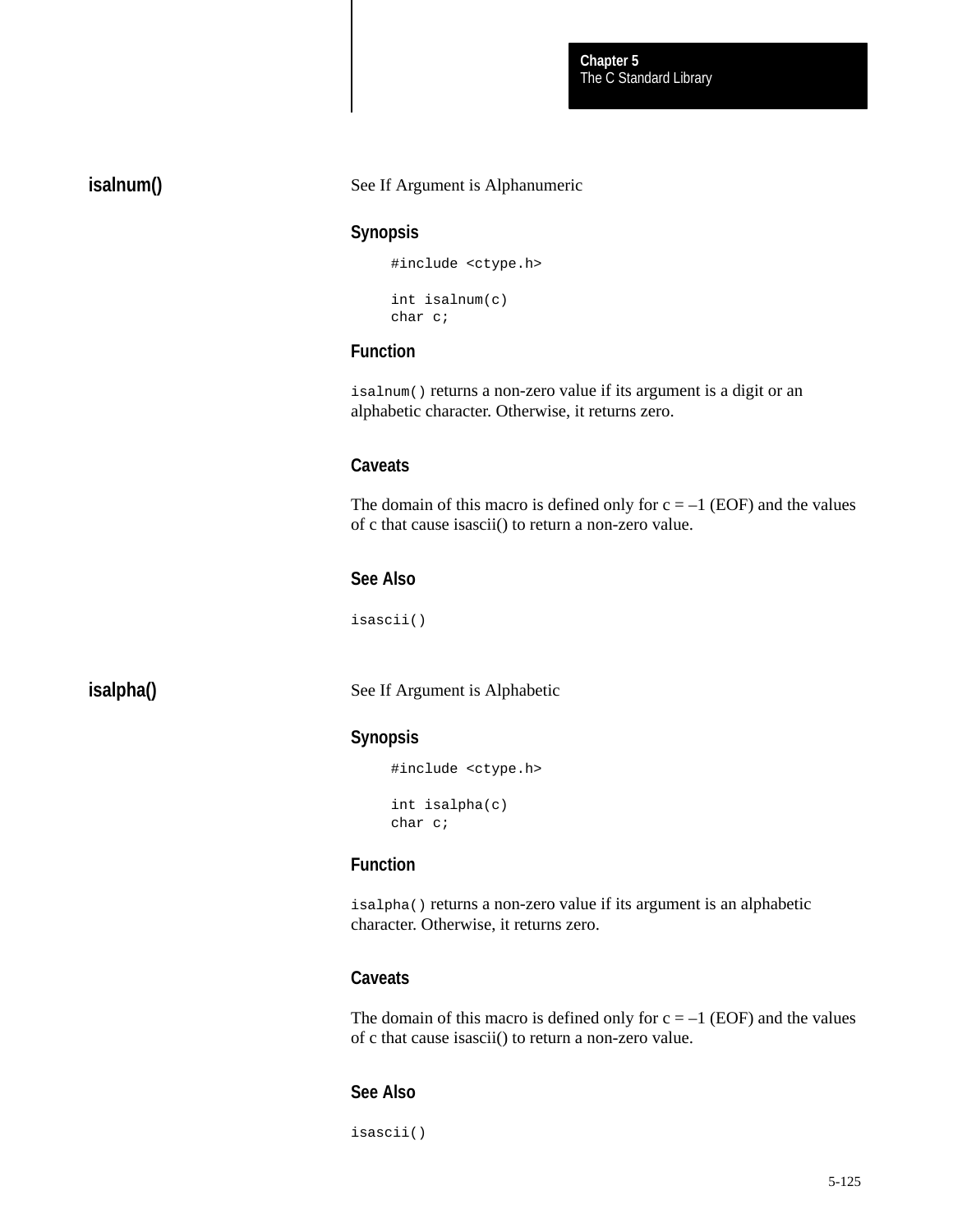## isalnum()

See If Argument is Alphanumeric

### Synopsis

```
#include <ctype.h>

int isalnum(c)
char c;
```

### Function

`isalnum()` returns a non-zero value if its argument is a digit or an alphabetic character. Otherwise, it returns zero.

### Caveats

The domain of this macro is defined only for c = –1 (EOF) and the values of c that cause isascii() to return a non-zero value.

### See Also

`isascii()`

## isalpha()

See If Argument is Alphabetic

### Synopsis

```
#include <ctype.h>

int isalpha(c)
char c;
```

### Function

`isalpha()` returns a non-zero value if its argument is an alphabetic character. Otherwise, it returns zero.

### Caveats

The domain of this macro is defined only for c = –1 (EOF) and the values of c that cause isascii() to return a non-zero value.

### See Also

`isascii()`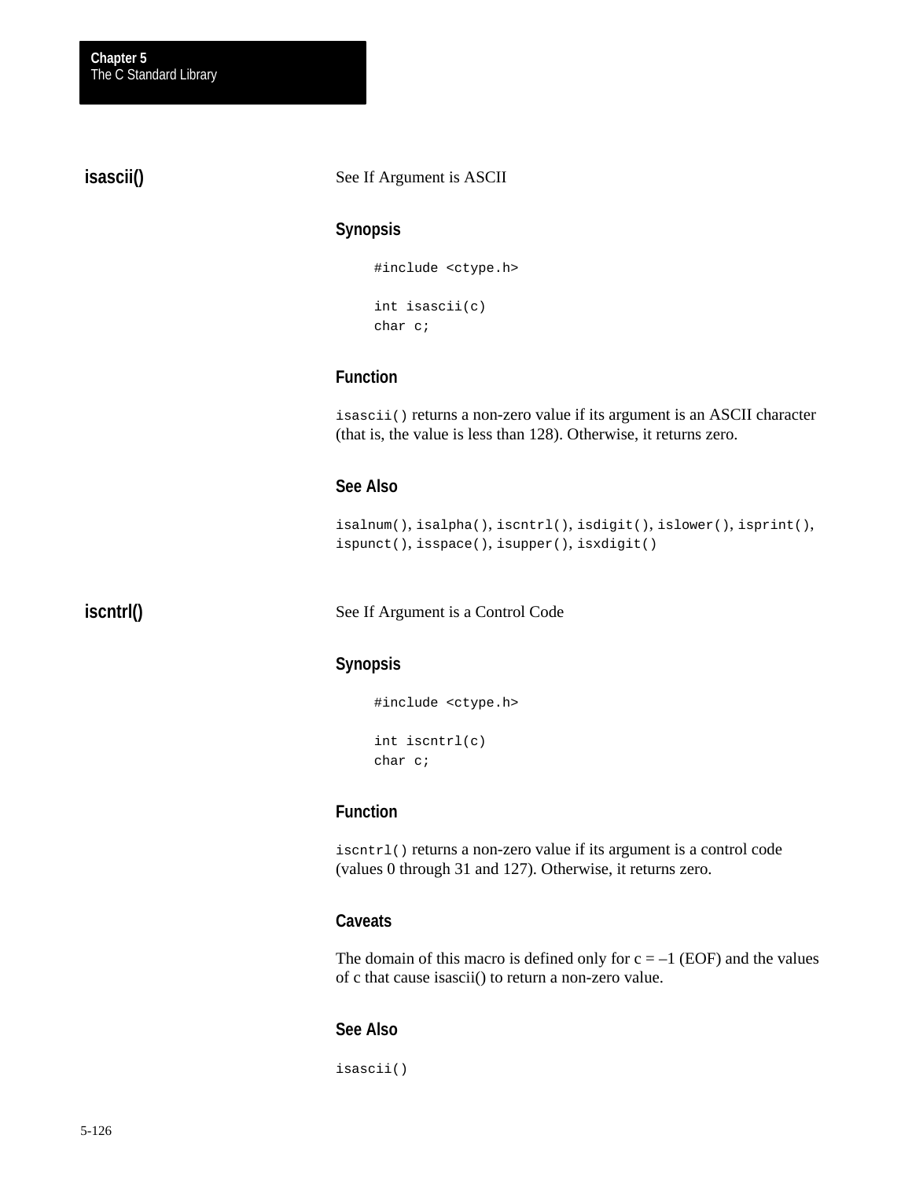## isascii()

See If Argument is ASCII

### Synopsis

```
#include <ctype.h>

int isascii(c)
char c;
```

### Function

`isascii()` returns a non-zero value if its argument is an ASCII character (that is, the value is less than 128). Otherwise, it returns zero.

### See Also

`isalnum()`, `isalpha()`, `iscntrl()`, `isdigit()`, `islower()`, `isprint()`, `ispunct()`, `isspace()`, `isupper()`, `isxdigit()`

## iscntrl()

See If Argument is a Control Code

### Synopsis

```
#include <ctype.h>

int iscntrl(c)
char c;
```

### Function

`iscntrl()` returns a non-zero value if its argument is a control code (values 0 through 31 and 127). Otherwise, it returns zero.

### Caveats

The domain of this macro is defined only for c = –1 (EOF) and the values of c that cause isascii() to return a non-zero value.

### See Also

`isascii()`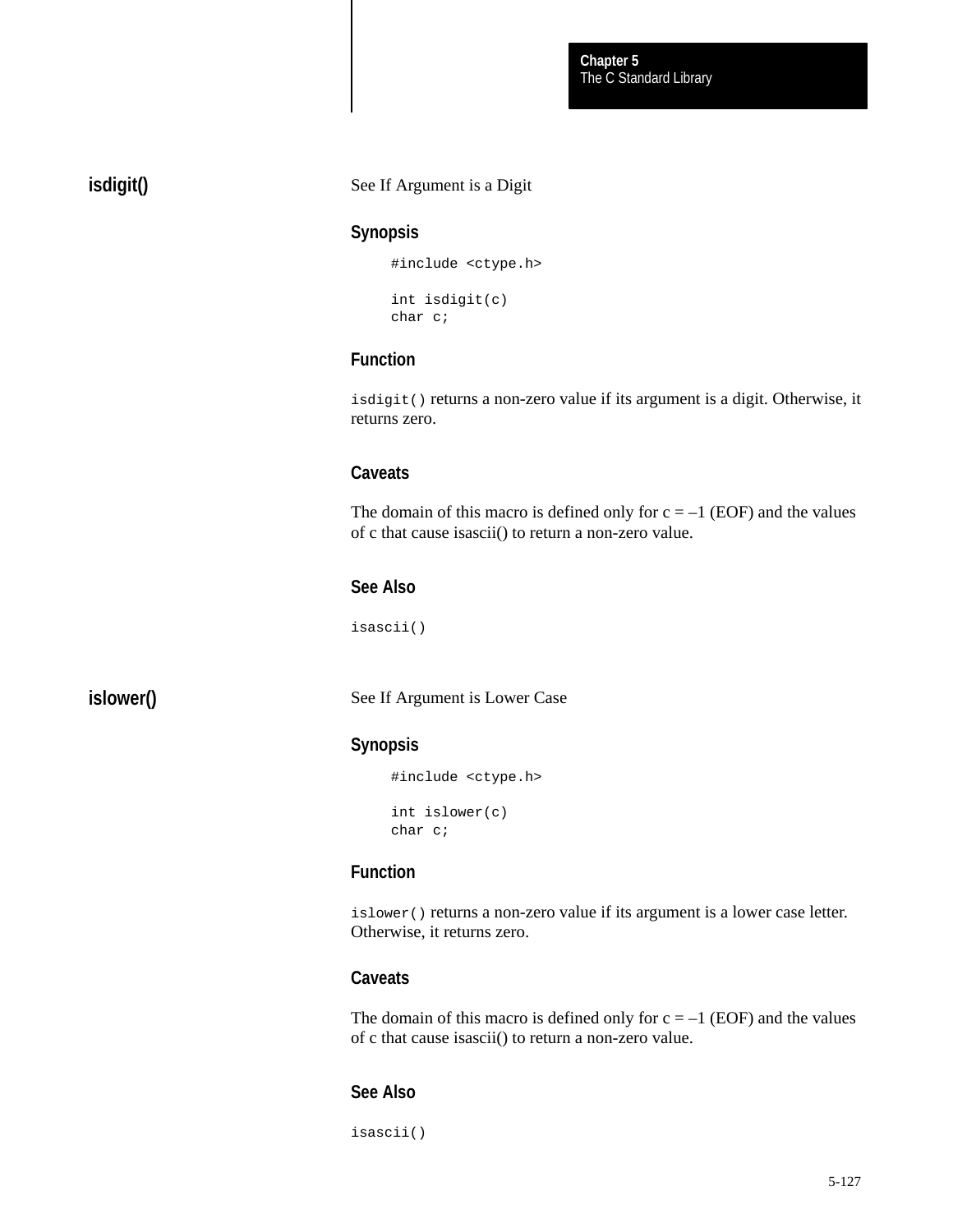## isdigit()

See If Argument is a Digit

### Synopsis

```
#include <ctype.h>

int isdigit(c)
char c;
```

### Function

`isdigit()` returns a non-zero value if its argument is a digit. Otherwise, it returns zero.

### Caveats

The domain of this macro is defined only for c = –1 (EOF) and the values of c that cause isascii() to return a non-zero value.

### See Also

`isascii()`

## islower()

See If Argument is Lower Case

### Synopsis

```
#include <ctype.h>

int islower(c)
char c;
```

### Function

`islower()` returns a non-zero value if its argument is a lower case letter. Otherwise, it returns zero.

### Caveats

The domain of this macro is defined only for c = –1 (EOF) and the values of c that cause isascii() to return a non-zero value.

### See Also

`isascii()`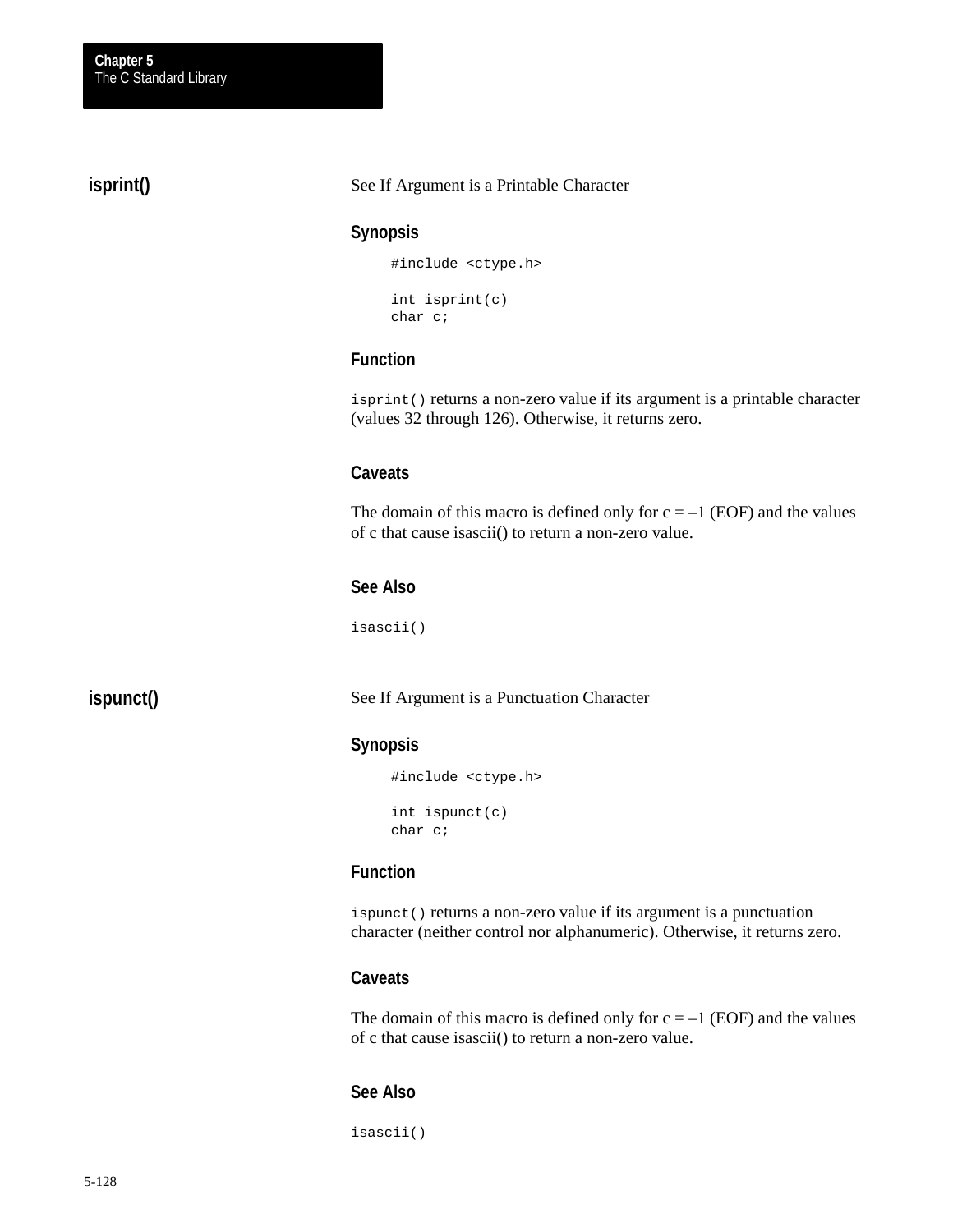## isprint()

See If Argument is a Printable Character

### Synopsis

```
#include <ctype.h>

int isprint(c)
char c;
```

### Function

`isprint()` returns a non-zero value if its argument is a printable character (values 32 through 126). Otherwise, it returns zero.

### Caveats

The domain of this macro is defined only for c = –1 (EOF) and the values of c that cause isascii() to return a non-zero value.

### See Also

`isascii()`

## ispunct()

See If Argument is a Punctuation Character

### Synopsis

```
#include <ctype.h>

int ispunct(c)
char c;
```

### Function

`ispunct()` returns a non-zero value if its argument is a punctuation character (neither control nor alphanumeric). Otherwise, it returns zero.

### Caveats

The domain of this macro is defined only for c = –1 (EOF) and the values of c that cause isascii() to return a non-zero value.

### See Also

`isascii()`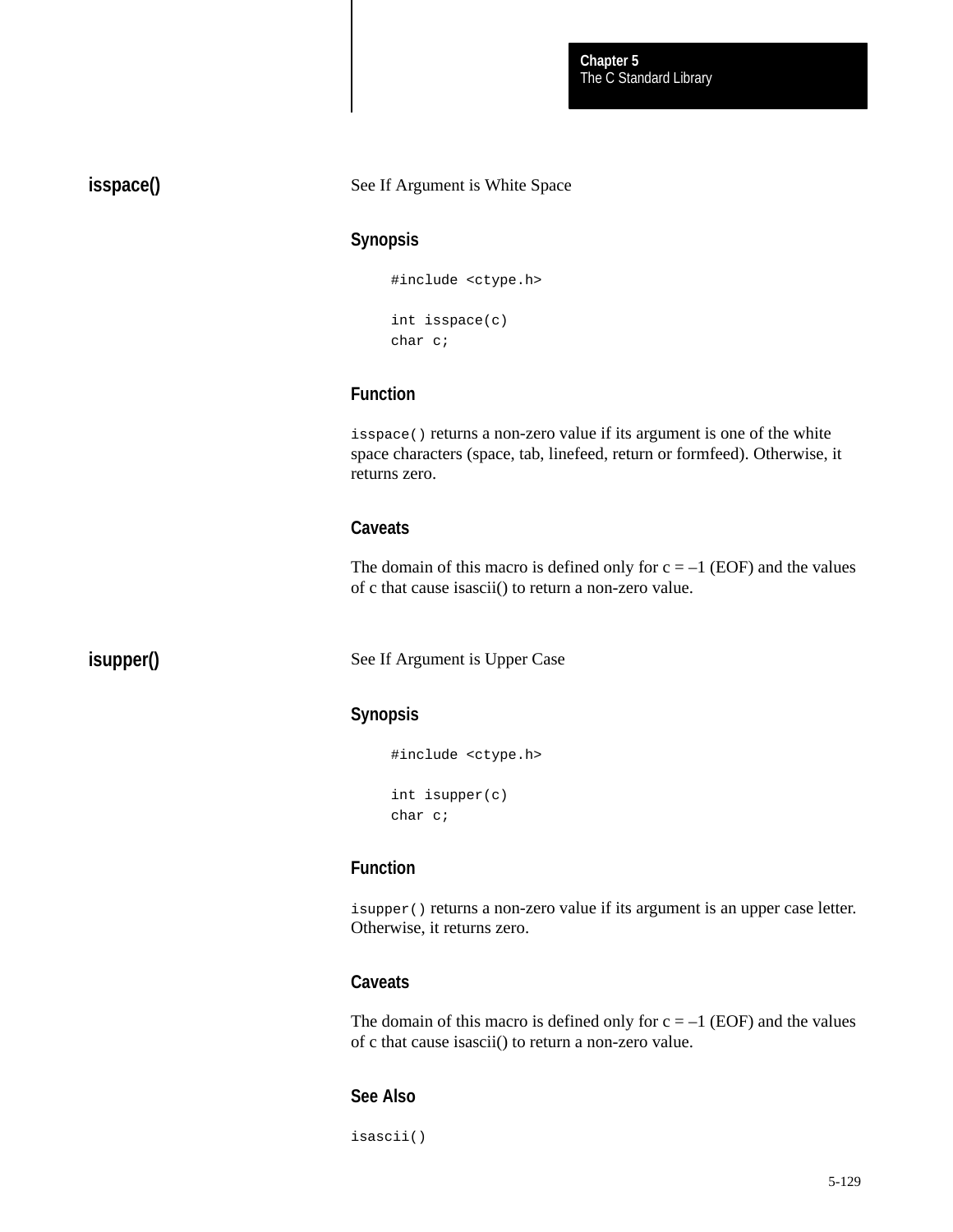## isspace()

See If Argument is White Space

### Synopsis

```
#include <ctype.h>

int isspace(c)
char c;
```

### Function

`isspace()` returns a non-zero value if its argument is one of the white space characters (space, tab, linefeed, return or formfeed). Otherwise, it returns zero.

### Caveats

The domain of this macro is defined only for c = –1 (EOF) and the values of c that cause isascii() to return a non-zero value.

## isupper()

See If Argument is Upper Case

### Synopsis

```
#include <ctype.h>

int isupper(c)
char c;
```

### Function

`isupper()` returns a non-zero value if its argument is an upper case letter. Otherwise, it returns zero.

### Caveats

The domain of this macro is defined only for c = –1 (EOF) and the values of c that cause isascii() to return a non-zero value.

### See Also

`isascii()`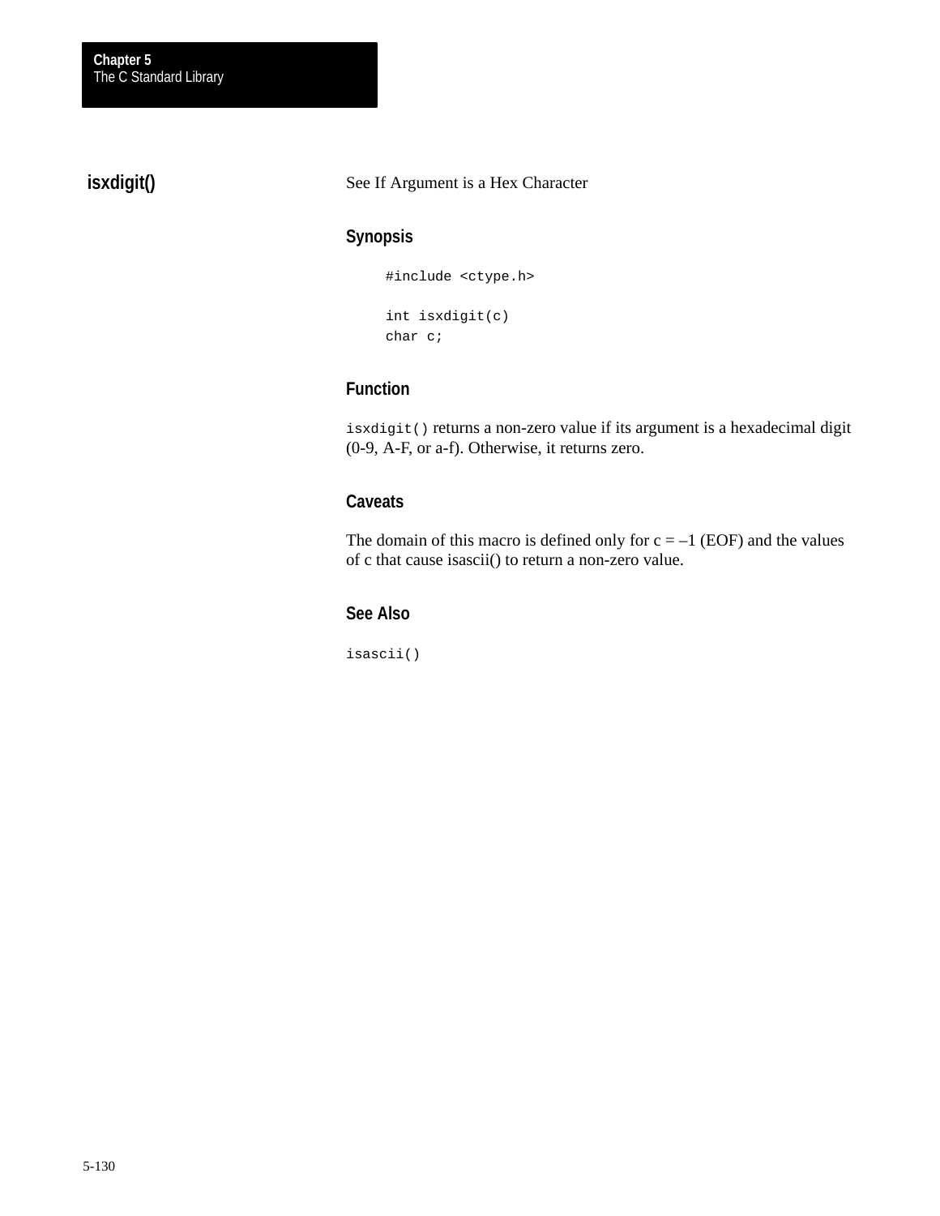## isxdigit()

See If Argument is a Hex Character

### Synopsis

```
#include <ctype.h>

int isxdigit(c)
char c;
```

### Function

`isxdigit()` returns a non-zero value if its argument is a hexadecimal digit (0-9, A-F, or a-f). Otherwise, it returns zero.

### Caveats

The domain of this macro is defined only for c = –1 (EOF) and the values of c that cause isascii() to return a non-zero value.

### See Also

`isascii()`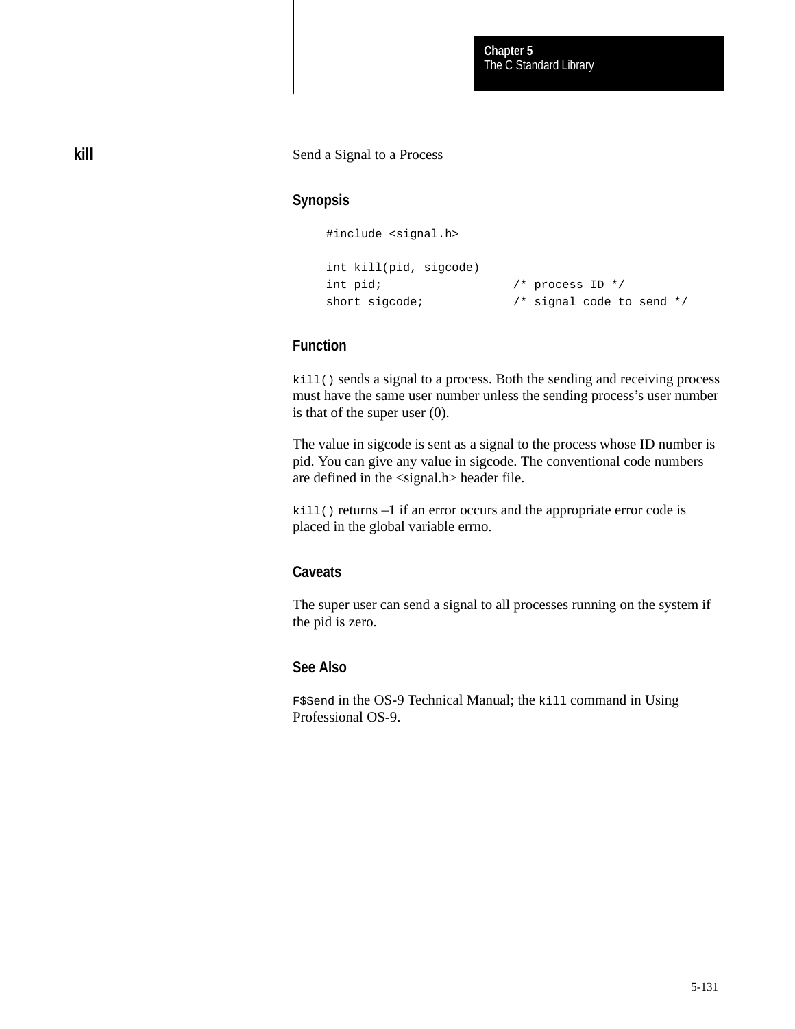## kill

Send a Signal to a Process

### Synopsis

```
#include <signal.h>

int kill(pid, sigcode)
int pid;                  /* process ID */
short sigcode;            /* signal code to send */
```

### Function

`kill()` sends a signal to a process. Both the sending and receiving process must have the same user number unless the sending process's user number is that of the super user (0).

The value in sigcode is sent as a signal to the process whose ID number is pid. You can give any value in sigcode. The conventional code numbers are defined in the <signal.h> header file.

`kill()` returns –1 if an error occurs and the appropriate error code is placed in the global variable errno.

### Caveats

The super user can send a signal to all processes running on the system if the pid is zero.

### See Also

`F$Send` in the OS-9 Technical Manual; the `kill` command in Using Professional OS-9.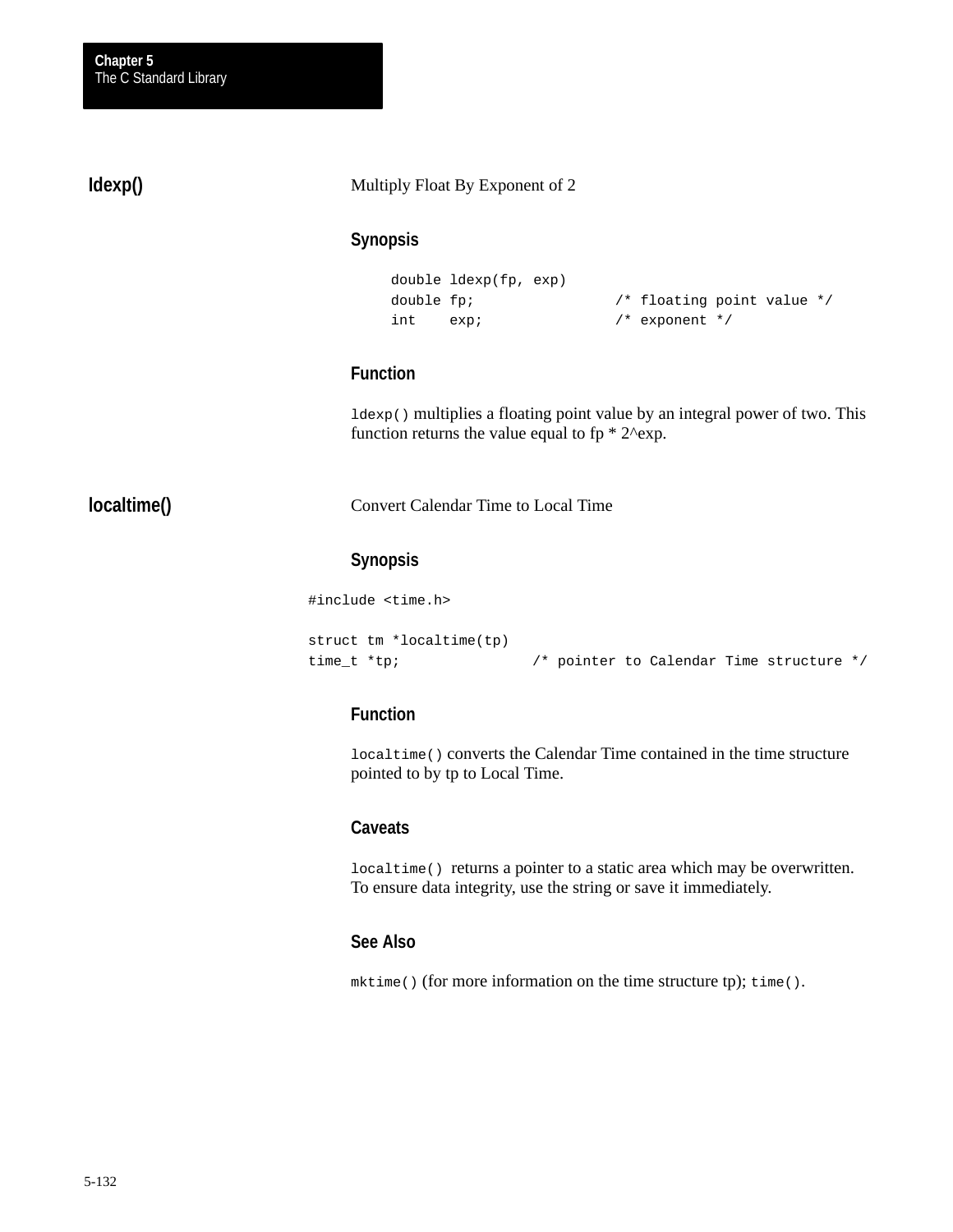## ldexp()

Multiply Float By Exponent of 2

### Synopsis

```
double ldexp(fp, exp)
double fp;              /* floating point value */
int    exp;             /* exponent */
```

### Function

`ldexp()` multiplies a floating point value by an integral power of two. This function returns the value equal to fp * 2^exp.

## localtime()

Convert Calendar Time to Local Time

### Synopsis

```
#include <time.h>

struct tm *localtime(tp)
time_t *tp;             /* pointer to Calendar Time structure */
```

### Function

`localtime()` converts the Calendar Time contained in the time structure pointed to by tp to Local Time.

### Caveats

`localtime()` returns a pointer to a static area which may be overwritten. To ensure data integrity, use the string or save it immediately.

### See Also

`mktime()` (for more information on the time structure tp); `time()`.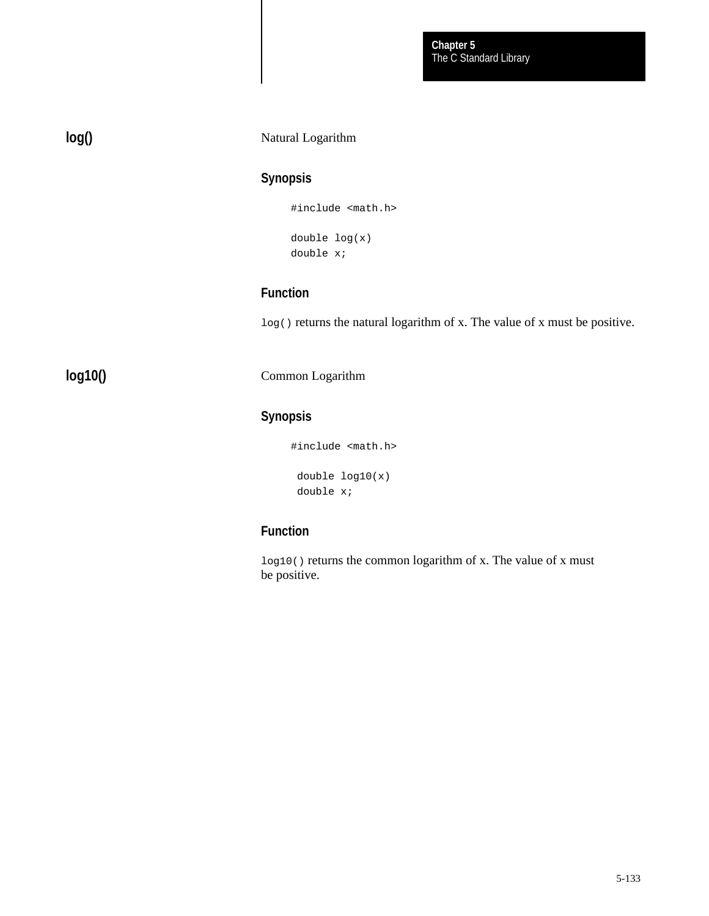## log()

Natural Logarithm

### Synopsis

```
#include <math.h>

double log(x)
double x;
```

### Function

`log()` returns the natural logarithm of x. The value of x must be positive.

## log10()

Common Logarithm

### Synopsis

```
#include <math.h>

 double log10(x)
 double x;
```

### Function

`log10()` returns the common logarithm of x. The value of x must be positive.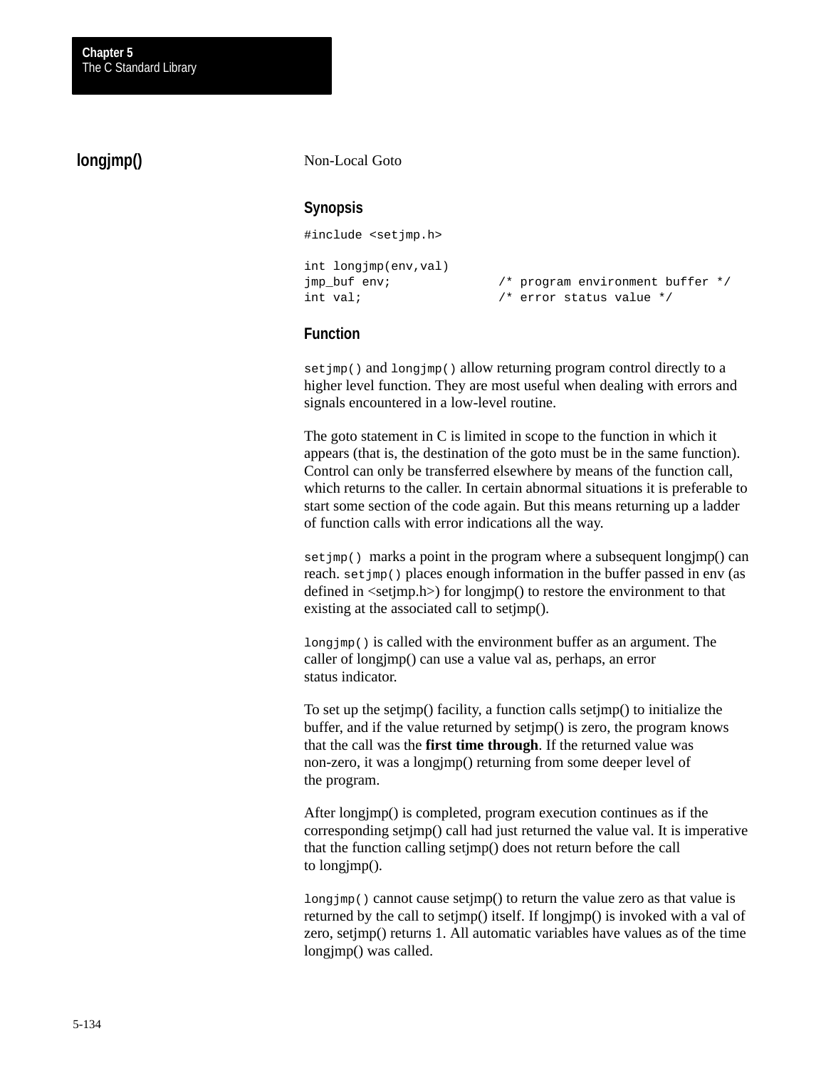## longjmp()

Non-Local Goto

### Synopsis

```
#include <setjmp.h>

int longjmp(env,val)
jmp_buf env;              /* program environment buffer */
int val;                  /* error status value */
```

### Function

`setjmp()` and `longjmp()` allow returning program control directly to a higher level function. They are most useful when dealing with errors and signals encountered in a low-level routine.

The goto statement in C is limited in scope to the function in which it appears (that is, the destination of the goto must be in the same function). Control can only be transferred elsewhere by means of the function call, which returns to the caller. In certain abnormal situations it is preferable to start some section of the code again. But this means returning up a ladder of function calls with error indications all the way.

`setjmp()` marks a point in the program where a subsequent longjmp() can reach. `setjmp()` places enough information in the buffer passed in env (as defined in <setjmp.h>) for longjmp() to restore the environment to that existing at the associated call to setjmp().

`longjmp()` is called with the environment buffer as an argument. The caller of longjmp() can use a value val as, perhaps, an error status indicator.

To set up the setjmp() facility, a function calls setjmp() to initialize the buffer, and if the value returned by setjmp() is zero, the program knows that the call was the **first time through**. If the returned value was non-zero, it was a longjmp() returning from some deeper level of the program.

After longjmp() is completed, program execution continues as if the corresponding setjmp() call had just returned the value val. It is imperative that the function calling setjmp() does not return before the call to longjmp().

`longjmp()` cannot cause setjmp() to return the value zero as that value is returned by the call to setjmp() itself. If longjmp() is invoked with a val of zero, setjmp() returns 1. All automatic variables have values as of the time longjmp() was called.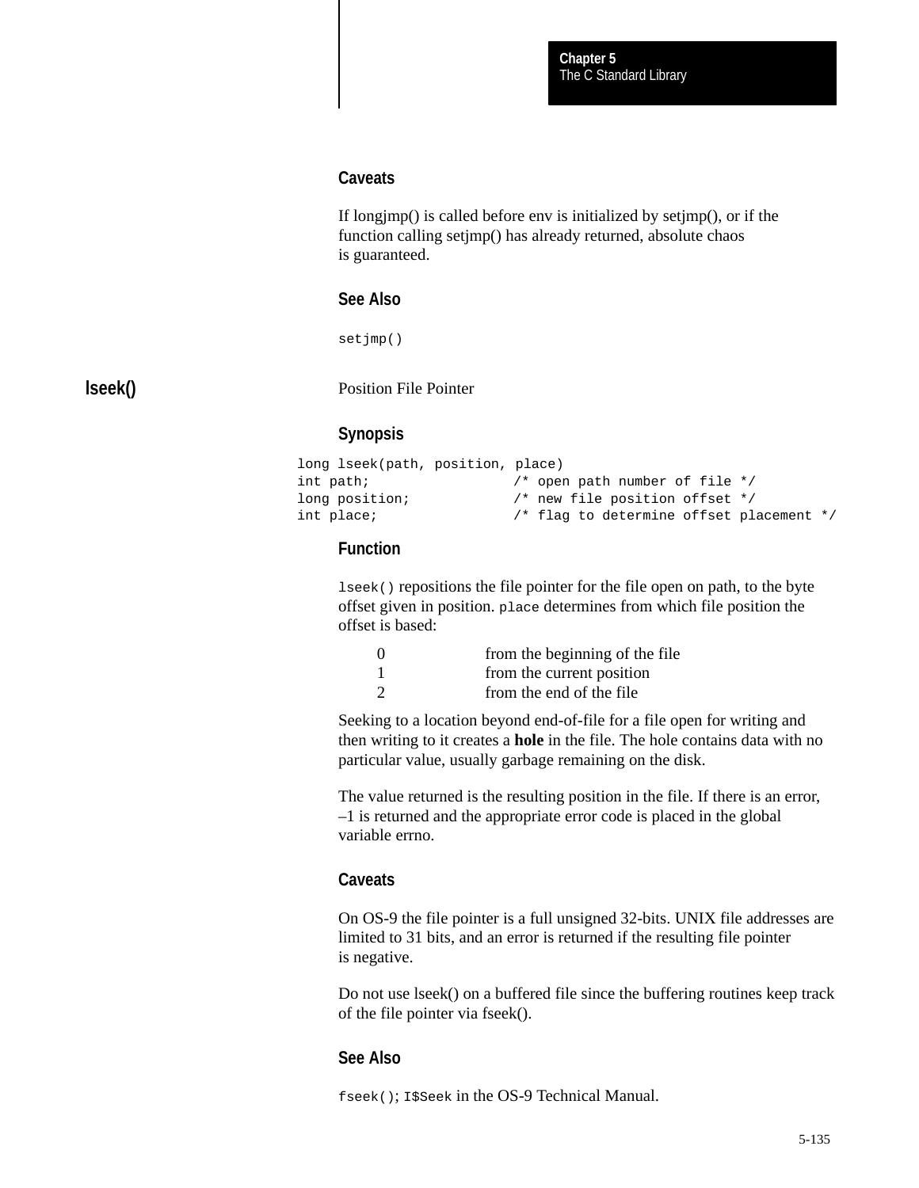### Caveats

If longjmp() is called before env is initialized by setjmp(), or if the function calling setjmp() has already returned, absolute chaos is guaranteed.

### See Also

`setjmp()`

## lseek()

Position File Pointer

### Synopsis

```
long lseek(path, position, place)
int path;                  /* open path number of file */
long position;             /* new file position offset */
int place;                 /* flag to determine offset placement */
```

### Function

`lseek()` repositions the file pointer for the file open on path, to the byte offset given in position. `place` determines from which file position the offset is based:

| | |
|---|---|
| 0 | from the beginning of the file |
| 1 | from the current position |
| 2 | from the end of the file |

Seeking to a location beyond end-of-file for a file open for writing and then writing to it creates a **hole** in the file. The hole contains data with no particular value, usually garbage remaining on the disk.

The value returned is the resulting position in the file. If there is an error, –1 is returned and the appropriate error code is placed in the global variable errno.

### Caveats

On OS-9 the file pointer is a full unsigned 32-bits. UNIX file addresses are limited to 31 bits, and an error is returned if the resulting file pointer is negative.

Do not use lseek() on a buffered file since the buffering routines keep track of the file pointer via fseek().

### See Also

`fseek()`; `I$Seek` in the OS-9 Technical Manual.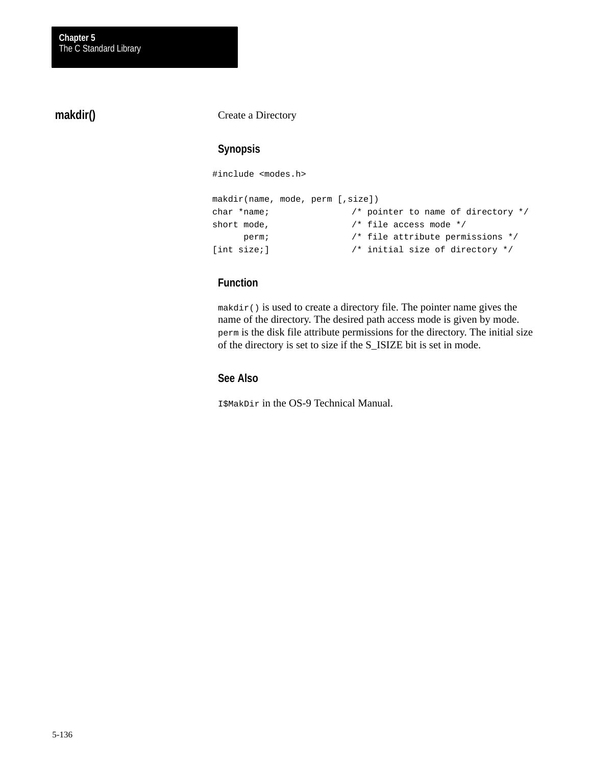## makdir()

Create a Directory

### Synopsis

```
#include <modes.h>

makdir(name, mode, perm [,size])
char *name;              /* pointer to name of directory */
short mode,              /* file access mode */
      perm;              /* file attribute permissions */
[int size;]              /* initial size of directory */
```

### Function

`makdir()` is used to create a directory file. The pointer name gives the name of the directory. The desired path access mode is given by mode. `perm` is the disk file attribute permissions for the directory. The initial size of the directory is set to size if the S_ISIZE bit is set in mode.

### See Also

`I$MakDir` in the OS-9 Technical Manual.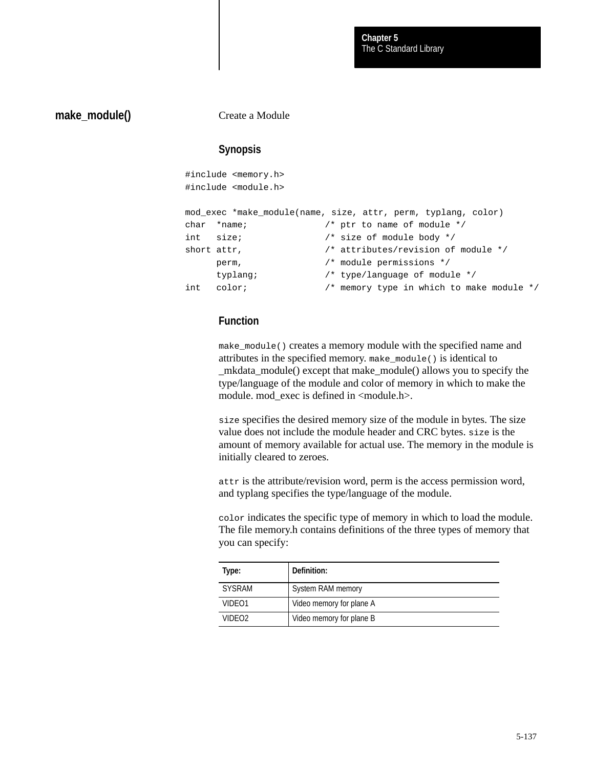## make_module()

Create a Module

### Synopsis

```
#include <memory.h>
#include <module.h>

mod_exec *make_module(name, size, attr, perm, typlang, color)
char  *name;              /* ptr to name of module */
int   size;               /* size of module body */
short attr,               /* attributes/revision of module */
      perm,               /* module permissions */
      typlang;            /* type/language of module */
int   color;              /* memory type in which to make module */
```

### Function

`make_module()` creates a memory module with the specified name and attributes in the specified memory. `make_module()` is identical to _mkdata_module() except that make_module() allows you to specify the type/language of the module and color of memory in which to make the module. mod_exec is defined in <module.h>.

`size` specifies the desired memory size of the module in bytes. The size value does not include the module header and CRC bytes. `size` is the amount of memory available for actual use. The memory in the module is initially cleared to zeroes.

`attr` is the attribute/revision word, perm is the access permission word, and typlang specifies the type/language of the module.

`color` indicates the specific type of memory in which to load the module. The file memory.h contains definitions of the three types of memory that you can specify:

| Type: | Definition: |
|---|---|
| SYSRAM | System RAM memory |
| VIDEO1 | Video memory for plane A |
| VIDEO2 | Video memory for plane B |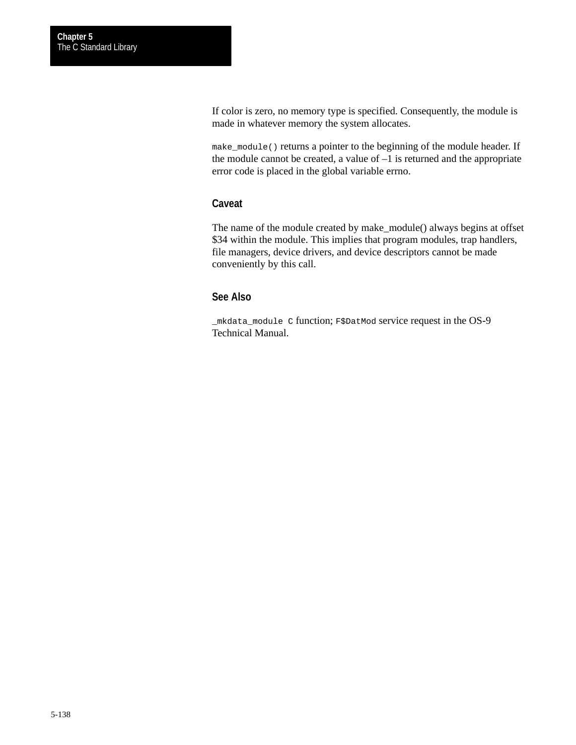If color is zero, no memory type is specified. Consequently, the module is made in whatever memory the system allocates.

`make_module()` returns a pointer to the beginning of the module header. If the module cannot be created, a value of –1 is returned and the appropriate error code is placed in the global variable errno.

### Caveat

The name of the module created by make_module() always begins at offset $34 within the module. This implies that program modules, trap handlers, file managers, device drivers, and device descriptors cannot be made conveniently by this call.

### See Also

`_mkdata_module C` function; `F$DatMod` service request in the OS-9 Technical Manual.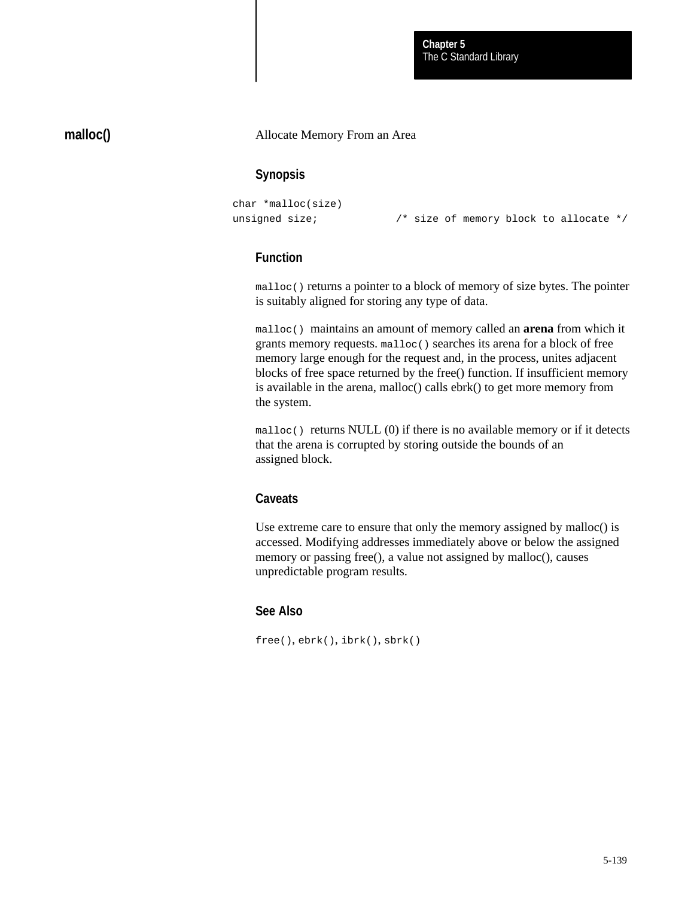## malloc()

Allocate Memory From an Area

### Synopsis

```
char *malloc(size)
unsigned size;            /* size of memory block to allocate */
```

### Function

`malloc()` returns a pointer to a block of memory of size bytes. The pointer is suitably aligned for storing any type of data.

`malloc()` maintains an amount of memory called an **arena** from which it grants memory requests. `malloc()` searches its arena for a block of free memory large enough for the request and, in the process, unites adjacent blocks of free space returned by the free() function. If insufficient memory is available in the arena, malloc() calls ebrk() to get more memory from the system.

`malloc()` returns NULL (0) if there is no available memory or if it detects that the arena is corrupted by storing outside the bounds of an assigned block.

### Caveats

Use extreme care to ensure that only the memory assigned by malloc() is accessed. Modifying addresses immediately above or below the assigned memory or passing free(), a value not assigned by malloc(), causes unpredictable program results.

### See Also

`free()`, `ebrk()`, `ibrk()`, `sbrk()`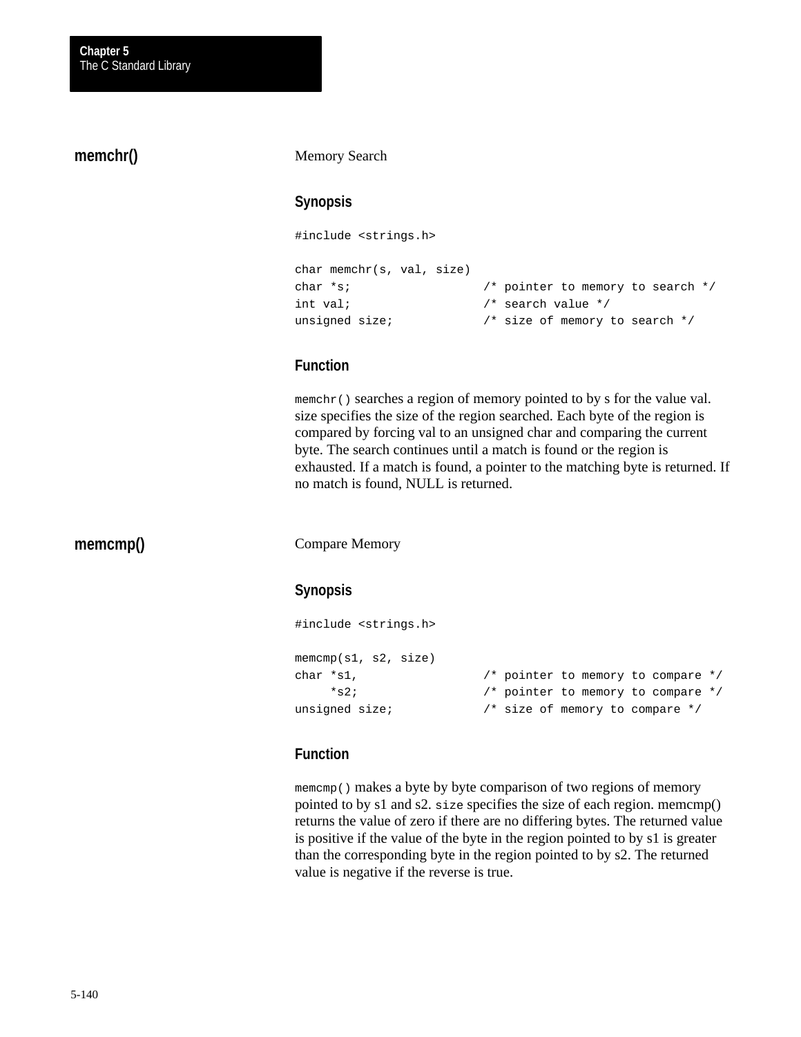## memchr()

Memory Search

### Synopsis

```
#include <strings.h>

char memchr(s, val, size)
char *s;                  /* pointer to memory to search */
int val;                  /* search value */
unsigned size;            /* size of memory to search */
```

### Function

`memchr()` searches a region of memory pointed to by s for the value val. size specifies the size of the region searched. Each byte of the region is compared by forcing val to an unsigned char and comparing the current byte. The search continues until a match is found or the region is exhausted. If a match is found, a pointer to the matching byte is returned. If no match is found, NULL is returned.

## memcmp()

Compare Memory

### Synopsis

```
#include <strings.h>

memcmp(s1, s2, size)
char *s1,                 /* pointer to memory to compare */
     *s2;                 /* pointer to memory to compare */
unsigned size;            /* size of memory to compare */
```

### Function

`memcmp()` makes a byte by byte comparison of two regions of memory pointed to by s1 and s2. `size` specifies the size of each region. memcmp() returns the value of zero if there are no differing bytes. The returned value is positive if the value of the byte in the region pointed to by s1 is greater than the corresponding byte in the region pointed to by s2. The returned value is negative if the reverse is true.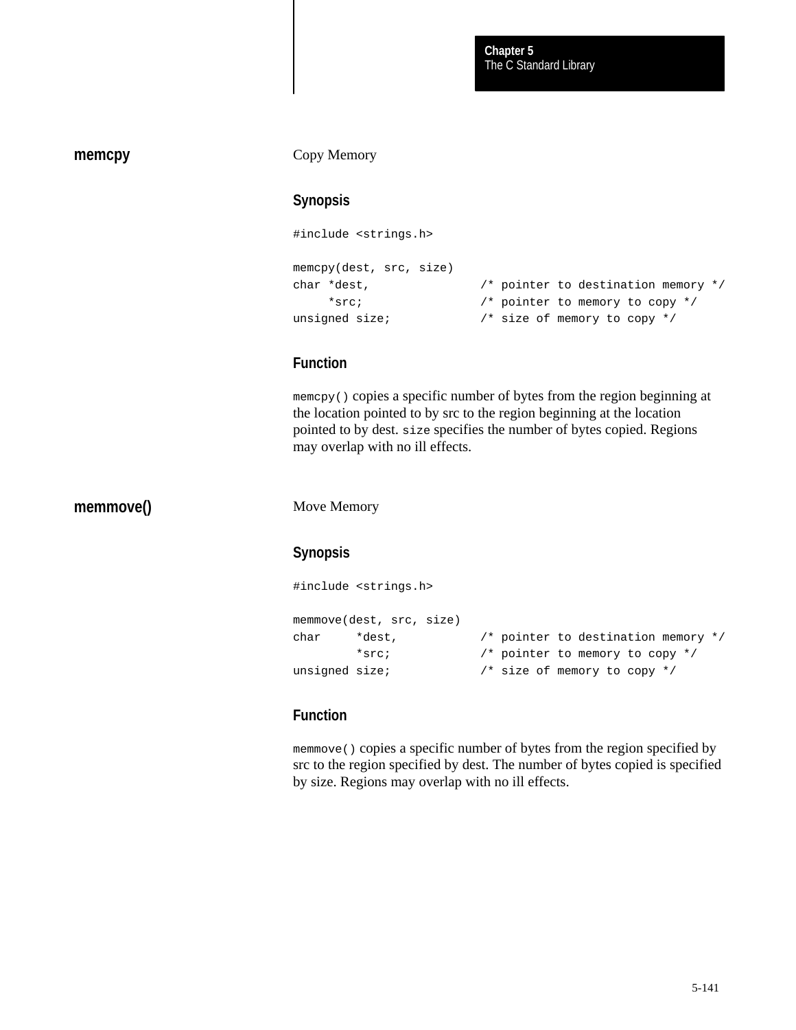## memcpy

Copy Memory

### Synopsis

```
#include <strings.h>

memcpy(dest, src, size)
char *dest,               /* pointer to destination memory */
     *src;                /* pointer to memory to copy */
unsigned size;            /* size of memory to copy */
```

### Function

`memcpy()` copies a specific number of bytes from the region beginning at the location pointed to by src to the region beginning at the location pointed to by dest. `size` specifies the number of bytes copied. Regions may overlap with no ill effects.

## memmove()

Move Memory

### Synopsis

```
#include <strings.h>

memmove(dest, src, size)
char     *dest,           /* pointer to destination memory */
         *src;            /* pointer to memory to copy */
unsigned size;            /* size of memory to copy */
```

### Function

`memmove()` copies a specific number of bytes from the region specified by src to the region specified by dest. The number of bytes copied is specified by size. Regions may overlap with no ill effects.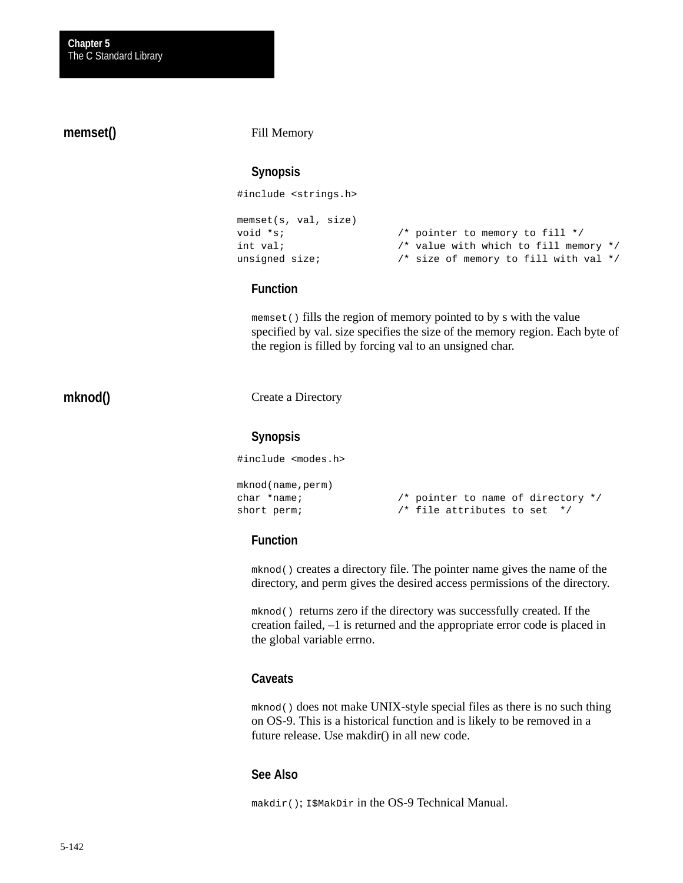## memset()

Fill Memory

### Synopsis

```
#include <strings.h>

memset(s, val, size)
void *s;                  /* pointer to memory to fill */
int val;                  /* value with which to fill memory */
unsigned size;            /* size of memory to fill with val */
```

### Function

`memset()` fills the region of memory pointed to by s with the value specified by val. size specifies the size of the memory region. Each byte of the region is filled by forcing val to an unsigned char.

## mknod()

Create a Directory

### Synopsis

```
#include <modes.h>

mknod(name,perm)
char *name;               /* pointer to name of directory */
short perm;               /* file attributes to set  */
```

### Function

`mknod()` creates a directory file. The pointer name gives the name of the directory, and perm gives the desired access permissions of the directory.

`mknod()` returns zero if the directory was successfully created. If the creation failed, –1 is returned and the appropriate error code is placed in the global variable errno.

### Caveats

`mknod()` does not make UNIX-style special files as there is no such thing on OS-9. This is a historical function and is likely to be removed in a future release. Use makdir() in all new code.

### See Also

`makdir()`; `I$MakDir` in the OS-9 Technical Manual.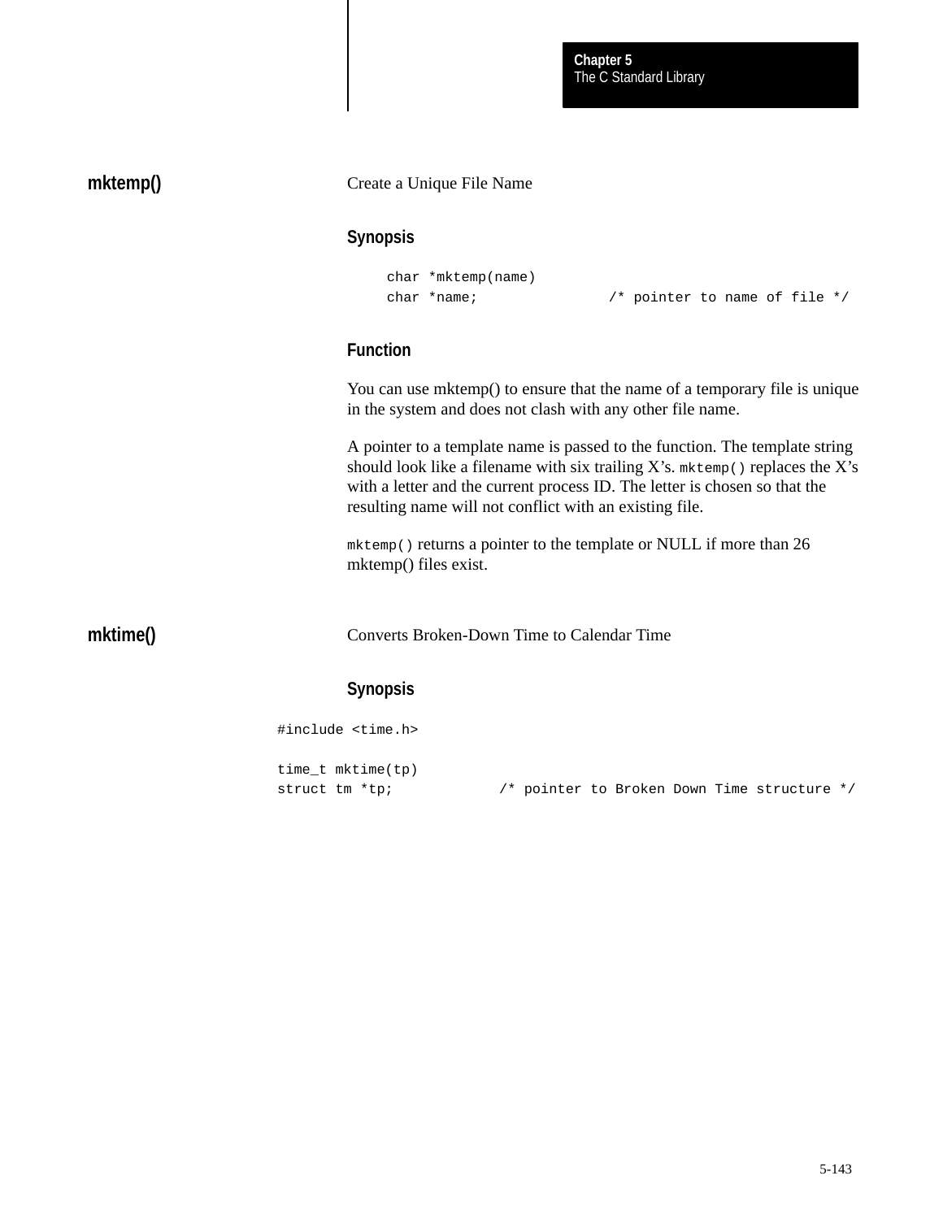## mktemp()

Create a Unique File Name

### Synopsis

```
char *mktemp(name)
char *name;               /* pointer to name of file */
```

### Function

You can use mktemp() to ensure that the name of a temporary file is unique in the system and does not clash with any other file name.

A pointer to a template name is passed to the function. The template string should look like a filename with six trailing X's. `mktemp()` replaces the X's with a letter and the current process ID. The letter is chosen so that the resulting name will not conflict with an existing file.

`mktemp()` returns a pointer to the template or NULL if more than 26 mktemp() files exist.

## mktime()

Converts Broken-Down Time to Calendar Time

### Synopsis

```
#include <time.h>

time_t mktime(tp)
struct tm *tp;            /* pointer to Broken Down Time structure */
```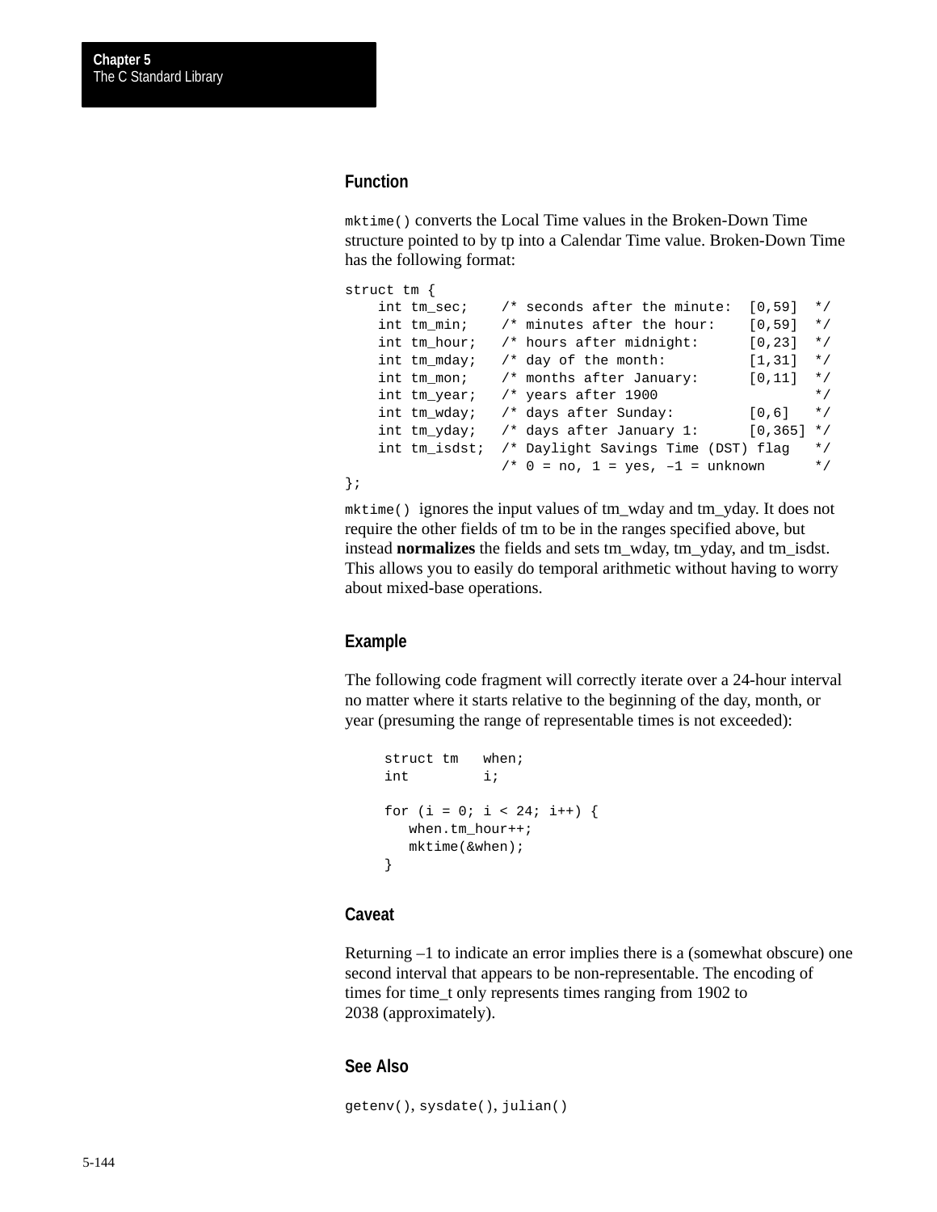## Function

`mktime()` converts the Local Time values in the Broken-Down Time structure pointed to by tp into a Calendar Time value. Broken-Down Time has the following format:

```
struct tm {
    int tm_sec;    /* seconds after the minute:  [0,59]  */
    int tm_min;    /* minutes after the hour:    [0,59]  */
    int tm_hour;   /* hours after midnight:      [0,23]  */
    int tm_mday;   /* day of the month:          [1,31]  */
    int tm_mon;    /* months after January:      [0,11]  */
    int tm_year;   /* years after 1900                   */
    int tm_wday;   /* days after Sunday:         [0,6]   */
    int tm_yday;   /* days after January 1:      [0,365] */
    int tm_isdst;  /* Daylight Savings Time (DST) flag   */
                   /* 0 = no, 1 = yes, –1 = unknown      */
};
```

`mktime()` ignores the input values of tm_wday and tm_yday. It does not require the other fields of tm to be in the ranges specified above, but instead **normalizes** the fields and sets tm_wday, tm_yday, and tm_isdst. This allows you to easily do temporal arithmetic without having to worry about mixed-base operations.

## Example

The following code fragment will correctly iterate over a 24-hour interval no matter where it starts relative to the beginning of the day, month, or year (presuming the range of representable times is not exceeded):

```
struct tm   when;
int         i;

for (i = 0; i < 24; i++) {
   when.tm_hour++;
   mktime(&when);
}
```

## Caveat

Returning –1 to indicate an error implies there is a (somewhat obscure) one second interval that appears to be non-representable. The encoding of times for time_t only represents times ranging from 1902 to 2038 (approximately).

## See Also

`getenv()`, `sysdate()`, `julian()`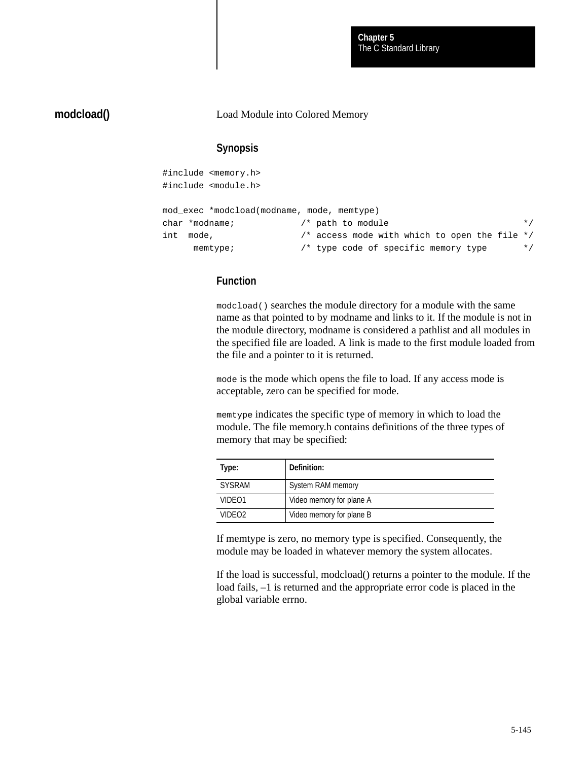## modcload()

Load Module into Colored Memory

### Synopsis

```
#include <memory.h>
#include <module.h>

mod_exec *modcload(modname, mode, memtype)
char *modname;            /* path to module                          */
int  mode,                /* access mode with which to open the file */
      memtype;            /* type code of specific memory type       */
```

### Function

`modcload()` searches the module directory for a module with the same name as that pointed to by modname and links to it. If the module is not in the module directory, modname is considered a pathlist and all modules in the specified file are loaded. A link is made to the first module loaded from the file and a pointer to it is returned.

`mode` is the mode which opens the file to load. If any access mode is acceptable, zero can be specified for mode.

`memtype` indicates the specific type of memory in which to load the module. The file memory.h contains definitions of the three types of memory that may be specified:

| Type: | Definition: |
|---|---|
| SYSRAM | System RAM memory |
| VIDEO1 | Video memory for plane A |
| VIDEO2 | Video memory for plane B |

If memtype is zero, no memory type is specified. Consequently, the module may be loaded in whatever memory the system allocates.

If the load is successful, modcload() returns a pointer to the module. If the load fails, –1 is returned and the appropriate error code is placed in the global variable errno.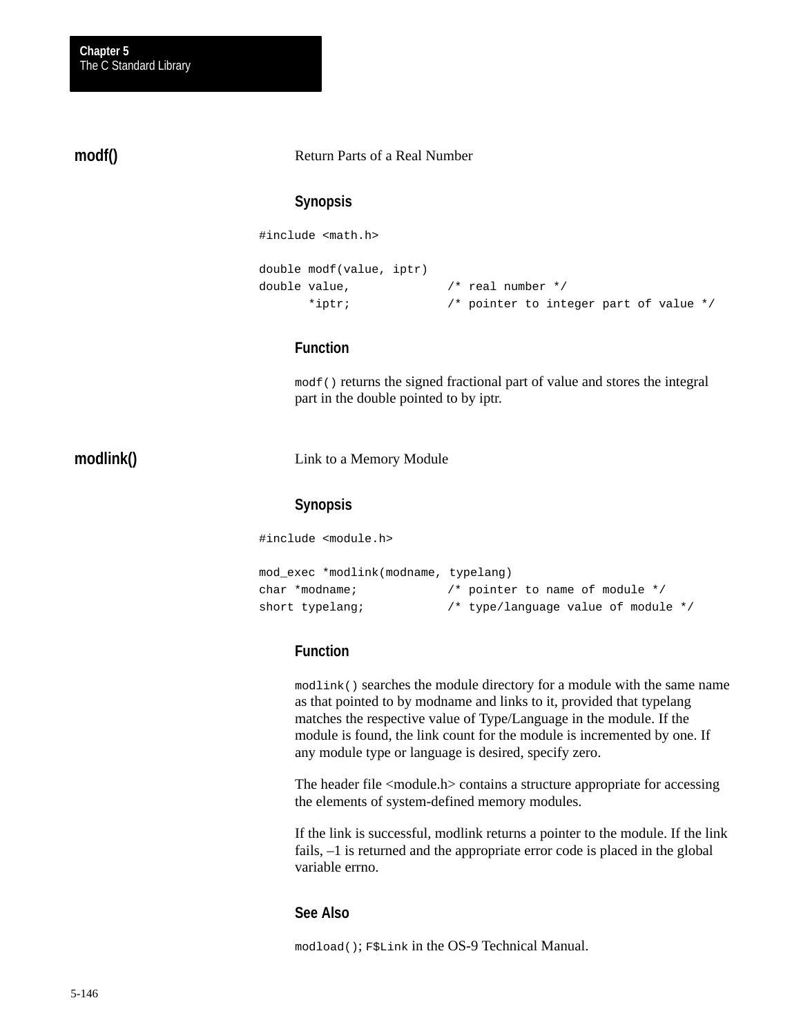## modf()

Return Parts of a Real Number

### Synopsis

```
#include <math.h>

double modf(value, iptr)
double value,             /* real number */
       *iptr;             /* pointer to integer part of value */
```

### Function

`modf()` returns the signed fractional part of value and stores the integral part in the double pointed to by iptr.

## modlink()

Link to a Memory Module

### Synopsis

```
#include <module.h>

mod_exec *modlink(modname, typelang)
char *modname;            /* pointer to name of module */
short typelang;           /* type/language value of module */
```

### Function

`modlink()` searches the module directory for a module with the same name as that pointed to by modname and links to it, provided that typelang matches the respective value of Type/Language in the module. If the module is found, the link count for the module is incremented by one. If any module type or language is desired, specify zero.

The header file <module.h> contains a structure appropriate for accessing the elements of system-defined memory modules.

If the link is successful, modlink returns a pointer to the module. If the link fails, –1 is returned and the appropriate error code is placed in the global variable errno.

### See Also

`modload()`; `F$Link` in the OS-9 Technical Manual.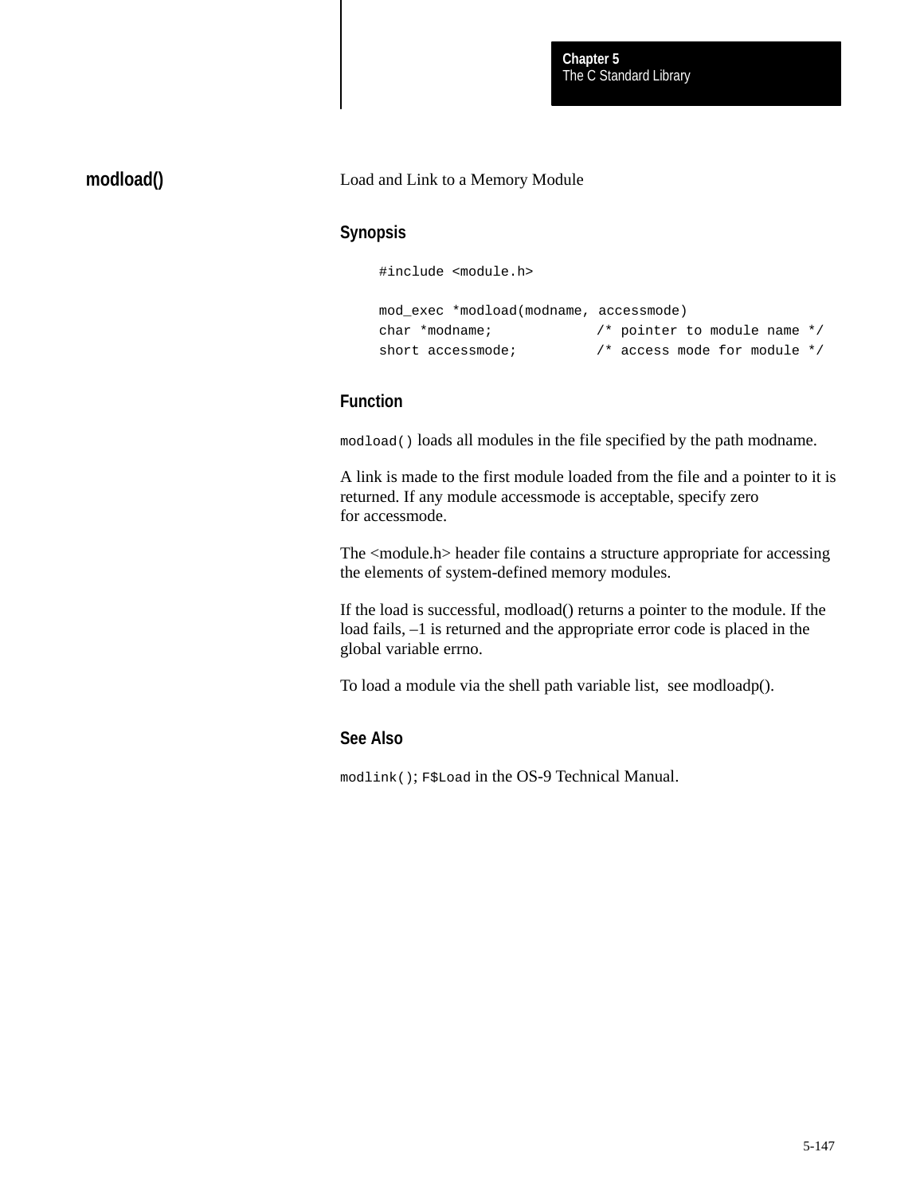## modload()

Load and Link to a Memory Module

### Synopsis

```
#include <module.h>

mod_exec *modload(modname, accessmode)
char *modname;            /* pointer to module name */
short accessmode;         /* access mode for module */
```

### Function

`modload()` loads all modules in the file specified by the path modname.

A link is made to the first module loaded from the file and a pointer to it is returned. If any module accessmode is acceptable, specify zero for accessmode.

The <module.h> header file contains a structure appropriate for accessing the elements of system-defined memory modules.

If the load is successful, modload() returns a pointer to the module. If the load fails, –1 is returned and the appropriate error code is placed in the global variable errno.

To load a module via the shell path variable list, see modloadp().

### See Also

`modlink()`; `F$Load` in the OS-9 Technical Manual.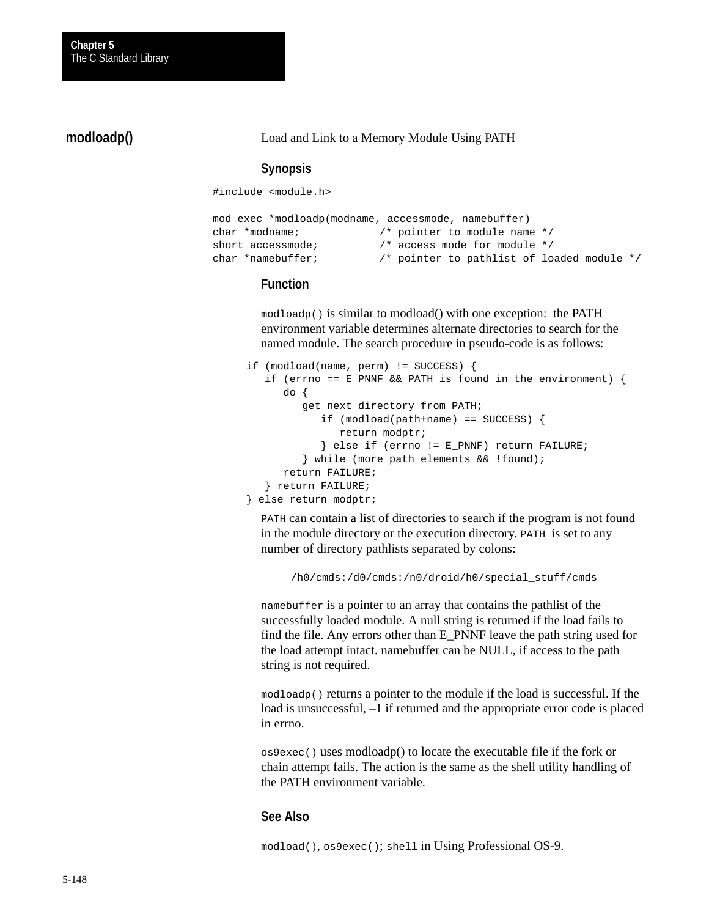## modloadp()

Load and Link to a Memory Module Using PATH

### Synopsis

```
#include <module.h>

mod_exec *modloadp(modname, accessmode, namebuffer)
char *modname;            /* pointer to module name */
short accessmode;         /* access mode for module */
char *namebuffer;         /* pointer to pathlist of loaded module */
```

### Function

`modloadp()` is similar to modload() with one exception: the PATH environment variable determines alternate directories to search for the named module. The search procedure in pseudo-code is as follows:

```
if (modload(name, perm) != SUCCESS) {
   if (errno == E_PNNF && PATH is found in the environment) {
      do {
         get next directory from PATH;
            if (modload(path+name) == SUCCESS) {
               return modptr;
            } else if (errno != E_PNNF) return FAILURE;
         } while (more path elements && !found);
      return FAILURE;
   } return FAILURE;
} else return modptr;
```

`PATH` can contain a list of directories to search if the program is not found in the module directory or the execution directory. `PATH` is set to any number of directory pathlists separated by colons:

```
/h0/cmds:/d0/cmds:/n0/droid/h0/special_stuff/cmds
```

`namebuffer` is a pointer to an array that contains the pathlist of the successfully loaded module. A null string is returned if the load fails to find the file. Any errors other than E_PNNF leave the path string used for the load attempt intact. namebuffer can be NULL, if access to the path string is not required.

`modloadp()` returns a pointer to the module if the load is successful. If the load is unsuccessful, –1 if returned and the appropriate error code is placed in errno.

`os9exec()` uses modloadp() to locate the executable file if the fork or chain attempt fails. The action is the same as the shell utility handling of the PATH environment variable.

### See Also

`modload()`, `os9exec()`; `shell` in Using Professional OS-9.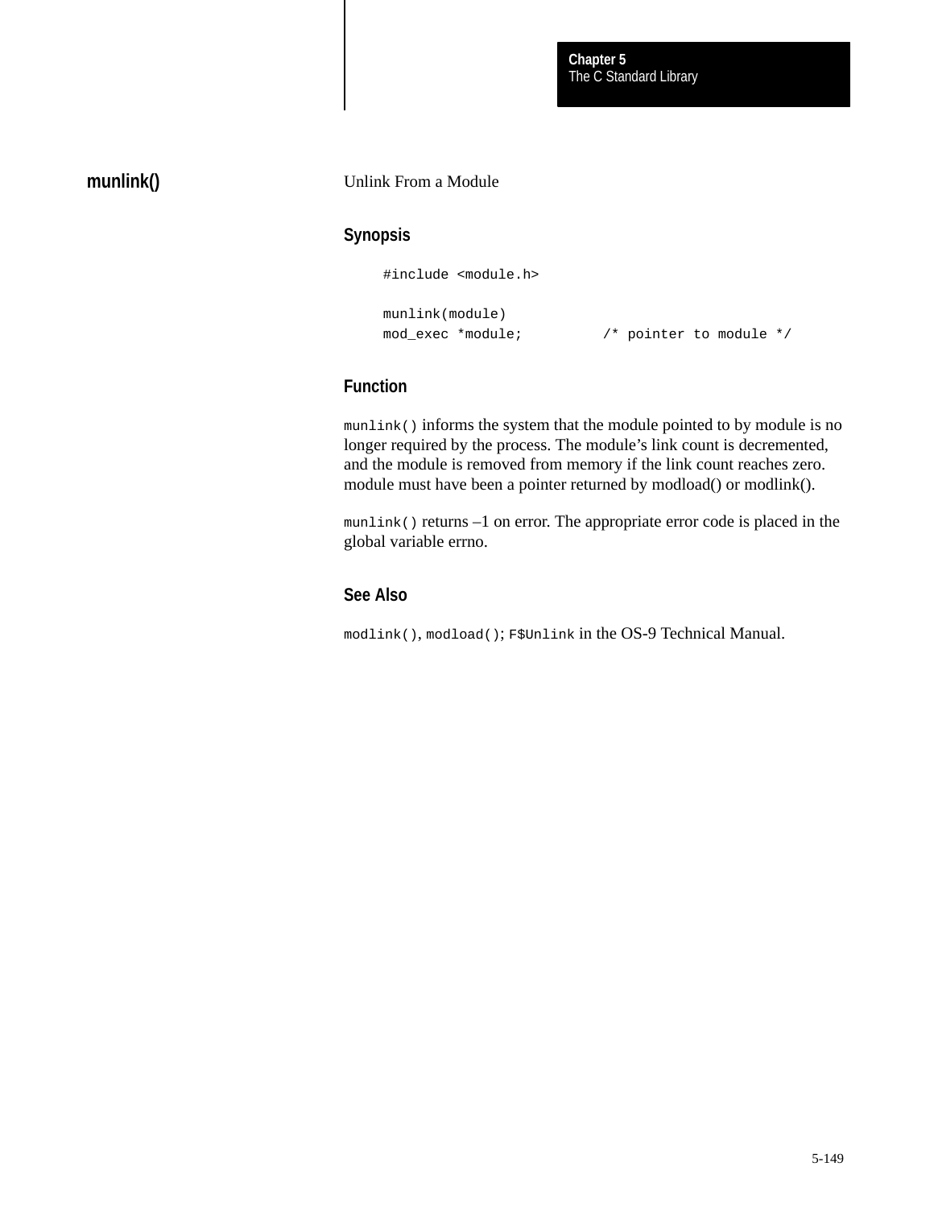## munlink()

Unlink From a Module

### Synopsis

```
#include <module.h>

munlink(module)
mod_exec *module;          /* pointer to module */
```

### Function

`munlink()` informs the system that the module pointed to by module is no longer required by the process. The module's link count is decremented, and the module is removed from memory if the link count reaches zero. module must have been a pointer returned by modload() or modlink().

`munlink()` returns –1 on error. The appropriate error code is placed in the global variable errno.

### See Also

`modlink()`, `modload()`; `F$Unlink` in the OS-9 Technical Manual.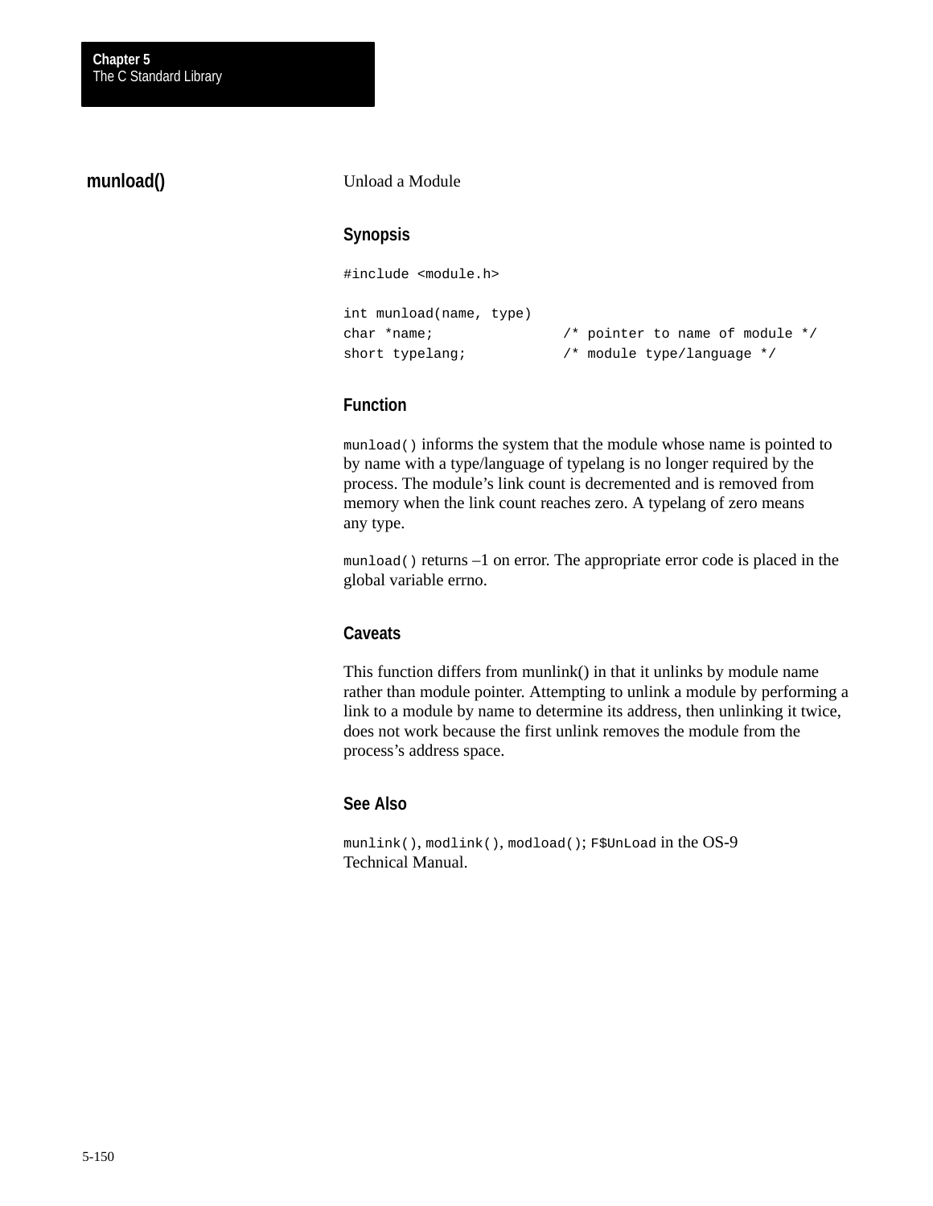## munload()

Unload a Module

### Synopsis

```
#include <module.h>

int munload(name, type)
char *name;              /* pointer to name of module */
short typelang;          /* module type/language */
```

### Function

`munload()` informs the system that the module whose name is pointed to by name with a type/language of typelang is no longer required by the process. The module's link count is decremented and is removed from memory when the link count reaches zero. A typelang of zero means any type.

`munload()` returns –1 on error. The appropriate error code is placed in the global variable errno.

### Caveats

This function differs from munlink() in that it unlinks by module name rather than module pointer. Attempting to unlink a module by performing a link to a module by name to determine its address, then unlinking it twice, does not work because the first unlink removes the module from the process's address space.

### See Also

`munlink()`, `modlink()`, `modload()`; `F$UnLoad` in the OS-9 Technical Manual.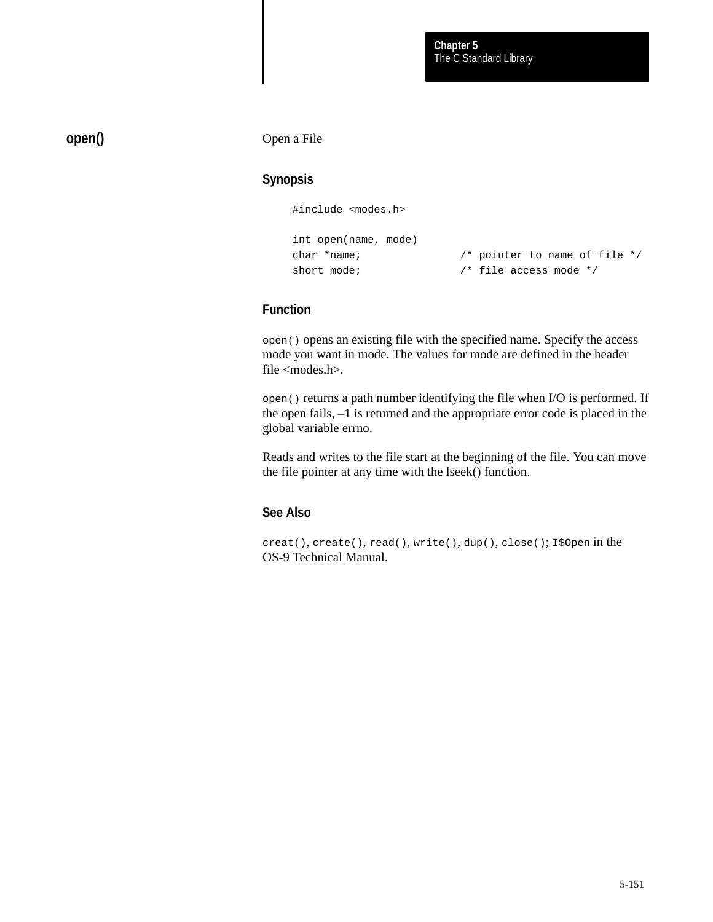# open()

Open a File

## Synopsis

```
#include <modes.h>

int open(name, mode)
char *name;               /* pointer to name of file */
short mode;               /* file access mode */
```

## Function

`open()` opens an existing file with the specified name. Specify the access mode you want in mode. The values for mode are defined in the header file <modes.h>.

`open()` returns a path number identifying the file when I/O is performed. If the open fails, –1 is returned and the appropriate error code is placed in the global variable errno.

Reads and writes to the file start at the beginning of the file. You can move the file pointer at any time with the lseek() function.

## See Also

`creat()`, `create()`, `read()`, `write()`, `dup()`, `close()`; `I$Open` in the OS-9 Technical Manual.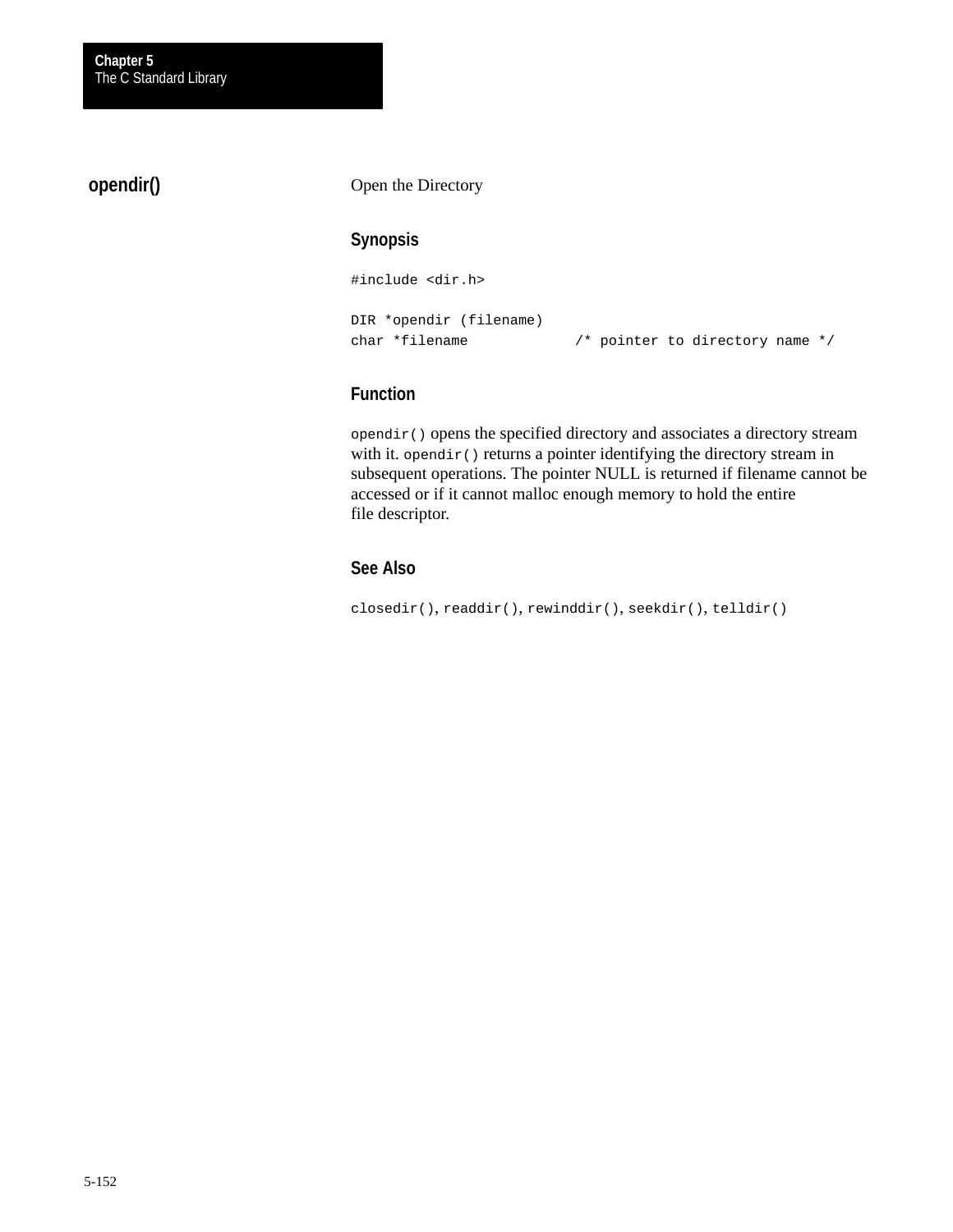## opendir()

Open the Directory

### Synopsis

```
#include <dir.h>

DIR *opendir (filename)
char *filename            /* pointer to directory name */
```

### Function

`opendir()` opens the specified directory and associates a directory stream with it. `opendir()` returns a pointer identifying the directory stream in subsequent operations. The pointer NULL is returned if filename cannot be accessed or if it cannot malloc enough memory to hold the entire file descriptor.

### See Also

`closedir()`, `readdir()`, `rewinddir()`, `seekdir()`, `telldir()`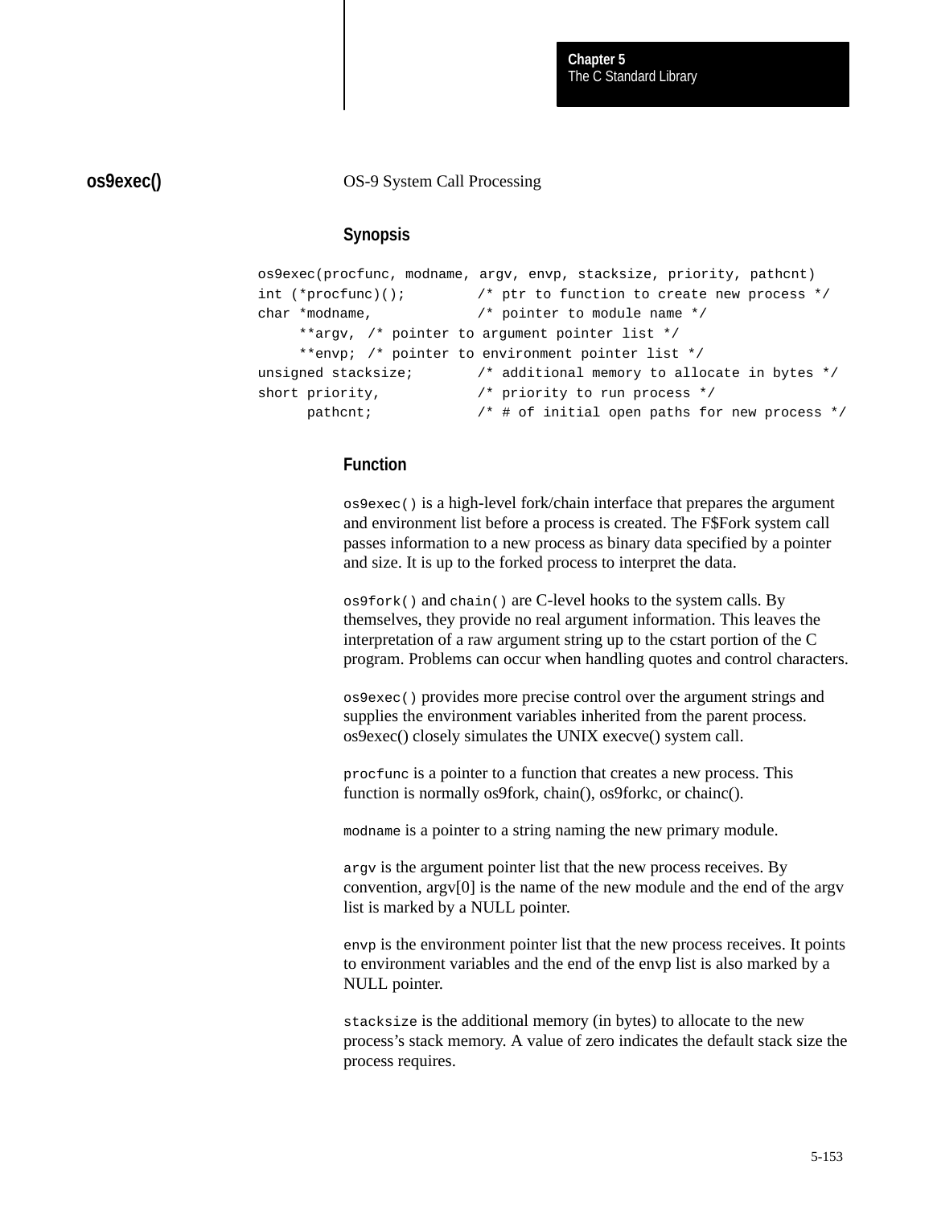## os9exec()

OS-9 System Call Processing

### Synopsis

```
os9exec(procfunc, modname, argv, envp, stacksize, priority, pathcnt)
int (*procfunc)();        /* ptr to function to create new process */
char *modname,            /* pointer to module name */
     **argv, /* pointer to argument pointer list */
     **envp; /* pointer to environment pointer list */
unsigned stacksize;       /* additional memory to allocate in bytes */
short priority,           /* priority to run process */
      pathcnt;            /* # of initial open paths for new process */
```

### Function

`os9exec()` is a high-level fork/chain interface that prepares the argument and environment list before a process is created. The F$Fork system call passes information to a new process as binary data specified by a pointer and size. It is up to the forked process to interpret the data.

`os9fork()` and `chain()` are C-level hooks to the system calls. By themselves, they provide no real argument information. This leaves the interpretation of a raw argument string up to the cstart portion of the C program. Problems can occur when handling quotes and control characters.

`os9exec()` provides more precise control over the argument strings and supplies the environment variables inherited from the parent process. os9exec() closely simulates the UNIX execve() system call.

`procfunc` is a pointer to a function that creates a new process. This function is normally os9fork, chain(), os9forkc, or chainc().

`modname` is a pointer to a string naming the new primary module.

`argv` is the argument pointer list that the new process receives. By convention, argv[0] is the name of the new module and the end of the argv list is marked by a NULL pointer.

`envp` is the environment pointer list that the new process receives. It points to environment variables and the end of the envp list is also marked by a NULL pointer.

`stacksize` is the additional memory (in bytes) to allocate to the new process's stack memory. A value of zero indicates the default stack size the process requires.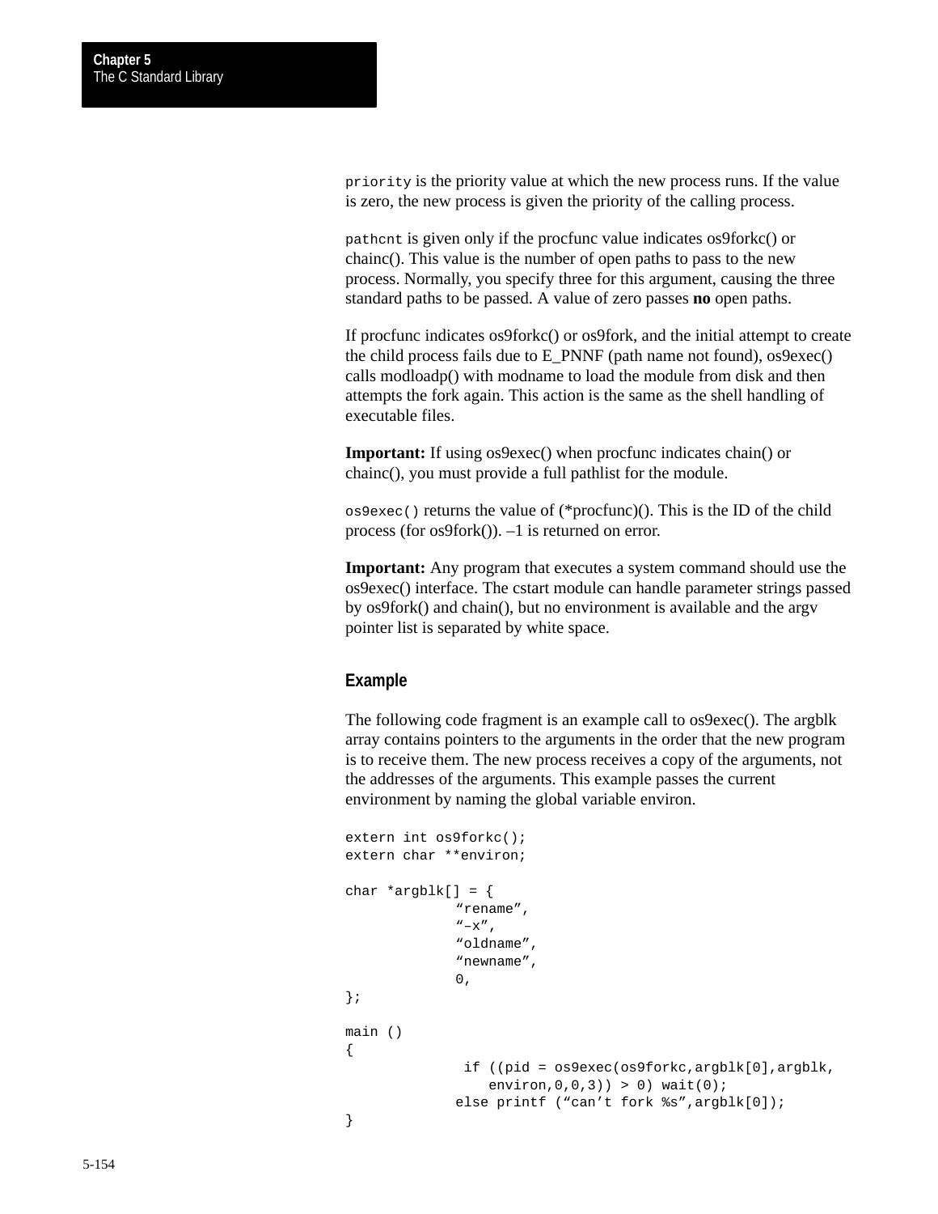`priority` is the priority value at which the new process runs. If the value is zero, the new process is given the priority of the calling process.

`pathcnt` is given only if the procfunc value indicates os9forkc() or chainc(). This value is the number of open paths to pass to the new process. Normally, you specify three for this argument, causing the three standard paths to be passed. A value of zero passes **no** open paths.

If procfunc indicates os9forkc() or os9fork, and the initial attempt to create the child process fails due to E_PNNF (path name not found), os9exec() calls modloadp() with modname to load the module from disk and then attempts the fork again. This action is the same as the shell handling of executable files.

**Important:** If using os9exec() when procfunc indicates chain() or chainc(), you must provide a full pathlist for the module.

`os9exec()` returns the value of (*procfunc)(). This is the ID of the child process (for os9fork()). –1 is returned on error.

**Important:** Any program that executes a system command should use the os9exec() interface. The cstart module can handle parameter strings passed by os9fork() and chain(), but no environment is available and the argv pointer list is separated by white space.

### Example

The following code fragment is an example call to os9exec(). The argblk array contains pointers to the arguments in the order that the new program is to receive them. The new process receives a copy of the arguments, not the addresses of the arguments. This example passes the current environment by naming the global variable environ.

```
extern int os9forkc();
extern char **environ;

char *argblk[] = {
            "rename",
            "–x",
            "oldname",
            "newname",
            0,
};

main ()
{
             if ((pid = os9exec(os9forkc,argblk[0],argblk,
                environ,0,0,3)) > 0) wait(0);
            else printf ("can't fork %s",argblk[0]);
}
```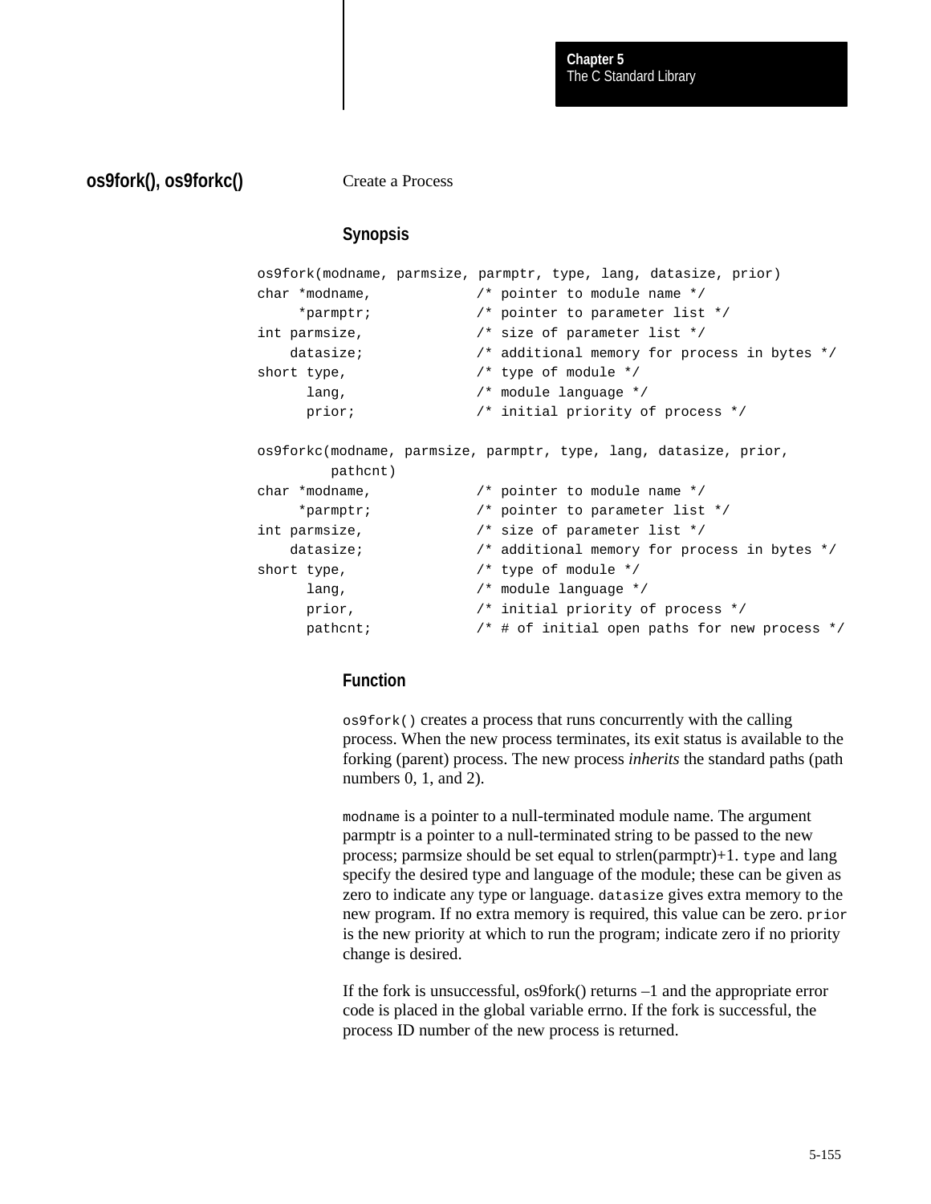## os9fork(), os9forkc()

Create a Process

### Synopsis

```
os9fork(modname, parmsize, parmptr, type, lang, datasize, prior)
char *modname,            /* pointer to module name */
     *parmptr;            /* pointer to parameter list */
int parmsize,             /* size of parameter list */
    datasize;             /* additional memory for process in bytes */
short type,               /* type of module */
      lang,               /* module language */
      prior;              /* initial priority of process */

os9forkc(modname, parmsize, parmptr, type, lang, datasize, prior,
         pathcnt)
char *modname,            /* pointer to module name */
     *parmptr;            /* pointer to parameter list */
int parmsize,             /* size of parameter list */
    datasize;             /* additional memory for process in bytes */
short type,               /* type of module */
      lang,               /* module language */
      prior,              /* initial priority of process */
      pathcnt;            /* # of initial open paths for new process */
```

### Function

`os9fork()` creates a process that runs concurrently with the calling process. When the new process terminates, its exit status is available to the forking (parent) process. The new process *inherits* the standard paths (path numbers 0, 1, and 2).

`modname` is a pointer to a null-terminated module name. The argument parmptr is a pointer to a null-terminated string to be passed to the new process; parmsize should be set equal to strlen(parmptr)+1. `type` and lang specify the desired type and language of the module; these can be given as zero to indicate any type or language. `datasize` gives extra memory to the new program. If no extra memory is required, this value can be zero. `prior` is the new priority at which to run the program; indicate zero if no priority change is desired.

If the fork is unsuccessful, os9fork() returns –1 and the appropriate error code is placed in the global variable errno. If the fork is successful, the process ID number of the new process is returned.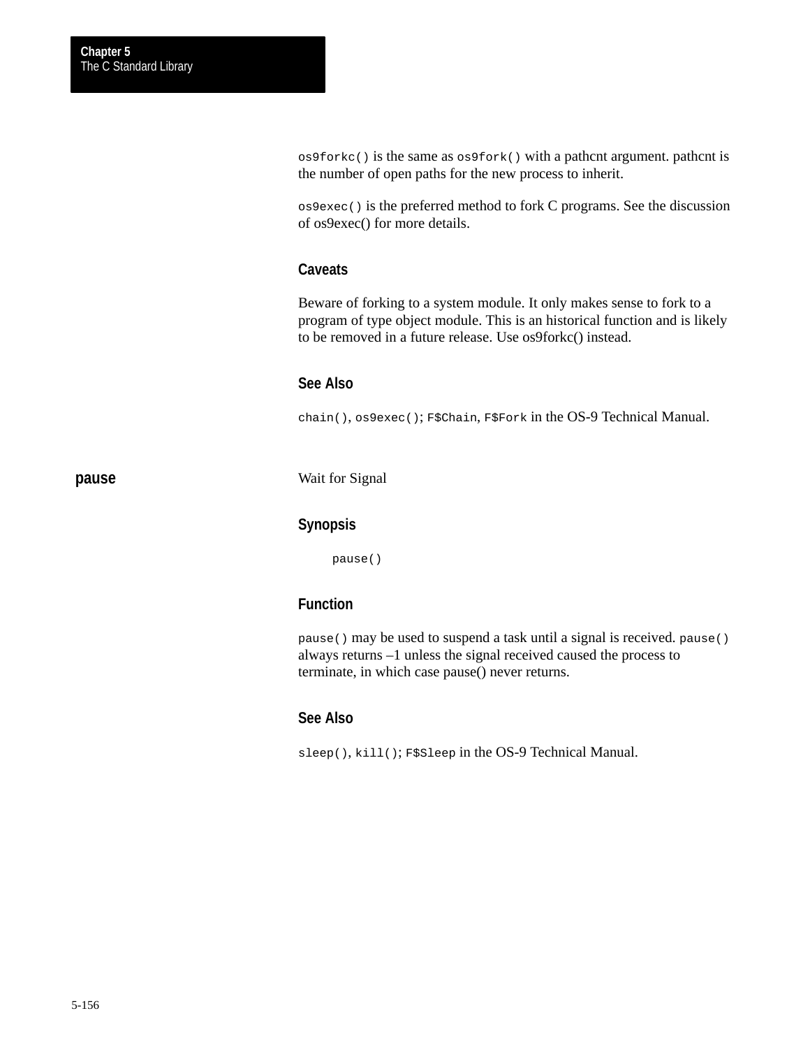`os9forkc()` is the same as `os9fork()` with a pathcnt argument. pathcnt is the number of open paths for the new process to inherit.

`os9exec()` is the preferred method to fork C programs. See the discussion of os9exec() for more details.

### Caveats

Beware of forking to a system module. It only makes sense to fork to a program of type object module. This is an historical function and is likely to be removed in a future release. Use os9forkc() instead.

### See Also

`chain()`, `os9exec()`; `F$Chain`, `F$Fork` in the OS-9 Technical Manual.

## pause

Wait for Signal

### Synopsis

```
pause()
```

### Function

`pause()` may be used to suspend a task until a signal is received. `pause()` always returns –1 unless the signal received caused the process to terminate, in which case pause() never returns.

### See Also

`sleep()`, `kill()`; `F$Sleep` in the OS-9 Technical Manual.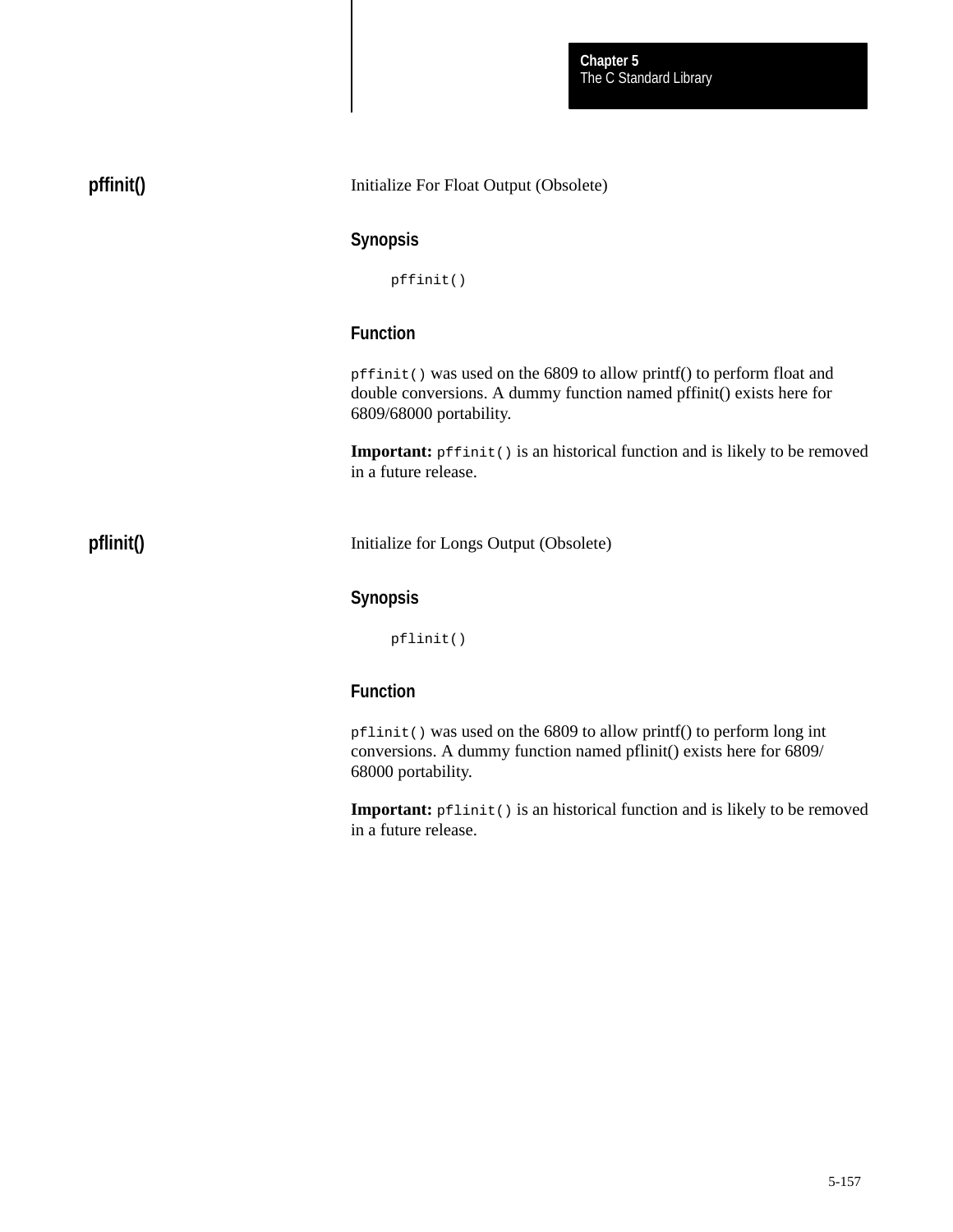## pffinit()

Initialize For Float Output (Obsolete)

### Synopsis

```
pffinit()
```

### Function

`pffinit()` was used on the 6809 to allow printf() to perform float and double conversions. A dummy function named pffinit() exists here for 6809/68000 portability.

**Important:** `pffinit()` is an historical function and is likely to be removed in a future release.

## pflinit()

Initialize for Longs Output (Obsolete)

### Synopsis

```
pflinit()
```

### Function

`pflinit()` was used on the 6809 to allow printf() to perform long int conversions. A dummy function named pflinit() exists here for 6809/68000 portability.

**Important:** `pflinit()` is an historical function and is likely to be removed in a future release.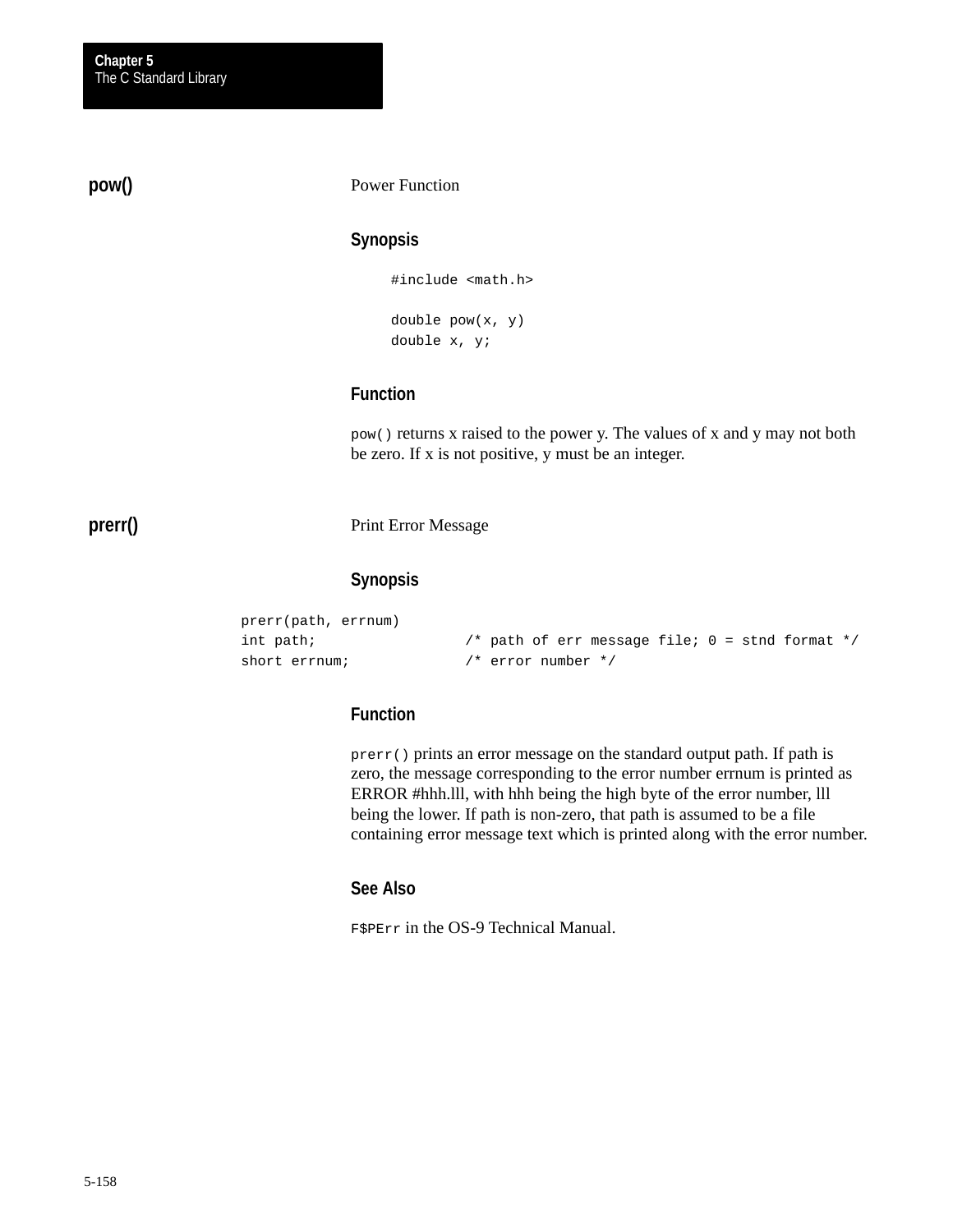## pow()

Power Function

### Synopsis

```
#include <math.h>

double pow(x, y)
double x, y;
```

### Function

`pow()` returns x raised to the power y. The values of x and y may not both be zero. If x is not positive, y must be an integer.

## prerr()

Print Error Message

### Synopsis

```
prerr(path, errnum)
int path;                /* path of err message file; 0 = stnd format */
short errnum;            /* error number */
```

### Function

`prerr()` prints an error message on the standard output path. If path is zero, the message corresponding to the error number errnum is printed as ERROR #hhh.lll, with hhh being the high byte of the error number, lll being the lower. If path is non-zero, that path is assumed to be a file containing error message text which is printed along with the error number.

### See Also

`F$PErr` in the OS-9 Technical Manual.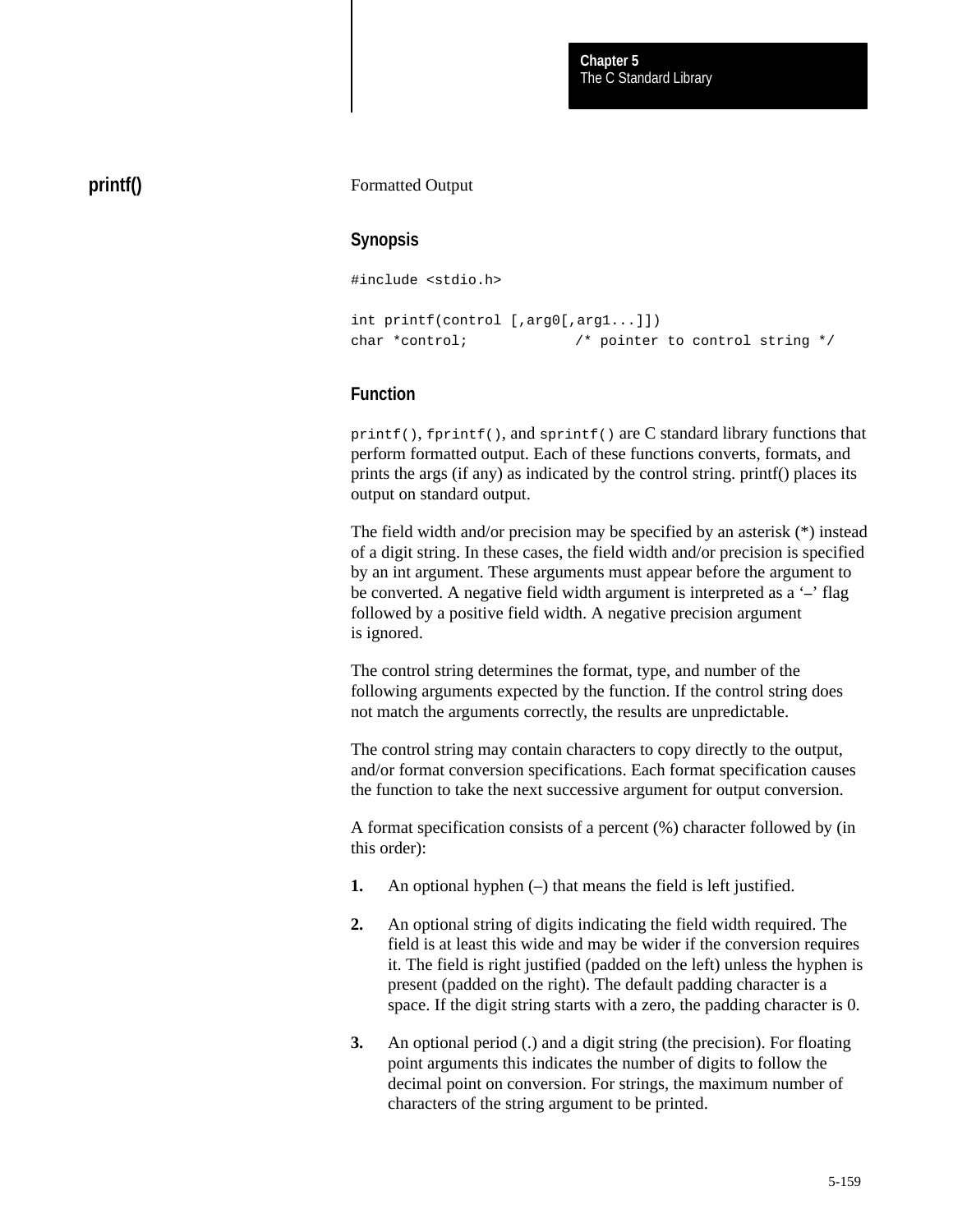## printf()

Formatted Output

### Synopsis

```
#include <stdio.h>

int printf(control [,arg0[,arg1...]])
char *control;            /* pointer to control string */
```

### Function

`printf()`, `fprintf()`, and `sprintf()` are C standard library functions that perform formatted output. Each of these functions converts, formats, and prints the args (if any) as indicated by the control string. printf() places its output on standard output.

The field width and/or precision may be specified by an asterisk (*) instead of a digit string. In these cases, the field width and/or precision is specified by an int argument. These arguments must appear before the argument to be converted. A negative field width argument is interpreted as a '–' flag followed by a positive field width. A negative precision argument is ignored.

The control string determines the format, type, and number of the following arguments expected by the function. If the control string does not match the arguments correctly, the results are unpredictable.

The control string may contain characters to copy directly to the output, and/or format conversion specifications. Each format specification causes the function to take the next successive argument for output conversion.

A format specification consists of a percent (%) character followed by (in this order):

1. An optional hyphen (–) that means the field is left justified.
2. An optional string of digits indicating the field width required. The field is at least this wide and may be wider if the conversion requires it. The field is right justified (padded on the left) unless the hyphen is present (padded on the right). The default padding character is a space. If the digit string starts with a zero, the padding character is 0.
3. An optional period (.) and a digit string (the precision). For floating point arguments this indicates the number of digits to follow the decimal point on conversion. For strings, the maximum number of characters of the string argument to be printed.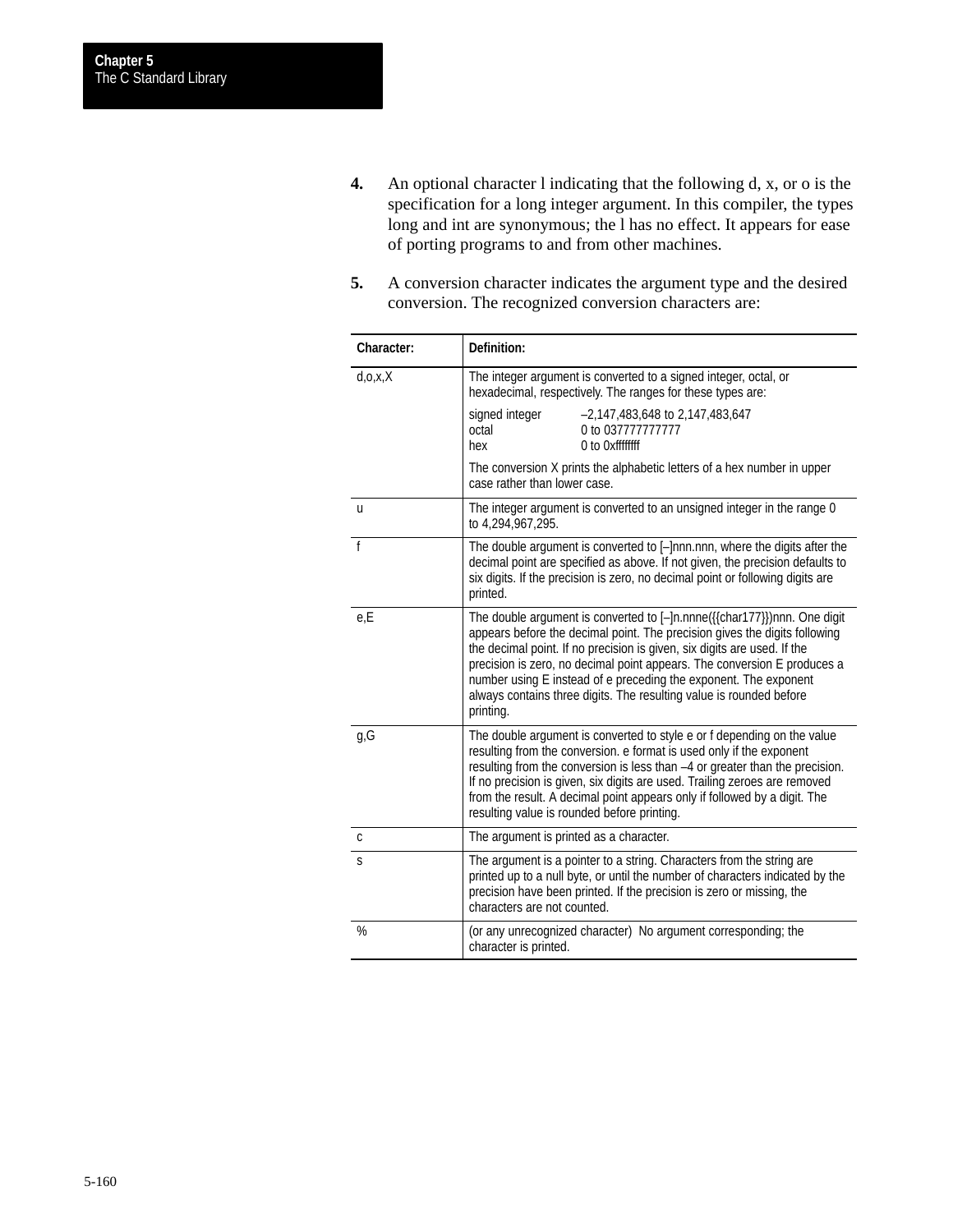4. An optional character l indicating that the following d, x, or o is the specification for a long integer argument. In this compiler, the types long and int are synonymous; the l has no effect. It appears for ease of porting programs to and from other machines.

5. A conversion character indicates the argument type and the desired conversion. The recognized conversion characters are:

| Character: | Definition: |
|---|---|
| d,o,x,X | The integer argument is converted to a signed integer, octal, or hexadecimal, respectively. The ranges for these types are:<br><br>signed integer –2,147,483,648 to 2,147,483,647<br>octal 0 to 037777777777<br>hex 0 to 0xffffffff<br><br>The conversion X prints the alphabetic letters of a hex number in upper case rather than lower case. |
| u | The integer argument is converted to an unsigned integer in the range 0 to 4,294,967,295. |
| f | The double argument is converted to [–]nnn.nnn, where the digits after the decimal point are specified as above. If not given, the precision defaults to six digits. If the precision is zero, no decimal point or following digits are printed. |
| e,E | The double argument is converted to [–]n.nnne({{char177}})nnn. One digit appears before the decimal point. The precision gives the digits following the decimal point. If no precision is given, six digits are used. If the precision is zero, no decimal point appears. The conversion E produces a number using E instead of e preceding the exponent. The exponent always contains three digits. The resulting value is rounded before printing. |
| g,G | The double argument is converted to style e or f depending on the value resulting from the conversion. e format is used only if the exponent resulting from the conversion is less than –4 or greater than the precision. If no precision is given, six digits are used. Trailing zeroes are removed from the result. A decimal point appears only if followed by a digit. The resulting value is rounded before printing. |
| c | The argument is printed as a character. |
| s | The argument is a pointer to a string. Characters from the string are printed up to a null byte, or until the number of characters indicated by the precision have been printed. If the precision is zero or missing, the characters are not counted. |
| % | (or any unrecognized character) No argument corresponding; the character is printed. |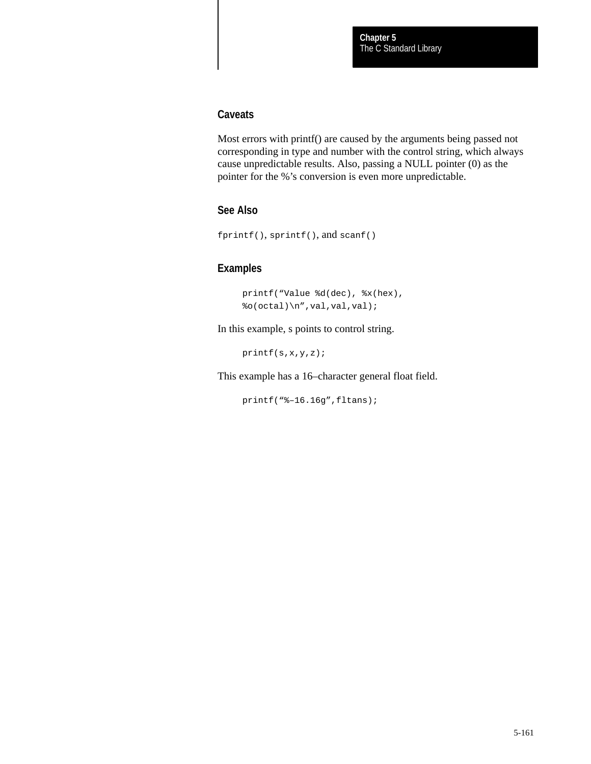### Caveats

Most errors with printf() are caused by the arguments being passed not corresponding in type and number with the control string, which always cause unpredictable results. Also, passing a NULL pointer (0) as the pointer for the %'s conversion is even more unpredictable.

### See Also

`fprintf()`, `sprintf()`, and `scanf()`

### Examples

```
printf("Value %d(dec), %x(hex),
%o(octal)\n",val,val,val);
```

In this example, s points to control string.

```
printf(s,x,y,z);
```

This example has a 16–character general float field.

```
printf("%–16.16g",fltans);
```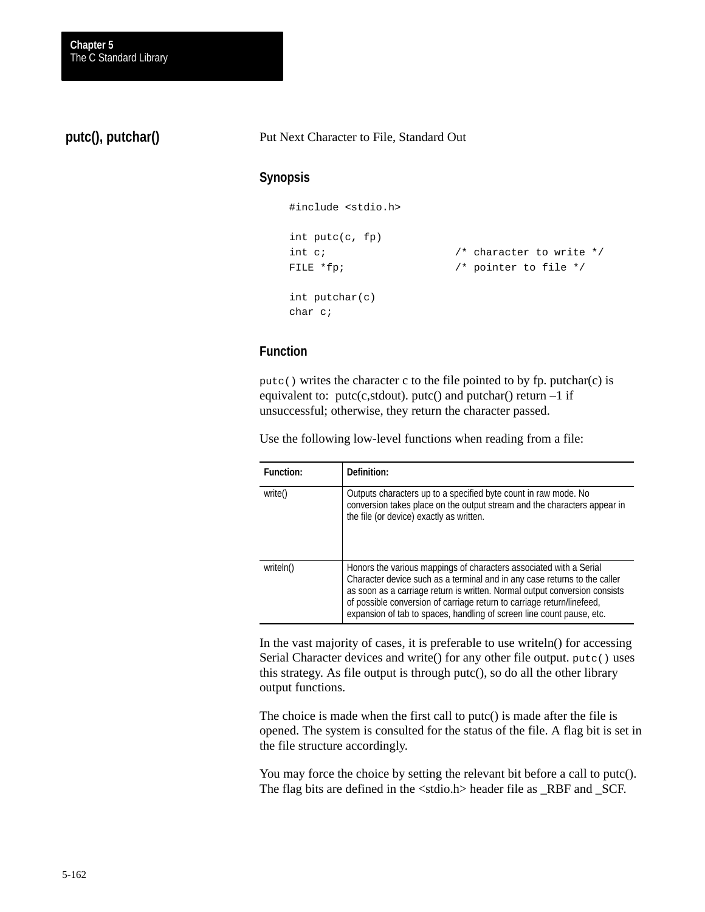## putc(), putchar()

Put Next Character to File, Standard Out

### Synopsis

```
#include <stdio.h>

int putc(c, fp)
int c;                    /* character to write */
FILE *fp;                 /* pointer to file */

int putchar(c)
char c;
```

### Function

`putc()` writes the character c to the file pointed to by fp. putchar(c) is equivalent to: putc(c,stdout). putc() and putchar() return –1 if unsuccessful; otherwise, they return the character passed.

Use the following low-level functions when reading from a file:

| Function: | Definition: |
| --- | --- |
| write() | Outputs characters up to a specified byte count in raw mode. No conversion takes place on the output stream and the characters appear in the file (or device) exactly as written. |
| writeln() | Honors the various mappings of characters associated with a Serial Character device such as a terminal and in any case returns to the caller as soon as a carriage return is written. Normal output conversion consists of possible conversion of carriage return to carriage return/linefeed, expansion of tab to spaces, handling of screen line count pause, etc. |

In the vast majority of cases, it is preferable to use writeln() for accessing Serial Character devices and write() for any other file output. `putc()` uses this strategy. As file output is through putc(), so do all the other library output functions.

The choice is made when the first call to putc() is made after the file is opened. The system is consulted for the status of the file. A flag bit is set in the file structure accordingly.

You may force the choice by setting the relevant bit before a call to putc(). The flag bits are defined in the <stdio.h> header file as _RBF and _SCF.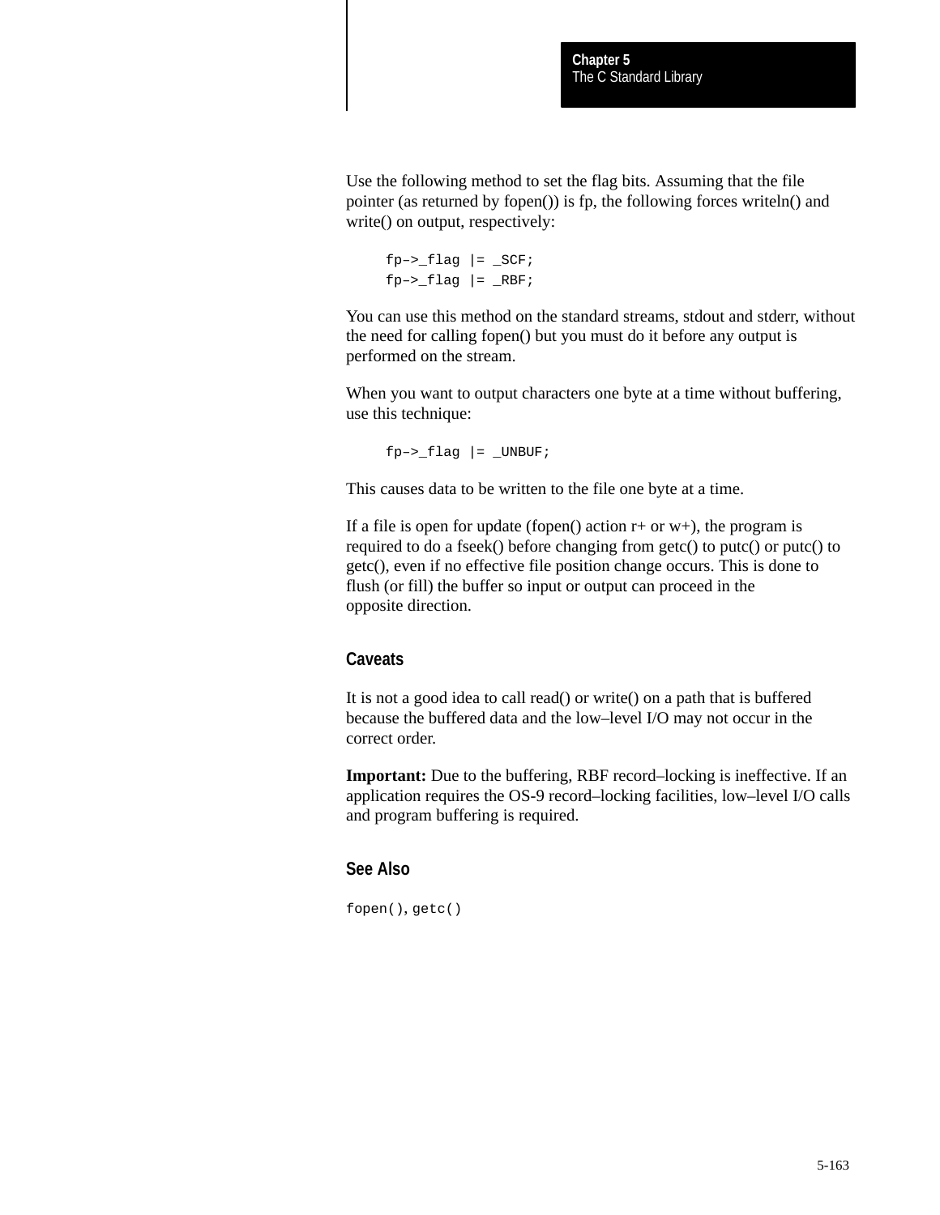Use the following method to set the flag bits. Assuming that the file pointer (as returned by fopen()) is fp, the following forces writeln() and write() on output, respectively:

```
fp–>_flag |= _SCF;
fp–>_flag |= _RBF;
```

You can use this method on the standard streams, stdout and stderr, without the need for calling fopen() but you must do it before any output is performed on the stream.

When you want to output characters one byte at a time without buffering, use this technique:

```
fp–>_flag |= _UNBUF;
```

This causes data to be written to the file one byte at a time.

If a file is open for update (fopen() action r+ or w+), the program is required to do a fseek() before changing from getc() to putc() or putc() to getc(), even if no effective file position change occurs. This is done to flush (or fill) the buffer so input or output can proceed in the opposite direction.

### Caveats

It is not a good idea to call read() or write() on a path that is buffered because the buffered data and the low–level I/O may not occur in the correct order.

**Important:** Due to the buffering, RBF record–locking is ineffective. If an application requires the OS-9 record–locking facilities, low–level I/O calls and program buffering is required.

### See Also

`fopen()`, `getc()`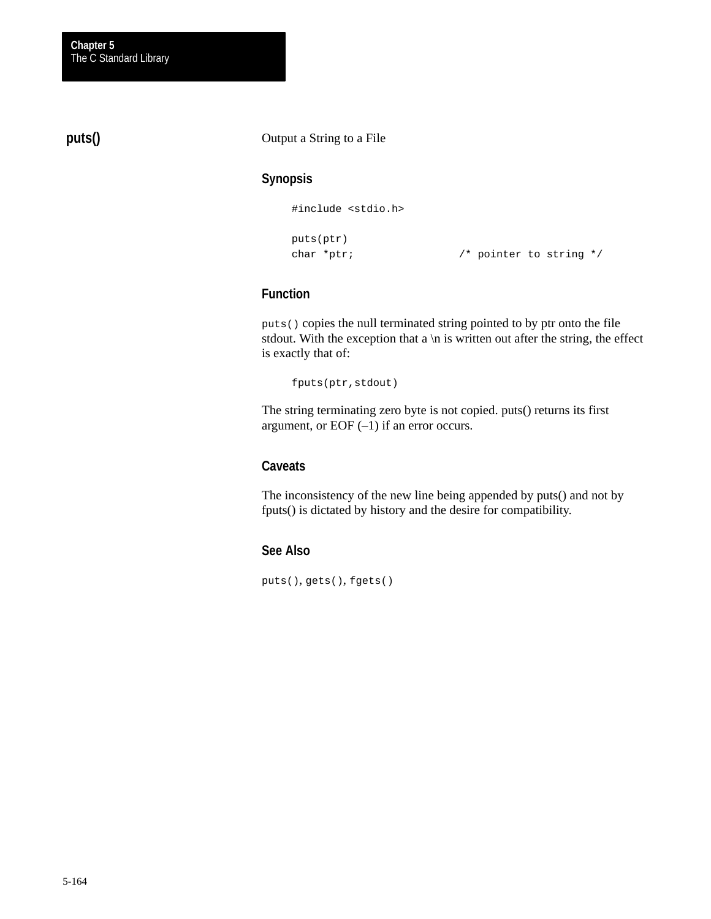## puts()

Output a String to a File

### Synopsis

```
#include <stdio.h>

puts(ptr)
char *ptr;                /* pointer to string */
```

### Function

`puts()` copies the null terminated string pointed to by ptr onto the file stdout. With the exception that a \n is written out after the string, the effect is exactly that of:

```
fputs(ptr,stdout)
```

The string terminating zero byte is not copied. puts() returns its first argument, or EOF (–1) if an error occurs.

### Caveats

The inconsistency of the new line being appended by puts() and not by fputs() is dictated by history and the desire for compatibility.

### See Also

`puts()`, `gets()`, `fgets()`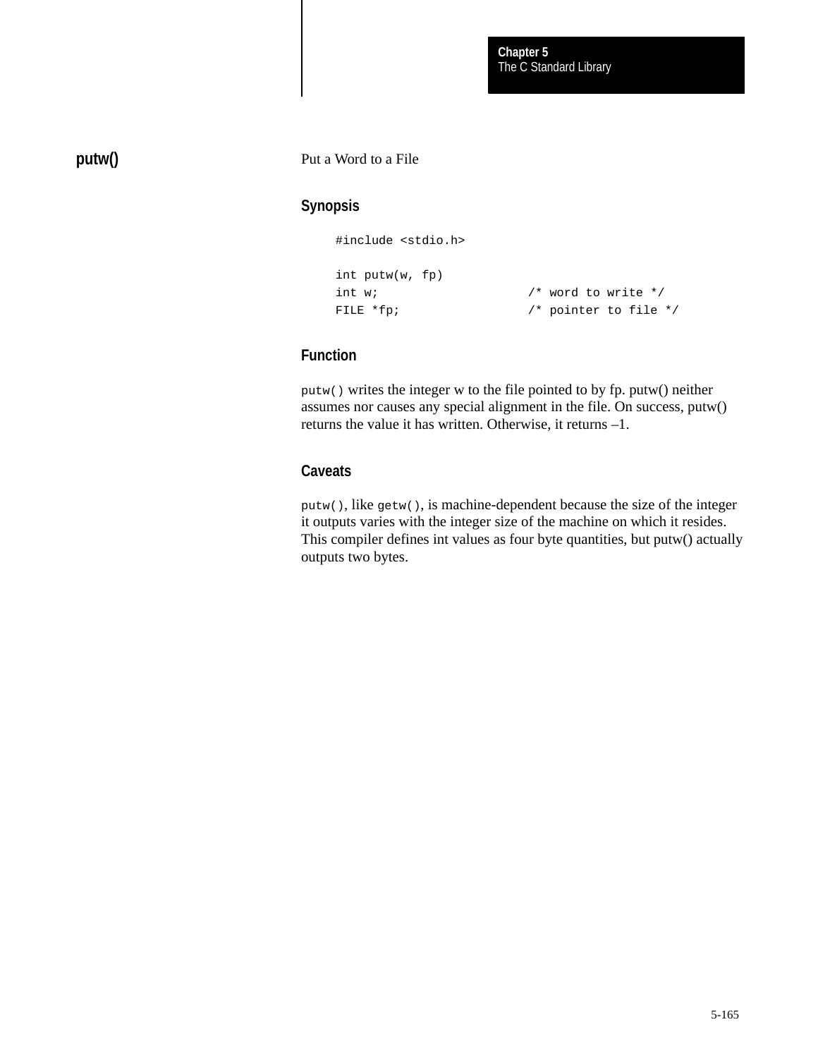## putw()

Put a Word to a File

### Synopsis

```
#include <stdio.h>

int putw(w, fp)
int w;                  /* word to write */
FILE *fp;               /* pointer to file */
```

### Function

`putw()` writes the integer w to the file pointed to by fp. putw() neither assumes nor causes any special alignment in the file. On success, putw() returns the value it has written. Otherwise, it returns –1.

### Caveats

`putw()`, like `getw()`, is machine-dependent because the size of the integer it outputs varies with the integer size of the machine on which it resides. This compiler defines int values as four byte quantities, but putw() actually outputs two bytes.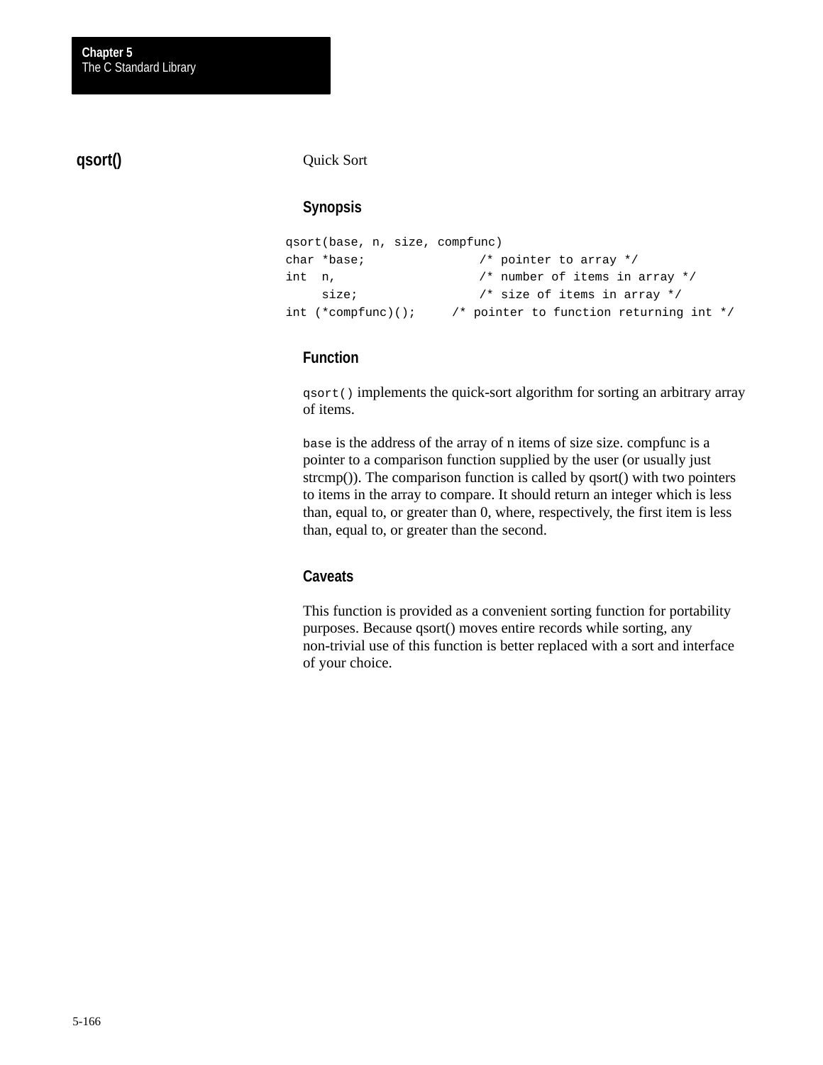## qsort()

Quick Sort

### Synopsis

```
qsort(base, n, size, compfunc)
char *base;              /* pointer to array */
int  n,                  /* number of items in array */
     size;               /* size of items in array */
int (*compfunc)();     /* pointer to function returning int */
```

### Function

`qsort()` implements the quick-sort algorithm for sorting an arbitrary array of items.

`base` is the address of the array of n items of size size. compfunc is a pointer to a comparison function supplied by the user (or usually just strcmp()). The comparison function is called by qsort() with two pointers to items in the array to compare. It should return an integer which is less than, equal to, or greater than 0, where, respectively, the first item is less than, equal to, or greater than the second.

### Caveats

This function is provided as a convenient sorting function for portability purposes. Because qsort() moves entire records while sorting, any non-trivial use of this function is better replaced with a sort and interface of your choice.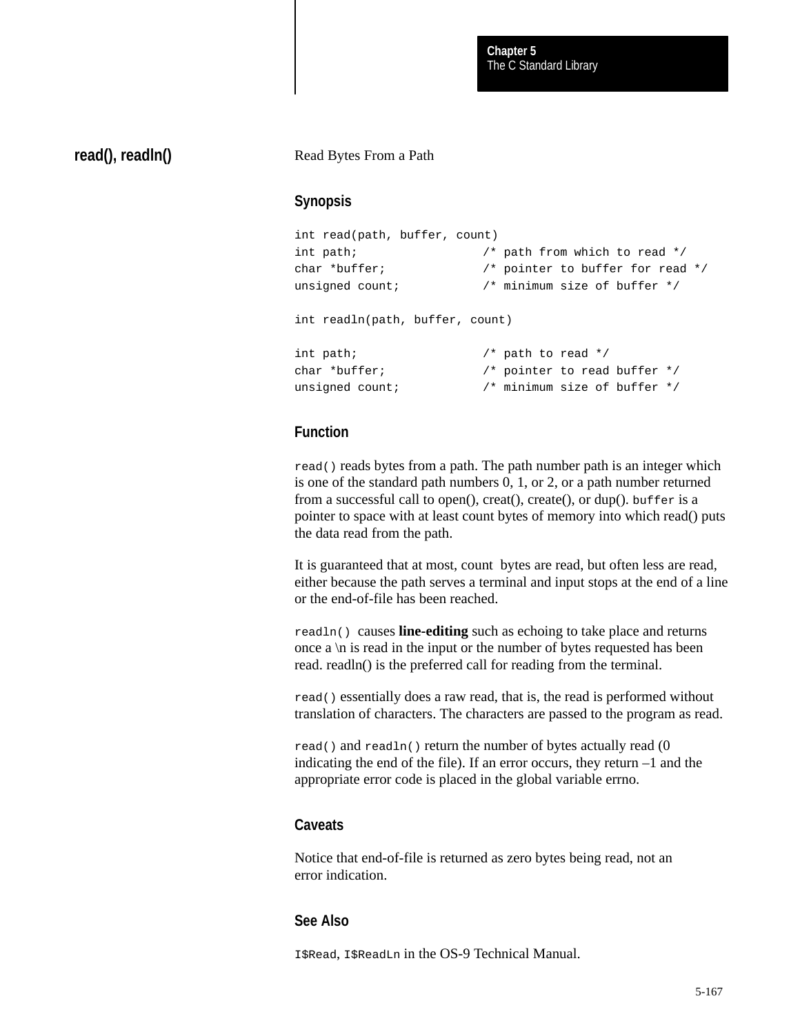## read(), readln()

Read Bytes From a Path

### Synopsis

```
int read(path, buffer, count)
int path;                  /* path from which to read */
char *buffer;              /* pointer to buffer for read */
unsigned count;            /* minimum size of buffer */

int readln(path, buffer, count)

int path;                  /* path to read */
char *buffer;              /* pointer to read buffer */
unsigned count;            /* minimum size of buffer */
```

### Function

`read()` reads bytes from a path. The path number path is an integer which is one of the standard path numbers 0, 1, or 2, or a path number returned from a successful call to open(), creat(), create(), or dup(). `buffer` is a pointer to space with at least count bytes of memory into which read() puts the data read from the path.

It is guaranteed that at most, count bytes are read, but often less are read, either because the path serves a terminal and input stops at the end of a line or the end-of-file has been reached.

`readln()` causes **line-editing** such as echoing to take place and returns once a \n is read in the input or the number of bytes requested has been read. readln() is the preferred call for reading from the terminal.

`read()` essentially does a raw read, that is, the read is performed without translation of characters. The characters are passed to the program as read.

`read()` and `readln()` return the number of bytes actually read (0 indicating the end of the file). If an error occurs, they return –1 and the appropriate error code is placed in the global variable errno.

### Caveats

Notice that end-of-file is returned as zero bytes being read, not an error indication.

### See Also

`I$Read`, `I$ReadLn` in the OS-9 Technical Manual.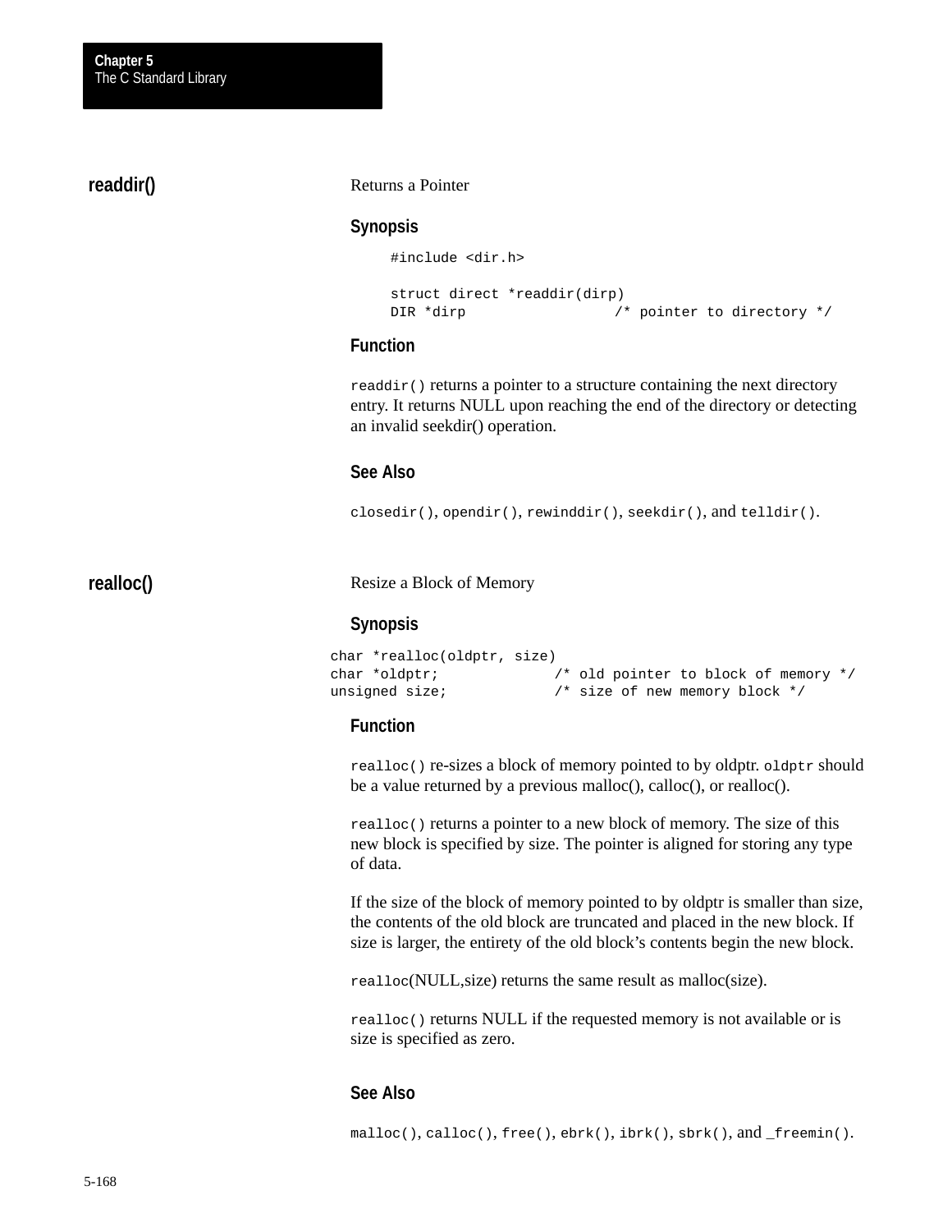## readdir()

Returns a Pointer

### Synopsis

```
#include <dir.h>

struct direct *readdir(dirp)
DIR *dirp                  /* pointer to directory */
```

### Function

`readdir()` returns a pointer to a structure containing the next directory entry. It returns NULL upon reaching the end of the directory or detecting an invalid seekdir() operation.

### See Also

`closedir()`, `opendir()`, `rewinddir()`, `seekdir()`, and `telldir()`.

## realloc()

Resize a Block of Memory

### Synopsis

```
char *realloc(oldptr, size)
char *oldptr;             /* old pointer to block of memory */
unsigned size;            /* size of new memory block */
```

### Function

`realloc()` re-sizes a block of memory pointed to by oldptr. `oldptr` should be a value returned by a previous malloc(), calloc(), or realloc().

`realloc()` returns a pointer to a new block of memory. The size of this new block is specified by size. The pointer is aligned for storing any type of data.

If the size of the block of memory pointed to by oldptr is smaller than size, the contents of the old block are truncated and placed in the new block. If size is larger, the entirety of the old block's contents begin the new block.

`realloc`(NULL,size) returns the same result as malloc(size).

`realloc()` returns NULL if the requested memory is not available or is size is specified as zero.

### See Also

`malloc()`, `calloc()`, `free()`, `ebrk()`, `ibrk()`, `sbrk()`, and `_freemin()`.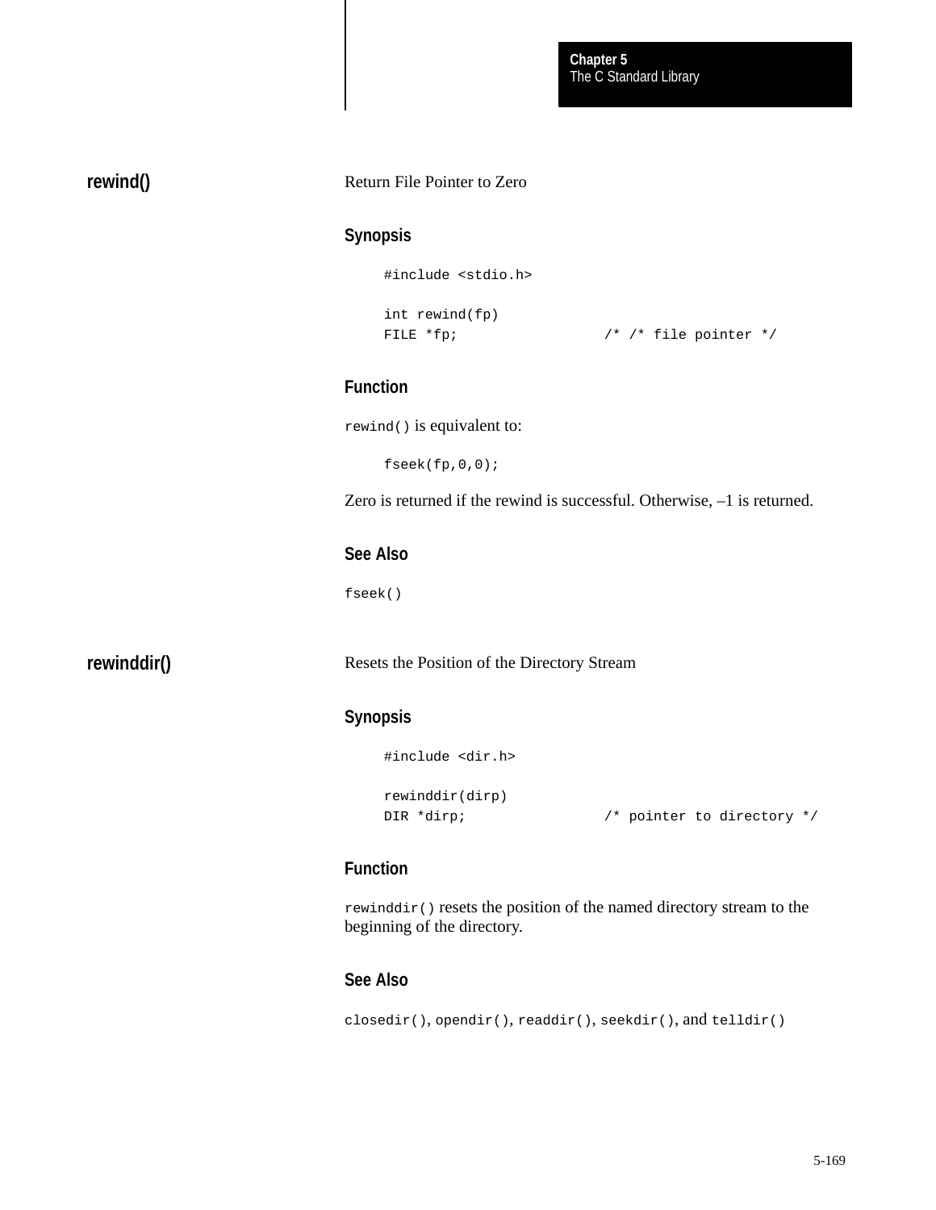## rewind()

Return File Pointer to Zero

### Synopsis

```
#include <stdio.h>

int rewind(fp)
FILE *fp;                  /* /* file pointer */
```

### Function

`rewind()` is equivalent to:

```
fseek(fp,0,0);
```

Zero is returned if the rewind is successful. Otherwise, –1 is returned.

### See Also

`fseek()`

## rewinddir()

Resets the Position of the Directory Stream

### Synopsis

```
#include <dir.h>

rewinddir(dirp)
DIR *dirp;                 /* pointer to directory */
```

### Function

`rewinddir()` resets the position of the named directory stream to the beginning of the directory.

### See Also

`closedir()`, `opendir()`, `readdir()`, `seekdir()`, and `telldir()`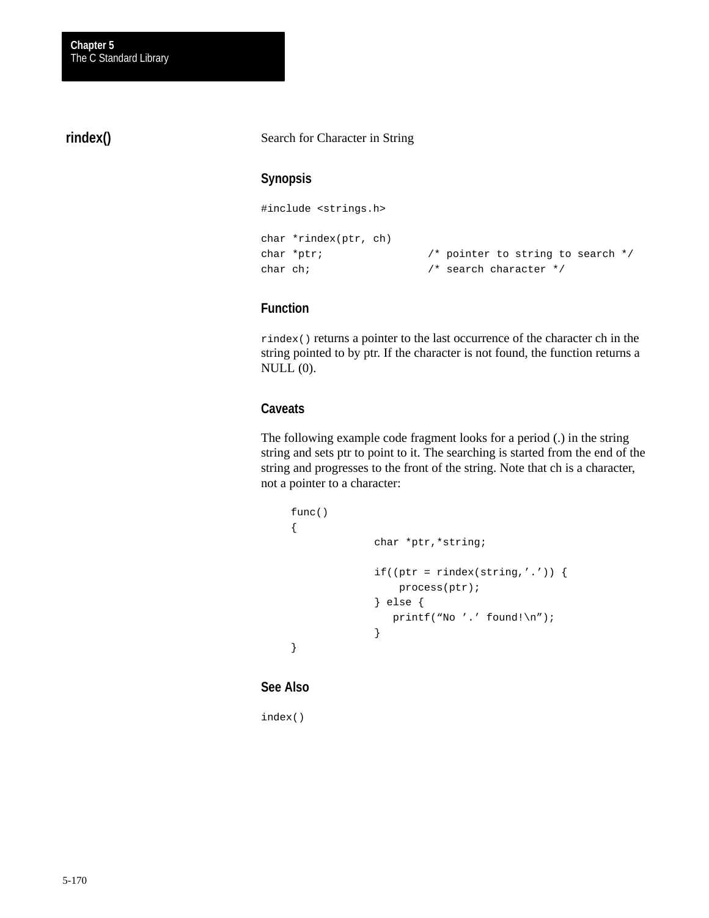## rindex()

Search for Character in String

### Synopsis

```
#include <strings.h>

char *rindex(ptr, ch)
char *ptr;                /* pointer to string to search */
char ch;                  /* search character */
```

### Function

`rindex()` returns a pointer to the last occurrence of the character ch in the string pointed to by ptr. If the character is not found, the function returns a NULL (0).

### Caveats

The following example code fragment looks for a period (.) in the string string and sets ptr to point to it. The searching is started from the end of the string and progresses to the front of the string. Note that ch is a character, not a pointer to a character:

```
func()
{
             char *ptr,*string;

             if((ptr = rindex(string,’.’)) {
                 process(ptr);
             } else {
                printf(“No ’.’ found!\n”);
             }
}
```

### See Also

`index()`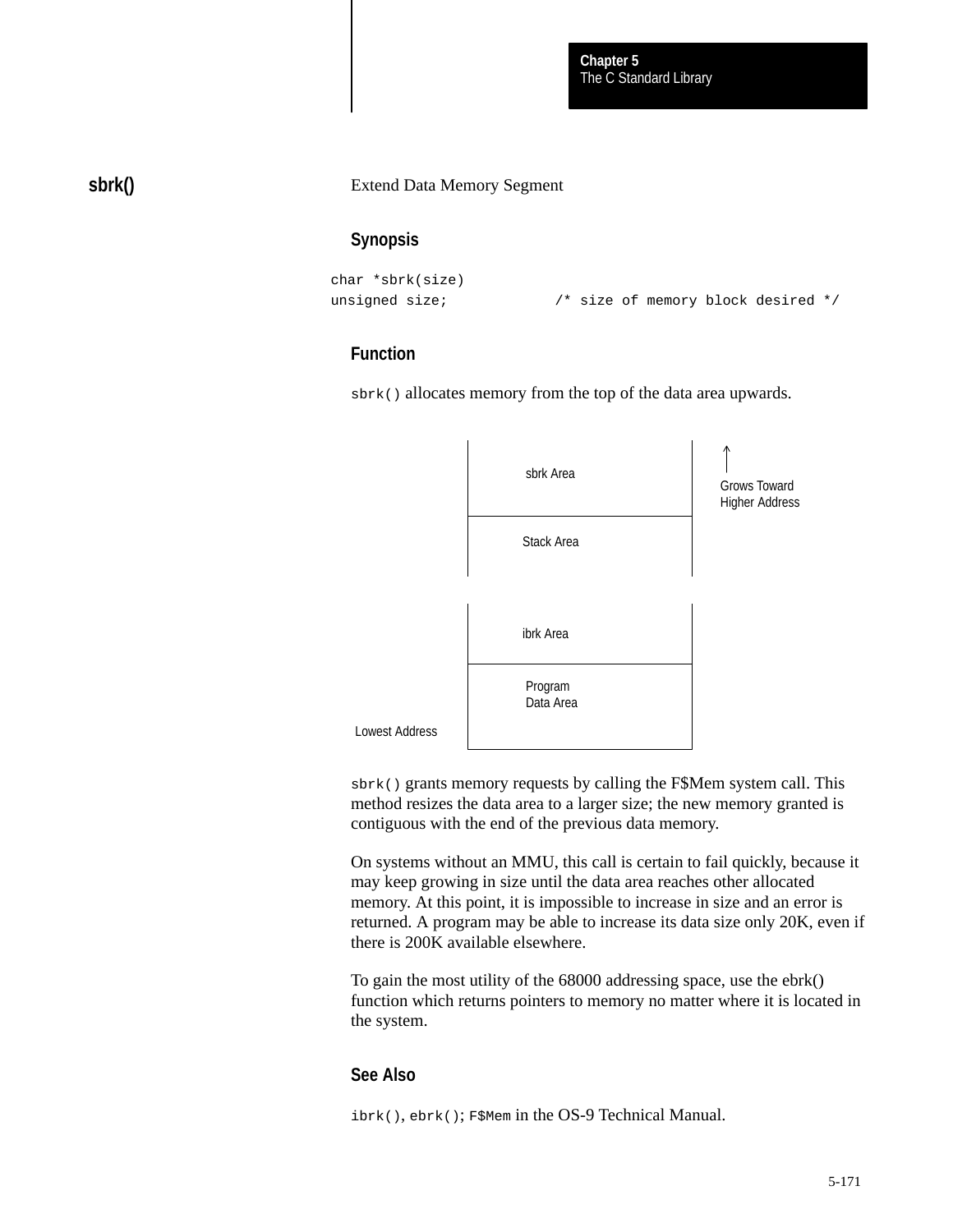## sbrk()

Extend Data Memory Segment

### Synopsis

```
char *sbrk(size)
unsigned size;            /* size of memory block desired */
```

### Function

`sbrk()` allocates memory from the top of the data area upwards.

```
            +------------------+   ↑
            |    sbrk Area     |   Grows Toward
            |                  |   Higher Address
            +------------------+
            |    Stack Area    |
            |                  |

            |                  |
            |    ibrk Area     |
            +------------------+
            |    Program       |
            |    Data Area     |
Lowest Address                 |
            +------------------+
```

`sbrk()` grants memory requests by calling the F$Mem system call. This method resizes the data area to a larger size; the new memory granted is contiguous with the end of the previous data memory.

On systems without an MMU, this call is certain to fail quickly, because it may keep growing in size until the data area reaches other allocated memory. At this point, it is impossible to increase in size and an error is returned. A program may be able to increase its data size only 20K, even if there is 200K available elsewhere.

To gain the most utility of the 68000 addressing space, use the ebrk() function which returns pointers to memory no matter where it is located in the system.

### See Also

`ibrk()`, `ebrk()`; `F$Mem` in the OS-9 Technical Manual.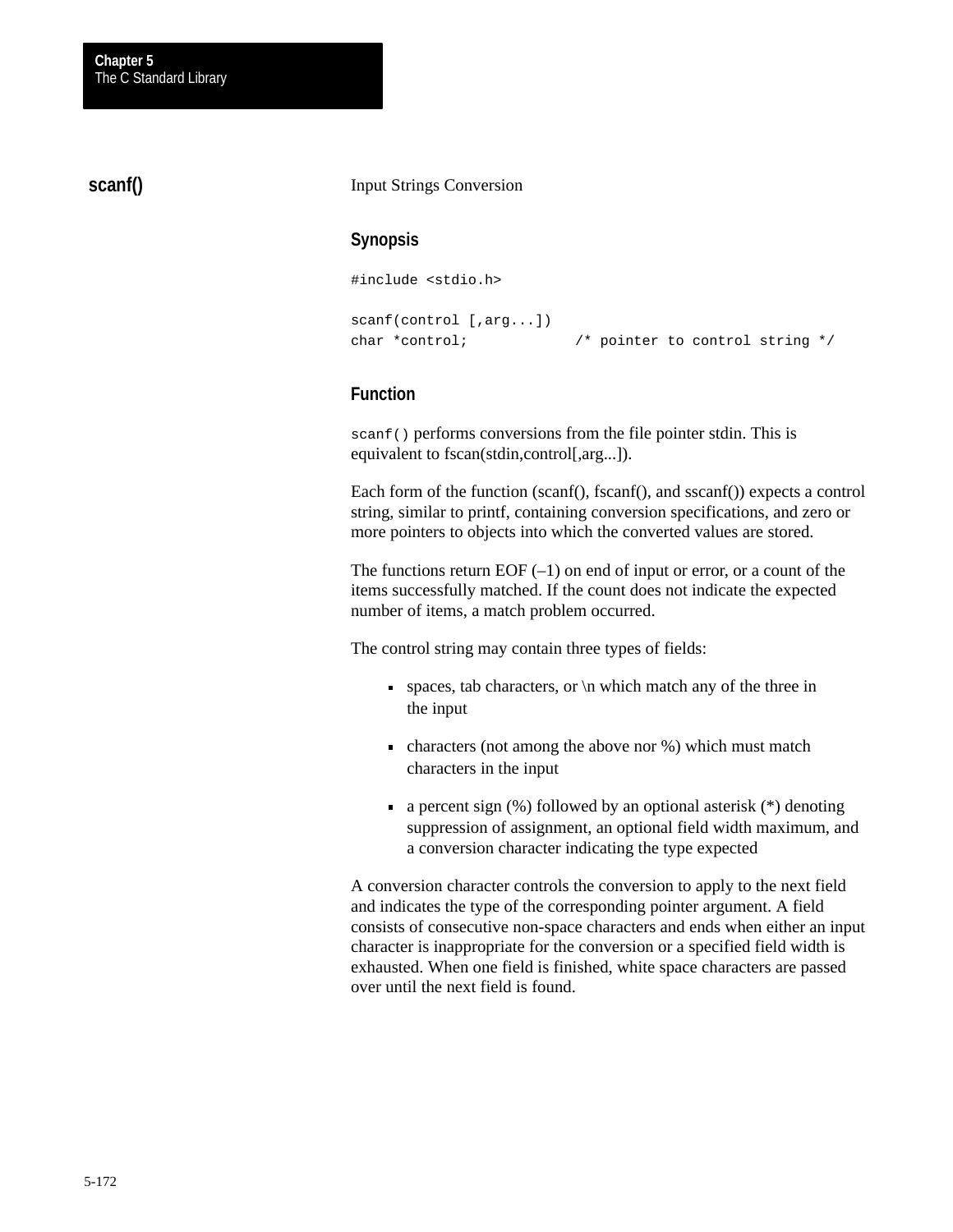## scanf()

Input Strings Conversion

### Synopsis

```
#include <stdio.h>

scanf(control [,arg...])
char *control;            /* pointer to control string */
```

### Function

`scanf()` performs conversions from the file pointer stdin. This is equivalent to fscan(stdin,control[,arg...]).

Each form of the function (scanf(), fscanf(), and sscanf()) expects a control string, similar to printf, containing conversion specifications, and zero or more pointers to objects into which the converted values are stored.

The functions return EOF (–1) on end of input or error, or a count of the items successfully matched. If the count does not indicate the expected number of items, a match problem occurred.

The control string may contain three types of fields:

- spaces, tab characters, or \n which match any of the three in the input
- characters (not among the above nor %) which must match characters in the input
- a percent sign (%) followed by an optional asterisk (*) denoting suppression of assignment, an optional field width maximum, and a conversion character indicating the type expected

A conversion character controls the conversion to apply to the next field and indicates the type of the corresponding pointer argument. A field consists of consecutive non-space characters and ends when either an input character is inappropriate for the conversion or a specified field width is exhausted. When one field is finished, white space characters are passed over until the next field is found.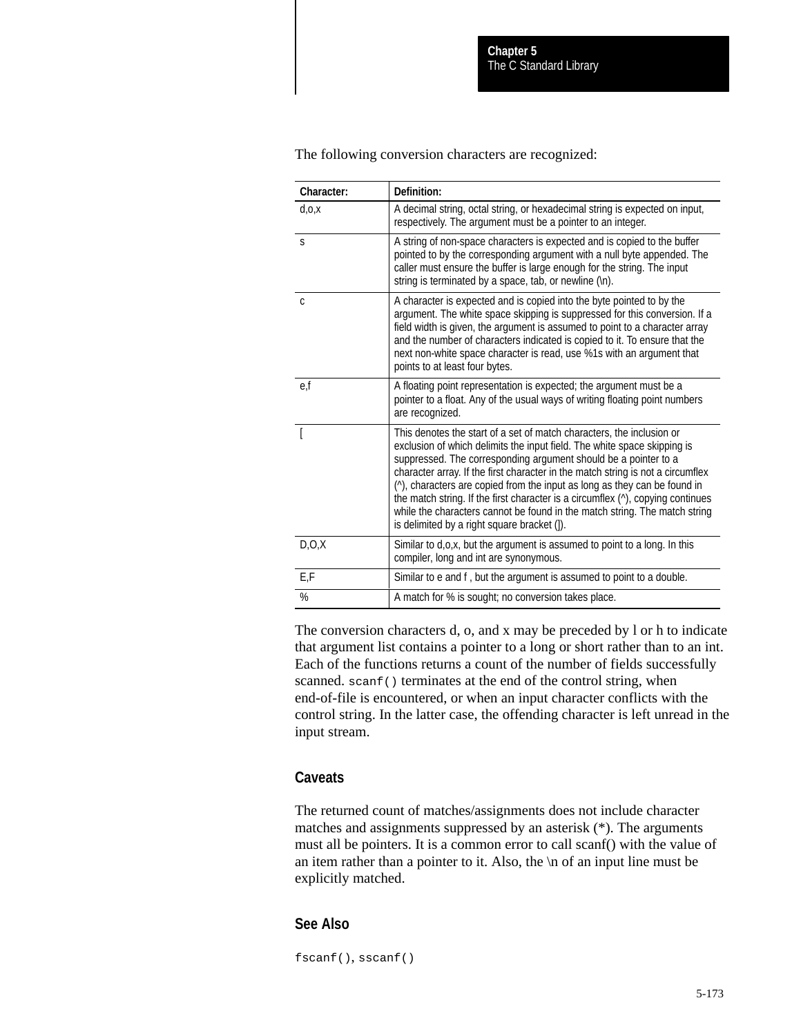The following conversion characters are recognized:

| Character: | Definition: |
|---|---|
| d,o,x | A decimal string, octal string, or hexadecimal string is expected on input, respectively. The argument must be a pointer to an integer. |
| s | A string of non-space characters is expected and is copied to the buffer pointed to by the corresponding argument with a null byte appended. The caller must ensure the buffer is large enough for the string. The input string is terminated by a space, tab, or newline (\n). |
| c | A character is expected and is copied into the byte pointed to by the argument. The white space skipping is suppressed for this conversion. If a field width is given, the argument is assumed to point to a character array and the number of characters indicated is copied to it. To ensure that the next non-white space character is read, use %1s with an argument that points to at least four bytes. |
| e,f | A floating point representation is expected; the argument must be a pointer to a float. Any of the usual ways of writing floating point numbers are recognized. |
| [ | This denotes the start of a set of match characters, the inclusion or exclusion of which delimits the input field. The white space skipping is suppressed. The corresponding argument should be a pointer to a character array. If the first character in the match string is not a circumflex (^), characters are copied from the input as long as they can be found in the match string. If the first character is a circumflex (^), copying continues while the characters cannot be found in the match string. The match string is delimited by a right square bracket (]). |
| D,O,X | Similar to d,o,x, but the argument is assumed to point to a long. In this compiler, long and int are synonymous. |
| E,F | Similar to e and f , but the argument is assumed to point to a double. |
| % | A match for % is sought; no conversion takes place. |

The conversion characters d, o, and x may be preceded by l or h to indicate that argument list contains a pointer to a long or short rather than to an int. Each of the functions returns a count of the number of fields successfully scanned. `scanf()` terminates at the end of the control string, when end-of-file is encountered, or when an input character conflicts with the control string. In the latter case, the offending character is left unread in the input stream.

### Caveats

The returned count of matches/assignments does not include character matches and assignments suppressed by an asterisk (*). The arguments must all be pointers. It is a common error to call scanf() with the value of an item rather than a pointer to it. Also, the \n of an input line must be explicitly matched.

### See Also

`fscanf()`, `sscanf()`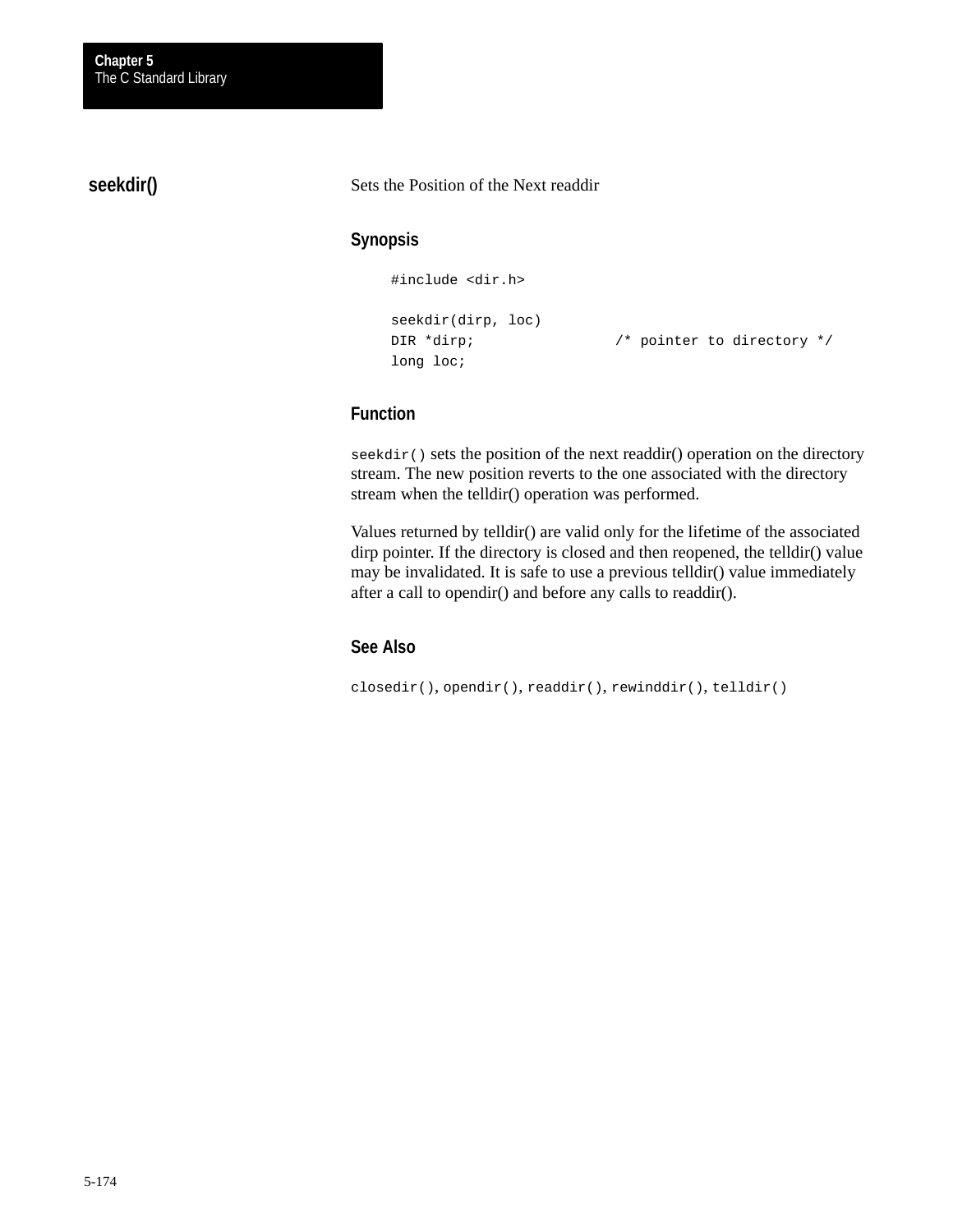## seekdir()

Sets the Position of the Next readdir

### Synopsis

```
#include <dir.h>

seekdir(dirp, loc)
DIR *dirp;              /* pointer to directory */
long loc;
```

### Function

`seekdir()` sets the position of the next readdir() operation on the directory stream. The new position reverts to the one associated with the directory stream when the telldir() operation was performed.

Values returned by telldir() are valid only for the lifetime of the associated dirp pointer. If the directory is closed and then reopened, the telldir() value may be invalidated. It is safe to use a previous telldir() value immediately after a call to opendir() and before any calls to readdir().

### See Also

`closedir()`, `opendir()`, `readdir()`, `rewinddir()`, `telldir()`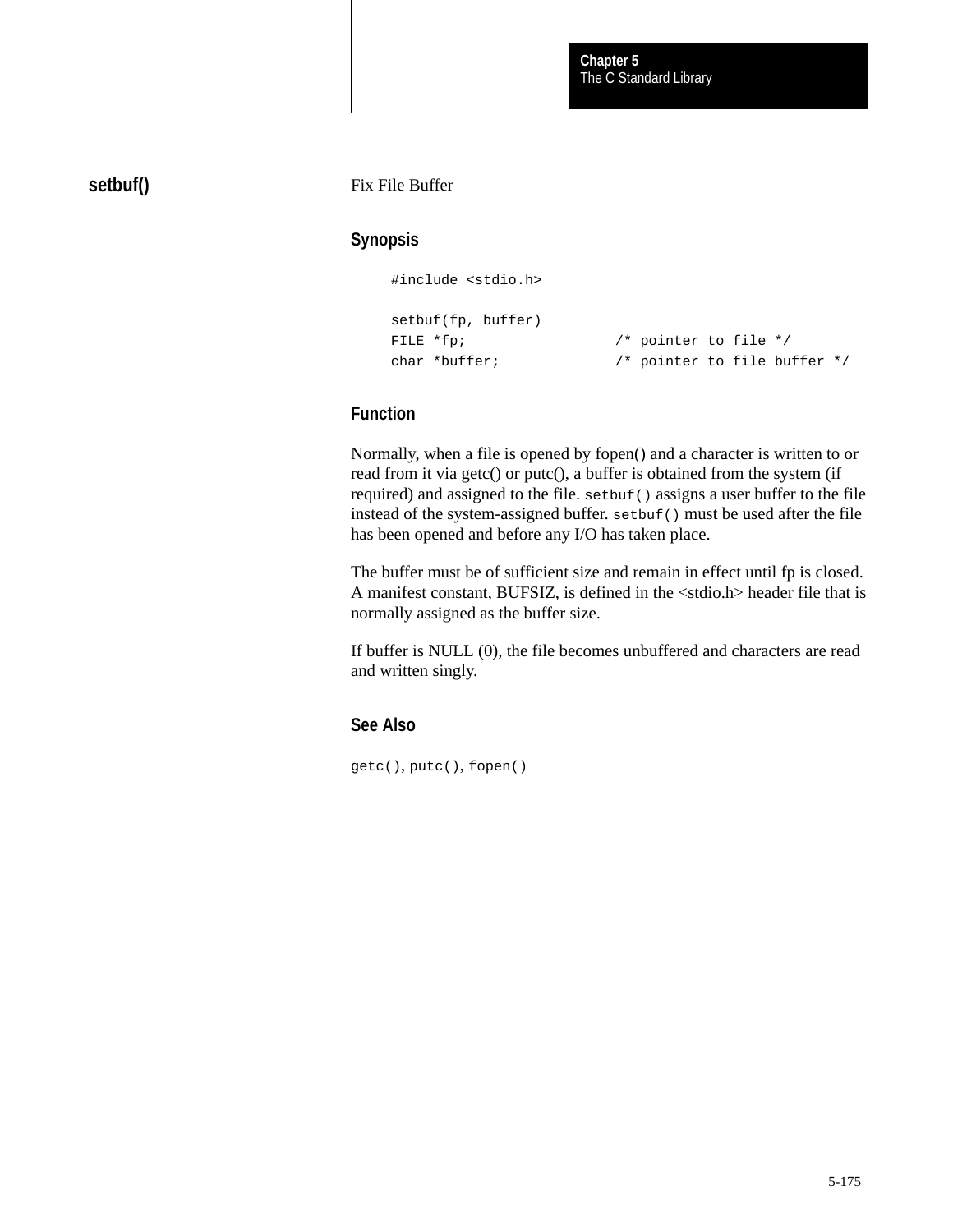## setbuf()

Fix File Buffer

### Synopsis

```
#include <stdio.h>

setbuf(fp, buffer)
FILE *fp;                  /* pointer to file */
char *buffer;              /* pointer to file buffer */
```

### Function

Normally, when a file is opened by fopen() and a character is written to or read from it via getc() or putc(), a buffer is obtained from the system (if required) and assigned to the file. `setbuf()` assigns a user buffer to the file instead of the system-assigned buffer. `setbuf()` must be used after the file has been opened and before any I/O has taken place.

The buffer must be of sufficient size and remain in effect until fp is closed. A manifest constant, BUFSIZ, is defined in the <stdio.h> header file that is normally assigned as the buffer size.

If buffer is NULL (0), the file becomes unbuffered and characters are read and written singly.

### See Also

`getc()`, `putc()`, `fopen()`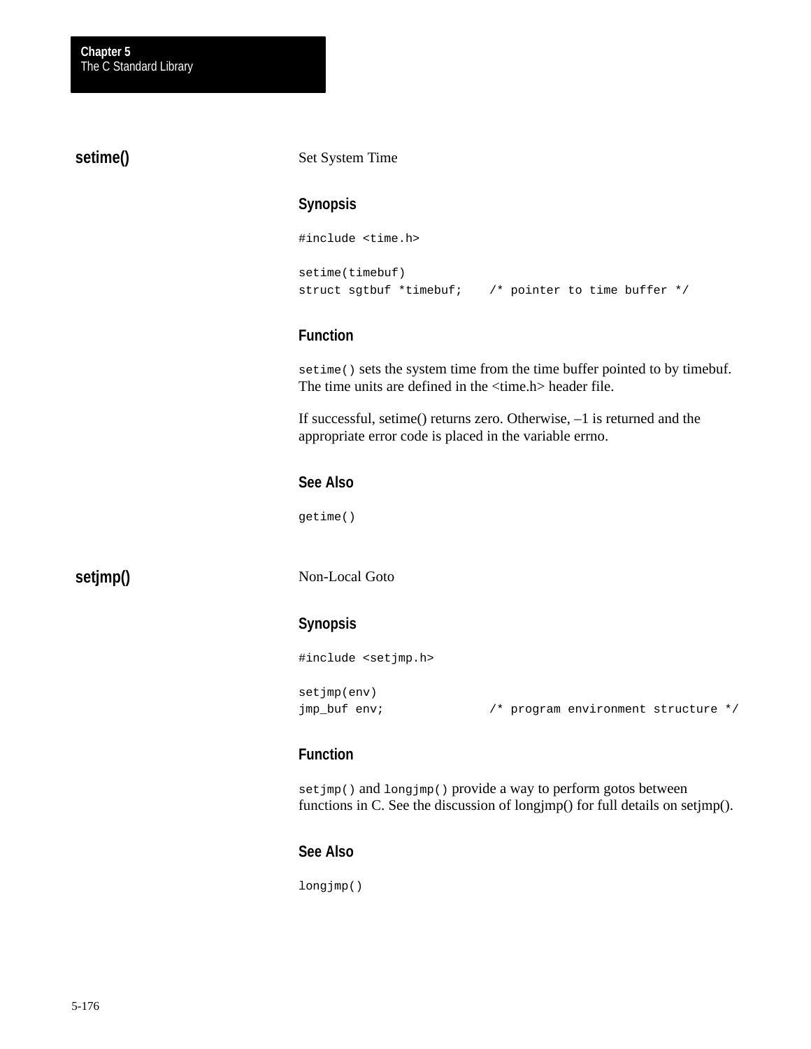## setime()

Set System Time

### Synopsis

```
#include <time.h>

setime(timebuf)
struct sgtbuf *timebuf;    /* pointer to time buffer */
```

### Function

`setime()` sets the system time from the time buffer pointed to by timebuf. The time units are defined in the <time.h> header file.

If successful, setime() returns zero. Otherwise, –1 is returned and the appropriate error code is placed in the variable errno.

### See Also

`getime()`

## setjmp()

Non-Local Goto

### Synopsis

```
#include <setjmp.h>

setjmp(env)
jmp_buf env;               /* program environment structure */
```

### Function

`setjmp()` and `longjmp()` provide a way to perform gotos between functions in C. See the discussion of longjmp() for full details on setjmp().

### See Also

`longjmp()`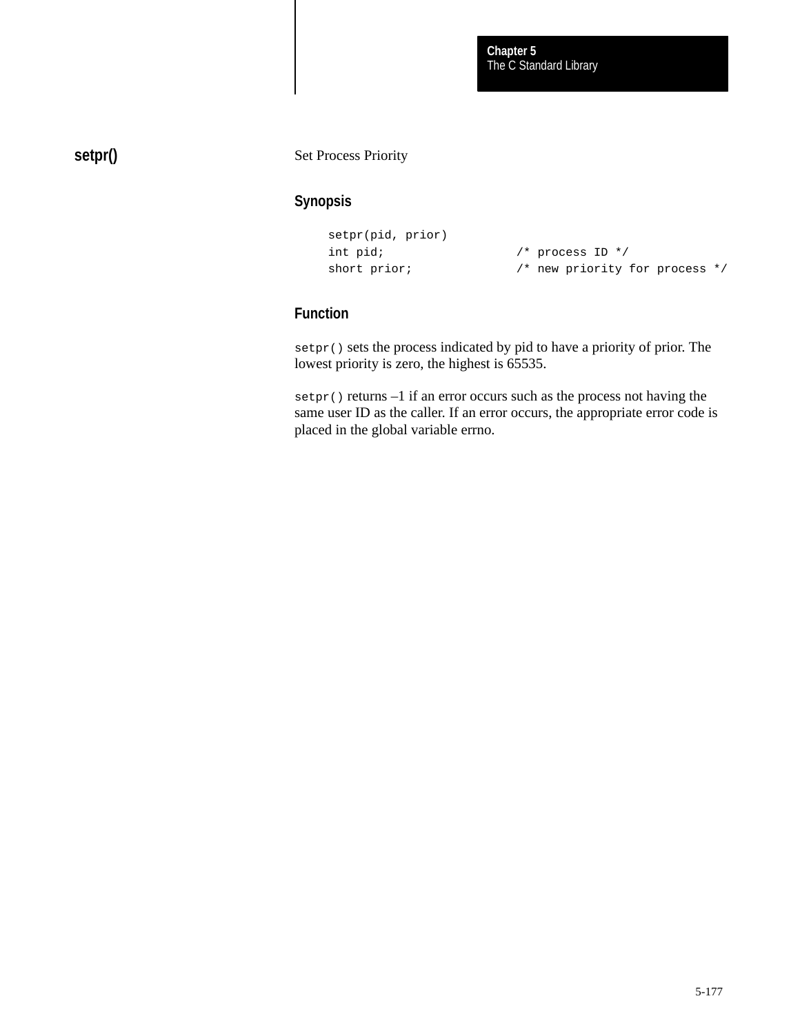## setpr()

Set Process Priority

### Synopsis

```
setpr(pid, prior)
int pid;                  /* process ID */
short prior;              /* new priority for process */
```

### Function

`setpr()` sets the process indicated by pid to have a priority of prior. The lowest priority is zero, the highest is 65535.

`setpr()` returns –1 if an error occurs such as the process not having the same user ID as the caller. If an error occurs, the appropriate error code is placed in the global variable errno.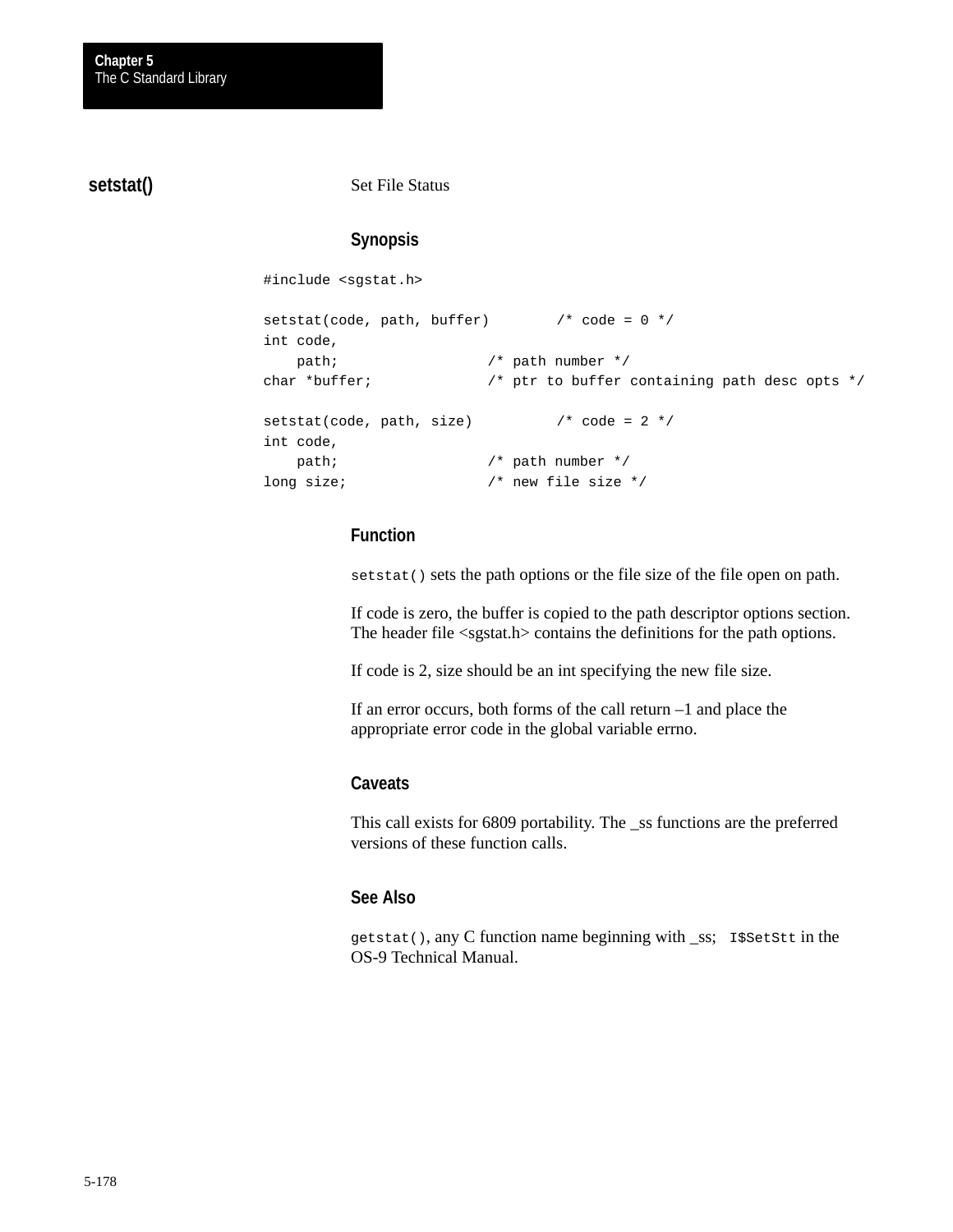## setstat()

Set File Status

### Synopsis

```
#include <sgstat.h>

setstat(code, path, buffer)        /* code = 0 */
int code,
    path;                 /* path number */
char *buffer;             /* ptr to buffer containing path desc opts */

setstat(code, path, size)          /* code = 2 */
int code,
    path;                 /* path number */
long size;                /* new file size */
```

### Function

`setstat()` sets the path options or the file size of the file open on path.

If code is zero, the buffer is copied to the path descriptor options section. The header file <sgstat.h> contains the definitions for the path options.

If code is 2, size should be an int specifying the new file size.

If an error occurs, both forms of the call return –1 and place the appropriate error code in the global variable errno.

### Caveats

This call exists for 6809 portability. The _ss functions are the preferred versions of these function calls.

### See Also

`getstat()`, any C function name beginning with _ss; `I$SetStt` in the OS-9 Technical Manual.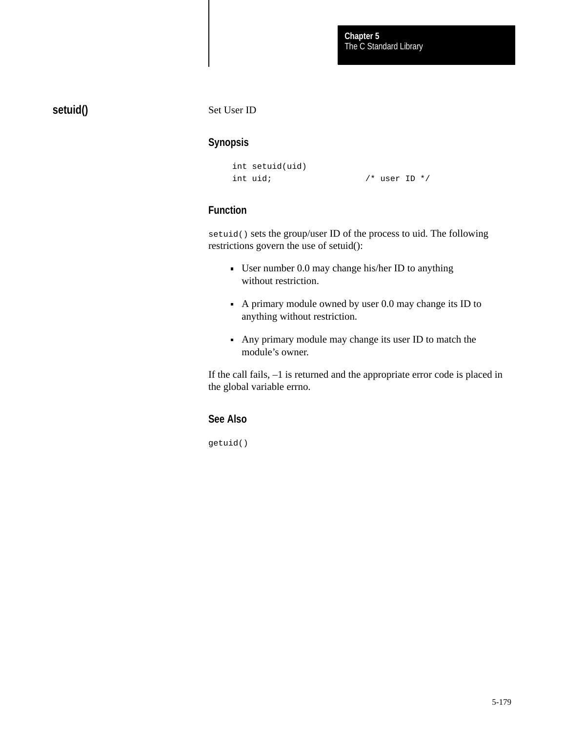## setuid()

Set User ID

### Synopsis

```
int setuid(uid)
int uid;                  /* user ID */
```

### Function

`setuid()` sets the group/user ID of the process to uid. The following restrictions govern the use of setuid():

- User number 0.0 may change his/her ID to anything without restriction.
- A primary module owned by user 0.0 may change its ID to anything without restriction.
- Any primary module may change its user ID to match the module's owner.

If the call fails, –1 is returned and the appropriate error code is placed in the global variable errno.

### See Also

`getuid()`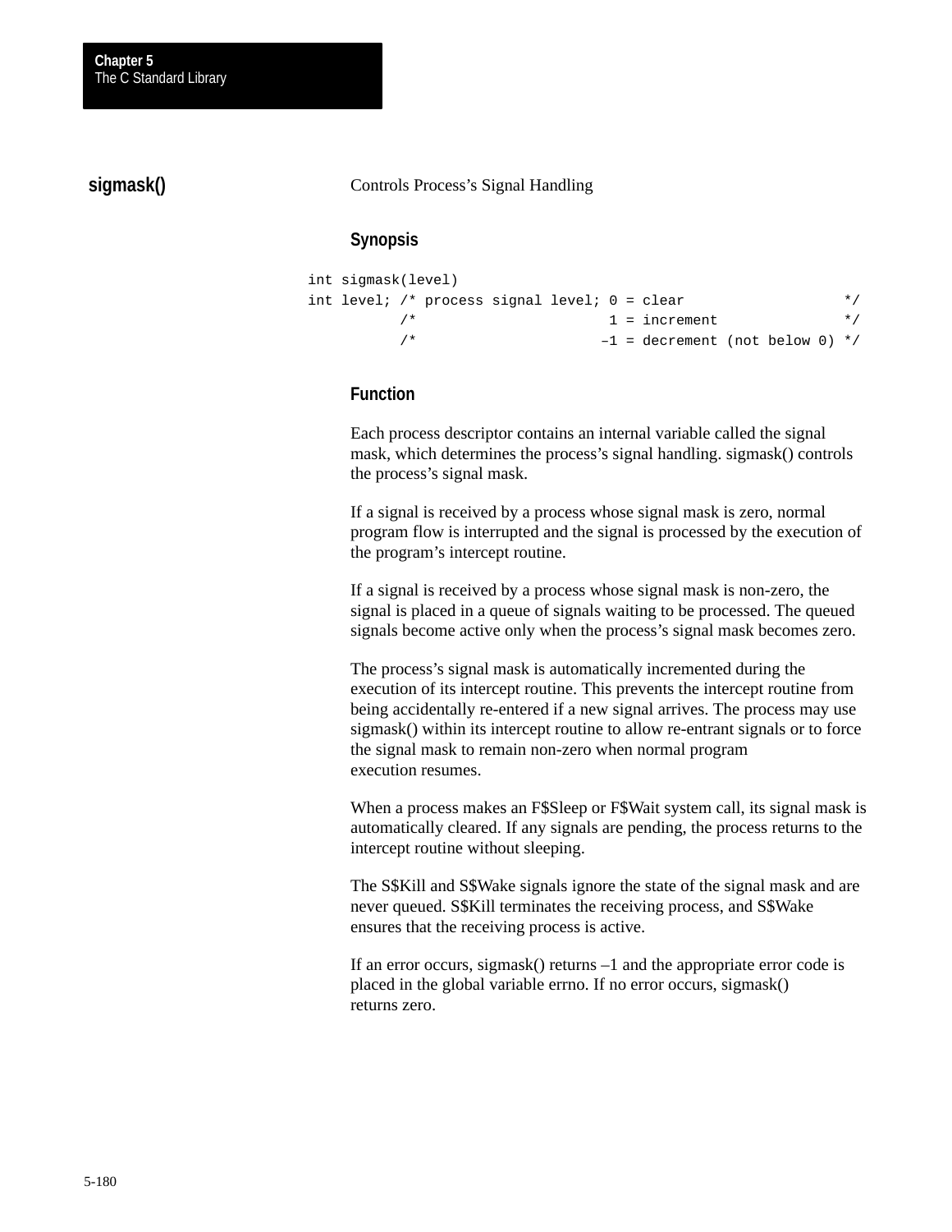## sigmask()

Controls Process’s Signal Handling

### Synopsis

```
int sigmask(level)
int level; /* process signal level; 0 = clear                  */
           /*                        1 = increment              */
           /*                       –1 = decrement (not below 0) */
```

### Function

Each process descriptor contains an internal variable called the signal mask, which determines the process’s signal handling. sigmask() controls the process’s signal mask.

If a signal is received by a process whose signal mask is zero, normal program flow is interrupted and the signal is processed by the execution of the program’s intercept routine.

If a signal is received by a process whose signal mask is non-zero, the signal is placed in a queue of signals waiting to be processed. The queued signals become active only when the process’s signal mask becomes zero.

The process’s signal mask is automatically incremented during the execution of its intercept routine. This prevents the intercept routine from being accidentally re-entered if a new signal arrives. The process may use sigmask() within its intercept routine to allow re-entrant signals or to force the signal mask to remain non-zero when normal program execution resumes.

When a process makes an F$Sleep or F$Wait system call, its signal mask is automatically cleared. If any signals are pending, the process returns to the intercept routine without sleeping.

The S$Kill and S$Wake signals ignore the state of the signal mask and are never queued. S$Kill terminates the receiving process, and S$Wake ensures that the receiving process is active.

If an error occurs, sigmask() returns –1 and the appropriate error code is placed in the global variable errno. If no error occurs, sigmask() returns zero.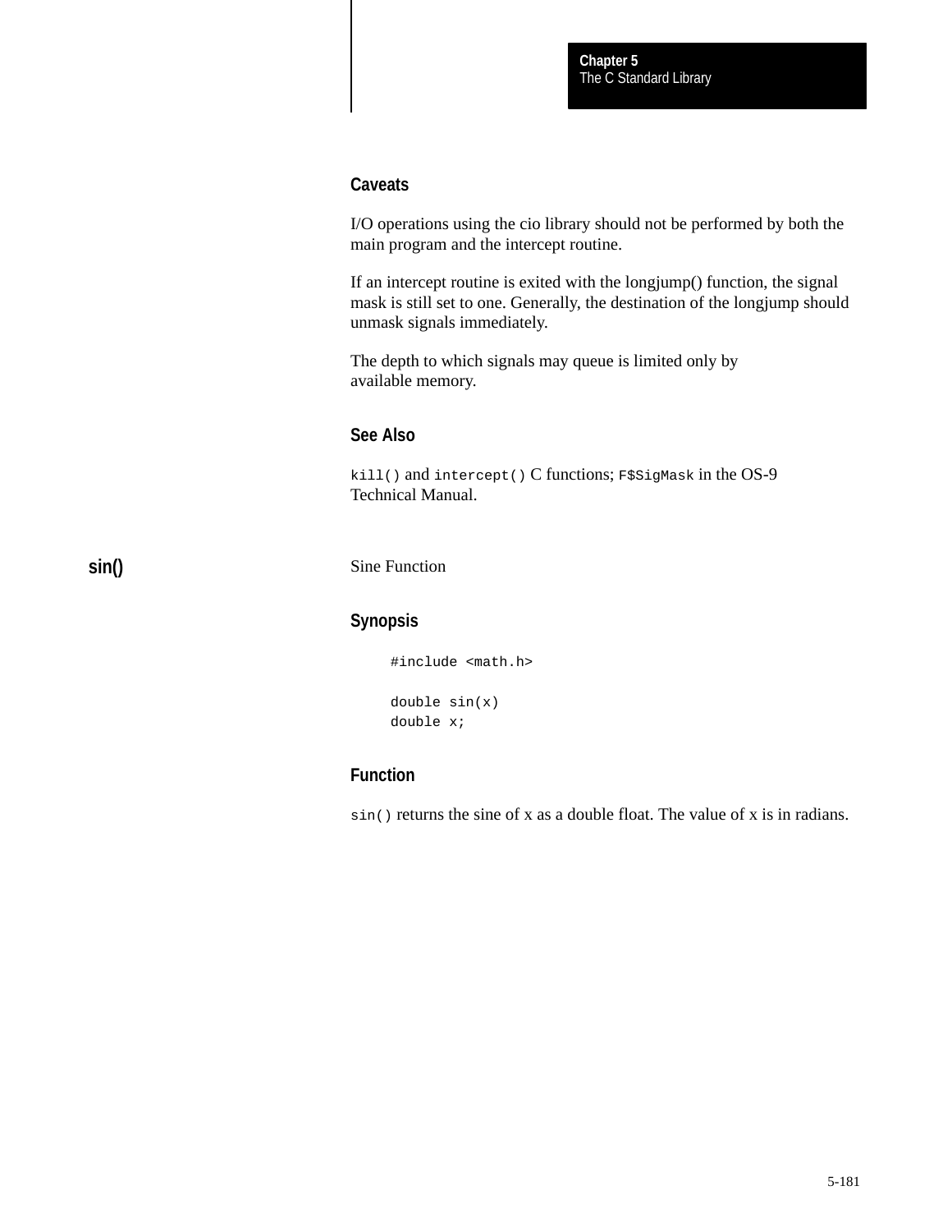### Caveats

I/O operations using the cio library should not be performed by both the main program and the intercept routine.

If an intercept routine is exited with the longjump() function, the signal mask is still set to one. Generally, the destination of the longjump should unmask signals immediately.

The depth to which signals may queue is limited only by available memory.

### See Also

`kill()` and `intercept()` C functions; `F$SigMask` in the OS-9 Technical Manual.

## sin()

Sine Function

### Synopsis

```
#include <math.h>

double sin(x)
double x;
```

### Function

`sin()` returns the sine of x as a double float. The value of x is in radians.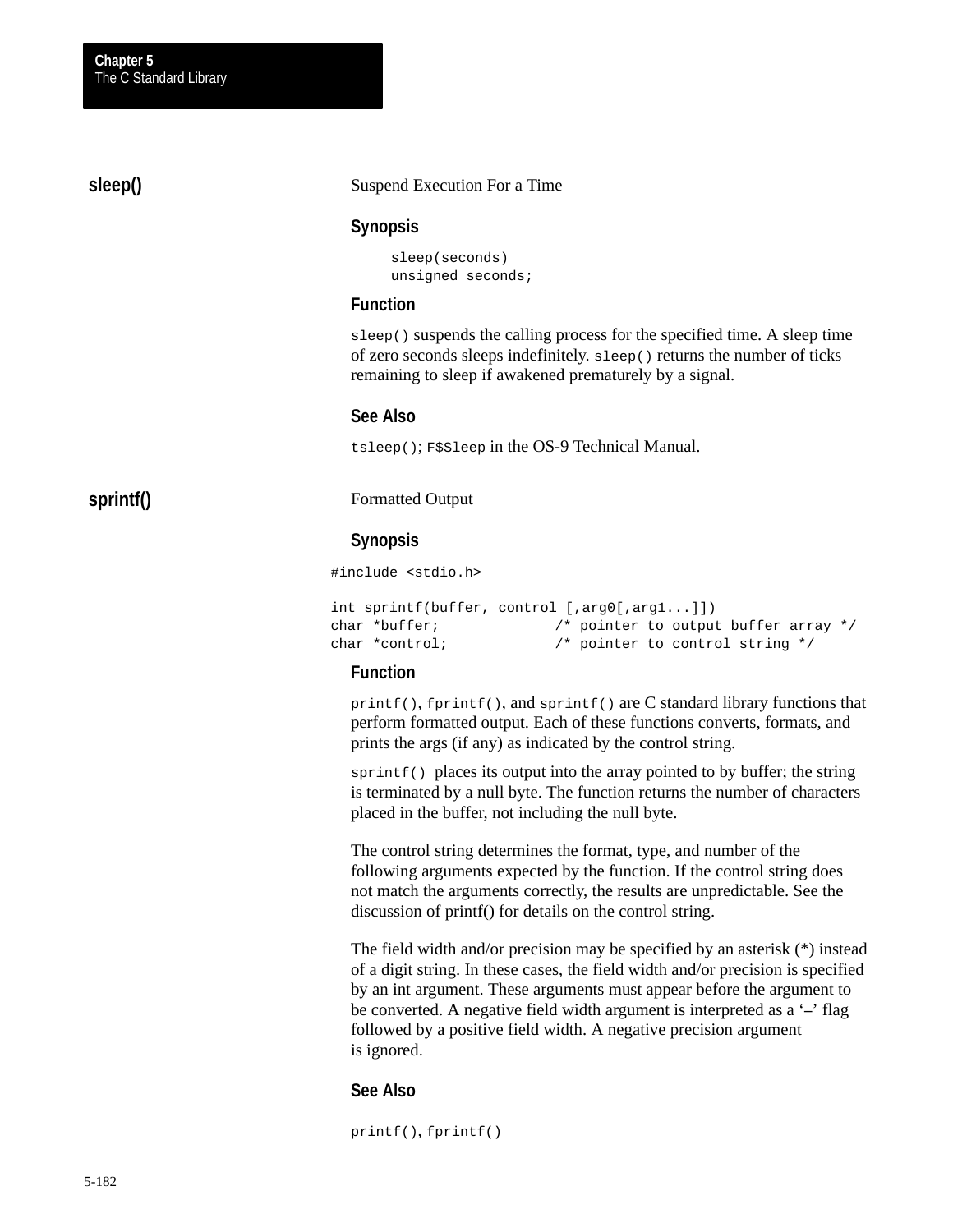## sleep()

Suspend Execution For a Time

### Synopsis

```
sleep(seconds)
unsigned seconds;
```

### Function

`sleep()` suspends the calling process for the specified time. A sleep time of zero seconds sleeps indefinitely. `sleep()` returns the number of ticks remaining to sleep if awakened prematurely by a signal.

### See Also

`tsleep()`; `F$Sleep` in the OS-9 Technical Manual.

## sprintf()

Formatted Output

### Synopsis

```
#include <stdio.h>

int sprintf(buffer, control [,arg0[,arg1...]])
char *buffer;              /* pointer to output buffer array */
char *control;             /* pointer to control string */
```

### Function

`printf()`, `fprintf()`, and `sprintf()` are C standard library functions that perform formatted output. Each of these functions converts, formats, and prints the args (if any) as indicated by the control string.

`sprintf()` places its output into the array pointed to by buffer; the string is terminated by a null byte. The function returns the number of characters placed in the buffer, not including the null byte.

The control string determines the format, type, and number of the following arguments expected by the function. If the control string does not match the arguments correctly, the results are unpredictable. See the discussion of printf() for details on the control string.

The field width and/or precision may be specified by an asterisk (*) instead of a digit string. In these cases, the field width and/or precision is specified by an int argument. These arguments must appear before the argument to be converted. A negative field width argument is interpreted as a '–' flag followed by a positive field width. A negative precision argument is ignored.

### See Also

`printf()`, `fprintf()`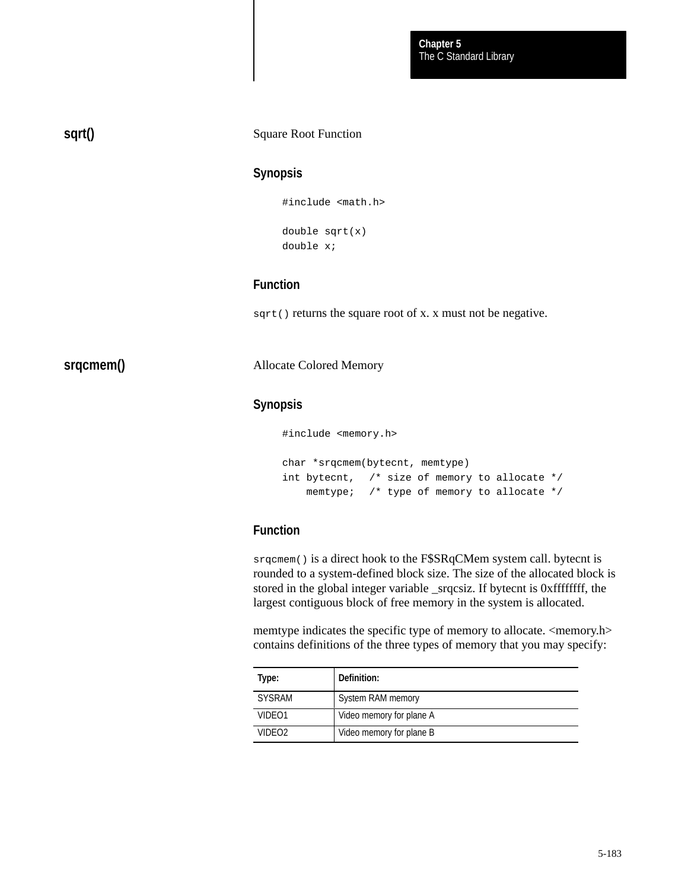## sqrt()

Square Root Function

### Synopsis

```
#include <math.h>

double sqrt(x)
double x;
```

### Function

`sqrt()` returns the square root of x. x must not be negative.

## srqcmem()

Allocate Colored Memory

### Synopsis

```
#include <memory.h>

char *srqcmem(bytecnt, memtype)
int bytecnt,  /* size of memory to allocate */
    memtype;  /* type of memory to allocate */
```

### Function

`srqcmem()` is a direct hook to the F$SRqCMem system call. bytecnt is rounded to a system-defined block size. The size of the allocated block is stored in the global integer variable _srqcsiz. If bytecnt is 0xffffffff, the largest contiguous block of free memory in the system is allocated.

memtype indicates the specific type of memory to allocate. <memory.h> contains definitions of the three types of memory that you may specify:

| Type: | Definition: |
|---|---|
| SYSRAM | System RAM memory |
| VIDEO1 | Video memory for plane A |
| VIDEO2 | Video memory for plane B |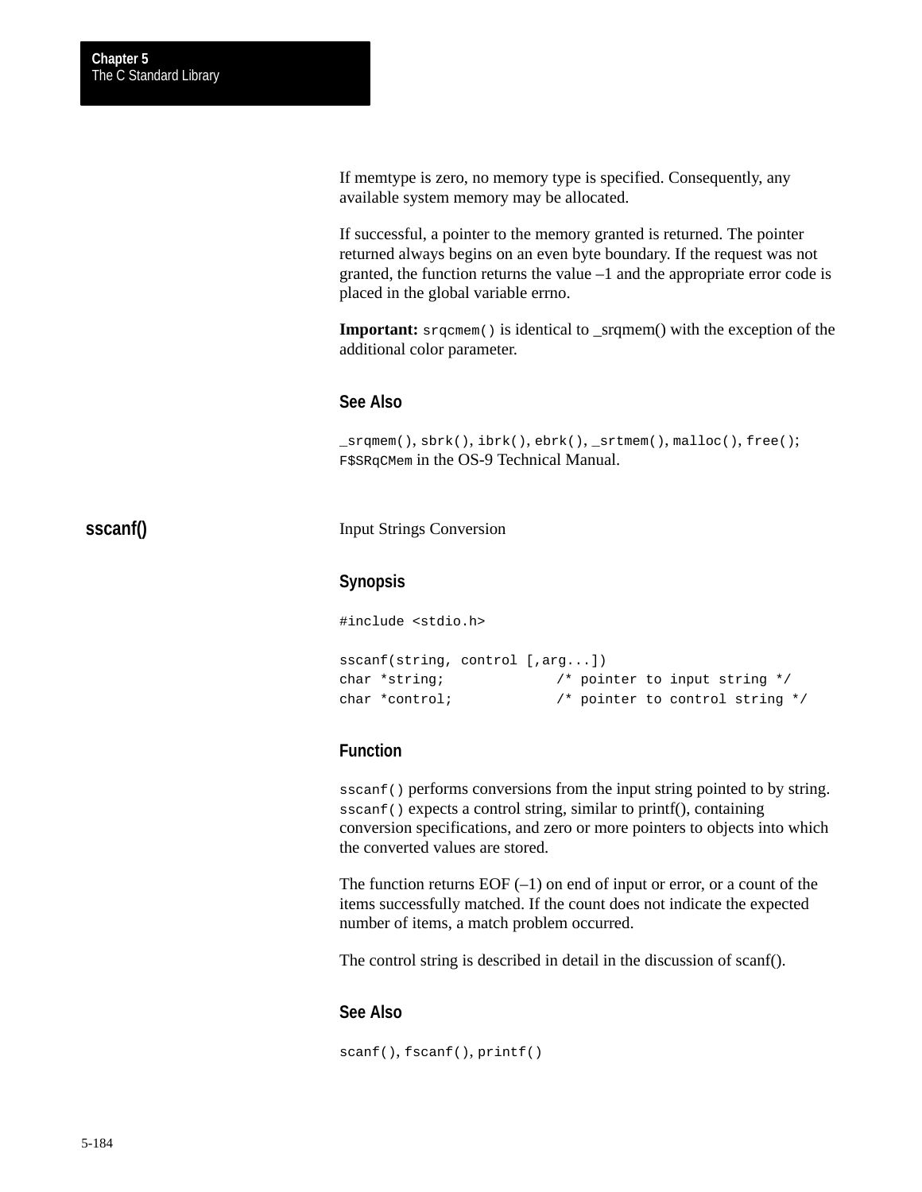If memtype is zero, no memory type is specified. Consequently, any available system memory may be allocated.

If successful, a pointer to the memory granted is returned. The pointer returned always begins on an even byte boundary. If the request was not granted, the function returns the value –1 and the appropriate error code is placed in the global variable errno.

**Important:** `srqcmem()` is identical to _srqmem() with the exception of the additional color parameter.

### See Also

`_srqmem()`, `sbrk()`, `ibrk()`, `ebrk()`, `_srtmem()`, `malloc()`, `free()`; `F$SRqCMem` in the OS-9 Technical Manual.

## sscanf()

Input Strings Conversion

### Synopsis

```
#include <stdio.h>

sscanf(string, control [,arg...])
char *string;             /* pointer to input string */
char *control;            /* pointer to control string */
```

### Function

`sscanf()` performs conversions from the input string pointed to by string. `sscanf()` expects a control string, similar to printf(), containing conversion specifications, and zero or more pointers to objects into which the converted values are stored.

The function returns EOF (–1) on end of input or error, or a count of the items successfully matched. If the count does not indicate the expected number of items, a match problem occurred.

The control string is described in detail in the discussion of scanf().

### See Also

`scanf()`, `fscanf()`, `printf()`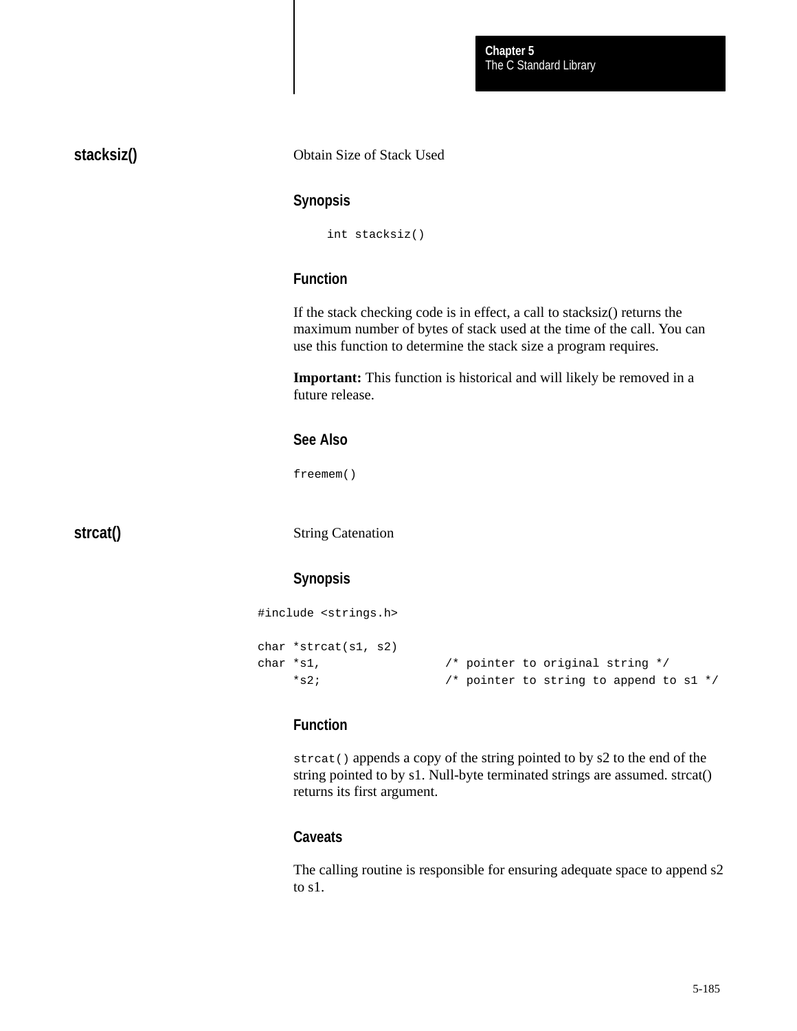## stacksiz()

Obtain Size of Stack Used

### Synopsis

```
int stacksiz()
```

### Function

If the stack checking code is in effect, a call to stacksiz() returns the maximum number of bytes of stack used at the time of the call. You can use this function to determine the stack size a program requires.

**Important:** This function is historical and will likely be removed in a future release.

### See Also

`freemem()`

## strcat()

String Catenation

### Synopsis

```
#include <strings.h>

char *strcat(s1, s2)
char *s1,                 /* pointer to original string */
     *s2;                 /* pointer to string to append to s1 */
```

### Function

`strcat()` appends a copy of the string pointed to by s2 to the end of the string pointed to by s1. Null-byte terminated strings are assumed. strcat() returns its first argument.

### Caveats

The calling routine is responsible for ensuring adequate space to append s2 to s1.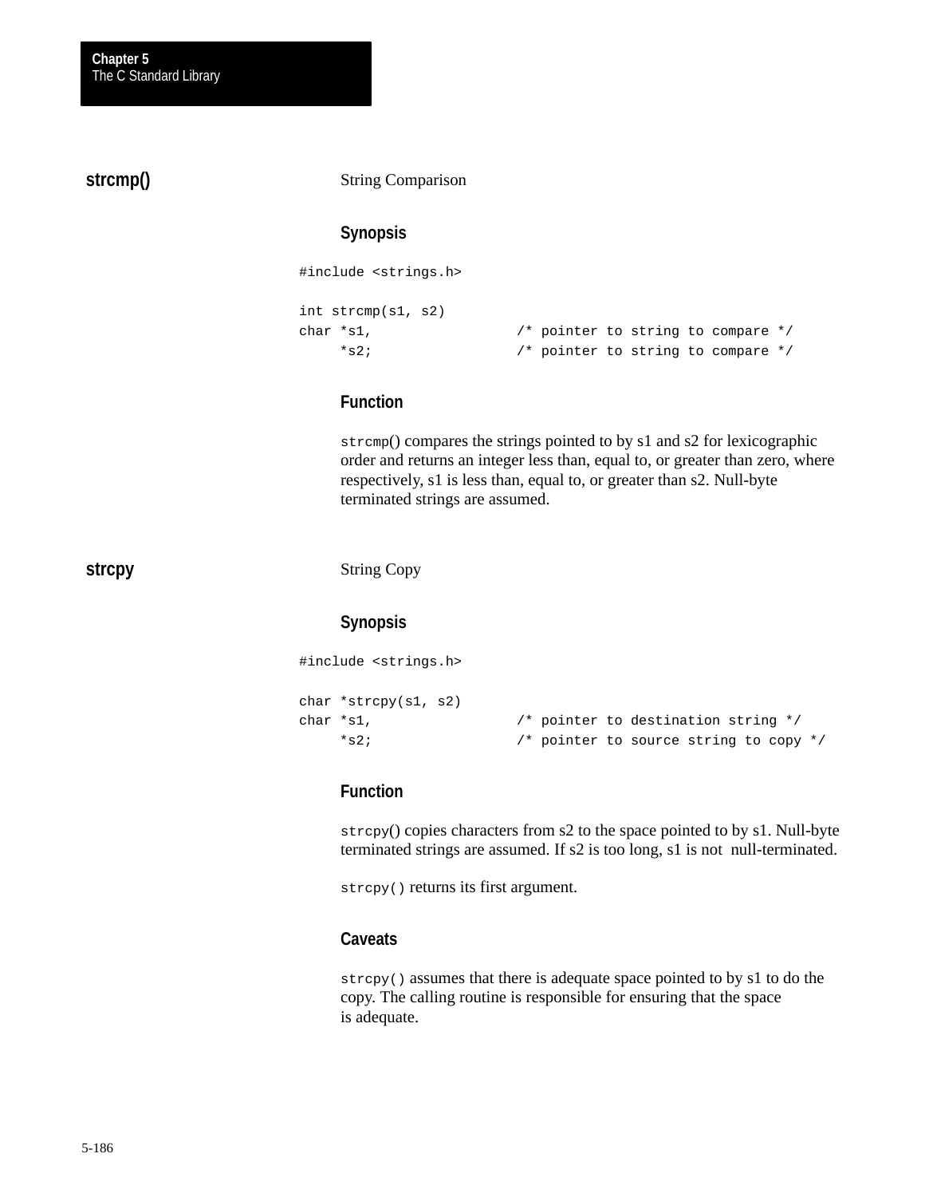## strcmp()

String Comparison

### Synopsis

```
#include <strings.h>

int strcmp(s1, s2)
char *s1,                /* pointer to string to compare */
     *s2;                /* pointer to string to compare */
```

### Function

`strcmp`() compares the strings pointed to by s1 and s2 for lexicographic order and returns an integer less than, equal to, or greater than zero, where respectively, s1 is less than, equal to, or greater than s2. Null-byte terminated strings are assumed.

## strcpy

String Copy

### Synopsis

```
#include <strings.h>

char *strcpy(s1, s2)
char *s1,                /* pointer to destination string */
     *s2;                /* pointer to source string to copy */
```

### Function

`strcpy`() copies characters from s2 to the space pointed to by s1. Null-byte terminated strings are assumed. If s2 is too long, s1 is not null-terminated.

`strcpy()` returns its first argument.

### Caveats

`strcpy()` assumes that there is adequate space pointed to by s1 to do the copy. The calling routine is responsible for ensuring that the space is adequate.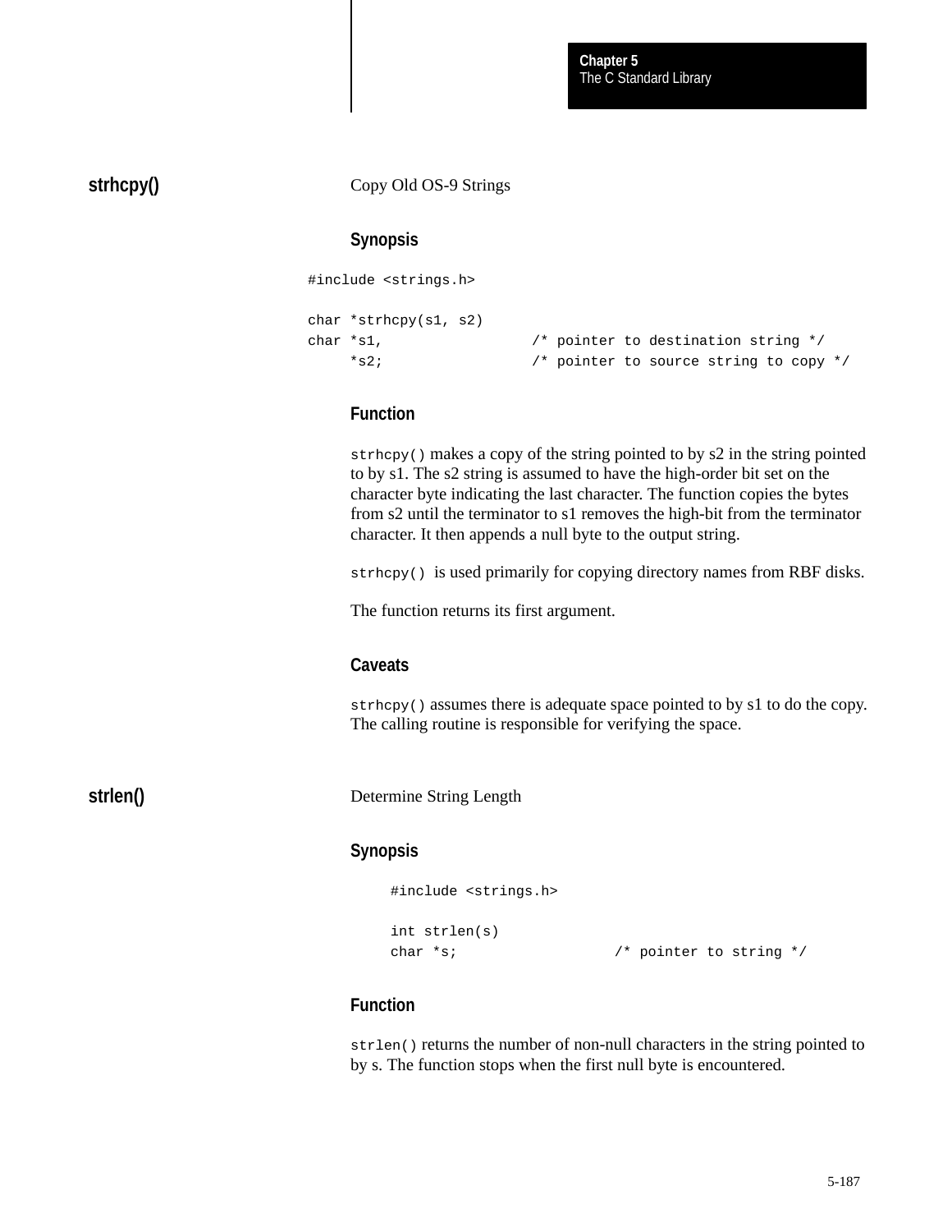## strhcpy()

Copy Old OS-9 Strings

### Synopsis

```
#include <strings.h>

char *strhcpy(s1, s2)
char *s1,                /* pointer to destination string */
     *s2;                /* pointer to source string to copy */
```

### Function

`strhcpy()` makes a copy of the string pointed to by s2 in the string pointed to by s1. The s2 string is assumed to have the high-order bit set on the character byte indicating the last character. The function copies the bytes from s2 until the terminator to s1 removes the high-bit from the terminator character. It then appends a null byte to the output string.

`strhcpy()` is used primarily for copying directory names from RBF disks.

The function returns its first argument.

### Caveats

`strhcpy()` assumes there is adequate space pointed to by s1 to do the copy. The calling routine is responsible for verifying the space.

## strlen()

Determine String Length

### Synopsis

```
#include <strings.h>

int strlen(s)
char *s;                 /* pointer to string */
```

### Function

`strlen()` returns the number of non-null characters in the string pointed to by s. The function stops when the first null byte is encountered.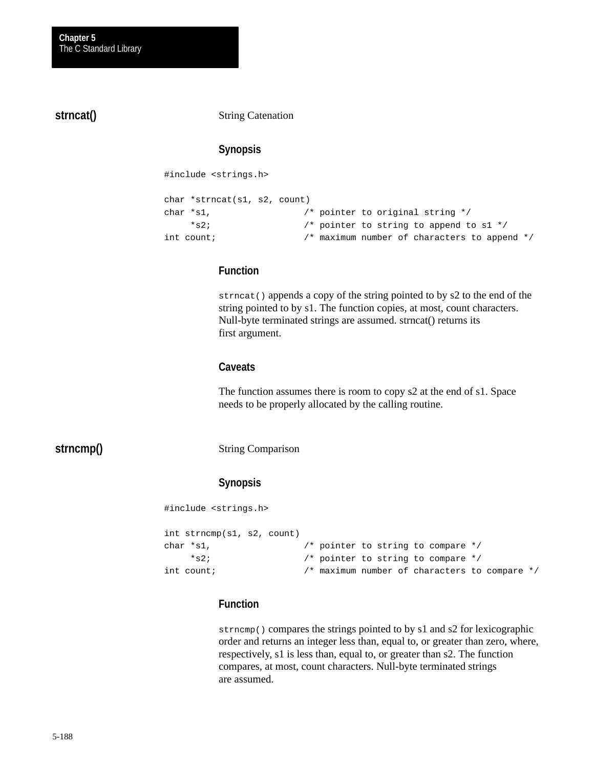## strncat()

String Catenation

### Synopsis

```
#include <strings.h>

char *strncat(s1, s2, count)
char *s1,                 /* pointer to original string */
     *s2;                 /* pointer to string to append to s1 */
int count;                /* maximum number of characters to append */
```

### Function

`strncat()` appends a copy of the string pointed to by s2 to the end of the string pointed to by s1. The function copies, at most, count characters. Null-byte terminated strings are assumed. strncat() returns its first argument.

### Caveats

The function assumes there is room to copy s2 at the end of s1. Space needs to be properly allocated by the calling routine.

## strncmp()

String Comparison

### Synopsis

```
#include <strings.h>

int strncmp(s1, s2, count)
char *s1,                 /* pointer to string to compare */
     *s2;                 /* pointer to string to compare */
int count;                /* maximum number of characters to compare */
```

### Function

`strncmp()` compares the strings pointed to by s1 and s2 for lexicographic order and returns an integer less than, equal to, or greater than zero, where, respectively, s1 is less than, equal to, or greater than s2. The function compares, at most, count characters. Null-byte terminated strings are assumed.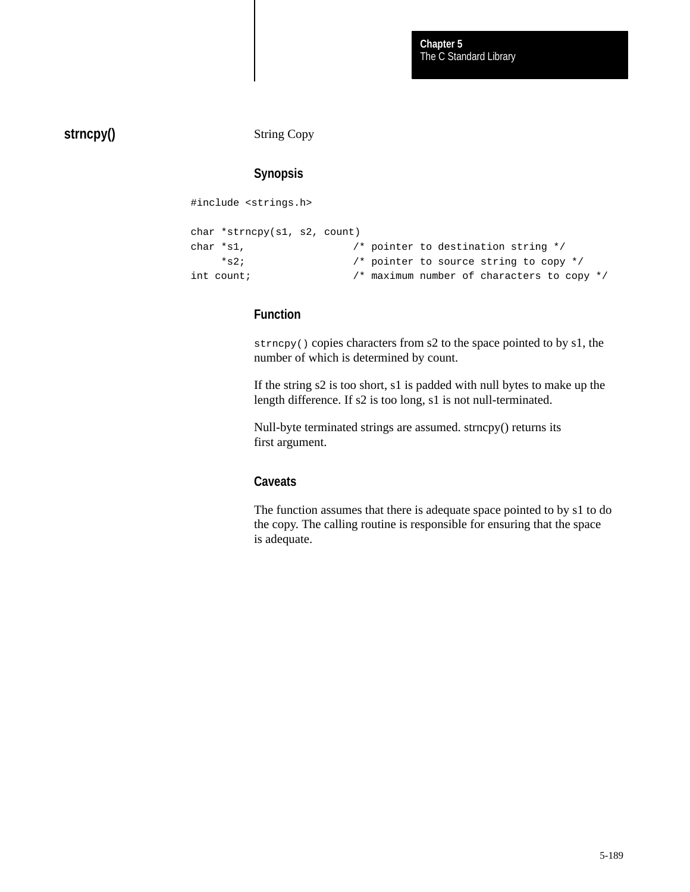## strncpy()

String Copy

### Synopsis

```
#include <strings.h>

char *strncpy(s1, s2, count)
char *s1,                /* pointer to destination string */
     *s2;                /* pointer to source string to copy */
int count;               /* maximum number of characters to copy */
```

### Function

`strncpy()` copies characters from s2 to the space pointed to by s1, the number of which is determined by count.

If the string s2 is too short, s1 is padded with null bytes to make up the length difference. If s2 is too long, s1 is not null-terminated.

Null-byte terminated strings are assumed. strncpy() returns its first argument.

### Caveats

The function assumes that there is adequate space pointed to by s1 to do the copy. The calling routine is responsible for ensuring that the space is adequate.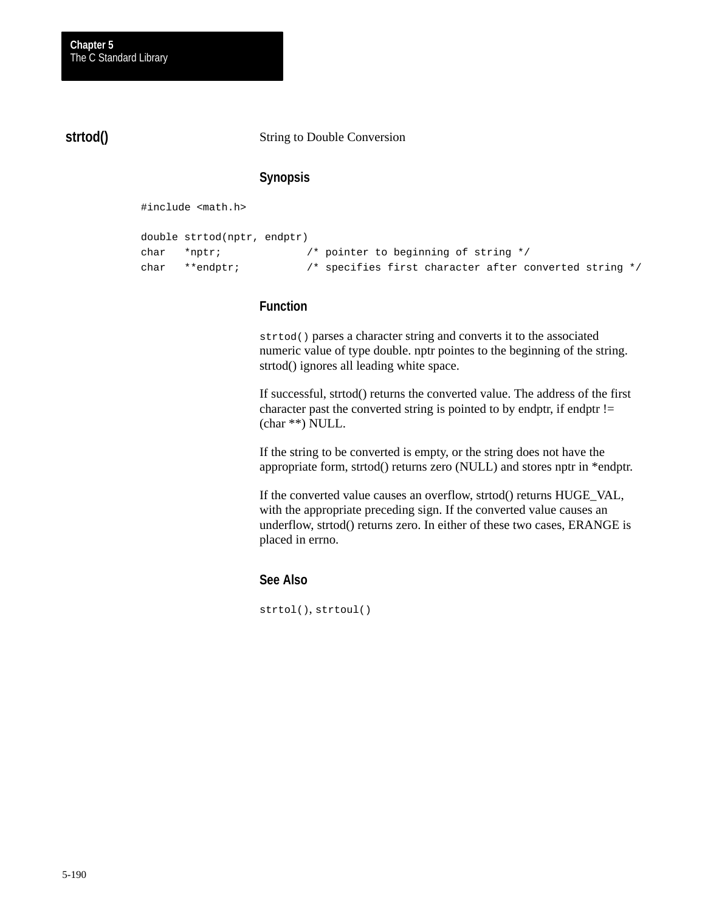## strtod()

String to Double Conversion

### Synopsis

```
#include <math.h>

double strtod(nptr, endptr)
char   *nptr;             /* pointer to beginning of string */
char   **endptr;          /* specifies first character after converted string */
```

### Function

`strtod()` parses a character string and converts it to the associated numeric value of type double. nptr pointes to the beginning of the string. strtod() ignores all leading white space.

If successful, strtod() returns the converted value. The address of the first character past the converted string is pointed to by endptr, if endptr != (char **) NULL.

If the string to be converted is empty, or the string does not have the appropriate form, strtod() returns zero (NULL) and stores nptr in *endptr.

If the converted value causes an overflow, strtod() returns HUGE_VAL, with the appropriate preceding sign. If the converted value causes an underflow, strtod() returns zero. In either of these two cases, ERANGE is placed in errno.

### See Also

`strtol()`, `strtoul()`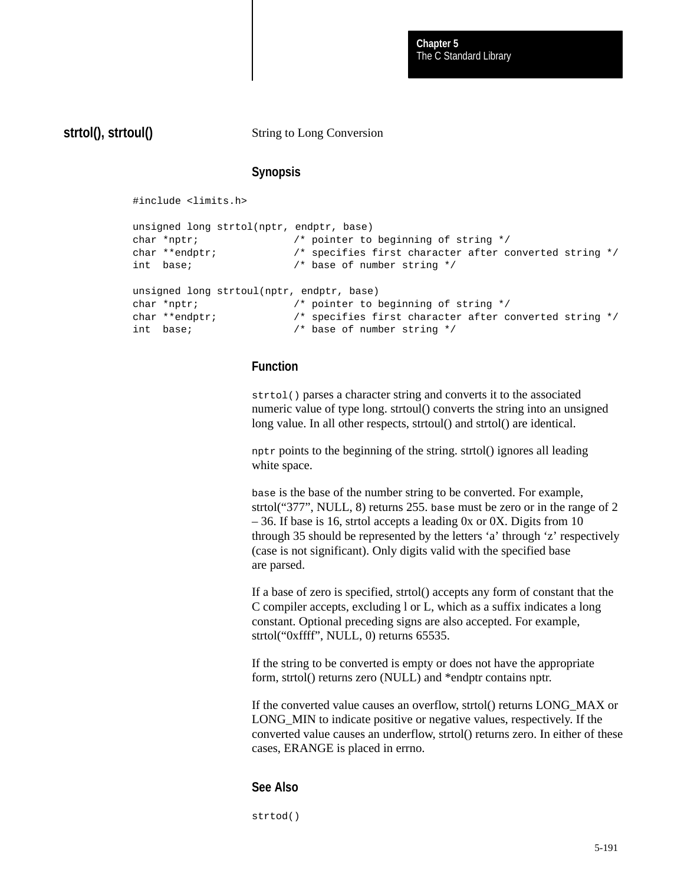## strtol(), strtoul()

String to Long Conversion

### Synopsis

```
#include <limits.h>

unsigned long strtol(nptr, endptr, base)
char *nptr;               /* pointer to beginning of string */
char **endptr;            /* specifies first character after converted string */
int  base;                /* base of number string */

unsigned long strtoul(nptr, endptr, base)
char *nptr;               /* pointer to beginning of string */
char **endptr;            /* specifies first character after converted string */
int  base;                /* base of number string */
```

### Function

`strtol()` parses a character string and converts it to the associated numeric value of type long. strtoul() converts the string into an unsigned long value. In all other respects, strtoul() and strtol() are identical.

`nptr` points to the beginning of the string. strtol() ignores all leading white space.

`base` is the base of the number string to be converted. For example, strtol("377", NULL, 8) returns 255. `base` must be zero or in the range of 2 – 36. If base is 16, strtol accepts a leading 0x or 0X. Digits from 10 through 35 should be represented by the letters 'a' through 'z' respectively (case is not significant). Only digits valid with the specified base are parsed.

If a base of zero is specified, strtol() accepts any form of constant that the C compiler accepts, excluding l or L, which as a suffix indicates a long constant. Optional preceding signs are also accepted. For example, strtol("0xffff", NULL, 0) returns 65535.

If the string to be converted is empty or does not have the appropriate form, strtol() returns zero (NULL) and *endptr contains nptr.

If the converted value causes an overflow, strtol() returns LONG_MAX or LONG_MIN to indicate positive or negative values, respectively. If the converted value causes an underflow, strtol() returns zero. In either of these cases, ERANGE is placed in errno.

### See Also

`strtod()`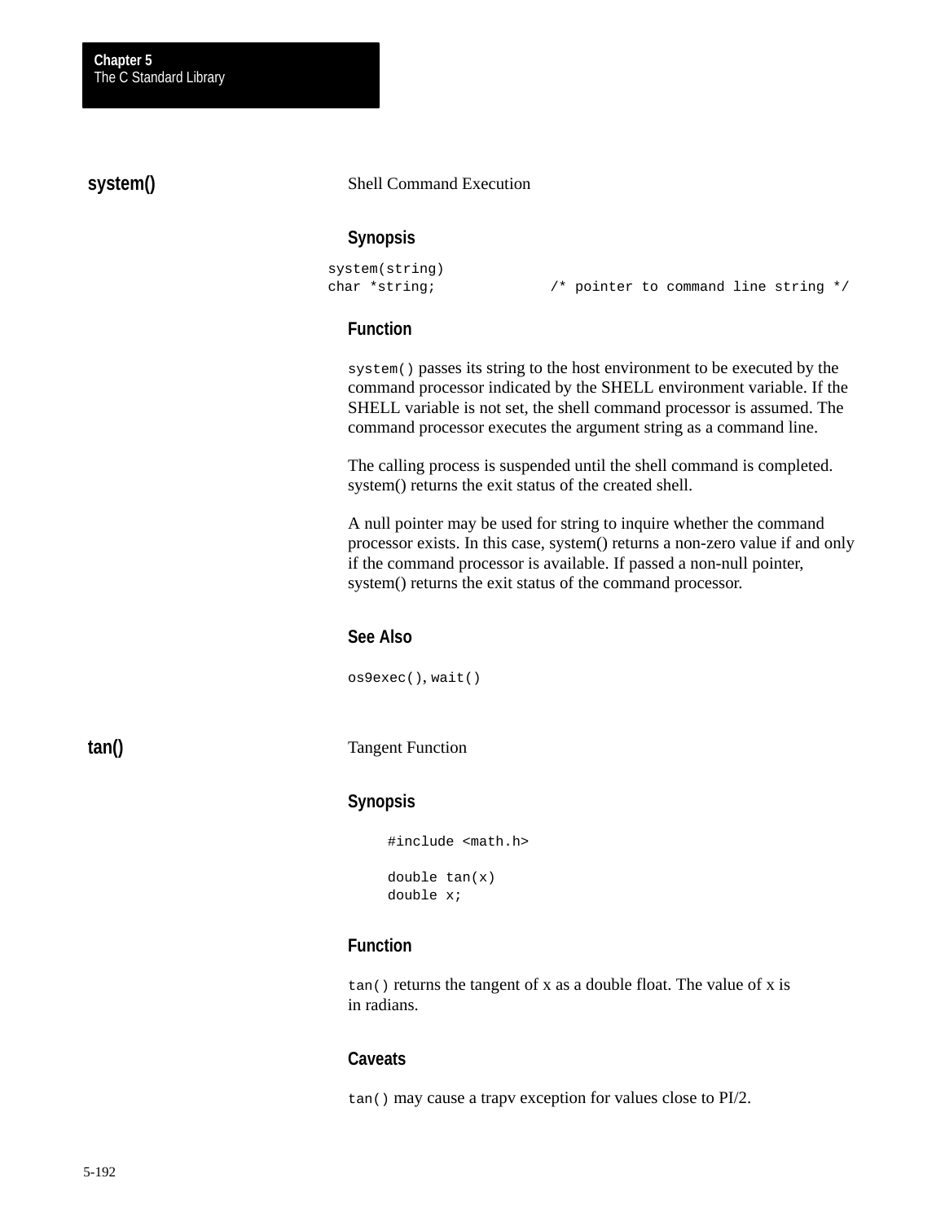## system()

Shell Command Execution

### Synopsis

```
system(string)
char *string;             /* pointer to command line string */
```

### Function

`system()` passes its string to the host environment to be executed by the command processor indicated by the SHELL environment variable. If the SHELL variable is not set, the shell command processor is assumed. The command processor executes the argument string as a command line.

The calling process is suspended until the shell command is completed. system() returns the exit status of the created shell.

A null pointer may be used for string to inquire whether the command processor exists. In this case, system() returns a non-zero value if and only if the command processor is available. If passed a non-null pointer, system() returns the exit status of the command processor.

### See Also

`os9exec()`, `wait()`

## tan()

Tangent Function

### Synopsis

```
#include <math.h>

double tan(x)
double x;
```

### Function

`tan()` returns the tangent of x as a double float. The value of x is in radians.

### Caveats

`tan()` may cause a trapv exception for values close to PI/2.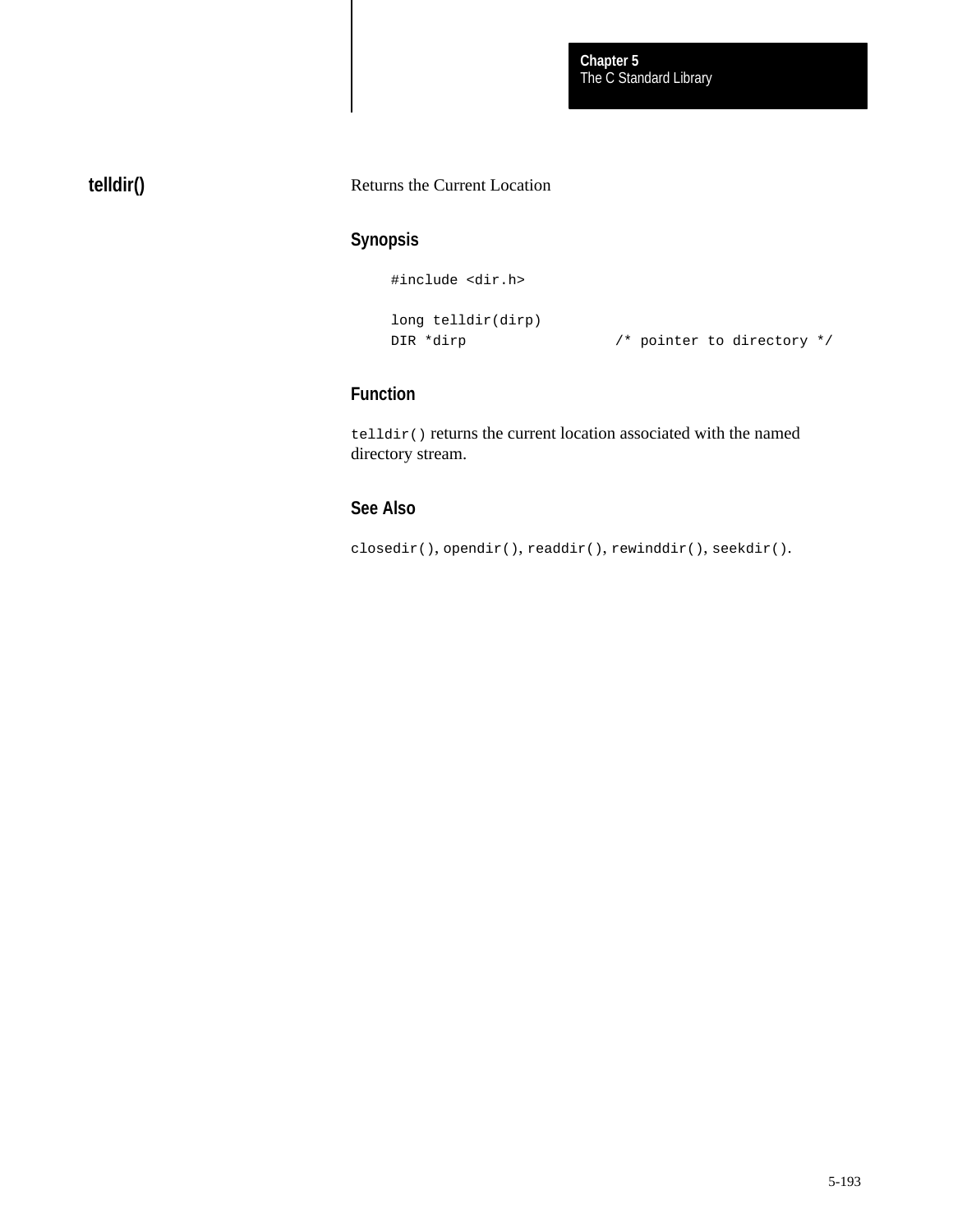## telldir()

Returns the Current Location

### Synopsis

```
#include <dir.h>

long telldir(dirp)
DIR *dirp                 /* pointer to directory */
```

### Function

`telldir()` returns the current location associated with the named directory stream.

### See Also

`closedir()`, `opendir()`, `readdir()`, `rewinddir()`, `seekdir()`.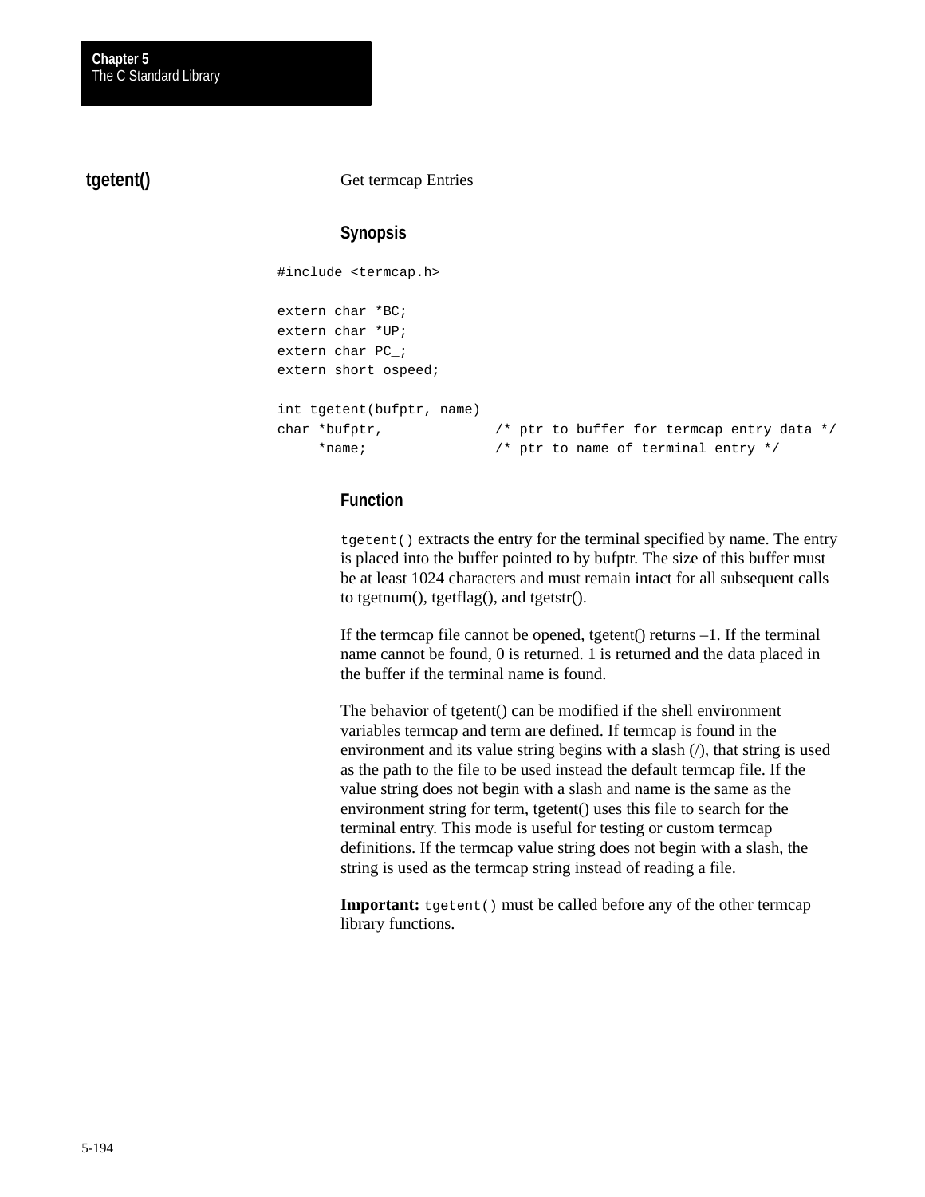## tgetent()

Get termcap Entries

### Synopsis

```
#include <termcap.h>

extern char *BC;
extern char *UP;
extern char PC_;
extern short ospeed;

int tgetent(bufptr, name)
char *bufptr,             /* ptr to buffer for termcap entry data */
     *name;               /* ptr to name of terminal entry */
```

### Function

`tgetent()` extracts the entry for the terminal specified by name. The entry is placed into the buffer pointed to by bufptr. The size of this buffer must be at least 1024 characters and must remain intact for all subsequent calls to tgetnum(), tgetflag(), and tgetstr().

If the termcap file cannot be opened, tgetent() returns –1. If the terminal name cannot be found, 0 is returned. 1 is returned and the data placed in the buffer if the terminal name is found.

The behavior of tgetent() can be modified if the shell environment variables termcap and term are defined. If termcap is found in the environment and its value string begins with a slash (/), that string is used as the path to the file to be used instead the default termcap file. If the value string does not begin with a slash and name is the same as the environment string for term, tgetent() uses this file to search for the terminal entry. This mode is useful for testing or custom termcap definitions. If the termcap value string does not begin with a slash, the string is used as the termcap string instead of reading a file.

**Important:** `tgetent()` must be called before any of the other termcap library functions.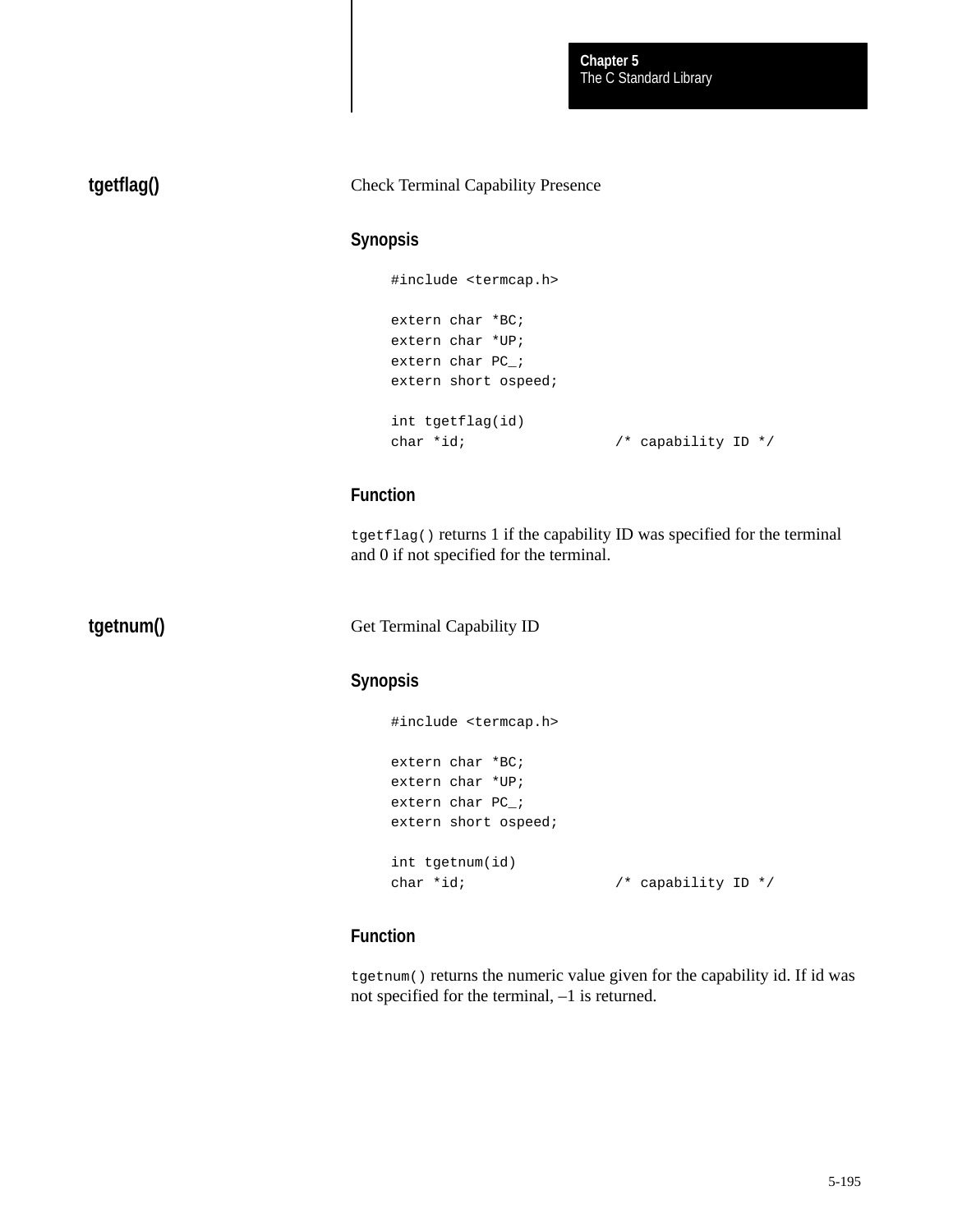## tgetflag()

Check Terminal Capability Presence

### Synopsis

```
#include <termcap.h>

extern char *BC;
extern char *UP;
extern char PC_;
extern short ospeed;

int tgetflag(id)
char *id;                  /* capability ID */
```

### Function

`tgetflag()` returns 1 if the capability ID was specified for the terminal and 0 if not specified for the terminal.

## tgetnum()

Get Terminal Capability ID

### Synopsis

```
#include <termcap.h>

extern char *BC;
extern char *UP;
extern char PC_;
extern short ospeed;

int tgetnum(id)
char *id;                  /* capability ID */
```

### Function

`tgetnum()` returns the numeric value given for the capability id. If id was not specified for the terminal, –1 is returned.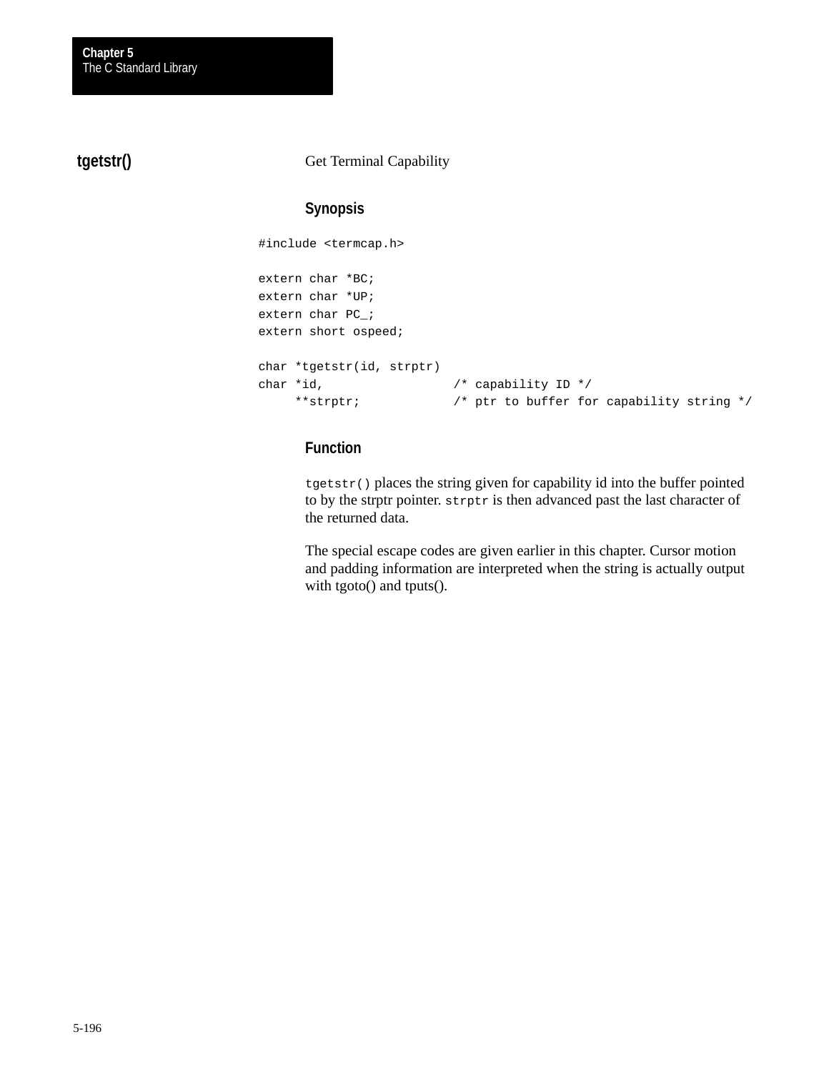## tgetstr()

Get Terminal Capability

### Synopsis

```
#include <termcap.h>

extern char *BC;
extern char *UP;
extern char PC_;
extern short ospeed;

char *tgetstr(id, strptr)
char *id,                /* capability ID */
     **strptr;           /* ptr to buffer for capability string */
```

### Function

`tgetstr()` places the string given for capability id into the buffer pointed to by the strptr pointer. `strptr` is then advanced past the last character of the returned data.

The special escape codes are given earlier in this chapter. Cursor motion and padding information are interpreted when the string is actually output with tgoto() and tputs().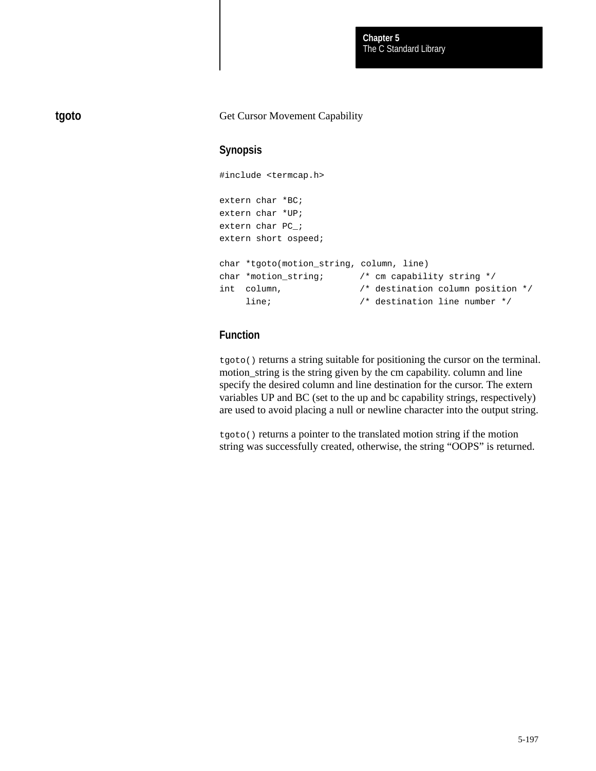## tgoto

Get Cursor Movement Capability

### Synopsis

```
#include <termcap.h>

extern char *BC;
extern char *UP;
extern char PC_;
extern short ospeed;

char *tgoto(motion_string, column, line)
char *motion_string;       /* cm capability string */
int  column,               /* destination column position */
     line;                 /* destination line number */
```

### Function

`tgoto()` returns a string suitable for positioning the cursor on the terminal. motion_string is the string given by the cm capability. column and line specify the desired column and line destination for the cursor. The extern variables UP and BC (set to the up and bc capability strings, respectively) are used to avoid placing a null or newline character into the output string.

`tgoto()` returns a pointer to the translated motion string if the motion string was successfully created, otherwise, the string “OOPS” is returned.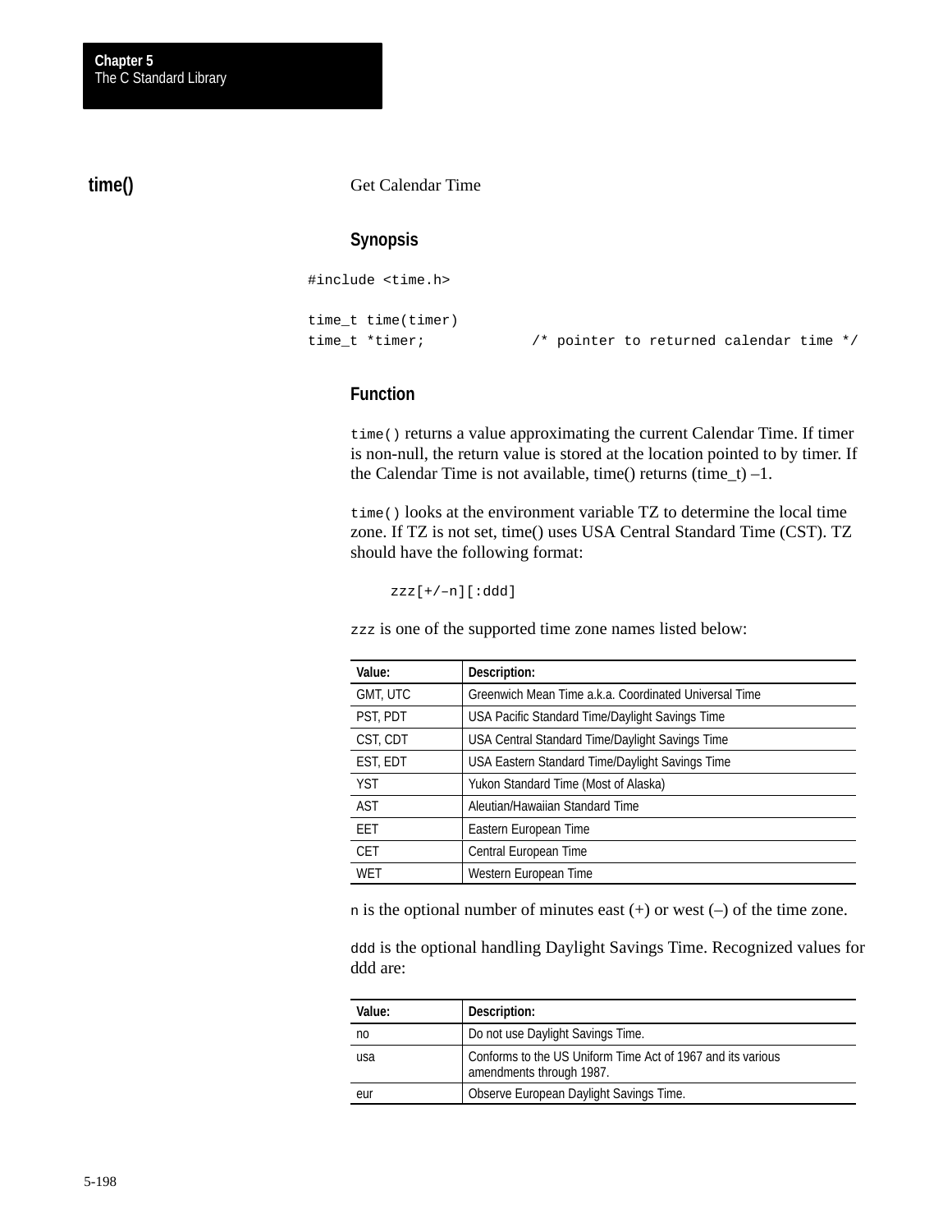## time()

Get Calendar Time

### Synopsis

```
#include <time.h>

time_t time(timer)
time_t *timer;            /* pointer to returned calendar time */
```

### Function

`time()` returns a value approximating the current Calendar Time. If timer is non-null, the return value is stored at the location pointed to by timer. If the Calendar Time is not available, time() returns (time_t) –1.

`time()` looks at the environment variable TZ to determine the local time zone. If TZ is not set, time() uses USA Central Standard Time (CST). TZ should have the following format:

```
zzz[+/–n][:ddd]
```

`zzz` is one of the supported time zone names listed below:

| Value: | Description: |
|---|---|
| GMT, UTC | Greenwich Mean Time a.k.a. Coordinated Universal Time |
| PST, PDT | USA Pacific Standard Time/Daylight Savings Time |
| CST, CDT | USA Central Standard Time/Daylight Savings Time |
| EST, EDT | USA Eastern Standard Time/Daylight Savings Time |
| YST | Yukon Standard Time (Most of Alaska) |
| AST | Aleutian/Hawaiian Standard Time |
| EET | Eastern European Time |
| CET | Central European Time |
| WET | Western European Time |

`n` is the optional number of minutes east (+) or west (–) of the time zone.

`ddd` is the optional handling Daylight Savings Time. Recognized values for ddd are:

| Value: | Description: |
|---|---|
| no | Do not use Daylight Savings Time. |
| usa | Conforms to the US Uniform Time Act of 1967 and its various amendments through 1987. |
| eur | Observe European Daylight Savings Time. |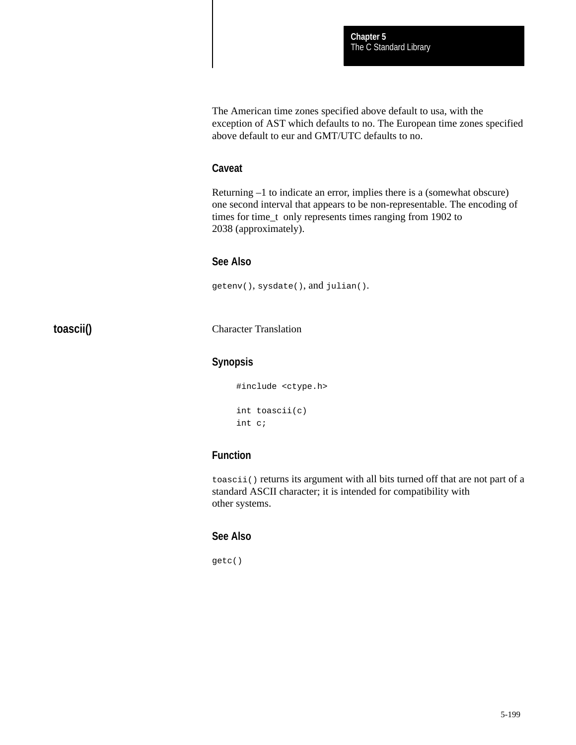The American time zones specified above default to usa, with the exception of AST which defaults to no. The European time zones specified above default to eur and GMT/UTC defaults to no.

### Caveat

Returning –1 to indicate an error, implies there is a (somewhat obscure) one second interval that appears to be non-representable. The encoding of times for time_t only represents times ranging from 1902 to 2038 (approximately).

### See Also

`getenv()`, `sysdate()`, and `julian()`.

## toascii()

Character Translation

### Synopsis

```
#include <ctype.h>

int toascii(c)
int c;
```

### Function

`toascii()` returns its argument with all bits turned off that are not part of a standard ASCII character; it is intended for compatibility with other systems.

### See Also

`getc()`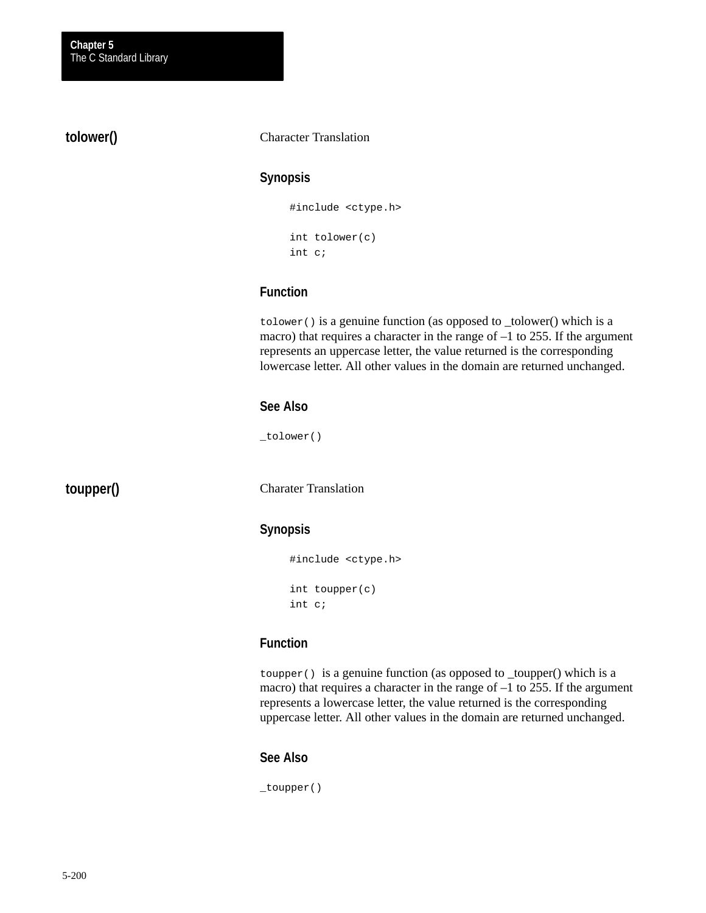## tolower()

Character Translation

### Synopsis

```
#include <ctype.h>

int tolower(c)
int c;
```

### Function

`tolower()` is a genuine function (as opposed to _tolower() which is a macro) that requires a character in the range of –1 to 255. If the argument represents an uppercase letter, the value returned is the corresponding lowercase letter. All other values in the domain are returned unchanged.

### See Also

`_tolower()`

## toupper()

Charater Translation

### Synopsis

```
#include <ctype.h>

int toupper(c)
int c;
```

### Function

`toupper()` is a genuine function (as opposed to _toupper() which is a macro) that requires a character in the range of –1 to 255. If the argument represents a lowercase letter, the value returned is the corresponding uppercase letter. All other values in the domain are returned unchanged.

### See Also

`_toupper()`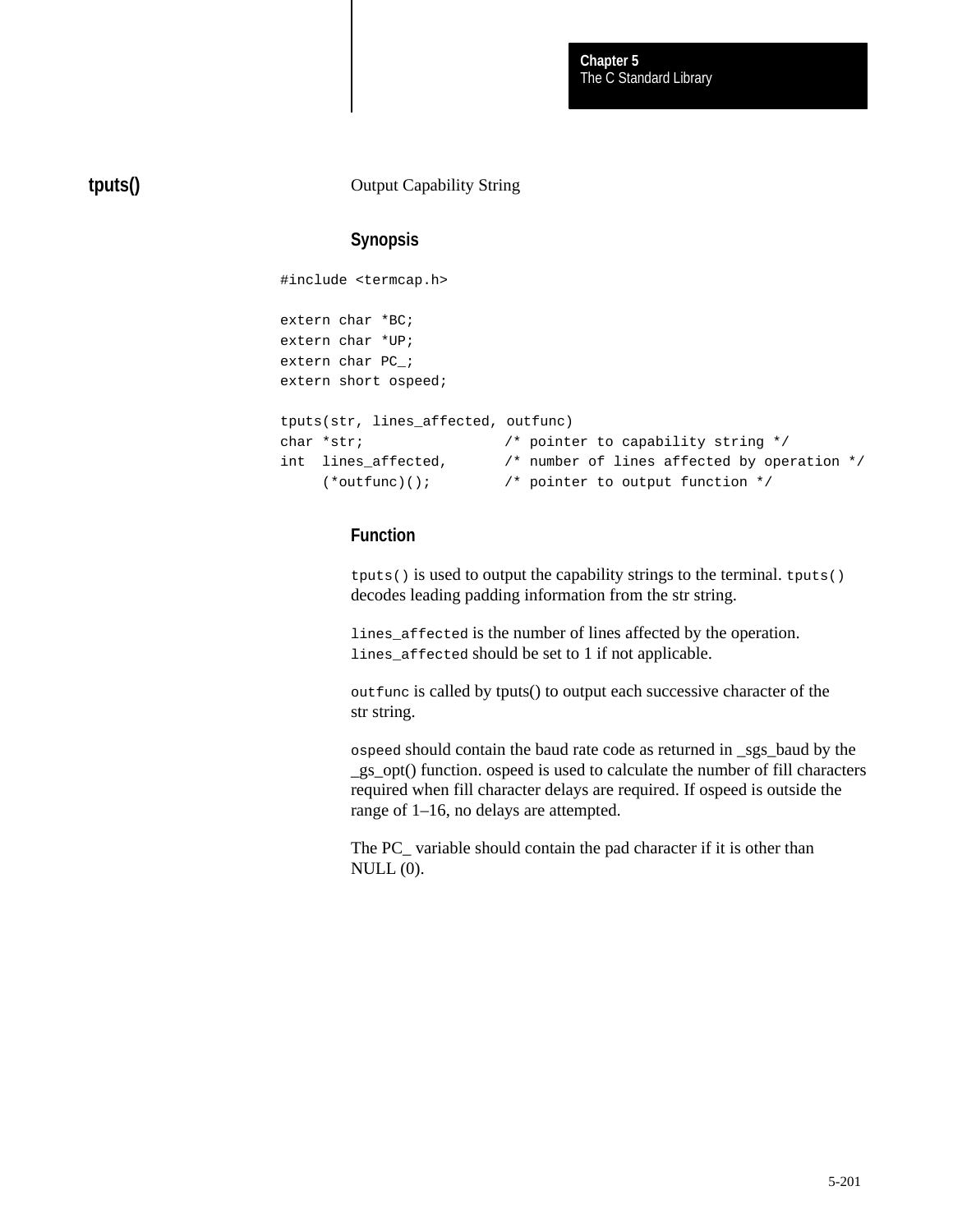## tputs()

Output Capability String

### Synopsis

```
#include <termcap.h>

extern char *BC;
extern char *UP;
extern char PC_;
extern short ospeed;

tputs(str, lines_affected, outfunc)
char *str;                /* pointer to capability string */
int  lines_affected,      /* number of lines affected by operation */
     (*outfunc)();        /* pointer to output function */
```

### Function

`tputs()` is used to output the capability strings to the terminal. `tputs()` decodes leading padding information from the str string.

`lines_affected` is the number of lines affected by the operation. `lines_affected` should be set to 1 if not applicable.

`outfunc` is called by tputs() to output each successive character of the str string.

`ospeed` should contain the baud rate code as returned in _sgs_baud by the _gs_opt() function. ospeed is used to calculate the number of fill characters required when fill character delays are required. If ospeed is outside the range of 1–16, no delays are attempted.

The PC_ variable should contain the pad character if it is other than NULL (0).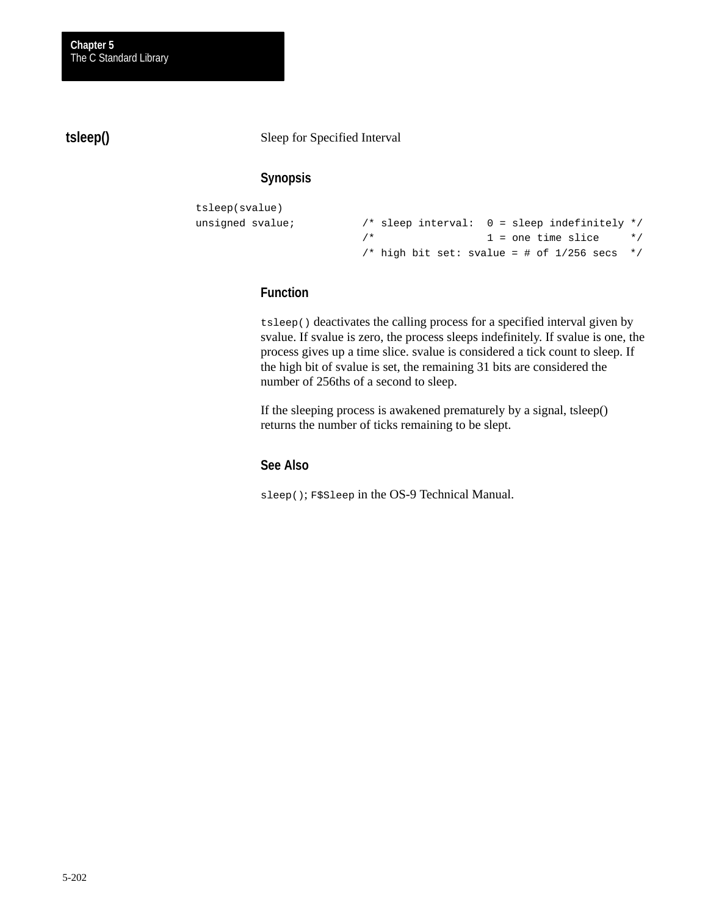## tsleep()

Sleep for Specified Interval

### Synopsis

```
tsleep(svalue)
unsigned svalue;          /* sleep interval:  0 = sleep indefinitely */
                          /*                  1 = one time slice     */
                          /* high bit set: svalue = # of 1/256 secs  */
```

### Function

`tsleep()` deactivates the calling process for a specified interval given by svalue. If svalue is zero, the process sleeps indefinitely. If svalue is one, the process gives up a time slice. svalue is considered a tick count to sleep. If the high bit of svalue is set, the remaining 31 bits are considered the number of 256ths of a second to sleep.

If the sleeping process is awakened prematurely by a signal, tsleep() returns the number of ticks remaining to be slept.

### See Also

`sleep()`; `F$Sleep` in the OS-9 Technical Manual.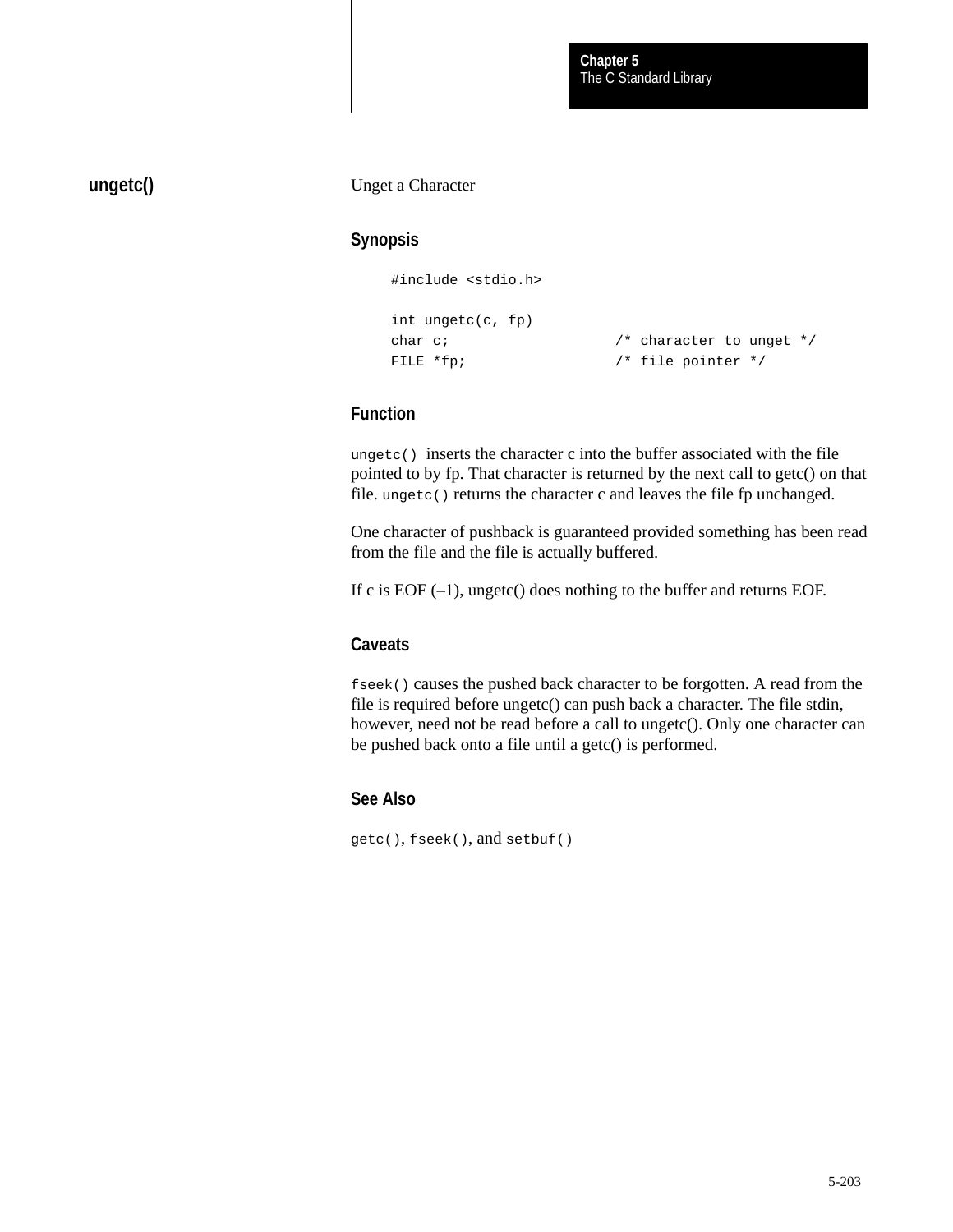## ungetc()

Unget a Character

### Synopsis

```
#include <stdio.h>

int ungetc(c, fp)
char c;                  /* character to unget */
FILE *fp;                /* file pointer */
```

### Function

`ungetc()` inserts the character c into the buffer associated with the file pointed to by fp. That character is returned by the next call to getc() on that file. `ungetc()` returns the character c and leaves the file fp unchanged.

One character of pushback is guaranteed provided something has been read from the file and the file is actually buffered.

If c is EOF (–1), ungetc() does nothing to the buffer and returns EOF.

### Caveats

`fseek()` causes the pushed back character to be forgotten. A read from the file is required before ungetc() can push back a character. The file stdin, however, need not be read before a call to ungetc(). Only one character can be pushed back onto a file until a getc() is performed.

### See Also

`getc()`, `fseek()`, and `setbuf()`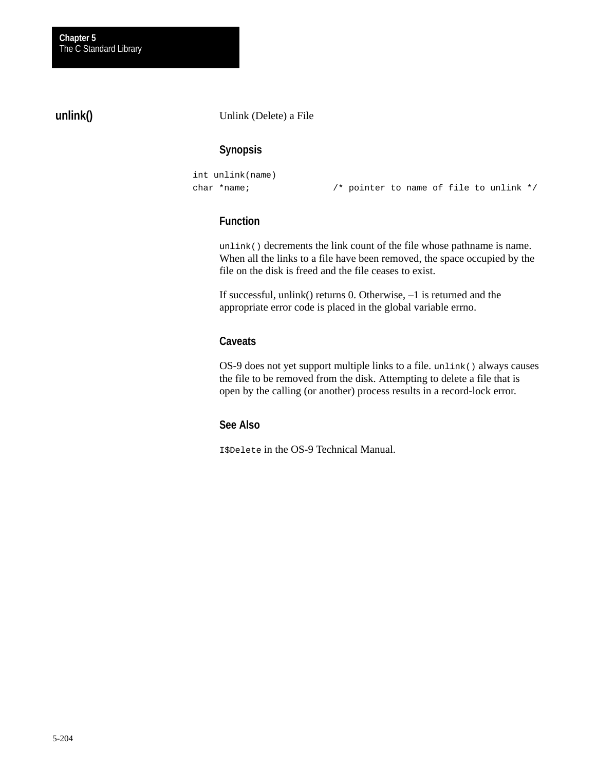## unlink()

Unlink (Delete) a File

### Synopsis

```
int unlink(name)
char *name;               /* pointer to name of file to unlink */
```

### Function

`unlink()` decrements the link count of the file whose pathname is name. When all the links to a file have been removed, the space occupied by the file on the disk is freed and the file ceases to exist.

If successful, unlink() returns 0. Otherwise, –1 is returned and the appropriate error code is placed in the global variable errno.

### Caveats

OS-9 does not yet support multiple links to a file. `unlink()` always causes the file to be removed from the disk. Attempting to delete a file that is open by the calling (or another) process results in a record-lock error.

### See Also

`I$Delete` in the OS-9 Technical Manual.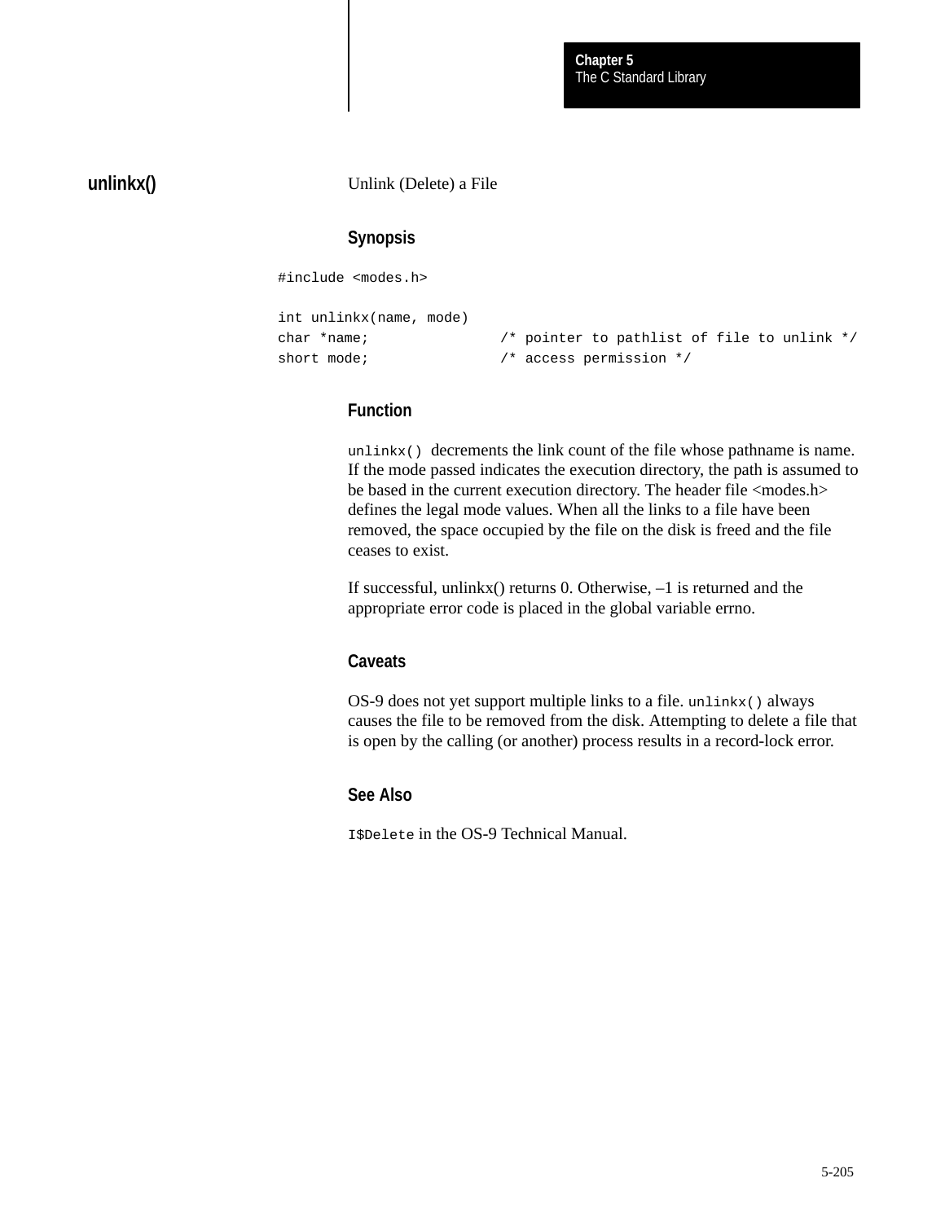## unlinkx()

Unlink (Delete) a File

### Synopsis

```
#include <modes.h>

int unlinkx(name, mode)
char *name;              /* pointer to pathlist of file to unlink */
short mode;              /* access permission */
```

### Function

`unlinkx()` decrements the link count of the file whose pathname is name. If the mode passed indicates the execution directory, the path is assumed to be based in the current execution directory. The header file <modes.h> defines the legal mode values. When all the links to a file have been removed, the space occupied by the file on the disk is freed and the file ceases to exist.

If successful, unlinkx() returns 0. Otherwise, –1 is returned and the appropriate error code is placed in the global variable errno.

### Caveats

OS-9 does not yet support multiple links to a file. `unlinkx()` always causes the file to be removed from the disk. Attempting to delete a file that is open by the calling (or another) process results in a record-lock error.

### See Also

`I$Delete` in the OS-9 Technical Manual.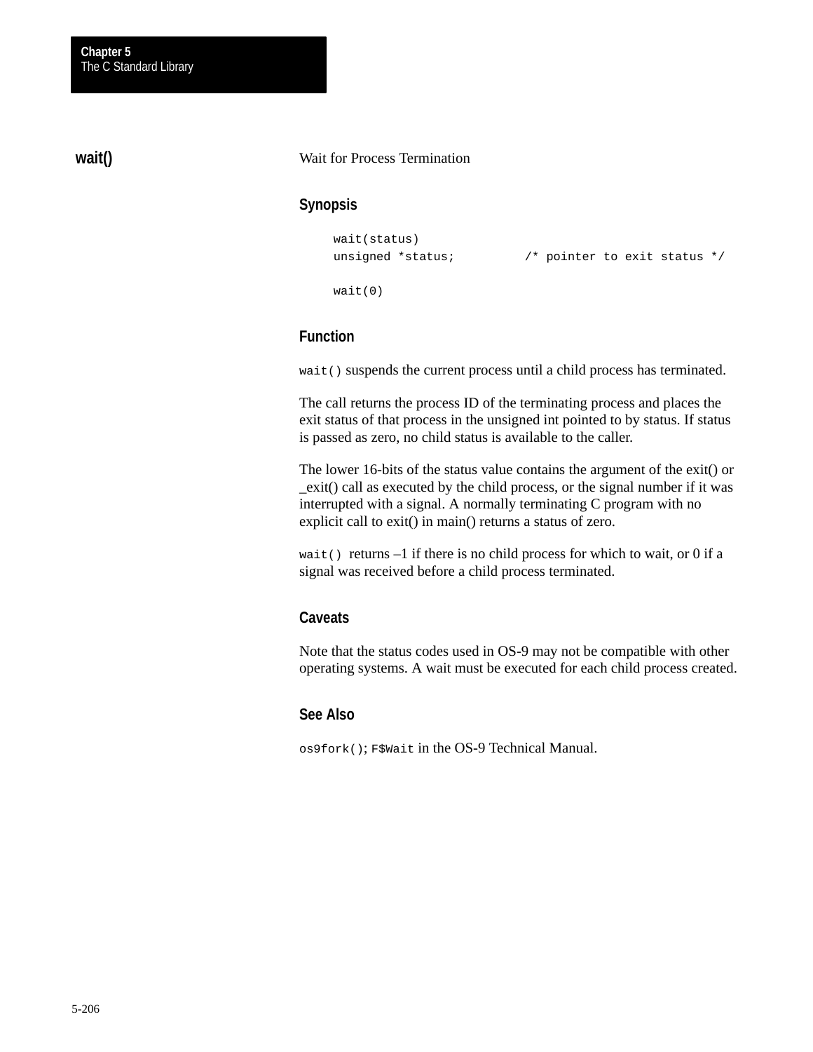## wait()

Wait for Process Termination

### Synopsis

```
wait(status)
unsigned *status;          /* pointer to exit status */

wait(0)
```

### Function

`wait()` suspends the current process until a child process has terminated.

The call returns the process ID of the terminating process and places the exit status of that process in the unsigned int pointed to by status. If status is passed as zero, no child status is available to the caller.

The lower 16-bits of the status value contains the argument of the exit() or _exit() call as executed by the child process, or the signal number if it was interrupted with a signal. A normally terminating C program with no explicit call to exit() in main() returns a status of zero.

`wait()` returns –1 if there is no child process for which to wait, or 0 if a signal was received before a child process terminated.

### Caveats

Note that the status codes used in OS-9 may not be compatible with other operating systems. A wait must be executed for each child process created.

### See Also

`os9fork()`; `F$Wait` in the OS-9 Technical Manual.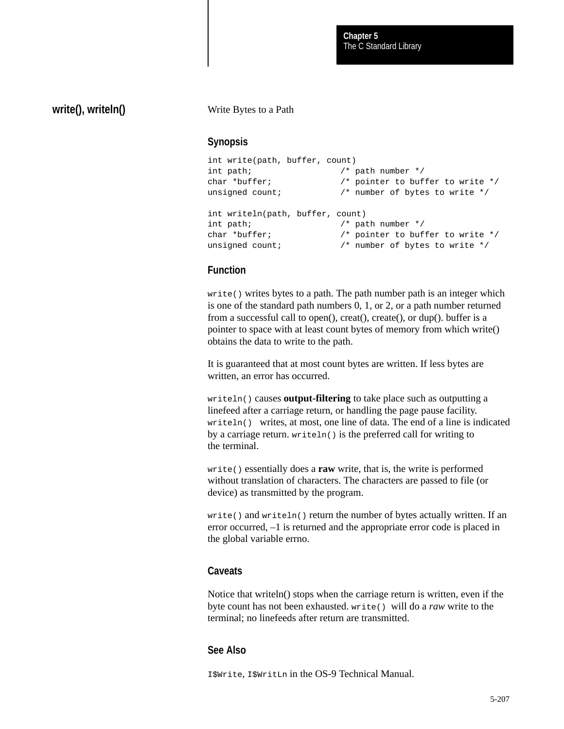## write(), writeln()

Write Bytes to a Path

### Synopsis

```
int write(path, buffer, count)
int path;                 /* path number */
char *buffer;             /* pointer to buffer to write */
unsigned count;           /* number of bytes to write */

int writeln(path, buffer, count)
int path;                 /* path number */
char *buffer;             /* pointer to buffer to write */
unsigned count;           /* number of bytes to write */
```

### Function

`write()` writes bytes to a path. The path number path is an integer which is one of the standard path numbers 0, 1, or 2, or a path number returned from a successful call to open(), creat(), create(), or dup(). buffer is a pointer to space with at least count bytes of memory from which write() obtains the data to write to the path.

It is guaranteed that at most count bytes are written. If less bytes are written, an error has occurred.

`writeln()` causes **output-filtering** to take place such as outputting a linefeed after a carriage return, or handling the page pause facility. `writeln()` writes, at most, one line of data. The end of a line is indicated by a carriage return. `writeln()` is the preferred call for writing to the terminal.

`write()` essentially does a **raw** write, that is, the write is performed without translation of characters. The characters are passed to file (or device) as transmitted by the program.

`write()` and `writeln()` return the number of bytes actually written. If an error occurred, –1 is returned and the appropriate error code is placed in the global variable errno.

### Caveats

Notice that writeln() stops when the carriage return is written, even if the byte count has not been exhausted. `write()` will do a *raw* write to the terminal; no linefeeds after return are transmitted.

### See Also

`I$Write`, `I$WritLn` in the OS-9 Technical Manual.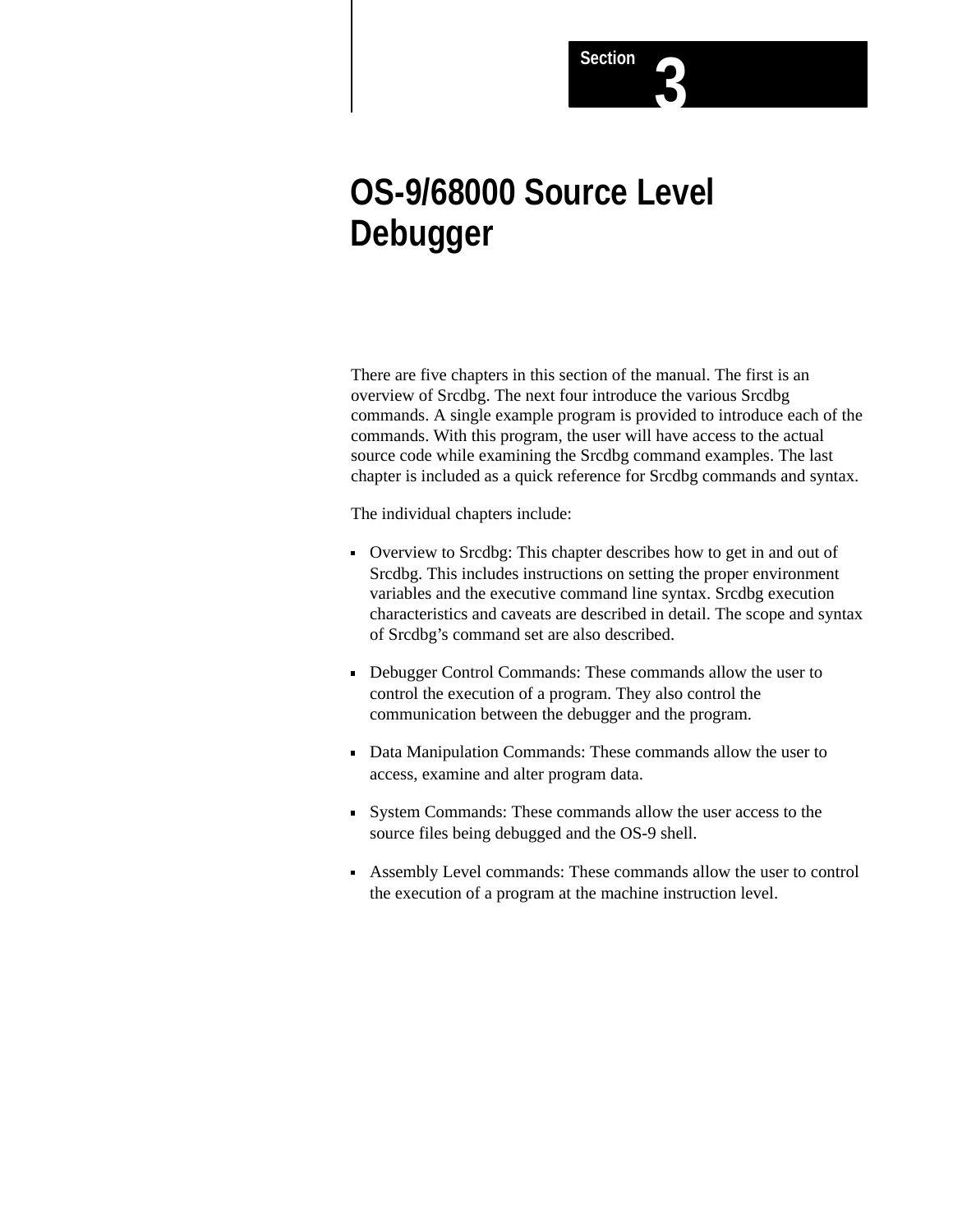Section 3

# OS-9/68000 Source Level Debugger

There are five chapters in this section of the manual. The first is an overview of Srcdbg. The next four introduce the various Srcdbg commands. A single example program is provided to introduce each of the commands. With this program, the user will have access to the actual source code while examining the Srcdbg command examples. The last chapter is included as a quick reference for Srcdbg commands and syntax.

The individual chapters include:

- Overview to Srcdbg: This chapter describes how to get in and out of Srcdbg. This includes instructions on setting the proper environment variables and the executive command line syntax. Srcdbg execution characteristics and caveats are described in detail. The scope and syntax of Srcdbg's command set are also described.
- Debugger Control Commands: These commands allow the user to control the execution of a program. They also control the communication between the debugger and the program.
- Data Manipulation Commands: These commands allow the user to access, examine and alter program data.
- System Commands: These commands allow the user access to the source files being debugged and the OS-9 shell.
- Assembly Level commands: These commands allow the user to control the execution of a program at the machine instruction level.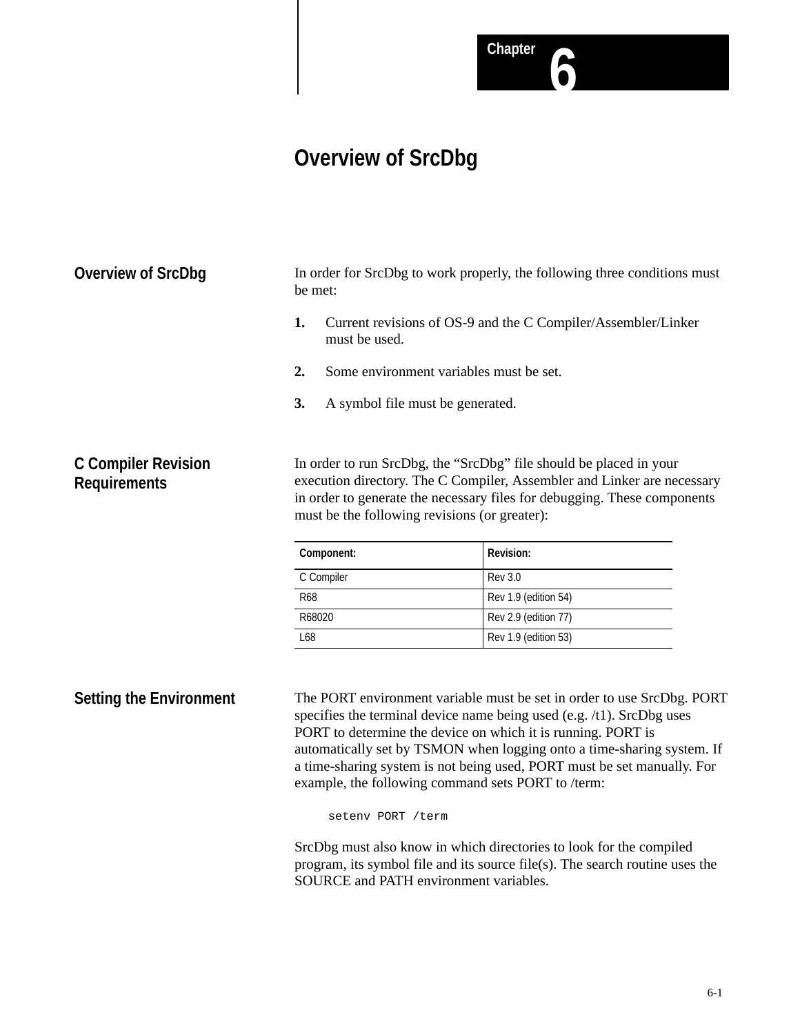# Chapter 6

# Overview of SrcDbg

## Overview of SrcDbg

In order for SrcDbg to work properly, the following three conditions must be met:

1. Current revisions of OS-9 and the C Compiler/Assembler/Linker must be used.
2. Some environment variables must be set.
3. A symbol file must be generated.

## C Compiler Revision Requirements

In order to run SrcDbg, the “SrcDbg” file should be placed in your execution directory. The C Compiler, Assembler and Linker are necessary in order to generate the necessary files for debugging. These components must be the following revisions (or greater):

| Component: | Revision: |
| --- | --- |
| C Compiler | Rev 3.0 |
| R68 | Rev 1.9 (edition 54) |
| R68020 | Rev 2.9 (edition 77) |
| L68 | Rev 1.9 (edition 53) |

## Setting the Environment

The PORT environment variable must be set in order to use SrcDbg. PORT specifies the terminal device name being used (e.g. /t1). SrcDbg uses PORT to determine the device on which it is running. PORT is automatically set by TSMON when logging onto a time-sharing system. If a time-sharing system is not being used, PORT must be set manually. For example, the following command sets PORT to /term:

```
setenv PORT /term
```

SrcDbg must also know in which directories to look for the compiled program, its symbol file and its source file(s). The search routine uses the SOURCE and PATH environment variables.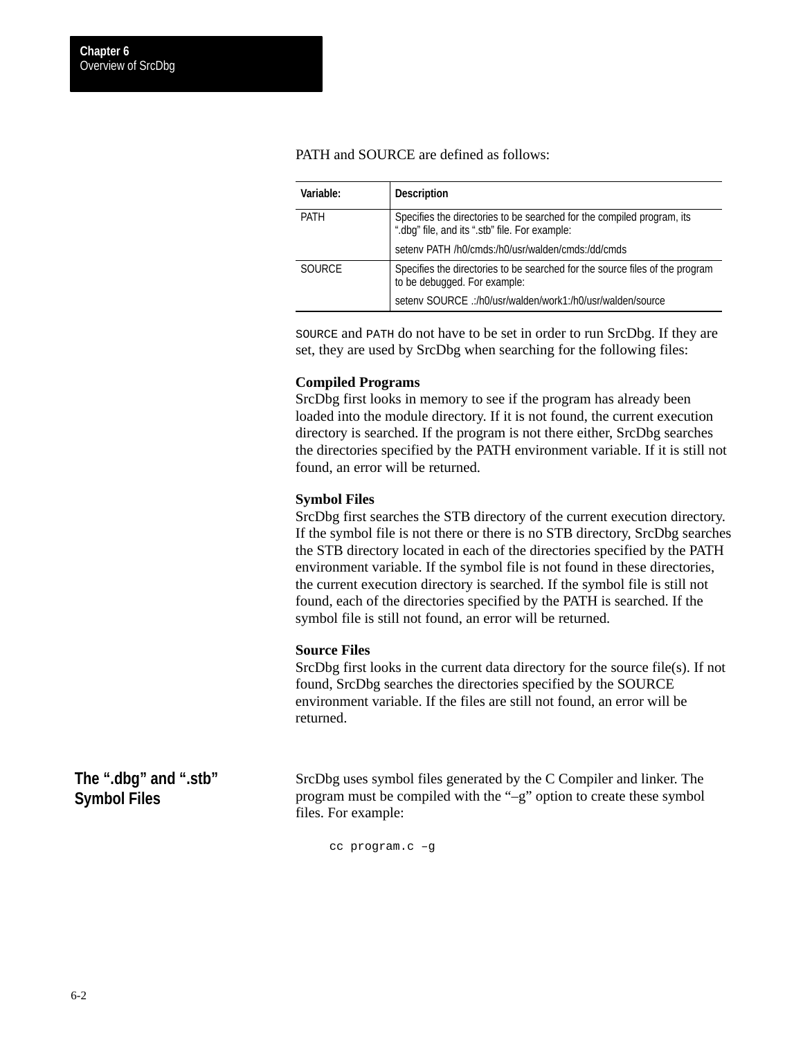PATH and SOURCE are defined as follows:

| Variable: | Description |
|---|---|
| PATH | Specifies the directories to be searched for the compiled program, its ".dbg" file, and its ".stb" file. For example:<br><br>setenv PATH /h0/cmds:/h0/usr/walden/cmds:/dd/cmds |
| SOURCE | Specifies the directories to be searched for the source files of the program to be debugged. For example:<br><br>setenv SOURCE .:/h0/usr/walden/work1:/h0/usr/walden/source |

`SOURCE` and `PATH` do not have to be set in order to run SrcDbg. If they are set, they are used by SrcDbg when searching for the following files:

**Compiled Programs**
SrcDbg first looks in memory to see if the program has already been loaded into the module directory. If it is not found, the current execution directory is searched. If the program is not there either, SrcDbg searches the directories specified by the PATH environment variable. If it is still not found, an error will be returned.

**Symbol Files**
SrcDbg first searches the STB directory of the current execution directory. If the symbol file is not there or there is no STB directory, SrcDbg searches the STB directory located in each of the directories specified by the PATH environment variable. If the symbol file is not found in these directories, the current execution directory is searched. If the symbol file is still not found, each of the directories specified by the PATH is searched. If the symbol file is still not found, an error will be returned.

**Source Files**
SrcDbg first looks in the current data directory for the source file(s). If not found, SrcDbg searches the directories specified by the SOURCE environment variable. If the files are still not found, an error will be returned.

## The ".dbg" and ".stb" Symbol Files

SrcDbg uses symbol files generated by the C Compiler and linker. The program must be compiled with the "–g" option to create these symbol files. For example:

```
cc program.c –g
```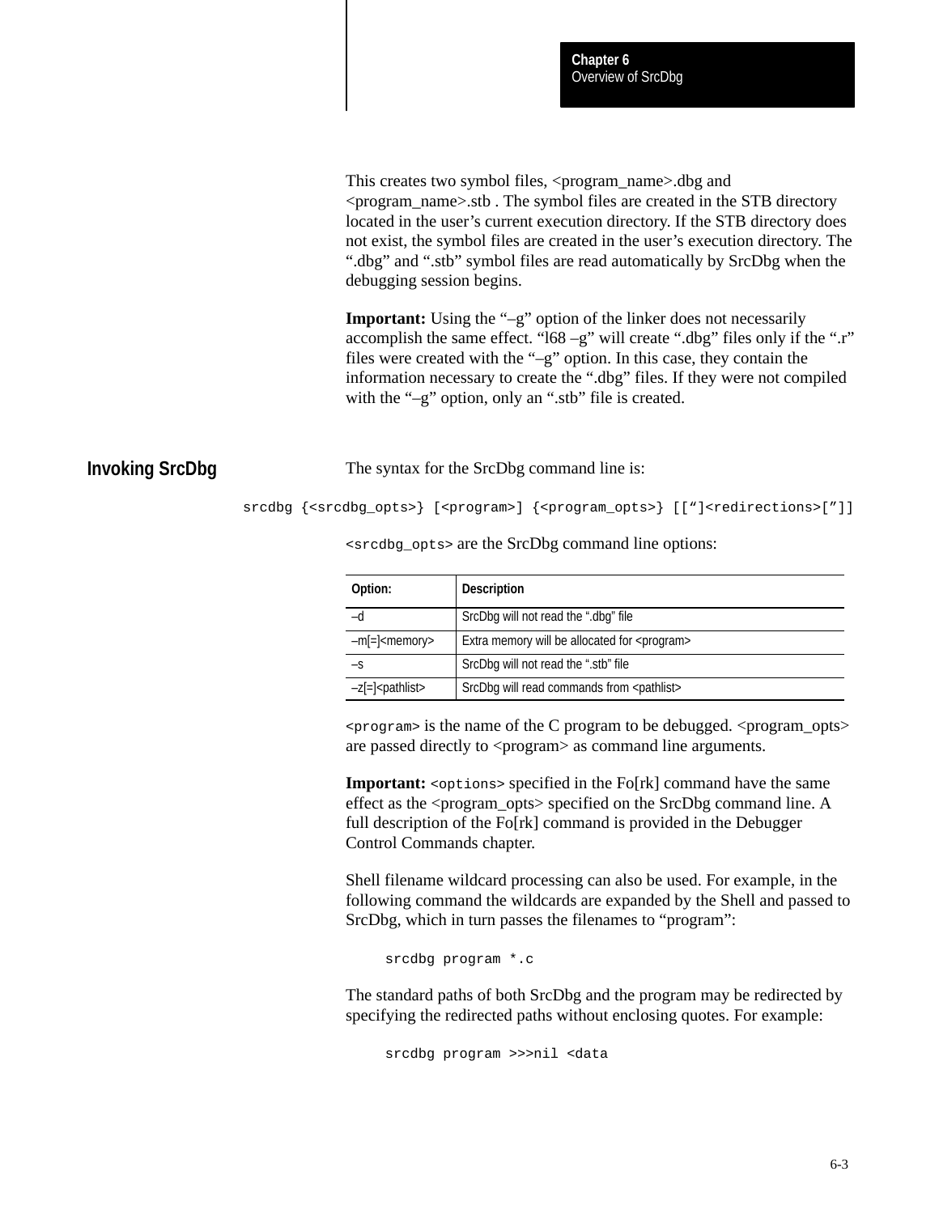This creates two symbol files, <program_name>.dbg and <program_name>.stb . The symbol files are created in the STB directory located in the user's current execution directory. If the STB directory does not exist, the symbol files are created in the user's execution directory. The ".dbg" and ".stb" symbol files are read automatically by SrcDbg when the debugging session begins.

**Important:** Using the "–g" option of the linker does not necessarily accomplish the same effect. "l68 –g" will create ".dbg" files only if the ".r" files were created with the "–g" option. In this case, they contain the information necessary to create the ".dbg" files. If they were not compiled with the "–g" option, only an ".stb" file is created.

## Invoking SrcDbg

The syntax for the SrcDbg command line is:

```
srcdbg {<srcdbg_opts>} [<program>] {<program_opts>} [[“]<redirections>[”]]
```

`<srcdbg_opts>` are the SrcDbg command line options:

| Option: | Description |
|---|---|
| –d | SrcDbg will not read the ".dbg" file |
| –m[=]<memory> | Extra memory will be allocated for <program> |
| –s | SrcDbg will not read the ".stb" file |
| –z[=]<pathlist> | SrcDbg will read commands from <pathlist> |

`<program>` is the name of the C program to be debugged. <program_opts> are passed directly to <program> as command line arguments.

**Important:** `<options>` specified in the Fo[rk] command have the same effect as the <program_opts> specified on the SrcDbg command line. A full description of the Fo[rk] command is provided in the Debugger Control Commands chapter.

Shell filename wildcard processing can also be used. For example, in the following command the wildcards are expanded by the Shell and passed to SrcDbg, which in turn passes the filenames to "program":

```
srcdbg program *.c
```

The standard paths of both SrcDbg and the program may be redirected by specifying the redirected paths without enclosing quotes. For example:

```
srcdbg program >>>nil <data
```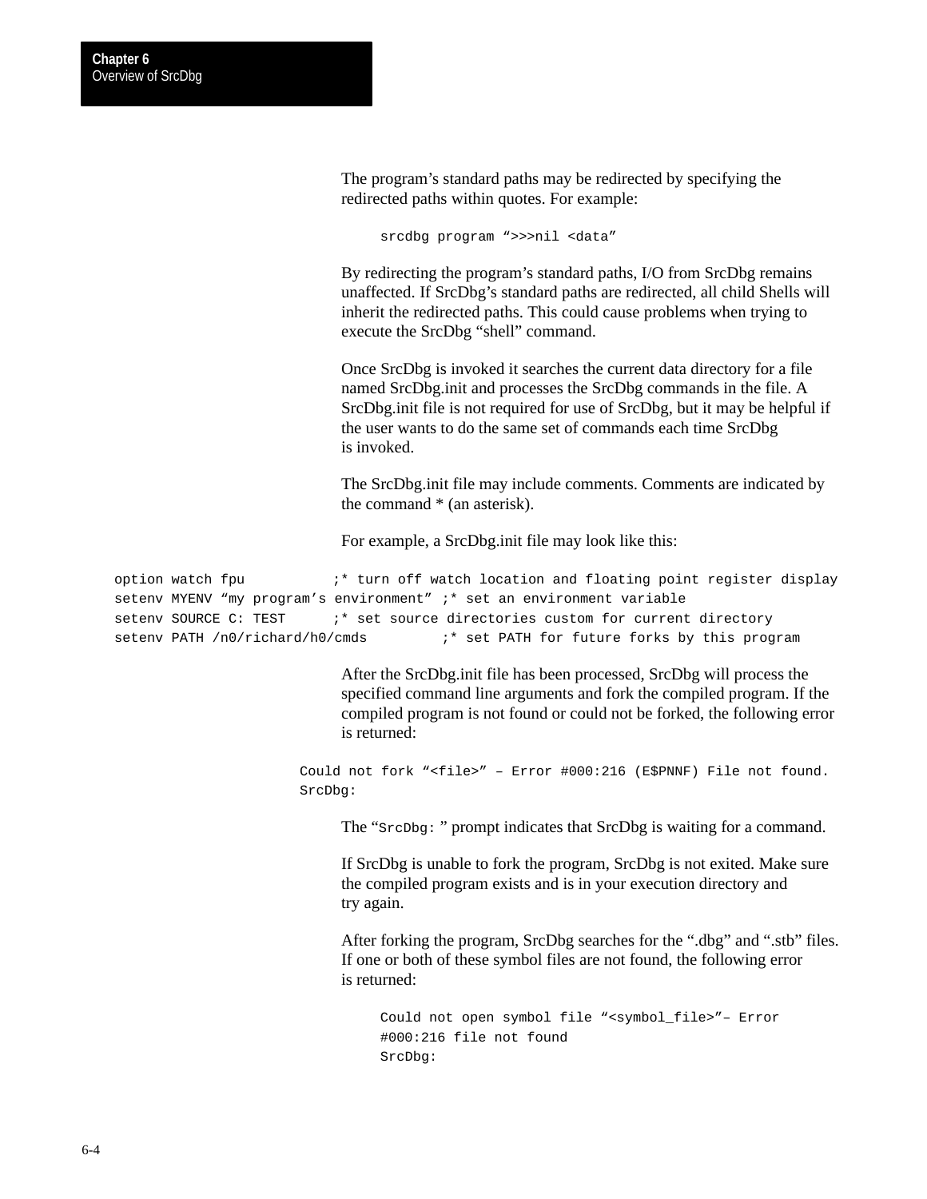The program’s standard paths may be redirected by specifying the redirected paths within quotes. For example:

```
srcdbg program “>>>nil <data”
```

By redirecting the program’s standard paths, I/O from SrcDbg remains unaffected. If SrcDbg’s standard paths are redirected, all child Shells will inherit the redirected paths. This could cause problems when trying to execute the SrcDbg “shell” command.

Once SrcDbg is invoked it searches the current data directory for a file named SrcDbg.init and processes the SrcDbg commands in the file. A SrcDbg.init file is not required for use of SrcDbg, but it may be helpful if the user wants to do the same set of commands each time SrcDbg is invoked.

The SrcDbg.init file may include comments. Comments are indicated by the command * (an asterisk).

For example, a SrcDbg.init file may look like this:

```
option watch fpu          ;* turn off watch location and floating point register display
setenv MYENV “my program’s environment” ;* set an environment variable
setenv SOURCE C: TEST     ;* set source directories custom for current directory
setenv PATH /n0/richard/h0/cmds         ;* set PATH for future forks by this program
```

After the SrcDbg.init file has been processed, SrcDbg will process the specified command line arguments and fork the compiled program. If the compiled program is not found or could not be forked, the following error is returned:

```
Could not fork “<file>” – Error #000:216 (E$PNNF) File not found.
SrcDbg:
```

The “`SrcDbg:` ” prompt indicates that SrcDbg is waiting for a command.

If SrcDbg is unable to fork the program, SrcDbg is not exited. Make sure the compiled program exists and is in your execution directory and try again.

After forking the program, SrcDbg searches for the “.dbg” and “.stb” files. If one or both of these symbol files are not found, the following error is returned:

```
Could not open symbol file “<symbol_file>”– Error
#000:216 file not found
SrcDbg:
```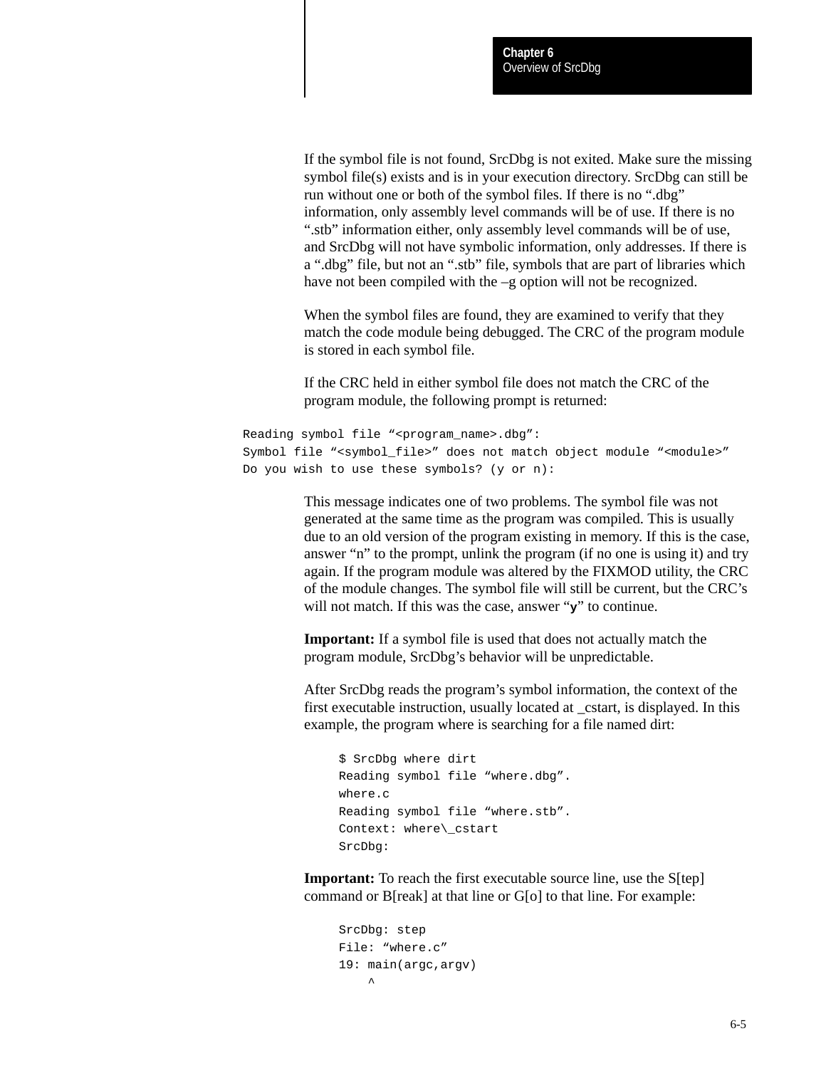If the symbol file is not found, SrcDbg is not exited. Make sure the missing symbol file(s) exists and is in your execution directory. SrcDbg can still be run without one or both of the symbol files. If there is no ".dbg" information, only assembly level commands will be of use. If there is no ".stb" information either, only assembly level commands will be of use, and SrcDbg will not have symbolic information, only addresses. If there is a ".dbg" file, but not an ".stb" file, symbols that are part of libraries which have not been compiled with the –g option will not be recognized.

When the symbol files are found, they are examined to verify that they match the code module being debugged. The CRC of the program module is stored in each symbol file.

If the CRC held in either symbol file does not match the CRC of the program module, the following prompt is returned:

```
Reading symbol file "<program_name>.dbg":
Symbol file "<symbol_file>" does not match object module "<module>"
Do you wish to use these symbols? (y or n):
```

This message indicates one of two problems. The symbol file was not generated at the same time as the program was compiled. This is usually due to an old version of the program existing in memory. If this is the case, answer "n" to the prompt, unlink the program (if no one is using it) and try again. If the program module was altered by the FIXMOD utility, the CRC of the module changes. The symbol file will still be current, but the CRC's will not match. If this was the case, answer "**y**" to continue.

**Important:** If a symbol file is used that does not actually match the program module, SrcDbg's behavior will be unpredictable.

After SrcDbg reads the program's symbol information, the context of the first executable instruction, usually located at _cstart, is displayed. In this example, the program where is searching for a file named dirt:

```
$ SrcDbg where dirt
Reading symbol file "where.dbg".
where.c
Reading symbol file "where.stb".
Context: where\_cstart
SrcDbg:
```

**Important:** To reach the first executable source line, use the S[tep] command or B[reak] at that line or G[o] to that line. For example:

```
SrcDbg: step
File: "where.c"
19: main(argc,argv)
     ^
```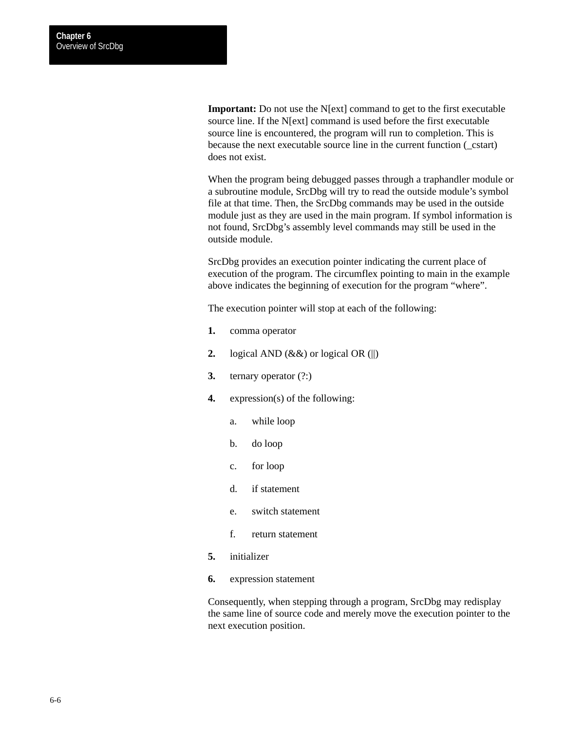**Important:** Do not use the N[ext] command to get to the first executable source line. If the N[ext] command is used before the first executable source line is encountered, the program will run to completion. This is because the next executable source line in the current function (_cstart) does not exist.

When the program being debugged passes through a traphandler module or a subroutine module, SrcDbg will try to read the outside module's symbol file at that time. Then, the SrcDbg commands may be used in the outside module just as they are used in the main program. If symbol information is not found, SrcDbg's assembly level commands may still be used in the outside module.

SrcDbg provides an execution pointer indicating the current place of execution of the program. The circumflex pointing to main in the example above indicates the beginning of execution for the program "where".

The execution pointer will stop at each of the following:

1. comma operator
2. logical AND (&&) or logical OR (||)
3. ternary operator (?:)
4. expression(s) of the following:
   a. while loop
   b. do loop
   c. for loop
   d. if statement
   e. switch statement
   f. return statement
5. initializer
6. expression statement

Consequently, when stepping through a program, SrcDbg may redisplay the same line of source code and merely move the execution pointer to the next execution position.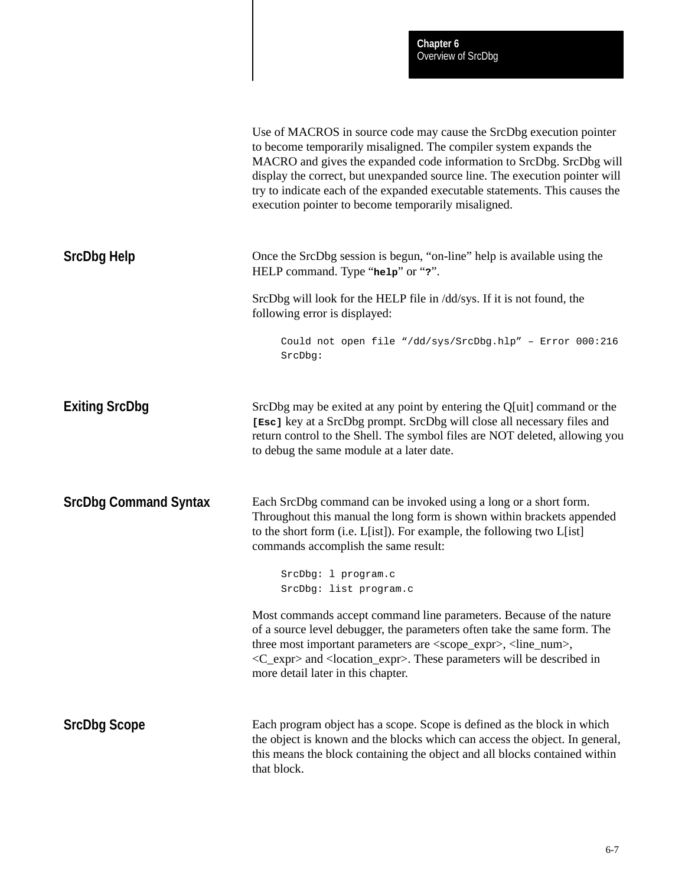Use of MACROS in source code may cause the SrcDbg execution pointer to become temporarily misaligned. The compiler system expands the MACRO and gives the expanded code information to SrcDbg. SrcDbg will display the correct, but unexpanded source line. The execution pointer will try to indicate each of the expanded executable statements. This causes the execution pointer to become temporarily misaligned.

## SrcDbg Help

Once the SrcDbg session is begun, “on-line” help is available using the HELP command. Type “**help**” or “**?**”.

SrcDbg will look for the HELP file in /dd/sys. If it is not found, the following error is displayed:

```
Could not open file “/dd/sys/SrcDbg.hlp” – Error 000:216
SrcDbg:
```

## Exiting SrcDbg

SrcDbg may be exited at any point by entering the Q[uit] command or the **[Esc]** key at a SrcDbg prompt. SrcDbg will close all necessary files and return control to the Shell. The symbol files are NOT deleted, allowing you to debug the same module at a later date.

## SrcDbg Command Syntax

Each SrcDbg command can be invoked using a long or a short form. Throughout this manual the long form is shown within brackets appended to the short form (i.e. L[ist]). For example, the following two L[ist] commands accomplish the same result:

```
SrcDbg: l program.c
SrcDbg: list program.c
```

Most commands accept command line parameters. Because of the nature of a source level debugger, the parameters often take the same form. The three most important parameters are <scope_expr>, <line_num>, <C_expr> and <location_expr>. These parameters will be described in more detail later in this chapter.

## SrcDbg Scope

Each program object has a scope. Scope is defined as the block in which the object is known and the blocks which can access the object. In general, this means the block containing the object and all blocks contained within that block.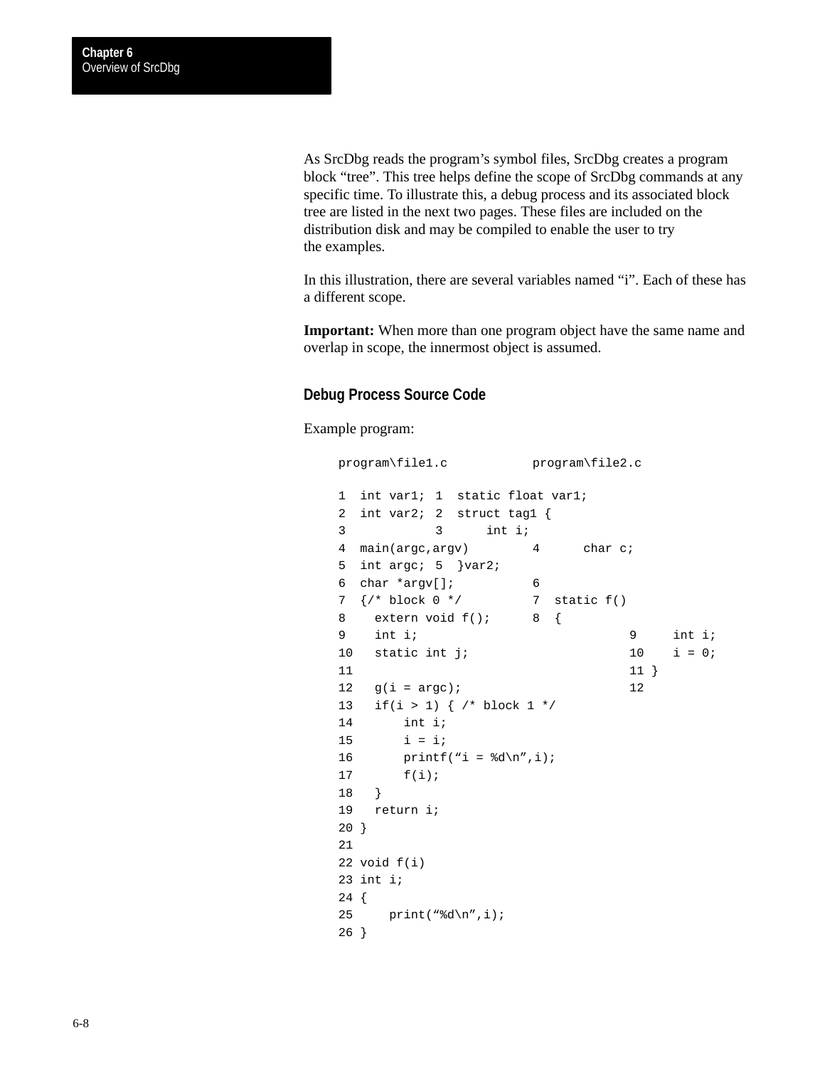As SrcDbg reads the program’s symbol files, SrcDbg creates a program block “tree”. This tree helps define the scope of SrcDbg commands at any specific time. To illustrate this, a debug process and its associated block tree are listed in the next two pages. These files are included on the distribution disk and may be compiled to enable the user to try the examples.

In this illustration, there are several variables named “i”. Each of these has a different scope.

**Important:** When more than one program object have the same name and overlap in scope, the innermost object is assumed.

### Debug Process Source Code

Example program:

```
program\file1.c           program\file2.c

1  int var1; 1  static float var1;
2  int var2; 2  struct tag1 {
3            3      int i;
4  main(argc,argv)        4      char c;
5  int argc; 5  }var2;
6  char *argv[];          6
7  {/* block 0 */         7  static f()
8    extern void f();     8  {
9    int i;                           9     int i;
10   static int j;                    10    i = 0;
11                                    11 }
12   g(i = argc);                     12
13   if(i > 1) { /* block 1 */
14       int i;
15       i = i;
16       printf(“i = %d\n”,i);
17       f(i);
18   }
19   return i;
20 }
21
22 void f(i)
23 int i;
24 {
25     print(“%d\n”,i);
26 }
```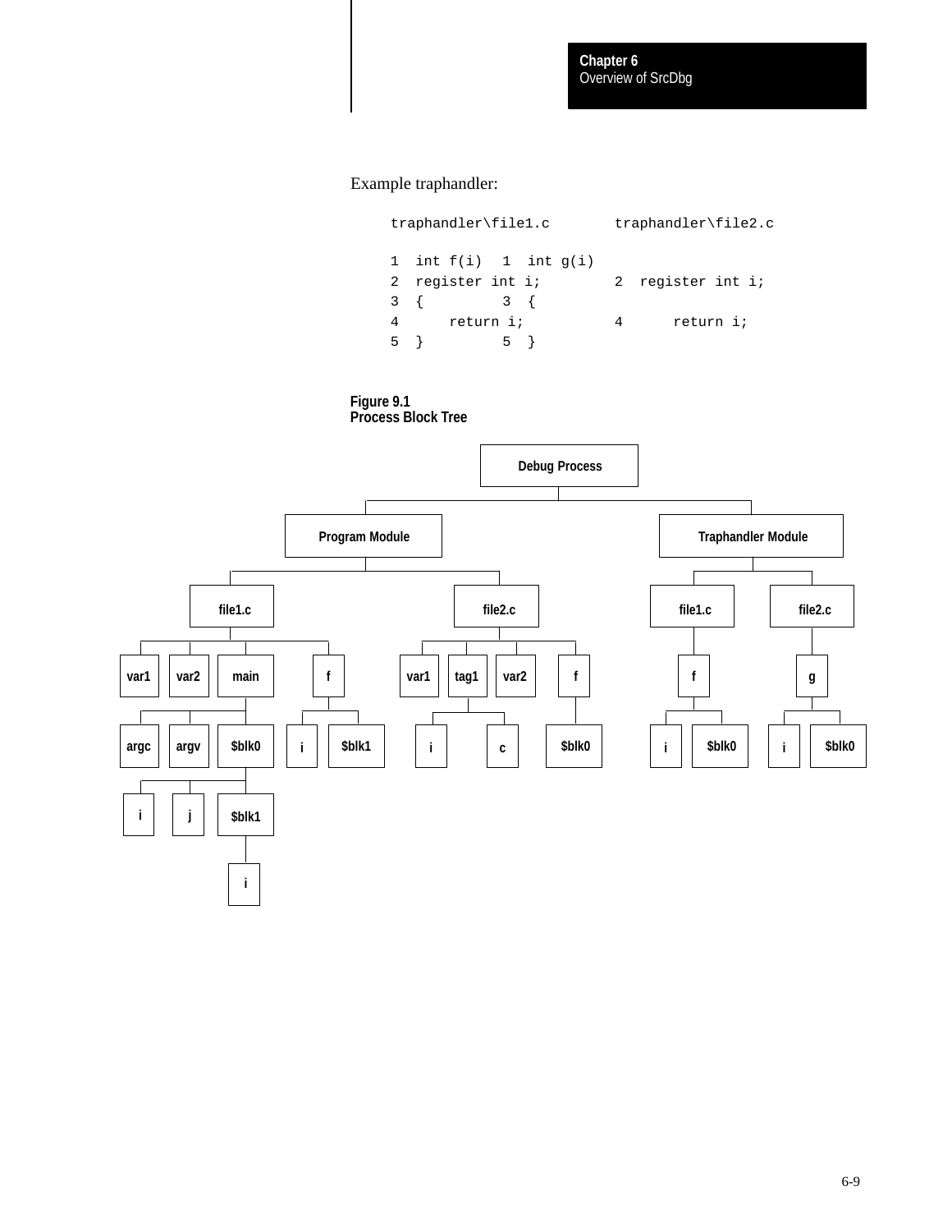Example traphandler:

```
traphandler\file1.c       traphandler\file2.c

1  int f(i)  1  int g(i)
2  register int i;        2  register int i;
3  {         3  {
4      return i;          4      return i;
5  }         5  }
```

**Figure 9.1**
**Process Block Tree**

```
Debug Process
├── Program Module
│   ├── file1.c
│   │   ├── var1
│   │   ├── var2
│   │   ├── main
│   │   │   ├── argc
│   │   │   ├── argv
│   │   │   └── $blk0
│   │   │       ├── i
│   │   │       ├── j
│   │   │       └── $blk1
│   │   │           └── i
│   │   └── f
│   │       ├── i
│   │       └── $blk1
│   └── file2.c
│       ├── var1
│       ├── tag1
│       │   ├── i
│       │   └── c
│       ├── var2
│       └── f
│           └── $blk0
└── Traphandler Module
    ├── file1.c
    │   └── f
    │       ├── i
    │       └── $blk0
    └── file2.c
        └── g
            ├── i
            └── $blk0
```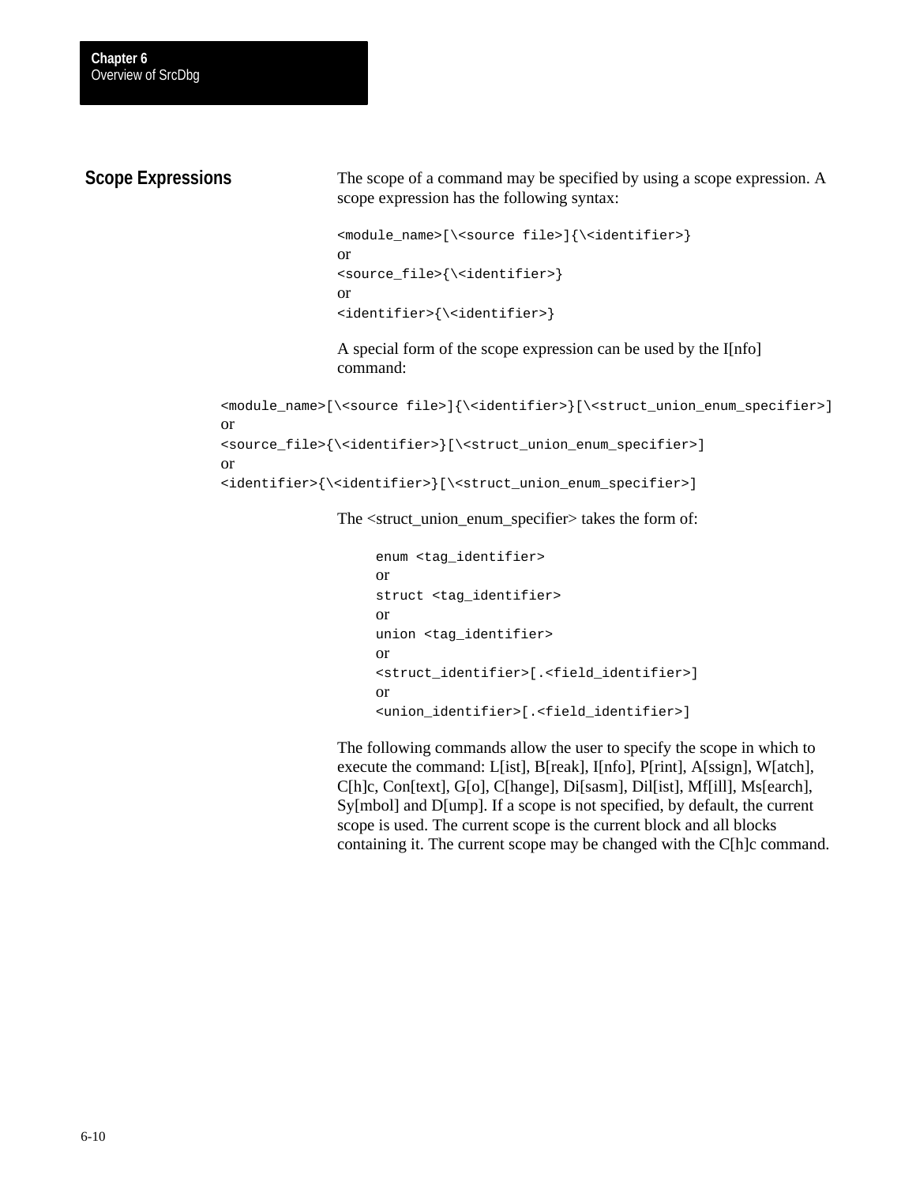## Scope Expressions

The scope of a command may be specified by using a scope expression. A scope expression has the following syntax:

```
<module_name>[\<source file>]{\<identifier>}
or
<source_file>{\<identifier>}
or
<identifier>{\<identifier>}
```

A special form of the scope expression can be used by the I[nfo] command:

```
<module_name>[\<source file>]{\<identifier>}[\<struct_union_enum_specifier>]
or
<source_file>{\<identifier>}[\<struct_union_enum_specifier>]
or
<identifier>{\<identifier>}[\<struct_union_enum_specifier>]
```

The <struct_union_enum_specifier> takes the form of:

```
enum <tag_identifier>
or
struct <tag_identifier>
or
union <tag_identifier>
or
<struct_identifier>[.<field_identifier>]
or
<union_identifier>[.<field_identifier>]
```

The following commands allow the user to specify the scope in which to execute the command: L[ist], B[reak], I[nfo], P[rint], A[ssign], W[atch], C[h]c, Con[text], G[o], C[hange], Di[sasm], Dil[ist], Mf[ill], Ms[earch], Sy[mbol] and D[ump]. If a scope is not specified, by default, the current scope is used. The current scope is the current block and all blocks containing it. The current scope may be changed with the C[h]c command.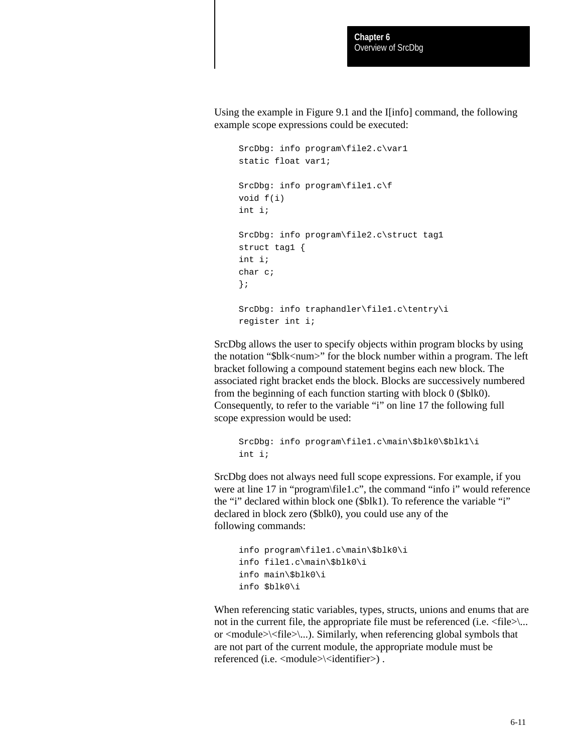Using the example in Figure 9.1 and the I[info] command, the following example scope expressions could be executed:

```
SrcDbg: info program\file2.c\var1
static float var1;

SrcDbg: info program\file1.c\f
void f(i)
int i;

SrcDbg: info program\file2.c\struct tag1
struct tag1 {
int i;
char c;
};

SrcDbg: info traphandler\file1.c\tentry\i
register int i;
```

SrcDbg allows the user to specify objects within program blocks by using the notation "$blk<num>" for the block number within a program. The left bracket following a compound statement begins each new block. The associated right bracket ends the block. Blocks are successively numbered from the beginning of each function starting with block 0 ($blk0). Consequently, to refer to the variable "i" on line 17 the following full scope expression would be used:

```
SrcDbg: info program\file1.c\main\$blk0\$blk1\i
int i;
```

SrcDbg does not always need full scope expressions. For example, if you were at line 17 in "program\file1.c", the command "info i" would reference the "i" declared within block one ($blk1). To reference the variable "i" declared in block zero ($blk0), you could use any of the following commands:

```
info program\file1.c\main\$blk0\i
info file1.c\main\$blk0\i
info main\$blk0\i
info $blk0\i
```

When referencing static variables, types, structs, unions and enums that are not in the current file, the appropriate file must be referenced (i.e. <file>\... or <module>\<file>\...). Similarly, when referencing global symbols that are not part of the current module, the appropriate module must be referenced (i.e. <module>\<identifier>) .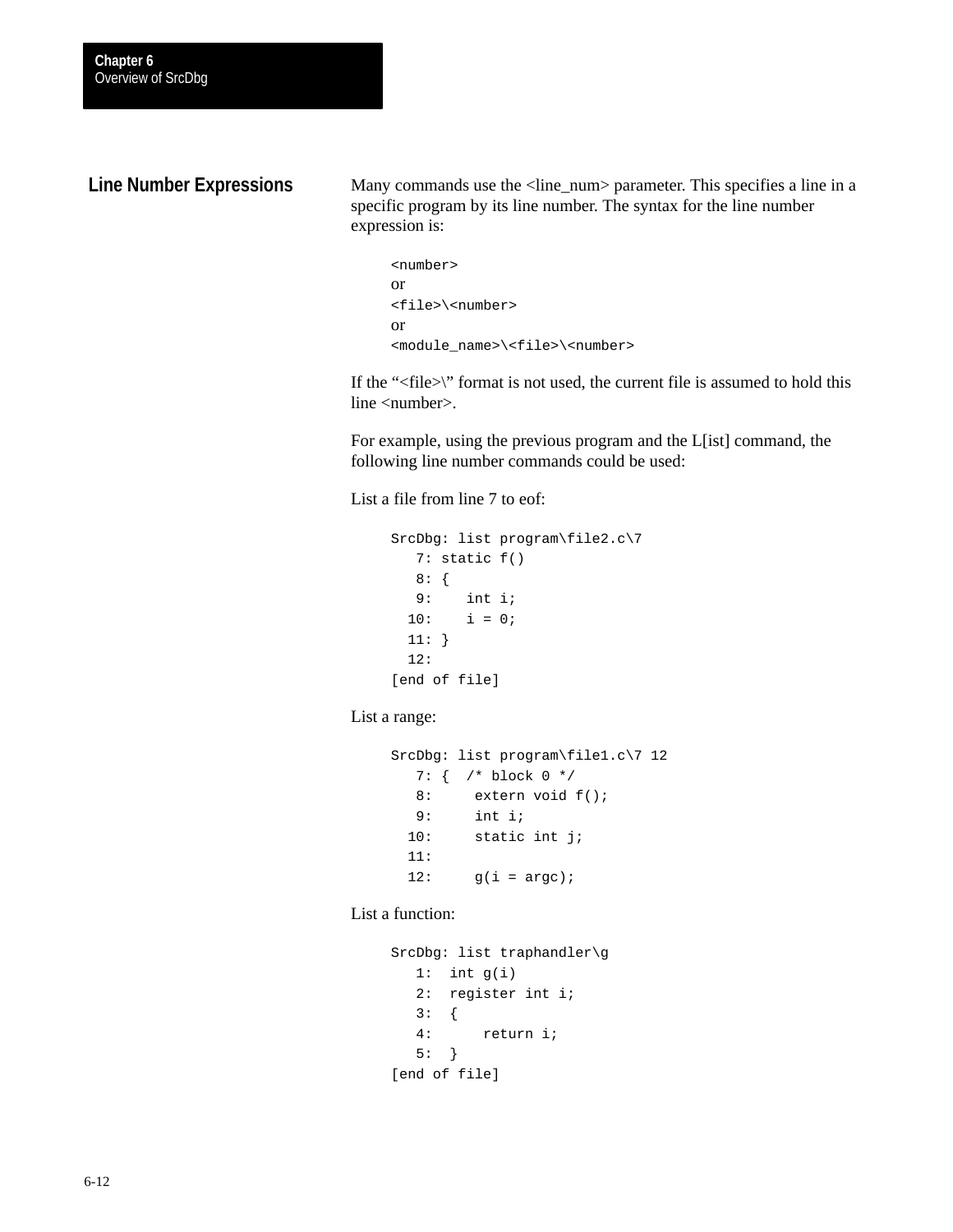## Line Number Expressions

Many commands use the <line_num> parameter. This specifies a line in a specific program by its line number. The syntax for the line number expression is:

```
<number>
```
or
```
<file>\<number>
```
or
```
<module_name>\<file>\<number>
```

If the “<file>\” format is not used, the current file is assumed to hold this line <number>.

For example, using the previous program and the L[ist] command, the following line number commands could be used:

List a file from line 7 to eof:

```
SrcDbg: list program\file2.c\7
   7: static f()
   8: {
   9:    int i;
  10:    i = 0;
  11: }
  12:
[end of file]
```

List a range:

```
SrcDbg: list program\file1.c\7 12
   7: {  /* block 0 */
   8:     extern void f();
   9:     int i;
  10:     static int j;
  11:
  12:     g(i = argc);
```

List a function:

```
SrcDbg: list traphandler\g
   1:  int g(i)
   2:  register int i;
   3:  {
   4:      return i;
   5:  }
[end of file]
```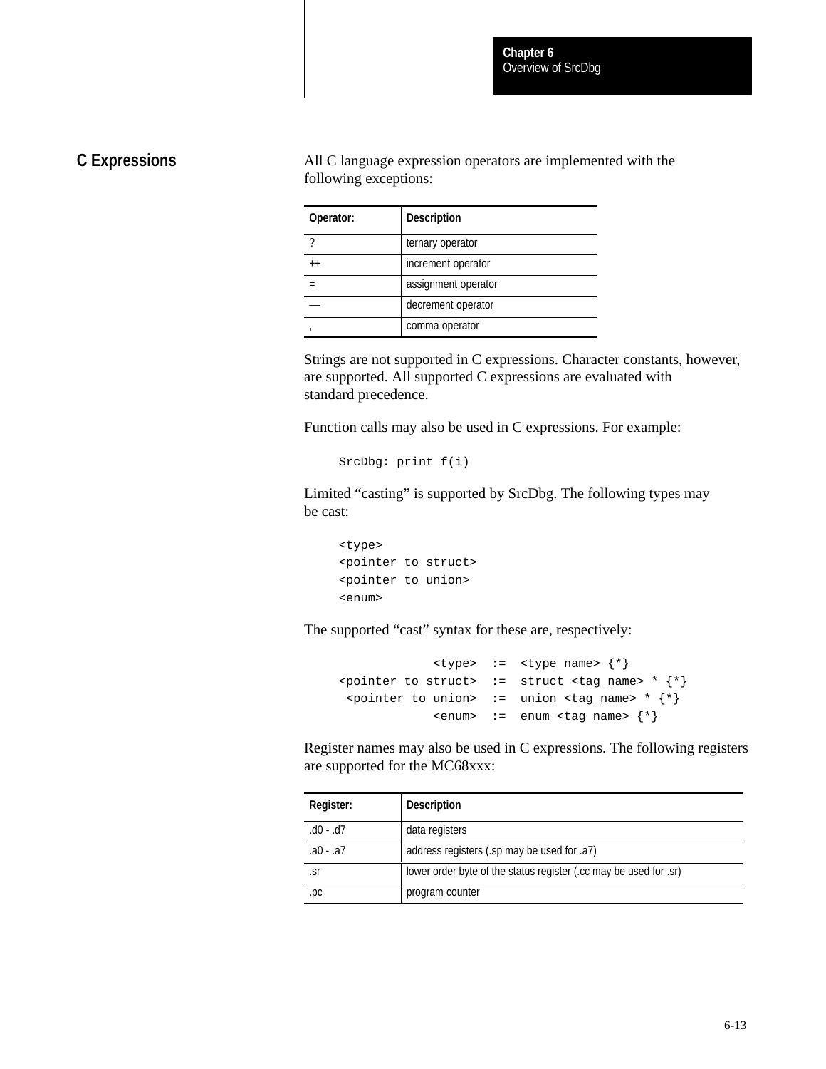## C Expressions

All C language expression operators are implemented with the following exceptions:

| Operator: | Description |
|---|---|
| ? | ternary operator |
| ++ | increment operator |
| = | assignment operator |
| — | decrement operator |
| , | comma operator |

Strings are not supported in C expressions. Character constants, however, are supported. All supported C expressions are evaluated with standard precedence.

Function calls may also be used in C expressions. For example:

```
SrcDbg: print f(i)
```

Limited “casting” is supported by SrcDbg. The following types may be cast:

```
<type>
<pointer to struct>
<pointer to union>
<enum>
```

The supported “cast” syntax for these are, respectively:

```
            <type>  :=  <type_name> {*}
<pointer to struct>  :=  struct <tag_name> * {*}
 <pointer to union>  :=  union <tag_name> * {*}
            <enum>  :=  enum <tag_name> {*}
```

Register names may also be used in C expressions. The following registers are supported for the MC68xxx:

| Register: | Description |
|---|---|
| .d0 - .d7 | data registers |
| .a0 - .a7 | address registers (.sp may be used for .a7) |
| .sr | lower order byte of the status register (.cc may be used for .sr) |
| .pc | program counter |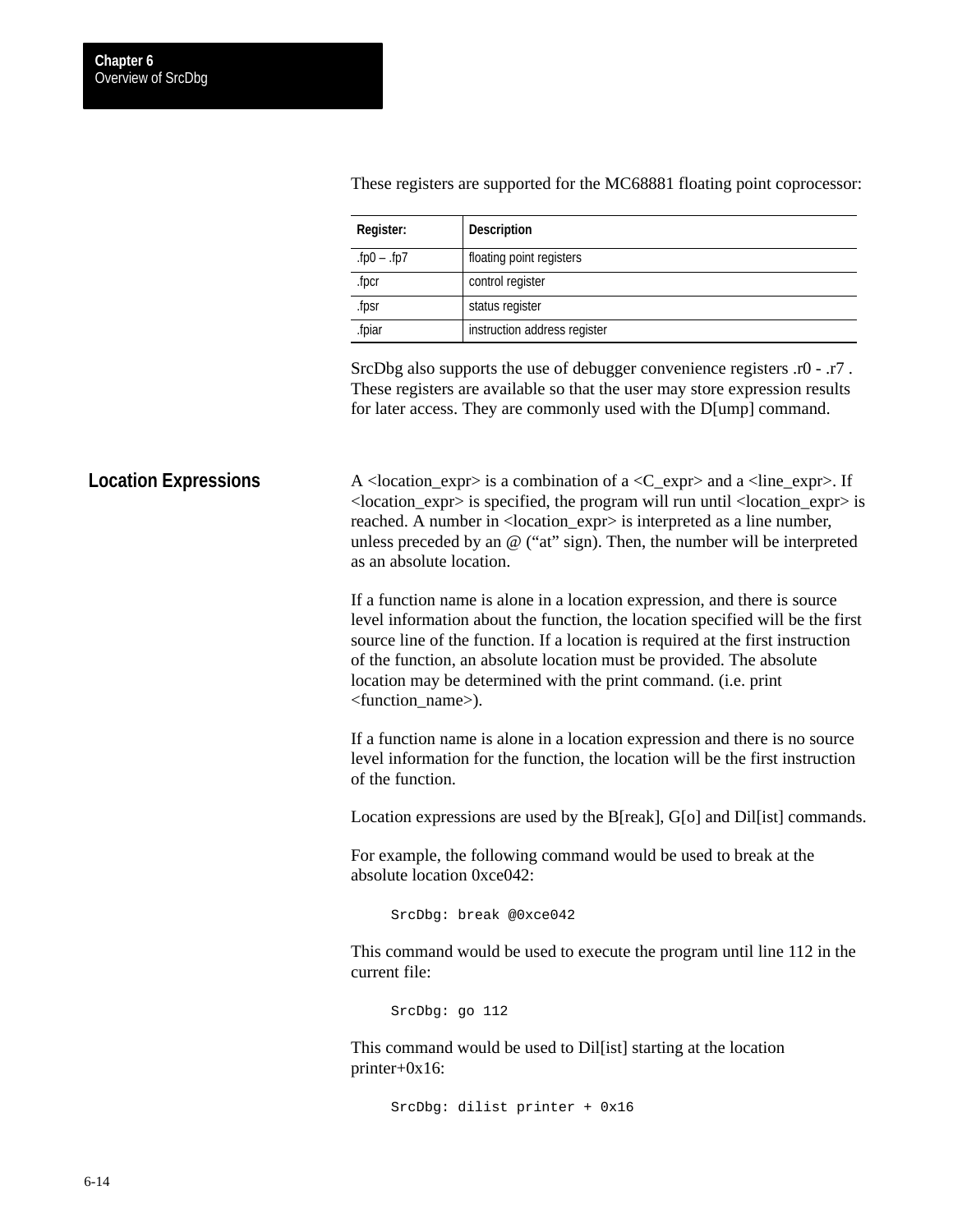These registers are supported for the MC68881 floating point coprocessor:

| Register: | Description |
| --- | --- |
| .fp0 – .fp7 | floating point registers |
| .fpcr | control register |
| .fpsr | status register |
| .fpiar | instruction address register |

SrcDbg also supports the use of debugger convenience registers .r0 - .r7 . These registers are available so that the user may store expression results for later access. They are commonly used with the D[ump] command.

## Location Expressions

A <location_expr> is a combination of a <C_expr> and a <line_expr>. If <location_expr> is specified, the program will run until <location_expr> is reached. A number in <location_expr> is interpreted as a line number, unless preceded by an @ (“at” sign). Then, the number will be interpreted as an absolute location.

If a function name is alone in a location expression, and there is source level information about the function, the location specified will be the first source line of the function. If a location is required at the first instruction of the function, an absolute location must be provided. The absolute location may be determined with the print command. (i.e. print <function_name>).

If a function name is alone in a location expression and there is no source level information for the function, the location will be the first instruction of the function.

Location expressions are used by the B[reak], G[o] and Dil[ist] commands.

For example, the following command would be used to break at the absolute location 0xce042:

```
SrcDbg: break @0xce042
```

This command would be used to execute the program until line 112 in the current file:

```
SrcDbg: go 112
```

This command would be used to Dil[ist] starting at the location printer+0x16:

```
SrcDbg: dilist printer + 0x16
```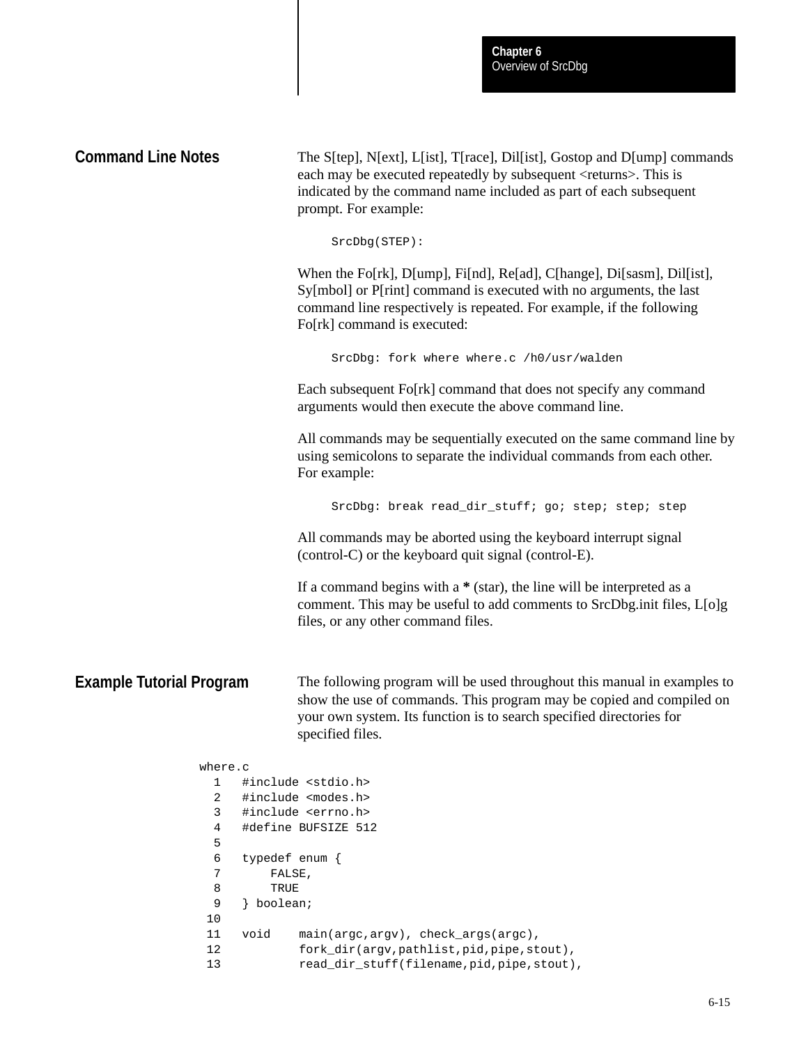## Command Line Notes

The S[tep], N[ext], L[ist], T[race], Dil[ist], Gostop and D[ump] commands each may be executed repeatedly by subsequent <returns>. This is indicated by the command name included as part of each subsequent prompt. For example:

```
SrcDbg(STEP):
```

When the Fo[rk], D[ump], Fi[nd], Re[ad], C[hange], Di[sasm], Dil[ist], Sy[mbol] or P[rint] command is executed with no arguments, the last command line respectively is repeated. For example, if the following Fo[rk] command is executed:

```
SrcDbg: fork where where.c /h0/usr/walden
```

Each subsequent Fo[rk] command that does not specify any command arguments would then execute the above command line.

All commands may be sequentially executed on the same command line by using semicolons to separate the individual commands from each other. For example:

```
SrcDbg: break read_dir_stuff; go; step; step; step
```

All commands may be aborted using the keyboard interrupt signal (control-C) or the keyboard quit signal (control-E).

If a command begins with a **\*** (star), the line will be interpreted as a comment. This may be useful to add comments to SrcDbg.init files, L[o]g files, or any other command files.

## Example Tutorial Program

The following program will be used throughout this manual in examples to show the use of commands. This program may be copied and compiled on your own system. Its function is to search specified directories for specified files.

```
where.c
  1   #include <stdio.h>
  2   #include <modes.h>
  3   #include <errno.h>
  4   #define BUFSIZE 512
  5
  6   typedef enum {
  7       FALSE,
  8       TRUE
  9   } boolean;
 10
 11   void    main(argc,argv), check_args(argc),
 12           fork_dir(argv,pathlist,pid,pipe,stout),
 13           read_dir_stuff(filename,pid,pipe,stout),
```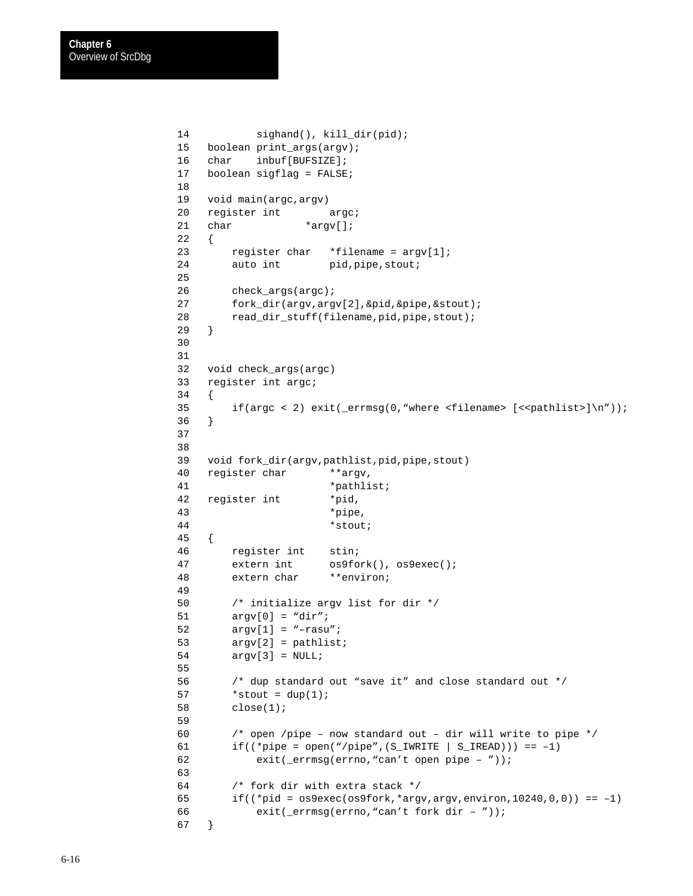```
14          sighand(), kill_dir(pid);
15  boolean print_args(argv);
16  char    inbuf[BUFSIZE];
17  boolean sigflag = FALSE;
18
19  void main(argc,argv)
20  register int        argc;
21  char            *argv[];
22  {
23      register char   *filename = argv[1];
24      auto int        pid,pipe,stout;
25
26      check_args(argc);
27      fork_dir(argv,argv[2],&pid,&pipe,&stout);
28      read_dir_stuff(filename,pid,pipe,stout);
29  }
30
31
32  void check_args(argc)
33  register int argc;
34  {
35      if(argc < 2) exit(_errmsg(0,“where <filename> [<<pathlist>]\n”));
36  }
37
38
39  void fork_dir(argv,pathlist,pid,pipe,stout)
40  register char       **argv,
41                      *pathlist;
42  register int        *pid,
43                      *pipe,
44                      *stout;
45  {
46      register int    stin;
47      extern int      os9fork(), os9exec();
48      extern char     **environ;
49
50      /* initialize argv list for dir */
51      argv[0] = “dir”;
52      argv[1] = “–rasu”;
53      argv[2] = pathlist;
54      argv[3] = NULL;
55
56      /* dup standard out “save it” and close standard out */
57      *stout = dup(1);
58      close(1);
59
60      /* open /pipe – now standard out – dir will write to pipe */
61      if((*pipe = open(“/pipe”,(S_IWRITE | S_IREAD))) == –1)
62          exit(_errmsg(errno,“can’t open pipe – ”));
63
64      /* fork dir with extra stack */
65      if((*pid = os9exec(os9fork,*argv,argv,environ,10240,0,0)) == –1)
66          exit(_errmsg(errno,“can’t fork dir – ”));
67  }
```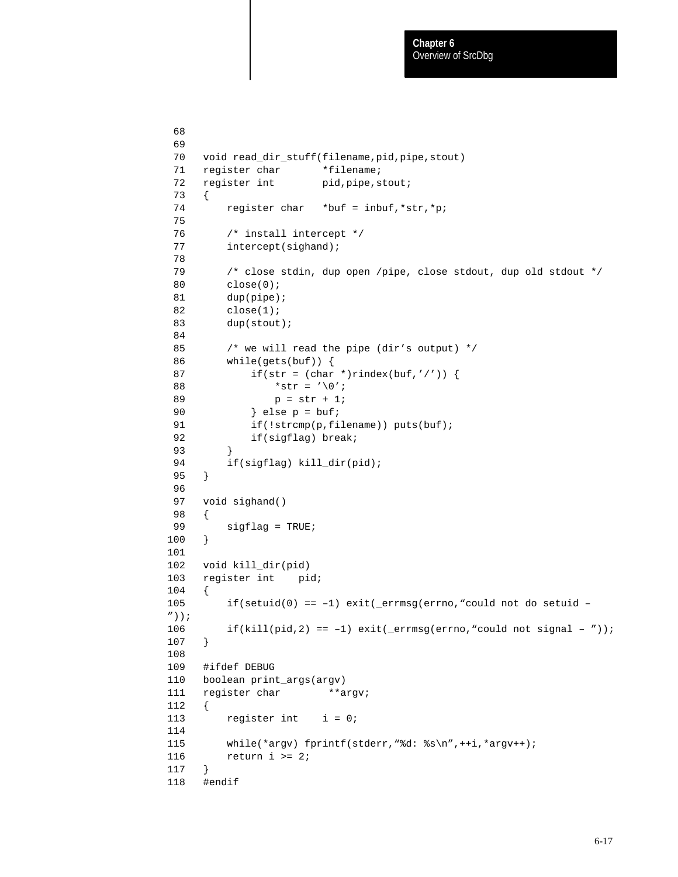```
 68
 69
 70   void read_dir_stuff(filename,pid,pipe,stout)
 71   register char       *filename;
 72   register int        pid,pipe,stout;
 73   {
 74       register char   *buf = inbuf,*str,*p;
 75
 76       /* install intercept */
 77       intercept(sighand);
 78
 79       /* close stdin, dup open /pipe, close stdout, dup old stdout */
 80       close(0);
 81       dup(pipe);
 82       close(1);
 83       dup(stout);
 84
 85       /* we will read the pipe (dir's output) */
 86       while(gets(buf)) {
 87           if(str = (char *)rindex(buf,'/')) {
 88               *str = '\0';
 89               p = str + 1;
 90           } else p = buf;
 91           if(!strcmp(p,filename)) puts(buf);
 92           if(sigflag) break;
 93       }
 94       if(sigflag) kill_dir(pid);
 95   }
 96
 97   void sighand()
 98   {
 99       sigflag = TRUE;
100   }
101
102   void kill_dir(pid)
103   register int    pid;
104   {
105       if(setuid(0) == –1) exit(_errmsg(errno,"could not do setuid –
"));
106       if(kill(pid,2) == –1) exit(_errmsg(errno,"could not signal – "));
107   }
108
109   #ifdef DEBUG
110   boolean print_args(argv)
111   register char        **argv;
112   {
113       register int    i = 0;
114
115       while(*argv) fprintf(stderr,"%d: %s\n",++i,*argv++);
116       return i >= 2;
117   }
118   #endif
```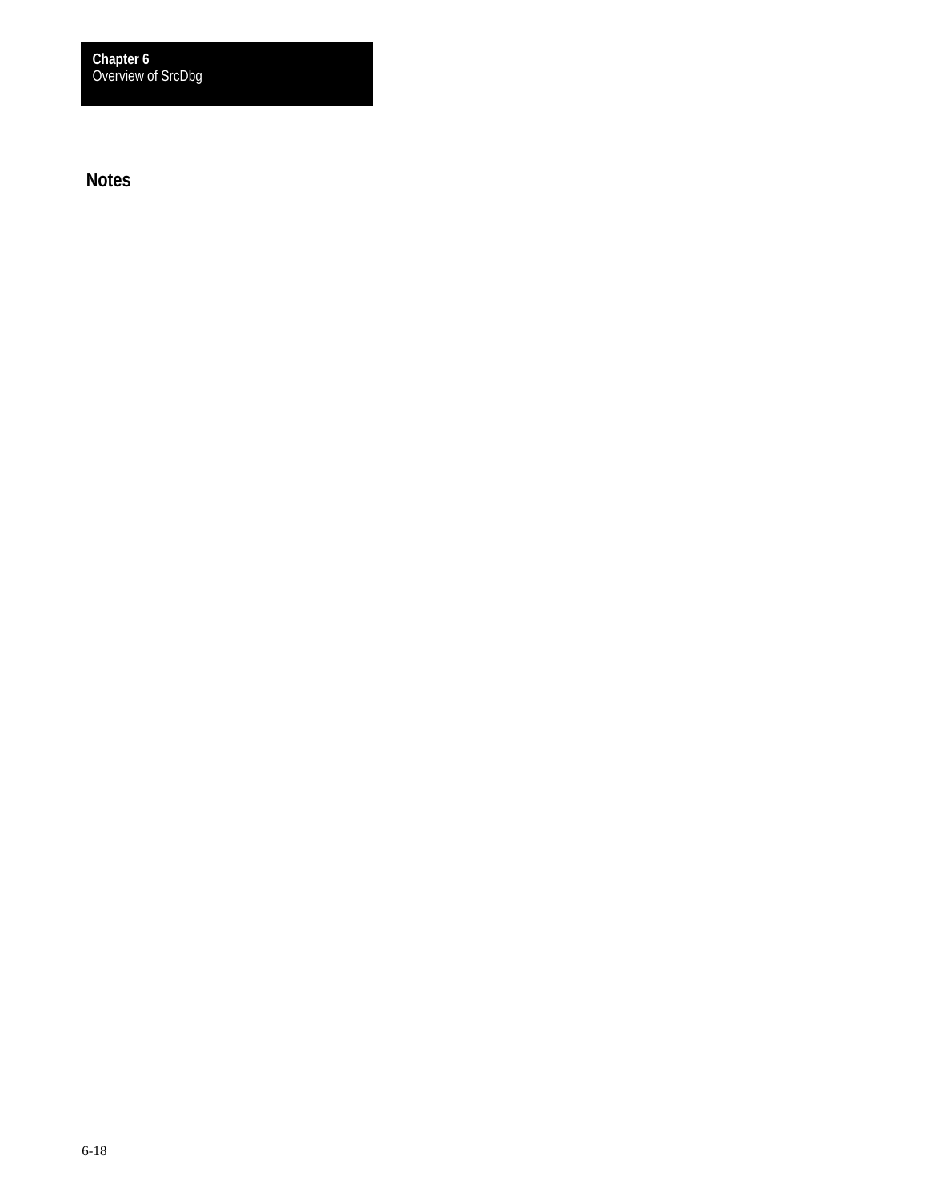## Notes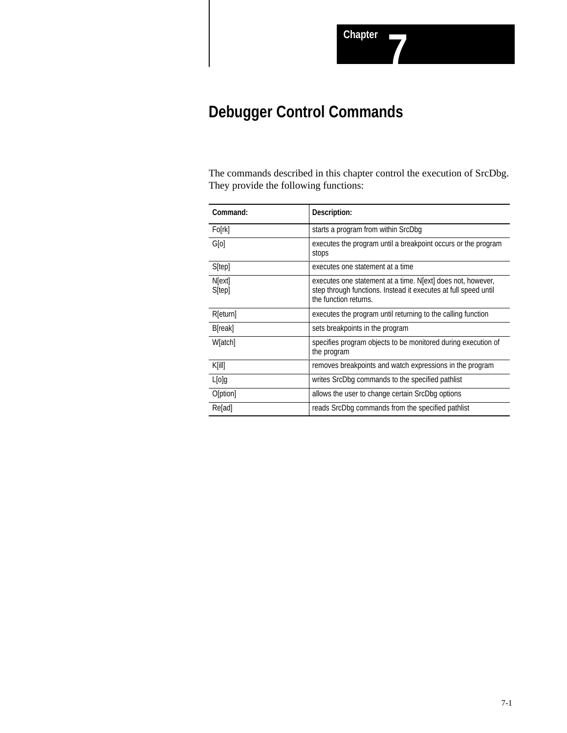Chapter 7

# Debugger Control Commands

The commands described in this chapter control the execution of SrcDbg. They provide the following functions:

| Command: | Description: |
| --- | --- |
| Fo[rk] | starts a program from within SrcDbg |
| G[o] | executes the program until a breakpoint occurs or the program stops |
| S[tep] | executes one statement at a time |
| N[ext]<br>S[tep] | executes one statement at a time. N[ext] does not, however, step through functions. Instead it executes at full speed until the function returns. |
| R[eturn] | executes the program until returning to the calling function |
| B[reak] | sets breakpoints in the program |
| W[atch] | specifies program objects to be monitored during execution of the program |
| K[ill] | removes breakpoints and watch expressions in the program |
| L[o]g | writes SrcDbg commands to the specified pathlist |
| O[ption] | allows the user to change certain SrcDbg options |
| Re[ad] | reads SrcDbg commands from the specified pathlist |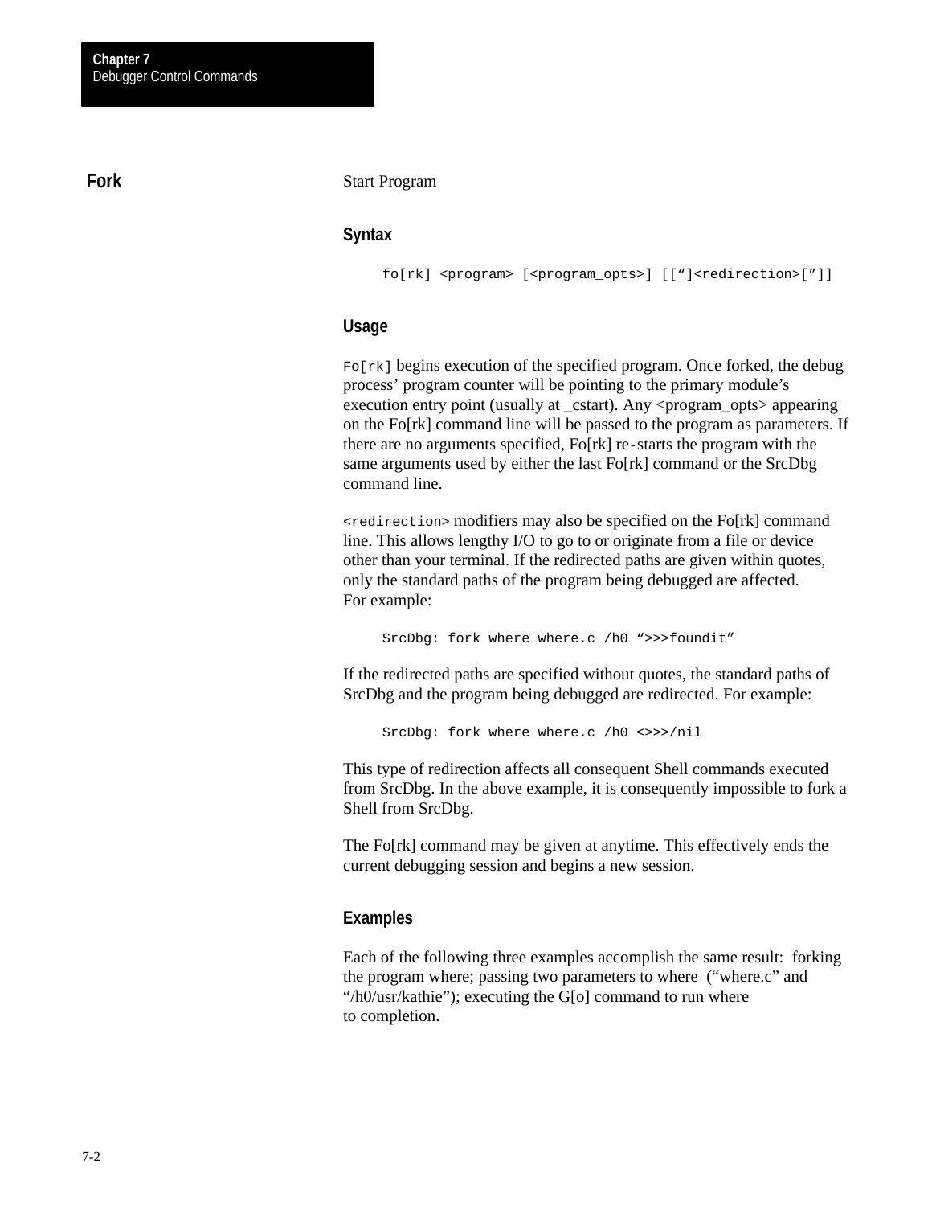## Fork

Start Program

### Syntax

```
fo[rk] <program> [<program_opts>] [[”]<redirection>[”]]
```

### Usage

`Fo[rk]` begins execution of the specified program. Once forked, the debug process’ program counter will be pointing to the primary module’s execution entry point (usually at _cstart). Any <program_opts> appearing on the Fo[rk] command line will be passed to the program as parameters. If there are no arguments specified, Fo[rk] re-starts the program with the same arguments used by either the last Fo[rk] command or the SrcDbg command line.

`<redirection>` modifiers may also be specified on the Fo[rk] command line. This allows lengthy I/O to go to or originate from a file or device other than your terminal. If the redirected paths are given within quotes, only the standard paths of the program being debugged are affected.
For example:

```
SrcDbg: fork where where.c /h0 “>>>foundit”
```

If the redirected paths are specified without quotes, the standard paths of SrcDbg and the program being debugged are redirected. For example:

```
SrcDbg: fork where where.c /h0 <>>>/nil
```

This type of redirection affects all consequent Shell commands executed from SrcDbg. In the above example, it is consequently impossible to fork a Shell from SrcDbg.

The Fo[rk] command may be given at anytime. This effectively ends the current debugging session and begins a new session.

### Examples

Each of the following three examples accomplish the same result: forking the program where; passing two parameters to where (“where.c” and “/h0/usr/kathie”); executing the G[o] command to run where to completion.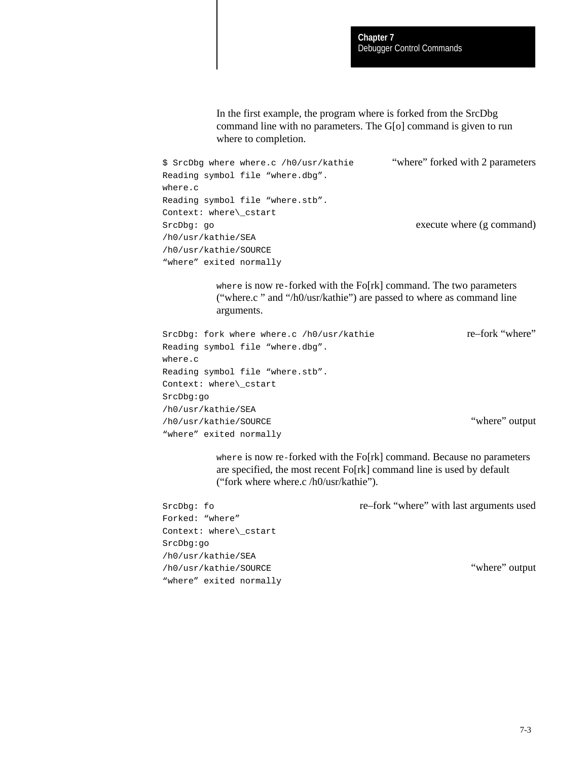In the first example, the program where is forked from the SrcDbg command line with no parameters. The G[o] command is given to run where to completion.

```
$ SrcDbg where where.c /h0/usr/kathie          "where" forked with 2 parameters
Reading symbol file "where.dbg".
where.c
Reading symbol file "where.stb".
Context: where\_cstart
SrcDbg: go                                     execute where (g command)
/h0/usr/kathie/SEA
/h0/usr/kathie/SOURCE
"where" exited normally
```

`where` is now re-forked with the Fo[rk] command. The two parameters ("where.c " and "/h0/usr/kathie") are passed to where as command line arguments.

```
SrcDbg: fork where where.c /h0/usr/kathie      re–fork "where"
Reading symbol file "where.dbg".
where.c
Reading symbol file "where.stb".
Context: where\_cstart
SrcDbg:go
/h0/usr/kathie/SEA
/h0/usr/kathie/SOURCE                          "where" output
"where" exited normally
```

`where` is now re-forked with the Fo[rk] command. Because no parameters are specified, the most recent Fo[rk] command line is used by default ("fork where where.c /h0/usr/kathie").

```
SrcDbg: fo                                     re–fork "where" with last arguments used
Forked: "where"
Context: where\_cstart
SrcDbg:go
/h0/usr/kathie/SEA
/h0/usr/kathie/SOURCE                          "where" output
"where" exited normally
```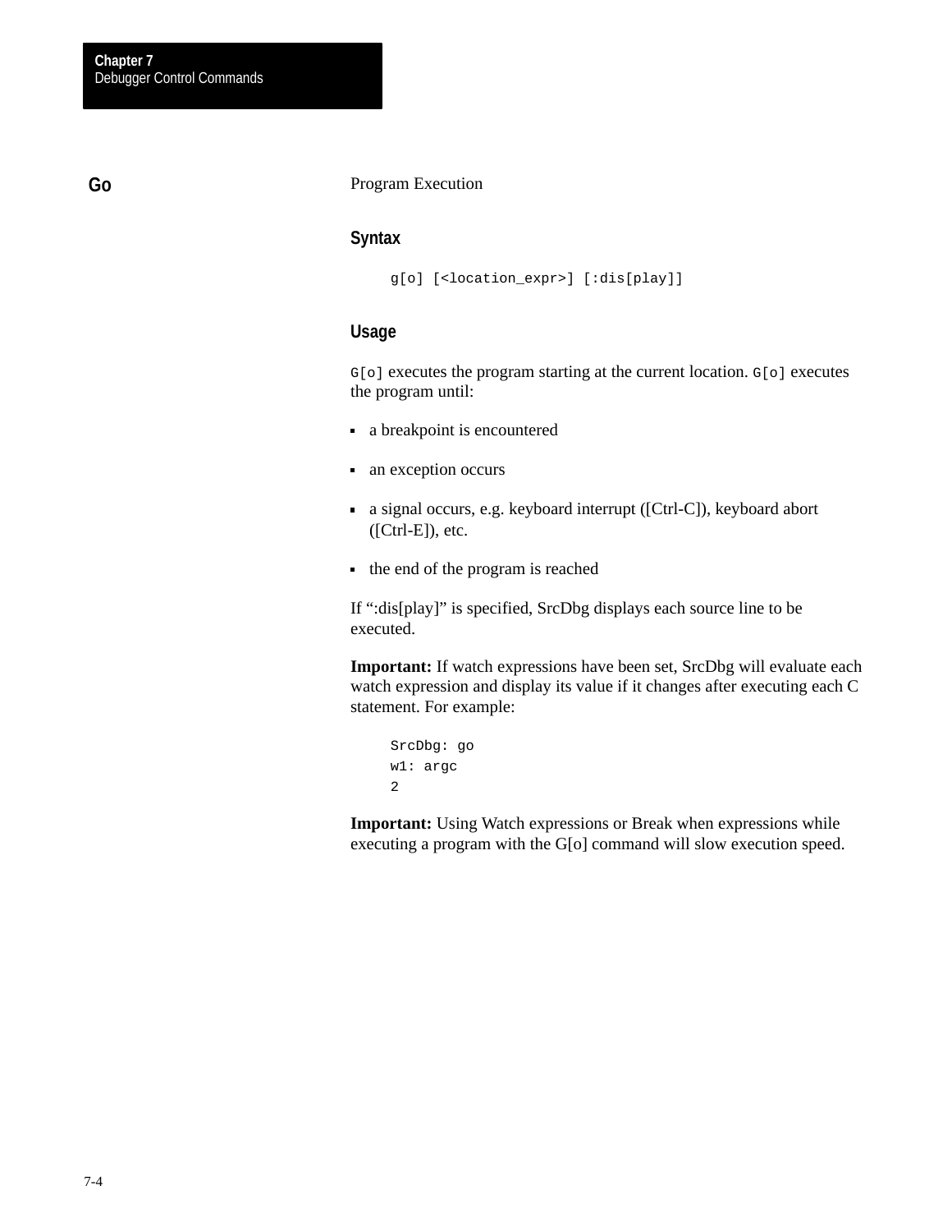## Go

Program Execution

### Syntax

```
g[o] [<location_expr>] [:dis[play]]
```

### Usage

`G[o]` executes the program starting at the current location. `G[o]` executes the program until:

- a breakpoint is encountered
- an exception occurs
- a signal occurs, e.g. keyboard interrupt ([Ctrl-C]), keyboard abort ([Ctrl-E]), etc.
- the end of the program is reached

If ":dis[play]" is specified, SrcDbg displays each source line to be executed.

**Important:** If watch expressions have been set, SrcDbg will evaluate each watch expression and display its value if it changes after executing each C statement. For example:

```
SrcDbg: go
w1: argc
2
```

**Important:** Using Watch expressions or Break when expressions while executing a program with the G[o] command will slow execution speed.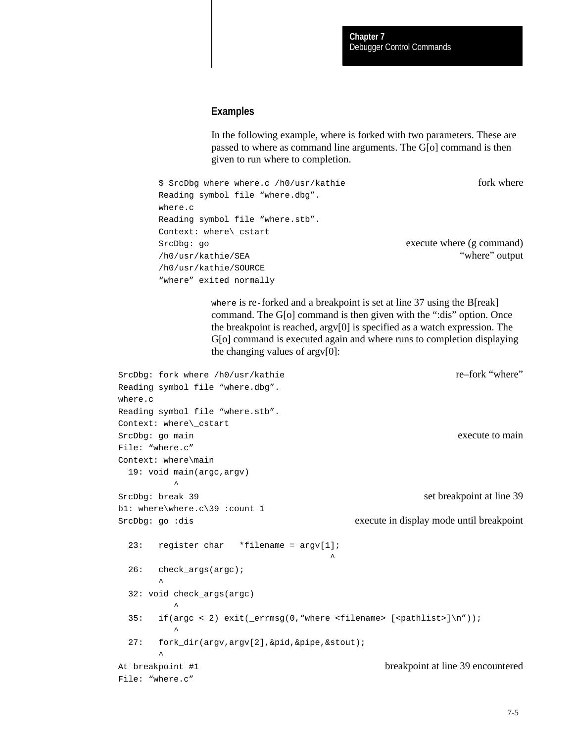### Examples

In the following example, where is forked with two parameters. These are passed to where as command line arguments. The G[o] command is then given to run where to completion.

```
$ SrcDbg where where.c /h0/usr/kathie                     fork where
Reading symbol file “where.dbg”.
where.c
Reading symbol file “where.stb”.
Context: where\_cstart
SrcDbg: go                                                execute where (g command)
/h0/usr/kathie/SEA                                        “where” output
/h0/usr/kathie/SOURCE
“where” exited normally
```

`where` is re-forked and a breakpoint is set at line 37 using the B[reak] command. The G[o] command is then given with the “:dis” option. Once the breakpoint is reached, argv[0] is specified as a watch expression. The G[o] command is executed again and where runs to completion displaying the changing values of argv[0]:

```
SrcDbg: fork where /h0/usr/kathie                         re–fork “where”
Reading symbol file “where.dbg”.
where.c
Reading symbol file “where.stb”.
Context: where\_cstart
SrcDbg: go main                                           execute to main
File: “where.c”
Context: where\main
  19: void main(argc,argv)
           ^
SrcDbg: break 39                                          set breakpoint at line 39
b1: where\where.c\39 :count 1
SrcDbg: go :dis                                           execute in display mode until breakpoint

  23:   register char   *filename = argv[1];
                                  ^
  26:   check_args(argc);
        ^
  32: void check_args(argc)
           ^
  35:   if(argc < 2) exit(_errmsg(0,“where <filename> [<pathlist>]\n”));
           ^
  27:   fork_dir(argv,argv[2],&pid,&pipe,&stout);
        ^
At breakpoint #1                                          breakpoint at line 39 encountered
File: “where.c”
```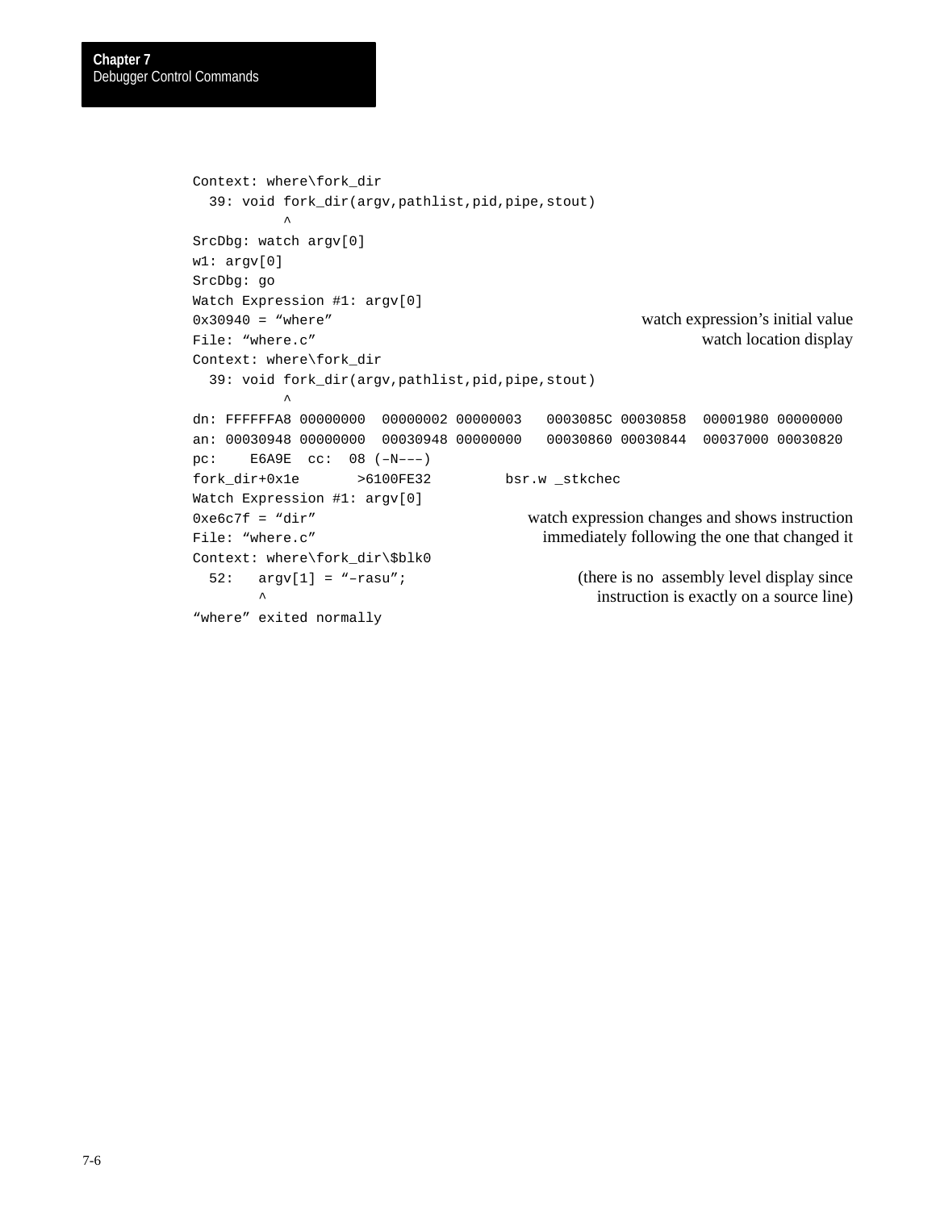```
Context: where\fork_dir
  39: void fork_dir(argv,pathlist,pid,pipe,stout)
          ^
SrcDbg: watch argv[0]
w1: argv[0]
SrcDbg: go
Watch Expression #1: argv[0]
0x30940 = “where”                                watch expression’s initial value
File: “where.c”                                          watch location display
Context: where\fork_dir
  39: void fork_dir(argv,pathlist,pid,pipe,stout)
          ^
dn: FFFFFFA8 00000000  00000002 00000003   0003085C 00030858  00001980 00000000
an: 00030948 00000000  00030948 00000000   00030860 00030844  00037000 00030820
pc:    E6A9E  cc:  08 (–N–––)
fork_dir+0x1e       >6100FE32         bsr.w _stkchec
Watch Expression #1: argv[0]
0xe6c7f = “dir”                          watch expression changes and shows instruction
File: “where.c”                            immediately following the one that changed it
Context: where\fork_dir\$blk0
  52:   argv[1] = “–rasu”;                    (there is no  assembly level display since
       ^                                        instruction is exactly on a source line)
“where” exited normally
```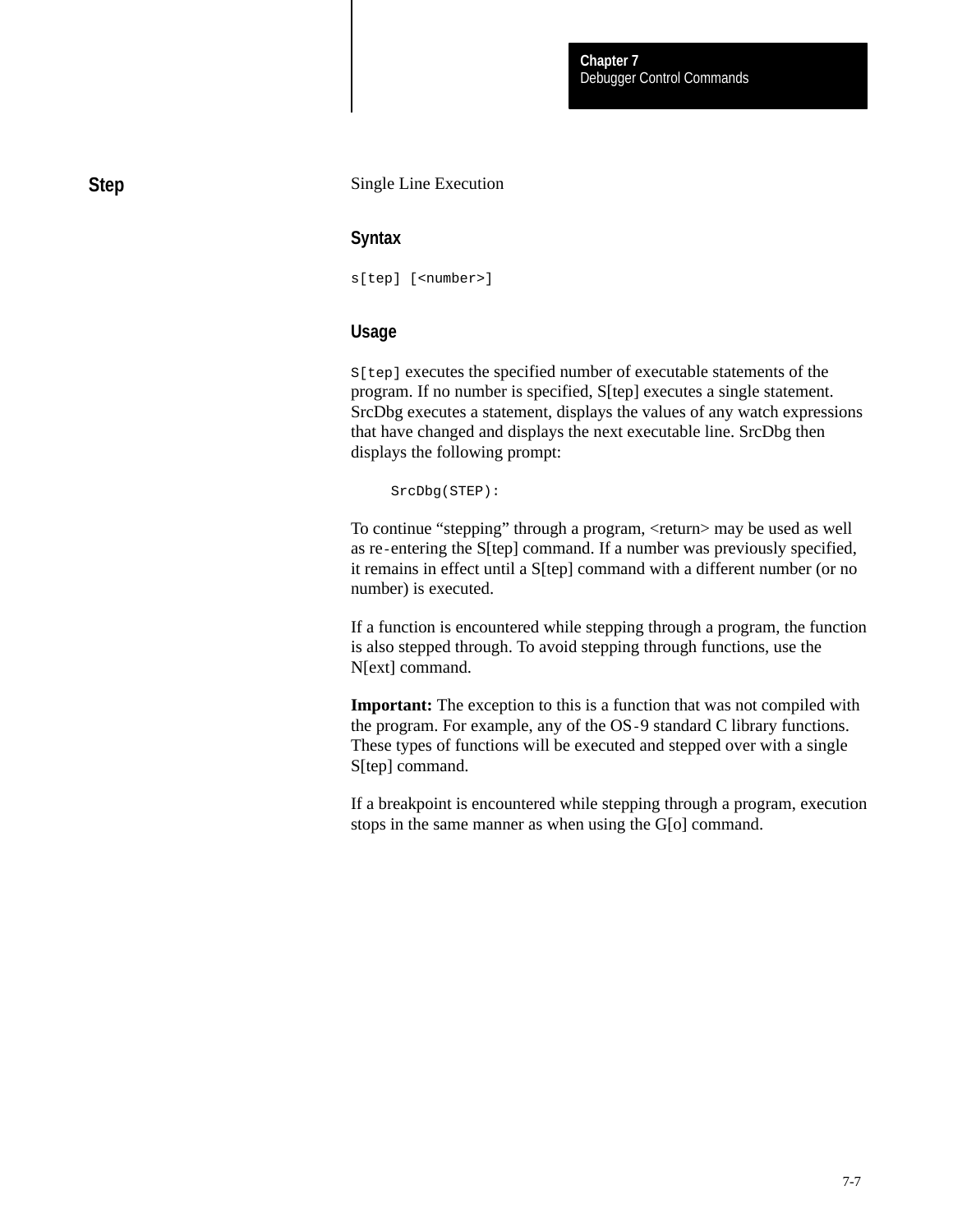## Step

Single Line Execution

### Syntax

```
s[tep] [<number>]
```

### Usage

`S[tep]` executes the specified number of executable statements of the program. If no number is specified, S[tep] executes a single statement. SrcDbg executes a statement, displays the values of any watch expressions that have changed and displays the next executable line. SrcDbg then displays the following prompt:

```
SrcDbg(STEP):
```

To continue “stepping” through a program, <return> may be used as well as re-entering the S[tep] command. If a number was previously specified, it remains in effect until a S[tep] command with a different number (or no number) is executed.

If a function is encountered while stepping through a program, the function is also stepped through. To avoid stepping through functions, use the N[ext] command.

**Important:** The exception to this is a function that was not compiled with the program. For example, any of the OS-9 standard C library functions. These types of functions will be executed and stepped over with a single S[tep] command.

If a breakpoint is encountered while stepping through a program, execution stops in the same manner as when using the G[o] command.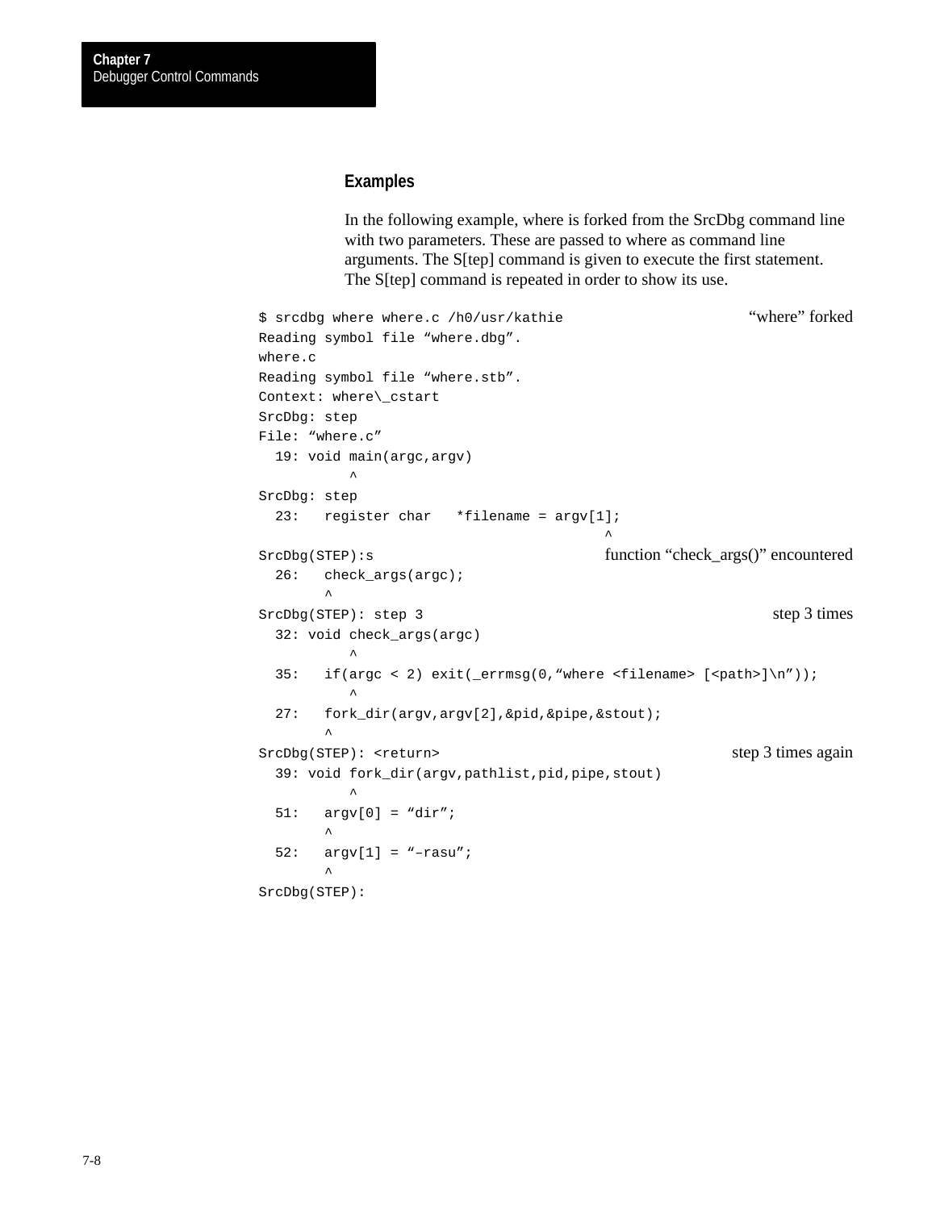### Examples

In the following example, where is forked from the SrcDbg command line with two parameters. These are passed to where as command line arguments. The S[tep] command is given to execute the first statement. The S[tep] command is repeated in order to show its use.

```
$ srcdbg where where.c /h0/usr/kathie                              “where” forked
Reading symbol file “where.dbg”.
where.c
Reading symbol file “where.stb”.
Context: where\_cstart
SrcDbg: step
File: “where.c”
  19: void main(argc,argv)
           ^
SrcDbg: step
  23:   register char   *filename = argv[1];
                                         ^
SrcDbg(STEP):s                              function “check_args()” encountered
  26:   check_args(argc);
        ^
SrcDbg(STEP): step 3                                                step 3 times
  32: void check_args(argc)
           ^
  35:   if(argc < 2) exit(_errmsg(0,“where <filename> [<path>]\n”));
           ^
  27:   fork_dir(argv,argv[2],&pid,&pipe,&stout);
        ^
SrcDbg(STEP): <return>                                        step 3 times again
  39: void fork_dir(argv,pathlist,pid,pipe,stout)
           ^
  51:   argv[0] = “dir”;
        ^
  52:   argv[1] = “–rasu”;
        ^
SrcDbg(STEP):
```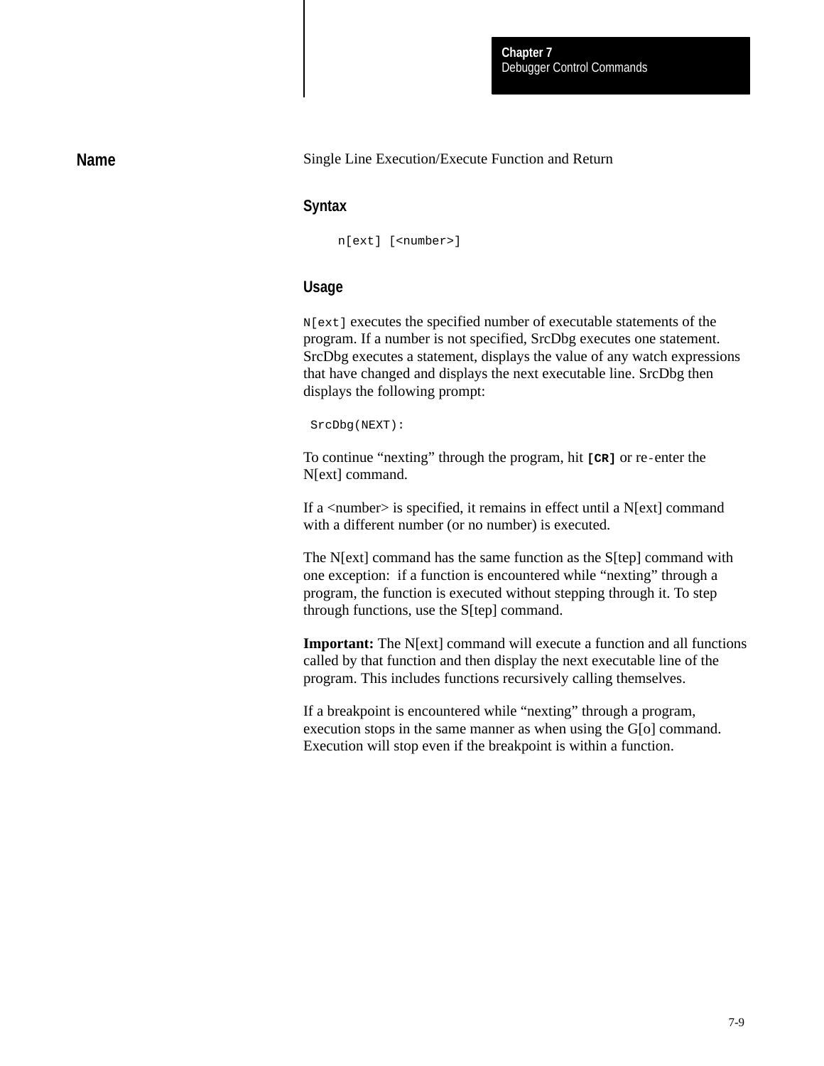## Name

Single Line Execution/Execute Function and Return

### Syntax

```
n[ext] [<number>]
```

### Usage

`N[ext]` executes the specified number of executable statements of the program. If a number is not specified, SrcDbg executes one statement. SrcDbg executes a statement, displays the value of any watch expressions that have changed and displays the next executable line. SrcDbg then displays the following prompt:

```
SrcDbg(NEXT):
```

To continue “nexting” through the program, hit **`[CR]`** or re-enter the N[ext] command.

If a <number> is specified, it remains in effect until a N[ext] command with a different number (or no number) is executed.

The N[ext] command has the same function as the S[tep] command with one exception: if a function is encountered while “nexting” through a program, the function is executed without stepping through it. To step through functions, use the S[tep] command.

**Important:** The N[ext] command will execute a function and all functions called by that function and then display the next executable line of the program. This includes functions recursively calling themselves.

If a breakpoint is encountered while “nexting” through a program, execution stops in the same manner as when using the G[o] command. Execution will stop even if the breakpoint is within a function.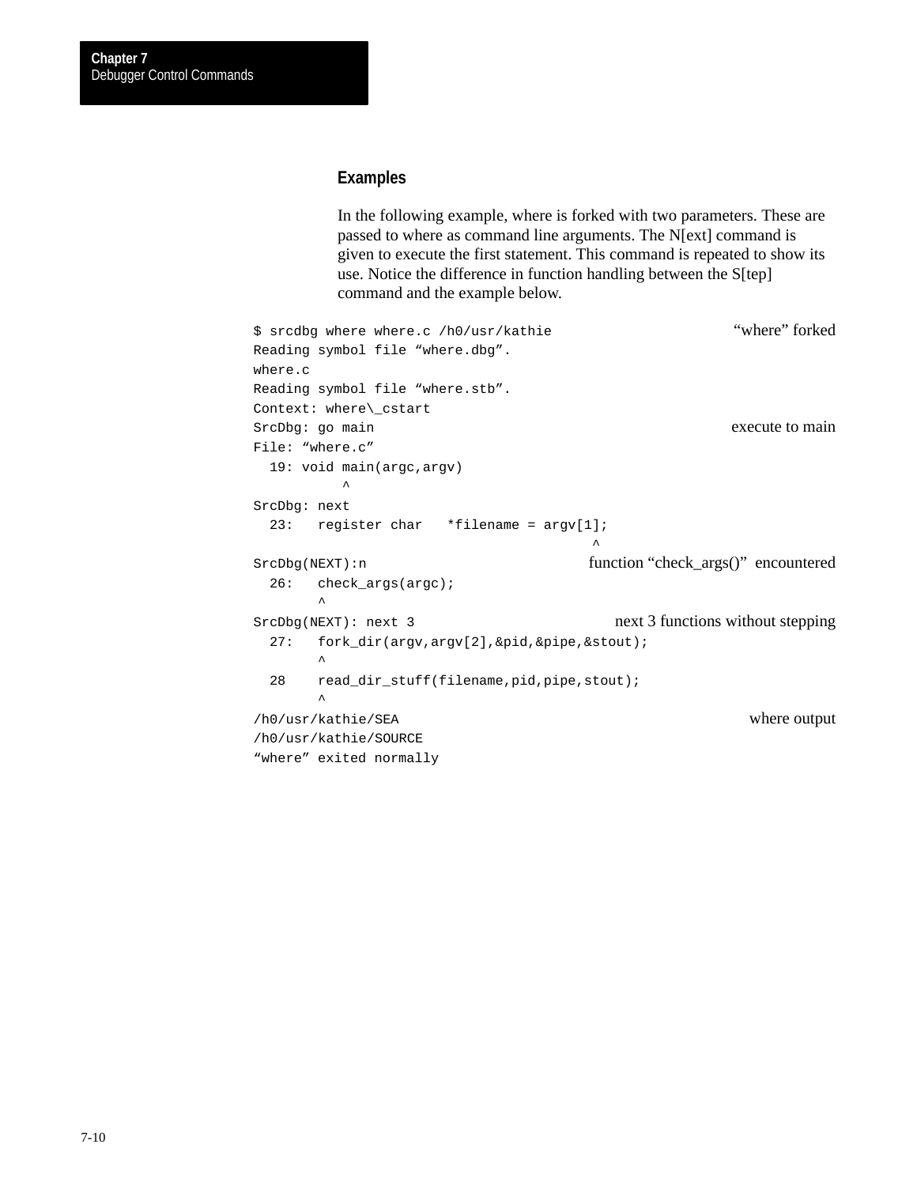## Examples

In the following example, where is forked with two parameters. These are passed to where as command line arguments. The N[ext] command is given to execute the first statement. This command is repeated to show its use. Notice the difference in function handling between the S[tep] command and the example below.

```
$ srcdbg where where.c /h0/usr/kathie                    "where" forked
Reading symbol file "where.dbg".
where.c
Reading symbol file "where.stb".
Context: where\_cstart
SrcDbg: go main                                          execute to main
File: "where.c"
  19: void main(argc,argv)
          ^
SrcDbg: next
  23:   register char   *filename = argv[1];
                                          ^
SrcDbg(NEXT):n                      function "check_args()"  encountered
  26:   check_args(argc);
        ^
SrcDbg(NEXT): next 3                 next 3 functions without stepping
  27:   fork_dir(argv,argv[2],&pid,&pipe,&stout);
        ^
  28    read_dir_stuff(filename,pid,pipe,stout);
        ^
/h0/usr/kathie/SEA                                       where output
/h0/usr/kathie/SOURCE
"where" exited normally
```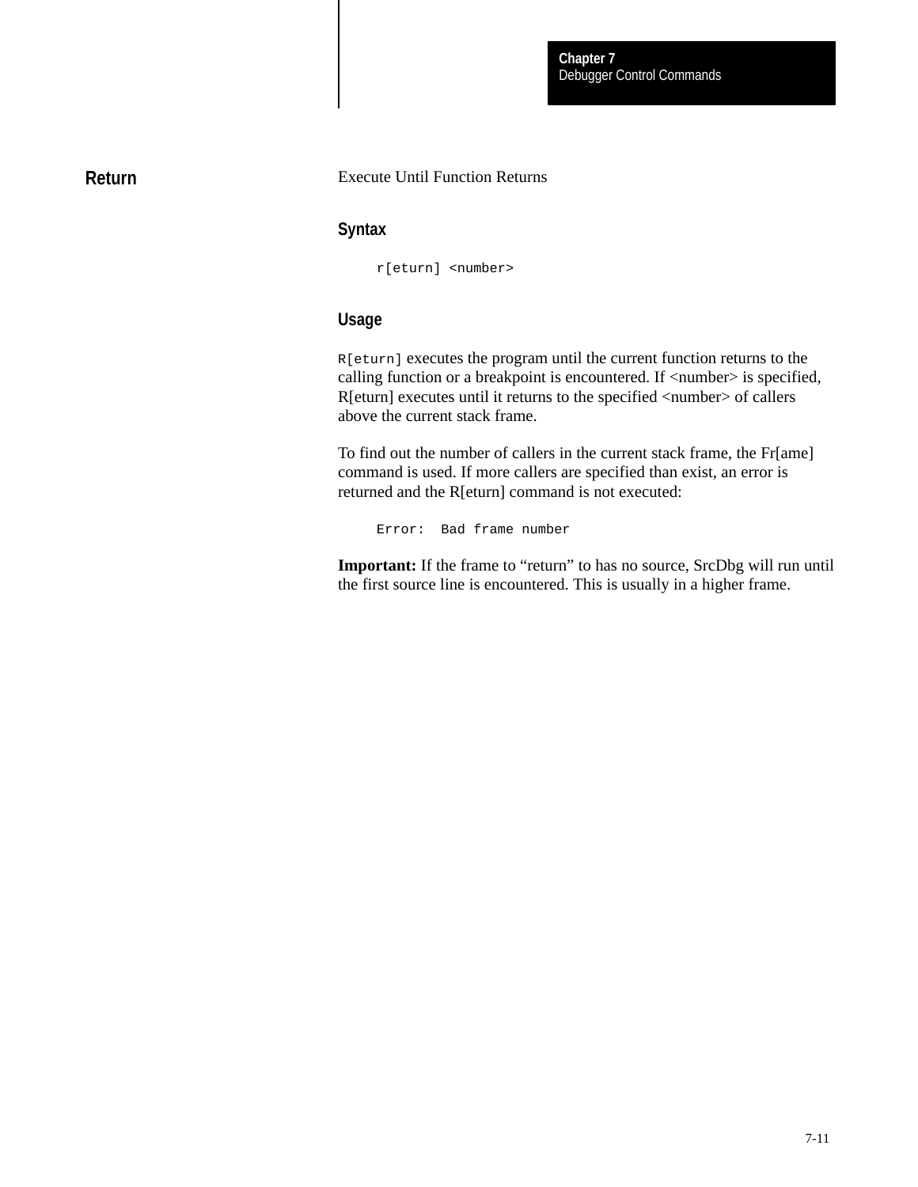## Return

Execute Until Function Returns

### Syntax

```
r[eturn] <number>
```

### Usage

`R[eturn]` executes the program until the current function returns to the calling function or a breakpoint is encountered. If <number> is specified, R[eturn] executes until it returns to the specified <number> of callers above the current stack frame.

To find out the number of callers in the current stack frame, the Fr[ame] command is used. If more callers are specified than exist, an error is returned and the R[eturn] command is not executed:

```
Error:  Bad frame number
```

**Important:** If the frame to “return” to has no source, SrcDbg will run until the first source line is encountered. This is usually in a higher frame.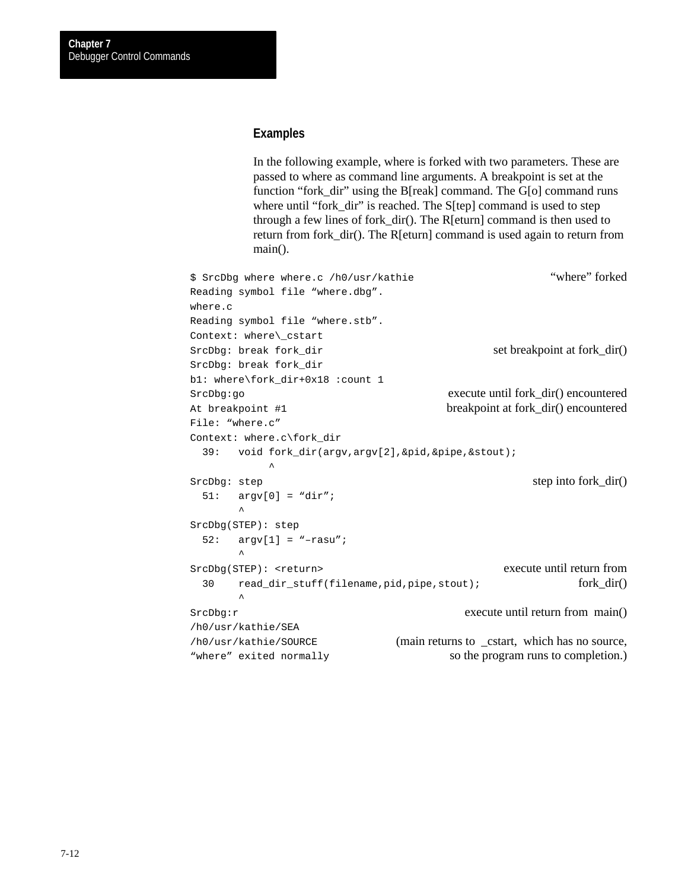### Examples

In the following example, where is forked with two parameters. These are passed to where as command line arguments. A breakpoint is set at the function “fork_dir” using the B[reak] command. The G[o] command runs where until “fork_dir” is reached. The S[tep] command is used to step through a few lines of fork_dir(). The R[eturn] command is then used to return from fork_dir(). The R[eturn] command is used again to return from main().

```
$ SrcDbg where where.c /h0/usr/kathie                  “where” forked
Reading symbol file “where.dbg”.
where.c
Reading symbol file “where.stb”.
Context: where\_cstart
SrcDbg: break fork_dir                          set breakpoint at fork_dir()
SrcDbg: break fork_dir
b1: where\fork_dir+0x18 :count 1
SrcDbg:go                                execute until fork_dir() encountered
At breakpoint #1                         breakpoint at fork_dir() encountered
File: “where.c”
Context: where.c\fork_dir
  39:   void fork_dir(argv,argv[2],&pid,&pipe,&stout);
             ^
SrcDbg: step                                           step into fork_dir()
  51:   argv[0] = “dir”;
        ^
SrcDbg(STEP): step
  52:   argv[1] = “–rasu”;
        ^
SrcDbg(STEP): <return>                              execute until return from
  30    read_dir_stuff(filename,pid,pipe,stout);                 fork_dir()
        ^
SrcDbg:r                                     execute until return from  main()
/h0/usr/kathie/SEA
/h0/usr/kathie/SOURCE            (main returns to  _cstart,  which has no source,
“where” exited normally                   so the program runs to completion.)
```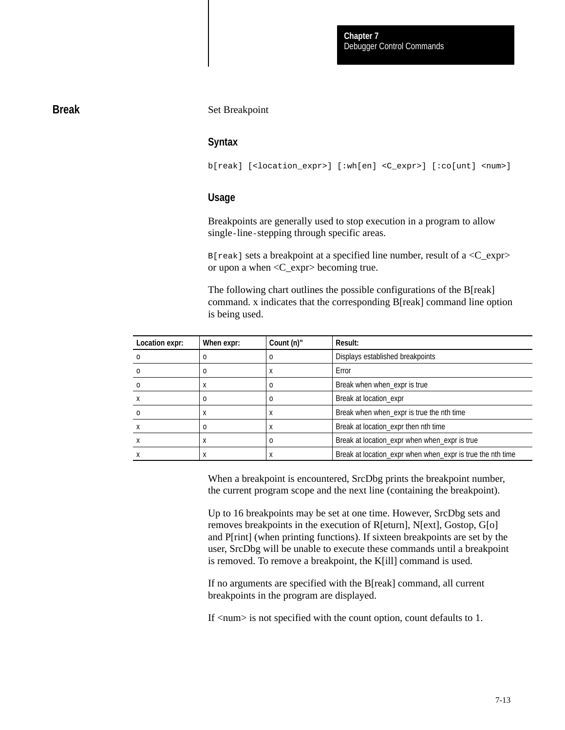## Break

Set Breakpoint

### Syntax

```
b[reak] [<location_expr>] [:wh[en] <C_expr>] [:co[unt] <num>]
```

### Usage

Breakpoints are generally used to stop execution in a program to allow single-line-stepping through specific areas.

`B[reak]` sets a breakpoint at a specified line number, result of a <C_expr> or upon a when <C_expr> becoming true.

The following chart outlines the possible configurations of the B[reak] command. x indicates that the corresponding B[reak] command line option is being used.

| Location expr: | When expr: | Count (n)" | Result: |
|---|---|---|---|
| o | o | o | Displays established breakpoints |
| o | o | x | Error |
| o | x | o | Break when when_expr is true |
| x | o | o | Break at location_expr |
| o | x | x | Break when when_expr is true the nth time |
| x | o | x | Break at location_expr then nth time |
| x | x | o | Break at location_expr when when_expr is true |
| x | x | x | Break at location_expr when when_expr is true the nth time |

When a breakpoint is encountered, SrcDbg prints the breakpoint number, the current program scope and the next line (containing the breakpoint).

Up to 16 breakpoints may be set at one time. However, SrcDbg sets and removes breakpoints in the execution of R[eturn], N[ext], Gostop, G[o] and P[rint] (when printing functions). If sixteen breakpoints are set by the user, SrcDbg will be unable to execute these commands until a breakpoint is removed. To remove a breakpoint, the K[ill] command is used.

If no arguments are specified with the B[reak] command, all current breakpoints in the program are displayed.

If <num> is not specified with the count option, count defaults to 1.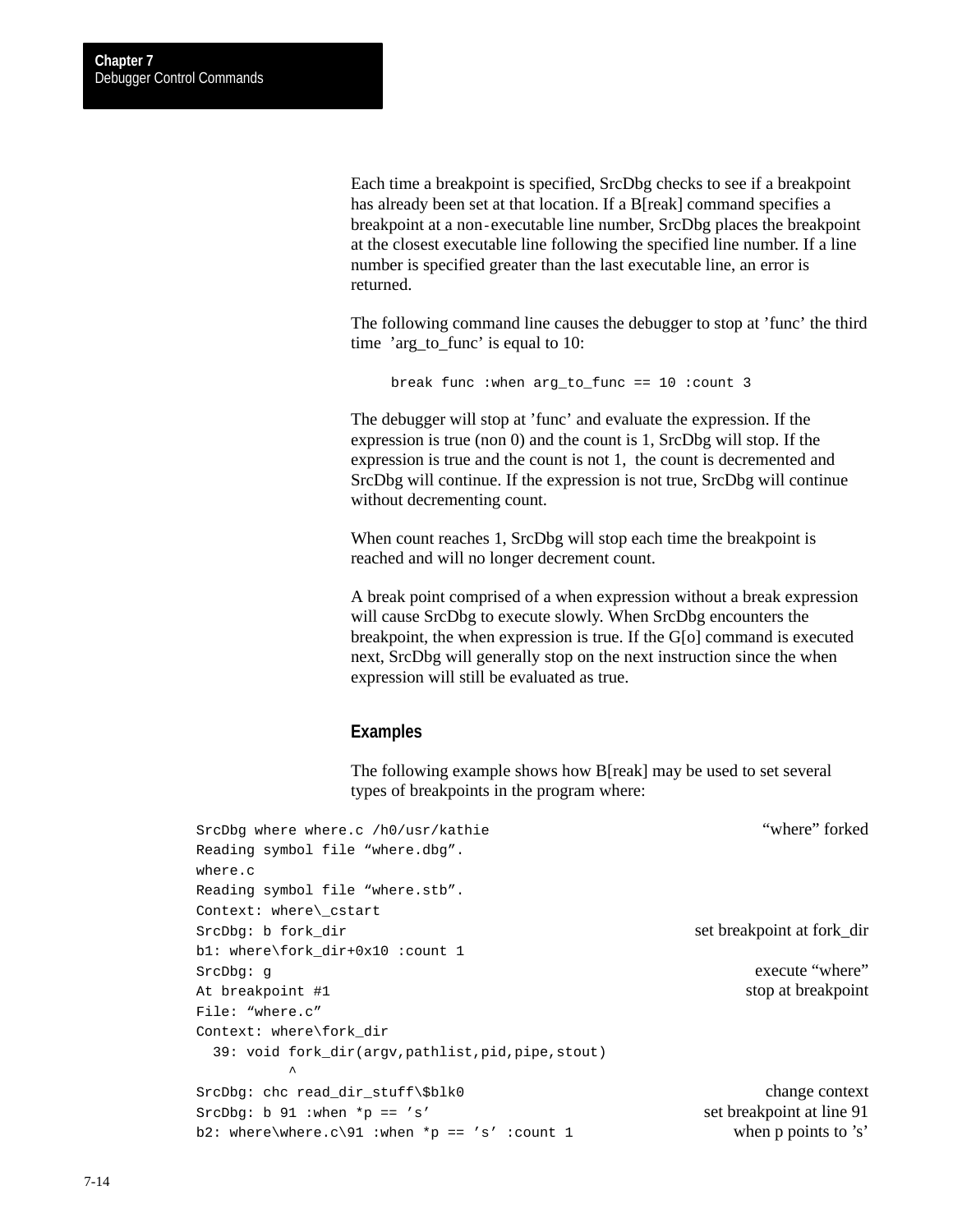Each time a breakpoint is specified, SrcDbg checks to see if a breakpoint has already been set at that location. If a B[reak] command specifies a breakpoint at a non-executable line number, SrcDbg places the breakpoint at the closest executable line following the specified line number. If a line number is specified greater than the last executable line, an error is returned.

The following command line causes the debugger to stop at 'func' the third time 'arg_to_func' is equal to 10:

```
break func :when arg_to_func == 10 :count 3
```

The debugger will stop at 'func' and evaluate the expression. If the expression is true (non 0) and the count is 1, SrcDbg will stop. If the expression is true and the count is not 1, the count is decremented and SrcDbg will continue. If the expression is not true, SrcDbg will continue without decrementing count.

When count reaches 1, SrcDbg will stop each time the breakpoint is reached and will no longer decrement count.

A break point comprised of a when expression without a break expression will cause SrcDbg to execute slowly. When SrcDbg encounters the breakpoint, the when expression is true. If the G[o] command is executed next, SrcDbg will generally stop on the next instruction since the when expression will still be evaluated as true.

### Examples

The following example shows how B[reak] may be used to set several types of breakpoints in the program where:

```
SrcDbg where where.c /h0/usr/kathie                          "where" forked
Reading symbol file "where.dbg".
where.c
Reading symbol file "where.stb".
Context: where\_cstart
SrcDbg: b fork_dir                                           set breakpoint at fork_dir
b1: where\fork_dir+0x10 :count 1
SrcDbg: g                                                    execute "where"
At breakpoint #1                                             stop at breakpoint
File: "where.c"
Context: where\fork_dir
  39: void fork_dir(argv,pathlist,pid,pipe,stout)
         ^
SrcDbg: chc read_dir_stuff\$blk0                             change context
SrcDbg: b 91 :when *p == 's'                                 set breakpoint at line 91
b2: where\where.c\91 :when *p == 's' :count 1                when p points to 's'
```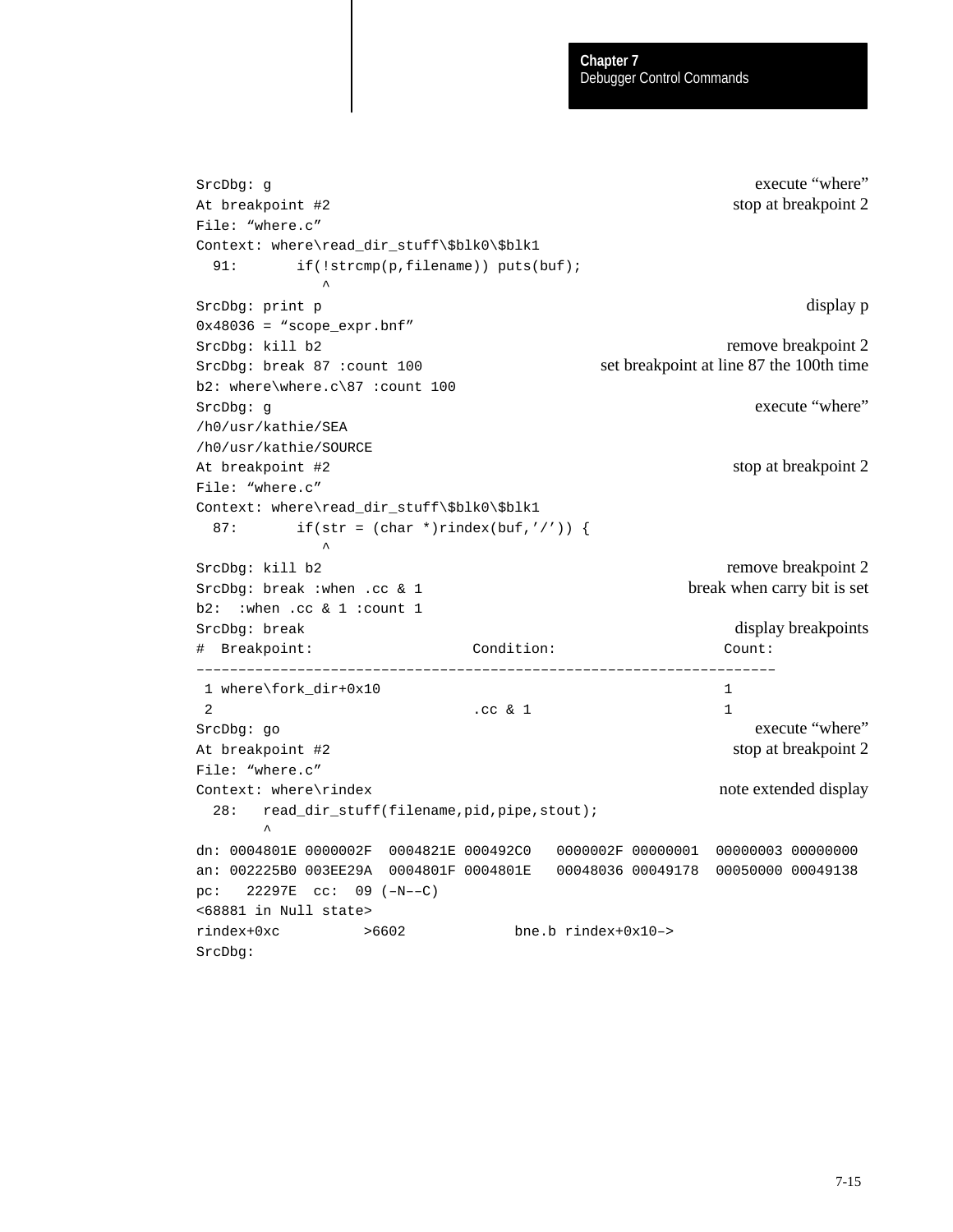```
SrcDbg: g                                                    execute "where"
At breakpoint #2                                             stop at breakpoint 2
File: "where.c"
Context: where\read_dir_stuff\$blk0\$blk1
  91:       if(!strcmp(p,filename)) puts(buf);
              ^
SrcDbg: print p                                              display p
0x48036 = "scope_expr.bnf"
SrcDbg: kill b2                                              remove breakpoint 2
SrcDbg: break 87 :count 100          set breakpoint at line 87 the 100th time
b2: where\where.c\87 :count 100
SrcDbg: g                                                    execute "where"
/h0/usr/kathie/SEA
/h0/usr/kathie/SOURCE
At breakpoint #2                                             stop at breakpoint 2
File: "where.c"
Context: where\read_dir_stuff\$blk0\$blk1
  87:       if(str = (char *)rindex(buf,'/')) {
              ^
SrcDbg: kill b2                                              remove breakpoint 2
SrcDbg: break :when .cc & 1                       break when carry bit is set
b2:  :when .cc & 1 :count 1
SrcDbg: break                                                display breakpoints
#  Breakpoint:                   Condition:                   Count:
----------------------------------------------------------------------
 1 where\fork_dir+0x10                                        1
 2                               .cc & 1                      1
SrcDbg: go                                                   execute "where"
At breakpoint #2                                             stop at breakpoint 2
File: "where.c"
Context: where\rindex                                        note extended display
  28:   read_dir_stuff(filename,pid,pipe,stout);
        ^
dn: 0004801E 0000002F  0004821E 000492C0   0000002F 00000001  00000003 00000000
an: 002225B0 003EE29A  0004801F 0004801E   00048036 00049178  00050000 00049138
pc:   22297E  cc:  09 (-N--C)
<68881 in Null state>
rindex+0xc          >6602             bne.b rindex+0x10->
SrcDbg:
```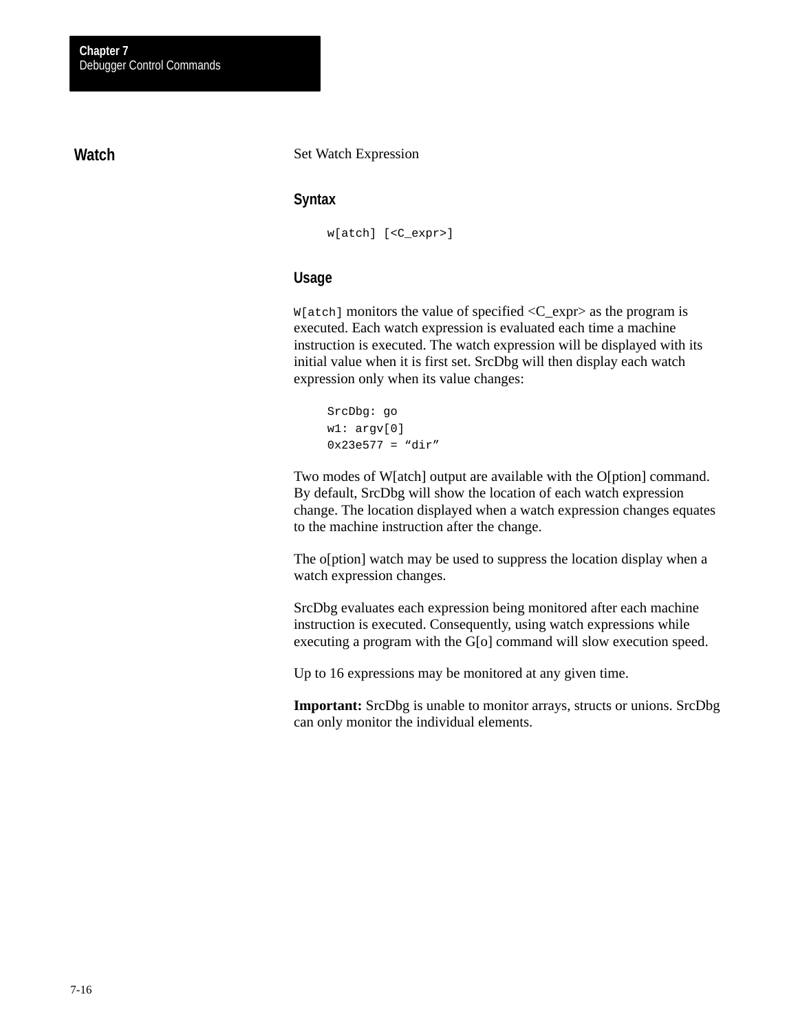## Watch

Set Watch Expression

### Syntax

```
w[atch] [<C_expr>]
```

### Usage

`W[atch]` monitors the value of specified <C_expr> as the program is executed. Each watch expression is evaluated each time a machine instruction is executed. The watch expression will be displayed with its initial value when it is first set. SrcDbg will then display each watch expression only when its value changes:

```
SrcDbg: go
w1: argv[0]
0x23e577 = “dir”
```

Two modes of W[atch] output are available with the O[ption] command. By default, SrcDbg will show the location of each watch expression change. The location displayed when a watch expression changes equates to the machine instruction after the change.

The o[ption] watch may be used to suppress the location display when a watch expression changes.

SrcDbg evaluates each expression being monitored after each machine instruction is executed. Consequently, using watch expressions while executing a program with the G[o] command will slow execution speed.

Up to 16 expressions may be monitored at any given time.

**Important:** SrcDbg is unable to monitor arrays, structs or unions. SrcDbg can only monitor the individual elements.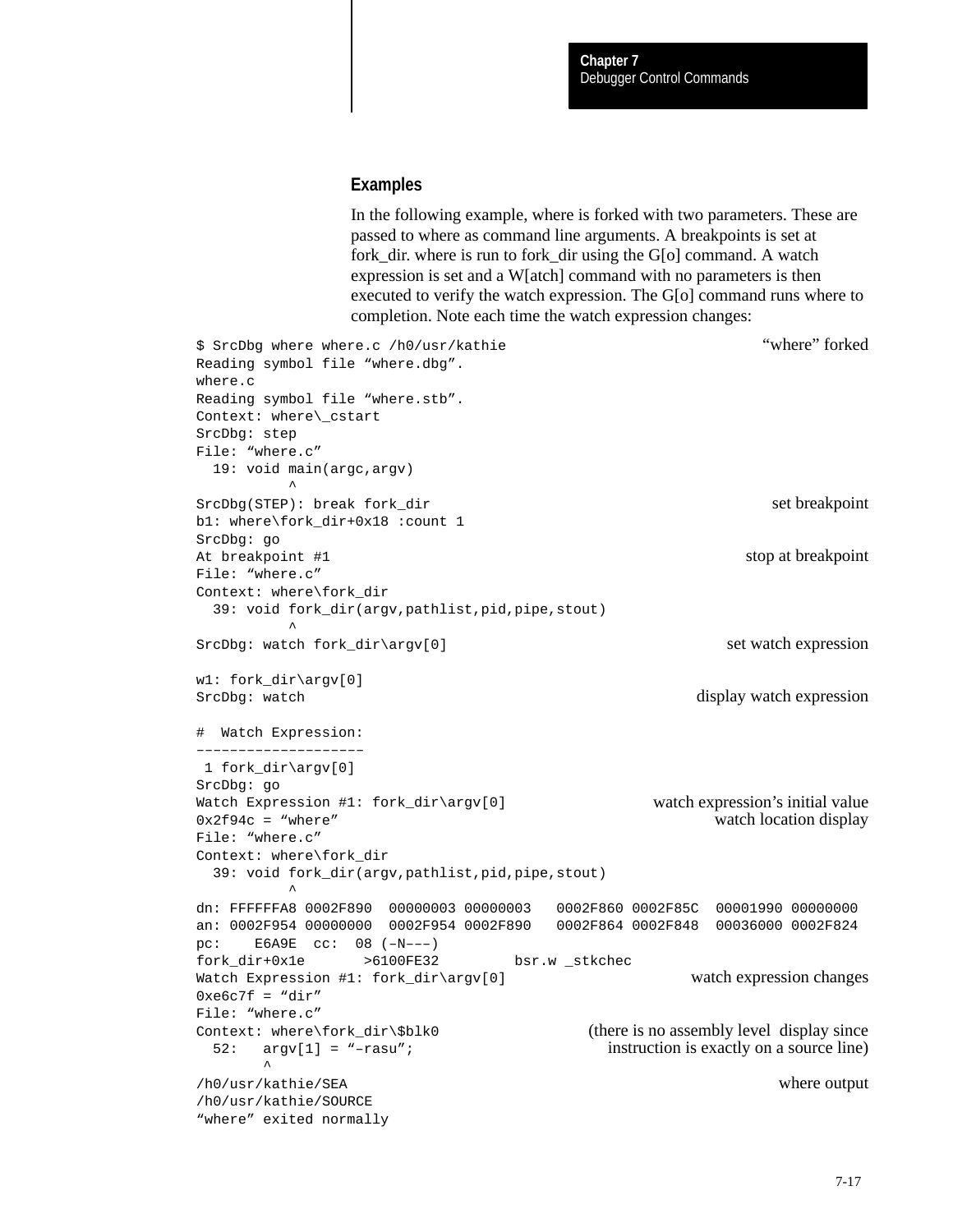### Examples

In the following example, where is forked with two parameters. These are passed to where as command line arguments. A breakpoints is set at fork_dir. where is run to fork_dir using the G[o] command. A watch expression is set and a W[atch] command with no parameters is then executed to verify the watch expression. The G[o] command runs where to completion. Note each time the watch expression changes:

```
$ SrcDbg where where.c /h0/usr/kathie                                   “where” forked
Reading symbol file “where.dbg”.
where.c
Reading symbol file “where.stb”.
Context: where\_cstart
SrcDbg: step
File: “where.c”
  19: void main(argc,argv)
           ^
SrcDbg(STEP): break fork_dir                                            set breakpoint
b1: where\fork_dir+0x18 :count 1
SrcDbg: go
At breakpoint #1                                                        stop at breakpoint
File: “where.c”
Context: where\fork_dir
  39: void fork_dir(argv,pathlist,pid,pipe,stout)
           ^
SrcDbg: watch fork_dir\argv[0]                                          set watch expression

w1: fork_dir\argv[0]
SrcDbg: watch                                                           display watch expression

#  Watch Expression:
--------------------
 1 fork_dir\argv[0]
SrcDbg: go
Watch Expression #1: fork_dir\argv[0]                    watch expression’s initial value
0x2f94c = “where”                                                 watch location display
File: “where.c”
Context: where\fork_dir
  39: void fork_dir(argv,pathlist,pid,pipe,stout)
           ^
dn: FFFFFFA8 0002F890  00000003 00000003   0002F860 0002F85C  00001990 00000000
an: 0002F954 00000000  0002F954 0002F890   0002F864 0002F848  00036000 0002F824
pc:    E6A9E  cc:  08 (-N---)
fork_dir+0x1e       >6100FE32         bsr.w _stkchec
Watch Expression #1: fork_dir\argv[0]                         watch expression changes
0xe6c7f = “dir”
File: “where.c”
Context: where\fork_dir\$blk0                (there is no assembly level  display since
  52:   argv[1] = “-rasu”;                    instruction is exactly on a source line)
        ^
/h0/usr/kathie/SEA                                                        where output
/h0/usr/kathie/SOURCE
“where” exited normally
```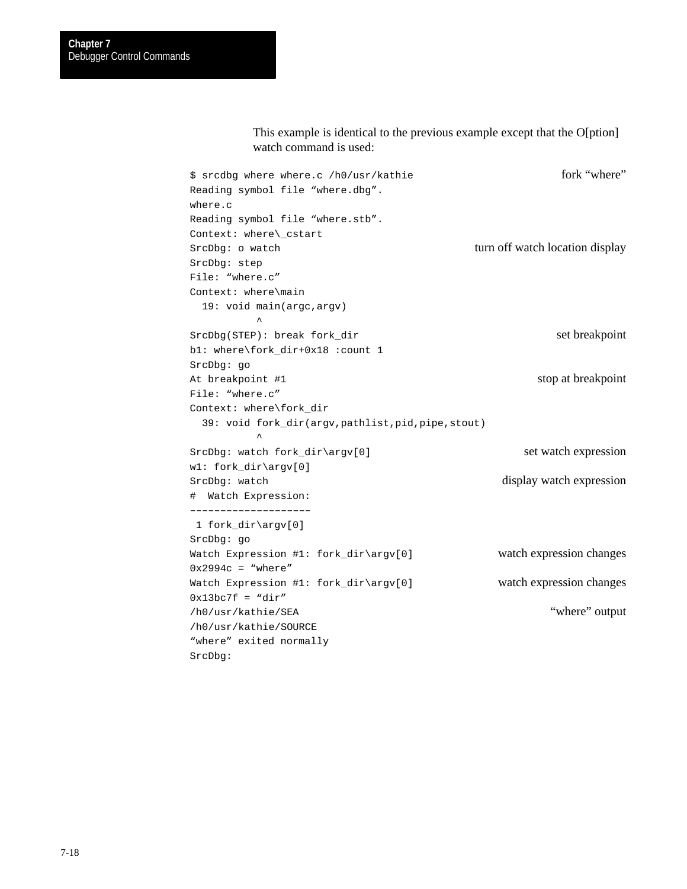This example is identical to the previous example except that the O[ption] watch command is used:

```
$ srcdbg where where.c /h0/usr/kathie                          fork “where”
Reading symbol file “where.dbg”.
where.c
Reading symbol file “where.stb”.
Context: where\_cstart
SrcDbg: o watch                                 turn off watch location display
SrcDbg: step
File: “where.c”
Context: where\main
  19: void main(argc,argv)
           ^
SrcDbg(STEP): break fork_dir                                   set breakpoint
b1: where\fork_dir+0x18 :count 1
SrcDbg: go
At breakpoint #1                                               stop at breakpoint
File: “where.c”
Context: where\fork_dir
  39: void fork_dir(argv,pathlist,pid,pipe,stout)
           ^
SrcDbg: watch fork_dir\argv[0]                                 set watch expression
w1: fork_dir\argv[0]
SrcDbg: watch                                                  display watch expression
#  Watch Expression:
--------------------
 1 fork_dir\argv[0]
SrcDbg: go
Watch Expression #1: fork_dir\argv[0]                          watch expression changes
0x2994c = “where”
Watch Expression #1: fork_dir\argv[0]                          watch expression changes
0x13bc7f = “dir”
/h0/usr/kathie/SEA                                             “where” output
/h0/usr/kathie/SOURCE
“where” exited normally
SrcDbg:
```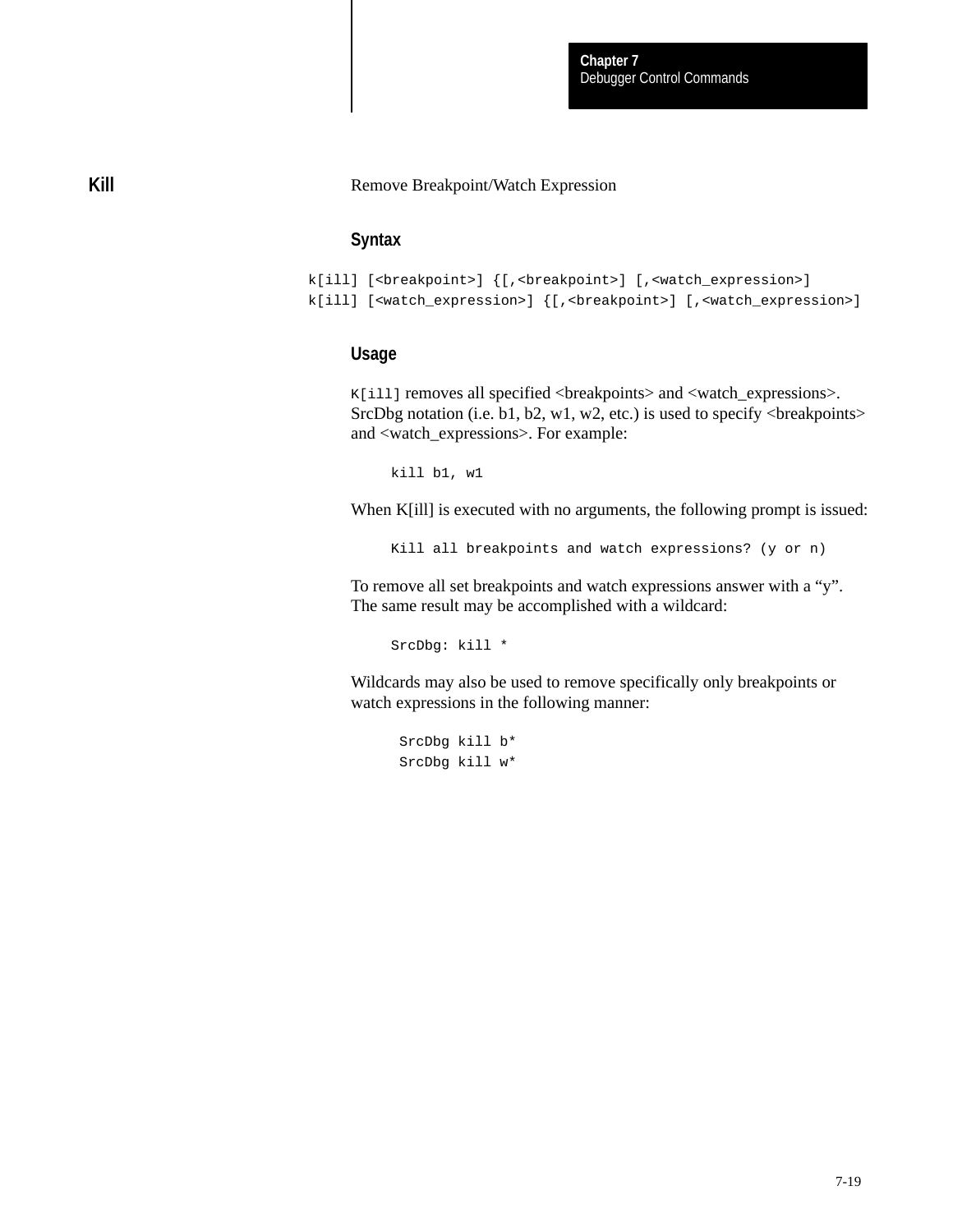## Kill

Remove Breakpoint/Watch Expression

### Syntax

```
k[ill] [<breakpoint>] {[,<breakpoint>] [,<watch_expression>]
k[ill] [<watch_expression>] {[,<breakpoint>] [,<watch_expression>]
```

### Usage

`K[ill]` removes all specified <breakpoints> and <watch_expressions>. SrcDbg notation (i.e. b1, b2, w1, w2, etc.) is used to specify <breakpoints> and <watch_expressions>. For example:

```
kill b1, w1
```

When K[ill] is executed with no arguments, the following prompt is issued:

```
Kill all breakpoints and watch expressions? (y or n)
```

To remove all set breakpoints and watch expressions answer with a “y”. The same result may be accomplished with a wildcard:

```
SrcDbg: kill *
```

Wildcards may also be used to remove specifically only breakpoints or watch expressions in the following manner:

```
SrcDbg kill b*
SrcDbg kill w*
```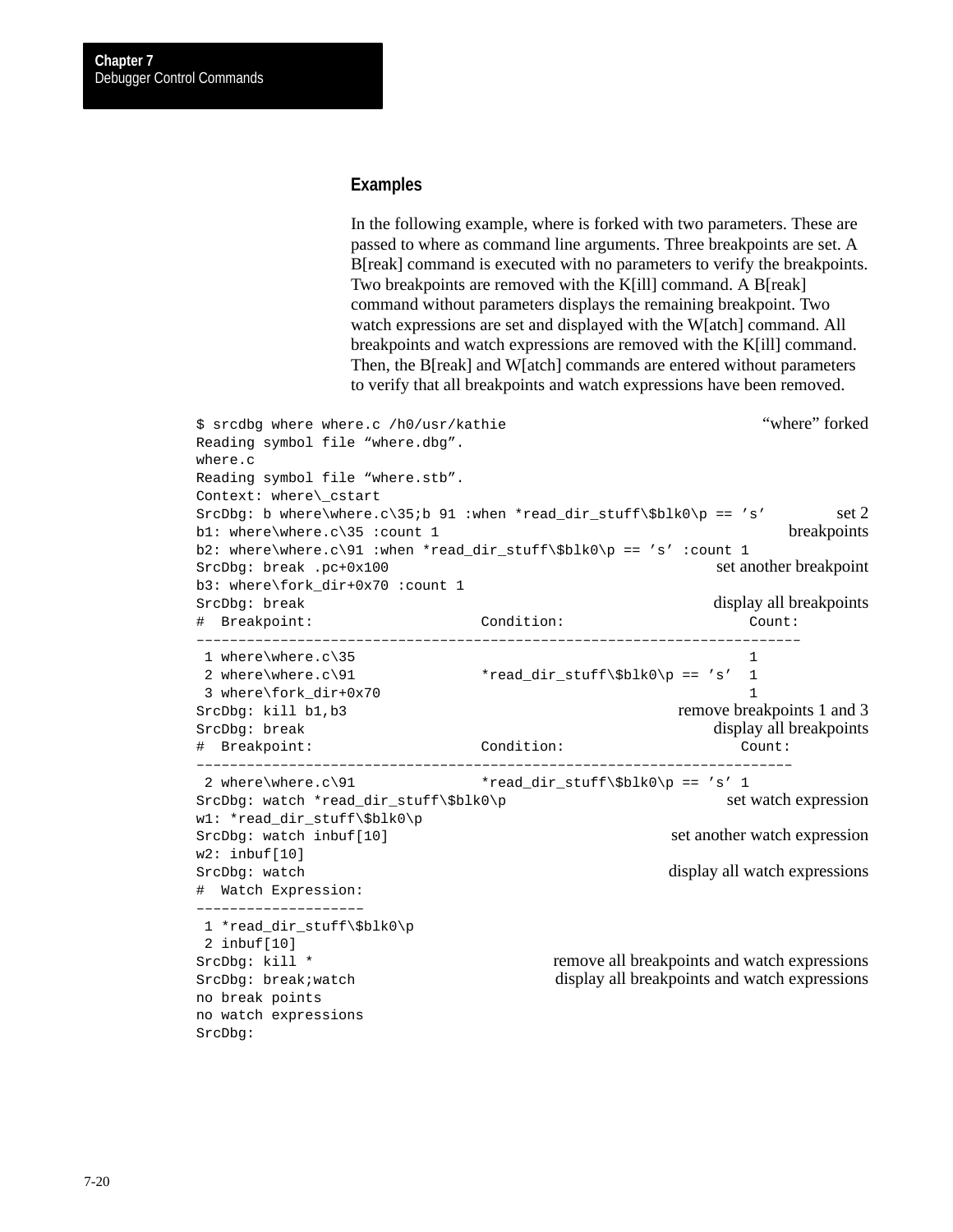## Examples

In the following example, where is forked with two parameters. These are passed to where as command line arguments. Three breakpoints are set. A B[reak] command is executed with no parameters to verify the breakpoints. Two breakpoints are removed with the K[ill] command. A B[reak] command without parameters displays the remaining breakpoint. Two watch expressions are set and displayed with the W[atch] command. All breakpoints and watch expressions are removed with the K[ill] command. Then, the B[reak] and W[atch] commands are entered without parameters to verify that all breakpoints and watch expressions have been removed.

```
$ srcdbg where where.c /h0/usr/kathie                                  “where” forked
Reading symbol file “where.dbg”.
where.c
Reading symbol file “where.stb”.
Context: where\_cstart
SrcDbg: b where\where.c\35;b 91 :when *read_dir_stuff\$blk0\p == ’s’    set 2
b1: where\where.c\35 :count 1                                           breakpoints
b2: where\where.c\91 :when *read_dir_stuff\$blk0\p == ’s’ :count 1
SrcDbg: break .pc+0x100                                   set another breakpoint
b3: where\fork_dir+0x70 :count 1
SrcDbg: break                                             display all breakpoints
#  Breakpoint:                 Condition:                    Count:
––––––––––––––––––––––––––––––––––––––––––––––––––––––––––––––––––––––
 1 where\where.c\35                                          1
 2 where\where.c\91            *read_dir_stuff\$blk0\p == ’s’  1
 3 where\fork_dir+0x70                                       1
SrcDbg: kill b1,b3                                    remove breakpoints 1 and 3
SrcDbg: break                                             display all breakpoints
#  Breakpoint:                 Condition:                   Count:
–––––––––––––––––––––––––––––––––––––––––––––––––––––––––––––––––––––
 2 where\where.c\91            *read_dir_stuff\$blk0\p == ’s’ 1
SrcDbg: watch *read_dir_stuff\$blk0\p                       set watch expression
w1: *read_dir_stuff\$blk0\p
SrcDbg: watch inbuf[10]                               set another watch expression
w2: inbuf[10]
SrcDbg: watch                                         display all watch expressions
#  Watch Expression:
––––––––––––––––––––
 1 *read_dir_stuff\$blk0\p
 2 inbuf[10]
SrcDbg: kill *                         remove all breakpoints and watch expressions
SrcDbg: break;watch                   display all breakpoints and watch expressions
no break points
no watch expressions
SrcDbg:
```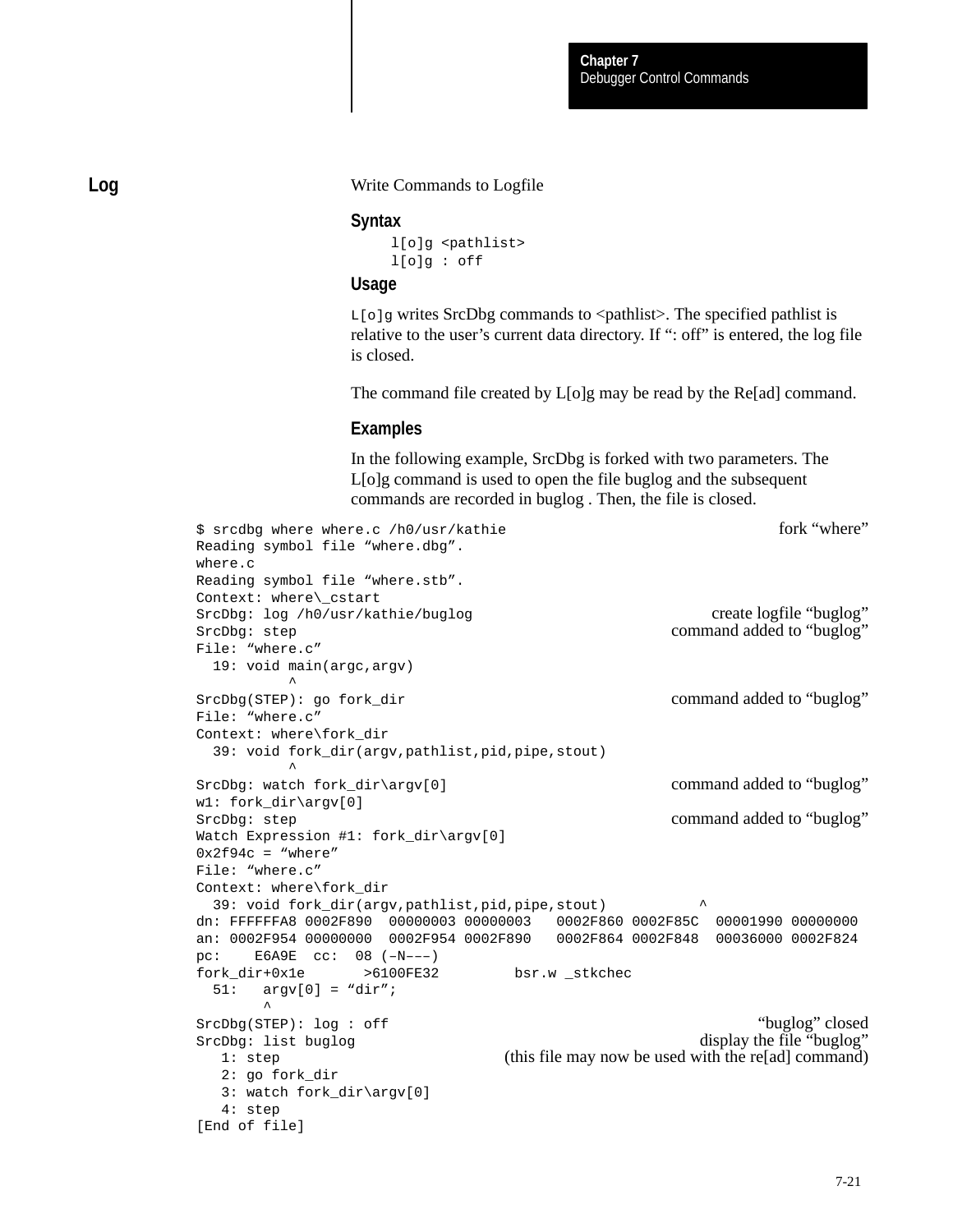## Log

Write Commands to Logfile

### Syntax

```
l[o]g <pathlist>
l[o]g : off
```

### Usage

`L[o]g` writes SrcDbg commands to <pathlist>. The specified pathlist is relative to the user's current data directory. If ": off" is entered, the log file is closed.

The command file created by L[o]g may be read by the Re[ad] command.

### Examples

In the following example, SrcDbg is forked with two parameters. The L[o]g command is used to open the file buglog and the subsequent commands are recorded in buglog . Then, the file is closed.

```
$ srcdbg where where.c /h0/usr/kathie                                  fork "where"
Reading symbol file "where.dbg".
where.c
Reading symbol file "where.stb".
Context: where\_cstart
SrcDbg: log /h0/usr/kathie/buglog                             create logfile "buglog"
SrcDbg: step                                           command added to "buglog"
File: "where.c"
  19: void main(argc,argv)
           ^
SrcDbg(STEP): go fork_dir                              command added to "buglog"
File: "where.c"
Context: where\fork_dir
  39: void fork_dir(argv,pathlist,pid,pipe,stout)
           ^
SrcDbg: watch fork_dir\argv[0]                         command added to "buglog"
w1: fork_dir\argv[0]
SrcDbg: step                                           command added to "buglog"
Watch Expression #1: fork_dir\argv[0]
0x2f94c = "where"
File: "where.c"
Context: where\fork_dir
  39: void fork_dir(argv,pathlist,pid,pipe,stout)           ^
dn: FFFFFFA8 0002F890  00000003 00000003   0002F860 0002F85C  00001990 00000000
an: 0002F954 00000000  0002F954 0002F890   0002F864 0002F848  00036000 0002F824
pc:    E6A9E  cc:  08 (–N–––)
fork_dir+0x1e       >6100FE32         bsr.w _stkchec
  51:   argv[0] = "dir";
        ^
SrcDbg(STEP): log : off                                        "buglog" closed
SrcDbg: list buglog                                     display the file "buglog"
   1: step                    (this file may now be used with the re[ad] command)
   2: go fork_dir
   3: watch fork_dir\argv[0]
   4: step
[End of file]
```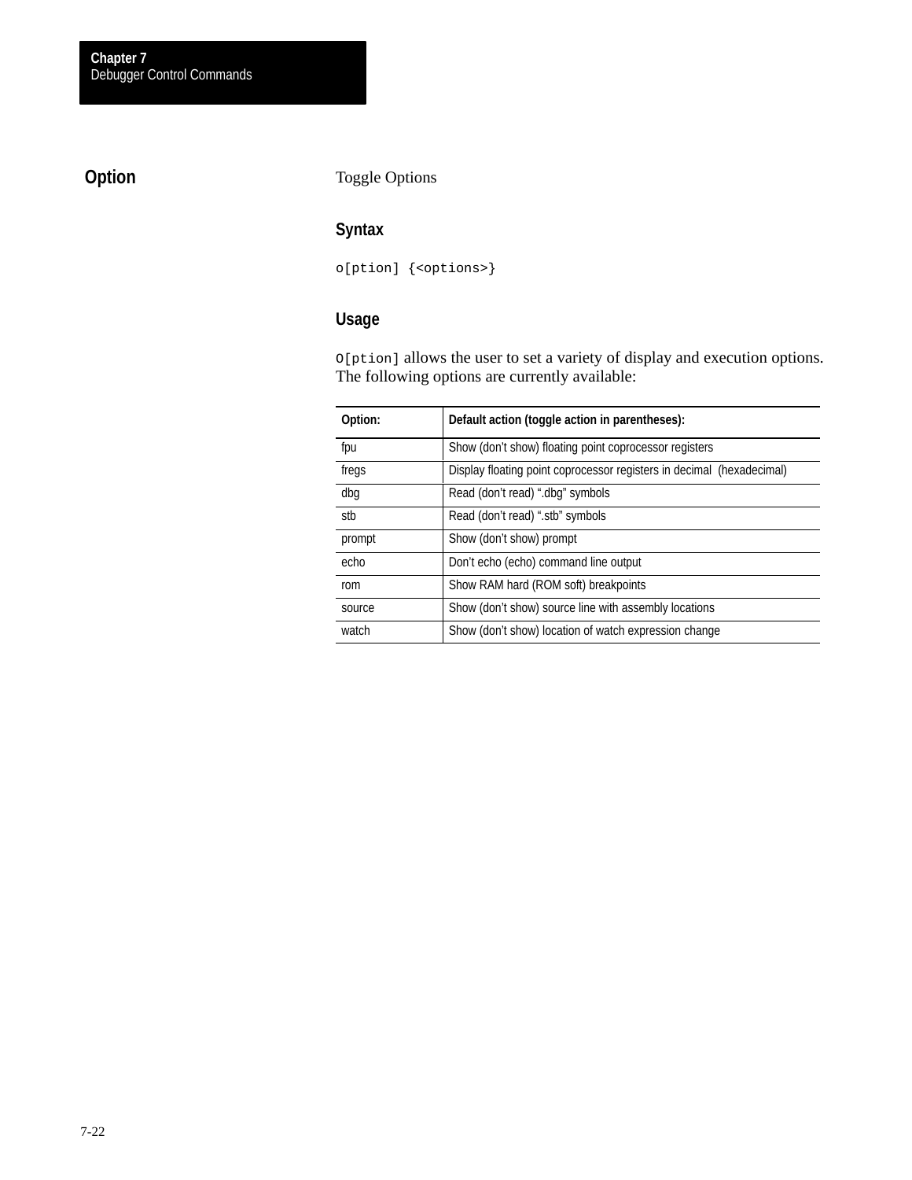## Option

Toggle Options

### Syntax

```
o[ption] {<options>}
```

### Usage

`O[ption]` allows the user to set a variety of display and execution options. The following options are currently available:

| Option: | Default action (toggle action in parentheses): |
|---|---|
| fpu | Show (don't show) floating point coprocessor registers |
| fregs | Display floating point coprocessor registers in decimal (hexadecimal) |
| dbg | Read (don't read) ".dbg" symbols |
| stb | Read (don't read) ".stb" symbols |
| prompt | Show (don't show) prompt |
| echo | Don't echo (echo) command line output |
| rom | Show RAM hard (ROM soft) breakpoints |
| source | Show (don't show) source line with assembly locations |
| watch | Show (don't show) location of watch expression change |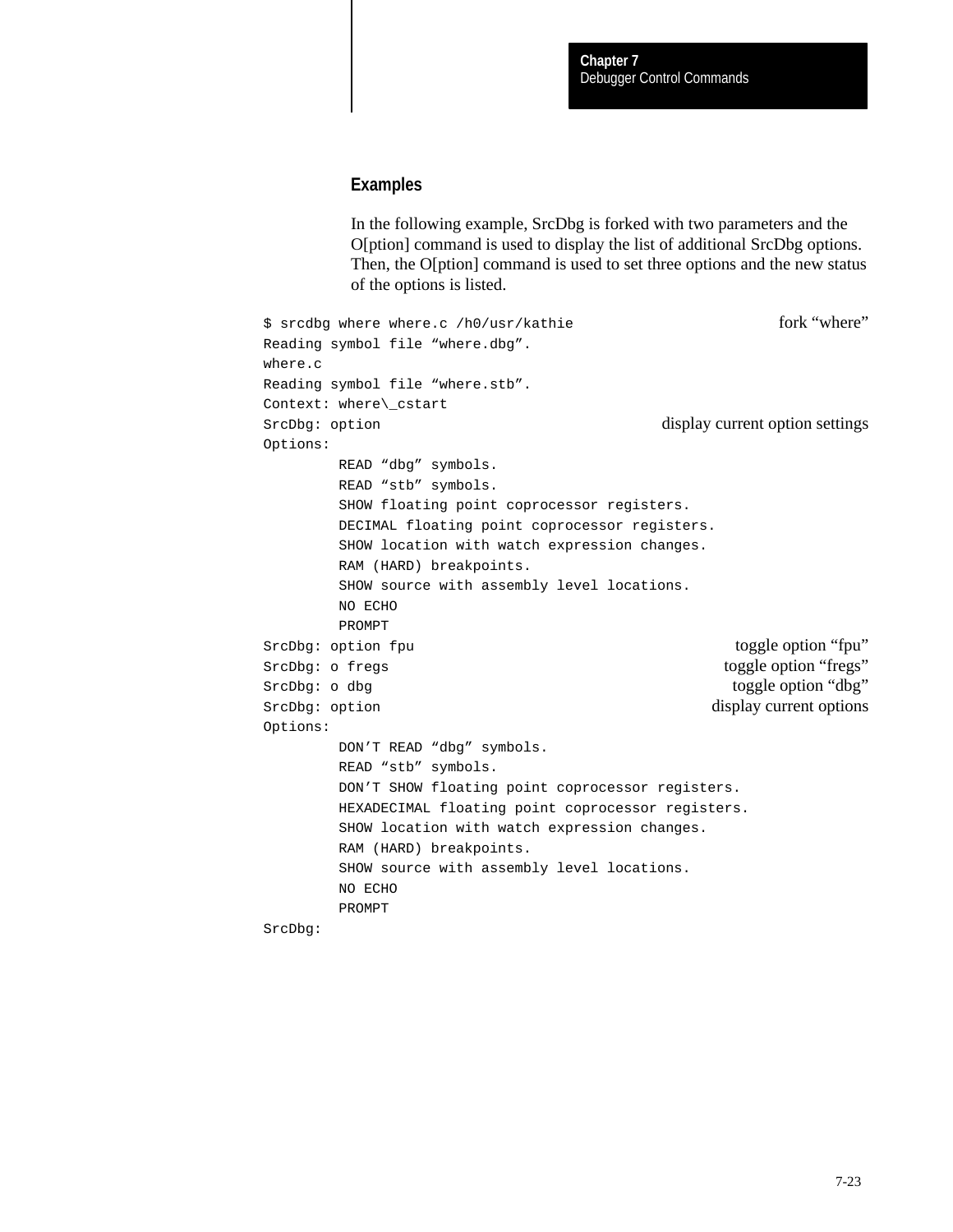## Examples

In the following example, SrcDbg is forked with two parameters and the O[ption] command is used to display the list of additional SrcDbg options. Then, the O[ption] command is used to set three options and the new status of the options is listed.

```
$ srcdbg where where.c /h0/usr/kathie                    fork “where”
Reading symbol file “where.dbg”.
where.c
Reading symbol file “where.stb”.
Context: where\_cstart
SrcDbg: option                           display current option settings
Options:
         READ “dbg” symbols.
         READ “stb” symbols.
         SHOW floating point coprocessor registers.
         DECIMAL floating point coprocessor registers.
         SHOW location with watch expression changes.
         RAM (HARD) breakpoints.
         SHOW source with assembly level locations.
         NO ECHO
         PROMPT
SrcDbg: option fpu                                     toggle option “fpu”
SrcDbg: o fregs                                      toggle option “fregs”
SrcDbg: o dbg                                          toggle option “dbg”
SrcDbg: option                                     display current options
Options:
         DON’T READ “dbg” symbols.
         READ “stb” symbols.
         DON’T SHOW floating point coprocessor registers.
         HEXADECIMAL floating point coprocessor registers.
         SHOW location with watch expression changes.
         RAM (HARD) breakpoints.
         SHOW source with assembly level locations.
         NO ECHO
         PROMPT
SrcDbg:
```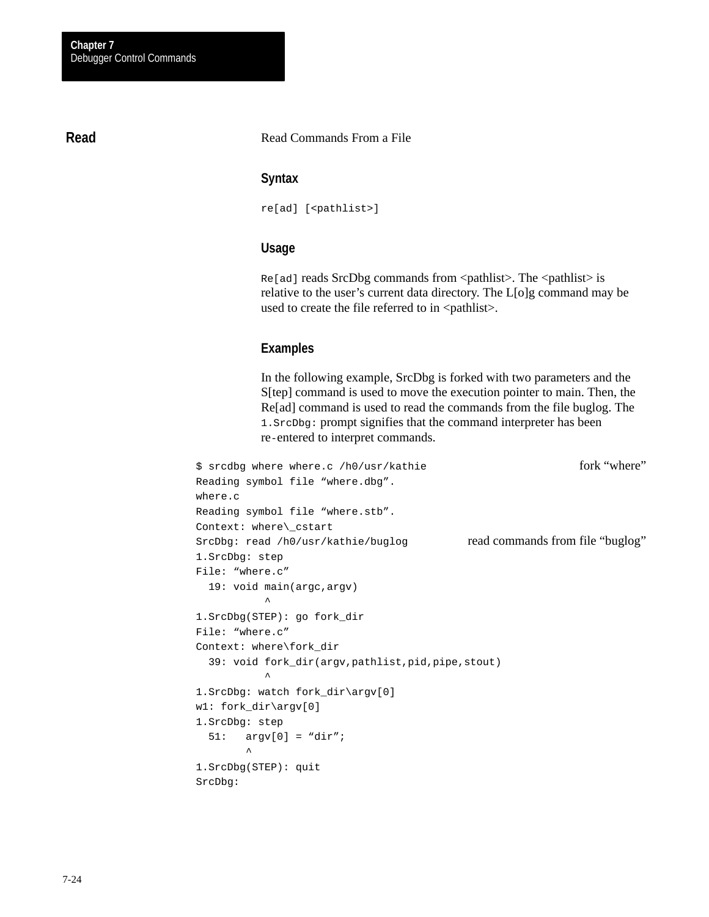## Read

Read Commands From a File

### Syntax

```
re[ad] [<pathlist>]
```

### Usage

`Re[ad]` reads SrcDbg commands from <pathlist>. The <pathlist> is relative to the user’s current data directory. The L[o]g command may be used to create the file referred to in <pathlist>.

### Examples

In the following example, SrcDbg is forked with two parameters and the S[tep] command is used to move the execution pointer to main. Then, the Re[ad] command is used to read the commands from the file buglog. The `1.SrcDbg:` prompt signifies that the command interpreter has been re-entered to interpret commands.

```
$ srcdbg where where.c /h0/usr/kathie                    fork “where”
Reading symbol file “where.dbg”.
where.c
Reading symbol file “where.stb”.
Context: where\_cstart
SrcDbg: read /h0/usr/kathie/buglog          read commands from file “buglog”
1.SrcDbg: step
File: “where.c”
  19: void main(argc,argv)
          ^
1.SrcDbg(STEP): go fork_dir
File: “where.c”
Context: where\fork_dir
  39: void fork_dir(argv,pathlist,pid,pipe,stout)
          ^
1.SrcDbg: watch fork_dir\argv[0]
w1: fork_dir\argv[0]
1.SrcDbg: step
  51:   argv[0] = “dir”;
        ^
1.SrcDbg(STEP): quit
SrcDbg:
```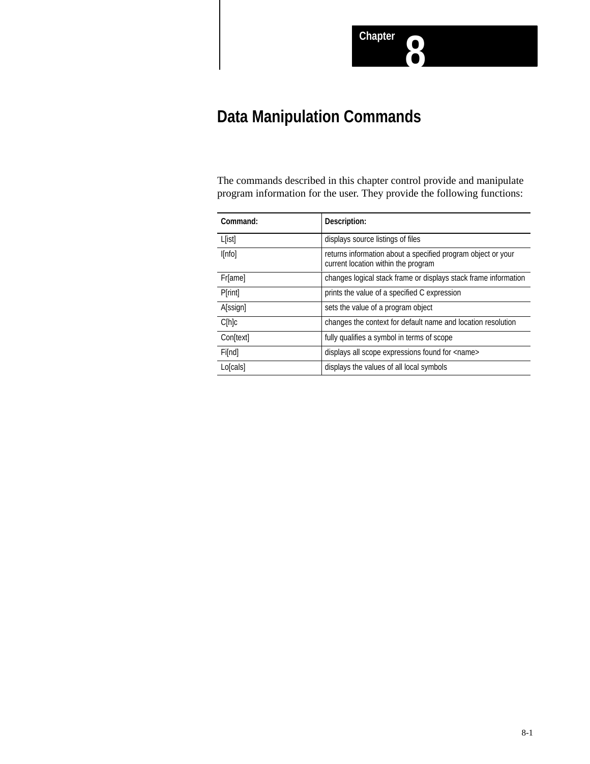Chapter 8

# Data Manipulation Commands

The commands described in this chapter control provide and manipulate program information for the user. They provide the following functions:

| Command: | Description: |
|---|---|
| L[ist] | displays source listings of files |
| I[nfo] | returns information about a specified program object or your current location within the program |
| Fr[ame] | changes logical stack frame or displays stack frame information |
| P[rint] | prints the value of a specified C expression |
| A[ssign] | sets the value of a program object |
| C[h]c | changes the context for default name and location resolution |
| Con[text] | fully qualifies a symbol in terms of scope |
| Fi[nd] | displays all scope expressions found for <name> |
| Lo[cals] | displays the values of all local symbols |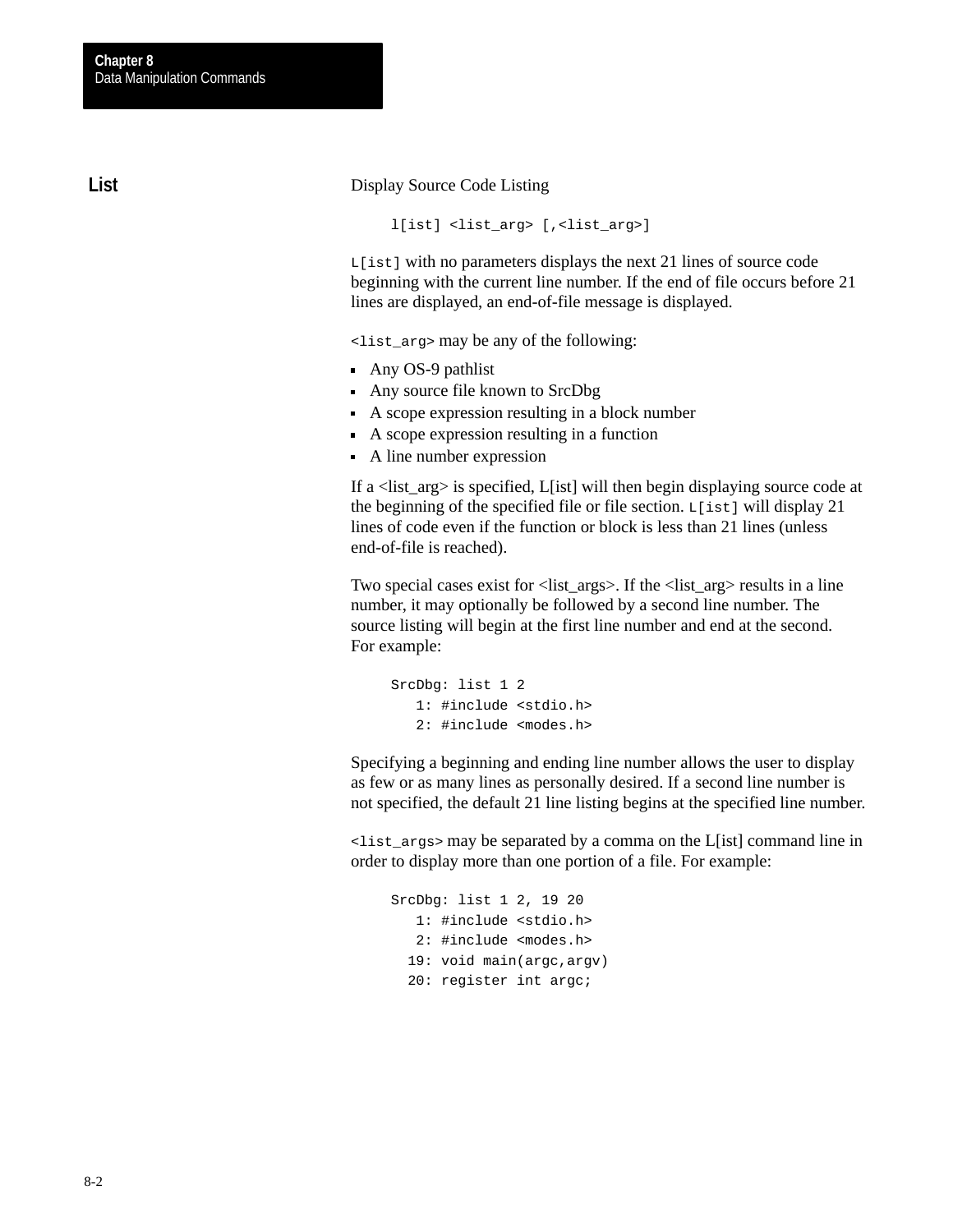## List

Display Source Code Listing

```
l[ist] <list_arg> [,<list_arg>]
```

`L[ist]` with no parameters displays the next 21 lines of source code beginning with the current line number. If the end of file occurs before 21 lines are displayed, an end-of-file message is displayed.

`<list_arg>` may be any of the following:

- Any OS-9 pathlist
- Any source file known to SrcDbg
- A scope expression resulting in a block number
- A scope expression resulting in a function
- A line number expression

If a <list_arg> is specified, L[ist] will then begin displaying source code at the beginning of the specified file or file section. `L[ist]` will display 21 lines of code even if the function or block is less than 21 lines (unless end-of-file is reached).

Two special cases exist for <list_args>. If the <list_arg> results in a line number, it may optionally be followed by a second line number. The source listing will begin at the first line number and end at the second. For example:

```
SrcDbg: list 1 2
   1: #include <stdio.h>
   2: #include <modes.h>
```

Specifying a beginning and ending line number allows the user to display as few or as many lines as personally desired. If a second line number is not specified, the default 21 line listing begins at the specified line number.

`<list_args>` may be separated by a comma on the L[ist] command line in order to display more than one portion of a file. For example:

```
SrcDbg: list 1 2, 19 20
   1: #include <stdio.h>
   2: #include <modes.h>
  19: void main(argc,argv)
  20: register int argc;
```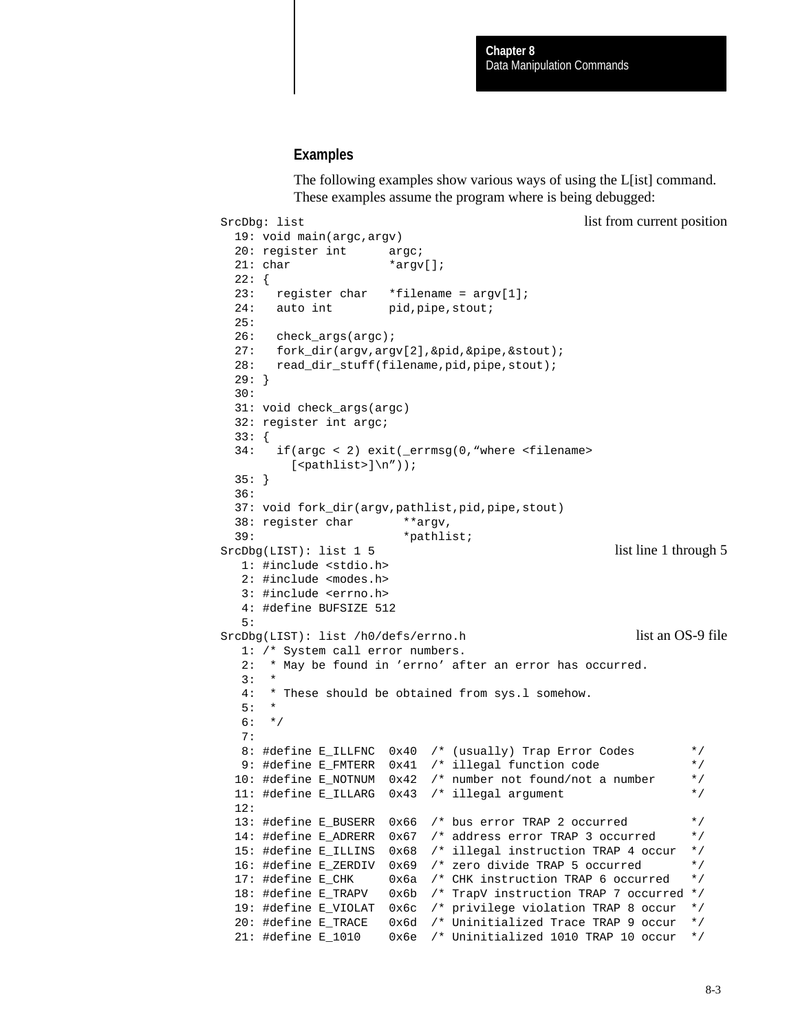### Examples

The following examples show various ways of using the L[ist] command. These examples assume the program where is being debugged:

```
SrcDbg: list                                        list from current position
  19: void main(argc,argv)
  20: register int      argc;
  21: char              *argv[];
  22: {
  23:   register char   *filename = argv[1];
  24:   auto int        pid,pipe,stout;
  25:
  26:   check_args(argc);
  27:   fork_dir(argv,argv[2],&pid,&pipe,&stout);
  28:   read_dir_stuff(filename,pid,pipe,stout);
  29: }
  30:
  31: void check_args(argc)
  32: register int argc;
  33: {
  34:   if(argc < 2) exit(_errmsg(0,“where <filename>
        [<pathlist>]\n”));
  35: }
  36:
  37: void fork_dir(argv,pathlist,pid,pipe,stout)
  38: register char       **argv,
  39:                     *pathlist;
SrcDbg(LIST): list 1 5                              list line 1 through 5
   1: #include <stdio.h>
   2: #include <modes.h>
   3: #include <errno.h>
   4: #define BUFSIZE 512
   5:
SrcDbg(LIST): list /h0/defs/errno.h                 list an OS-9 file
   1: /* System call error numbers.
   2:  * May be found in ’errno’ after an error has occurred.
   3:  *
   4:  * These should be obtained from sys.l somehow.
   5:  *
   6:  */
   7:
   8: #define E_ILLFNC  0x40  /* (usually) Trap Error Codes        */
   9: #define E_FMTERR  0x41  /* illegal function code             */
  10: #define E_NOTNUM  0x42  /* number not found/not a number     */
  11: #define E_ILLARG  0x43  /* illegal argument                  */
  12:
  13: #define E_BUSERR  0x66  /* bus error TRAP 2 occurred         */
  14: #define E_ADRERR  0x67  /* address error TRAP 3 occurred     */
  15: #define E_ILLINS  0x68  /* illegal instruction TRAP 4 occur  */
  16: #define E_ZERDIV  0x69  /* zero divide TRAP 5 occurred       */
  17: #define E_CHK     0x6a  /* CHK instruction TRAP 6 occurred   */
  18: #define E_TRAPV   0x6b  /* TrapV instruction TRAP 7 occurred */
  19: #define E_VIOLAT  0x6c  /* privilege violation TRAP 8 occur  */
  20: #define E_TRACE   0x6d  /* Uninitialized Trace TRAP 9 occur  */
  21: #define E_1010    0x6e  /* Uninitialized 1010 TRAP 10 occur  */
```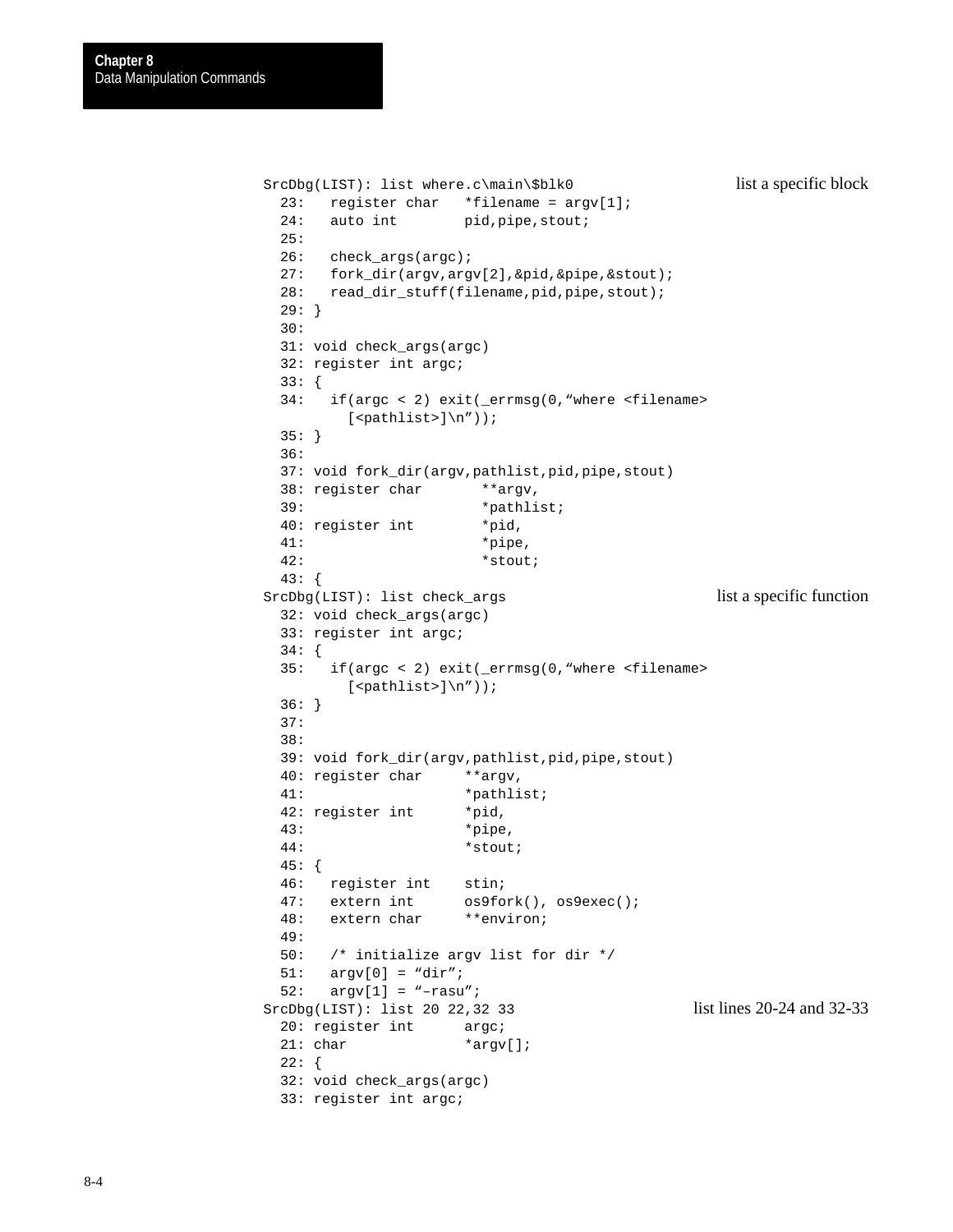```
SrcDbg(LIST): list where.c\main\$blk0                    list a specific block
  23:   register char   *filename = argv[1];
  24:   auto int        pid,pipe,stout;
  25:
  26:   check_args(argc);
  27:   fork_dir(argv,argv[2],&pid,&pipe,&stout);
  28:   read_dir_stuff(filename,pid,pipe,stout);
  29: }
  30:
  31: void check_args(argc)
  32: register int argc;
  33: {
  34:   if(argc < 2) exit(_errmsg(0,“where <filename>
          [<pathlist>]\n”));
  35: }
  36:
  37: void fork_dir(argv,pathlist,pid,pipe,stout)
  38: register char       **argv,
  39:                      *pathlist;
  40: register int         *pid,
  41:                      *pipe,
  42:                      *stout;
  43: {
SrcDbg(LIST): list check_args                            list a specific function
  32: void check_args(argc)
  33: register int argc;
  34: {
  35:   if(argc < 2) exit(_errmsg(0,“where <filename>
          [<pathlist>]\n”));
  36: }
  37:
  38:
  39: void fork_dir(argv,pathlist,pid,pipe,stout)
  40: register char     **argv,
  41:                   *pathlist;
  42: register int      *pid,
  43:                   *pipe,
  44:                   *stout;
  45: {
  46:   register int    stin;
  47:   extern int      os9fork(), os9exec();
  48:   extern char     **environ;
  49:
  50:   /* initialize argv list for dir */
  51:   argv[0] = “dir”;
  52:   argv[1] = “–rasu”;
SrcDbg(LIST): list 20 22,32 33                           list lines 20-24 and 32-33
  20: register int      argc;
  21: char              *argv[];
  22: {
  32: void check_args(argc)
  33: register int argc;
```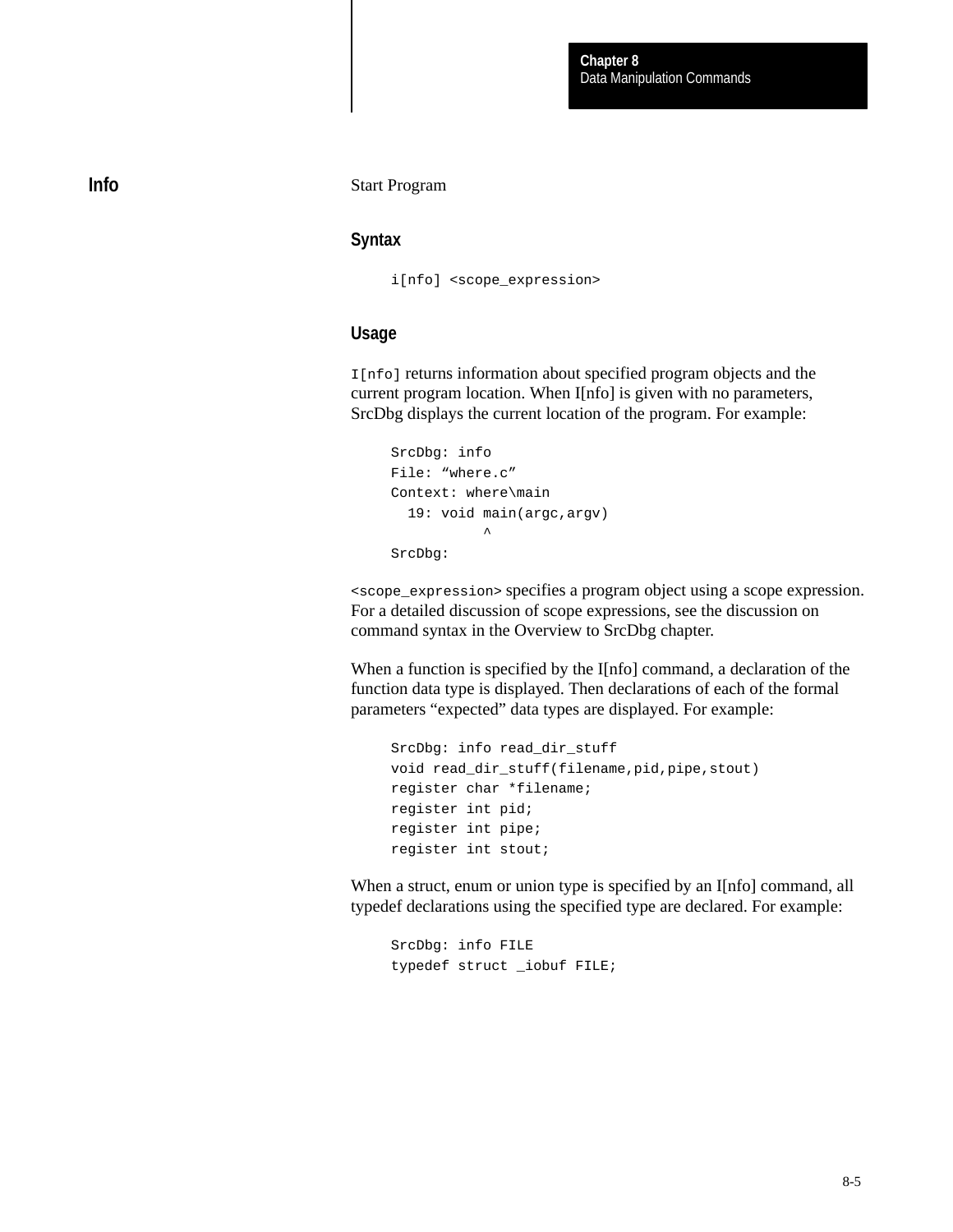## Info

Start Program

### Syntax

```
i[nfo] <scope_expression>
```

### Usage

`I[nfo]` returns information about specified program objects and the current program location. When I[nfo] is given with no parameters, SrcDbg displays the current location of the program. For example:

```
SrcDbg: info
File: “where.c”
Context: where\main
  19: void main(argc,argv)
            ^
SrcDbg:
```

`<scope_expression>` specifies a program object using a scope expression. For a detailed discussion of scope expressions, see the discussion on command syntax in the Overview to SrcDbg chapter.

When a function is specified by the I[nfo] command, a declaration of the function data type is displayed. Then declarations of each of the formal parameters “expected” data types are displayed. For example:

```
SrcDbg: info read_dir_stuff
void read_dir_stuff(filename,pid,pipe,stout)
register char *filename;
register int pid;
register int pipe;
register int stout;
```

When a struct, enum or union type is specified by an I[nfo] command, all typedef declarations using the specified type are declared. For example:

```
SrcDbg: info FILE
typedef struct _iobuf FILE;
```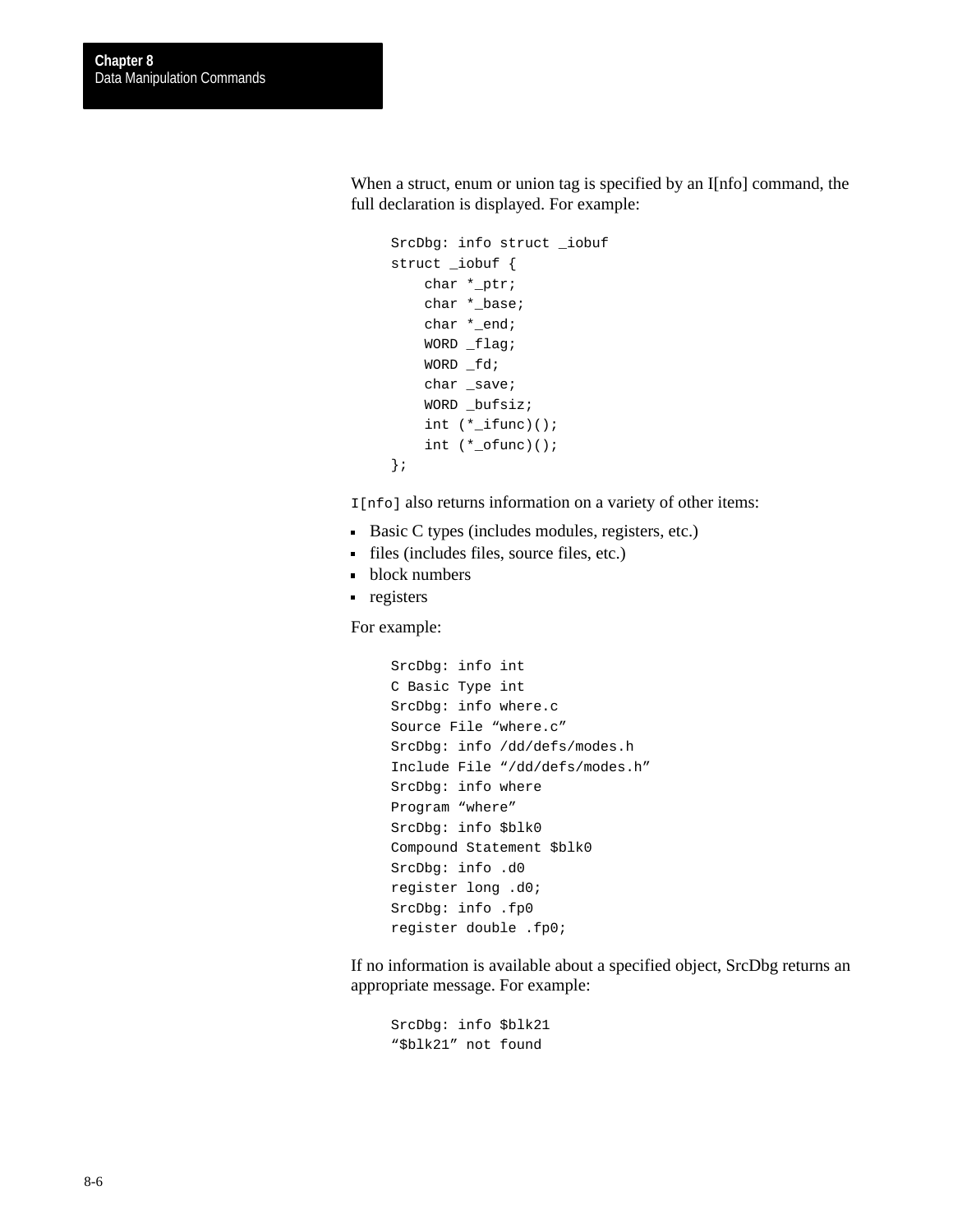When a struct, enum or union tag is specified by an I[nfo] command, the full declaration is displayed. For example:

```
SrcDbg: info struct _iobuf
struct _iobuf {
    char *_ptr;
    char *_base;
    char *_end;
    WORD _flag;
    WORD _fd;
    char _save;
    WORD _bufsiz;
    int (*_ifunc)();
    int (*_ofunc)();
};
```

`I[nfo]` also returns information on a variety of other items:

- Basic C types (includes modules, registers, etc.)
- files (includes files, source files, etc.)
- block numbers
- registers

For example:

```
SrcDbg: info int
C Basic Type int
SrcDbg: info where.c
Source File “where.c”
SrcDbg: info /dd/defs/modes.h
Include File “/dd/defs/modes.h”
SrcDbg: info where
Program “where”
SrcDbg: info $blk0
Compound Statement $blk0
SrcDbg: info .d0
register long .d0;
SrcDbg: info .fp0
register double .fp0;
```

If no information is available about a specified object, SrcDbg returns an appropriate message. For example:

```
SrcDbg: info $blk21
“$blk21” not found
```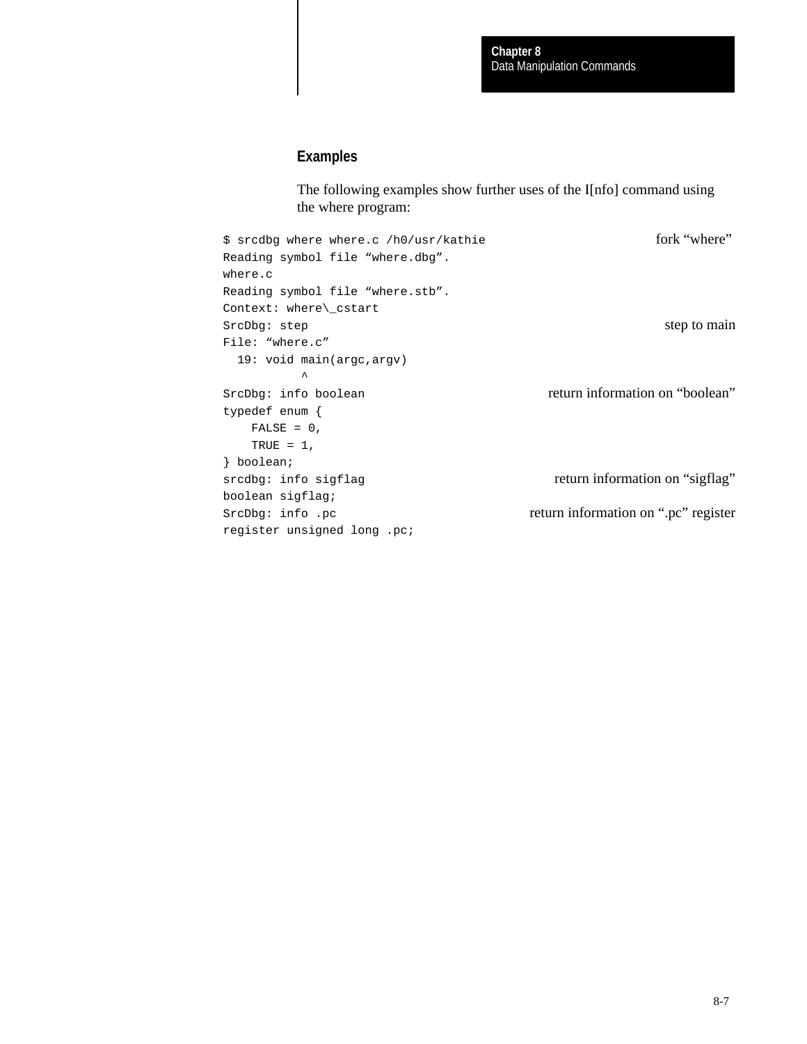### Examples

The following examples show further uses of the I[nfo] command using the where program:

```
$ srcdbg where where.c /h0/usr/kathie                    fork “where”
Reading symbol file “where.dbg”.
where.c
Reading symbol file “where.stb”.
Context: where\_cstart
SrcDbg: step                                             step to main
File: “where.c”
  19: void main(argc,argv)
           ^
SrcDbg: info boolean                 return information on “boolean”
typedef enum {
    FALSE = 0,
    TRUE = 1,
} boolean;
srcdbg: info sigflag                 return information on “sigflag”
boolean sigflag;
SrcDbg: info .pc                return information on “.pc” register
register unsigned long .pc;
```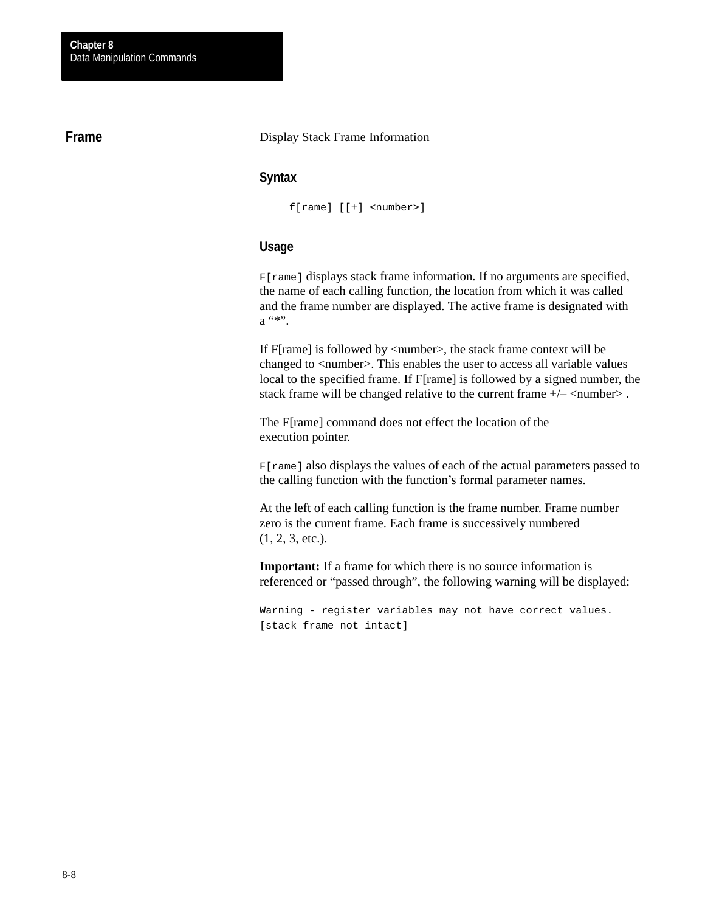## Frame

Display Stack Frame Information

### Syntax

```
f[rame] [[+] <number>]
```

### Usage

`F[rame]` displays stack frame information. If no arguments are specified, the name of each calling function, the location from which it was called and the frame number are displayed. The active frame is designated with a “*”.

If F[rame] is followed by <number>, the stack frame context will be changed to <number>. This enables the user to access all variable values local to the specified frame. If F[rame] is followed by a signed number, the stack frame will be changed relative to the current frame +/– <number> .

The F[rame] command does not effect the location of the execution pointer.

`F[rame]` also displays the values of each of the actual parameters passed to the calling function with the function’s formal parameter names.

At the left of each calling function is the frame number. Frame number zero is the current frame. Each frame is successively numbered (1, 2, 3, etc.).

**Important:** If a frame for which there is no source information is referenced or “passed through”, the following warning will be displayed:

```
Warning - register variables may not have correct values.
[stack frame not intact]
```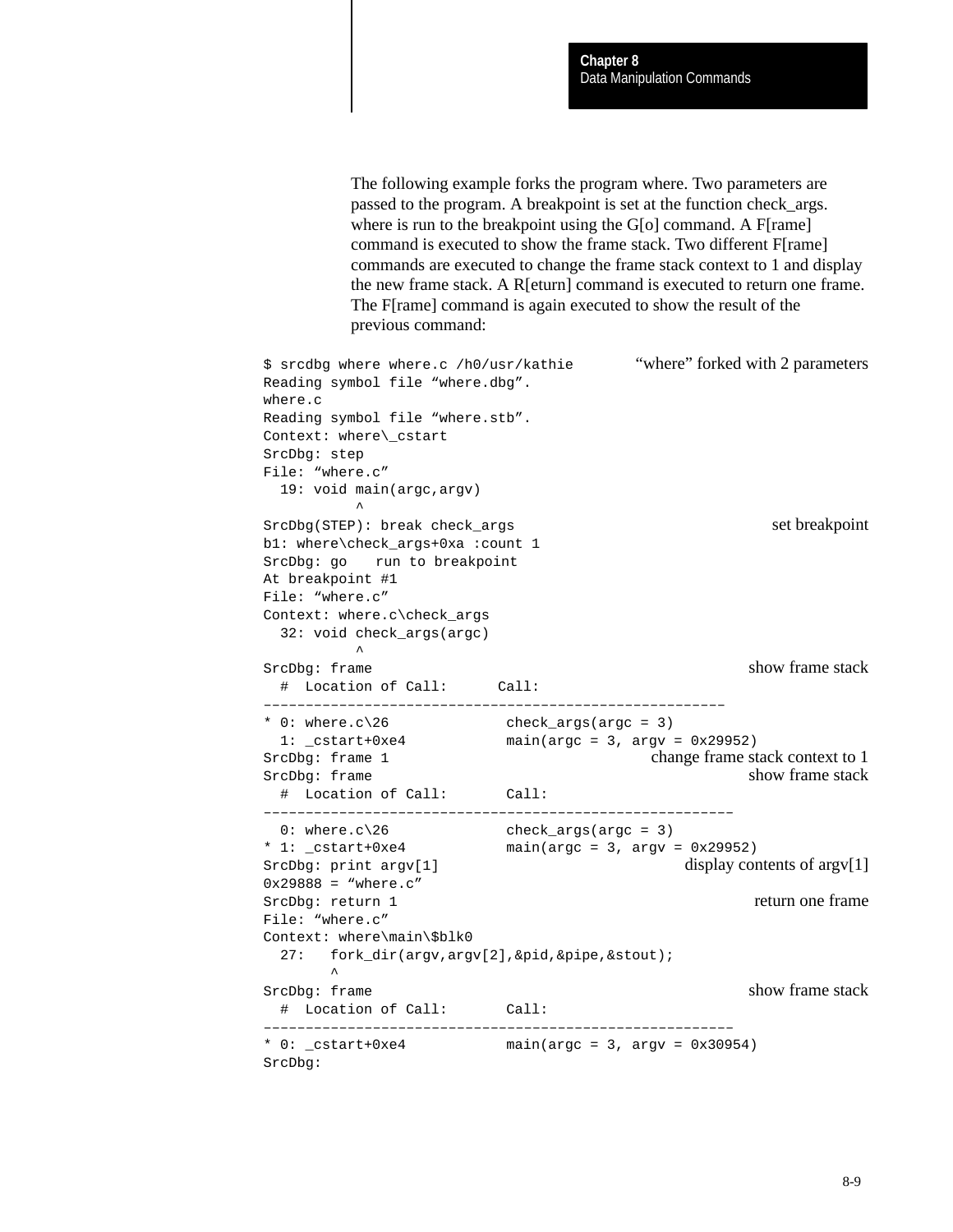The following example forks the program where. Two parameters are passed to the program. A breakpoint is set at the function check_args. where is run to the breakpoint using the G[o] command. A F[rame] command is executed to show the frame stack. Two different F[rame] commands are executed to change the frame stack context to 1 and display the new frame stack. A R[eturn] command is executed to return one frame. The F[rame] command is again executed to show the result of the previous command:

```
$ srcdbg where where.c /h0/usr/kathie          “where” forked with 2 parameters
Reading symbol file “where.dbg”.
where.c
Reading symbol file “where.stb”.
Context: where\_cstart
SrcDbg: step
File: “where.c”
  19: void main(argc,argv)
          ^
SrcDbg(STEP): break check_args                                  set breakpoint
b1: where\check_args+0xa :count 1
SrcDbg: go    run to breakpoint
At breakpoint #1
File: “where.c”
Context: where.c\check_args
  32: void check_args(argc)
          ^
SrcDbg: frame                                                  show frame stack
  #  Location of Call:      Call:
-------------------------------------------------------
* 0: where.c\26              check_args(argc = 3)
  1: _cstart+0xe4            main(argc = 3, argv = 0x29952)
SrcDbg: frame 1                               change frame stack context to 1
SrcDbg: frame                                                  show frame stack
  #  Location of Call:       Call:
--------------------------------------------------------
  0: where.c\26              check_args(argc = 3)
* 1: _cstart+0xe4            main(argc = 3, argv = 0x29952)
SrcDbg: print argv[1]                            display contents of argv[1]
0x29888 = “where.c”
SrcDbg: return 1                                               return one frame
File: “where.c”
Context: where\main\$blk0
  27:   fork_dir(argv,argv[2],&pid,&pipe,&stout);
        ^
SrcDbg: frame                                                  show frame stack
  #  Location of Call:       Call:
--------------------------------------------------------
* 0: _cstart+0xe4            main(argc = 3, argv = 0x30954)
SrcDbg:
```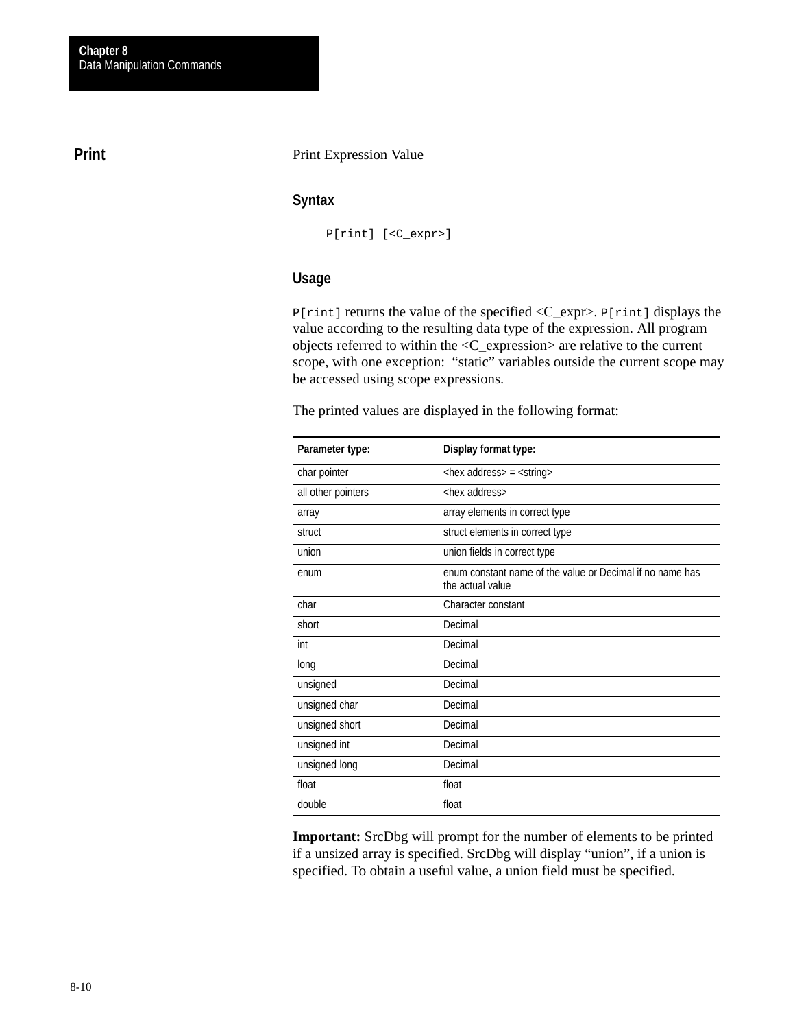## Print

Print Expression Value

### Syntax

```
P[rint] [<C_expr>]
```

### Usage

`P[rint]` returns the value of the specified <C_expr>. `P[rint]` displays the value according to the resulting data type of the expression. All program objects referred to within the <C_expression> are relative to the current scope, with one exception: "static" variables outside the current scope may be accessed using scope expressions.

The printed values are displayed in the following format:

| Parameter type: | Display format type: |
|---|---|
| char pointer | <hex address> = <string> |
| all other pointers | <hex address> |
| array | array elements in correct type |
| struct | struct elements in correct type |
| union | union fields in correct type |
| enum | enum constant name of the value or Decimal if no name has the actual value |
| char | Character constant |
| short | Decimal |
| int | Decimal |
| long | Decimal |
| unsigned | Decimal |
| unsigned char | Decimal |
| unsigned short | Decimal |
| unsigned int | Decimal |
| unsigned long | Decimal |
| float | float |
| double | float |

**Important:** SrcDbg will prompt for the number of elements to be printed if a unsized array is specified. SrcDbg will display "union", if a union is specified. To obtain a useful value, a union field must be specified.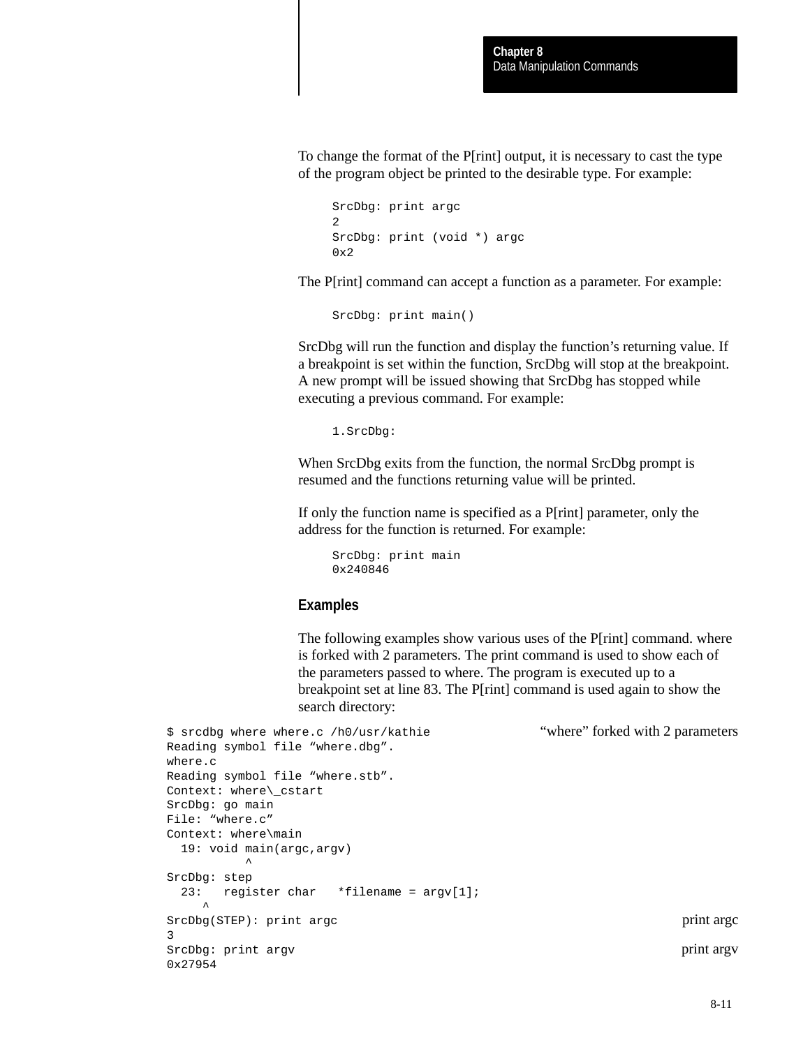To change the format of the P[rint] output, it is necessary to cast the type of the program object be printed to the desirable type. For example:

```
SrcDbg: print argc
2
SrcDbg: print (void *) argc
0x2
```

The P[rint] command can accept a function as a parameter. For example:

```
SrcDbg: print main()
```

SrcDbg will run the function and display the function's returning value. If a breakpoint is set within the function, SrcDbg will stop at the breakpoint. A new prompt will be issued showing that SrcDbg has stopped while executing a previous command. For example:

```
1.SrcDbg:
```

When SrcDbg exits from the function, the normal SrcDbg prompt is resumed and the functions returning value will be printed.

If only the function name is specified as a P[rint] parameter, only the address for the function is returned. For example:

```
SrcDbg: print main
0x240846
```

### Examples

The following examples show various uses of the P[rint] command. where is forked with 2 parameters. The print command is used to show each of the parameters passed to where. The program is executed up to a breakpoint set at line 83. The P[rint] command is used again to show the search directory:

```
$ srcdbg where where.c /h0/usr/kathie                    "where" forked with 2 parameters
Reading symbol file "where.dbg".
where.c
Reading symbol file "where.stb".
Context: where\_cstart
SrcDbg: go main
File: "where.c"
Context: where\main
  19: void main(argc,argv)
          ^
SrcDbg: step
  23:   register char   *filename = argv[1];
     ^
SrcDbg(STEP): print argc                                                   print argc
3
SrcDbg: print argv                                                         print argv
0x27954
```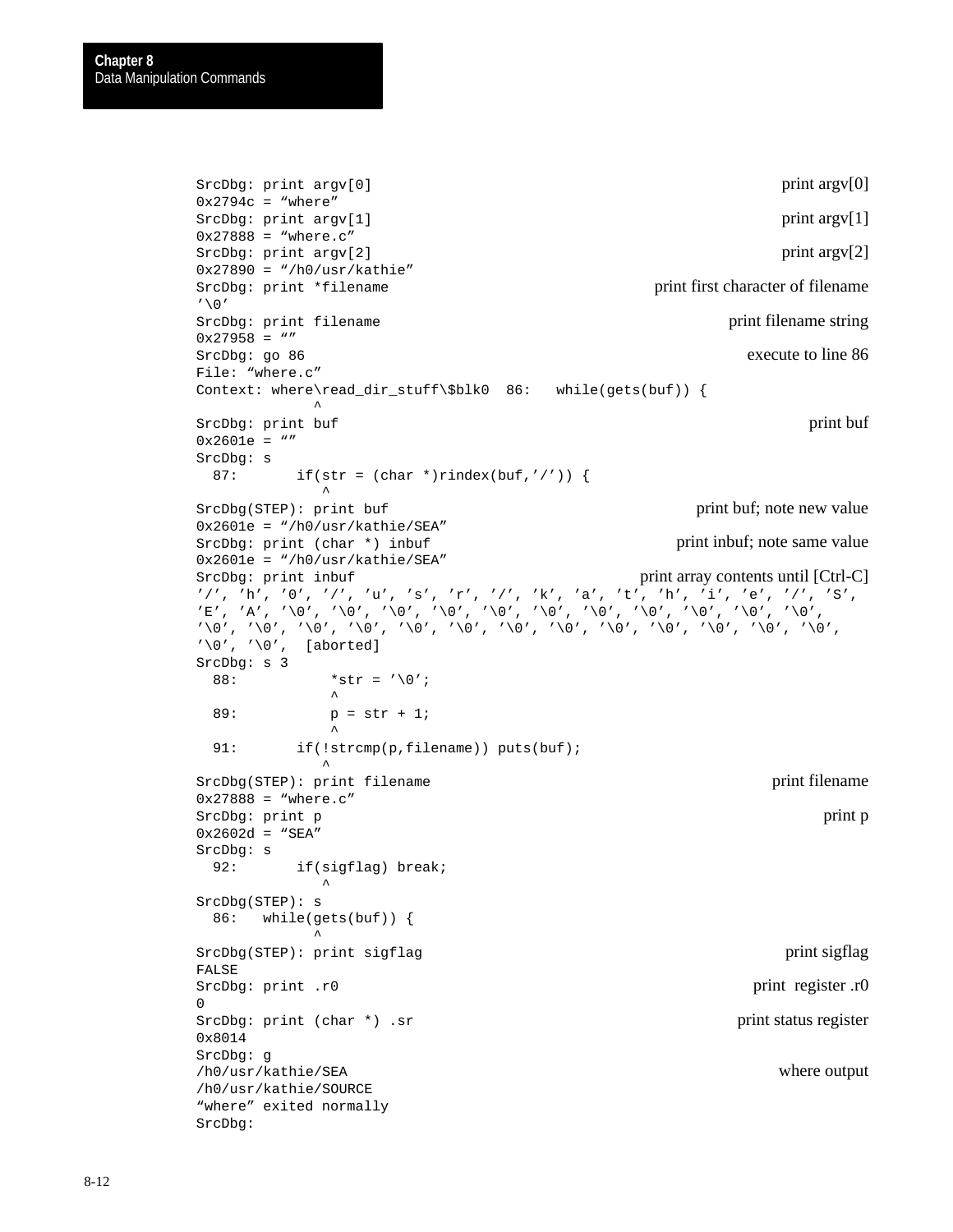```
SrcDbg: print argv[0]                                          print argv[0]
0x2794c = "where"
SrcDbg: print argv[1]                                          print argv[1]
0x27888 = "where.c"
SrcDbg: print argv[2]                                          print argv[2]
0x27890 = "/h0/usr/kathie"
SrcDbg: print *filename                    print first character of filename
'\0'
SrcDbg: print filename                                 print filename string
0x27958 = ""
SrcDbg: go 86                                           execute to line 86
File: "where.c"
Context: where\read_dir_stuff\$blk0  86:   while(gets(buf)) {
              ^
SrcDbg: print buf                                                  print buf
0x2601e = ""
SrcDbg: s
  87:       if(str = (char *)rindex(buf,'/')) {
               ^
SrcDbg(STEP): print buf                         print buf; note new value
0x2601e = "/h0/usr/kathie/SEA"
SrcDbg: print (char *) inbuf                  print inbuf; note same value
0x2601e = "/h0/usr/kathie/SEA"
SrcDbg: print inbuf                     print array contents until [Ctrl-C]
'/', 'h', '0', '/', 'u', 's', 'r', '/', 'k', 'a', 't', 'h', 'i', 'e', '/', 'S',
'E', 'A', '\0', '\0', '\0', '\0', '\0', '\0', '\0', '\0', '\0', '\0', '\0',
'\0', '\0', '\0', '\0', '\0', '\0', '\0', '\0', '\0', '\0', '\0', '\0', '\0',
'\0', '\0',  [aborted]
SrcDbg: s 3
  88:           *str = '\0';
               ^
  89:           p = str + 1;
               ^
  91:       if(!strcmp(p,filename)) puts(buf);
               ^
SrcDbg(STEP): print filename                                  print filename
0x27888 = "where.c"
SrcDbg: print p                                                      print p
0x2602d = "SEA"
SrcDbg: s
  92:       if(sigflag) break;
               ^
SrcDbg(STEP): s
  86:   while(gets(buf)) {
              ^
SrcDbg(STEP): print sigflag                                    print sigflag
FALSE
SrcDbg: print .r0                                          print  register .r0
0
SrcDbg: print (char *) .sr                             print status register
0x8014
SrcDbg: g
/h0/usr/kathie/SEA                                              where output
/h0/usr/kathie/SOURCE
"where" exited normally
SrcDbg:
```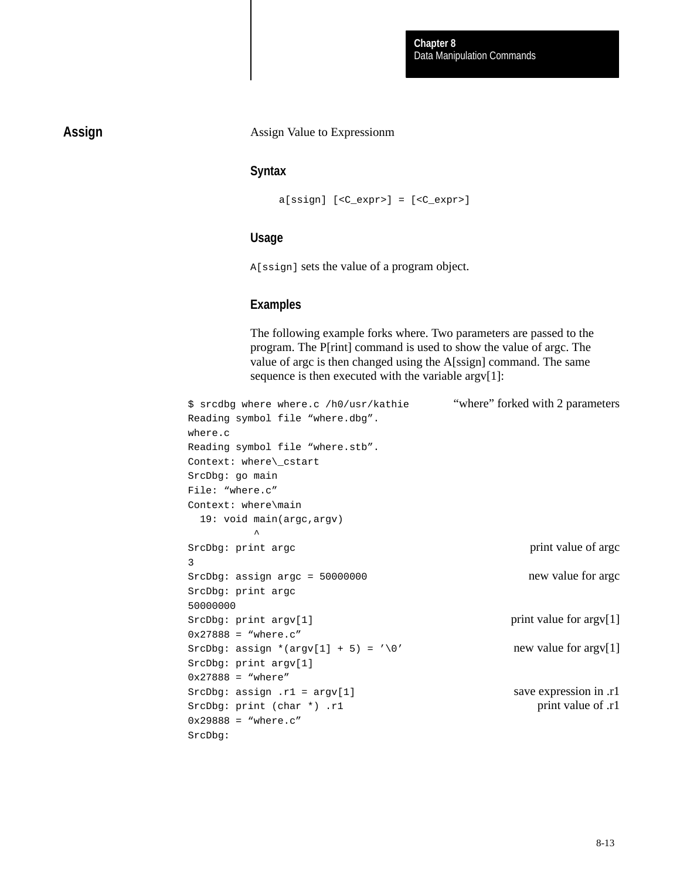## Assign

Assign Value to Expressionm

### Syntax

```
a[ssign] [<C_expr>] = [<C_expr>]
```

### Usage

`A[ssign]` sets the value of a program object.

### Examples

The following example forks where. Two parameters are passed to the program. The P[rint] command is used to show the value of argc. The value of argc is then changed using the A[ssign] command. The same sequence is then executed with the variable argv[1]:

```
$ srcdbg where where.c /h0/usr/kathie          “where” forked with 2 parameters
Reading symbol file “where.dbg”.
where.c
Reading symbol file “where.stb”.
Context: where\_cstart
SrcDbg: go main
File: “where.c”
Context: where\main
  19: void main(argc,argv)
           ^
SrcDbg: print argc                             print value of argc
3
SrcDbg: assign argc = 50000000                 new value for argc
SrcDbg: print argc
50000000
SrcDbg: print argv[1]                          print value for argv[1]
0x27888 = “where.c”
SrcDbg: assign *(argv[1] + 5) = ’\0’           new value for argv[1]
SrcDbg: print argv[1]
0x27888 = “where”
SrcDbg: assign .r1 = argv[1]                   save expression in .r1
SrcDbg: print (char *) .r1                     print value of .r1
0x29888 = “where.c”
SrcDbg:
```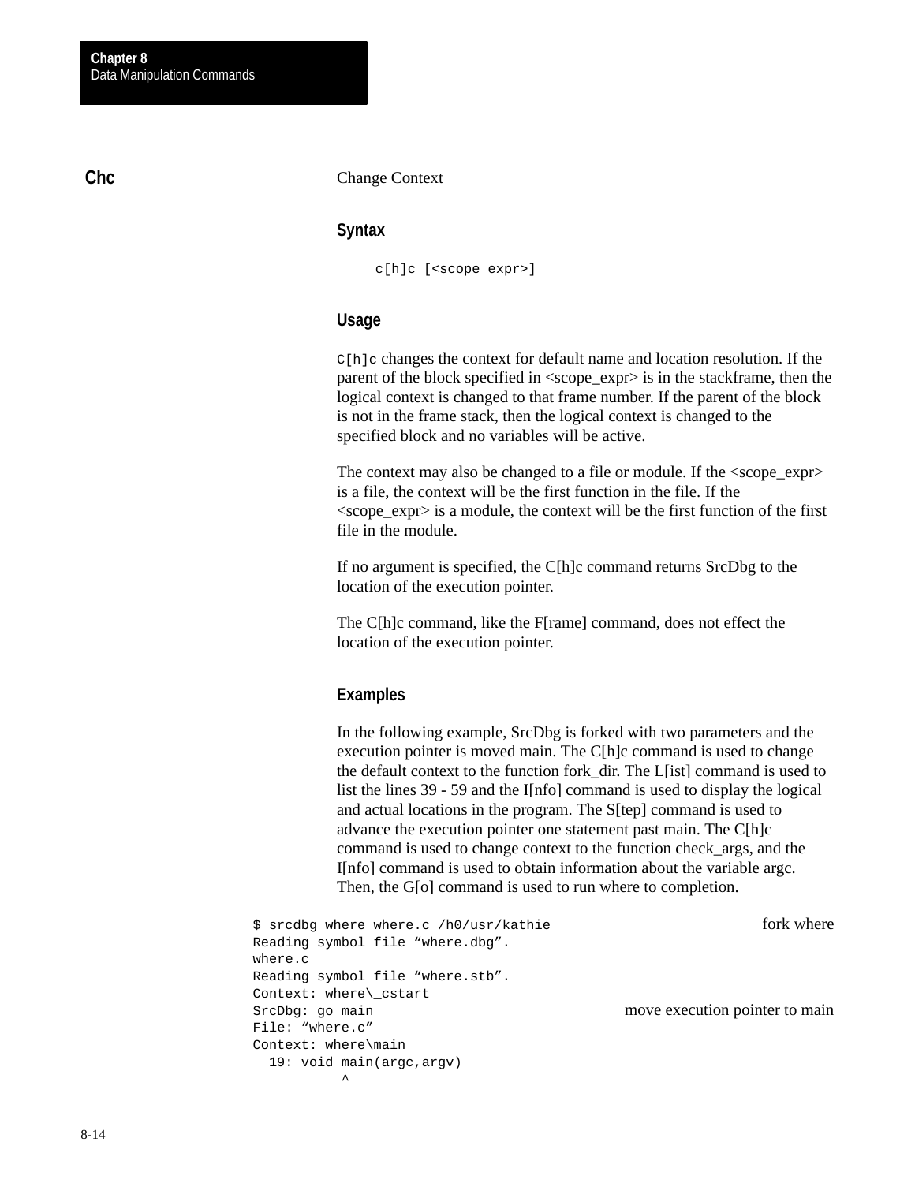## Chc

Change Context

### Syntax

```
c[h]c [<scope_expr>]
```

### Usage

`C[h]c` changes the context for default name and location resolution. If the parent of the block specified in <scope_expr> is in the stackframe, then the logical context is changed to that frame number. If the parent of the block is not in the frame stack, then the logical context is changed to the specified block and no variables will be active.

The context may also be changed to a file or module. If the <scope_expr> is a file, the context will be the first function in the file. If the <scope_expr> is a module, the context will be the first function of the first file in the module.

If no argument is specified, the C[h]c command returns SrcDbg to the location of the execution pointer.

The C[h]c command, like the F[rame] command, does not effect the location of the execution pointer.

### Examples

In the following example, SrcDbg is forked with two parameters and the execution pointer is moved main. The C[h]c command is used to change the default context to the function fork_dir. The L[ist] command is used to list the lines 39 - 59 and the I[nfo] command is used to display the logical and actual locations in the program. The S[tep] command is used to advance the execution pointer one statement past main. The C[h]c command is used to change context to the function check_args, and the I[nfo] command is used to obtain information about the variable argc. Then, the G[o] command is used to run where to completion.

```
$ srcdbg where where.c /h0/usr/kathie                    fork where
Reading symbol file “where.dbg”.
where.c
Reading symbol file “where.stb”.
Context: where\_cstart
SrcDbg: go main                          move execution pointer to main
File: “where.c”
Context: where\main
  19: void main(argc,argv)
          ^
```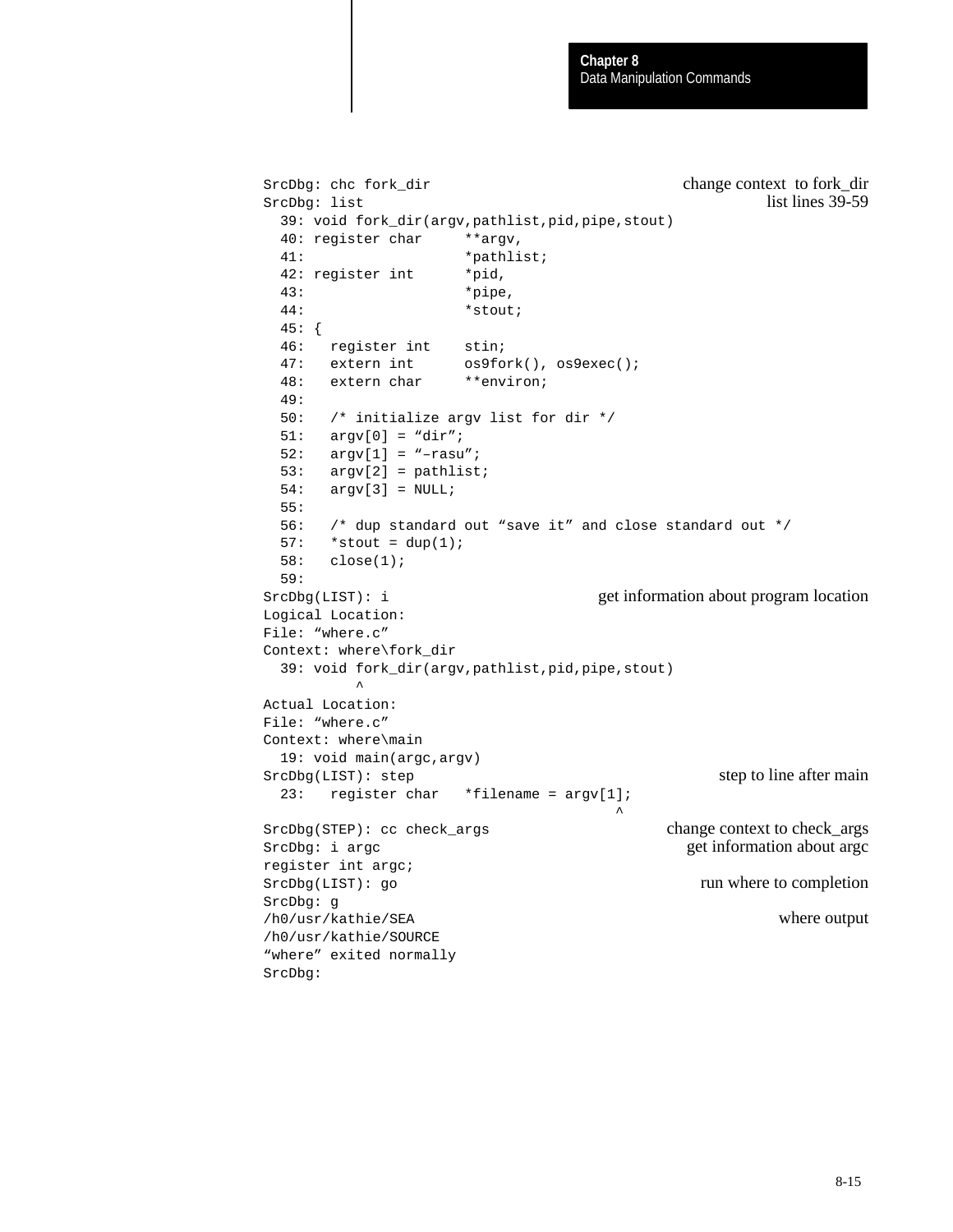```
SrcDbg: chc fork_dir                                    change context  to fork_dir
SrcDbg: list                                                     list lines 39-59
  39: void fork_dir(argv,pathlist,pid,pipe,stout)
  40: register char     **argv,
  41:                   *pathlist;
  42: register int      *pid,
  43:                   *pipe,
  44:                   *stout;
  45: {
  46:   register int    stin;
  47:   extern int      os9fork(), os9exec();
  48:   extern char     **environ;
  49:
  50:   /* initialize argv list for dir */
  51:   argv[0] = “dir”;
  52:   argv[1] = “–rasu”;
  53:   argv[2] = pathlist;
  54:   argv[3] = NULL;
  55:
  56:   /* dup standard out “save it” and close standard out */
  57:   *stout = dup(1);
  58:   close(1);
  59:
SrcDbg(LIST): i                         get information about program location
Logical Location:
File: “where.c”
Context: where\fork_dir
  39: void fork_dir(argv,pathlist,pid,pipe,stout)
           ^
Actual Location:
File: “where.c”
Context: where\main
  19: void main(argc,argv)
SrcDbg(LIST): step                                       step to line after main
  23:   register char   *filename = argv[1];
                                          ^
SrcDbg(STEP): cc check_args                        change context to check_args
SrcDbg: i argc                                        get information about argc
register int argc;
SrcDbg(LIST): go                                        run where to completion
SrcDbg: g
/h0/usr/kathie/SEA                                                  where output
/h0/usr/kathie/SOURCE
“where” exited normally
SrcDbg:
```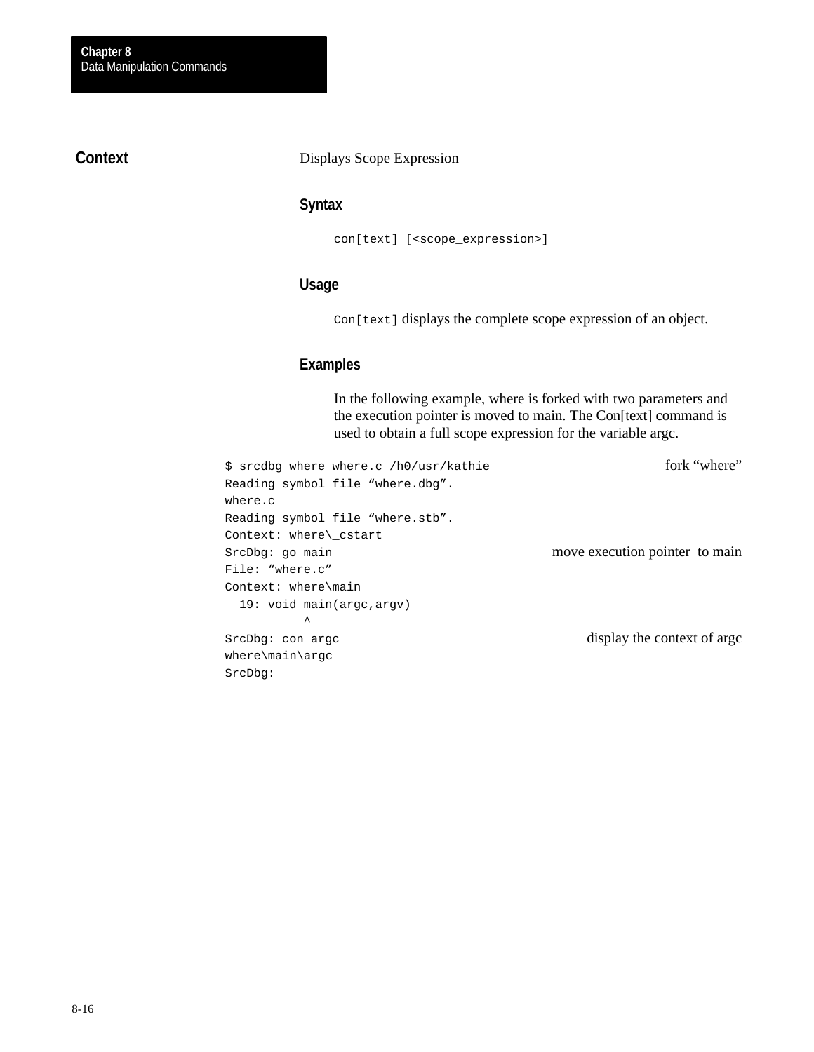## Context

Displays Scope Expression

### Syntax

```
con[text] [<scope_expression>]
```

### Usage

`Con[text]` displays the complete scope expression of an object.

### Examples

In the following example, where is forked with two parameters and the execution pointer is moved to main. The Con[text] command is used to obtain a full scope expression for the variable argc.

```
$ srcdbg where where.c /h0/usr/kathie                    fork "where"
Reading symbol file "where.dbg".
where.c
Reading symbol file "where.stb".
Context: where\_cstart
SrcDbg: go main                                          move execution pointer  to main
File: "where.c"
Context: where\main
  19: void main(argc,argv)
          ^
SrcDbg: con argc                                         display the context of argc
where\main\argc
SrcDbg:
```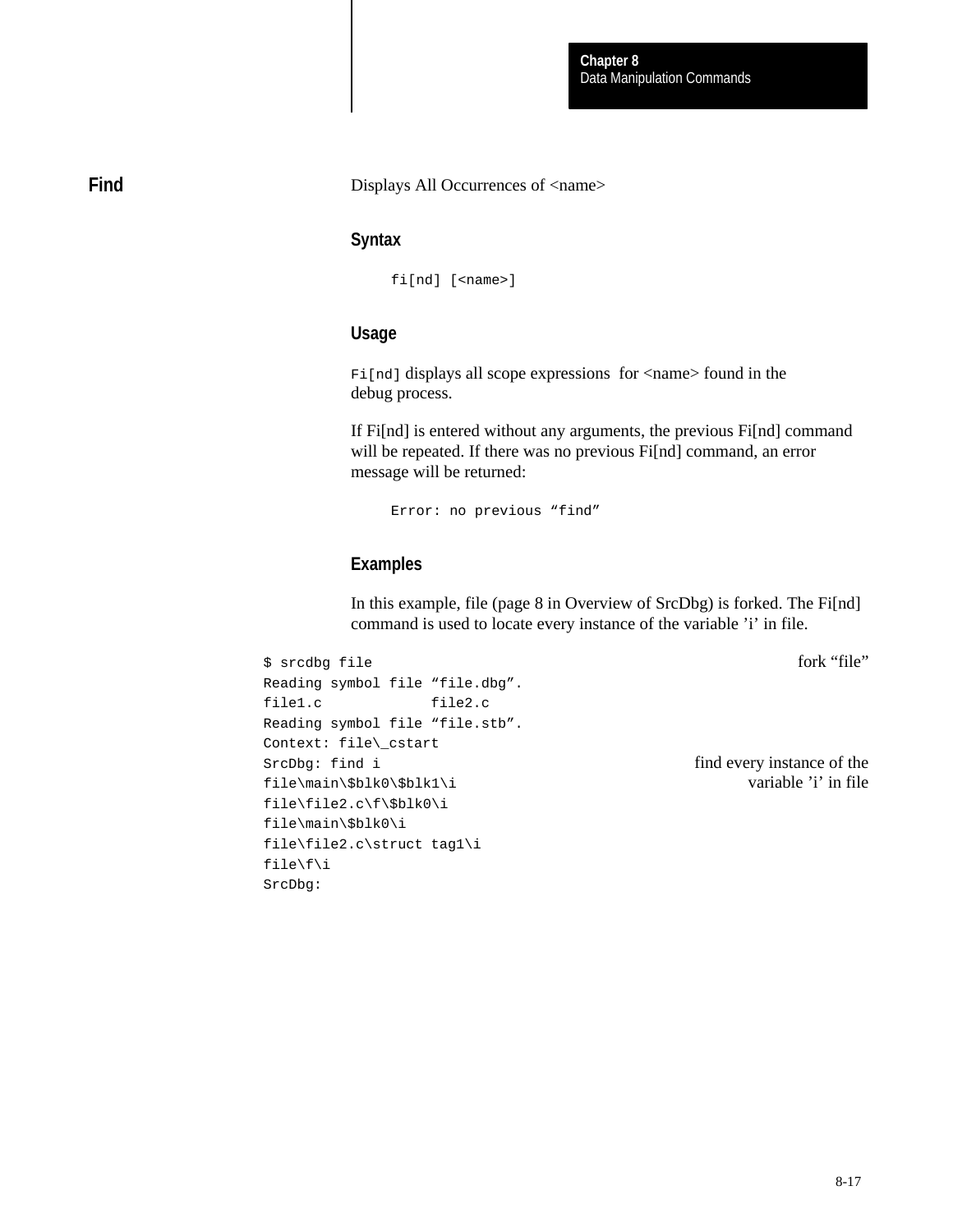## Find

Displays All Occurrences of <name>

### Syntax

```
fi[nd] [<name>]
```

### Usage

`Fi[nd]` displays all scope expressions for <name> found in the debug process.

If Fi[nd] is entered without any arguments, the previous Fi[nd] command will be repeated. If there was no previous Fi[nd] command, an error message will be returned:

```
Error: no previous “find”
```

### Examples

In this example, file (page 8 in Overview of SrcDbg) is forked. The Fi[nd] command is used to locate every instance of the variable ’i’ in file.

```
$ srcdbg file                                     fork “file”
Reading symbol file “file.dbg”.
file1.c           file2.c
Reading symbol file “file.stb”.
Context: file\_cstart
SrcDbg: find i                                    find every instance of the
file\main\$blk0\$blk1\i                           variable ’i’ in file
file\file2.c\f\$blk0\i
file\main\$blk0\i
file\file2.c\struct tag1\i
file\f\i
SrcDbg:
```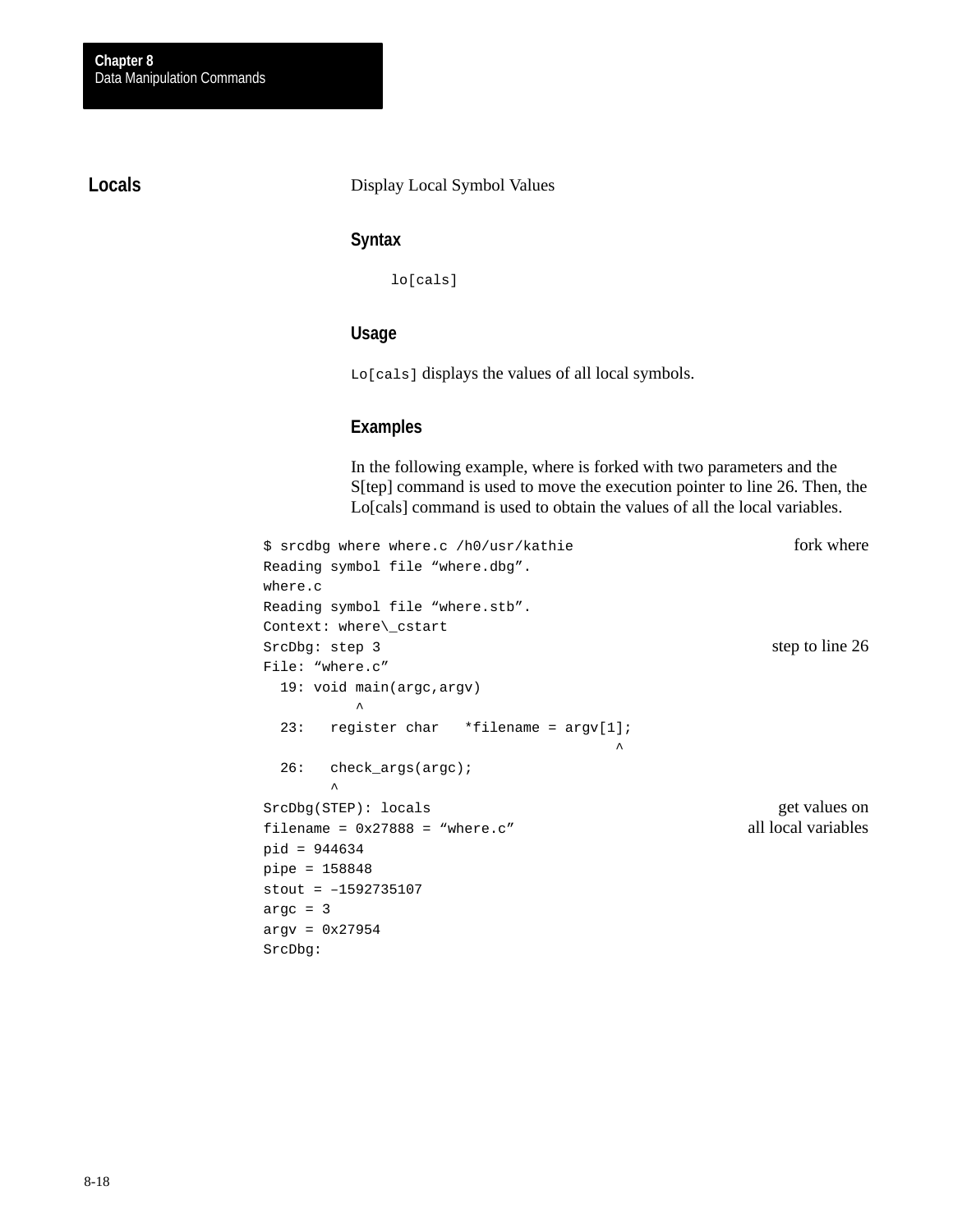## Locals

Display Local Symbol Values

### Syntax

```
lo[cals]
```

### Usage

`Lo[cals]` displays the values of all local symbols.

### Examples

In the following example, where is forked with two parameters and the S[tep] command is used to move the execution pointer to line 26. Then, the Lo[cals] command is used to obtain the values of all the local variables.

```
$ srcdbg where where.c /h0/usr/kathie                        fork where
Reading symbol file “where.dbg”.
where.c
Reading symbol file “where.stb”.
Context: where\_cstart
SrcDbg: step 3                                               step to line 26
File: “where.c”
  19: void main(argc,argv)
           ^
  23:   register char   *filename = argv[1];
                                           ^
  26:   check_args(argc);
        ^
SrcDbg(STEP): locals                                         get values on
filename = 0x27888 = “where.c”                               all local variables
pid = 944634
pipe = 158848
stout = –1592735107
argc = 3
argv = 0x27954
SrcDbg:
```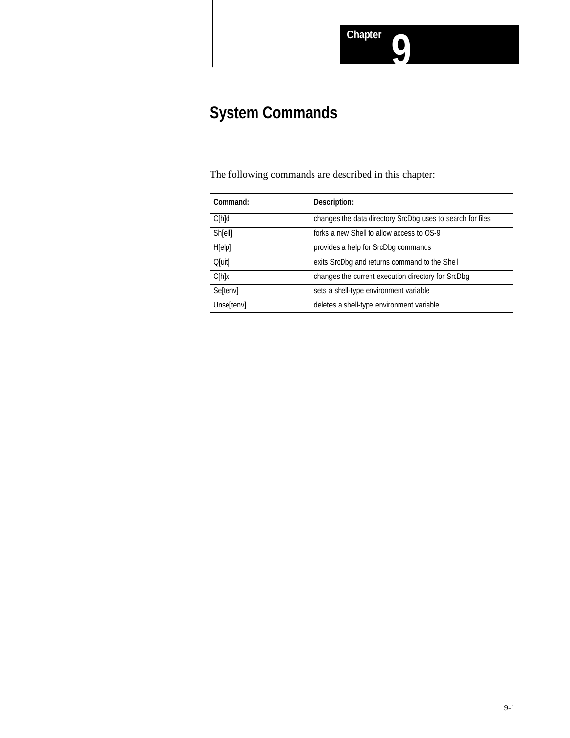Chapter 9

# System Commands

The following commands are described in this chapter:

| Command: | Description: |
|---|---|
| C[h]d | changes the data directory SrcDbg uses to search for files |
| Sh[ell] | forks a new Shell to allow access to OS-9 |
| H[elp] | provides a help for SrcDbg commands |
| Q[uit] | exits SrcDbg and returns command to the Shell |
| C[h]x | changes the current execution directory for SrcDbg |
| Se[tenv] | sets a shell-type environment variable |
| Unse[tenv] | deletes a shell-type environment variable |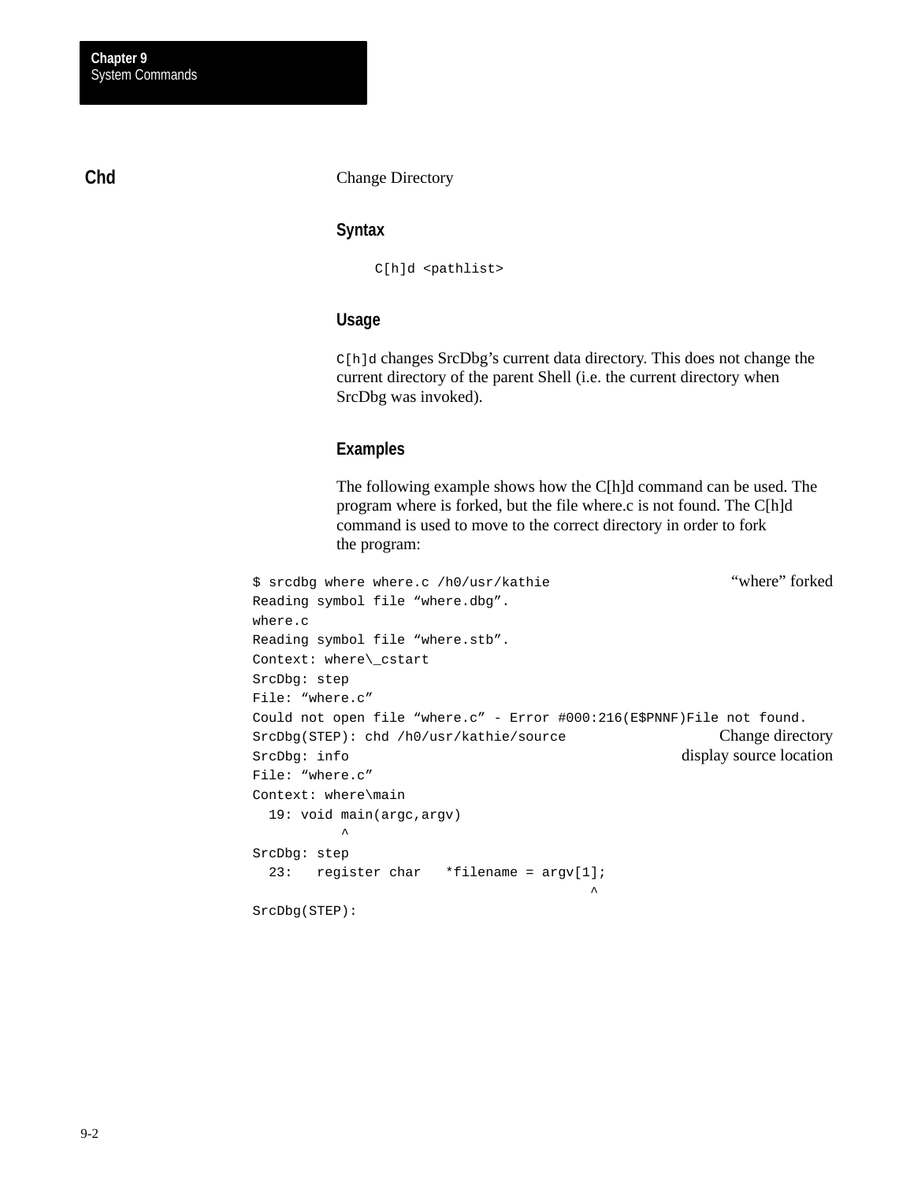## Chd

Change Directory

### Syntax

```
C[h]d <pathlist>
```

### Usage

`C[h]d` changes SrcDbg's current data directory. This does not change the current directory of the parent Shell (i.e. the current directory when SrcDbg was invoked).

### Examples

The following example shows how the C[h]d command can be used. The program where is forked, but the file where.c is not found. The C[h]d command is used to move to the correct directory in order to fork the program:

```
$ srcdbg where where.c /h0/usr/kathie                    “where” forked
Reading symbol file “where.dbg”.
where.c
Reading symbol file “where.stb”.
Context: where\_cstart
SrcDbg: step
File: “where.c”
Could not open file “where.c” - Error #000:216(E$PNNF)File not found.
SrcDbg(STEP): chd /h0/usr/kathie/source                  Change directory
SrcDbg: info                                             display source location
File: “where.c”
Context: where\main
  19: void main(argc,argv)
           ^
SrcDbg: step
  23:   register char   *filename = argv[1];
                                          ^
SrcDbg(STEP):
```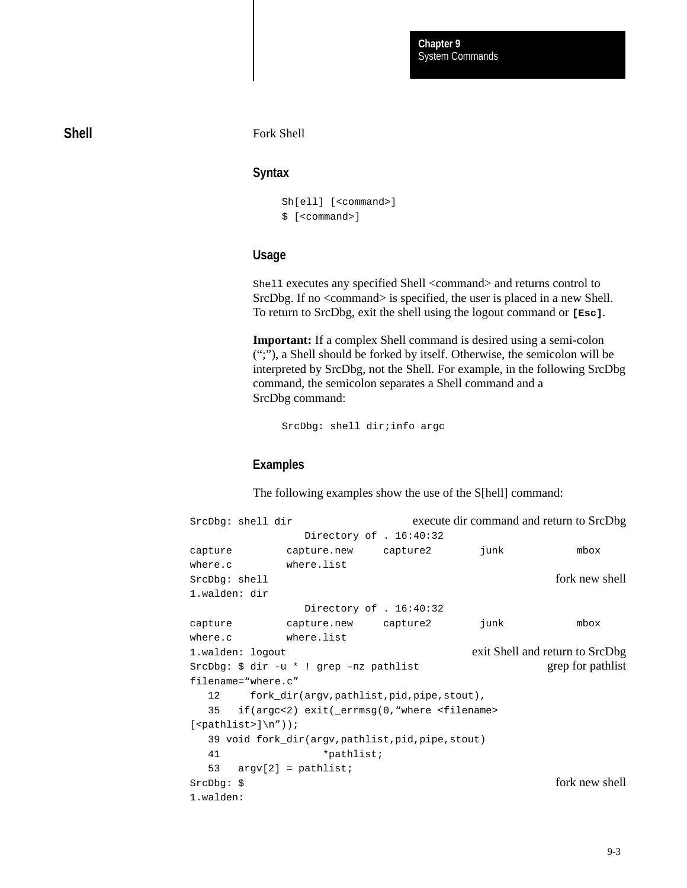## Shell

Fork Shell

### Syntax

```
Sh[ell] [<command>]
$ [<command>]
```

### Usage

`Shell` executes any specified Shell <command> and returns control to SrcDbg. If no <command> is specified, the user is placed in a new Shell. To return to SrcDbg, exit the shell using the logout command or **[Esc]**.

**Important:** If a complex Shell command is desired using a semi-colon (“;”), a Shell should be forked by itself. Otherwise, the semicolon will be interpreted by SrcDbg, not the Shell. For example, in the following SrcDbg command, the semicolon separates a Shell command and a SrcDbg command:

```
SrcDbg: shell dir;info argc
```

### Examples

The following examples show the use of the S[hell] command:

```
SrcDbg: shell dir                     execute dir command and return to SrcDbg
                 Directory of . 16:40:32
capture         capture.new     capture2        junk            mbox
where.c         where.list
SrcDbg: shell                                                   fork new shell
1.walden: dir
                 Directory of . 16:40:32
capture         capture.new     capture2        junk            mbox
where.c         where.list
1.walden: logout                              exit Shell and return to SrcDbg
SrcDbg: $ dir -u * ! grep –nz pathlist                       grep for pathlist
filename=“where.c”
   12     fork_dir(argv,pathlist,pid,pipe,stout),
   35   if(argc<2) exit(_errmsg(0,“where <filename>
[<pathlist>]\n”));
   39 void fork_dir(argv,pathlist,pid,pipe,stout)
   41                *pathlist;
   53   argv[2] = pathlist;
SrcDbg: $                                                       fork new shell
1.walden:
```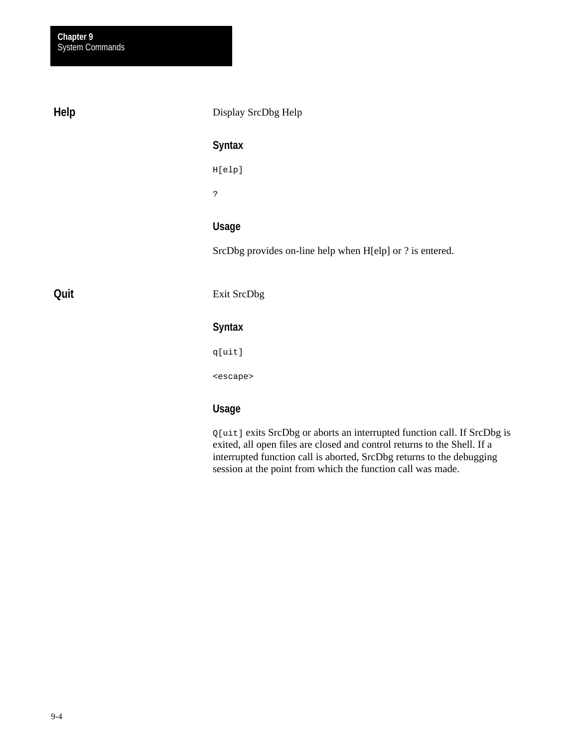## Help

Display SrcDbg Help

### Syntax

```
H[elp]
```

```
?
```

### Usage

SrcDbg provides on-line help when H[elp] or ? is entered.

## Quit

Exit SrcDbg

### Syntax

```
q[uit]
```

```
<escape>
```

### Usage

`Q[uit]` exits SrcDbg or aborts an interrupted function call. If SrcDbg is exited, all open files are closed and control returns to the Shell. If a interrupted function call is aborted, SrcDbg returns to the debugging session at the point from which the function call was made.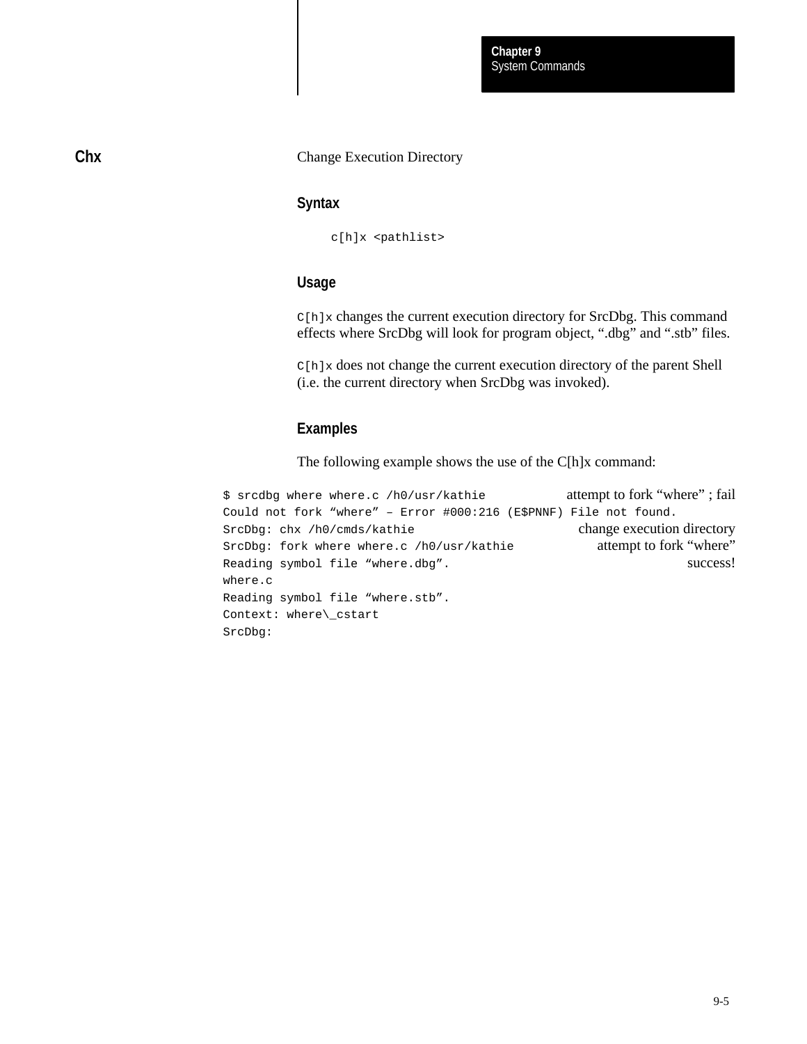## Chx

Change Execution Directory

### Syntax

```
c[h]x <pathlist>
```

### Usage

`C[h]x` changes the current execution directory for SrcDbg. This command effects where SrcDbg will look for program object, “.dbg” and “.stb” files.

`C[h]x` does not change the current execution directory of the parent Shell (i.e. the current directory when SrcDbg was invoked).

### Examples

The following example shows the use of the C[h]x command:

```
$ srcdbg where where.c /h0/usr/kathie              attempt to fork “where” ; fail
Could not fork “where” – Error #000:216 (E$PNNF) File not found.
SrcDbg: chx /h0/cmds/kathie                        change execution directory
SrcDbg: fork where where.c /h0/usr/kathie          attempt to fork “where”
Reading symbol file “where.dbg”.                   success!
where.c
Reading symbol file “where.stb”.
Context: where\_cstart
SrcDbg:
```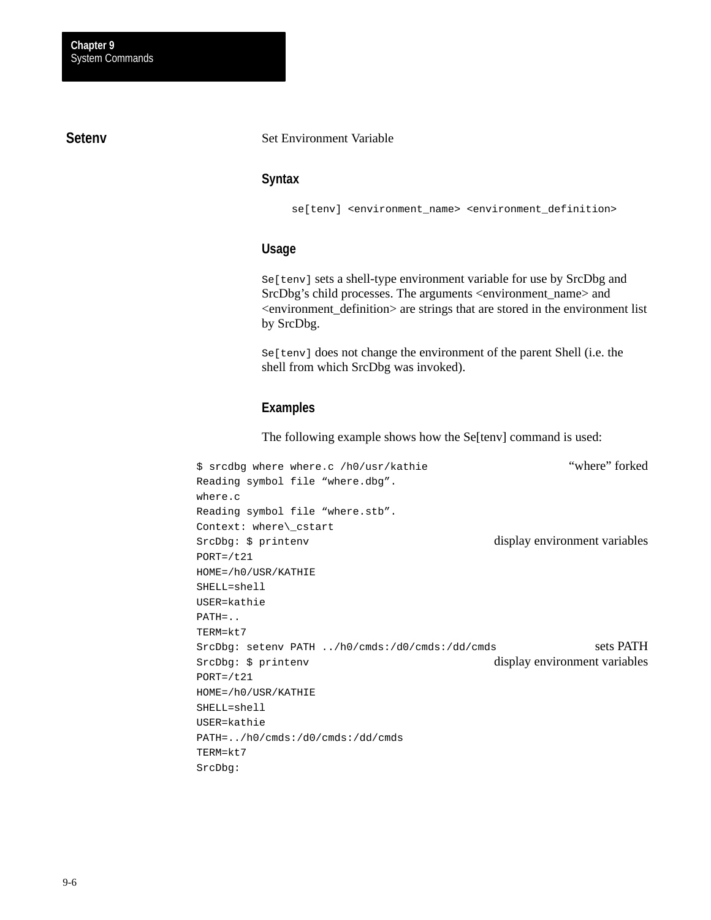## Setenv

Set Environment Variable

### Syntax

```
se[tenv] <environment_name> <environment_definition>
```

### Usage

`Se[tenv]` sets a shell-type environment variable for use by SrcDbg and SrcDbg's child processes. The arguments <environment_name> and <environment_definition> are strings that are stored in the environment list by SrcDbg.

`Se[tenv]` does not change the environment of the parent Shell (i.e. the shell from which SrcDbg was invoked).

### Examples

The following example shows how the Se[tenv] command is used:

```
$ srcdbg where where.c /h0/usr/kathie                    "where" forked
Reading symbol file "where.dbg".
where.c
Reading symbol file "where.stb".
Context: where\_cstart
SrcDbg: $ printenv                                       display environment variables
PORT=/t21
HOME=/h0/USR/KATHIE
SHELL=shell
USER=kathie
PATH=..
TERM=kt7
SrcDbg: setenv PATH ../h0/cmds:/d0/cmds:/dd/cmds         sets PATH
SrcDbg: $ printenv                                       display environment variables
PORT=/t21
HOME=/h0/USR/KATHIE
SHELL=shell
USER=kathie
PATH=../h0/cmds:/d0/cmds:/dd/cmds
TERM=kt7
SrcDbg:
```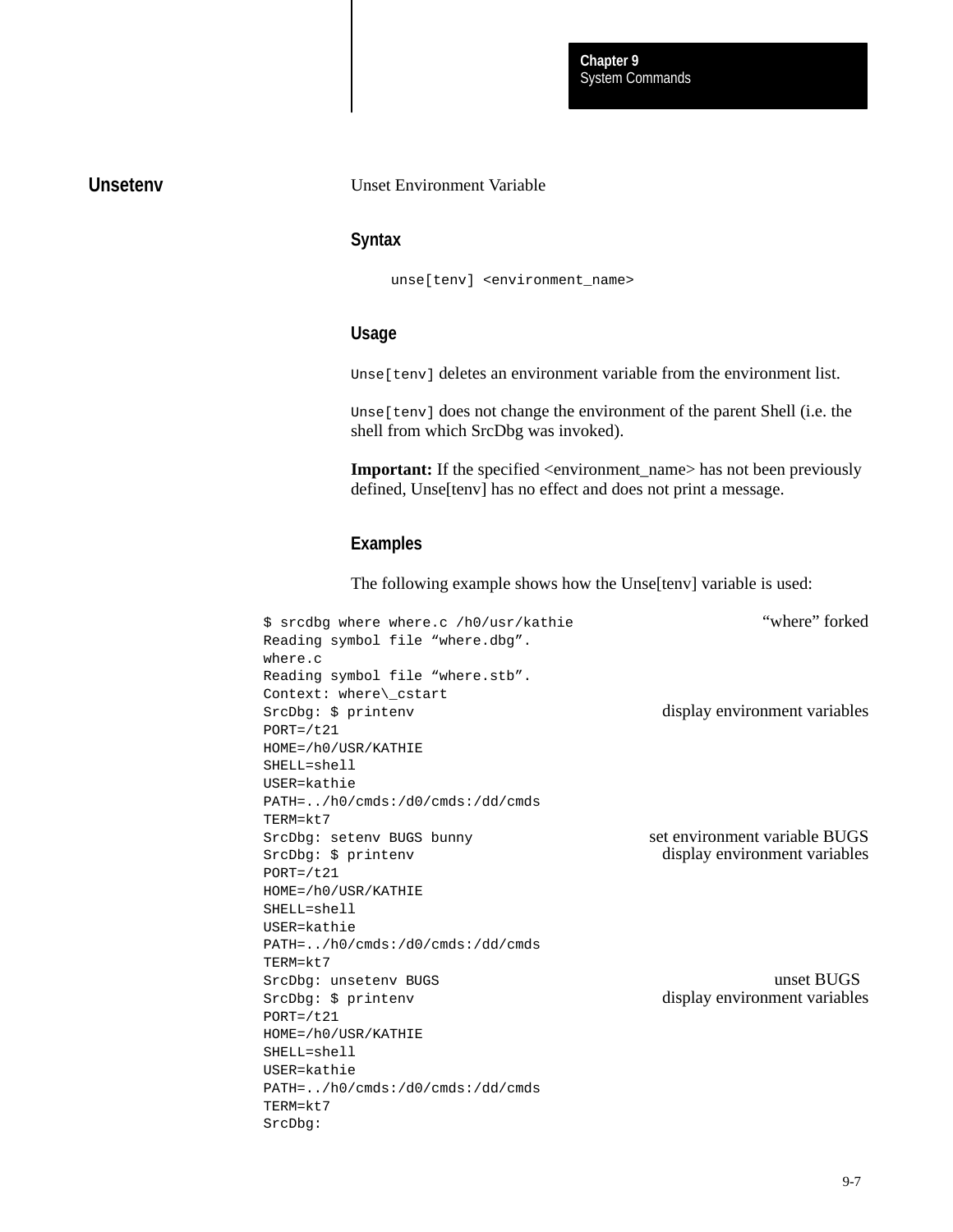## Unsetenv

Unset Environment Variable

### Syntax

```
unse[tenv] <environment_name>
```

### Usage

`Unse[tenv]` deletes an environment variable from the environment list.

`Unse[tenv]` does not change the environment of the parent Shell (i.e. the shell from which SrcDbg was invoked).

**Important:** If the specified <environment_name> has not been previously defined, Unse[tenv] has no effect and does not print a message.

### Examples

The following example shows how the Unse[tenv] variable is used:

```
$ srcdbg where where.c /h0/usr/kathie                    "where" forked
Reading symbol file "where.dbg".
where.c
Reading symbol file "where.stb".
Context: where\_cstart
SrcDbg: $ printenv                                       display environment variables
PORT=/t21
HOME=/h0/USR/KATHIE
SHELL=shell
USER=kathie
PATH=../h0/cmds:/d0/cmds:/dd/cmds
TERM=kt7
SrcDbg: setenv BUGS bunny                                set environment variable BUGS
SrcDbg: $ printenv                                       display environment variables
PORT=/t21
HOME=/h0/USR/KATHIE
SHELL=shell
USER=kathie
PATH=../h0/cmds:/d0/cmds:/dd/cmds
TERM=kt7
SrcDbg: unsetenv BUGS                                    unset BUGS
SrcDbg: $ printenv                                       display environment variables
PORT=/t21
HOME=/h0/USR/KATHIE
SHELL=shell
USER=kathie
PATH=../h0/cmds:/d0/cmds:/dd/cmds
TERM=kt7
SrcDbg:
```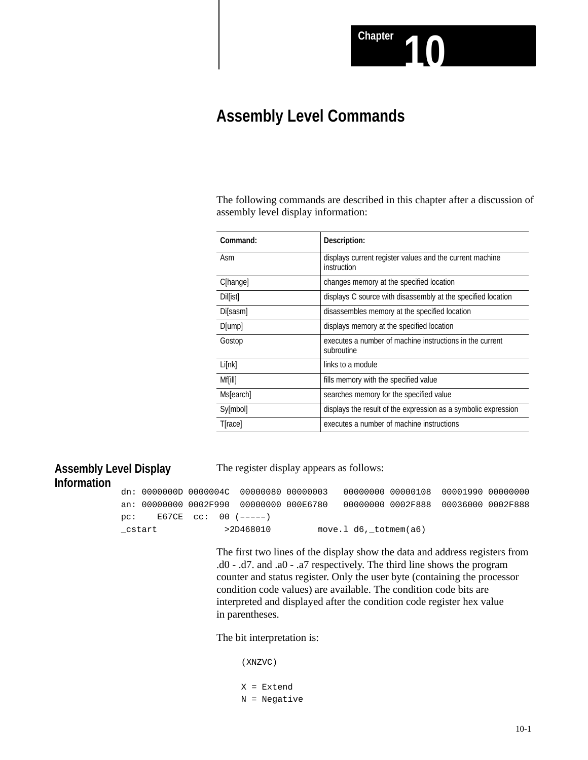# Chapter 10

# Assembly Level Commands

The following commands are described in this chapter after a discussion of assembly level display information:

| Command: | Description: |
|---|---|
| Asm | displays current register values and the current machine instruction |
| C[hange] | changes memory at the specified location |
| Dil[ist] | displays C source with disassembly at the specified location |
| Di[sasm] | disassembles memory at the specified location |
| D[ump] | displays memory at the specified location |
| Gostop | executes a number of machine instructions in the current subroutine |
| Li[nk] | links to a module |
| Mf[ill] | fills memory with the specified value |
| Ms[earch] | searches memory for the specified value |
| Sy[mbol] | displays the result of the expression as a symbolic expression |
| T[race] | executes a number of machine instructions |

## Assembly Level Display Information

The register display appears as follows:

```
dn: 0000000D 0000004C  00000080 00000003   00000000 00000108  00001990 00000000
an: 00000000 0002F990  00000000 000E6780   00000000 0002F888  00036000 0002F888
pc:    E67CE  cc:  00 (–––––)
_cstart             >2D468010         move.l d6,_totmem(a6)
```

The first two lines of the display show the data and address registers from .d0 - .d7. and .a0 - .a7 respectively. The third line shows the program counter and status register. Only the user byte (containing the processor condition code values) are available. The condition code bits are interpreted and displayed after the condition code register hex value in parentheses.

The bit interpretation is:

```
(XNZVC)

X = Extend
N = Negative
```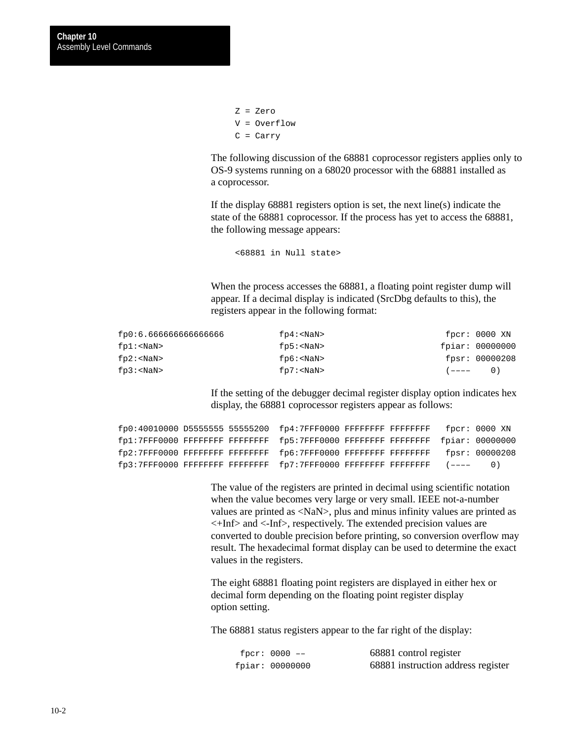```
Z = Zero
V = Overflow
C = Carry
```

The following discussion of the 68881 coprocessor registers applies only to OS-9 systems running on a 68020 processor with the 68881 installed as a coprocessor.

If the display 68881 registers option is set, the next line(s) indicate the state of the 68881 coprocessor. If the process has yet to access the 68881, the following message appears:

```
<68881 in Null state>
```

When the process accesses the 68881, a floating point register dump will appear. If a decimal display is indicated (SrcDbg defaults to this), the registers appear in the following format:

```
fp0:6.666666666666666          fp4:<NaN>                        fpcr: 0000 XN
fp1:<NaN>                      fp5:<NaN>                       fpiar: 00000000
fp2:<NaN>                      fp6:<NaN>                        fpsr: 00000208
fp3:<NaN>                      fp7:<NaN>                        (––––    0)
```

If the setting of the debugger decimal register display option indicates hex display, the 68881 coprocessor registers appear as follows:

```
fp0:40010000 D5555555 55555200  fp4:7FFF0000 FFFFFFFF FFFFFFFF   fpcr: 0000 XN
fp1:7FFF0000 FFFFFFFF FFFFFFFF  fp5:7FFF0000 FFFFFFFF FFFFFFFF  fpiar: 00000000
fp2:7FFF0000 FFFFFFFF FFFFFFFF  fp6:7FFF0000 FFFFFFFF FFFFFFFF   fpsr: 00000208
fp3:7FFF0000 FFFFFFFF FFFFFFFF  fp7:7FFF0000 FFFFFFFF FFFFFFFF   (––––    0)
```

The value of the registers are printed in decimal using scientific notation when the value becomes very large or very small. IEEE not-a-number values are printed as <NaN>, plus and minus infinity values are printed as <+Inf> and <-Inf>, respectively. The extended precision values are converted to double precision before printing, so conversion overflow may result. The hexadecimal format display can be used to determine the exact values in the registers.

The eight 68881 floating point registers are displayed in either hex or decimal form depending on the floating point register display option setting.

The 68881 status registers appear to the far right of the display:

| | |
|---|---|
| `fpcr: 0000 ––` | 68881 control register |
| `fpiar: 00000000` | 68881 instruction address register |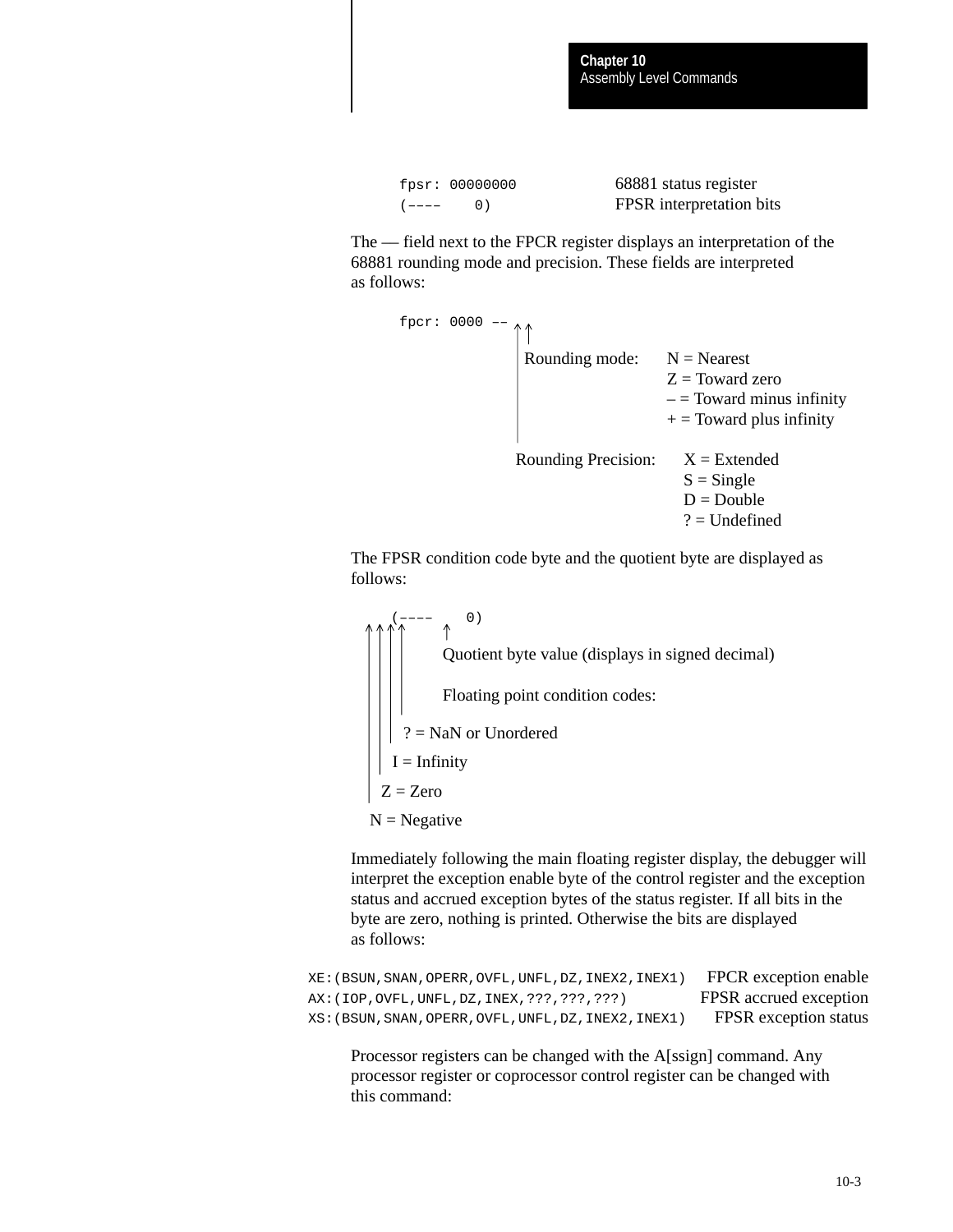```
fpsr: 00000000          68881 status register
(––––    0)             FPSR interpretation bits
```

The — field next to the FPCR register displays an interpretation of the 68881 rounding mode and precision. These fields are interpreted as follows:

```
fpcr: 0000 ––
            ↑↑
            | Rounding mode:     N = Nearest
            |                    Z = Toward zero
            |                    – = Toward minus infinity
            |                    + = Toward plus infinity
            |
            Rounding Precision:  X = Extended
                                 S = Single
                                 D = Double
                                 ? = Undefined
```

The FPSR condition code byte and the quotient byte are displayed as follows:

```
   (––––    0)
  ↑↑↑↑      ↑
  ||||      Quotient byte value (displays in signed decimal)
  ||||
  ||||      Floating point condition codes:
  |||
  |||  ? = NaN or Unordered
  ||
  ||  I = Infinity
  |
  |  Z = Zero
  
  N = Negative
```

Immediately following the main floating register display, the debugger will interpret the exception enable byte of the control register and the exception status and accrued exception bytes of the status register. If all bits in the byte are zero, nothing is printed. Otherwise the bits are displayed as follows:

```
XE:(BSUN,SNAN,OPERR,OVFL,UNFL,DZ,INEX2,INEX1)   FPCR exception enable
AX:(IOP,OVFL,UNFL,DZ,INEX,???,???,???)          FPSR accrued exception
XS:(BSUN,SNAN,OPERR,OVFL,UNFL,DZ,INEX2,INEX1)   FPSR exception status
```

Processor registers can be changed with the A[ssign] command. Any processor register or coprocessor control register can be changed with this command: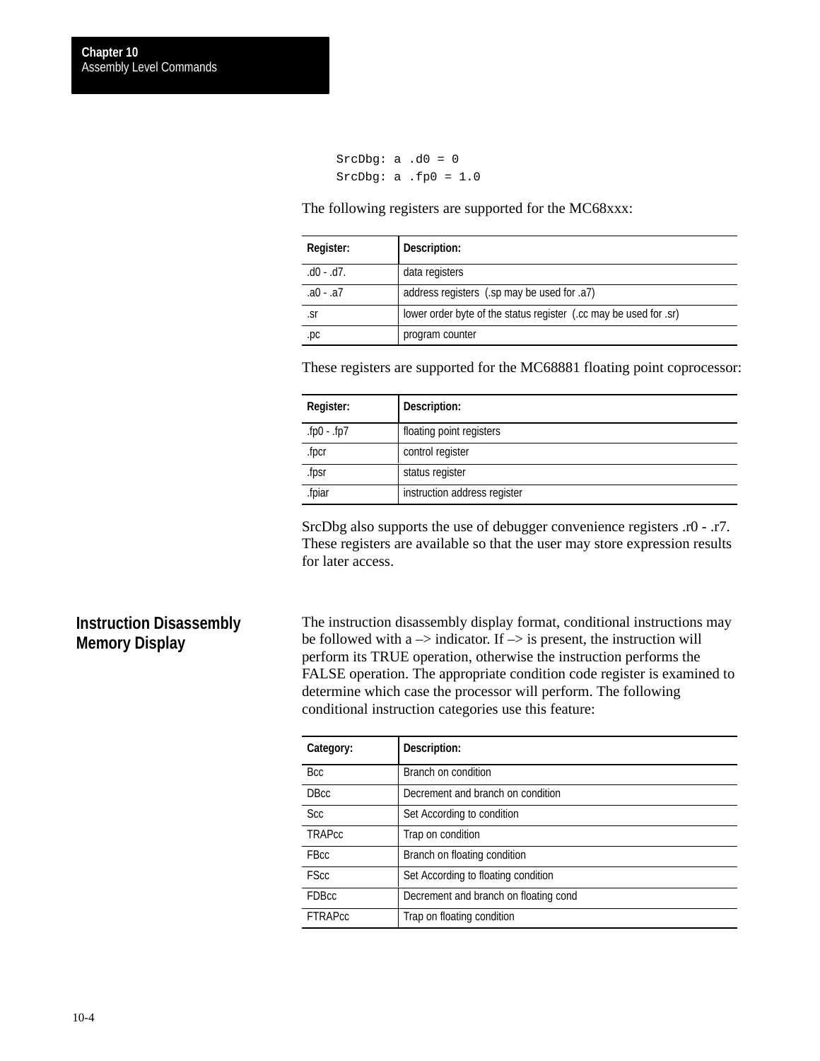```
SrcDbg: a .d0 = 0
SrcDbg: a .fp0 = 1.0
```

The following registers are supported for the MC68xxx:

| Register: | Description: |
|---|---|
| .d0 - .d7. | data registers |
| .a0 - .a7 | address registers  (.sp may be used for .a7) |
| .sr | lower order byte of the status register  (.cc may be used for .sr) |
| .pc | program counter |

These registers are supported for the MC68881 floating point coprocessor:

| Register: | Description: |
|---|---|
| .fp0 - .fp7 | floating point registers |
| .fpcr | control register |
| .fpsr | status register |
| .fpiar | instruction address register |

SrcDbg also supports the use of debugger convenience registers .r0 - .r7. These registers are available so that the user may store expression results for later access.

## Instruction Disassembly Memory Display

The instruction disassembly display format, conditional instructions may be followed with a –> indicator. If –> is present, the instruction will perform its TRUE operation, otherwise the instruction performs the FALSE operation. The appropriate condition code register is examined to determine which case the processor will perform. The following conditional instruction categories use this feature:

| Category: | Description: |
|---|---|
| Bcc | Branch on condition |
| DBcc | Decrement and branch on condition |
| Scc | Set According to condition |
| TRAPcc | Trap on condition |
| FBcc | Branch on floating condition |
| FScc | Set According to floating condition |
| FDBcc | Decrement and branch on floating cond |
| FTRAPcc | Trap on floating condition |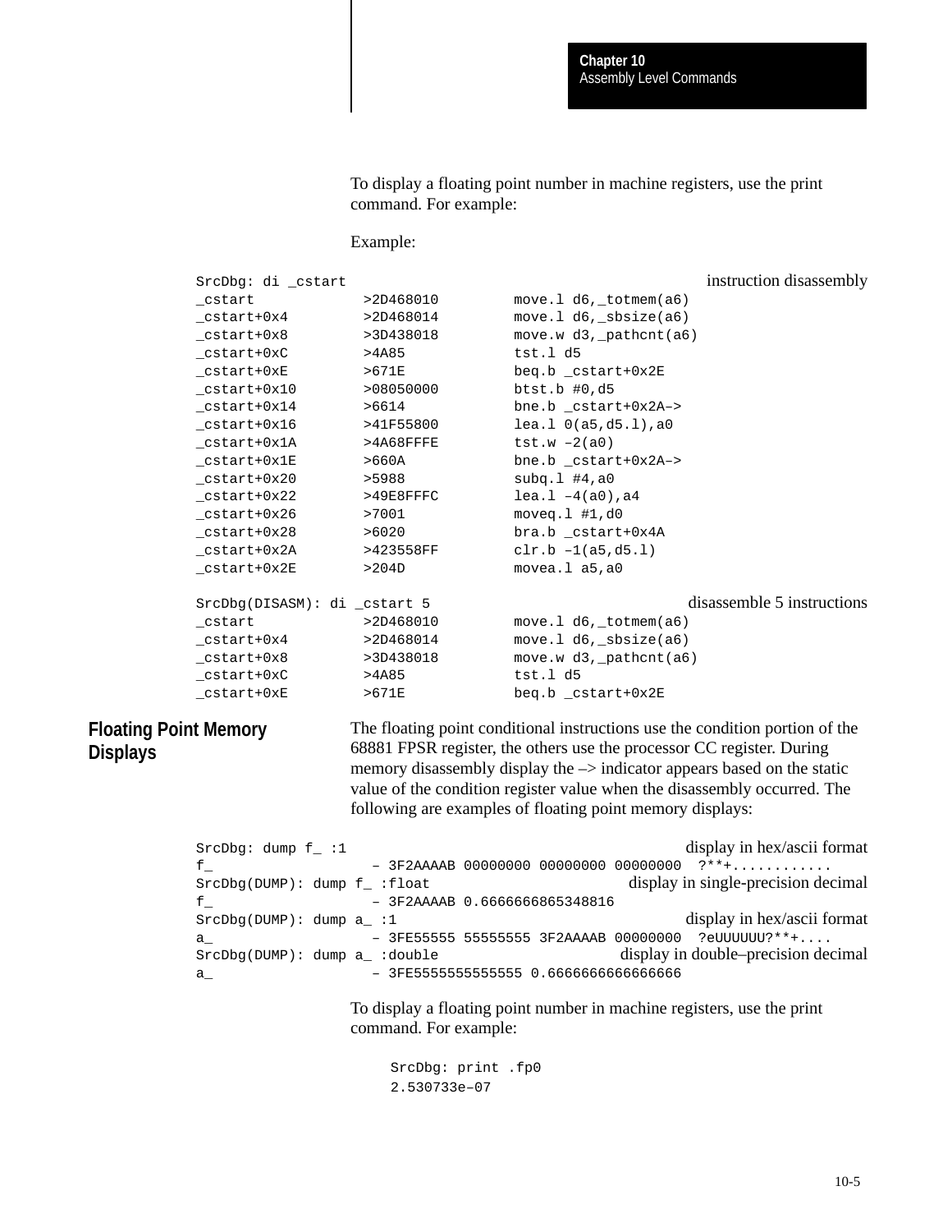To display a floating point number in machine registers, use the print command. For example:

Example:

```
SrcDbg: di _cstart                                    instruction disassembly
_cstart          >2D468010       move.l d6,_totmem(a6)
_cstart+0x4      >2D468014       move.l d6,_sbsize(a6)
_cstart+0x8      >3D438018       move.w d3,_pathcnt(a6)
_cstart+0xC      >4A85           tst.l d5
_cstart+0xE      >671E           beq.b _cstart+0x2E
_cstart+0x10     >08050000       btst.b #0,d5
_cstart+0x14     >6614           bne.b _cstart+0x2A–>
_cstart+0x16     >41F55800       lea.l 0(a5,d5.l),a0
_cstart+0x1A     >4A68FFFE       tst.w –2(a0)
_cstart+0x1E     >660A           bne.b _cstart+0x2A–>
_cstart+0x20     >5988           subq.l #4,a0
_cstart+0x22     >49E8FFFC       lea.l –4(a0),a4
_cstart+0x26     >7001           moveq.l #1,d0
_cstart+0x28     >6020           bra.b _cstart+0x4A
_cstart+0x2A     >423558FF       clr.b –1(a5,d5.l)
_cstart+0x2E     >204D           movea.l a5,a0

SrcDbg(DISASM): di _cstart 5                          disassemble 5 instructions
_cstart          >2D468010       move.l d6,_totmem(a6)
_cstart+0x4      >2D468014       move.l d6,_sbsize(a6)
_cstart+0x8      >3D438018       move.w d3,_pathcnt(a6)
_cstart+0xC      >4A85           tst.l d5
_cstart+0xE      >671E           beq.b _cstart+0x2E
```

## Floating Point Memory Displays

The floating point conditional instructions use the condition portion of the 68881 FPSR register, the others use the processor CC register. During memory disassembly display the –> indicator appears based on the static value of the condition register value when the disassembly occurred. The following are examples of floating point memory displays:

```
SrcDbg: dump f_ :1                                    display in hex/ascii format
f_                – 3F2AAAAB 00000000 00000000 00000000  ?**+............
SrcDbg(DUMP): dump f_ :float                          display in single-precision decimal
f_                – 3F2AAAAB 0.6666666865348816
SrcDbg(DUMP): dump a_ :1                              display in hex/ascii format
a_                – 3FE55555 55555555 3F2AAAAB 00000000  ?eUUUUUU?**+....
SrcDbg(DUMP): dump a_ :double                         display in double–precision decimal
a_                – 3FE5555555555555 0.6666666666666666
```

To display a floating point number in machine registers, use the print command. For example:

```
SrcDbg: print .fp0
2.530733e–07
```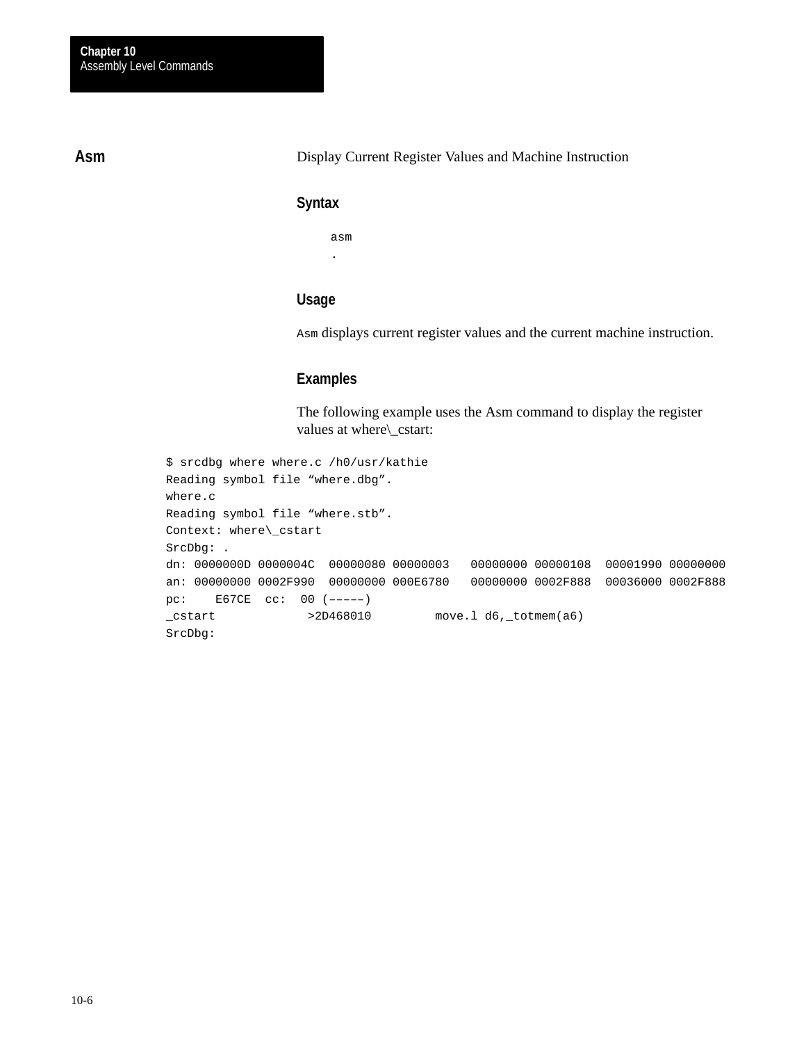## Asm

Display Current Register Values and Machine Instruction

### Syntax

```
asm
.
```

### Usage

`Asm` displays current register values and the current machine instruction.

### Examples

The following example uses the Asm command to display the register values at where\_cstart:

```
$ srcdbg where where.c /h0/usr/kathie
Reading symbol file “where.dbg”.
where.c
Reading symbol file “where.stb”.
Context: where\_cstart
SrcDbg: .
dn: 0000000D 0000004C  00000080 00000003   00000000 00000108  00001990 00000000
an: 00000000 0002F990  00000000 000E6780   00000000 0002F888  00036000 0002F888
pc:    E67CE  cc:  00 (–––––)
_cstart            >2D468010         move.l d6,_totmem(a6)
SrcDbg:
```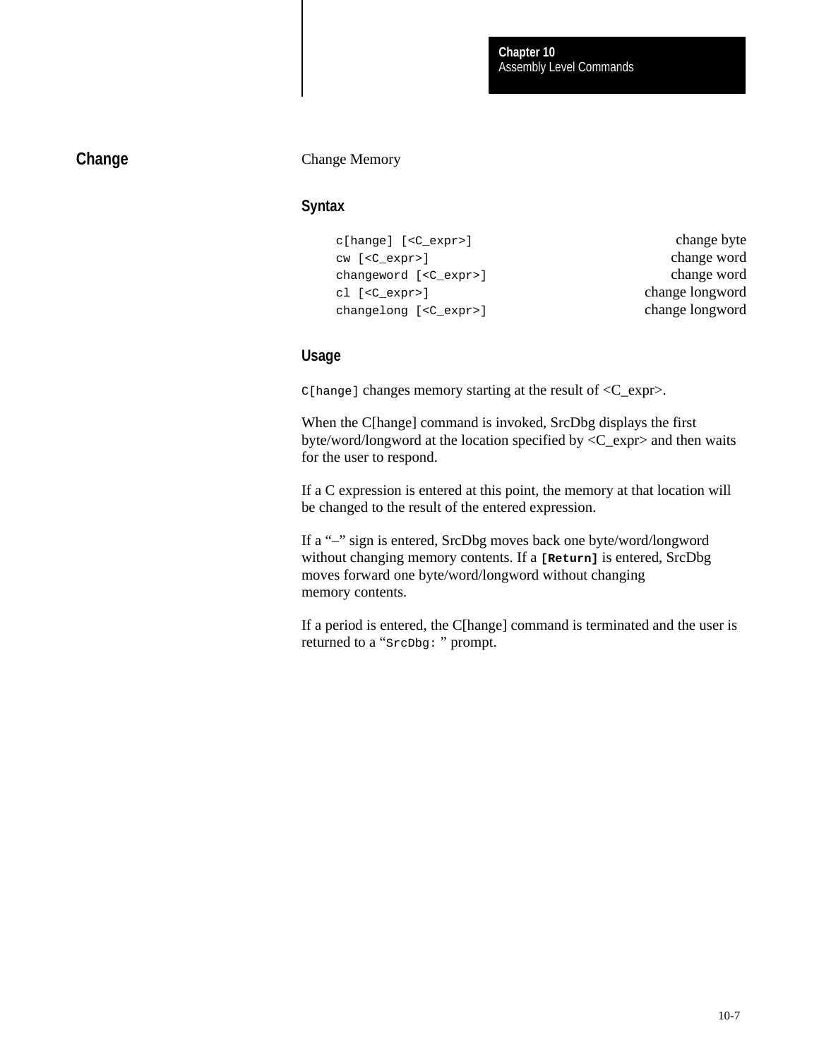## Change

Change Memory

### Syntax

| | |
|---|---|
| `c[hange] [<C_expr>]` | change byte |
| `cw [<C_expr>]` | change word |
| `changeword [<C_expr>]` | change word |
| `cl [<C_expr>]` | change longword |
| `changelong [<C_expr>]` | change longword |

### Usage

`C[hange]` changes memory starting at the result of <C_expr>.

When the C[hange] command is invoked, SrcDbg displays the first byte/word/longword at the location specified by <C_expr> and then waits for the user to respond.

If a C expression is entered at this point, the memory at that location will be changed to the result of the entered expression.

If a "–" sign is entered, SrcDbg moves back one byte/word/longword without changing memory contents. If a **`[Return]`** is entered, SrcDbg moves forward one byte/word/longword without changing memory contents.

If a period is entered, the C[hange] command is terminated and the user is returned to a "`SrcDbg:` " prompt.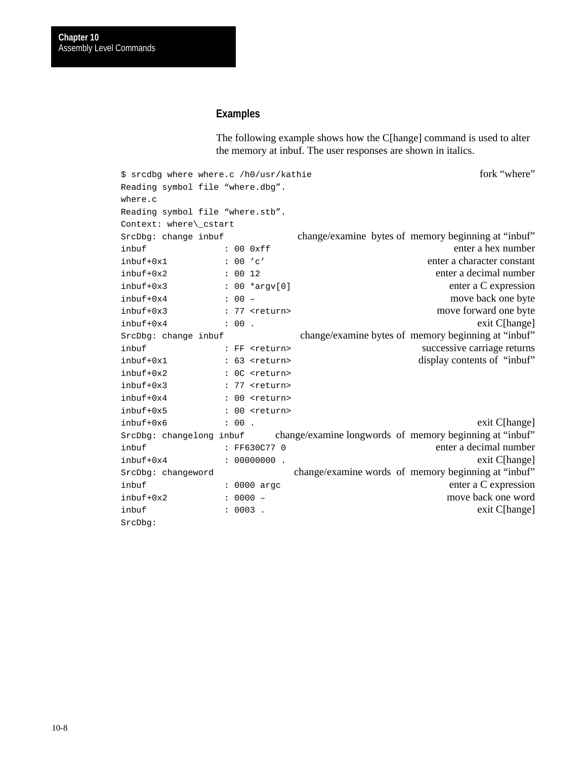### Examples

The following example shows how the C[hange] command is used to alter the memory at inbuf. The user responses are shown in italics.

```
$ srcdbg where where.c /h0/usr/kathie                                    fork “where”
Reading symbol file “where.dbg”.
where.c
Reading symbol file “where.stb”.
Context: where\_cstart
SrcDbg: change inbuf              change/examine bytes of memory beginning at “inbuf”
inbuf          : 00 0xff                                         enter a hex number
inbuf+0x1      : 00 ’c’                                    enter a character constant
inbuf+0x2      : 00 12                                       enter a decimal number
inbuf+0x3      : 00 *argv[0]                                  enter a C expression
inbuf+0x4      : 00 –                                           move back one byte
inbuf+0x3      : 77 <return>                                 move forward one byte
inbuf+0x4      : 00 .                                                 exit C[hange]
SrcDbg: change inbuf              change/examine bytes of memory beginning at “inbuf”
inbuf          : FF <return>                             successive carriage returns
inbuf+0x1      : 63 <return>                              display contents of “inbuf”
inbuf+0x2      : 0C <return>
inbuf+0x3      : 77 <return>
inbuf+0x4      : 00 <return>
inbuf+0x5      : 00 <return>
inbuf+0x6      : 00 .                                                 exit C[hange]
SrcDbg: changelong inbuf      change/examine longwords of memory beginning at “inbuf”
inbuf          : FF630C77 0                                  enter a decimal number
inbuf+0x4      : 00000000 .                                           exit C[hange]
SrcDbg: changeword                change/examine words of memory beginning at “inbuf”
inbuf          : 0000 argc                                    enter a C expression
inbuf+0x2      : 0000 –                                         move back one word
inbuf          : 0003 .                                               exit C[hange]
SrcDbg:
```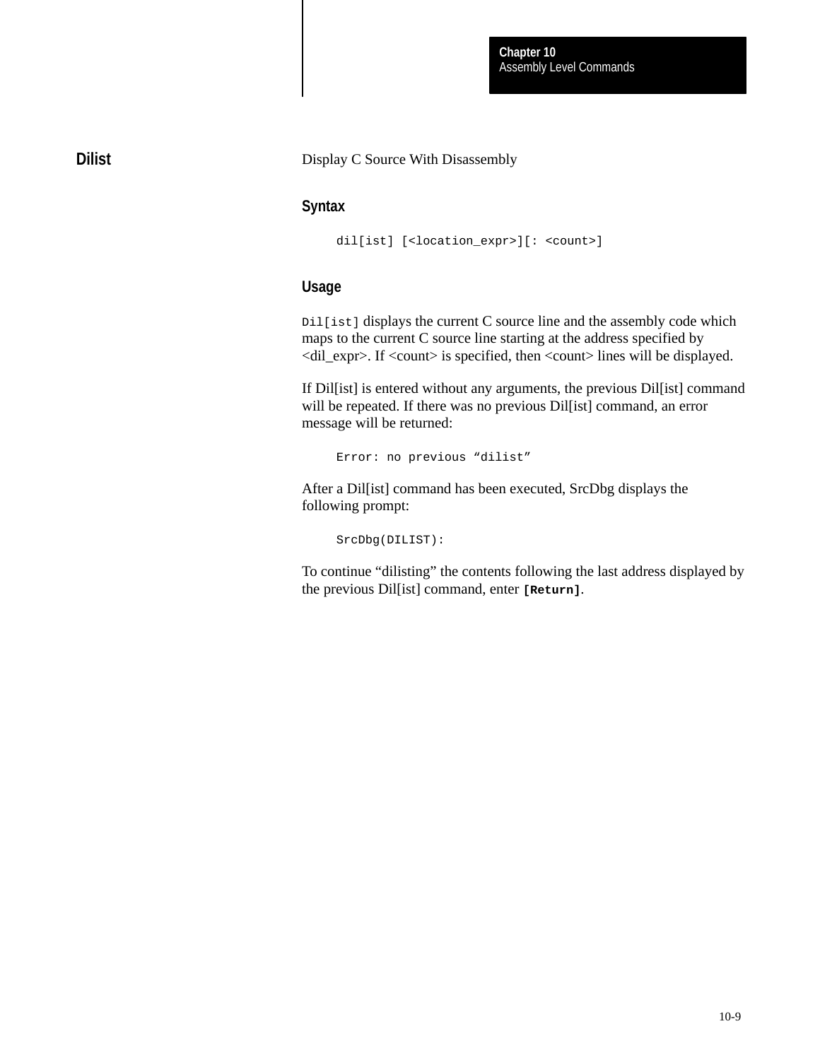## Dilist

Display C Source With Disassembly

### Syntax

```
dil[ist] [<location_expr>][: <count>]
```

### Usage

`Dil[ist]` displays the current C source line and the assembly code which maps to the current C source line starting at the address specified by <dil_expr>. If <count> is specified, then <count> lines will be displayed.

If Dil[ist] is entered without any arguments, the previous Dil[ist] command will be repeated. If there was no previous Dil[ist] command, an error message will be returned:

```
Error: no previous “dilist”
```

After a Dil[ist] command has been executed, SrcDbg displays the following prompt:

```
SrcDbg(DILIST):
```

To continue “dilisting” the contents following the last address displayed by the previous Dil[ist] command, enter **`[Return]`**.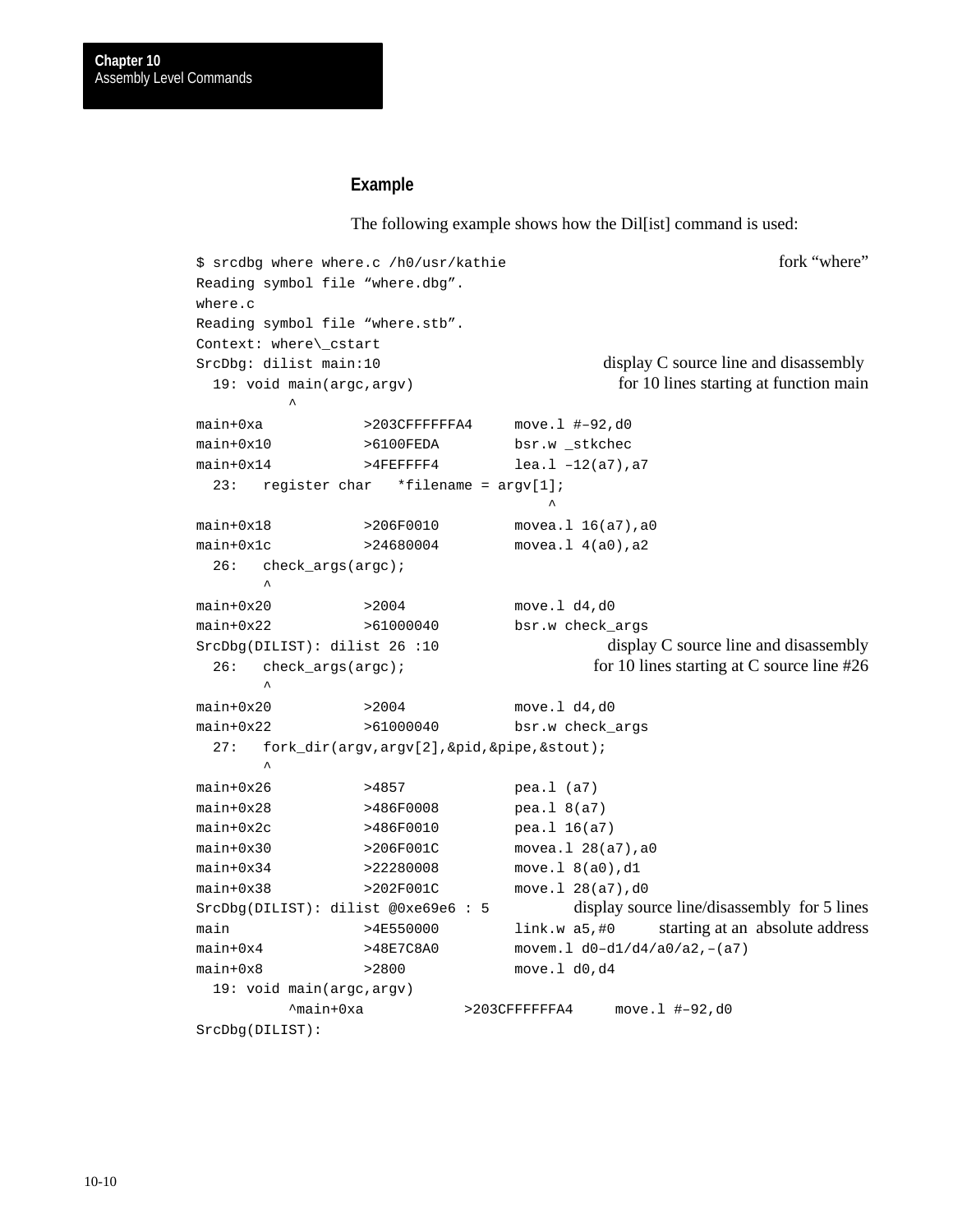### Example

The following example shows how the Dil[ist] command is used:

```
$ srcdbg where where.c /h0/usr/kathie                          fork "where"
Reading symbol file "where.dbg".
where.c
Reading symbol file "where.stb".
Context: where\_cstart
SrcDbg: dilist main:10                  display C source line and disassembly
  19: void main(argc,argv)              for 10 lines starting at function main
           ^
main+0xa           >203CFFFFFFA4     move.l #–92,d0
main+0x10          >6100FEDA         bsr.w _stkchec
main+0x14          >4FEFFFF4         lea.l –12(a7),a7
  23:   register char   *filename = argv[1];
                                          ^
main+0x18          >206F0010         movea.l 16(a7),a0
main+0x1c          >24680004         movea.l 4(a0),a2
  26:   check_args(argc);
        ^
main+0x20          >2004             move.l d4,d0
main+0x22          >61000040         bsr.w check_args
SrcDbg(DILIST): dilist 26 :10           display C source line and disassembly
  26:   check_args(argc);               for 10 lines starting at C source line #26
        ^
main+0x20          >2004             move.l d4,d0
main+0x22          >61000040         bsr.w check_args
  27:   fork_dir(argv,argv[2],&pid,&pipe,&stout);
        ^
main+0x26          >4857             pea.l (a7)
main+0x28          >486F0008         pea.l 8(a7)
main+0x2c          >486F0010         pea.l 16(a7)
main+0x30          >206F001C         movea.l 28(a7),a0
main+0x34          >22280008         move.l 8(a0),d1
main+0x38          >202F001C         move.l 28(a7),d0
SrcDbg(DILIST): dilist @0xe69e6 : 5     display source line/disassembly for 5 lines
main               >4E550000         link.w a5,#0      starting at an absolute address
main+0x4           >48E7C8A0         movem.l d0–d1/d4/a0/a2,–(a7)
main+0x8           >2800             move.l d0,d4
  19: void main(argc,argv)
         ^main+0xa           >203CFFFFFFA4     move.l #–92,d0
SrcDbg(DILIST):
```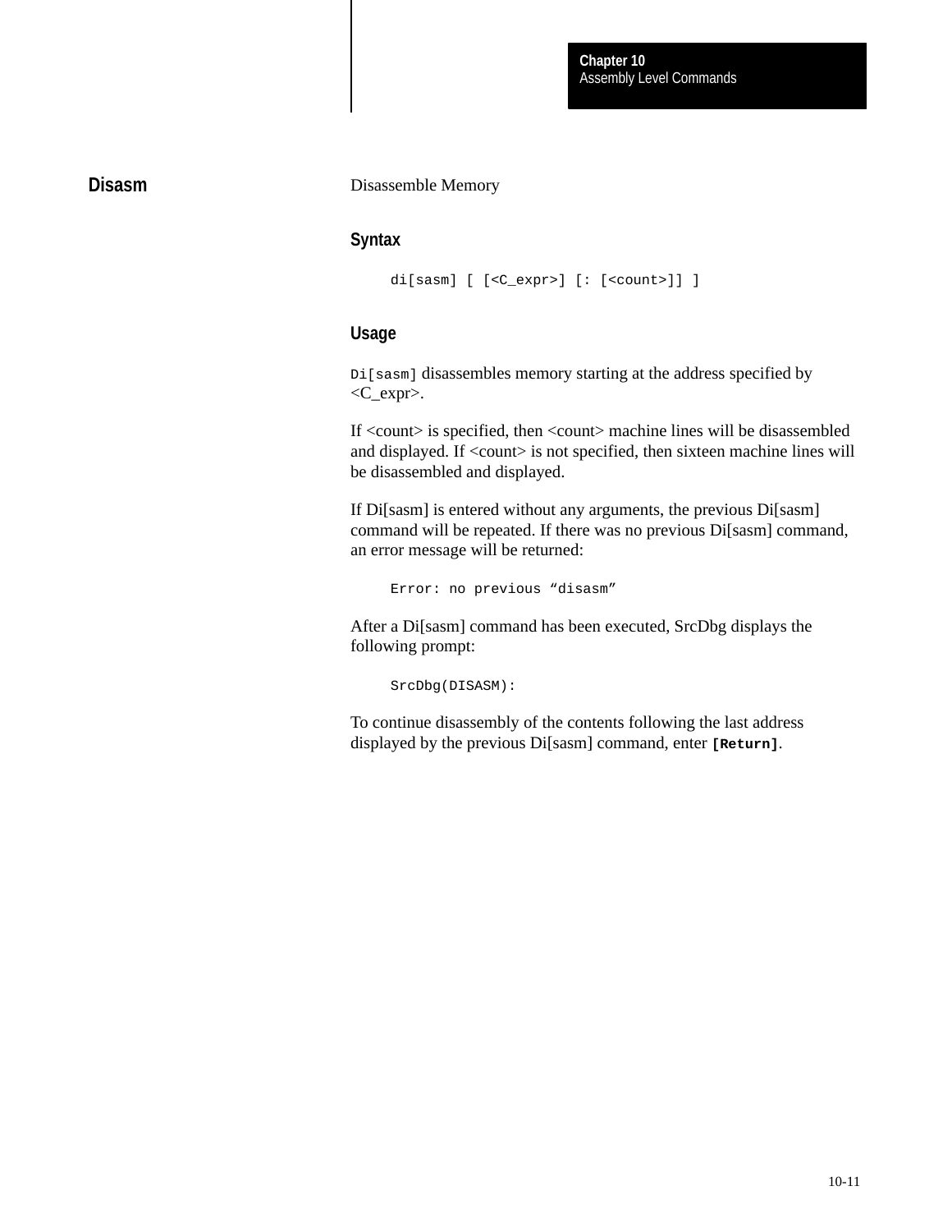## Disasm

Disassemble Memory

### Syntax

```
di[sasm] [ [<C_expr>] [: [<count>]] ]
```

### Usage

`Di[sasm]` disassembles memory starting at the address specified by <C_expr>.

If <count> is specified, then <count> machine lines will be disassembled and displayed. If <count> is not specified, then sixteen machine lines will be disassembled and displayed.

If Di[sasm] is entered without any arguments, the previous Di[sasm] command will be repeated. If there was no previous Di[sasm] command, an error message will be returned:

```
Error: no previous “disasm”
```

After a Di[sasm] command has been executed, SrcDbg displays the following prompt:

```
SrcDbg(DISASM):
```

To continue disassembly of the contents following the last address displayed by the previous Di[sasm] command, enter **`[Return]`**.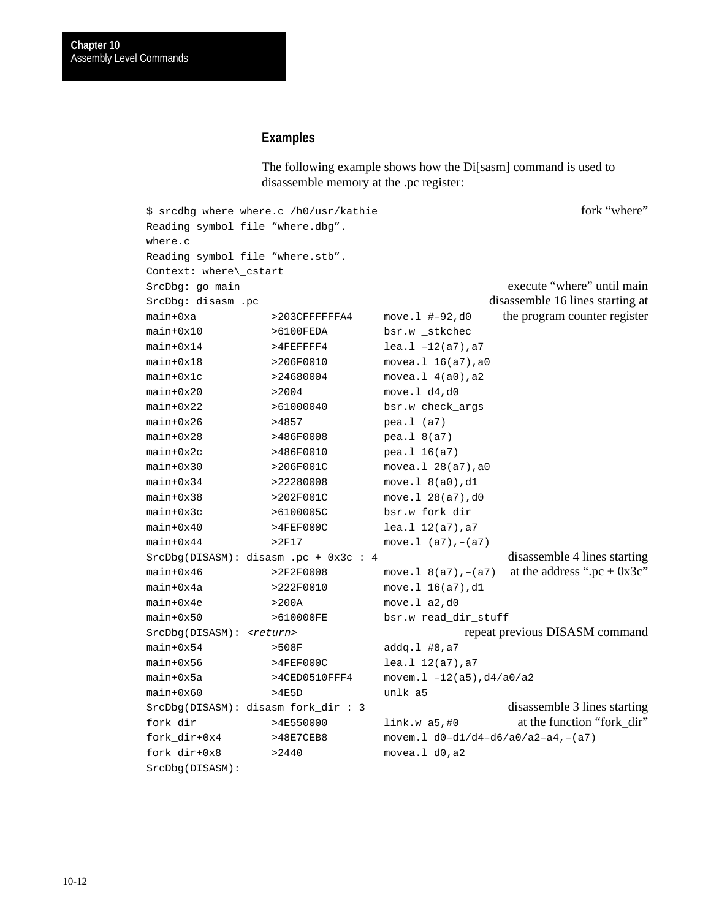## Examples

The following example shows how the Di[sasm] command is used to disassemble memory at the .pc register:

```
$ srcdbg where where.c /h0/usr/kathie                              fork "where"
Reading symbol file "where.dbg".
where.c
Reading symbol file "where.stb".
Context: where\_cstart
SrcDbg: go main                                          execute "where" until main
SrcDbg: disasm .pc                                   disassemble 16 lines starting at
main+0xa          >203CFFFFFFA4     move.l #–92,d0     the program counter register
main+0x10         >6100FEDA         bsr.w _stkchec
main+0x14         >4FEFFFF4         lea.l –12(a7),a7
main+0x18         >206F0010         movea.l 16(a7),a0
main+0x1c         >24680004         movea.l 4(a0),a2
main+0x20         >2004             move.l d4,d0
main+0x22         >61000040         bsr.w check_args
main+0x26         >4857             pea.l (a7)
main+0x28         >486F0008         pea.l 8(a7)
main+0x2c         >486F0010         pea.l 16(a7)
main+0x30         >206F001C         movea.l 28(a7),a0
main+0x34         >22280008         move.l 8(a0),d1
main+0x38         >202F001C         move.l 28(a7),d0
main+0x3c         >6100005C         bsr.w fork_dir
main+0x40         >4FEF000C         lea.l 12(a7),a7
main+0x44         >2F17             move.l (a7),–(a7)
SrcDbg(DISASM): disasm .pc + 0x3c : 4                  disassemble 4 lines starting
main+0x46         >2F2F0008         move.l 8(a7),–(a7)    at the address ".pc + 0x3c"
main+0x4a         >222F0010         move.l 16(a7),d1
main+0x4e         >200A             move.l a2,d0
main+0x50         >610000FE         bsr.w read_dir_stuff
SrcDbg(DISASM): <return>                        repeat previous DISASM command
main+0x54         >508F             addq.l #8,a7
main+0x56         >4FEF000C         lea.l 12(a7),a7
main+0x5a         >4CED0510FFF4     movem.l –12(a5),d4/a0/a2
main+0x60         >4E5D             unlk a5
SrcDbg(DISASM): disasm fork_dir : 3                    disassemble 3 lines starting
fork_dir          >4E550000         link.w a5,#0           at the function "fork_dir"
fork_dir+0x4      >48E7CEB8         movem.l d0–d1/d4–d6/a0/a2–a4,–(a7)
fork_dir+0x8      >2440             movea.l d0,a2
SrcDbg(DISASM):
```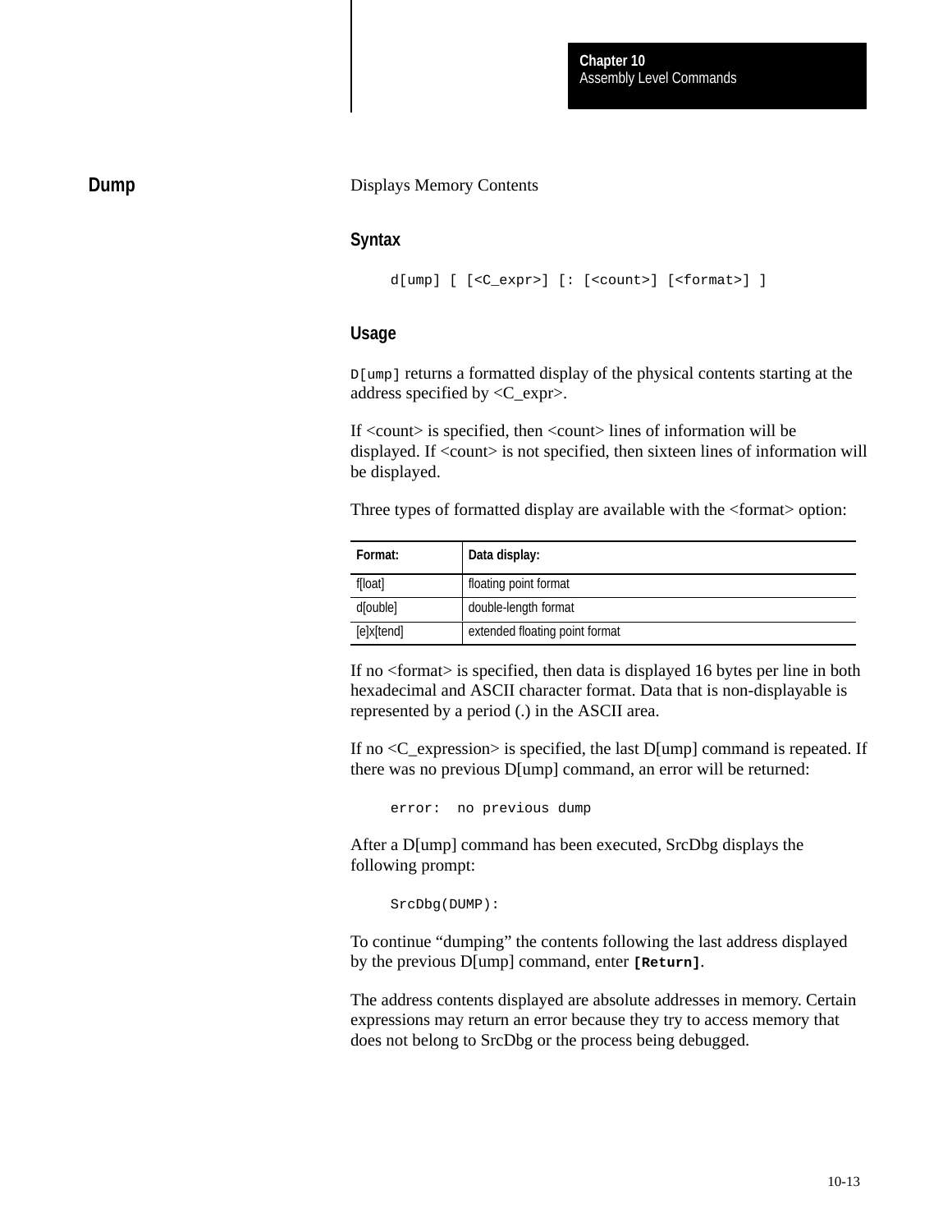## Dump

Displays Memory Contents

### Syntax

```
d[ump] [ [<C_expr>] [: [<count>] [<format>] ]
```

### Usage

`D[ump]` returns a formatted display of the physical contents starting at the address specified by <C_expr>.

If <count> is specified, then <count> lines of information will be displayed. If <count> is not specified, then sixteen lines of information will be displayed.

Three types of formatted display are available with the <format> option:

| Format: | Data display: |
|---|---|
| f[loat] | floating point format |
| d[ouble] | double-length format |
| [e]x[tend] | extended floating point format |

If no <format> is specified, then data is displayed 16 bytes per line in both hexadecimal and ASCII character format. Data that is non-displayable is represented by a period (.) in the ASCII area.

If no <C_expression> is specified, the last D[ump] command is repeated. If there was no previous D[ump] command, an error will be returned:

```
error:  no previous dump
```

After a D[ump] command has been executed, SrcDbg displays the following prompt:

```
SrcDbg(DUMP):
```

To continue “dumping” the contents following the last address displayed by the previous D[ump] command, enter **`[Return]`**.

The address contents displayed are absolute addresses in memory. Certain expressions may return an error because they try to access memory that does not belong to SrcDbg or the process being debugged.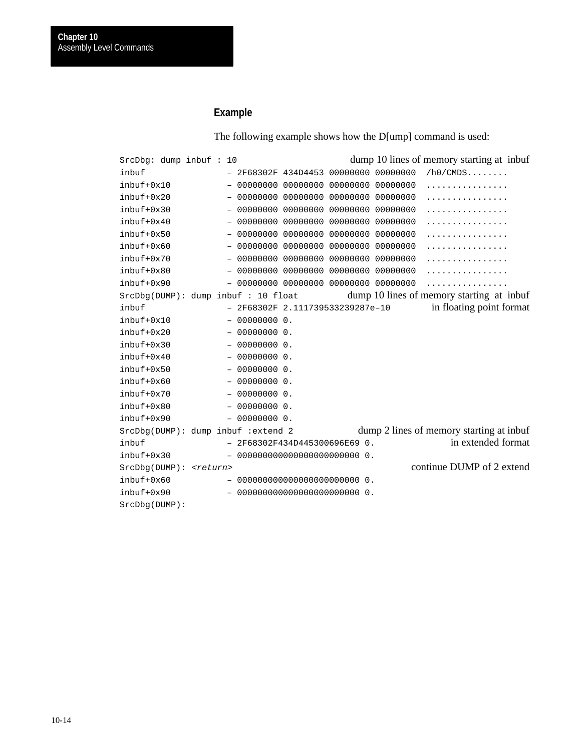### Example

The following example shows how the D[ump] command is used:

```
SrcDbg: dump inbuf : 10                     dump 10 lines of memory starting at  inbuf
inbuf            – 2F68302F 434D4453 00000000 00000000  /h0/CMDS........
inbuf+0x10       – 00000000 00000000 00000000 00000000  ................
inbuf+0x20       – 00000000 00000000 00000000 00000000  ................
inbuf+0x30       – 00000000 00000000 00000000 00000000  ................
inbuf+0x40       – 00000000 00000000 00000000 00000000  ................
inbuf+0x50       – 00000000 00000000 00000000 00000000  ................
inbuf+0x60       – 00000000 00000000 00000000 00000000  ................
inbuf+0x70       – 00000000 00000000 00000000 00000000  ................
inbuf+0x80       – 00000000 00000000 00000000 00000000  ................
inbuf+0x90       – 00000000 00000000 00000000 00000000  ................
SrcDbg(DUMP): dump inbuf : 10 float         dump 10 lines of memory starting  at  inbuf
inbuf            – 2F68302F 2.111739533239287e–10            in floating point format
inbuf+0x10       – 00000000 0.
inbuf+0x20       – 00000000 0.
inbuf+0x30       – 00000000 0.
inbuf+0x40       – 00000000 0.
inbuf+0x50       – 00000000 0.
inbuf+0x60       – 00000000 0.
inbuf+0x70       – 00000000 0.
inbuf+0x80       – 00000000 0.
inbuf+0x90       – 00000000 0.
SrcDbg(DUMP): dump inbuf :extend 2            dump 2 lines of memory starting at inbuf
inbuf            – 2F68302F434D445300696E69 0.                  in extended format
inbuf+0x30       – 000000000000000000000000 0.
SrcDbg(DUMP): <return>                                      continue DUMP of 2 extend
inbuf+0x60       – 000000000000000000000000 0.
inbuf+0x90       – 000000000000000000000000 0.
SrcDbg(DUMP):
```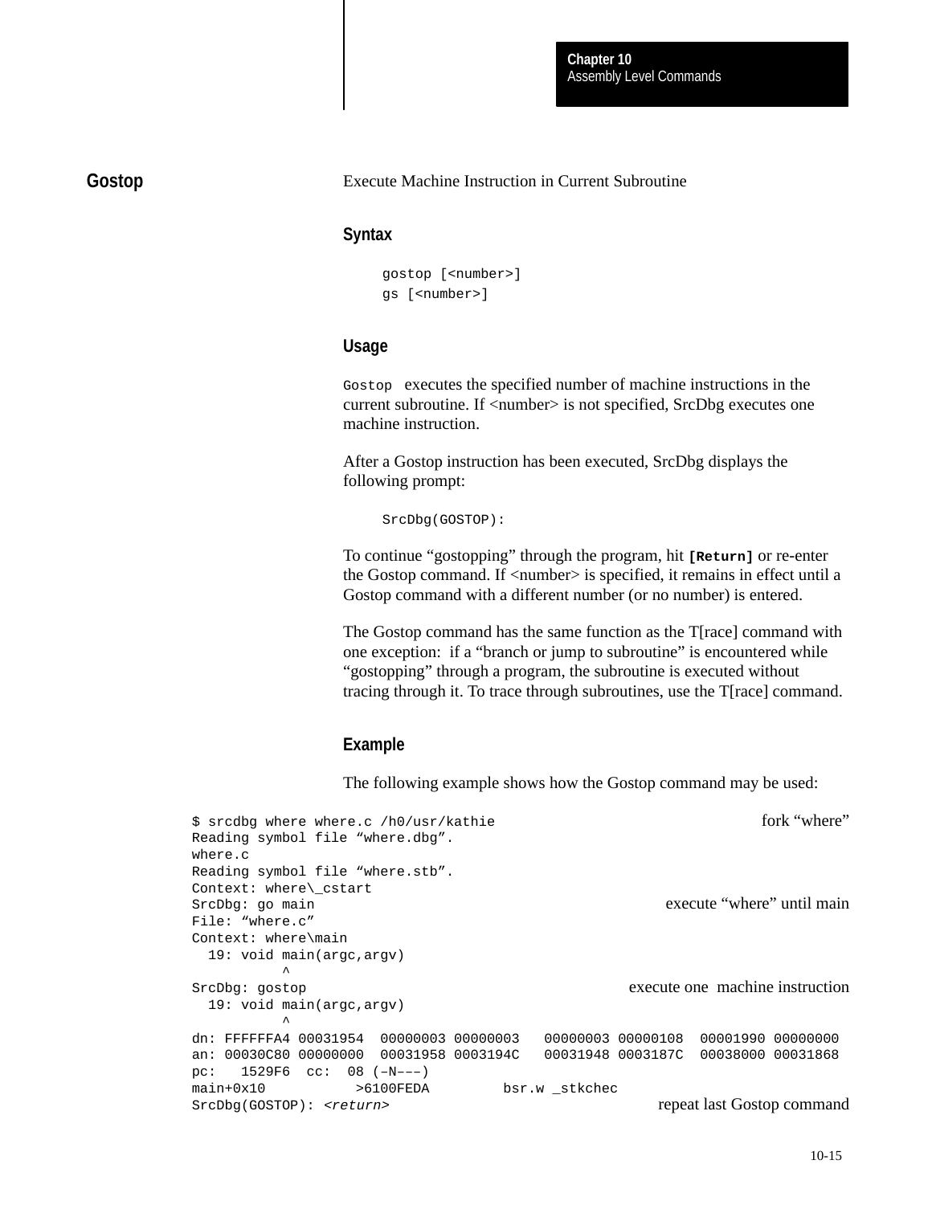## Gostop

Execute Machine Instruction in Current Subroutine

### Syntax

```
gostop [<number>]
gs [<number>]
```

### Usage

`Gostop` executes the specified number of machine instructions in the current subroutine. If <number> is not specified, SrcDbg executes one machine instruction.

After a Gostop instruction has been executed, SrcDbg displays the following prompt:

```
SrcDbg(GOSTOP):
```

To continue "gostopping" through the program, hit **[Return]** or re-enter the Gostop command. If <number> is specified, it remains in effect until a Gostop command with a different number (or no number) is entered.

The Gostop command has the same function as the T[race] command with one exception: if a "branch or jump to subroutine" is encountered while "gostopping" through a program, the subroutine is executed without tracing through it. To trace through subroutines, use the T[race] command.

### Example

The following example shows how the Gostop command may be used:

```
$ srcdbg where where.c /h0/usr/kathie                              fork "where"
Reading symbol file "where.dbg".
where.c
Reading symbol file "where.stb".
Context: where\_cstart
SrcDbg: go main                                          execute "where" until main
File: "where.c"
Context: where\main
  19: void main(argc,argv)
           ^
SrcDbg: gostop                                          execute one  machine instruction
  19: void main(argc,argv)
           ^
dn: FFFFFFA4 00031954  00000003 00000003   00000003 00000108  00001990 00000000
an: 00030C80 00000000  00031958 0003194C   00031948 0003187C  00038000 00031868
pc:   1529F6  cc:  08 (–N–––)
main+0x10           >6100FEDA         bsr.w _stkchec
SrcDbg(GOSTOP): <return>                                repeat last Gostop command
```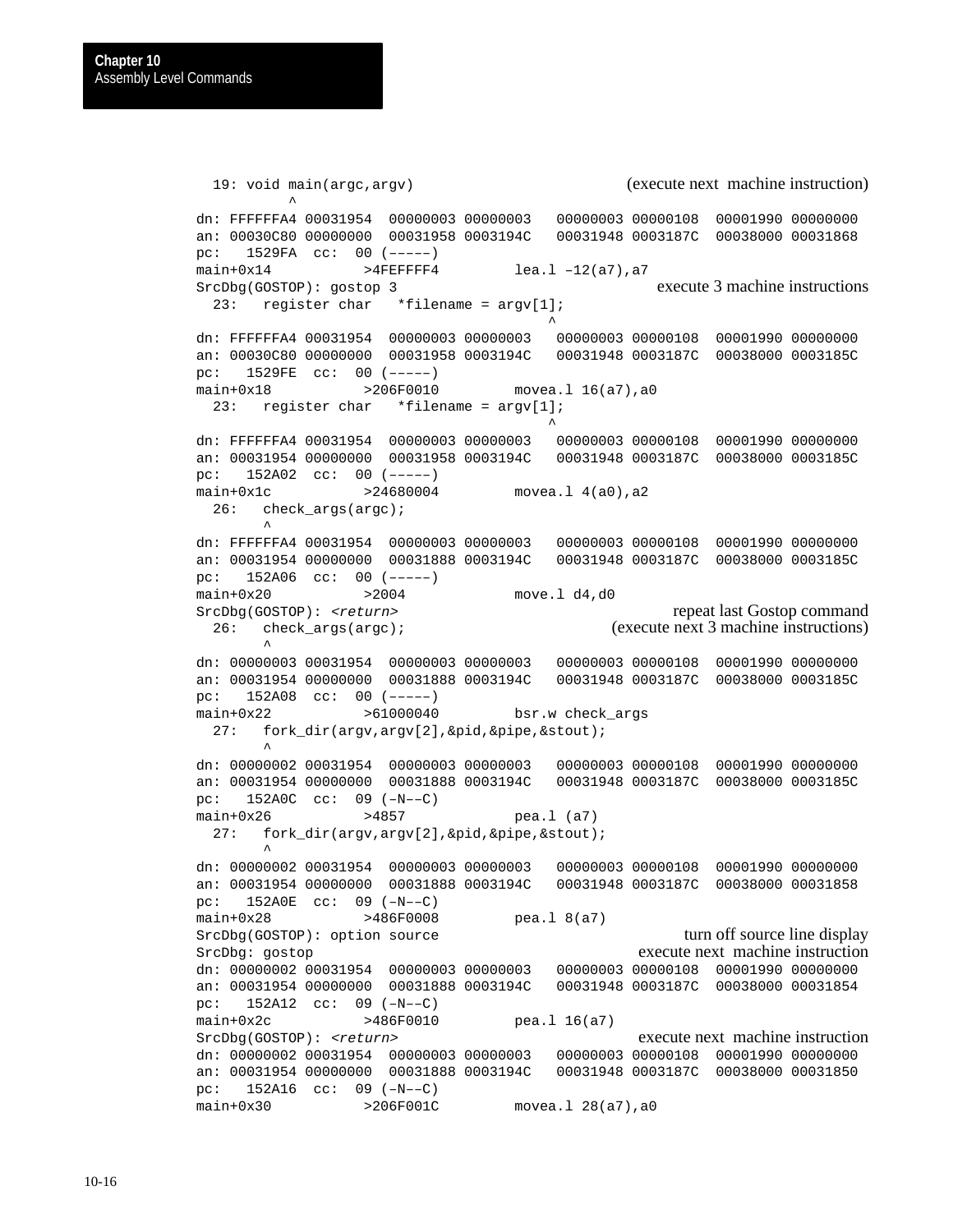```
  19: void main(argc,argv)                              (execute next  machine instruction)
          ^
dn: FFFFFFA4 00031954  00000003 00000003   00000003 00000108  00001990 00000000
an: 00030C80 00000000  00031958 0003194C   00031948 0003187C  00038000 00031868
pc:   1529FA  cc:  00 (–––––)
main+0x14           >4FEFFFF4         lea.l –12(a7),a7
SrcDbg(GOSTOP): gostop 3                                    execute 3 machine instructions
  23:   register char   *filename = argv[1];
                                           ^
dn: FFFFFFA4 00031954  00000003 00000003   00000003 00000108  00001990 00000000
an: 00030C80 00000000  00031958 0003194C   00031948 0003187C  00038000 0003185C
pc:   1529FE  cc:  00 (–––––)
main+0x18           >206F0010         movea.l 16(a7),a0
  23:   register char   *filename = argv[1];
                                           ^
dn: FFFFFFA4 00031954  00000003 00000003   00000003 00000108  00001990 00000000
an: 00031954 00000000  00031958 0003194C   00031948 0003187C  00038000 0003185C
pc:   152A02  cc:  00 (–––––)
main+0x1c           >24680004         movea.l 4(a0),a2
  26:   check_args(argc);
        ^
dn: FFFFFFA4 00031954  00000003 00000003   00000003 00000108  00001990 00000000
an: 00031954 00000000  00031888 0003194C   00031948 0003187C  00038000 0003185C
pc:   152A06  cc:  00 (–––––)
main+0x20           >2004             move.l d4,d0
SrcDbg(GOSTOP): <return>                                      repeat last Gostop command
  26:   check_args(argc);                           (execute next 3 machine instructions)
        ^
dn: 00000003 00031954  00000003 00000003   00000003 00000108  00001990 00000000
an: 00031954 00000000  00031888 0003194C   00031948 0003187C  00038000 0003185C
pc:   152A08  cc:  00 (–––––)
main+0x22           >61000040         bsr.w check_args
  27:   fork_dir(argv,argv[2],&pid,&pipe,&stout);
        ^
dn: 00000002 00031954  00000003 00000003   00000003 00000108  00001990 00000000
an: 00031954 00000000  00031888 0003194C   00031948 0003187C  00038000 0003185C
pc:   152A0C  cc:  09 (–N––C)
main+0x26           >4857             pea.l (a7)
  27:   fork_dir(argv,argv[2],&pid,&pipe,&stout);
        ^
dn: 00000002 00031954  00000003 00000003   00000003 00000108  00001990 00000000
an: 00031954 00000000  00031888 0003194C   00031948 0003187C  00038000 00031858
pc:   152A0E  cc:  09 (–N––C)
main+0x28           >486F0008         pea.l 8(a7)
SrcDbg(GOSTOP): option source                                 turn off source line display
SrcDbg: gostop                                           execute next  machine instruction
dn: 00000002 00031954  00000003 00000003   00000003 00000108  00001990 00000000
an: 00031954 00000000  00031888 0003194C   00031948 0003187C  00038000 00031854
pc:   152A12  cc:  09 (–N––C)
main+0x2c           >486F0010         pea.l 16(a7)
SrcDbg(GOSTOP): <return>                                 execute next  machine instruction
dn: 00000002 00031954  00000003 00000003   00000003 00000108  00001990 00000000
an: 00031954 00000000  00031888 0003194C   00031948 0003187C  00038000 00031850
pc:   152A16  cc:  09 (–N––C)
main+0x30           >206F001C         movea.l 28(a7),a0
```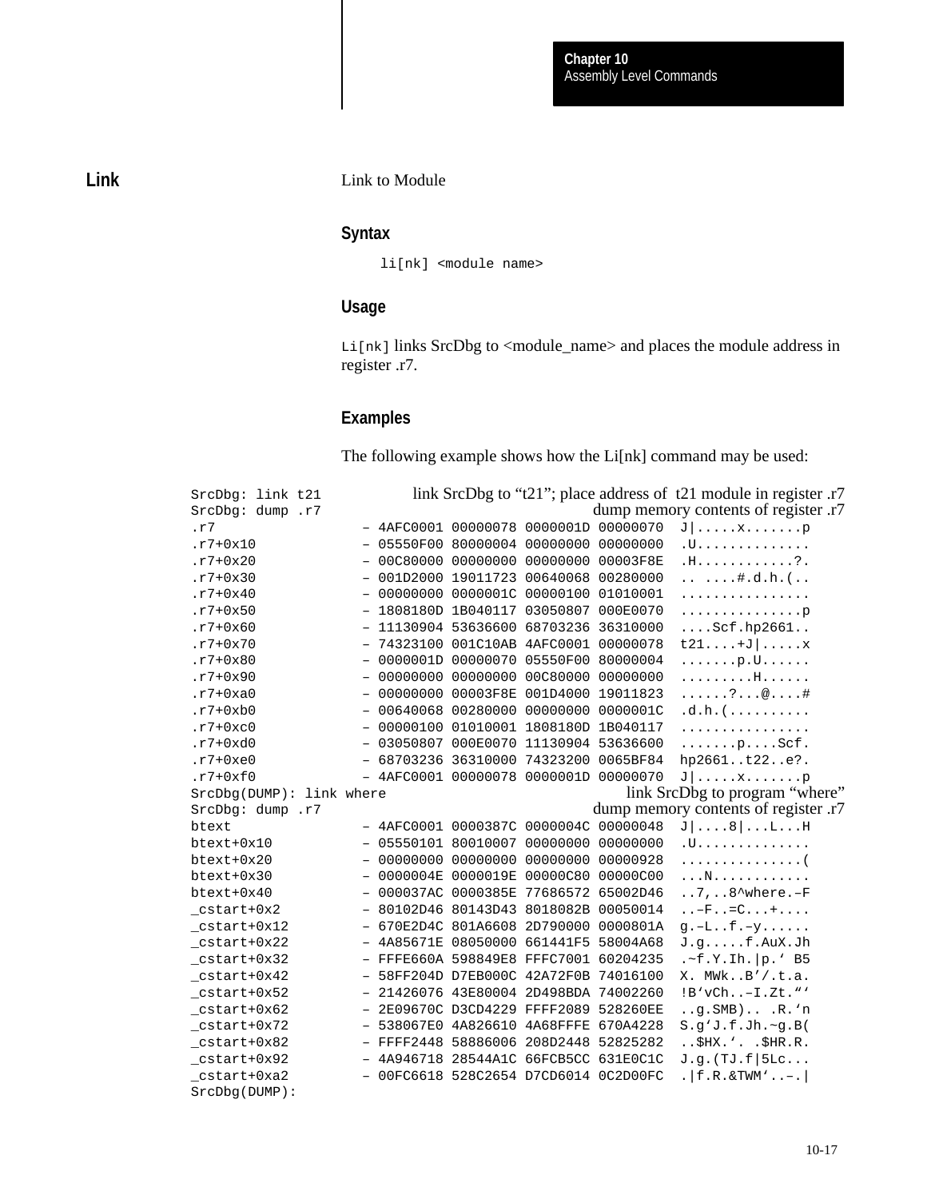## Link

Link to Module

### Syntax

```
li[nk] <module name>
```

### Usage

`Li[nk]` links SrcDbg to <module_name> and places the module address in register .r7.

### Examples

The following example shows how the Li[nk] command may be used:

```
SrcDbg: link t21            link SrcDbg to “t21”; place address of  t21 module in register .r7
SrcDbg: dump .r7                                          dump memory contents of register .r7
.r7              – 4AFC0001 00000078 0000001D 00000070  J|.....x.......p
.r7+0x10         – 05550F00 80000004 00000000 00000000  .U.............
.r7+0x20         – 00C80000 00000000 00000000 00003F8E  .H............?.
.r7+0x30         – 001D2000 19011723 00640068 00280000  .. ....#.d.h.(..
.r7+0x40         – 00000000 0000001C 00000100 01010001  ................
.r7+0x50         – 1808180D 1B040117 03050807 000E0070  ...............p
.r7+0x60         – 11130904 53636600 68703236 36310000  ....Scf.hp2661..
.r7+0x70         – 74323100 001C10AB 4AFC0001 00000078  t21....+J|.....x
.r7+0x80         – 0000001D 00000070 05550F00 80000004  .......p.U......
.r7+0x90         – 00000000 00000000 00C80000 00000000  .........H......
.r7+0xa0         – 00000000 00003F8E 001D4000 19011823  ......?...@....#
.r7+0xb0         – 00640068 00280000 00000000 0000001C  .d.h.(..........
.r7+0xc0         – 00000100 01010001 1808180D 1B040117  ................
.r7+0xd0         – 03050807 000E0070 11130904 53636600  .......p....Scf.
.r7+0xe0         – 68703236 36310000 74323200 0065BF84  hp2661..t22..e?.
.r7+0xf0         – 4AFC0001 00000078 0000001D 00000070  J|.....x.......p
SrcDbg(DUMP): link where                                     link SrcDbg to program “where”
SrcDbg: dump .r7                                          dump memory contents of register .r7
btext            – 4AFC0001 0000387C 0000004C 00000048  J|....8|...L...H
btext+0x10       – 05550101 80010007 00000000 00000000  .U.............
btext+0x20       – 00000000 00000000 00000000 00000928  ...............(
btext+0x30       – 0000004E 0000019E 00000C80 00000C00  ...N............
btext+0x40       – 000037AC 0000385E 77686572 65002D46  ..7,..8^where.–F
_cstart+0x2      – 80102D46 80143D43 8018082B 00050014  ..–F..=C...+....
_cstart+0x12     – 670E2D4C 801A6608 2D790000 0000801A  g.–L..f.–y......
_cstart+0x22     – 4A85671E 08050000 661441F5 58004A68  J.g.....f.AuX.Jh
_cstart+0x32     – FFFE660A 598849E8 FFFC7001 60204235  .~f.Y.Ih.|p.‘ B5
_cstart+0x42     – 58FF204D D7EB000C 42A72F0B 74016100  X. MWk..B’/.t.a.
_cstart+0x52     – 21426076 43E80004 2D498BDA 74002260  !B‘vCh..–I.Zt.“‘
_cstart+0x62     – 2E09670C D3CD4229 FFFF2089 528260EE  ..g.SMB).. .R.‘n
_cstart+0x72     – 538067E0 4A826610 4A68FFFE 670A4228  S.g‘J.f.Jh.~g.B(
_cstart+0x82     – FFFF2448 58886006 208D2448 52825282  ..$HX.‘. .$HR.R.
_cstart+0x92     – 4A946718 28544A1C 66FCB5CC 631E0C1C  J.g.(TJ.f|5Lc...
_cstart+0xa2     – 00FC6618 528C2654 D7CD6014 0C2D00FC  .|f.R.&TWM‘..–.|
SrcDbg(DUMP):
```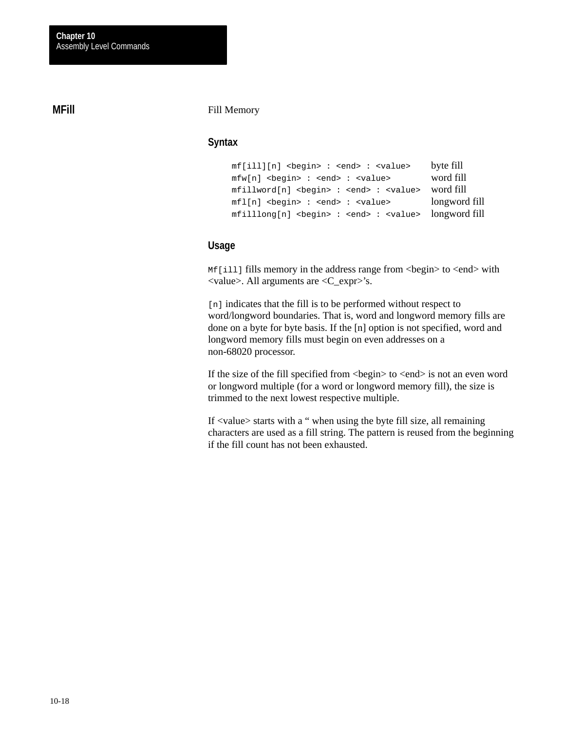## MFill

Fill Memory

### Syntax

```
mf[ill][n] <begin> : <end> : <value>      byte fill
mfw[n] <begin> : <end> : <value>          word fill
mfillword[n] <begin> : <end> : <value>    word fill
mfl[n] <begin> : <end> : <value>          longword fill
mfilllong[n] <begin> : <end> : <value>    longword fill
```

### Usage

`Mf[ill]` fills memory in the address range from <begin> to <end> with <value>. All arguments are <C_expr>'s.

`[n]` indicates that the fill is to be performed without respect to word/longword boundaries. That is, word and longword memory fills are done on a byte for byte basis. If the [n] option is not specified, word and longword memory fills must begin on even addresses on a non-68020 processor.

If the size of the fill specified from <begin> to <end> is not an even word or longword multiple (for a word or longword memory fill), the size is trimmed to the next lowest respective multiple.

If <value> starts with a " when using the byte fill size, all remaining characters are used as a fill string. The pattern is reused from the beginning if the fill count has not been exhausted.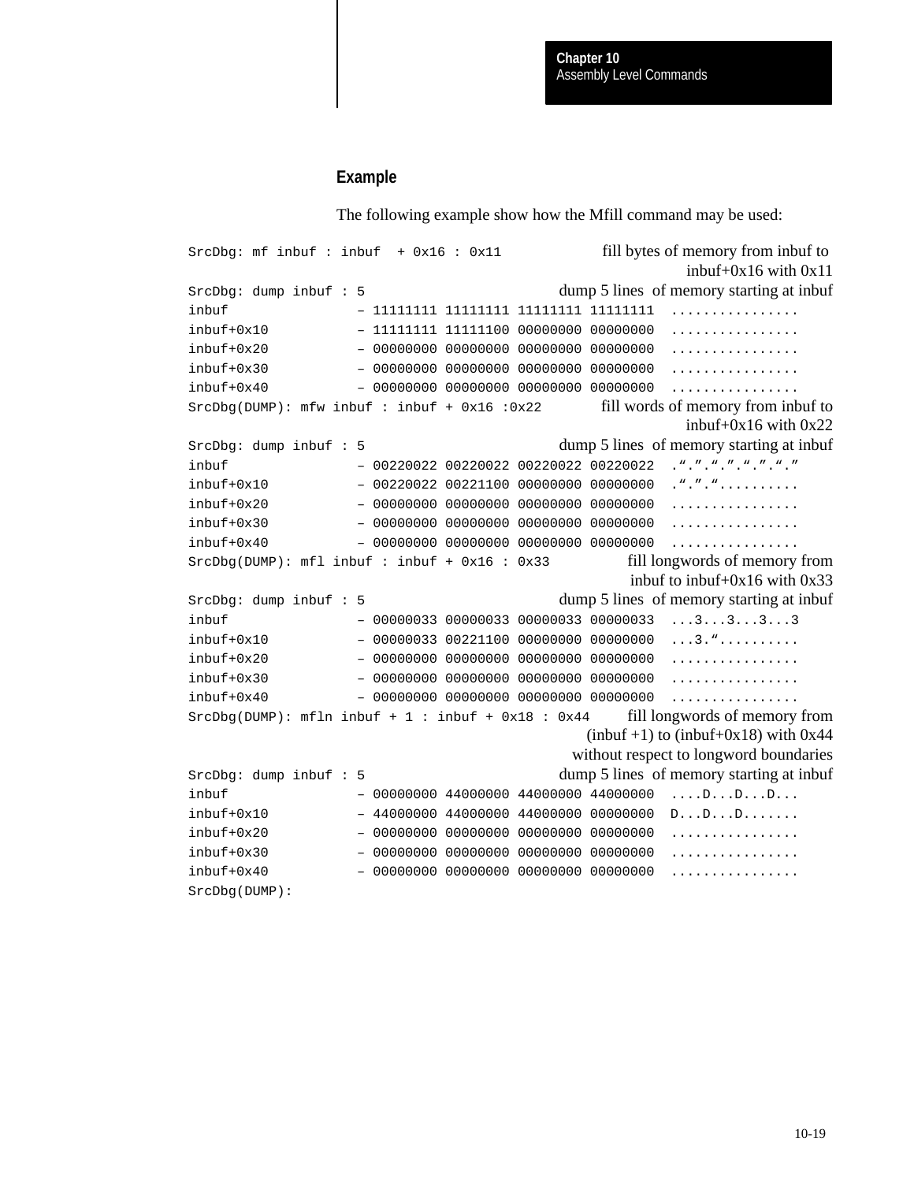### Example

The following example show how the Mfill command may be used:

```
SrcDbg: mf inbuf : inbuf  + 0x16 : 0x11              fill bytes of memory from inbuf to
                                                               inbuf+0x16 with 0x11
SrcDbg: dump inbuf : 5                        dump 5 lines  of memory starting at inbuf
inbuf              – 11111111 11111111 11111111 11111111  ................
inbuf+0x10         – 11111111 11111100 00000000 00000000  ................
inbuf+0x20         – 00000000 00000000 00000000 00000000  ................
inbuf+0x30         – 00000000 00000000 00000000 00000000  ................
inbuf+0x40         – 00000000 00000000 00000000 00000000  ................
SrcDbg(DUMP): mfw inbuf : inbuf + 0x16 :0x22        fill words of memory from inbuf to
                                                               inbuf+0x16 with 0x22
SrcDbg: dump inbuf : 5                        dump 5 lines  of memory starting at inbuf
inbuf              – 00220022 00220022 00220022 00220022  .“.”.“.”.“.”.“.”
inbuf+0x10         – 00220022 00221100 00000000 00000000  .“.”.“..........
inbuf+0x20         – 00000000 00000000 00000000 00000000  ................
inbuf+0x30         – 00000000 00000000 00000000 00000000  ................
inbuf+0x40         – 00000000 00000000 00000000 00000000  ................
SrcDbg(DUMP): mfl inbuf : inbuf + 0x16 : 0x33           fill longwords of memory from
                                                          inbuf to inbuf+0x16 with 0x33
SrcDbg: dump inbuf : 5                        dump 5 lines  of memory starting at inbuf
inbuf              – 00000033 00000033 00000033 00000033  ...3...3...3...3
inbuf+0x10         – 00000033 00221100 00000000 00000000  ...3.“..........
inbuf+0x20         – 00000000 00000000 00000000 00000000  ................
inbuf+0x30         – 00000000 00000000 00000000 00000000  ................
inbuf+0x40         – 00000000 00000000 00000000 00000000  ................
SrcDbg(DUMP): mfln inbuf + 1 : inbuf + 0x18 : 0x44      fill longwords of memory from
                                                    (inbuf +1) to (inbuf+0x18) with 0x44
                                                   without respect to longword boundaries
SrcDbg: dump inbuf : 5                        dump 5 lines  of memory starting at inbuf
inbuf              – 00000000 44000000 44000000 44000000  ....D...D...D...
inbuf+0x10         – 44000000 44000000 44000000 00000000  D...D...D.......
inbuf+0x20         – 00000000 00000000 00000000 00000000  ................
inbuf+0x30         – 00000000 00000000 00000000 00000000  ................
inbuf+0x40         – 00000000 00000000 00000000 00000000  ................
SrcDbg(DUMP):
```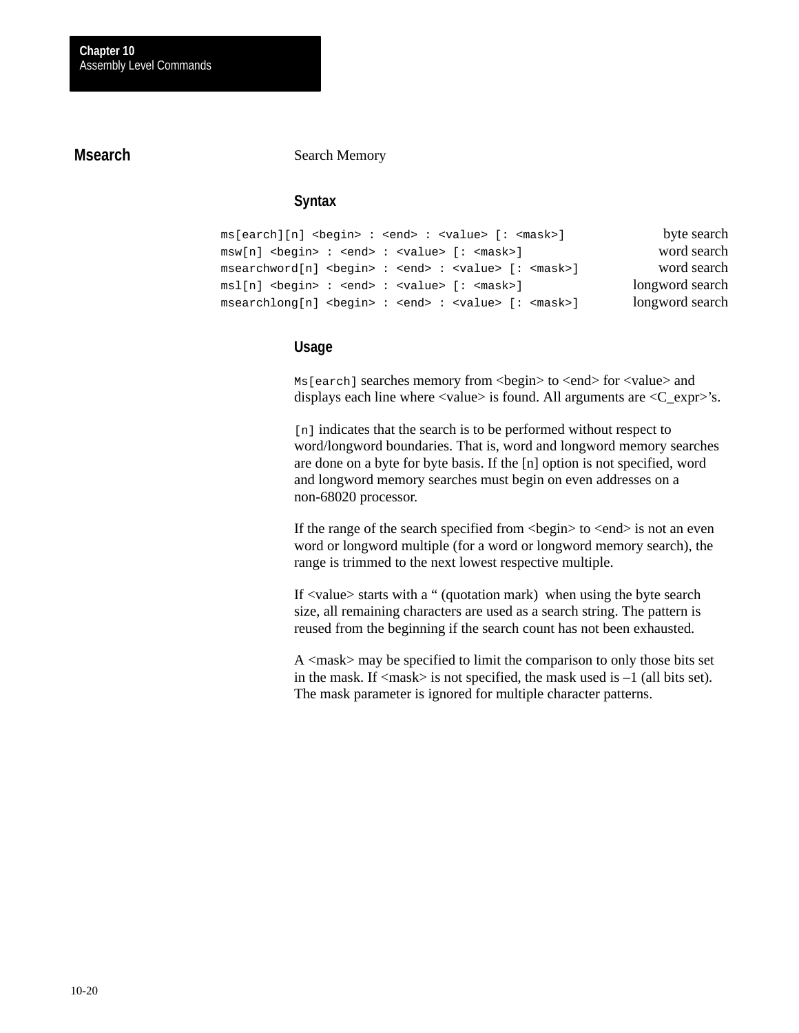## Msearch

Search Memory

### Syntax

| | |
|---|---|
| `ms[earch][n] <begin> : <end> : <value> [: <mask>]` | byte search |
| `msw[n] <begin> : <end> : <value> [: <mask>]` | word search |
| `msearchword[n] <begin> : <end> : <value> [: <mask>]` | word search |
| `msl[n] <begin> : <end> : <value> [: <mask>]` | longword search |
| `msearchlong[n] <begin> : <end> : <value> [: <mask>]` | longword search |

### Usage

`Ms[earch]` searches memory from <begin> to <end> for <value> and displays each line where <value> is found. All arguments are <C_expr>'s.

`[n]` indicates that the search is to be performed without respect to word/longword boundaries. That is, word and longword memory searches are done on a byte for byte basis. If the [n] option is not specified, word and longword memory searches must begin on even addresses on a non-68020 processor.

If the range of the search specified from <begin> to <end> is not an even word or longword multiple (for a word or longword memory search), the range is trimmed to the next lowest respective multiple.

If <value> starts with a " (quotation mark) when using the byte search size, all remaining characters are used as a search string. The pattern is reused from the beginning if the search count has not been exhausted.

A <mask> may be specified to limit the comparison to only those bits set in the mask. If <mask> is not specified, the mask used is –1 (all bits set). The mask parameter is ignored for multiple character patterns.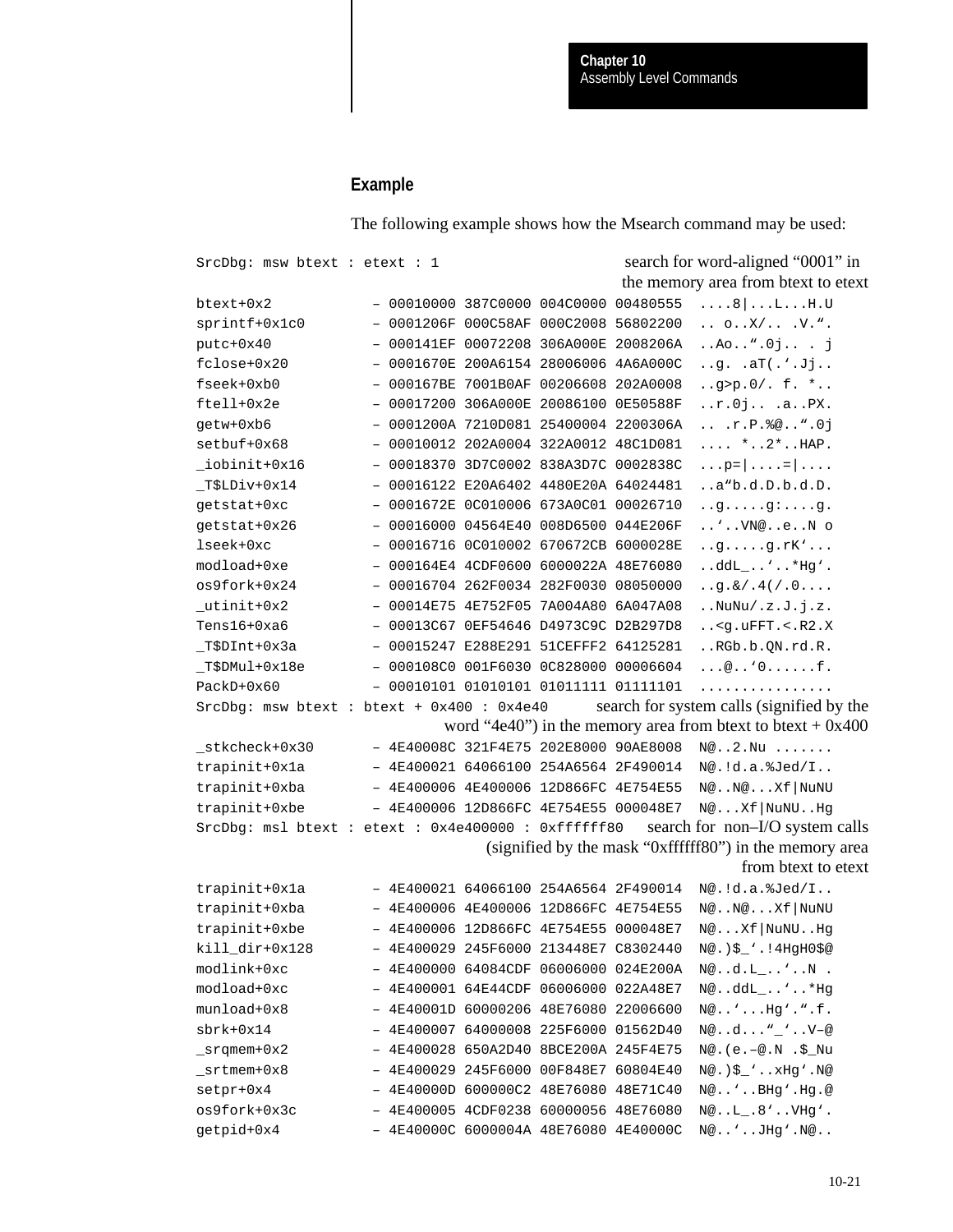### Example

The following example shows how the Msearch command may be used:

```
SrcDbg: msw btext : etext : 1                    search for word-aligned "0001" in
                                                 the memory area from btext to etext
btext+0x2          – 00010000 387C0000 004C0000 00480555  ....8|...L...H.U
sprintf+0x1c0      – 0001206F 000C58AF 000C2008 56802200  .. o..X/.. .V.".
putc+0x40          – 000141EF 00072208 306A000E 2008206A  ..Ao..".0j.. . j
fclose+0x20        – 0001670E 200A6154 28006006 4A6A000C  ..g. .aT(.'.Jj..
fseek+0xb0         – 000167BE 7001B0AF 00206608 202A0008  ..g>p.0/. f. *..
ftell+0x2e         – 00017200 306A000E 20086100 0E50588F  ..r.0j.. .a..PX.
getw+0xb6          – 0001200A 7210D081 25400004 2200306A  .. .r.P.%@..".0j
setbuf+0x68        – 00010012 202A0004 322A0012 48C1D081  .... *..2*..HAP.
_iobinit+0x16      – 00018370 3D7C0002 838A3D7C 0002838C  ...p=|....=|....
_T$LDiv+0x14       – 00016122 E20A6402 4480E20A 64024481  ..a"b.d.D.b.d.D.
getstat+0xc        – 0001672E 0C010006 673A0C01 00026710  ..g.....g:....g.
getstat+0x26       – 00016000 04564E40 008D6500 044E206F  ..'..VN@..e..N o
lseek+0xc          – 00016716 0C010002 670672CB 6000028E  ..g.....g.rK'...
modload+0xe        – 000164E4 4CDF0600 6000022A 48E76080  ..ddL_..'..*Hg'.
os9fork+0x24       – 00016704 262F0034 282F0030 08050000  ..g.&/.4(/.0....
_utinit+0x2        – 00014E75 4E752F05 7A004A80 6A047A08  ..NuNu/.z.J.j.z.
Tens16+0xa6        – 00013C67 0EF54646 D4973C9C D2B297D8  ..<g.uFFT.<.R2.X
_T$DInt+0x3a       – 00015247 E288E291 51CEFFF2 64125281  ..RGb.b.QN.rd.R.
_T$DMul+0x18e      – 000108C0 001F6030 0C828000 00006604  ...@..'0......f.
PackD+0x60         – 00010101 01010101 01011111 01111101  ................
SrcDbg: msw btext : btext + 0x400 : 0x4e40       search for system calls (signified by the
                                   word "4e40") in the memory area from btext to btext + 0x400
_stkcheck+0x30     – 4E40008C 321F4E75 202E8000 90AE8008  N@..2.Nu .......
trapinit+0x1a      – 4E400021 64066100 254A6564 2F490014  N@.!d.a.%Jed/I..
trapinit+0xba      – 4E400006 4E400006 12D866FC 4E754E55  N@..N@...Xf|NuNU
trapinit+0xbe      – 4E400006 12D866FC 4E754E55 000048E7  N@...Xf|NuNU..Hg
SrcDbg: msl btext : etext : 0x4e400000 : 0xffffff80    search for non–I/O system calls
                                  (signified by the mask "0xffffff80") in the memory area
                                                                      from btext to etext
trapinit+0x1a      – 4E400021 64066100 254A6564 2F490014  N@.!d.a.%Jed/I..
trapinit+0xba      – 4E400006 4E400006 12D866FC 4E754E55  N@..N@...Xf|NuNU
trapinit+0xbe      – 4E400006 12D866FC 4E754E55 000048E7  N@...Xf|NuNU..Hg
kill_dir+0x128     – 4E400029 245F6000 213448E7 C8302440  N@.)$_'.!4HgH0$@
modlink+0xc        – 4E400000 64084CDF 06006000 024E200A  N@..d.L_..'..N .
modload+0xc        – 4E400001 64E44CDF 06006000 022A48E7  N@..ddL_..'..*Hg
munload+0x8        – 4E40001D 60000206 48E76080 22006600  N@..'...Hg'.".f.
sbrk+0x14          – 4E400007 64000008 225F6000 01562D40  N@..d..."_'..V–@
_srqmem+0x2        – 4E400028 650A2D40 8BCE200A 245F4E75  N@.(e.–@.N .$_Nu
_srtmem+0x8        – 4E400029 245F6000 00F848E7 60804E40  N@.)$_'..xHg'.N@
setpr+0x4          – 4E40000D 600000C2 48E76080 48E71C40  N@..'..BHg'.Hg.@
os9fork+0x3c       – 4E400005 4CDF0238 60000056 48E76080  N@..L_.8'..VHg'.
getpid+0x4         – 4E40000C 6000004A 48E76080 4E40000C  N@..'..JHg'.N@..
```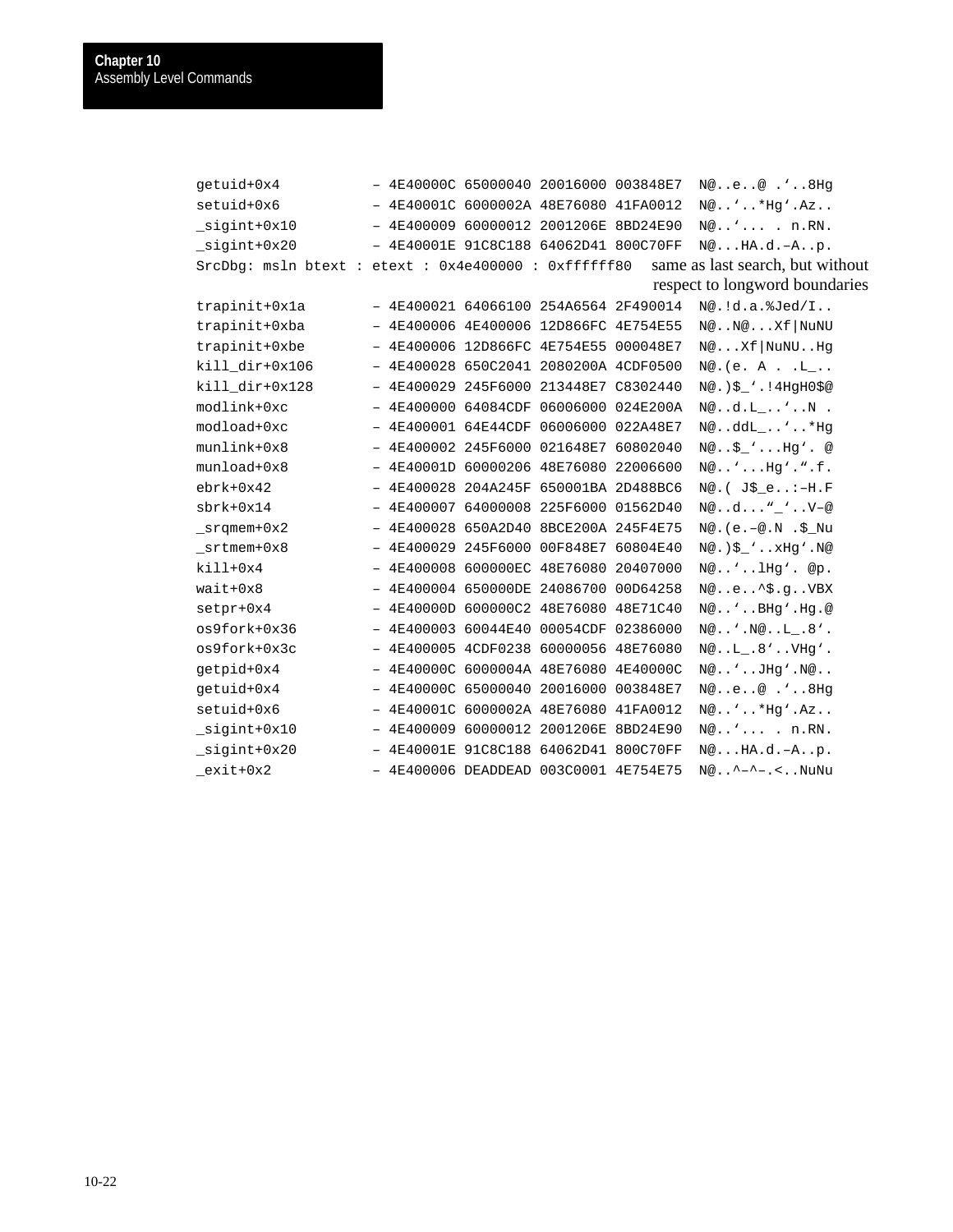```
getuid+0x4          – 4E40000C 65000040 20016000 003848E7  N@..e..@ .‘..8Hg
setuid+0x6          – 4E40001C 6000002A 48E76080 41FA0012  N@..‘..*Hg‘.Az..
_sigint+0x10        – 4E400009 60000012 2001206E 8BD24E90  N@..‘... . n.RN.
_sigint+0x20        – 4E40001E 91C8C188 64062D41 800C70FF  N@...HA.d.–A..p.
SrcDbg: msln btext : etext : 0x4e400000 : 0xffffff80    same as last search, but without
                                                        respect to longword boundaries
trapinit+0x1a       – 4E400021 64066100 254A6564 2F490014  N@.!d.a.%Jed/I..
trapinit+0xba       – 4E400006 4E400006 12D866FC 4E754E55  N@..N@...Xf|NuNU
trapinit+0xbe       – 4E400006 12D866FC 4E754E55 000048E7  N@...Xf|NuNU..Hg
kill_dir+0x106      – 4E400028 650C2041 2080200A 4CDF0500  N@.(e. A . .L_..
kill_dir+0x128      – 4E400029 245F6000 213448E7 C8302440  N@.)$_‘.!4HgH0$@
modlink+0xc         – 4E400000 64084CDF 06006000 024E200A  N@..d.L_..‘..N .
modload+0xc         – 4E400001 64E44CDF 06006000 022A48E7  N@..ddL_..‘..*Hg
munlink+0x8         – 4E400002 245F6000 021648E7 60802040  N@..$_‘...Hg‘. @
munload+0x8         – 4E40001D 60000206 48E76080 22006600  N@..‘...Hg‘.“.f.
ebrk+0x42           – 4E400028 204A245F 650001BA 2D488BC6  N@.( J$_e..:–H.F
sbrk+0x14           – 4E400007 64000008 225F6000 01562D40  N@..d...“_‘..V–@
_srqmem+0x2         – 4E400028 650A2D40 8BCE200A 245F4E75  N@.(e.–@.N .$_Nu
_srtmem+0x8         – 4E400029 245F6000 00F848E7 60804E40  N@.)$_‘..xHg‘.N@
kill+0x4            – 4E400008 600000EC 48E76080 20407000  N@..‘..lHg‘. @p.
wait+0x8            – 4E400004 650000DE 24086700 00D64258  N@..e..^$.g..VBX
setpr+0x4           – 4E40000D 600000C2 48E76080 48E71C40  N@..‘..BHg‘.Hg.@
os9fork+0x36        – 4E400003 60044E40 00054CDF 02386000  N@..‘.N@..L_.8‘.
os9fork+0x3c        – 4E400005 4CDF0238 60000056 48E76080  N@..L_.8‘..VHg‘.
getpid+0x4          – 4E40000C 6000004A 48E76080 4E40000C  N@..‘..JHg‘.N@..
getuid+0x4          – 4E40000C 65000040 20016000 003848E7  N@..e..@ .‘..8Hg
setuid+0x6          – 4E40001C 6000002A 48E76080 41FA0012  N@..‘..*Hg‘.Az..
_sigint+0x10        – 4E400009 60000012 2001206E 8BD24E90  N@..‘... . n.RN.
_sigint+0x20        – 4E40001E 91C8C188 64062D41 800C70FF  N@...HA.d.–A..p.
_exit+0x2           – 4E400006 DEADDEAD 003C0001 4E754E75  N@..^–^–.<..NuNu
```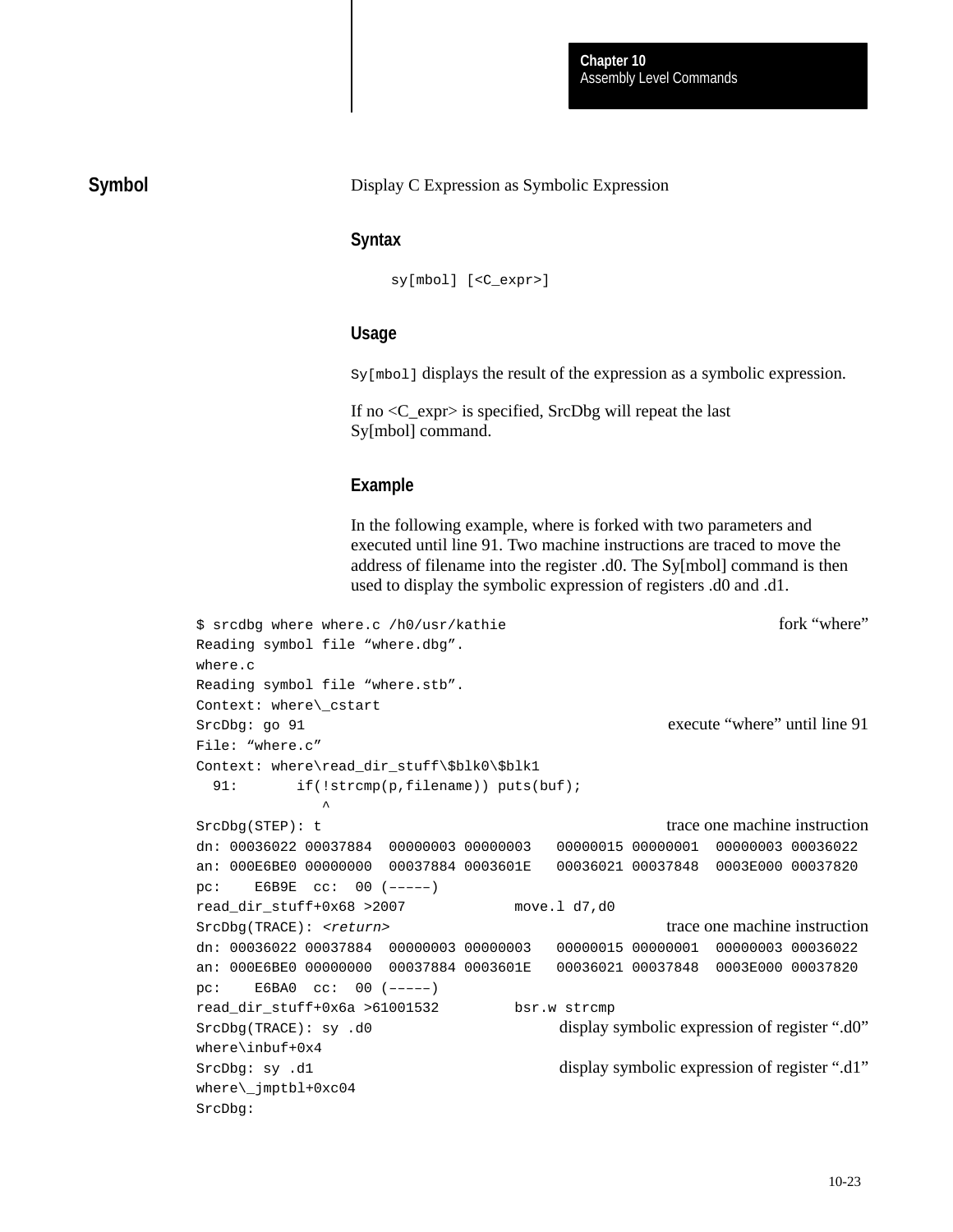## Symbol

Display C Expression as Symbolic Expression

### Syntax

```
sy[mbol] [<C_expr>]
```

### Usage

`Sy[mbol]` displays the result of the expression as a symbolic expression.

If no <C_expr> is specified, SrcDbg will repeat the last Sy[mbol] command.

### Example

In the following example, where is forked with two parameters and executed until line 91. Two machine instructions are traced to move the address of filename into the register .d0. The Sy[mbol] command is then used to display the symbolic expression of registers .d0 and .d1.

```
$ srcdbg where where.c /h0/usr/kathie                              fork “where”
Reading symbol file “where.dbg”.
where.c
Reading symbol file “where.stb”.
Context: where\_cstart
SrcDbg: go 91                                           execute “where” until line 91
File: “where.c”
Context: where\read_dir_stuff\$blk0\$blk1
  91:       if(!strcmp(p,filename)) puts(buf);
              ^
SrcDbg(STEP): t                                         trace one machine instruction
dn: 00036022 00037884  00000003 00000003   00000015 00000001  00000003 00036022
an: 000E6BE0 00000000  00037884 0003601E   00036021 00037848  0003E000 00037820
pc:    E6B9E  cc:  00 (–––––)
read_dir_stuff+0x68 >2007            move.l d7,d0
SrcDbg(TRACE): <return>                                 trace one machine instruction
dn: 00036022 00037884  00000003 00000003   00000015 00000001  00000003 00036022
an: 000E6BE0 00000000  00037884 0003601E   00036021 00037848  0003E000 00037820
pc:    E6BA0  cc:  00 (–––––)
read_dir_stuff+0x6a >61001532        bsr.w strcmp
SrcDbg(TRACE): sy .d0                   display symbolic expression of register “.d0”
where\inbuf+0x4
SrcDbg: sy .d1                          display symbolic expression of register “.d1”
where\_jmptbl+0xc04
SrcDbg:
```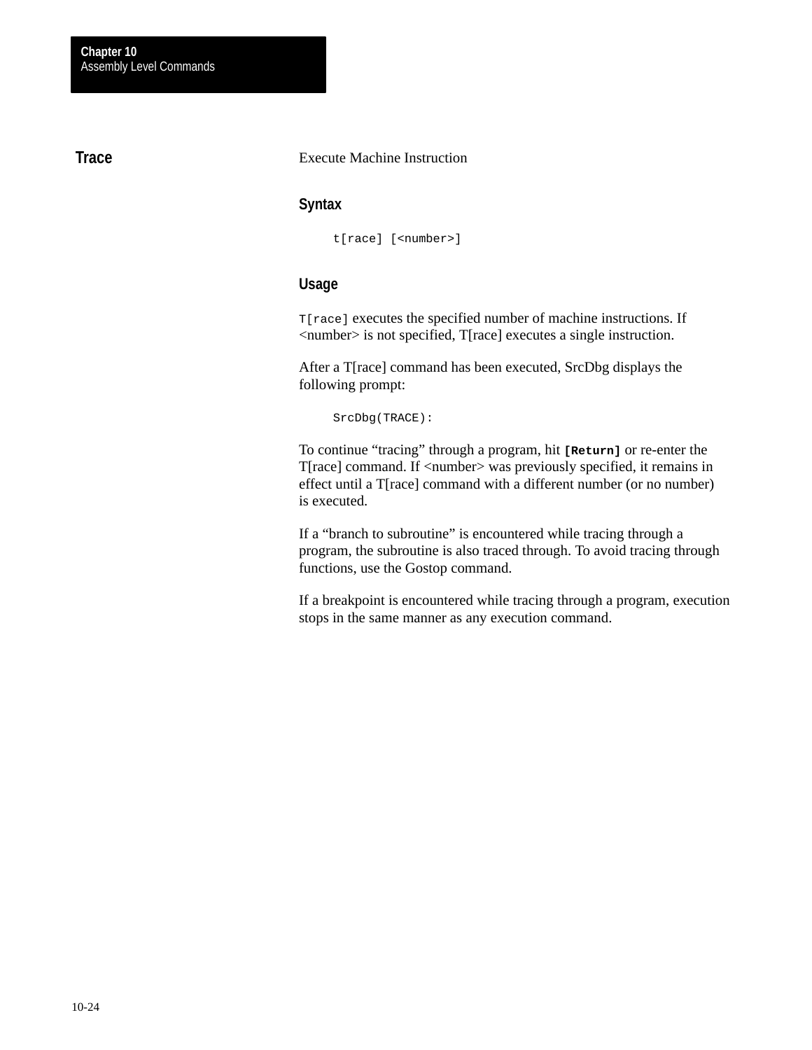## Trace

Execute Machine Instruction

### Syntax

```
t[race] [<number>]
```

### Usage

`T[race]` executes the specified number of machine instructions. If <number> is not specified, T[race] executes a single instruction.

After a T[race] command has been executed, SrcDbg displays the following prompt:

```
SrcDbg(TRACE):
```

To continue “tracing” through a program, hit **`[Return]`** or re-enter the T[race] command. If <number> was previously specified, it remains in effect until a T[race] command with a different number (or no number) is executed.

If a “branch to subroutine” is encountered while tracing through a program, the subroutine is also traced through. To avoid tracing through functions, use the Gostop command.

If a breakpoint is encountered while tracing through a program, execution stops in the same manner as any execution command.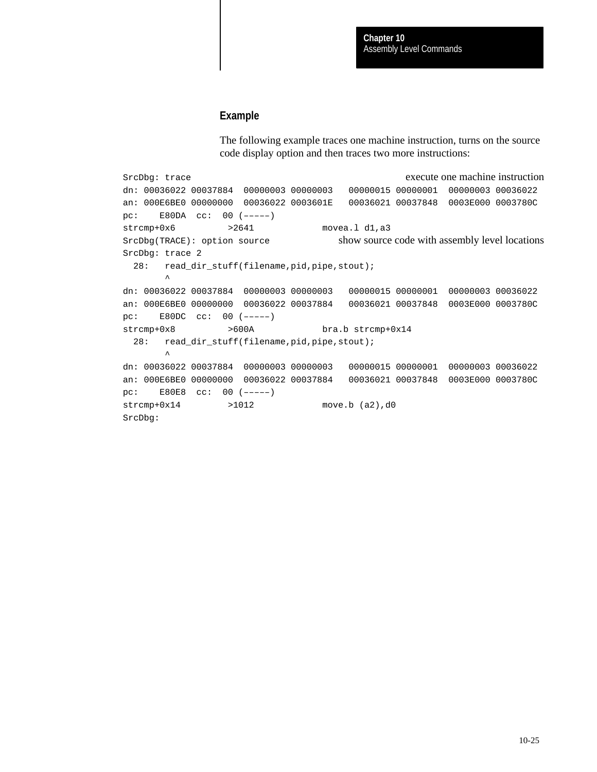### Example

The following example traces one machine instruction, turns on the source code display option and then traces two more instructions:

```
SrcDbg: trace                                          execute one machine instruction
dn: 00036022 00037884  00000003 00000003   00000015 00000001  00000003 00036022
an: 000E6BE0 00000000  00036022 0003601E   00036021 00037848  0003E000 0003780C
pc:    E80DA  cc:  00 (-----)
strcmp+0x6          >2641             movea.l d1,a3
SrcDbg(TRACE): option source           show source code with assembly level locations
SrcDbg: trace 2
  28:   read_dir_stuff(filename,pid,pipe,stout);
        ^
dn: 00036022 00037884  00000003 00000003   00000015 00000001  00000003 00036022
an: 000E6BE0 00000000  00036022 00037884   00036021 00037848  0003E000 0003780C
pc:    E80DC  cc:  00 (-----)
strcmp+0x8          >600A             bra.b strcmp+0x14
  28:   read_dir_stuff(filename,pid,pipe,stout);
        ^
dn: 00036022 00037884  00000003 00000003   00000015 00000001  00000003 00036022
an: 000E6BE0 00000000  00036022 00037884   00036021 00037848  0003E000 0003780C
pc:    E80E8  cc:  00 (-----)
strcmp+0x14         >1012             move.b (a2),d0
SrcDbg:
```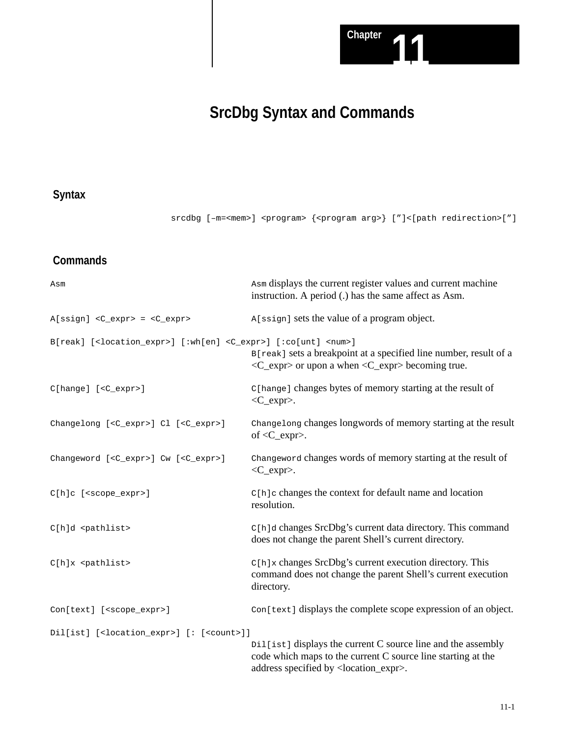# Chapter 11

## SrcDbg Syntax and Commands

### Syntax

```
srcdbg [–m=<mem>] <program> {<program arg>} [”]<[path redirection>[”]
```

### Commands

| Command | Description |
|---|---|
| `Asm` | `Asm` displays the current register values and current machine instruction. A period (.) has the same affect as Asm. |
| `A[ssign] <C_expr> = <C_expr>` | `A[ssign]` sets the value of a program object. |
| `B[reak] [<location_expr>] [:wh[en] <C_expr>] [:co[unt] <num>]` | `B[reak]` sets a breakpoint at a specified line number, result of a <C_expr> or upon a when <C_expr> becoming true. |
| `C[hange] [<C_expr>]` | `C[hange]` changes bytes of memory starting at the result of <C_expr>. |
| `Changelong [<C_expr>] Cl [<C_expr>]` | `Changelong` changes longwords of memory starting at the result of <C_expr>. |
| `Changeword [<C_expr>] Cw [<C_expr>]` | `Changeword` changes words of memory starting at the result of <C_expr>. |
| `C[h]c [<scope_expr>]` | `C[h]c` changes the context for default name and location resolution. |
| `C[h]d <pathlist>` | `C[h]d` changes SrcDbg’s current data directory. This command does not change the parent Shell’s current directory. |
| `C[h]x <pathlist>` | `C[h]x` changes SrcDbg’s current execution directory. This command does not change the parent Shell’s current execution directory. |
| `Con[text] [<scope_expr>]` | `Con[text]` displays the complete scope expression of an object. |
| `Dil[ist] [<location_expr>] [: [<count>]]` | `Dil[ist]` displays the current C source line and the assembly code which maps to the current C source line starting at the address specified by <location_expr>. |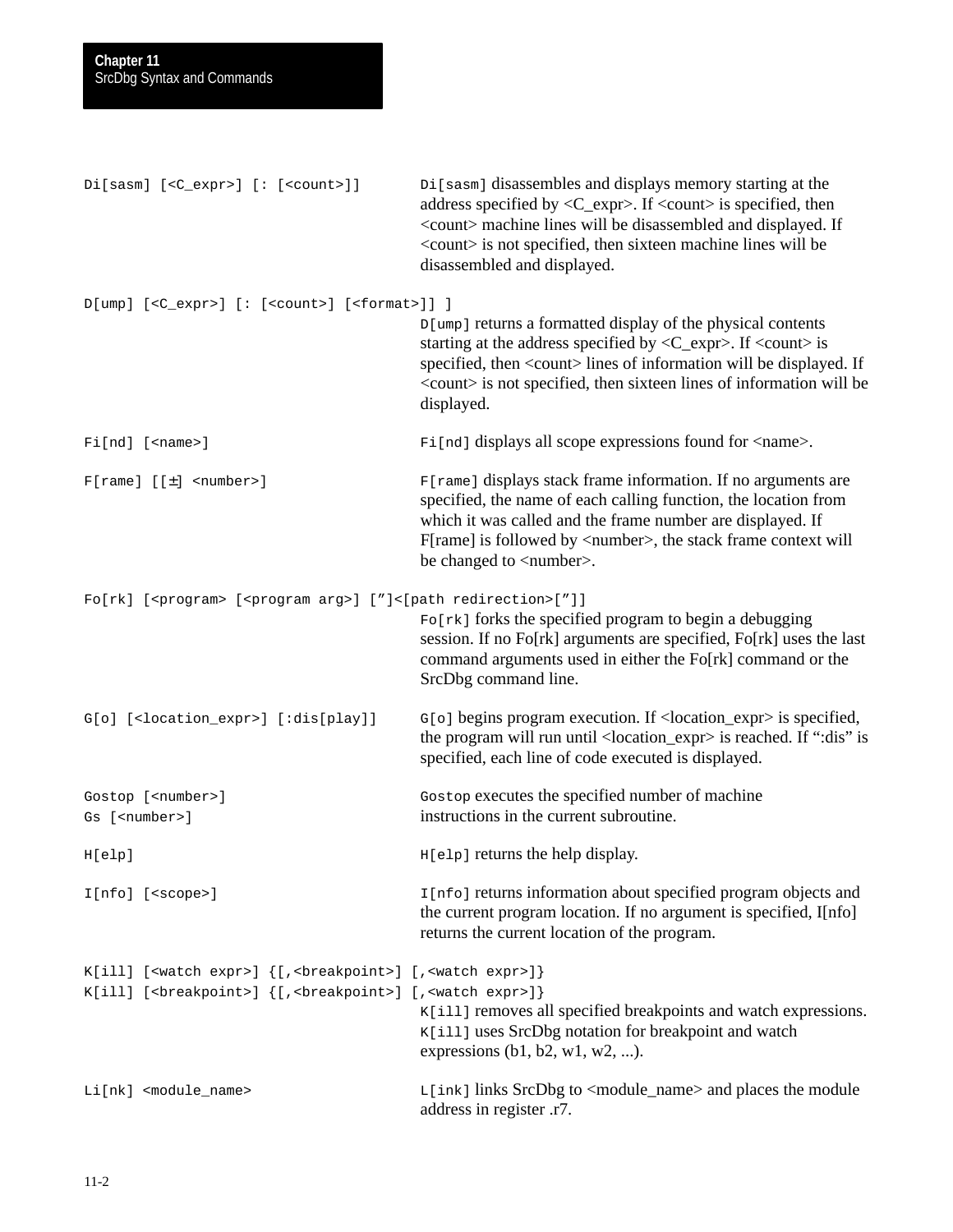| Command | Description |
|---|---|
| `Di[sasm] [<C_expr>] [: [<count>]]` | `Di[sasm]` disassembles and displays memory starting at the address specified by <C_expr>. If <count> is specified, then <count> machine lines will be disassembled and displayed. If <count> is not specified, then sixteen machine lines will be disassembled and displayed. |
| `D[ump] [<C_expr>] [: [<count>] [<format>]] ]` | `D[ump]` returns a formatted display of the physical contents starting at the address specified by <C_expr>. If <count> is specified, then <count> lines of information will be displayed. If <count> is not specified, then sixteen lines of information will be displayed. |
| `Fi[nd] [<name>]` | `Fi[nd]` displays all scope expressions found for <name>. |
| `F[rame] [[±] <number>]` | `F[rame]` displays stack frame information. If no arguments are specified, the name of each calling function, the location from which it was called and the frame number are displayed. If F[rame] is followed by <number>, the stack frame context will be changed to <number>. |
| `Fo[rk] [<program> [<program arg>] [”]<[path redirection>[”]]` | `Fo[rk]` forks the specified program to begin a debugging session. If no Fo[rk] arguments are specified, Fo[rk] uses the last command arguments used in either the Fo[rk] command or the SrcDbg command line. |
| `G[o] [<location_expr>] [:dis[play]]` | `G[o]` begins program execution. If <location_expr> is specified, the program will run until <location_expr> is reached. If “:dis” is specified, each line of code executed is displayed. |
| `Gostop [<number>]`<br>`Gs [<number>]` | `Gostop` executes the specified number of machine instructions in the current subroutine. |
| `H[elp]` | `H[elp]` returns the help display. |
| `I[nfo] [<scope>]` | `I[nfo]` returns information about specified program objects and the current program location. If no argument is specified, I[nfo] returns the current location of the program. |
| `K[ill] [<watch expr>] {[,<breakpoint>] [,<watch expr>]}`<br>`K[ill] [<breakpoint>] {[,<breakpoint>] [,<watch expr>]}` | `K[ill]` removes all specified breakpoints and watch expressions. `K[ill]` uses SrcDbg notation for breakpoint and watch expressions (b1, b2, w1, w2, ...). |
| `Li[nk] <module_name>` | `L[ink]` links SrcDbg to <module_name> and places the module address in register .r7. |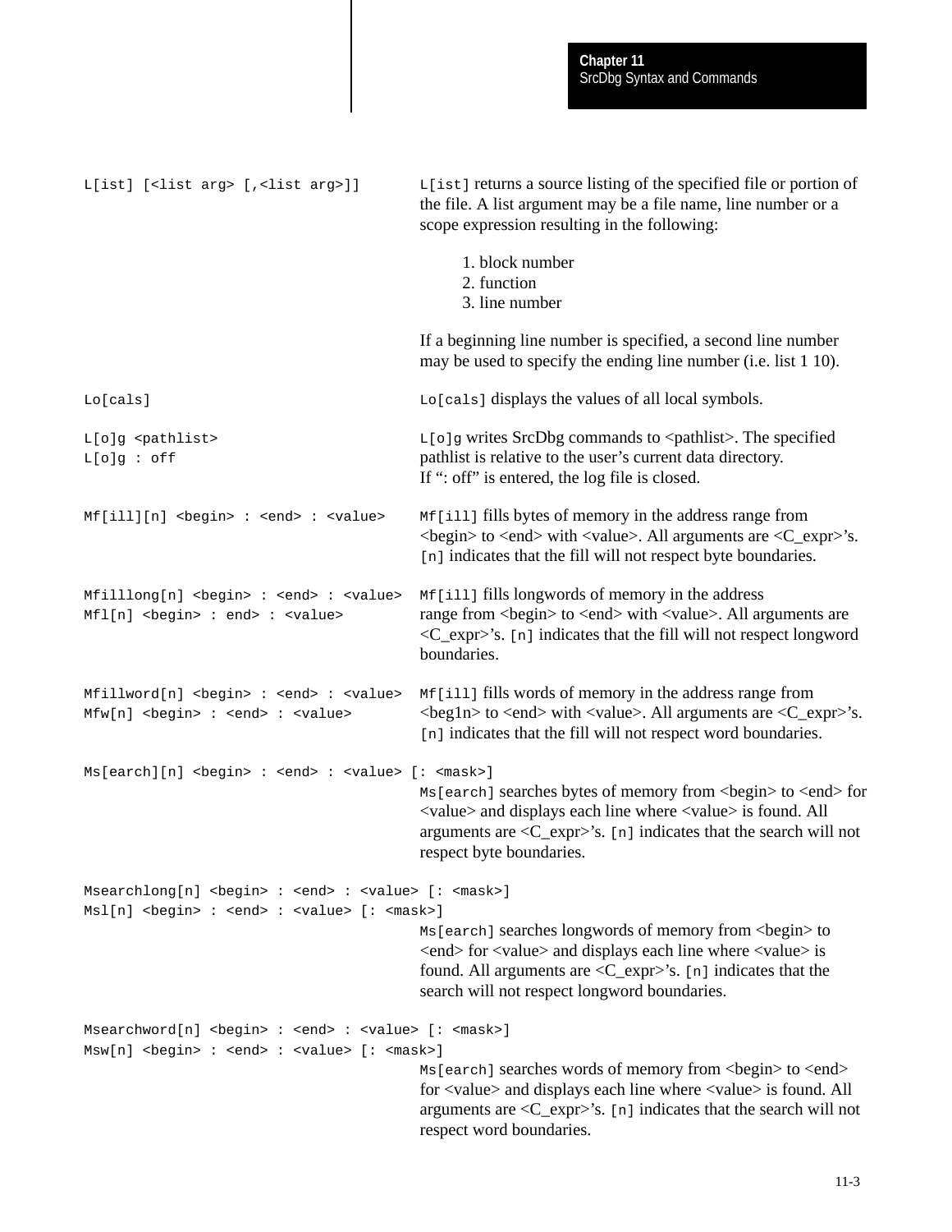`L[ist] [<list arg> [,<list arg>]]`

`L[ist]` returns a source listing of the specified file or portion of the file. A list argument may be a file name, line number or a scope expression resulting in the following:

1. block number
2. function
3. line number

If a beginning line number is specified, a second line number may be used to specify the ending line number (i.e. list 1 10).

`Lo[cals]`

`Lo[cals]` displays the values of all local symbols.

`L[o]g <pathlist>`
`L[o]g : off`

`L[o]g` writes SrcDbg commands to <pathlist>. The specified pathlist is relative to the user's current data directory.
If ": off" is entered, the log file is closed.

`Mf[ill][n] <begin> : <end> : <value>`

`Mf[ill]` fills bytes of memory in the address range from <begin> to <end> with <value>. All arguments are <C_expr>'s. `[n]` indicates that the fill will not respect byte boundaries.

`Mfilllong[n] <begin> : <end> : <value>`
`Mfl[n] <begin> : end> : <value>`

`Mf[ill]` fills longwords of memory in the address range from <begin> to <end> with <value>. All arguments are <C_expr>'s. `[n]` indicates that the fill will not respect longword boundaries.

`Mfillword[n] <begin> : <end> : <value>`
`Mfw[n] <begin> : <end> : <value>`

`Mf[ill]` fills words of memory in the address range from <beg1n> to <end> with <value>. All arguments are <C_expr>'s. `[n]` indicates that the fill will not respect word boundaries.

`Ms[earch][n] <begin> : <end> : <value> [: <mask>]`

`Ms[earch]` searches bytes of memory from <begin> to <end> for <value> and displays each line where <value> is found. All arguments are <C_expr>'s. `[n]` indicates that the search will not respect byte boundaries.

`Msearchlong[n] <begin> : <end> : <value> [: <mask>]`
`Msl[n] <begin> : <end> : <value> [: <mask>]`

`Ms[earch]` searches longwords of memory from <begin> to <end> for <value> and displays each line where <value> is found. All arguments are <C_expr>'s. `[n]` indicates that the search will not respect longword boundaries.

`Msearchword[n] <begin> : <end> : <value> [: <mask>]`
`Msw[n] <begin> : <end> : <value> [: <mask>]`

`Ms[earch]` searches words of memory from <begin> to <end> for <value> and displays each line where <value> is found. All arguments are <C_expr>'s. `[n]` indicates that the search will not respect word boundaries.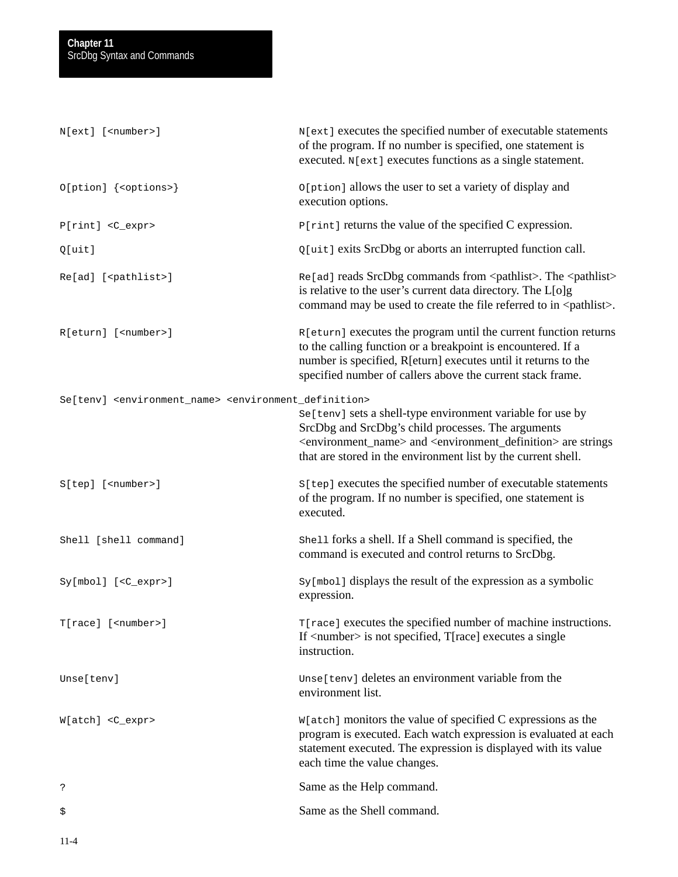| Command | Description |
|---|---|
| `N[ext] [<number>]` | `N[ext]` executes the specified number of executable statements of the program. If no number is specified, one statement is executed. `N[ext]` executes functions as a single statement. |
| `O[ption] {<options>}` | `O[ption]` allows the user to set a variety of display and execution options. |
| `P[rint] <C_expr>` | `P[rint]` returns the value of the specified C expression. |
| `Q[uit]` | `Q[uit]` exits SrcDbg or aborts an interrupted function call. |
| `Re[ad] [<pathlist>]` | `Re[ad]` reads SrcDbg commands from <pathlist>. The <pathlist> is relative to the user's current data directory. The L[o]g command may be used to create the file referred to in <pathlist>. |
| `R[eturn] [<number>]` | `R[eturn]` executes the program until the current function returns to the calling function or a breakpoint is encountered. If a number is specified, R[eturn] executes until it returns to the specified number of callers above the current stack frame. |
| `Se[tenv] <environment_name> <environment_definition>` | `Se[tenv]` sets a shell-type environment variable for use by SrcDbg and SrcDbg's child processes. The arguments <environment_name> and <environment_definition> are strings that are stored in the environment list by the current shell. |
| `S[tep] [<number>]` | `S[tep]` executes the specified number of executable statements of the program. If no number is specified, one statement is executed. |
| `Shell [shell command]` | `Shell` forks a shell. If a Shell command is specified, the command is executed and control returns to SrcDbg. |
| `Sy[mbol] [<C_expr>]` | `Sy[mbol]` displays the result of the expression as a symbolic expression. |
| `T[race] [<number>]` | `T[race]` executes the specified number of machine instructions. If <number> is not specified, T[race] executes a single instruction. |
| `Unse[tenv]` | `Unse[tenv]` deletes an environment variable from the environment list. |
| `W[atch] <C_expr>` | `W[atch]` monitors the value of specified C expressions as the program is executed. Each watch expression is evaluated at each statement executed. The expression is displayed with its value each time the value changes. |
| `?` | Same as the Help command. |
| `$` | Same as the Shell command. |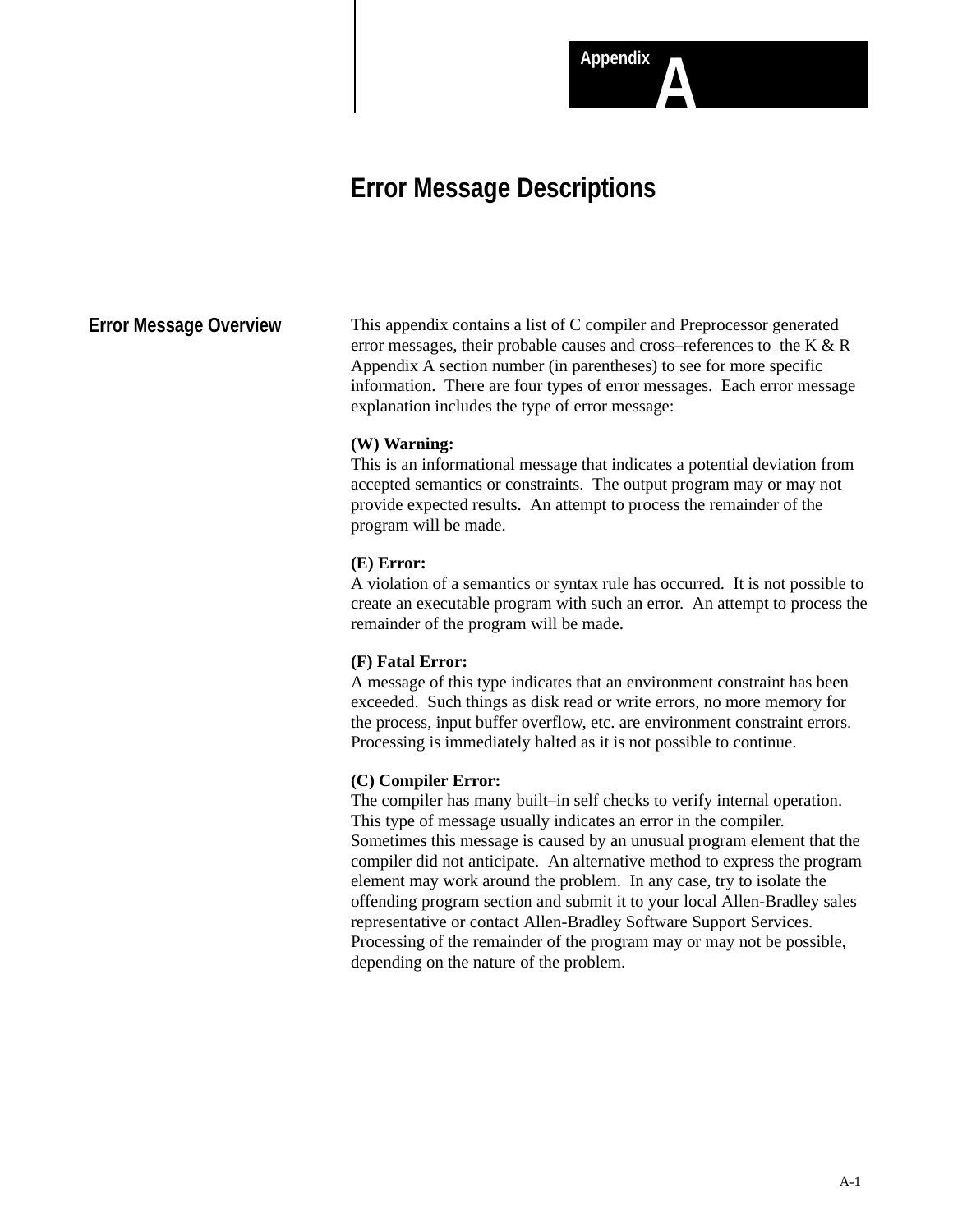# Appendix A

# Error Message Descriptions

## Error Message Overview

This appendix contains a list of C compiler and Preprocessor generated error messages, their probable causes and cross–references to the K & R Appendix A section number (in parentheses) to see for more specific information. There are four types of error messages. Each error message explanation includes the type of error message:

**(W) Warning:**
This is an informational message that indicates a potential deviation from accepted semantics or constraints. The output program may or may not provide expected results. An attempt to process the remainder of the program will be made.

**(E) Error:**
A violation of a semantics or syntax rule has occurred. It is not possible to create an executable program with such an error. An attempt to process the remainder of the program will be made.

**(F) Fatal Error:**
A message of this type indicates that an environment constraint has been exceeded. Such things as disk read or write errors, no more memory for the process, input buffer overflow, etc. are environment constraint errors. Processing is immediately halted as it is not possible to continue.

**(C) Compiler Error:**
The compiler has many built–in self checks to verify internal operation. This type of message usually indicates an error in the compiler. Sometimes this message is caused by an unusual program element that the compiler did not anticipate. An alternative method to express the program element may work around the problem. In any case, try to isolate the offending program section and submit it to your local Allen-Bradley sales representative or contact Allen-Bradley Software Support Services. Processing of the remainder of the program may or may not be possible, depending on the nature of the problem.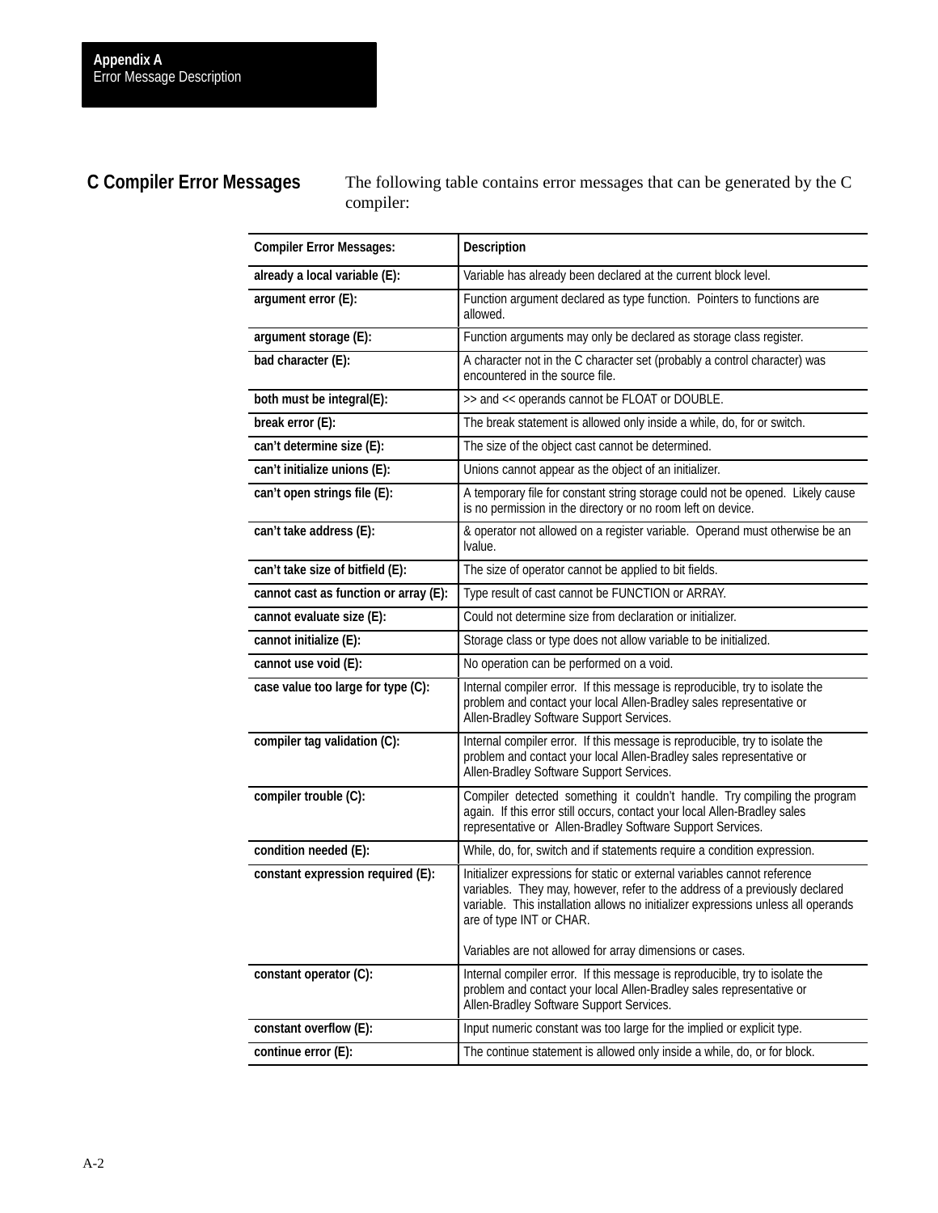## C Compiler Error Messages

The following table contains error messages that can be generated by the C compiler:

| Compiler Error Messages: | Description |
|---|---|
| **already a local variable (E):** | Variable has already been declared at the current block level. |
| **argument error (E):** | Function argument declared as type function. Pointers to functions are allowed. |
| **argument storage (E):** | Function arguments may only be declared as storage class register. |
| **bad character (E):** | A character not in the C character set (probably a control character) was encountered in the source file. |
| **both must be integral(E):** | >> and << operands cannot be FLOAT or DOUBLE. |
| **break error (E):** | The break statement is allowed only inside a while, do, for or switch. |
| **can't determine size (E):** | The size of the object cast cannot be determined. |
| **can't initialize unions (E):** | Unions cannot appear as the object of an initializer. |
| **can't open strings file (E):** | A temporary file for constant string storage could not be opened. Likely cause is no permission in the directory or no room left on device. |
| **can't take address (E):** | & operator not allowed on a register variable. Operand must otherwise be an lvalue. |
| **can't take size of bitfield (E):** | The size of operator cannot be applied to bit fields. |
| **cannot cast as function or array (E):** | Type result of cast cannot be FUNCTION or ARRAY. |
| **cannot evaluate size (E):** | Could not determine size from declaration or initializer. |
| **cannot initialize (E):** | Storage class or type does not allow variable to be initialized. |
| **cannot use void (E):** | No operation can be performed on a void. |
| **case value too large for type (C):** | Internal compiler error. If this message is reproducible, try to isolate the problem and contact your local Allen-Bradley sales representative or Allen-Bradley Software Support Services. |
| **compiler tag validation (C):** | Internal compiler error. If this message is reproducible, try to isolate the problem and contact your local Allen-Bradley sales representative or Allen-Bradley Software Support Services. |
| **compiler trouble (C):** | Compiler detected something it couldn't handle. Try compiling the program again. If this error still occurs, contact your local Allen-Bradley sales representative or Allen-Bradley Software Support Services. |
| **condition needed (E):** | While, do, for, switch and if statements require a condition expression. |
| **constant expression required (E):** | Initializer expressions for static or external variables cannot reference variables. They may, however, refer to the address of a previously declared variable. This installation allows no initializer expressions unless all operands are of type INT or CHAR.<br><br>Variables are not allowed for array dimensions or cases. |
| **constant operator (C):** | Internal compiler error. If this message is reproducible, try to isolate the problem and contact your local Allen-Bradley sales representative or Allen-Bradley Software Support Services. |
| **constant overflow (E):** | Input numeric constant was too large for the implied or explicit type. |
| **continue error (E):** | The continue statement is allowed only inside a while, do, or for block. |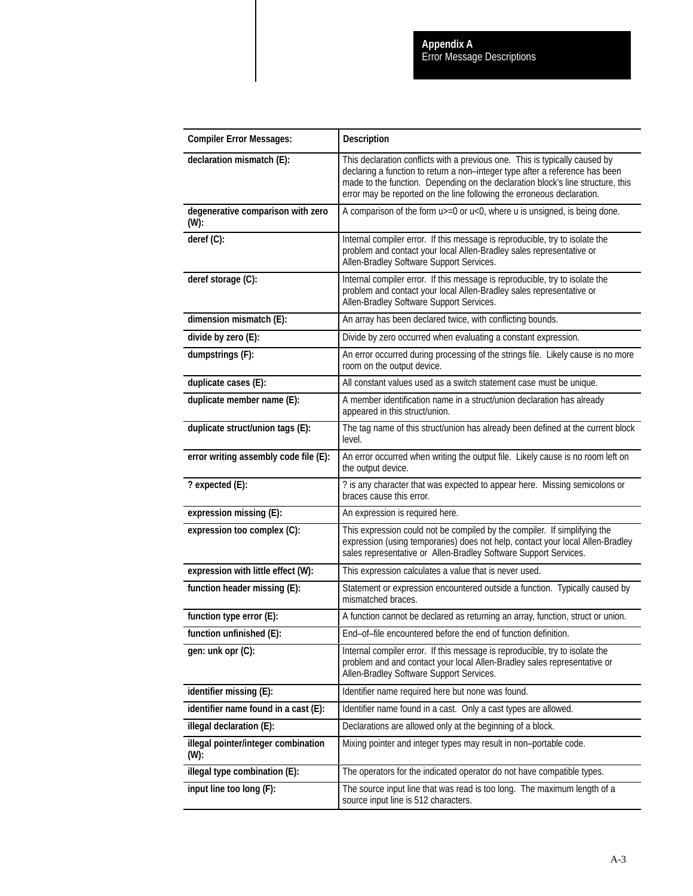| Compiler Error Messages: | Description |
|---|---|
| **declaration mismatch (E):** | This declaration conflicts with a previous one. This is typically caused by declaring a function to return a non–integer type after a reference has been made to the function. Depending on the declaration block's line structure, this error may be reported on the line following the erroneous declaration. |
| **degenerative comparison with zero (W):** | A comparison of the form u>=0 or u<0, where u is unsigned, is being done. |
| **deref (C):** | Internal compiler error. If this message is reproducible, try to isolate the problem and contact your local Allen-Bradley sales representative or Allen-Bradley Software Support Services. |
| **deref storage (C):** | Internal compiler error. If this message is reproducible, try to isolate the problem and contact your local Allen-Bradley sales representative or Allen-Bradley Software Support Services. |
| **dimension mismatch (E):** | An array has been declared twice, with conflicting bounds. |
| **divide by zero (E):** | Divide by zero occurred when evaluating a constant expression. |
| **dumpstrings (F):** | An error occurred during processing of the strings file. Likely cause is no more room on the output device. |
| **duplicate cases (E):** | All constant values used as a switch statement case must be unique. |
| **duplicate member name (E):** | A member identification name in a struct/union declaration has already appeared in this struct/union. |
| **duplicate struct/union tags (E):** | The tag name of this struct/union has already been defined at the current block level. |
| **error writing assembly code file (E):** | An error occurred when writing the output file. Likely cause is no room left on the output device. |
| **? expected (E):** | ? is any character that was expected to appear here. Missing semicolons or braces cause this error. |
| **expression missing (E):** | An expression is required here. |
| **expression too complex (C):** | This expression could not be compiled by the compiler. If simplifying the expression (using temporaries) does not help, contact your local Allen-Bradley sales representative or Allen-Bradley Software Support Services. |
| **expression with little effect (W):** | This expression calculates a value that is never used. |
| **function header missing (E):** | Statement or expression encountered outside a function. Typically caused by mismatched braces. |
| **function type error (E):** | A function cannot be declared as returning an array, function, struct or union. |
| **function unfinished (E):** | End–of–file encountered before the end of function definition. |
| **gen: unk opr (C):** | Internal compiler error. If this message is reproducible, try to isolate the problem and and contact your local Allen-Bradley sales representative or Allen-Bradley Software Support Services. |
| **identifier missing (E):** | Identifier name required here but none was found. |
| **identifier name found in a cast (E):** | Identifier name found in a cast. Only a cast types are allowed. |
| **illegal declaration (E):** | Declarations are allowed only at the beginning of a block. |
| **illegal pointer/integer combination (W):** | Mixing pointer and integer types may result in non–portable code. |
| **illegal type combination (E):** | The operators for the indicated operator do not have compatible types. |
| **input line too long (F):** | The source input line that was read is too long. The maximum length of a source input line is 512 characters. |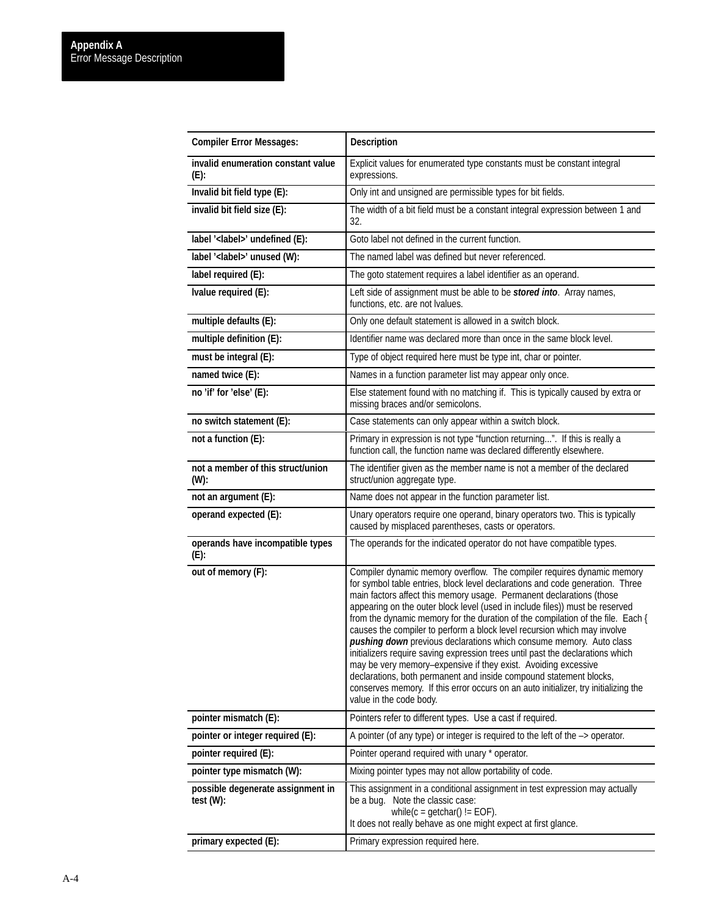| Compiler Error Messages: | Description |
| --- | --- |
| **invalid enumeration constant value (E):** | Explicit values for enumerated type constants must be constant integral expressions. |
| **Invalid bit field type (E):** | Only int and unsigned are permissible types for bit fields. |
| **invalid bit field size (E):** | The width of a bit field must be a constant integral expression between 1 and 32. |
| **label '<label>' undefined (E):** | Goto label not defined in the current function. |
| **label '<label>' unused (W):** | The named label was defined but never referenced. |
| **label required (E):** | The goto statement requires a label identifier as an operand. |
| **lvalue required (E):** | Left side of assignment must be able to be ***stored into***. Array names, functions, etc. are not lvalues. |
| **multiple defaults (E):** | Only one default statement is allowed in a switch block. |
| **multiple definition (E):** | Identifier name was declared more than once in the same block level. |
| **must be integral (E):** | Type of object required here must be type int, char or pointer. |
| **named twice (E):** | Names in a function parameter list may appear only once. |
| **no 'if' for 'else' (E):** | Else statement found with no matching if. This is typically caused by extra or missing braces and/or semicolons. |
| **no switch statement (E):** | Case statements can only appear within a switch block. |
| **not a function (E):** | Primary in expression is not type "function returning...". If this is really a function call, the function name was declared differently elsewhere. |
| **not a member of this struct/union (W):** | The identifier given as the member name is not a member of the declared struct/union aggregate type. |
| **not an argument (E):** | Name does not appear in the function parameter list. |
| **operand expected (E):** | Unary operators require one operand, binary operators two. This is typically caused by misplaced parentheses, casts or operators. |
| **operands have incompatible types (E):** | The operands for the indicated operator do not have compatible types. |
| **out of memory (F):** | Compiler dynamic memory overflow. The compiler requires dynamic memory for symbol table entries, block level declarations and code generation. Three main factors affect this memory usage. Permanent declarations (those appearing on the outer block level (used in include files)) must be reserved from the dynamic memory for the duration of the compilation of the file. Each { causes the compiler to perform a block level recursion which may involve ***pushing down*** previous declarations which consume memory. Auto class initializers require saving expression trees until past the declarations which may be very memory–expensive if they exist. Avoiding excessive declarations, both permanent and inside compound statement blocks, conserves memory. If this error occurs on an auto initializer, try initializing the value in the code body. |
| **pointer mismatch (E):** | Pointers refer to different types. Use a cast if required. |
| **pointer or integer required (E):** | A pointer (of any type) or integer is required to the left of the –> operator. |
| **pointer required (E):** | Pointer operand required with unary * operator. |
| **pointer type mismatch (W):** | Mixing pointer types may not allow portability of code. |
| **possible degenerate assignment in test (W):** | This assignment in a conditional assignment in test expression may actually be a bug. Note the classic case: while(c = getchar() != EOF). It does not really behave as one might expect at first glance. |
| **primary expected (E):** | Primary expression required here. |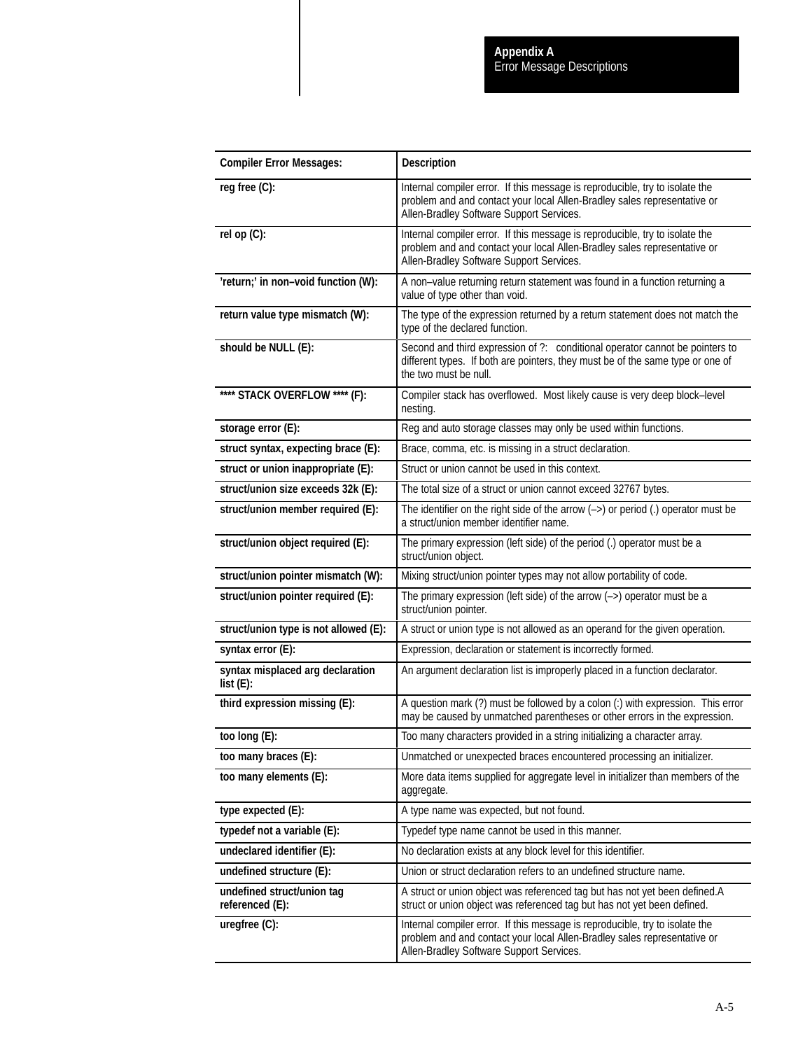| Compiler Error Messages: | Description |
|---|---|
| **reg free (C):** | Internal compiler error. If this message is reproducible, try to isolate the problem and and contact your local Allen-Bradley sales representative or Allen-Bradley Software Support Services. |
| **rel op (C):** | Internal compiler error. If this message is reproducible, try to isolate the problem and and contact your local Allen-Bradley sales representative or Allen-Bradley Software Support Services. |
| **'return;' in non–void function (W):** | A non–value returning return statement was found in a function returning a value of type other than void. |
| **return value type mismatch (W):** | The type of the expression returned by a return statement does not match the type of the declared function. |
| **should be NULL (E):** | Second and third expression of ?: conditional operator cannot be pointers to different types. If both are pointers, they must be of the same type or one of the two must be null. |
| **\*\*\*\* STACK OVERFLOW \*\*\*\* (F):** | Compiler stack has overflowed. Most likely cause is very deep block–level nesting. |
| **storage error (E):** | Reg and auto storage classes may only be used within functions. |
| **struct syntax, expecting brace (E):** | Brace, comma, etc. is missing in a struct declaration. |
| **struct or union inappropriate (E):** | Struct or union cannot be used in this context. |
| **struct/union size exceeds 32k (E):** | The total size of a struct or union cannot exceed 32767 bytes. |
| **struct/union member required (E):** | The identifier on the right side of the arrow (–>) or period (.) operator must be a struct/union member identifier name. |
| **struct/union object required (E):** | The primary expression (left side) of the period (.) operator must be a struct/union object. |
| **struct/union pointer mismatch (W):** | Mixing struct/union pointer types may not allow portability of code. |
| **struct/union pointer required (E):** | The primary expression (left side) of the arrow (–>) operator must be a struct/union pointer. |
| **struct/union type is not allowed (E):** | A struct or union type is not allowed as an operand for the given operation. |
| **syntax error (E):** | Expression, declaration or statement is incorrectly formed. |
| **syntax misplaced arg declaration list (E):** | An argument declaration list is improperly placed in a function declarator. |
| **third expression missing (E):** | A question mark (?) must be followed by a colon (:) with expression. This error may be caused by unmatched parentheses or other errors in the expression. |
| **too long (E):** | Too many characters provided in a string initializing a character array. |
| **too many braces (E):** | Unmatched or unexpected braces encountered processing an initializer. |
| **too many elements (E):** | More data items supplied for aggregate level in initializer than members of the aggregate. |
| **type expected (E):** | A type name was expected, but not found. |
| **typedef not a variable (E):** | Typedef type name cannot be used in this manner. |
| **undeclared identifier (E):** | No declaration exists at any block level for this identifier. |
| **undefined structure (E):** | Union or struct declaration refers to an undefined structure name. |
| **undefined struct/union tag referenced (E):** | A struct or union object was referenced tag but has not yet been defined.A struct or union object was referenced tag but has not yet been defined. |
| **uregfree (C):** | Internal compiler error. If this message is reproducible, try to isolate the problem and and contact your local Allen-Bradley sales representative or Allen-Bradley Software Support Services. |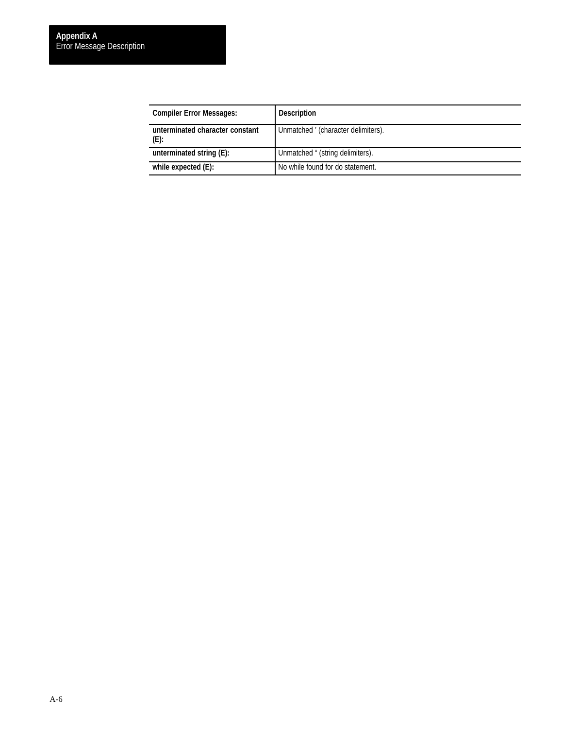| Compiler Error Messages: | Description |
|---|---|
| **unterminated character constant (E):** | Unmatched ' (character delimiters). |
| **unterminated string (E):** | Unmatched “ (string delimiters). |
| **while expected (E):** | No while found for do statement. |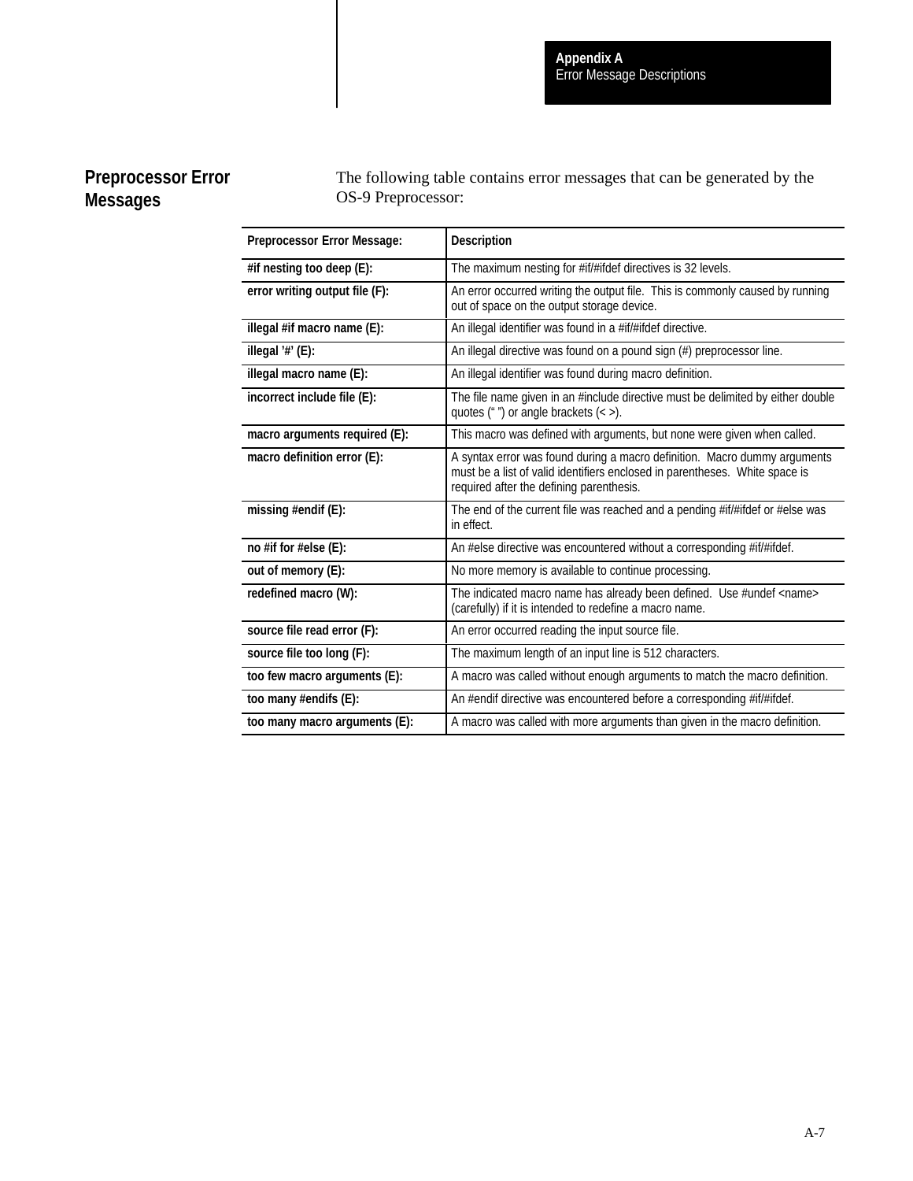## Preprocessor Error Messages

The following table contains error messages that can be generated by the OS-9 Preprocessor:

| Preprocessor Error Message: | Description |
|---|---|
| #if nesting too deep (E): | The maximum nesting for #if/#ifdef directives is 32 levels. |
| error writing output file (F): | An error occurred writing the output file. This is commonly caused by running out of space on the output storage device. |
| illegal #if macro name (E): | An illegal identifier was found in a #if/#ifdef directive. |
| illegal '#' (E): | An illegal directive was found on a pound sign (#) preprocessor line. |
| illegal macro name (E): | An illegal identifier was found during macro definition. |
| incorrect include file (E): | The file name given in an #include directive must be delimited by either double quotes (" ") or angle brackets (< >). |
| macro arguments required (E): | This macro was defined with arguments, but none were given when called. |
| macro definition error (E): | A syntax error was found during a macro definition. Macro dummy arguments must be a list of valid identifiers enclosed in parentheses. White space is required after the defining parenthesis. |
| missing #endif (E): | The end of the current file was reached and a pending #if/#ifdef or #else was in effect. |
| no #if for #else (E): | An #else directive was encountered without a corresponding #if/#ifdef. |
| out of memory (E): | No more memory is available to continue processing. |
| redefined macro (W): | The indicated macro name has already been defined. Use #undef <name> (carefully) if it is intended to redefine a macro name. |
| source file read error (F): | An error occurred reading the input source file. |
| source file too long (F): | The maximum length of an input line is 512 characters. |
| too few macro arguments (E): | A macro was called without enough arguments to match the macro definition. |
| too many #endifs (E): | An #endif directive was encountered before a corresponding #if/#ifdef. |
| too many macro arguments (E): | A macro was called with more arguments than given in the macro definition. |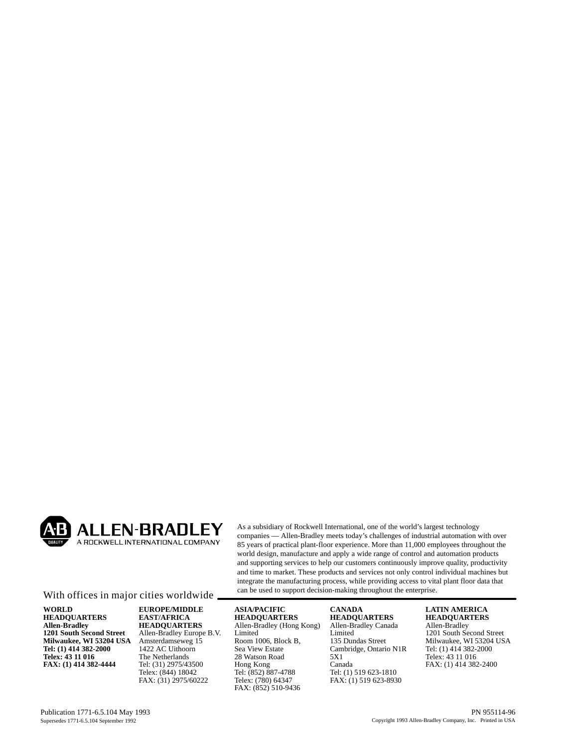**ALLEN-BRADLEY**
A ROCKWELL INTERNATIONAL COMPANY

As a subsidiary of Rockwell International, one of the world's largest technology companies — Allen-Bradley meets today's challenges of industrial automation with over 85 years of practical plant-floor experience. More than 11,000 employees throughout the world design, manufacture and apply a wide range of control and automation products and supporting services to help our customers continuously improve quality, productivity and time to market. These products and services not only control individual machines but integrate the manufacturing process, while providing access to vital plant floor data that can be used to support decision-making throughout the enterprise.

With offices in major cities worldwide

**WORLD HEADQUARTERS**
**Allen-Bradley**
**1201 South Second Street**
**Milwaukee, WI 53204 USA**
**Tel: (1) 414 382-2000**
**Telex: 43 11 016**
**FAX: (1) 414 382-4444**

**EUROPE/MIDDLE EAST/AFRICA HEADQUARTERS**
Allen-Bradley Europe B.V.
Amsterdamseweg 15
1422 AC Uithoorn
The Netherlands
Tel: (31) 2975/43500
Telex: (844) 18042
FAX: (31) 2975/60222

**ASIA/PACIFIC HEADQUARTERS**
Allen-Bradley (Hong Kong) Limited
Room 1006, Block B,
Sea View Estate
28 Watson Road
Hong Kong
Tel: (852) 887-4788
Telex: (780) 64347
FAX: (852) 510-9436

**CANADA HEADQUARTERS**
Allen-Bradley Canada Limited
135 Dundas Street
Cambridge, Ontario N1R 5X1
Canada
Tel: (1) 519 623-1810
FAX: (1) 519 623-8930

**LATIN AMERICA HEADQUARTERS**
Allen-Bradley
1201 South Second Street
Milwaukee, WI 53204 USA
Tel: (1) 414 382-2000
Telex: 43 11 016
FAX: (1) 414 382-2400

Publication 1771-6.5.104 May 1993
Supersedes 1771-6.5.104 September 1992

PN 955114-96
Copyright 1993 Allen-Bradley Company, Inc. Printed in USA